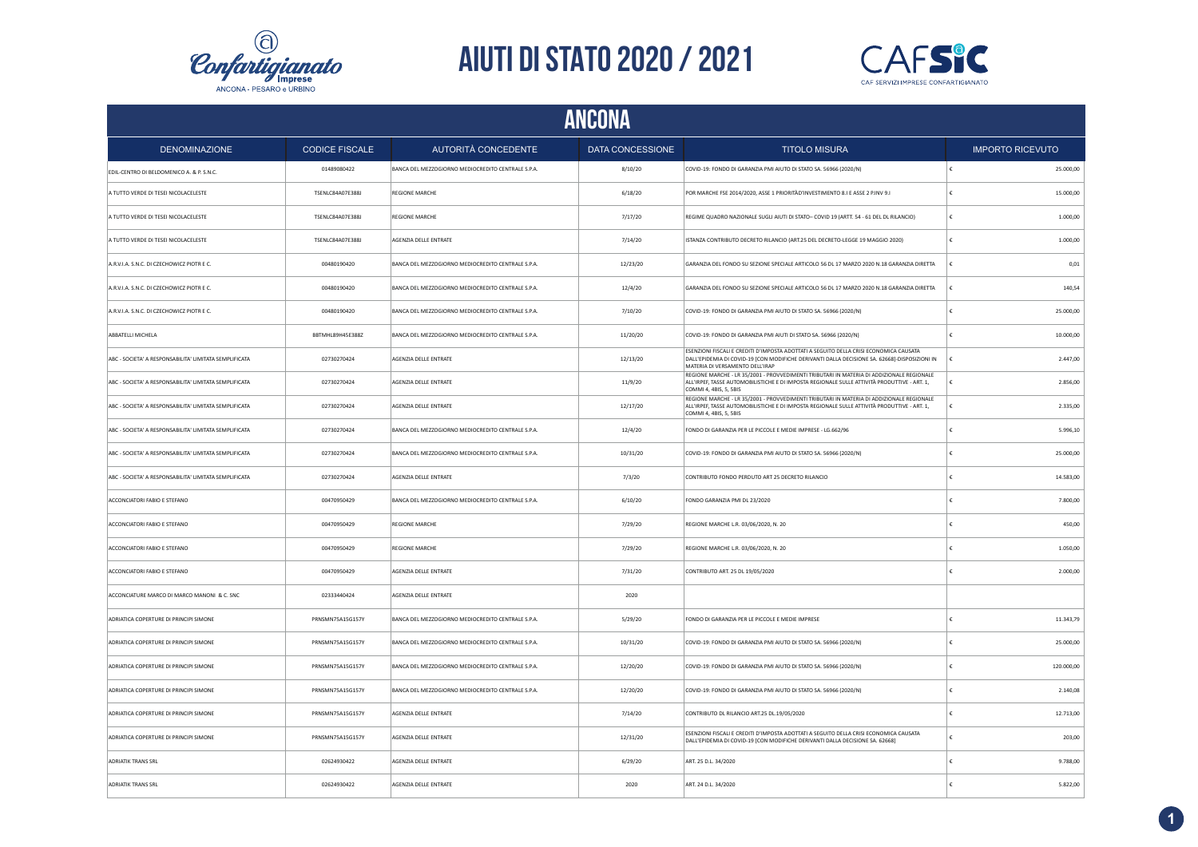# AIUTI DI STATO 2020 / 2021

## ANCONA

| DENOMINAZIONE | CODICE FISCALE | AUTORITÀ CONCEDENTE | DATA CONCESSIONE | TITOLO MISURA | IMPORTO RICEVUTO |
|---|---|---|---|---|---|
| EDIL-CENTRO DI BELDOMENICO A. & P. S.N.C. | 01489080422 | BANCA DEL MEZZOGIORNO MEDIOCREDITO CENTRALE S.P.A. | 8/10/20 | COVID-19: FONDO DI GARANZIA PMI AIUTO DI STATO SA. 56966 (2020/N) | € 25.000,00 |
| A TUTTO VERDE DI TESEI NICOLACELESTE | TSENLC84A07E388J | REGIONE MARCHE | 6/18/20 | POR MARCHE FSE 2014/2020, ASSE 1 PRIORITÀD'INVESTIMENTO 8.I E ASSE 2 P.INV 9.I | € 15.000,00 |
| A TUTTO VERDE DI TESEI NICOLACELESTE | TSENLC84A07E388J | REGIONE MARCHE | 7/17/20 | REGIME QUADRO NAZIONALE SUGLI AIUTI DI STATO– COVID 19 (ARTT. 54 - 61 DEL DL RILANCIO) | € 1.000,00 |
| A TUTTO VERDE DI TESEI NICOLACELESTE | TSENLC84A07E388J | AGENZIA DELLE ENTRATE | 7/14/20 | ISTANZA CONTRIBUTO DECRETO RILANCIO (ART.25 DEL DECRETO-LEGGE 19 MAGGIO 2020) | € 1.000,00 |
| A.R.V.I.A. S.N.C. DI CZECHOWICZ PIOTR E C. | 00480190420 | BANCA DEL MEZZOGIORNO MEDIOCREDITO CENTRALE S.P.A. | 12/23/20 | GARANZIA DEL FONDO SU SEZIONE SPECIALE ARTICOLO 56 DL 17 MARZO 2020 N.18 GARANZIA DIRETTA | € 0,01 |
| A.R.V.I.A. S.N.C. DI CZECHOWICZ PIOTR E C. | 00480190420 | BANCA DEL MEZZOGIORNO MEDIOCREDITO CENTRALE S.P.A. | 12/4/20 | GARANZIA DEL FONDO SU SEZIONE SPECIALE ARTICOLO 56 DL 17 MARZO 2020 N.18 GARANZIA DIRETTA | € 140,54 |
| A.R.V.I.A. S.N.C. DI CZECHOWICZ PIOTR E C. | 00480190420 | BANCA DEL MEZZOGIORNO MEDIOCREDITO CENTRALE S.P.A. | 7/10/20 | COVID-19: FONDO DI GARANZIA PMI AIUTO DI STATO SA. 56966 (2020/N) | € 25.000,00 |
| ABBATELLI MICHELA | BBTMHL89H45E388Z | BANCA DEL MEZZOGIORNO MEDIOCREDITO CENTRALE S.P.A. | 11/20/20 | COVID-19: FONDO DI GARANZIA PMI AIUTI DI STATO SA. 56966 (2020/N) | € 10.000,00 |
| ABC - SOCIETA' A RESPONSABILITA' LIMITATA SEMPLIFICATA | 02730270424 | AGENZIA DELLE ENTRATE | 12/13/20 | ESENZIONI FISCALI E CREDITI D'IMPOSTA ADOTTATI A SEGUITO DELLA CRISI ECONOMICA CAUSATA DALL'EPIDEMIA DI COVID-19 [CON MODIFICHE DERIVANTI DALLA DECISIONE SA. 62668]-DISPOSIZIONI IN MATERIA DI VERSAMENTO DELL'IRAP | € 2.447,00 |
| ABC - SOCIETA' A RESPONSABILITA' LIMITATA SEMPLIFICATA | 02730270424 | AGENZIA DELLE ENTRATE | 11/9/20 | REGIONE MARCHE - LR 35/2001 - PROVVEDIMENTI TRIBUTARI IN MATERIA DI ADDIZIONALE REGIONALE ALL'IRPEF, TASSE AUTOMOBILISTICHE E DI IMPOSTA REGIONALE SULLE ATTIVITÀ PRODUTTIVE - ART. 1, COMMI 4, 4BIS, 5, 5BIS | € 2.856,00 |
| ABC - SOCIETA' A RESPONSABILITA' LIMITATA SEMPLIFICATA | 02730270424 | AGENZIA DELLE ENTRATE | 12/17/20 | REGIONE MARCHE - LR 35/2001 - PROVVEDIMENTI TRIBUTARI IN MATERIA DI ADDIZIONALE REGIONALE ALL'IRPEF, TASSE AUTOMOBILISTICHE E DI IMPOSTA REGIONALE SULLE ATTIVITÀ PRODUTTIVE - ART. 1, COMMI 4, 4BIS, 5, 5BIS | € 2.335,00 |
| ABC - SOCIETA' A RESPONSABILITA' LIMITATA SEMPLIFICATA | 02730270424 | BANCA DEL MEZZOGIORNO MEDIOCREDITO CENTRALE S.P.A. | 12/4/20 | FONDO DI GARANZIA PER LE PICCOLE E MEDIE IMPRESE - LG.662/96 | € 5.996,10 |
| ABC - SOCIETA' A RESPONSABILITA' LIMITATA SEMPLIFICATA | 02730270424 | BANCA DEL MEZZOGIORNO MEDIOCREDITO CENTRALE S.P.A. | 10/31/20 | COVID-19: FONDO DI GARANZIA PMI AIUTO DI STATO SA. 56966 (2020/N) | € 25.000,00 |
| ABC - SOCIETA' A RESPONSABILITA' LIMITATA SEMPLIFICATA | 02730270424 | AGENZIA DELLE ENTRATE | 7/3/20 | CONTRIBUTO FONDO PERDUTO ART 25 DECRETO RILANCIO | € 14.583,00 |
| ACCONCIATORI FABIO E STEFANO | 00470950429 | BANCA DEL MEZZOGIORNO MEDIOCREDITO CENTRALE S.P.A. | 6/10/20 | FONDO GARANZIA PMI DL 23/2020 | € 7.800,00 |
| ACCONCIATORI FABIO E STEFANO | 00470950429 | REGIONE MARCHE | 7/29/20 | REGIONE MARCHE L.R. 03/06/2020, N. 20 | € 450,00 |
| ACCONCIATORI FABIO E STEFANO | 00470950429 | REGIONE MARCHE | 7/29/20 | REGIONE MARCHE L.R. 03/06/2020, N. 20 | € 1.050,00 |
| ACCONCIATORI FABIO E STEFANO | 00470950429 | AGENZIA DELLE ENTRATE | 7/31/20 | CONTRIBUTO ART. 25 DL 19/05/2020 | € 2.000,00 |
| ACCONCIATURE MARCO DI MARCO MANONI & C. SNC | 02333440424 | AGENZIA DELLE ENTRATE | 2020 | | |
| ADRIATICA COPERTURE DI PRINCIPI SIMONE | PRNSMN75A15G157Y | BANCA DEL MEZZOGIORNO MEDIOCREDITO CENTRALE S.P.A. | 5/29/20 | FONDO DI GARANZIA PER LE PICCOLE E MEDIE IMPRESE | € 11.343,79 |
| ADRIATICA COPERTURE DI PRINCIPI SIMONE | PRNSMN75A15G157Y | BANCA DEL MEZZOGIORNO MEDIOCREDITO CENTRALE S.P.A. | 10/31/20 | COVID-19: FONDO DI GARANZIA PMI AIUTO DI STATO SA. 56966 (2020/N) | € 25.000,00 |
| ADRIATICA COPERTURE DI PRINCIPI SIMONE | PRNSMN75A15G157Y | BANCA DEL MEZZOGIORNO MEDIOCREDITO CENTRALE S.P.A. | 12/20/20 | COVID-19: FONDO DI GARANZIA PMI AIUTO DI STATO SA. 56966 (2020/N) | € 120.000,00 |
| ADRIATICA COPERTURE DI PRINCIPI SIMONE | PRNSMN75A15G157Y | BANCA DEL MEZZOGIORNO MEDIOCREDITO CENTRALE S.P.A. | 12/20/20 | COVID-19: FONDO DI GARANZIA PMI AIUTO DI STATO SA. 56966 (2020/N) | € 2.140,08 |
| ADRIATICA COPERTURE DI PRINCIPI SIMONE | PRNSMN75A15G157Y | AGENZIA DELLE ENTRATE | 7/14/20 | CONTRIBUTO DL RILANCIO ART.25 DL.19/05/2020 | € 12.713,00 |
| ADRIATICA COPERTURE DI PRINCIPI SIMONE | PRNSMN75A15G157Y | AGENZIA DELLE ENTRATE | 12/31/20 | ESENZIONI FISCALI E CREDITI D'IMPOSTA ADOTTATI A SEGUITO DELLA CRISI ECONOMICA CAUSATA DALL'EPIDEMIA DI COVID-19 [CON MODIFICHE DERIVANTI DALLA DECISIONE SA. 62668] | € 203,00 |
| ADRIATIK TRANS SRL | 02624930422 | AGENZIA DELLE ENTRATE | 6/29/20 | ART. 25 D.L. 34/2020 | € 9.788,00 |
| ADRIATIK TRANS SRL | 02624930422 | AGENZIA DELLE ENTRATE | 2020 | ART. 24 D.L. 34/2020 | € 5.822,00 |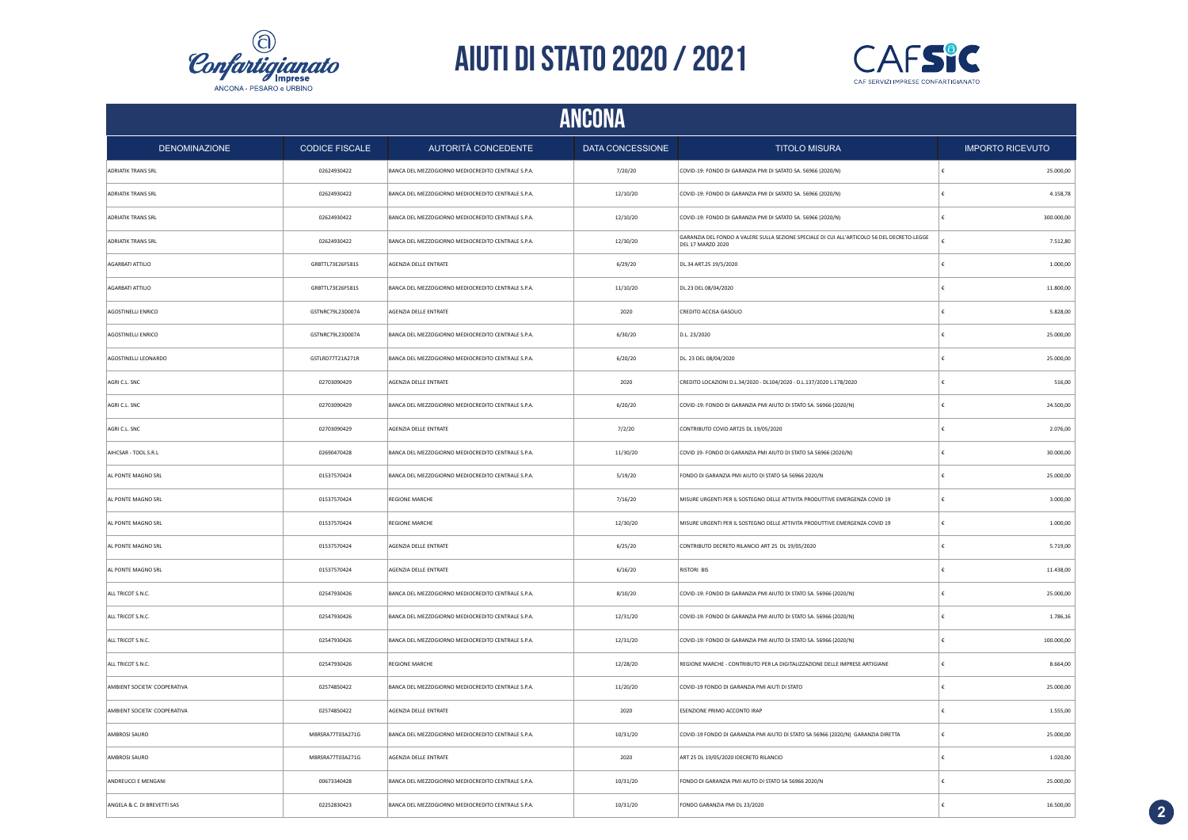# AIUTI DI STATO 2020 / 2021

## ANCONA

| DENOMINAZIONE | CODICE FISCALE | AUTORITÀ CONCEDENTE | DATA CONCESSIONE | TITOLO MISURA | IMPORTO RICEVUTO |
|---|---|---|---|---|---|
| ADRIATIK TRANS SRL | 02624930422 | BANCA DEL MEZZOGIORNO MEDIOCREDITO CENTRALE S.P.A. | 7/20/20 | COVID-19: FONDO DI GARANZIA PMI DI SATATO SA. 56966 (2020/N) | € 25.000,00 |
| ADRIATIK TRANS SRL | 02624930422 | BANCA DEL MEZZOGIORNO MEDIOCREDITO CENTRALE S.P.A. | 12/10/20 | COVID-19: FONDO DI GARANZIA PMI DI SATATO SA. 56966 (2020/N) | € 4.158,78 |
| ADRIATIK TRANS SRL | 02624930422 | BANCA DEL MEZZOGIORNO MEDIOCREDITO CENTRALE S.P.A. | 12/10/20 | COVID-19: FONDO DI GARANZIA PMI DI SATATO SA. 56966 (2020/N) | € 300.000,00 |
| ADRIATIK TRANS SRL | 02624930422 | BANCA DEL MEZZOGIORNO MEDIOCREDITO CENTRALE S.P.A. | 12/30/20 | GARANZIA DEL FONDO A VALERE SULLA SEZIONE SPECIALE DI CUI ALL'ARTICOLO 56 DEL DECRETO-LEGGE DEL 17 MARZO 2020 | € 7.512,80 |
| AGARBATI ATTILIO | GRBTTL73E26F581S | AGENZIA DELLE ENTRATE | 6/29/20 | DL.34 ART.25 19/5/2020 | € 1.000,00 |
| AGARBATI ATTILIO | GRBTTL73E26F581S | BANCA DEL MEZZOGIORNO MEDIOCREDITO CENTRALE S.P.A. | 11/10/20 | DL.23 DEL 08/04/2020 | € 11.800,00 |
| AGOSTINELLI ENRICO | GSTNRC79L23D007A | AGENZIA DELLE ENTRATE | 2020 | CREDITO ACCISA GASOLIO | € 5.828,00 |
| AGOSTINELLI ENRICO | GSTNRC79L23D007A | BANCA DEL MEZZOGIORNO MEDIOCREDITO CENTRALE S.P.A. | 6/30/20 | D.L. 23/2020 | € 25.000,00 |
| AGOSTINELLI LEONARDO | GSTLRD77T21A271R | BANCA DEL MEZZOGIORNO MEDIOCREDITO CENTRALE S.P.A. | 6/20/20 | DL. 23 DEL 08/04/2020 | € 25.000,00 |
| AGRI C.L. SNC | 02703090429 | AGENZIA DELLE ENTRATE | 2020 | CREDITO LOCAZIONI D.L.34/2020 - DL104/2020 - D.L.137/2020 L.178/2020 | € 516,00 |
| AGRI C.L. SNC | 02703090429 | BANCA DEL MEZZOGIORNO MEDIOCREDITO CENTRALE S.P.A. | 6/20/20 | COVID-19: FONDO DI GARANZIA PMI AIUTO DI STATO SA. 56966 (2020/N) | € 24.500,00 |
| AGRI C.L. SNC | 02703090429 | AGENZIA DELLE ENTRATE | 7/2/20 | CONTRIBUTO COVID ART25 DL 19/05/2020 | € 2.076,00 |
| AIHCSAR - TOOL S.R.L | 02690470428 | BANCA DEL MEZZOGIORNO MEDIOCREDITO CENTRALE S.P.A. | 11/30/20 | COVID 19- FONDO DI GARANZIA PMI AIUTO DI STATO SA 56966 (2020/N) | € 30.000,00 |
| AL PONTE MAGNO SRL | 01537570424 | BANCA DEL MEZZOGIORNO MEDIOCREDITO CENTRALE S.P.A. | 5/19/20 | FONDO DI GARANZIA PMI AIUTO DI STATO SA 56966 2020/N | € 25.000,00 |
| AL PONTE MAGNO SRL | 01537570424 | REGIONE MARCHE | 7/16/20 | MISURE URGENTI PER IL SOSTEGNO DELLE ATTIVITA PRODUTTIVE EMERGENZA COVID 19 | € 3.000,00 |
| AL PONTE MAGNO SRL | 01537570424 | REGIONE MARCHE | 12/30/20 | MISURE URGENTI PER IL SOSTEGNO DELLE ATTIVITA PRODUTTIVE EMERGENZA COVID 19 | € 1.000,00 |
| AL PONTE MAGNO SRL | 01537570424 | AGENZIA DELLE ENTRATE | 6/25/20 | CONTRIBUTO DECRETO RILANCIO ART 25 DL 19/05/2020 | € 5.719,00 |
| AL PONTE MAGNO SRL | 01537570424 | AGENZIA DELLE ENTRATE | 6/16/20 | RISTORI BIS | € 11.438,00 |
| ALL TRICOT S.N.C. | 02547930426 | BANCA DEL MEZZOGIORNO MEDIOCREDITO CENTRALE S.P.A. | 8/10/20 | COVID-19: FONDO DI GARANZIA PMI AIUTO DI STATO SA. 56966 (2020/N) | € 25.000,00 |
| ALL TRICOT S.N.C. | 02547930426 | BANCA DEL MEZZOGIORNO MEDIOCREDITO CENTRALE S.P.A. | 12/31/20 | COVID-19: FONDO DI GARANZIA PMI AIUTO DI STATO SA. 56966 (2020/N) | € 1.786,16 |
| ALL TRICOT S.N.C. | 02547930426 | BANCA DEL MEZZOGIORNO MEDIOCREDITO CENTRALE S.P.A. | 12/31/20 | COVID-19: FONDO DI GARANZIA PMI AIUTO DI STATO SA. 56966 (2020/N) | € 100.000,00 |
| ALL TRICOT S.N.C. | 02547930426 | REGIONE MARCHE | 12/28/20 | REGIONE MARCHE - CONTRIBUTO PER LA DIGITALIZZAZIONE DELLE IMPRESE ARTIGIANE | € 8.664,00 |
| AMBIENT SOCIETA' COOPERATIVA | 02574850422 | BANCA DEL MEZZOGIORNO MEDIOCREDITO CENTRALE S.P.A. | 11/20/20 | COVID-19 FONDO DI GARANZIA PMI AIUTI DI STATO | € 25.000,00 |
| AMBIENT SOCIETA' COOPERATIVA | 02574850422 | AGENZIA DELLE ENTRATE | 2020 | ESENZIONE PRIMO ACCONTO IRAP | € 1.555,00 |
| AMBROSI SAURO | MBRSRA77T03A271G | BANCA DEL MEZZOGIORNO MEDIOCREDITO CENTRALE S.P.A. | 10/31/20 | COVID-19 FONDO DI GARANZIA PMI AIUTO DI STATO SA 56966 (2020/N) GARANZIA DIRETTA | € 25.000,00 |
| AMBROSI SAURO | MBRSRA77T03A271G | AGENZIA DELLE ENTRATE | 2020 | ART 25 DL 19/05/2020 IDECRETO RILANCIO | € 1.020,00 |
| ANDREUCCI E MENGANI | 00673340428 | BANCA DEL MEZZOGIORNO MEDIOCREDITO CENTRALE S.P.A. | 10/31/20 | FONDO DI GARANZIA PMI AIUTO DI STATO SA 56966 2020/N | € 25.000,00 |
| ANGELA & C. DI BREVETTI SAS | 02252830423 | BANCA DEL MEZZOGIORNO MEDIOCREDITO CENTRALE S.P.A. | 10/31/20 | FONDO GARANZIA PMI DL 23/2020 | € 16.500,00 |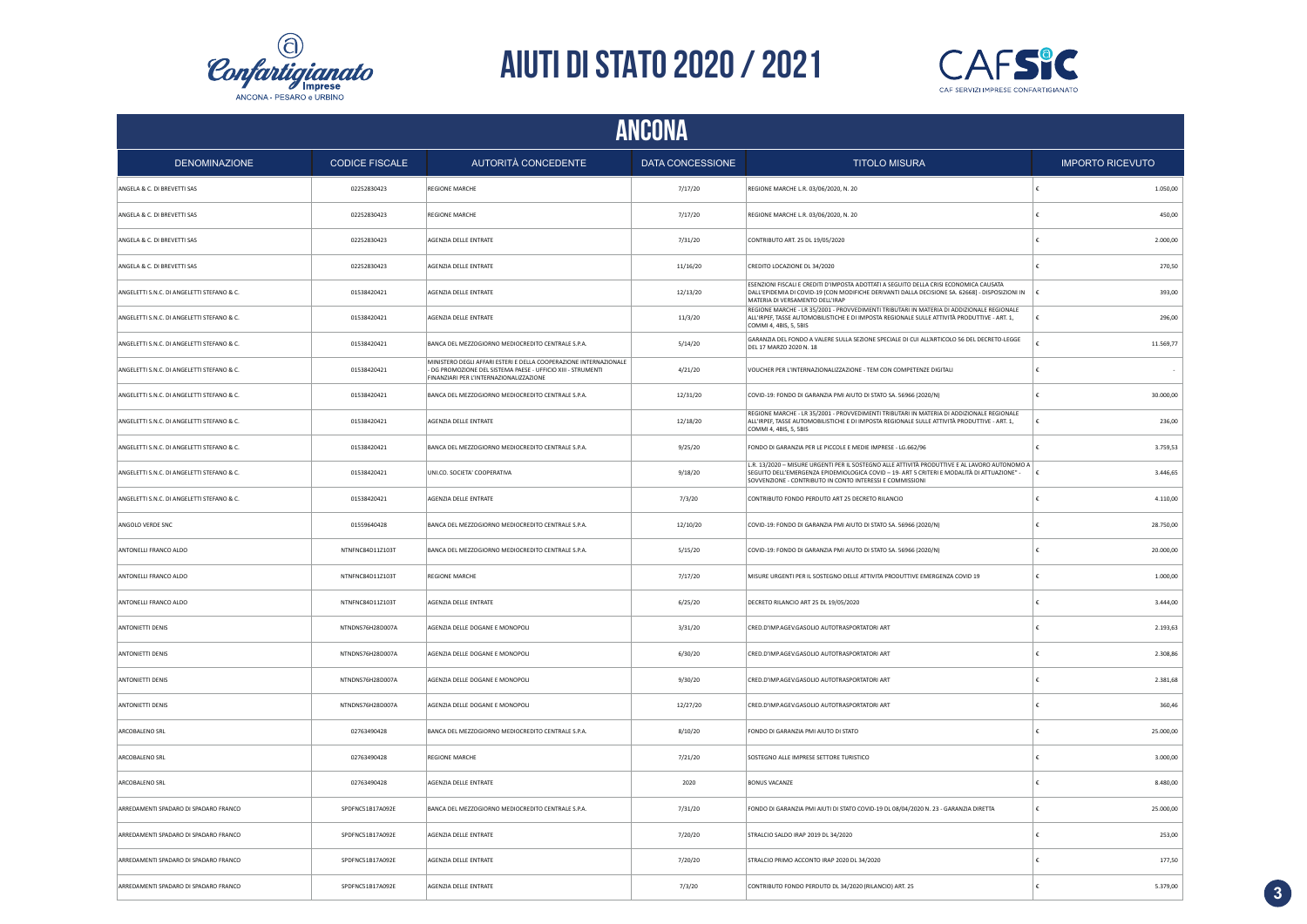# AIUTI DI STATO 2020 / 2021

## ANCONA

| DENOMINAZIONE | CODICE FISCALE | AUTORITÀ CONCEDENTE | DATA CONCESSIONE | TITOLO MISURA | IMPORTO RICEVUTO |
|---|---|---|---|---|---|
| ANGELA & C. DI BREVETTI SAS | 02252830423 | REGIONE MARCHE | 7/17/20 | REGIONE MARCHE L.R. 03/06/2020, N. 20 | € 1.050,00 |
| ANGELA & C. DI BREVETTI SAS | 02252830423 | REGIONE MARCHE | 7/17/20 | REGIONE MARCHE L.R. 03/06/2020, N. 20 | € 450,00 |
| ANGELA & C. DI BREVETTI SAS | 02252830423 | AGENZIA DELLE ENTRATE | 7/31/20 | CONTRIBUTO ART. 25 DL 19/05/2020 | € 2.000,00 |
| ANGELA & C. DI BREVETTI SAS | 02252830423 | AGENZIA DELLE ENTRATE | 11/16/20 | CREDITO LOCAZIONE DL 34/2020 | € 270,50 |
| ANGELETTI S.N.C. DI ANGELETTI STEFANO & C. | 01538420421 | AGENZIA DELLE ENTRATE | 12/13/20 | ESENZIONI FISCALI E CREDITI D'IMPOSTA ADOTTATI A SEGUITO DELLA CRISI ECONOMICA CAUSATA DALL'EPIDEMIA DI COVID-19 [CON MODIFICHE DERIVANTI DALLA DECISIONE SA. 62668] - DISPOSIZIONI IN MATERIA DI VERSAMENTO DELL'IRAP | € 393,00 |
| ANGELETTI S.N.C. DI ANGELETTI STEFANO & C. | 01538420421 | AGENZIA DELLE ENTRATE | 11/3/20 | REGIONE MARCHE - LR 35/2001 - PROVVEDIMENTI TRIBUTARI IN MATERIA DI ADDIZIONALE REGIONALE ALL'IRPEF, TASSE AUTOMOBILISTICHE E DI IMPOSTA REGIONALE SULLE ATTIVITÀ PRODUTTIVE - ART. 1, COMMI 4, 4BIS, 5, 5BIS | € 296,00 |
| ANGELETTI S.N.C. DI ANGELETTI STEFANO & C. | 01538420421 | BANCA DEL MEZZOGIORNO MEDIOCREDITO CENTRALE S.P.A. | 5/14/20 | GARANZIA DEL FONDO A VALERE SULLA SEZIONE SPECIALE DI CUI ALL'ARTICOLO 56 DEL DECRETO-LEGGE DEL 17 MARZO 2020 N. 18 | € 11.569,77 |
| ANGELETTI S.N.C. DI ANGELETTI STEFANO & C. | 01538420421 | MINISTERO DEGLI AFFARI ESTERI E DELLA COOPERAZIONE INTERNAZIONALE - DG PROMOZIONE DEL SISTEMA PAESE - UFFICIO XIII - STRUMENTI FINANZIARI PER L'INTERNAZIONALIZZAZIONE | 4/21/20 | VOUCHER PER L'INTERNAZIONALIZZAZIONE - TEM CON COMPETENZE DIGITALI | € - |
| ANGELETTI S.N.C. DI ANGELETTI STEFANO & C. | 01538420421 | BANCA DEL MEZZOGIORNO MEDIOCREDITO CENTRALE S.P.A. | 12/31/20 | COVID-19: FONDO DI GARANZIA PMI AIUTO DI STATO SA. 56966 (2020/N) | € 30.000,00 |
| ANGELETTI S.N.C. DI ANGELETTI STEFANO & C. | 01538420421 | AGENZIA DELLE ENTRATE | 12/18/20 | REGIONE MARCHE - LR 35/2001 - PROVVEDIMENTI TRIBUTARI IN MATERIA DI ADDIZIONALE REGIONALE ALL'IRPEF, TASSE AUTOMOBILISTICHE E DI IMPOSTA REGIONALE SULLE ATTIVITÀ PRODUTTIVE - ART. 1, COMMI 4, 4BIS, 5, 5BIS | € 236,00 |
| ANGELETTI S.N.C. DI ANGELETTI STEFANO & C. | 01538420421 | BANCA DEL MEZZOGIORNO MEDIOCREDITO CENTRALE S.P.A. | 9/25/20 | FONDO DI GARANZIA PER LE PICCOLE E MEDIE IMPRESE - LG.662/96 | € 3.759,53 |
| ANGELETTI S.N.C. DI ANGELETTI STEFANO & C. | 01538420421 | UNI.CO. SOCIETA' COOPERATIVA | 9/18/20 | L.R. 13/2020 – MISURE URGENTI PER IL SOSTEGNO ALLE ATTIVITÀ PRODUTTIVE E AL LAVORO AUTONOMO A SEGUITO DELL'EMERGENZA EPIDEMIOLOGICA COVID – 19- ART 5 CRITERI E MODALITÀ DI ATTUAZIONE" - SOVVENZIONE - CONTRIBUTO IN CONTO INTERESSI E COMMISSIONI | € 3.446,65 |
| ANGELETTI S.N.C. DI ANGELETTI STEFANO & C. | 01538420421 | AGENZIA DELLE ENTRATE | 7/3/20 | CONTRIBUTO FONDO PERDUTO ART 25 DECRETO RILANCIO | € 4.110,00 |
| ANGOLO VERDE SNC | 01559640428 | BANCA DEL MEZZOGIORNO MEDIOCREDITO CENTRALE S.P.A. | 12/10/20 | COVID-19: FONDO DI GARANZIA PMI AIUTO DI STATO SA. 56966 (2020/N) | € 28.750,00 |
| ANTONELLI FRANCO ALDO | NTNFNC84D11Z103T | BANCA DEL MEZZOGIORNO MEDIOCREDITO CENTRALE S.P.A. | 5/15/20 | COVID-19: FONDO DI GARANZIA PMI AIUTO DI STATO SA. 56966 (2020/N) | € 20.000,00 |
| ANTONELLI FRANCO ALDO | NTNFNC84D11Z103T | REGIONE MARCHE | 7/17/20 | MISURE URGENTI PER IL SOSTEGNO DELLE ATTIVITA PRODUTTIVE EMERGENZA COVID 19 | € 1.000,00 |
| ANTONELLI FRANCO ALDO | NTNFNC84D11Z103T | AGENZIA DELLE ENTRATE | 6/25/20 | DECRETO RILANCIO ART 25 DL 19/05/2020 | € 3.444,00 |
| ANTONIETTI DENIS | NTNDNS76H28D007A | AGENZIA DELLE DOGANE E MONOPOLI | 3/31/20 | CRED.D'IMP.AGEV.GASOLIO AUTOTRASPORTATORI ART | € 2.193,63 |
| ANTONIETTI DENIS | NTNDNS76H28D007A | AGENZIA DELLE DOGANE E MONOPOLI | 6/30/20 | CRED.D'IMP.AGEV.GASOLIO AUTOTRASPORTATORI ART | € 2.308,86 |
| ANTONIETTI DENIS | NTNDNS76H28D007A | AGENZIA DELLE DOGANE E MONOPOLI | 9/30/20 | CRED.D'IMP.AGEV.GASOLIO AUTOTRASPORTATORI ART | € 2.381,68 |
| ANTONIETTI DENIS | NTNDNS76H28D007A | AGENZIA DELLE DOGANE E MONOPOLI | 12/27/20 | CRED.D'IMP.AGEV.GASOLIO AUTOTRASPORTATORI ART | € 360,46 |
| ARCOBALENO SRL | 02763490428 | BANCA DEL MEZZOGIORNO MEDIOCREDITO CENTRALE S.P.A. | 8/10/20 | FONDO DI GARANZIA PMI AIUTO DI STATO | € 25.000,00 |
| ARCOBALENO SRL | 02763490428 | REGIONE MARCHE | 7/21/20 | SOSTEGNO ALLE IMPRESE SETTORE TURISTICO | € 3.000,00 |
| ARCOBALENO SRL | 02763490428 | AGENZIA DELLE ENTRATE | 2020 | BONUS VACANZE | € 8.480,00 |
| ARREDAMENTI SPADARO DI SPADARO FRANCO | SPDFNC51B17A092E | BANCA DEL MEZZOGIORNO MEDIOCREDITO CENTRALE S.P.A. | 7/31/20 | FONDO DI GARANZIA PMI AIUTI DI STATO COVID-19 DL 08/04/2020 N. 23 - GARANZIA DIRETTA | € 25.000,00 |
| ARREDAMENTI SPADARO DI SPADARO FRANCO | SPDFNC51B17A092E | AGENZIA DELLE ENTRATE | 7/20/20 | STRALCIO SALDO IRAP 2019 DL 34/2020 | € 253,00 |
| ARREDAMENTI SPADARO DI SPADARO FRANCO | SPDFNC51B17A092E | AGENZIA DELLE ENTRATE | 7/20/20 | STRALCIO PRIMO ACCONTO IRAP 2020 DL 34/2020 | € 177,50 |
| ARREDAMENTI SPADARO DI SPADARO FRANCO | SPDFNC51B17A092E | AGENZIA DELLE ENTRATE | 7/3/20 | CONTRIBUTO FONDO PERDUTO DL 34/2020 (RILANCIO) ART. 25 | € 5.379,00 |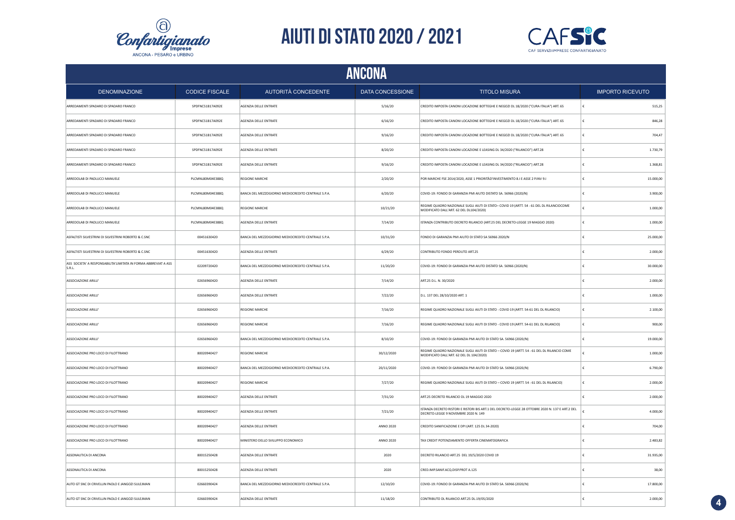# AIUTI DI STATO 2020 / 2021

## ANCONA

| DENOMINAZIONE | CODICE FISCALE | AUTORITÀ CONCEDENTE | DATA CONCESSIONE | TITOLO MISURA | IMPORTO RICEVUTO |
|---|---|---|---|---|---|
| ARREDAMENTI SPADARO DI SPADARO FRANCO | SPDFNC51B17A092E | AGENZIA DELLE ENTRATE | 5/16/20 | CREDITO IMPOSTA CANONI LOCAZIONE BOTTEGHE E NEGOZI DL 18/2020 ("CURA ITALIA") ART. 65 | € 515,25 |
| ARREDAMENTI SPADARO DI SPADARO FRANCO | SPDFNC51B17A092E | AGENZIA DELLE ENTRATE | 6/16/20 | CREDITO IMPOSTA CANONI LOCAZIONE BOTTEGHE E NEGOZI DL 18/2020 ("CURA ITALIA") ART. 65 | € 846,28 |
| ARREDAMENTI SPADARO DI SPADARO FRANCO | SPDFNC51B17A092E | AGENZIA DELLE ENTRATE | 9/16/20 | CREDITO IMPOSTA CANONI LOCAZIONE BOTTEGHE E NEGOZI DL 18/2020 ("CURA ITALIA") ART. 65 | € 704,47 |
| ARREDAMENTI SPADARO DI SPADARO FRANCO | SPDFNC51B17A092E | AGENZIA DELLE ENTRATE | 8/20/20 | CREDITO IMPOSTA CANONI LOCAZIONE E LEASING DL 34/2020 ("RILANCIO") ART.28 | € 1.730,79 |
| ARREDAMENTI SPADARO DI SPADARO FRANCO | SPDFNC51B17A092E | AGENZIA DELLE ENTRATE | 9/16/20 | CREDITO IMPOSTA CANONI LOCAZIONE E LEASING DL 34/2020 ("RILANCIO") ART.28 | € 1.368,81 |
| ARREDOLAB DI PAOLUCCI MANUELE | PLCMNL80M04E388Q | REGIONE MARCHE | 2/20/20 | POR MARCHE FSE 2014/2020, ASSE 1 PRIORITÀD'INVESTIMENTO 8.I E ASSE 2 P.INV 9.I | € 15.000,00 |
| ARREDOLAB DI PAOLUCCI MANUELE | PLCMNL80M04E388Q | BANCA DEL MEZZOGIORNO MEDIOCREDITO CENTRALE S.P.A. | 6/20/20 | COVID-19: FONDO DI GARANZIA PMI AIUTO DISTATO SA. 56966 (2020/N) | € 3.900,00 |
| ARREDOLAB DI PAOLUCCI MANUELE | PLCMNL80M04E388Q | REGIONE MARCHE | 10/21/20 | REGIME QUADRO NAZIONALE SUGLI AIUTI DI STATO– COVID 19 (ARTT. 54 - 61 DEL DL RILANCIOCOME MODIFICATO DALL'ART. 62 DEL DL104/2020) | € 1.000,00 |
| ARREDOLAB DI PAOLUCCI MANUELE | PLCMNL80M04E388Q | AGENZIA DELLE ENTRATE | 7/14/20 | ISTANZA CONTRIBUTO DECRETO RILANCIO (ART.25 DEL DECRETO-LEGGE 19 MAGGIO 2020) | € 1.000,00 |
| ASFALTISTI SILVESTRINI DI SILVESTRINI ROBERTO & C.SNC | 00451630420 | BANCA DEL MEZZOGIORNO MEDIOCREDITO CENTRALE S.P.A. | 10/31/20 | FONDO DI GARANZIA PMI AIUTO DI STATO SA 56966 2020/N | € 25.000,00 |
| ASFALTISTI SILVESTRINI DI SILVESTRINI ROBERTO & C.SNC | 00451630420 | AGENZIA DELLE ENTRATE | 6/29/20 | CONTRIBUTO FONDO PERDUTO ART.25 | € 2.000,00 |
| ASS SOCIETA' A RESPONSABILITA'LIMITATA IN FORMA ABBREVIAT A ASS S.R.L. | 02209720420 | BANCA DEL MEZZOGIORNO MEDIOCREDITO CENTRALE S.P.A. | 11/20/20 | COVID-19: FONDO DI GARANZIA PMI AIUTO DISTATO SA. 56966 (2020/N) | € 30.000,00 |
| ASSOCIAZIONE ARILU' | 02656960420 | AGENZIA DELLE ENTRATE | 7/14/20 | ART.25 D.L. N. 30/2020 | € 2.000,00 |
| ASSOCIAZIONE ARILU' | 02656960420 | AGENZIA DELLE ENTRATE | 7/22/20 | D.L. 137 DEL 28/10/2020 ART. 1 | € 1.000,00 |
| ASSOCIAZIONE ARILU' | 02656960420 | REGIONE MARCHE | 7/16/20 | REGIME QUADRO NAZIONALE SUGLI AIUTI DI STATO - COVID 19 (ARTT. 54-61 DEL DL RILANCIO) | € 2.100,00 |
| ASSOCIAZIONE ARILU' | 02656960420 | REGIONE MARCHE | 7/16/20 | REGIME QUADRO NAZIONALE SUGLI AIUTI DI STATO - COVID 19 (ARTT. 54-61 DEL DL RILANCIO) | € 900,00 |
| ASSOCIAZIONE ARILU' | 02656960420 | BANCA DEL MEZZOGIORNO MEDIOCREDITO CENTRALE S.P.A. | 8/10/20 | COVID-19: FONDO DI GARANZIA PMI AIUTO DI STATO SA. 56966 (2020/N) | € 19.000,00 |
| ASSOCIAZIONE PRO LOCO DI FILOTTRANO | 80020940427 | REGIONE MARCHE | 30/12/2020 | REGIME QUADRO NAZIONALE SUGLI AIUTI DI STATO – COVID 19 (ARTT. 54 - 61 DEL DL RILANCIO COME MODIFICATO DALL'ART. 62 DEL DL 104/2020) | € 1.000,00 |
| ASSOCIAZIONE PRO LOCO DI FILOTTRANO | 80020940427 | BANCA DEL MEZZOGIORNO MEDIOCREDITO CENTRALE S.P.A. | 20/11/2020 | COVID-19: FONDO DI GARANZIA PMI AIUTO DI STATO SA. 56966 (2020/N) | € 6.790,00 |
| ASSOCIAZIONE PRO LOCO DI FILOTTRANO | 80020940427 | REGIONE MARCHE | 7/27/20 | REGIME QUADRO NAZIONALE SUGLI AIUTI DI STATO – COVID 19 (ARTT. 54 - 61 DEL DL RILANCIO) | € 2.000,00 |
| ASSOCIAZIONE PRO LOCO DI FILOTTRANO | 80020940427 | AGENZIA DELLE ENTRATE | 7/31/20 | ART.25 DECRETO RILANCIO DL 19 MAGGIO 2020 | € 2.000,00 |
| ASSOCIAZIONE PRO LOCO DI FILOTTRANO | 80020940427 | AGENZIA DELLE ENTRATE | 7/21/20 | ISTANZA DECRETO RISTORI E RISTORI BIS ART.1 DEL DECRETO-LEGGE 28 OTTOBRE 2020 N. 137 E ART.2 DEL DECRETO-LEGGE 9 NOVEMBRE 2020 N. 149 | € 4.000,00 |
| ASSOCIAZIONE PRO LOCO DI FILOTTRANO | 80020940427 | AGENZIA DELLE ENTRATE | ANNO 2020 | CREDITO SANIFICAZIONE E DPI (ART. 125 DL 34-2020) | € 704,00 |
| ASSOCIAZIONE PRO LOCO DI FILOTTRANO | 80020940427 | MINISTERO DELLO SVILUPPO ECONOMICO | ANNO 2020 | TAX CREDIT POTENZIAMENTO OFFERTA CINEMATOGRAFICA | € 2.483,82 |
| ASSONAUTICA DI ANCONA | 80015250428 | AGENZIA DELLE ENTRATE | 2020 | DECRETO RILANCIO ART.25 DEL 19/5/2020 COVID 19 | € 31.935,00 |
| ASSONAUTICA DI ANCONA | 80015250428 | AGENZIA DELLE ENTRATE | 2020 | CRED.IMP.SANIF.ACQ.DISP.PROT A.125 | € 38,00 |
| AUTO GT SNC DI CRIVELLIN PAOLO E JANGOZI SULEJMAN | 02660390424 | BANCA DEL MEZZOGIORNO MEDIOCREDITO CENTRALE S.P.A. | 12/10/20 | COVID-19: FONDO DI GARANZIA PMI AIUTO DI STATO SA. 56966 (2020/N) | € 17.800,00 |
| AUTO GT SNC DI CRIVELLIN PAOLO E JANGOZI SULEJMAN | 02660390424 | AGENZIA DELLE ENTRATE | 11/18/20 | CONTRIBUTO DL RILANCIO ART.25 DL.19/05/2020 | € 2.000,00 |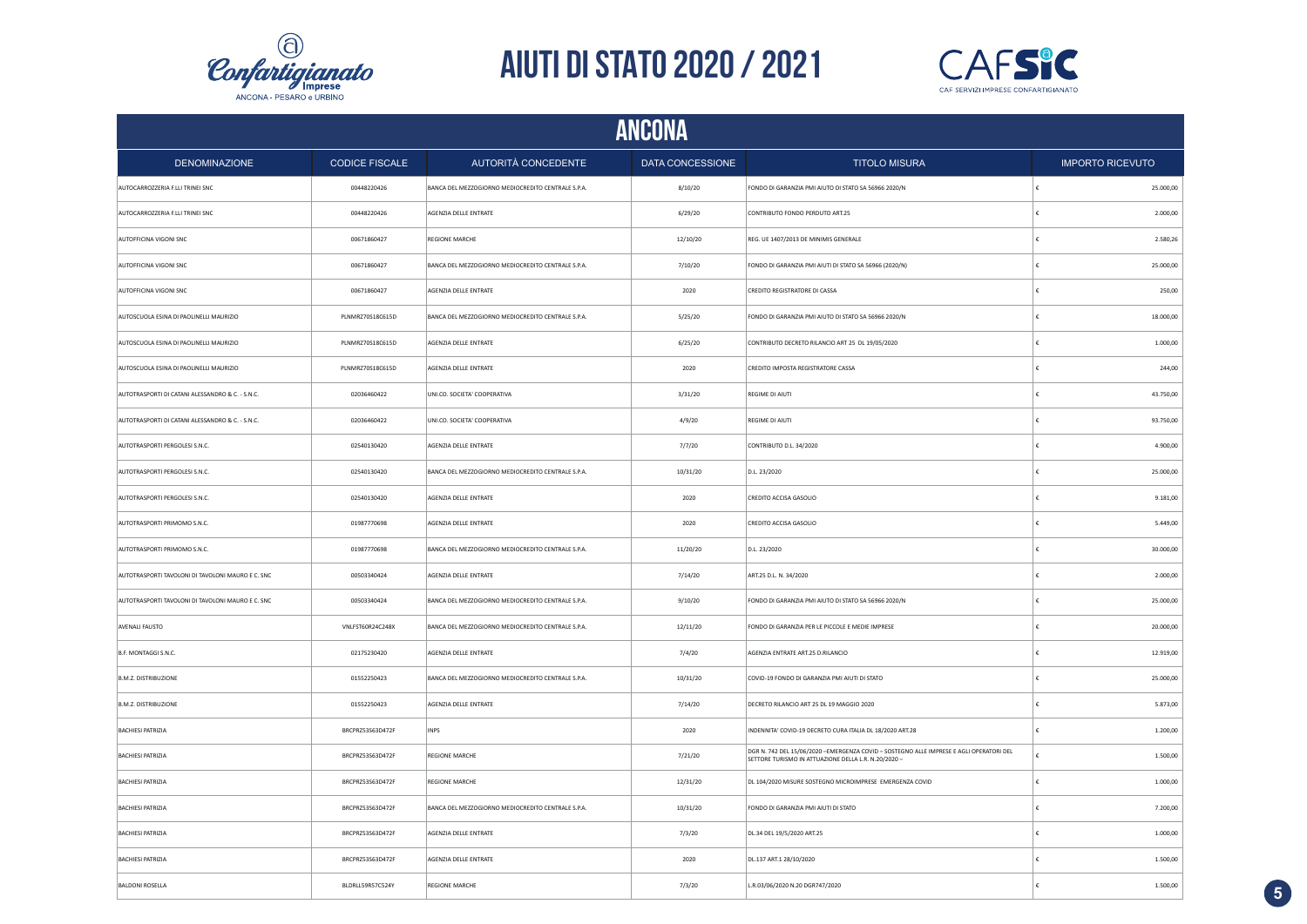# AIUTI DI STATO 2020 / 2021

## ANCONA

| DENOMINAZIONE | CODICE FISCALE | AUTORITÀ CONCEDENTE | DATA CONCESSIONE | TITOLO MISURA | IMPORTO RICEVUTO |
|---|---|---|---|---|---|
| AUTOCARROZZERIA F.LLI TRINEI SNC | 00448220426 | BANCA DEL MEZZOGIORNO MEDIOCREDITO CENTRALE S.P.A. | 8/10/20 | FONDO DI GARANZIA PMI AIUTO DI STATO SA 56966 2020/N | € 25.000,00 |
| AUTOCARROZZERIA F.LLI TRINEI SNC | 00448220426 | AGENZIA DELLE ENTRATE | 6/29/20 | CONTRIBUTO FONDO PERDUTO ART.25 | € 2.000,00 |
| AUTOFFICINA VIGONI SNC | 00671860427 | REGIONE MARCHE | 12/10/20 | REG. UE 1407/2013 DE MINIMIS GENERALE | € 2.580,26 |
| AUTOFFICINA VIGONI SNC | 00671860427 | BANCA DEL MEZZOGIORNO MEDIOCREDITO CENTRALE S.P.A. | 7/10/20 | FONDO DI GARANZIA PMI AIUTI DI STATO SA 56966 (2020/N) | € 25.000,00 |
| AUTOFFICINA VIGONI SNC | 00671860427 | AGENZIA DELLE ENTRATE | 2020 | CREDITO REGISTRATORE DI CASSA | € 250,00 |
| AUTOSCUOLA ESINA DI PAOLINELLI MAURIZIO | PLNMRZ70S18C615D | BANCA DEL MEZZOGIORNO MEDIOCREDITO CENTRALE S.P.A. | 5/25/20 | FONDO DI GARANZIA PMI AIUTO DI STATO SA 56966 2020/N | € 18.000,00 |
| AUTOSCUOLA ESINA DI PAOLINELLI MAURIZIO | PLNMRZ70S18C615D | AGENZIA DELLE ENTRATE | 6/25/20 | CONTRIBUTO DECRETO RILANCIO ART 25 DL 19/05/2020 | € 1.000,00 |
| AUTOSCUOLA ESINA DI PAOLINELLI MAURIZIO | PLNMRZ70S18C615D | AGENZIA DELLE ENTRATE | 2020 | CREDITO IMPOSTA REGISTRATORE CASSA | € 244,00 |
| AUTOTRASPORTI DI CATANI ALESSANDRO & C. - S.N.C. | 02036460422 | UNI.CO. SOCIETA' COOPERATIVA | 3/31/20 | REGIME DI AIUTI | € 43.750,00 |
| AUTOTRASPORTI DI CATANI ALESSANDRO & C. - S.N.C. | 02036460422 | UNI.CO. SOCIETA' COOPERATIVA | 4/9/20 | REGIME DI AIUTI | € 93.750,00 |
| AUTOTRASPORTI PERGOLESI S.N.C. | 02540130420 | AGENZIA DELLE ENTRATE | 7/7/20 | CONTRIBUTO D.L. 34/2020 | € 4.900,00 |
| AUTOTRASPORTI PERGOLESI S.N.C. | 02540130420 | BANCA DEL MEZZOGIORNO MEDIOCREDITO CENTRALE S.P.A. | 10/31/20 | D.L. 23/2020 | € 25.000,00 |
| AUTOTRASPORTI PERGOLESI S.N.C. | 02540130420 | AGENZIA DELLE ENTRATE | 2020 | CREDITO ACCISA GASOLIO | € 9.181,00 |
| AUTOTRASPORTI PRIMOMO S.N.C. | 01987770698 | AGENZIA DELLE ENTRATE | 2020 | CREDITO ACCISA GASOLIO | € 5.449,00 |
| AUTOTRASPORTI PRIMOMO S.N.C. | 01987770698 | BANCA DEL MEZZOGIORNO MEDIOCREDITO CENTRALE S.P.A. | 11/20/20 | D.L. 23/2020 | € 30.000,00 |
| AUTOTRASPORTI TAVOLONI DI TAVOLONI MAURO E C. SNC | 00503340424 | AGENZIA DELLE ENTRATE | 7/14/20 | ART.25 D.L. N. 34/2020 | € 2.000,00 |
| AUTOTRASPORTI TAVOLONI DI TAVOLONI MAURO E C. SNC | 00503340424 | BANCA DEL MEZZOGIORNO MEDIOCREDITO CENTRALE S.P.A. | 9/10/20 | FONDO DI GARANZIA PMI AIUTO DI STATO SA 56966 2020/N | € 25.000,00 |
| AVENALI FAUSTO | VNLFST60R24C248X | BANCA DEL MEZZOGIORNO MEDIOCREDITO CENTRALE S.P.A. | 12/11/20 | FONDO DI GARANZIA PER LE PICCOLE E MEDIE IMPRESE | € 20.000,00 |
| B.F. MONTAGGI S.N.C. | 02175230420 | AGENZIA DELLE ENTRATE | 7/4/20 | AGENZIA ENTRATE ART.25 D.RILANCIO | € 12.919,00 |
| B.M.Z. DISTRIBUZIONE | 01552250423 | BANCA DEL MEZZOGIORNO MEDIOCREDITO CENTRALE S.P.A. | 10/31/20 | COVID-19 FONDO DI GARANZIA PMI AIUTI DI STATO | € 25.000,00 |
| B.M.Z. DISTRIBUZIONE | 01552250423 | AGENZIA DELLE ENTRATE | 7/14/20 | DECRETO RILANCIO ART 25 DL 19 MAGGIO 2020 | € 5.873,00 |
| BACHIESI PATRIZIA | BRCPRZ53S63D472F | INPS | 2020 | INDENNITA' COVID-19 DECRETO CURA ITALIA DL 18/2020 ART.28 | € 1.200,00 |
| BACHIESI PATRIZIA | BRCPRZ53S63D472F | REGIONE MARCHE | 7/21/20 | DGR N. 742 DEL 15/06/2020 –EMERGENZA COVID – SOSTEGNO ALLE IMPRESE E AGLI OPERATORI DEL SETTORE TURISMO IN ATTUAZIONE DELLA L.R. N.20/2020 – | € 1.500,00 |
| BACHIESI PATRIZIA | BRCPRZ53S63D472F | REGIONE MARCHE | 12/31/20 | DL 104/2020 MISURE SOSTEGNO MICROIMPRESE EMERGENZA COVID | € 1.000,00 |
| BACHIESI PATRIZIA | BRCPRZ53S63D472F | BANCA DEL MEZZOGIORNO MEDIOCREDITO CENTRALE S.P.A. | 10/31/20 | FONDO DI GARANZIA PMI AIUTI DI STATO | € 7.200,00 |
| BACHIESI PATRIZIA | BRCPRZ53S63D472F | AGENZIA DELLE ENTRATE | 7/3/20 | DL.34 DEL 19/5/2020 ART.25 | € 1.000,00 |
| BACHIESI PATRIZIA | BRCPRZ53S63D472F | AGENZIA DELLE ENTRATE | 2020 | DL.137 ART.1 28/10/2020 | € 1.500,00 |
| BALDONI ROSELLA | BLDRLL59R57C524Y | REGIONE MARCHE | 7/3/20 | L.R.03/06/2020 N.20 DGR747/2020 | € 1.500,00 |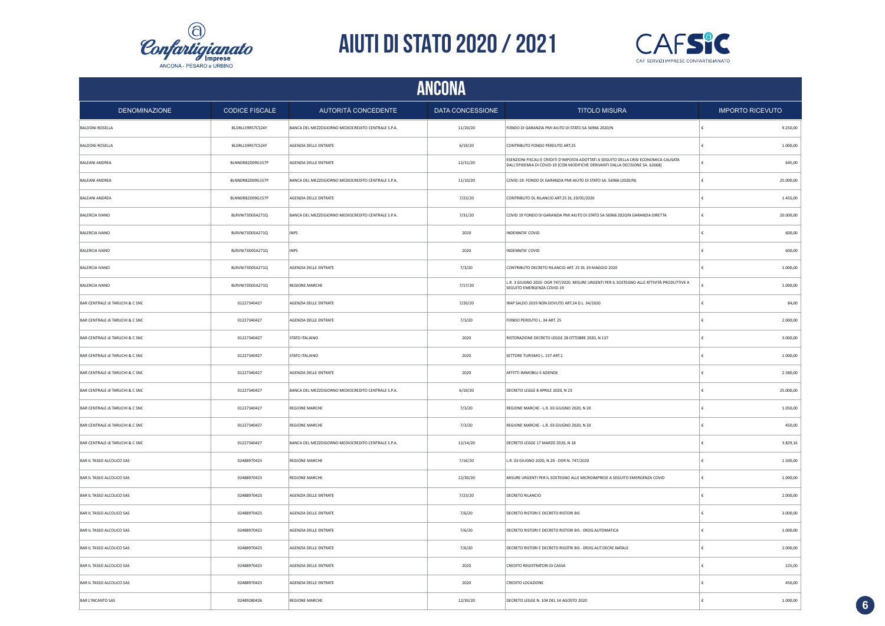# AIUTI DI STATO 2020 / 2021

## ANCONA

| DENOMINAZIONE | CODICE FISCALE | AUTORITÀ CONCEDENTE | DATA CONCESSIONE | TITOLO MISURA | IMPORTO RICEVUTO |
|---|---|---|---|---|---|
| BALDONI ROSELLA | BLDRLL59R57C524Y | BANCA DEL MEZZOGIORNO MEDIOCREDITO CENTRALE S.P.A. | 11/20/20 | FONDO DI GARANZIA PMI AIUTO DI STATO SA 56966 2020/N | € 9.250,00 |
| BALDONI ROSELLA | BLDRLL59R57C524Y | AGENZIA DELLE ENTRATE | 6/19/20 | CONTRIBUTO FONDO PERDUTO ART.25 | € 1.000,00 |
| BALEANI ANDREA | BLNNDR82D09G157P | AGENZIA DELLE ENTRATE | 12/31/20 | ESENZIONI FISCALI E CREDITI D'IMPOSTA ADOTTATI A SEGUITO DELLA CRISI ECONOMICA CAUSATA DALL'EPIDEMIA DI COVID-19 [CON MODIFICHE DERIVANTI DALLA DECISIONE SA. 62668] | € 645,00 |
| BALEANI ANDREA | BLNNDR82D09G157P | BANCA DEL MEZZOGIORNO MEDIOCREDITO CENTRALE S.P.A. | 11/10/20 | COVID-19: FONDO DI GARANZIA PMI AIUTO DI STATO SA. 56966 (2020/N) | € 25.000,00 |
| BALEANI ANDREA | BLNNDR82D09G157P | AGENZIA DELLE ENTRATE | 7/23/20 | CONTRIBUTO DL RILANCIO ART.25 DL.19/05/2020 | € 1.455,00 |
| BALERCIA IVANO | BLRVNI73D05A271Q | BANCA DEL MEZZOGIORNO MEDIOCREDITO CENTRALE S.P.A. | 7/31/20 | COVID 19 FONDO DI GARANZIA PMI AIUTO DI STATO SA 56966 2020/N GARANZIA DIRETTA | € 20.000,00 |
| BALERCIA IVANO | BLRVNI73D05A271Q | INPS | 2020 | INDENNITA' COVID | € 600,00 |
| BALERCIA IVANO | BLRVNI73D05A271Q | INPS | 2020 | INDENNITA' COVID | € 600,00 |
| BALERCIA IVANO | BLRVNI73D05A271Q | AGENZIA DELLE ENTRATE | 7/3/20 | CONTRIBUTO DECRETO RILANCIO ART. 25 DL 19 MAGGIO 2020 | € 1.000,00 |
| BALERCIA IVANO | BLRVNI73D05A271Q | REGIONE MARCHE | 7/17/20 | L.R. 3 GIUGNO 2020 -DGR 747/2020. MISURE URGENTI PER IL SOSTEGNO ALLE ATTIVITÀ PRODUTTIVE A SEGUITO EMERGENZA COVID-19 | € 1.000,00 |
| BAR CENTRALE di TARUCHI & C SNC | 01227340427 | AGENZIA DELLE ENTRATE | 7/20/20 | IRAP SALDO 2019 NON DOVUTO ART.24 D.L. 34/2020 | € 84,00 |
| BAR CENTRALE di TARUCHI & C SNC | 01227340427 | AGENZIA DELLE ENTRATE | 7/3/20 | FONDO PERDUTO L. 34 ART. 25 | € 2.000,00 |
| BAR CENTRALE di TARUCHI & C SNC | 01227340427 | STATO ITALIANO | 2020 | RISTORAZIONE DECRETO LEGGE 28 OTTOBRE 2020, N 137 | € 3.000,00 |
| BAR CENTRALE di TARUCHI & C SNC | 01227340427 | STATO ITALIANO | 2020 | SETTORE TURISMO L. 137 ART.1 | € 1.000,00 |
| BAR CENTRALE di TARUCHI & C SNC | 01227340427 | AGENZIA DELLE ENTRATE | 2020 | AFFITTI IMMOBILI E AZIENDE | € 2.580,00 |
| BAR CENTRALE di TARUCHI & C SNC | 01227340427 | BANCA DEL MEZZOGIORNO MEDIOCREDITO CENTRALE S.P.A. | 6/10/20 | DECRETO LEGGE 8 APRILE 2020, N 23 | € 25.000,00 |
| BAR CENTRALE di TARUCHI & C SNC | 01227340427 | REGIONE MARCHE | 7/3/20 | REGIONE MARCHE - L.R. 03 GIUGNO 2020, N 20 | € 1.050,00 |
| BAR CENTRALE di TARUCHI & C SNC | 01227340427 | REGIONE MARCHE | 7/3/20 | REGIONE MARCHE - L.R. 03 GIUGNO 2020, N 20 | € 450,00 |
| BAR CENTRALE di TARUCHI & C SNC | 01227340427 | BANCA DEL MEZZOGIORNO MEDIOCREDITO CENTRALE S.P.A. | 12/14/20 | DECRETO LEGGE 17 MARZO 2020, N 18 | € 3.829,16 |
| BAR IL TASSO ALCOLICO SAS | 02488970423 | REGIONE MARCHE | 7/16/20 | L.R. 03 GIUGNO 2020, N.20 - DGR N. 747/2020 | € 1.500,00 |
| BAR IL TASSO ALCOLICO SAS | 02488970423 | REGIONE MARCHE | 12/30/20 | MISURE URGENTI PER IL SOSTEGNO ALLE MICROIMPRESE A SEGUITO EMERGENZA COVID | € 1.000,00 |
| BAR IL TASSO ALCOLICO SAS | 02488970423 | AGENZIA DELLE ENTRATE | 7/23/20 | DECRETO RILANCIO | € 2.000,00 |
| BAR IL TASSO ALCOLICO SAS | 02488970423 | AGENZIA DELLE ENTRATE | 7/6/20 | DECRETO RISTORI E DECRETO RISTORI BIS | € 3.000,00 |
| BAR IL TASSO ALCOLICO SAS | 02488970423 | AGENZIA DELLE ENTRATE | 7/6/20 | DECRETO RISTORI E DECRETO RISTORI BIS - EROG.AUTOMATICA | € 1.000,00 |
| BAR IL TASSO ALCOLICO SAS | 02488970423 | AGENZIA DELLE ENTRATE | 7/6/20 | DECRETO RISTORI E DECRETO RISOTRI BIS - EROG.AUT.DECRE.NATALE | € 2.000,00 |
| BAR IL TASSO ALCOLICO SAS | 02488970423 | AGENZIA DELLE ENTRATE | 2020 | CREDITO REGISTRATORI DI CASSA | € 225,00 |
| BAR IL TASSO ALCOLICO SAS | 02488970423 | AGENZIA DELLE ENTRATE | 2020 | CREDITO LOCAZIONE | € 450,00 |
| BAR L'INCANTO SAS | 02489280426 | REGIONE MARCHE | 12/30/20 | DECRETO LEGGE N. 104 DEL 14 AGOSTO 2020 | € 1.000,00 |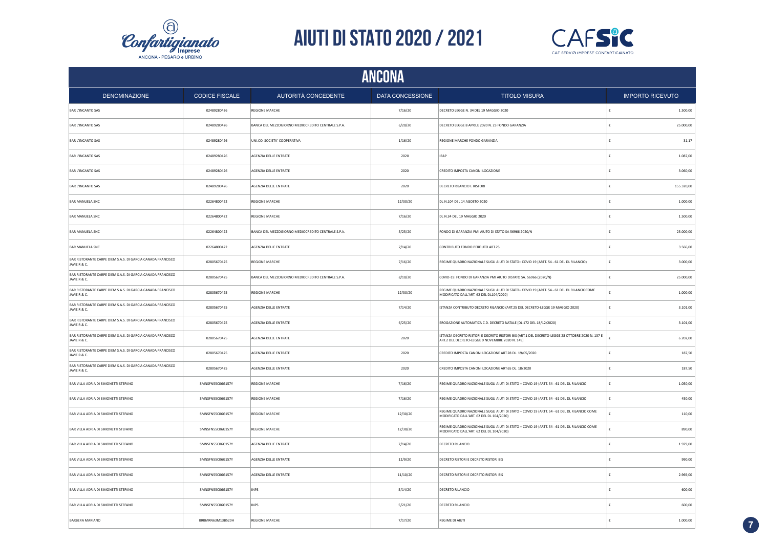# AIUTI DI STATO 2020 / 2021

## ANCONA

| DENOMINAZIONE | CODICE FISCALE | AUTORITÀ CONCEDENTE | DATA CONCESSIONE | TITOLO MISURA | IMPORTO RICEVUTO |
|---|---|---|---|---|---|
| BAR L'INCANTO SAS | 02489280426 | REGIONE MARCHE | 7/16/20 | DECRETO LEGGE N. 34 DEL 19 MAGGIO 2020 | € 1.500,00 |
| BAR L'INCANTO SAS | 02489280426 | BANCA DEL MEZZOGIORNO MEDIOCREDITO CENTRALE S.P.A. | 6/20/20 | DECRETO LEGGE 8 APRILE 2020 N. 23 FONDO GARANZIA | € 25.000,00 |
| BAR L'INCANTO SAS | 02489280426 | UNI.CO. SOCIETA' COOPERATIVA | 1/16/20 | REGIONE MARCHE FONDO GARANZIA | € 31,17 |
| BAR L'INCANTO SAS | 02489280426 | AGENZIA DELLE ENTRATE | 2020 | IRAP | € 1.087,00 |
| BAR L'INCANTO SAS | 02489280426 | AGENZIA DELLE ENTRATE | 2020 | CREDITO IMPOSTA CANONI LOCAZIONE | € 3.060,00 |
| BAR L'INCANTO SAS | 02489280426 | AGENZIA DELLE ENTRATE | 2020 | DECRETO RILANCIO E RISTORI | € 155.320,00 |
| BAR MANUELA SNC | 02264800422 | REGIONE MARCHE | 12/30/20 | DL N.104 DEL 14 AGOSTO 2020 | € 1.000,00 |
| BAR MANUELA SNC | 02264800422 | REGIONE MARCHE | 7/16/20 | DL N.34 DEL 19 MAGGIO 2020 | € 1.500,00 |
| BAR MANUELA SNC | 02264800422 | BANCA DEL MEZZOGIORNO MEDIOCREDITO CENTRALE S.P.A. | 5/25/20 | FONDO DI GARANZIA PMI AIUTO DI STATO SA 56966 2020/N | € 25.000,00 |
| BAR MANUELA SNC | 02264800422 | AGENZIA DELLE ENTRATE | 7/14/20 | CONTRIBUTO FONDO PERDUTO ART.25 | € 3.566,00 |
| BAR RISTORANTE CARPE DIEM S.A.S. DI GARCIA CANADA FRANCISCO JAVIE R & C. | 02805670425 | REGIONE MARCHE | 7/16/20 | REGIME QUADRO NAZIONALE SUGLI AIUTI DI STATO– COVID 19 (ARTT. 54 - 61 DEL DL RILANCIO) | € 3.000,00 |
| BAR RISTORANTE CARPE DIEM S.A.S. DI GARCIA CANADA FRANCISCO JAVIE R & C. | 02805670425 | BANCA DEL MEZZOGIORNO MEDIOCREDITO CENTRALE S.P.A. | 8/10/20 | COVID-19: FONDO DI GARANZIA PMI AIUTO DISTATO SA. 56966 (2020/N) | € 25.000,00 |
| BAR RISTORANTE CARPE DIEM S.A.S. DI GARCIA CANADA FRANCISCO JAVIE R & C. | 02805670425 | REGIONE MARCHE | 12/30/20 | REGIME QUADRO NAZIONALE SUGLI AIUTI DI STATO– COVID 19 (ARTT. 54 - 61 DEL DL RILANCIOCOME MODIFICATO DALL'ART. 62 DEL DL104/2020) | € 1.000,00 |
| BAR RISTORANTE CARPE DIEM S.A.S. DI GARCIA CANADA FRANCISCO JAVIE R & C. | 02805670425 | AGENZIA DELLE ENTRATE | 7/14/20 | ISTANZA CONTRIBUTO DECRETO RILANCIO (ART.25 DEL DECRETO-LEGGE 19 MAGGIO 2020) | € 3.101,00 |
| BAR RISTORANTE CARPE DIEM S.A.S. DI GARCIA CANADA FRANCISCO JAVIE R & C. | 02805670425 | AGENZIA DELLE ENTRATE | 6/25/20 | EROGAZIONE AUTOMATICA C.D. DECRETO NATALE (DL 172 DEL 18/12/2020) | € 3.101,00 |
| BAR RISTORANTE CARPE DIEM S.A.S. DI GARCIA CANADA FRANCISCO JAVIE R & C. | 02805670425 | AGENZIA DELLE ENTRATE | 2020 | ISTANZA DECRETO RISTORI E DECRETO RISTORI BIS (ART.1 DEL DECRETO-LEGGE 28 OTTOBRE 2020 N. 137 E ART.2 DEL DECRETO-LEGGE 9 NOVEMBRE 2020 N. 149) | € 6.202,00 |
| BAR RISTORANTE CARPE DIEM S.A.S. DI GARCIA CANADA FRANCISCO JAVIE R & C. | 02805670425 | AGENZIA DELLE ENTRATE | 2020 | CREDITO IMPOSTA CANONI LOCAZIONE ART.28 DL. 19/05/2020 | € 187,50 |
| BAR RISTORANTE CARPE DIEM S.A.S. DI GARCIA CANADA FRANCISCO JAVIE R & C. | 02805670425 | AGENZIA DELLE ENTRATE | 2020 | CREDITO IMPOSTA CANONI LOCAZIONE ART.65 DL. 18/2020 | € 187,50 |
| BAR VILLA ADRIA DI SIMONETTI STEFANO | SMNSFN55C06G157Y | REGIONE MARCHE | 7/16/20 | REGIME QUADRO NAZIONALE SUGLI AIUTI DI STATO – COVID 19 (ARTT. 54 - 61 DEL DL RILANCIO | € 1.050,00 |
| BAR VILLA ADRIA DI SIMONETTI STEFANO | SMNSFN55C06G157Y | REGIONE MARCHE | 7/16/20 | REGIME QUADRO NAZIONALE SUGLI AIUTI DI STATO – COVID 19 (ARTT. 54 - 61 DEL DL RILANCIO | € 450,00 |
| BAR VILLA ADRIA DI SIMONETTI STEFANO | SMNSFN55C06G157Y | REGIONE MARCHE | 12/30/20 | REGIME QUADRO NAZIONALE SUGLI AIUTI DI STATO – COVID 19 (ARTT. 54 - 61 DEL DL RILANCIO COME MODIFICATO DALL'ART. 62 DEL DL 104/2020) | € 110,00 |
| BAR VILLA ADRIA DI SIMONETTI STEFANO | SMNSFN55C06G157Y | REGIONE MARCHE | 12/30/20 | REGIME QUADRO NAZIONALE SUGLI AIUTI DI STATO – COVID 19 (ARTT. 54 - 61 DEL DL RILANCIO COME MODIFICATO DALL'ART. 62 DEL DL 104/2020) | € 890,00 |
| BAR VILLA ADRIA DI SIMONETTI STEFANO | SMNSFN55C06G157Y | AGENZIA DELLE ENTRATE | 7/14/20 | DECRETO RILANCIO | € 1.979,00 |
| BAR VILLA ADRIA DI SIMONETTI STEFANO | SMNSFN55C06G157Y | AGENZIA DELLE ENTRATE | 12/9/20 | DECRETO RISTORI E DECRETO RISTORI BIS | € 990,00 |
| BAR VILLA ADRIA DI SIMONETTI STEFANO | SMNSFN55C06G157Y | AGENZIA DELLE ENTRATE | 11/10/20 | DECRETO RISTORI E DECRETO RISTORI BIS | € 2.969,00 |
| BAR VILLA ADRIA DI SIMONETTI STEFANO | SMNSFN55C06G157Y | INPS | 5/14/20 | DECRETO RILANCIO | € 600,00 |
| BAR VILLA ADRIA DI SIMONETTI STEFANO | SMNSFN55C06G157Y | INPS | 5/21/20 | DECRETO RILANCIO | € 600,00 |
| BARBERA MARIANO | BRBMRN63M13B520H | REGIONE MARCHE | 7/17/20 | REGIME DI AIUTI | € 1.000,00 |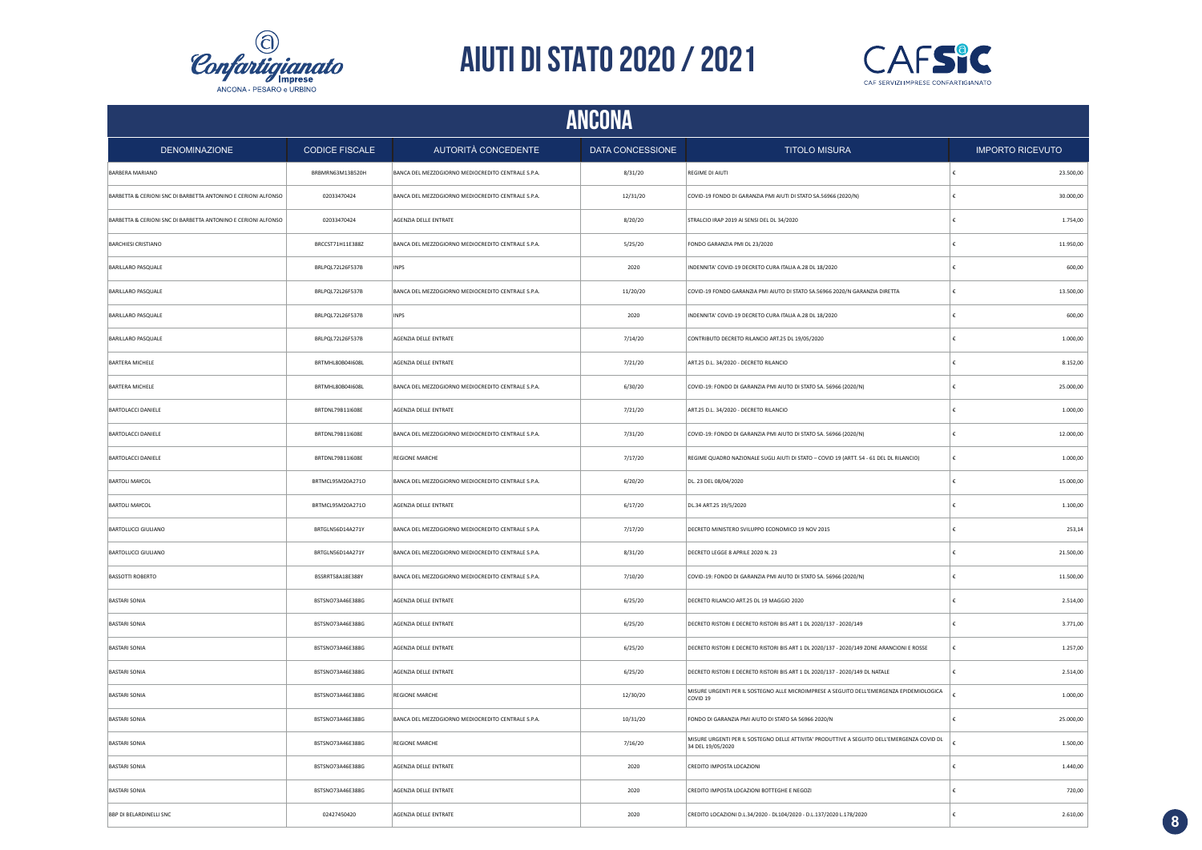# AIUTI DI STATO 2020 / 2021

## ANCONA

| DENOMINAZIONE | CODICE FISCALE | AUTORITÀ CONCEDENTE | DATA CONCESSIONE | TITOLO MISURA | IMPORTO RICEVUTO |
|---|---|---|---|---|---|
| BARBERA MARIANO | BRBMRN63M13B520H | BANCA DEL MEZZOGIORNO MEDIOCREDITO CENTRALE S.P.A. | 8/31/20 | REGIME DI AIUTI | € 23.500,00 |
| BARBETTA & CERIONI SNC DI BARBETTA ANTONINO E CERIONI ALFONSO | 02033470424 | BANCA DEL MEZZOGIORNO MEDIOCREDITO CENTRALE S.P.A. | 12/31/20 | COVID-19 FONDO DI GARANZIA PMI AIUTI DI STATO SA.56966 (2020/N) | € 30.000,00 |
| BARBETTA & CERIONI SNC DI BARBETTA ANTONINO E CERIONI ALFONSO | 02033470424 | AGENZIA DELLE ENTRATE | 8/20/20 | STRALCIO IRAP 2019 AI SENSI DEL DL 34/2020 | € 1.754,00 |
| BARCHIESI CRISTIANO | BRCCST71H11E388Z | BANCA DEL MEZZOGIORNO MEDIOCREDITO CENTRALE S.P.A. | 5/25/20 | FONDO GARANZIA PMI DL 23/2020 | € 11.950,00 |
| BARILLARO PASQUALE | BRLPQL72L26F537B | INPS | 2020 | INDENNITA' COVID-19 DECRETO CURA ITALIA A.28 DL 18/2020 | € 600,00 |
| BARILLARO PASQUALE | BRLPQL72L26F537B | BANCA DEL MEZZOGIORNO MEDIOCREDITO CENTRALE S.P.A. | 11/20/20 | COVID-19 FONDO GARANZIA PMI AIUTO DI STATO SA.56966 2020/N GARANZIA DIRETTA | € 13.500,00 |
| BARILLARO PASQUALE | BRLPQL72L26F537B | INPS | 2020 | INDENNITA' COVID-19 DECRETO CURA ITALIA A.28 DL 18/2020 | € 600,00 |
| BARILLARO PASQUALE | BRLPQL72L26F537B | AGENZIA DELLE ENTRATE | 7/14/20 | CONTRIBUTO DECRETO RILANCIO ART.25 DL 19/05/2020 | € 1.000,00 |
| BARTERA MICHELE | BRTMHL80B04I608L | AGENZIA DELLE ENTRATE | 7/21/20 | ART.25 D.L. 34/2020 - DECRETO RILANCIO | € 8.152,00 |
| BARTERA MICHELE | BRTMHL80B04I608L | BANCA DEL MEZZOGIORNO MEDIOCREDITO CENTRALE S.P.A. | 6/30/20 | COVID-19: FONDO DI GARANZIA PMI AIUTO DI STATO SA. 56966 (2020/N) | € 25.000,00 |
| BARTOLACCI DANIELE | BRTDNL79B11I608E | AGENZIA DELLE ENTRATE | 7/21/20 | ART.25 D.L. 34/2020 - DECRETO RILANCIO | € 1.000,00 |
| BARTOLACCI DANIELE | BRTDNL79B11I608E | BANCA DEL MEZZOGIORNO MEDIOCREDITO CENTRALE S.P.A. | 7/31/20 | COVID-19: FONDO DI GARANZIA PMI AIUTO DI STATO SA. 56966 (2020/N) | € 12.000,00 |
| BARTOLACCI DANIELE | BRTDNL79B11I608E | REGIONE MARCHE | 7/17/20 | REGIME QUADRO NAZIONALE SUGLI AIUTI DI STATO – COVID 19 (ARTT. 54 - 61 DEL DL RILANCIO) | € 1.000,00 |
| BARTOLI MAYCOL | BRTMCL95M20A271O | BANCA DEL MEZZOGIORNO MEDIOCREDITO CENTRALE S.P.A. | 6/20/20 | DL. 23 DEL 08/04/2020 | € 15.000,00 |
| BARTOLI MAYCOL | BRTMCL95M20A271O | AGENZIA DELLE ENTRATE | 6/17/20 | DL.34 ART.25 19/5/2020 | € 1.100,00 |
| BARTOLUCCI GIULIANO | BRTGLN56D14A271Y | BANCA DEL MEZZOGIORNO MEDIOCREDITO CENTRALE S.P.A. | 7/17/20 | DECRETO MINISTERO SVILUPPO ECONOMICO 19 NOV 2015 | € 253,14 |
| BARTOLUCCI GIULIANO | BRTGLN56D14A271Y | BANCA DEL MEZZOGIORNO MEDIOCREDITO CENTRALE S.P.A. | 8/31/20 | DECRETO LEGGE 8 APRILE 2020 N. 23 | € 21.500,00 |
| BASSOTTI ROBERTO | BSSRRT58A18E388Y | BANCA DEL MEZZOGIORNO MEDIOCREDITO CENTRALE S.P.A. | 7/10/20 | COVID-19: FONDO DI GARANZIA PMI AIUTO DI STATO SA. 56966 (2020/N) | € 11.500,00 |
| BASTARI SONIA | BSTSNO73A46E388G | AGENZIA DELLE ENTRATE | 6/25/20 | DECRETO RILANCIO ART.25 DL 19 MAGGIO 2020 | € 2.514,00 |
| BASTARI SONIA | BSTSNO73A46E388G | AGENZIA DELLE ENTRATE | 6/25/20 | DECRETO RISTORI E DECRETO RISTORI BIS ART 1 DL 2020/137 - 2020/149 | € 3.771,00 |
| BASTARI SONIA | BSTSNO73A46E388G | AGENZIA DELLE ENTRATE | 6/25/20 | DECRETO RISTORI E DECRETO RISTORI BIS ART 1 DL 2020/137 - 2020/149 ZONE ARANCIONI E ROSSE | € 1.257,00 |
| BASTARI SONIA | BSTSNO73A46E388G | AGENZIA DELLE ENTRATE | 6/25/20 | DECRETO RISTORI E DECRETO RISTORI BIS ART 1 DL 2020/137 - 2020/149 DL NATALE | € 2.514,00 |
| BASTARI SONIA | BSTSNO73A46E388G | REGIONE MARCHE | 12/30/20 | MISURE URGENTI PER IL SOSTEGNO ALLE MICROIMPRESE A SEGUITO DELL'EMERGENZA EPIDEMIOLOGICA COVID 19 | € 1.000,00 |
| BASTARI SONIA | BSTSNO73A46E388G | BANCA DEL MEZZOGIORNO MEDIOCREDITO CENTRALE S.P.A. | 10/31/20 | FONDO DI GARANZIA PMI AIUTO DI STATO SA 56966 2020/N | € 25.000,00 |
| BASTARI SONIA | BSTSNO73A46E388G | REGIONE MARCHE | 7/16/20 | MISURE URGENTI PER IL SOSTEGNO DELLE ATTIVITA' PRODUTTIVE A SEGUITO DELL'EMERGENZA COVID DL 34 DEL 19/05/2020 | € 1.500,00 |
| BASTARI SONIA | BSTSNO73A46E388G | AGENZIA DELLE ENTRATE | 2020 | CREDITO IMPOSTA LOCAZIONI | € 1.440,00 |
| BASTARI SONIA | BSTSNO73A46E388G | AGENZIA DELLE ENTRATE | 2020 | CREDITO IMPOSTA LOCAZIONI BOTTEGHE E NEGOZI | € 720,00 |
| BBP DI BELARDINELLI SNC | 02427450420 | AGENZIA DELLE ENTRATE | 2020 | CREDITO LOCAZIONI D.L.34/2020 - DL104/2020 - D.L.137/2020 L.178/2020 | € 2.610,00 |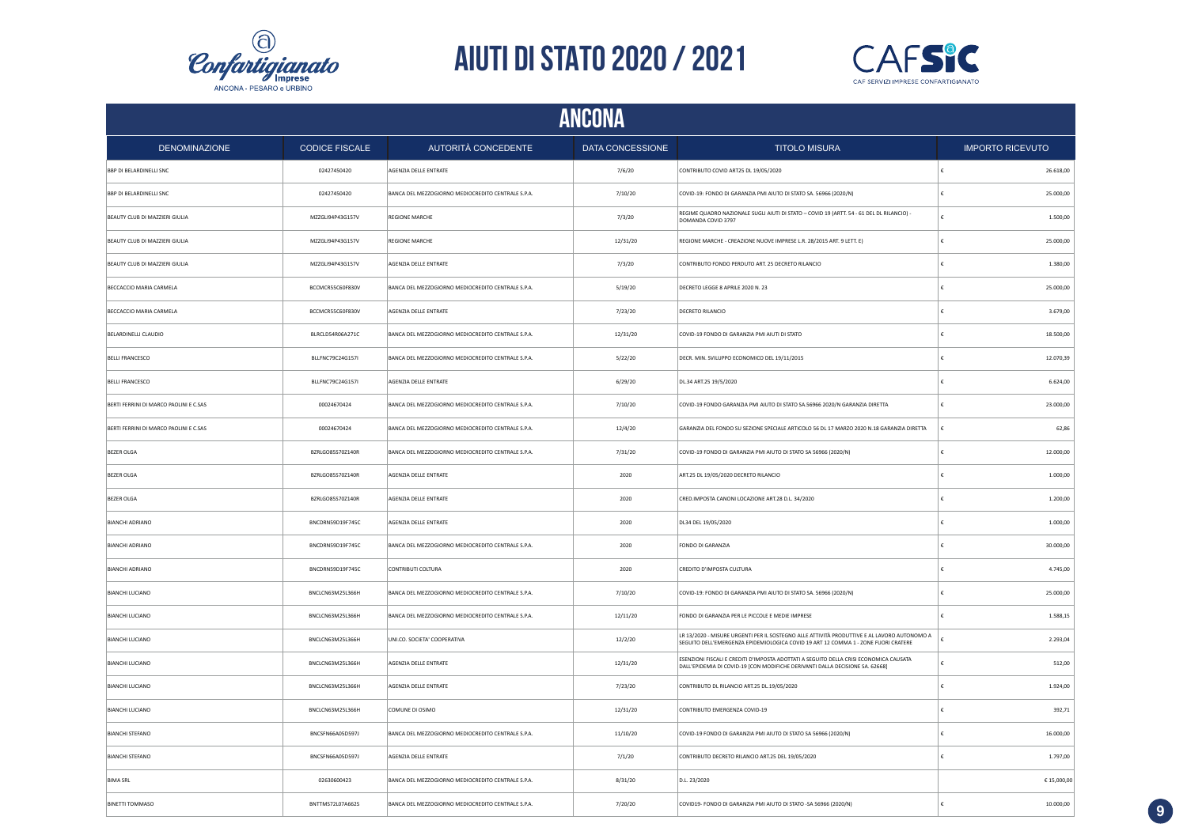# AIUTI DI STATO 2020 / 2021

## ANCONA

| DENOMINAZIONE | CODICE FISCALE | AUTORITÀ CONCEDENTE | DATA CONCESSIONE | TITOLO MISURA | IMPORTO RICEVUTO |
|---|---|---|---|---|---|
| BBP DI BELARDINELLI SNC | 02427450420 | AGENZIA DELLE ENTRATE | 7/6/20 | CONTRIBUTO COVID ART25 DL 19/05/2020 | € 26.618,00 |
| BBP DI BELARDINELLI SNC | 02427450420 | BANCA DEL MEZZOGIORNO MEDIOCREDITO CENTRALE S.P.A. | 7/10/20 | COVID-19: FONDO DI GARANZIA PMI AIUTO DI STATO SA. 56966 (2020/N) | € 25.000,00 |
| BEAUTY CLUB DI MAZZIERI GIULIA | MZZGLI94P43G157V | REGIONE MARCHE | 7/3/20 | REGIME QUADRO NAZIONALE SUGLI AIUTI DI STATO – COVID 19 (ARTT. 54 - 61 DEL DL RILANCIO) - DOMANDA COVID 3797 | € 1.500,00 |
| BEAUTY CLUB DI MAZZIERI GIULIA | MZZGLI94P43G157V | REGIONE MARCHE | 12/31/20 | REGIONE MARCHE - CREAZIONE NUOVE IMPRESE L.R. 28/2015 ART. 9 LETT. E) | € 25.000,00 |
| BEAUTY CLUB DI MAZZIERI GIULIA | MZZGLI94P43G157V | AGENZIA DELLE ENTRATE | 7/3/20 | CONTRIBUTO FONDO PERDUTO ART. 25 DECRETO RILANCIO | € 1.380,00 |
| BECCACCIO MARIA CARMELA | BCCMCR55C60F830V | BANCA DEL MEZZOGIORNO MEDIOCREDITO CENTRALE S.P.A. | 5/19/20 | DECRETO LEGGE 8 APRILE 2020 N. 23 | € 25.000,00 |
| BECCACCIO MARIA CARMELA | BCCMCR55C60F830V | AGENZIA DELLE ENTRATE | 7/23/20 | DECRETO RILANCIO | € 3.679,00 |
| BELARDINELLI CLAUDIO | BLRCLD54R06A271C | BANCA DEL MEZZOGIORNO MEDIOCREDITO CENTRALE S.P.A. | 12/31/20 | COVID-19 FONDO DI GARANZIA PMI AIUTI DI STATO | € 18.500,00 |
| BELLI FRANCESCO | BLLFNC79C24G157I | BANCA DEL MEZZOGIORNO MEDIOCREDITO CENTRALE S.P.A. | 5/22/20 | DECR. MIN. SVILUPPO ECONOMICO DEL 19/11/2015 | € 12.070,39 |
| BELLI FRANCESCO | BLLFNC79C24G157I | AGENZIA DELLE ENTRATE | 6/29/20 | DL.34 ART.25 19/5/2020 | € 6.624,00 |
| BERTI FERRINI DI MARCO PAOLINI E C.SAS | 00024670424 | BANCA DEL MEZZOGIORNO MEDIOCREDITO CENTRALE S.P.A. | 7/10/20 | COVID-19 FONDO GARANZIA PMI AIUTO DI STATO SA.56966 2020/N GARANZIA DIRETTA | € 23.000,00 |
| BERTI FERRINI DI MARCO PAOLINI E C.SAS | 00024670424 | BANCA DEL MEZZOGIORNO MEDIOCREDITO CENTRALE S.P.A. | 12/4/20 | GARANZIA DEL FONDO SU SEZIONE SPECIALE ARTICOLO 56 DL 17 MARZO 2020 N.18 GARANZIA DIRETTA | € 62,86 |
| BEZER OLGA | BZRLGO85S70Z140R | BANCA DEL MEZZOGIORNO MEDIOCREDITO CENTRALE S.P.A. | 7/31/20 | COVID-19 FONDO DI GARANZIA PMI AIUTO DI STATO SA 56966 (2020/N) | € 12.000,00 |
| BEZER OLGA | BZRLGO85S70Z140R | AGENZIA DELLE ENTRATE | 2020 | ART.25 DL 19/05/2020 DECRETO RILANCIO | € 1.000,00 |
| BEZER OLGA | BZRLGO85S70Z140R | AGENZIA DELLE ENTRATE | 2020 | CRED.IMPOSTA CANONI LOCAZIONE ART.28 D.L. 34/2020 | € 1.200,00 |
| BIANCHI ADRIANO | BNCDRN59D19F745C | AGENZIA DELLE ENTRATE | 2020 | DL34 DEL 19/05/2020 | € 1.000,00 |
| BIANCHI ADRIANO | BNCDRN59D19F745C | BANCA DEL MEZZOGIORNO MEDIOCREDITO CENTRALE S.P.A. | 2020 | FONDO DI GARANZIA | € 30.000,00 |
| BIANCHI ADRIANO | BNCDRN59D19F745C | CONTRIBUTI COLTURA | 2020 | CREDITO D'IMPOSTA CULTURA | € 4.745,00 |
| BIANCHI LUCIANO | BNCLCN63M25L366H | BANCA DEL MEZZOGIORNO MEDIOCREDITO CENTRALE S.P.A. | 7/10/20 | COVID-19: FONDO DI GARANZIA PMI AIUTO DI STATO SA. 56966 (2020/N) | € 25.000,00 |
| BIANCHI LUCIANO | BNCLCN63M25L366H | BANCA DEL MEZZOGIORNO MEDIOCREDITO CENTRALE S.P.A. | 12/11/20 | FONDO DI GARANZIA PER LE PICCOLE E MEDIE IMPRESE | € 1.588,15 |
| BIANCHI LUCIANO | BNCLCN63M25L366H | UNI.CO. SOCIETA' COOPERATIVA | 12/2/20 | LR 13/2020 - MISURE URGENTI PER IL SOSTEGNO ALLE ATTIVITÀ PRODUTTIVE E AL LAVORO AUTONOMO A SEGUITO DELL'EMERGENZA EPIDEMIOLOGICA COVID 19 ART 12 COMMA 1 - ZONE FUORI CRATERE | € 2.293,04 |
| BIANCHI LUCIANO | BNCLCN63M25L366H | AGENZIA DELLE ENTRATE | 12/31/20 | ESENZIONI FISCALI E CREDITI D'IMPOSTA ADOTTATI A SEGUITO DELLA CRISI ECONOMICA CAUSATA DALL'EPIDEMIA DI COVID-19 [CON MODIFICHE DERIVANTI DALLA DECISIONE SA. 62668] | € 512,00 |
| BIANCHI LUCIANO | BNCLCN63M25L366H | AGENZIA DELLE ENTRATE | 7/23/20 | CONTRIBUTO DL RILANCIO ART.25 DL.19/05/2020 | € 1.924,00 |
| BIANCHI LUCIANO | BNCLCN63M25L366H | COMUNE DI OSIMO | 12/31/20 | CONTRIBUTO EMERGENZA COVID-19 | € 392,71 |
| BIANCHI STEFANO | BNCSFN66A05D597J | BANCA DEL MEZZOGIORNO MEDIOCREDITO CENTRALE S.P.A. | 11/10/20 | COVID-19 FONDO DI GARANZIA PMI AIUTO DI STATO SA 56966 (2020/N) | € 16.000,00 |
| BIANCHI STEFANO | BNCSFN66A05D597J | AGENZIA DELLE ENTRATE | 7/1/20 | CONTRIBUTO DECRETO RILANCIO ART.25 DEL 19/05/2020 | € 1.797,00 |
| BIMA SRL | 02630600423 | BANCA DEL MEZZOGIORNO MEDIOCREDITO CENTRALE S.P.A. | 8/31/20 | D.L. 23/2020 | € 15.000,00 |
| BINETTI TOMMASO | BNTTMS72L07A662S | BANCA DEL MEZZOGIORNO MEDIOCREDITO CENTRALE S.P.A. | 7/20/20 | COVID19- FONDO DI GARANZIA PMI AIUTO DI STATO -SA 56966 (2020/N) | € 10.000,00 |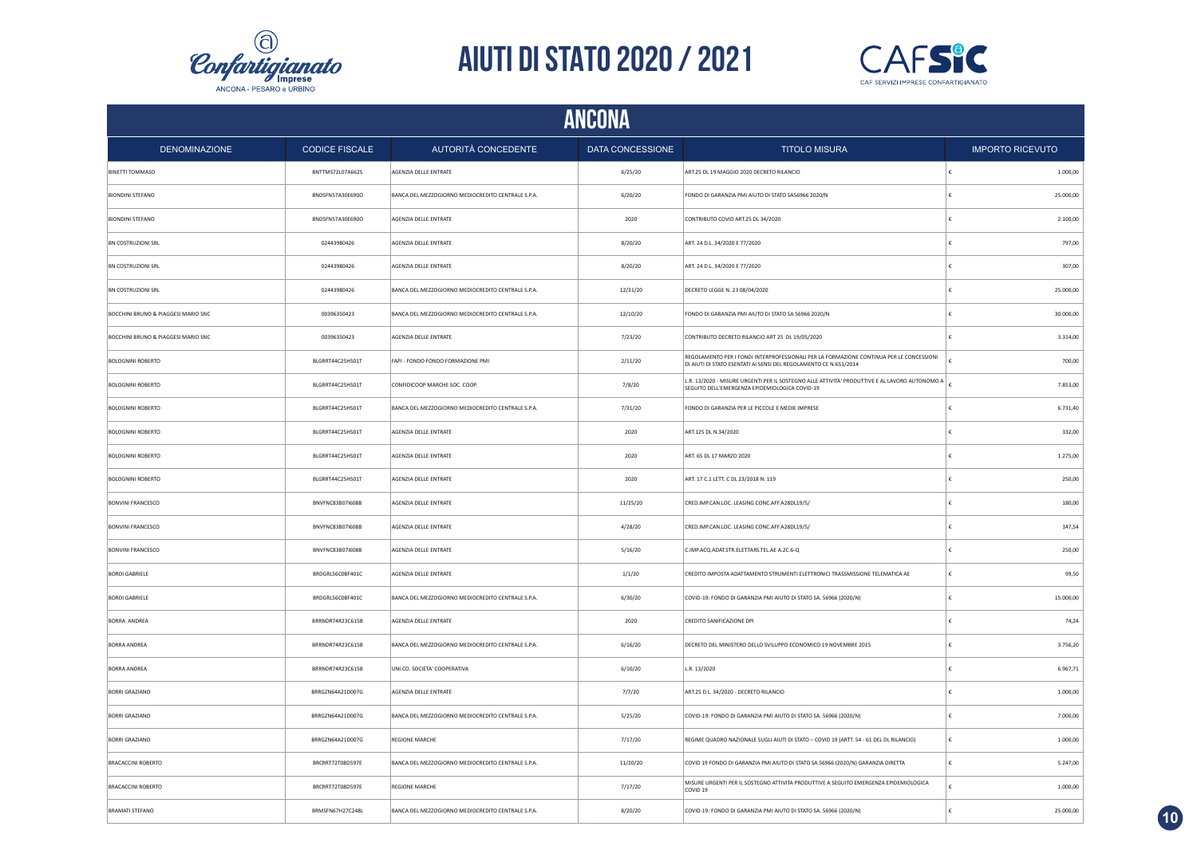# AIUTI DI STATO 2020 / 2021

## ANCONA

| DENOMINAZIONE | CODICE FISCALE | AUTORITÀ CONCEDENTE | DATA CONCESSIONE | TITOLO MISURA | IMPORTO RICEVUTO |
|---|---|---|---|---|---|
| BINETTI TOMMASO | BNTTMS72L07A662S | AGENZIA DELLE ENTRATE | 6/25/20 | ART.25 DL 19 MAGGIO 2020 DECRETO RILANCIO | € 1.000,00 |
| BIONDINI STEFANO | BNDSFN57A30E690O | BANCA DEL MEZZOGIORNO MEDIOCREDITO CENTRALE S.P.A. | 6/20/20 | FONDO DI GARANZIA PMI AIUTO DI STATO SA56966 2020/N | € 25.000,00 |
| BIONDINI STEFANO | BNDSFN57A30E690O | AGENZIA DELLE ENTRATE | 2020 | CONTRIBUTO COVID ART.25 DL 34/2020 | € 2.100,00 |
| BN COSTRUZIONI SRL | 02443980426 | AGENZIA DELLE ENTRATE | 8/20/20 | ART. 24 D.L. 34/2020 E 77/2020 | € 797,00 |
| BN COSTRUZIONI SRL | 02443980426 | AGENZIA DELLE ENTRATE | 8/20/20 | ART. 24 D.L. 34/2020 E 77/2020 | € 307,00 |
| BN COSTRUZIONI SRL | 02443980426 | BANCA DEL MEZZOGIORNO MEDIOCREDITO CENTRALE S.P.A. | 12/31/20 | DECRETO LEGGE N. 23 08/04/2020 | € 25.000,00 |
| BOCCHINI BRUNO & PIAGGESI MARIO SNC | 00396350423 | BANCA DEL MEZZOGIORNO MEDIOCREDITO CENTRALE S.P.A. | 12/10/20 | FONDO DI GARANZIA PMI AIUTO DI STATO SA 56966 2020/N | € 30.000,00 |
| BOCCHINI BRUNO & PIAGGESI MARIO SNC | 00396350423 | AGENZIA DELLE ENTRATE | 7/23/20 | CONTRIBUTO DECRETO RILANCIO ART 25 DL 19/05/2020 | € 3.314,00 |
| BOLOGNINI ROBERTO | BLGRRT44C25H501T | FAPI - FONDO FONDO FORMAZIONE PMI | 2/11/20 | REGOLAMENTO PER I FONDI INTERPROFESSIONALI PER LA FORMAZIONE CONTINUA PER LE CONCESSIONI DI AIUTI DI STATO ESENTATI AI SENSI DEL REGOLAMENTO CE N.651/2014 | € 700,00 |
| BOLOGNINI ROBERTO | BLGRRT44C25H501T | CONFIDICOOP MARCHE SOC. COOP. | 7/8/20 | L.R. 13/2020 - MISURE URGENTI PER IL SOSTEGNO ALLE ATTIVITA' PRODUTTIVE E AL LAVORO AUTONOMO A SEGUITO DELL'EMERGENZA EPIDEMIOLOGICA COVID-19 | € 7.853,00 |
| BOLOGNINI ROBERTO | BLGRRT44C25H501T | BANCA DEL MEZZOGIORNO MEDIOCREDITO CENTRALE S.P.A. | 7/31/20 | FONDO DI GARANZIA PER LE PICCOLE E MEDIE IMPRESE | € 6.731,40 |
| BOLOGNINI ROBERTO | BLGRRT44C25H501T | AGENZIA DELLE ENTRATE | 2020 | ART.125 DL N.34/2020 | € 332,00 |
| BOLOGNINI ROBERTO | BLGRRT44C25H501T | AGENZIA DELLE ENTRATE | 2020 | ART. 65 DL 17 MARZO 2020 | € 1.275,00 |
| BOLOGNINI ROBERTO | BLGRRT44C25H501T | AGENZIA DELLE ENTRATE | 2020 | ART. 17 C.1 LETT. C DL 23/2018 N. 119 | € 250,00 |
| BONVINI FRANCESCO | BNVFNC83B07I608B | AGENZIA DELLE ENTRATE | 11/25/20 | CRED.IMP.CAN.LOC. LEASING CONC.AFF.A28DL19/5/ | € 180,00 |
| BONVINI FRANCESCO | BNVFNC83B07I608B | AGENZIA DELLE ENTRATE | 4/28/20 | CRED.IMP.CAN.LOC. LEASING CONC.AFF.A28DL19/5/ | € 147,54 |
| BONVINI FRANCESCO | BNVFNC83B07I608B | AGENZIA DELLE ENTRATE | 5/16/20 | C.IMP.ACQ.ADAT.STR.ELET.TARS.TEL.AE A.2C.6-Q | € 250,00 |
| BORDI GABRIELE | BRDGRL56C08F401C | AGENZIA DELLE ENTRATE | 1/1/20 | CREDITO IMPOSTA ADATTAMENTO STRUMENTI ELETTRONICI TRASSMISSIONE TELEMATICA AE | € 99,50 |
| BORDI GABRIELE | BRDGRL56C08F401C | BANCA DEL MEZZOGIORNO MEDIOCREDITO CENTRALE S.P.A. | 6/30/20 | COVID-19: FONDO DI GARANZIA PMI AIUTO DI STATO SA. 56966 (2020/N) | € 15.000,00 |
| BORRA ANDREA | BRRNDR74R23C615B | AGENZIA DELLE ENTRATE | 2020 | CREDITO SANIFICAZIONE DPI | € 74,24 |
| BORRA ANDREA | BRRNDR74R23C615B | BANCA DEL MEZZOGIORNO MEDIOCREDITO CENTRALE S.P.A. | 6/16/20 | DECRETO DEL MINISTERO DELLO SVILUPPO ECONOMICO 19 NOVEMBRE 2015 | € 3.756,20 |
| BORRA ANDREA | BRRNDR74R23C615B | UNI.CO. SOCIETA' COOPERATIVA | 6/10/20 | L.R. 13/2020 | € 6.967,71 |
| BORRI GRAZIANO | BRRGZN64A21D007G | AGENZIA DELLE ENTRATE | 7/7/20 | ART.25 D.L. 34/2020 - DECRETO RILANCIO | € 1.000,00 |
| BORRI GRAZIANO | BRRGZN64A21D007G | BANCA DEL MEZZOGIORNO MEDIOCREDITO CENTRALE S.P.A. | 5/25/20 | COVID-19: FONDO DI GARANZIA PMI AIUTO DI STATO SA. 56966 (2020/N) | € 7.000,00 |
| BORRI GRAZIANO | BRRGZN64A21D007G | REGIONE MARCHE | 7/17/20 | REGIME QUADRO NAZIONALE SUGLI AIUTI DI STATO – COVID 19 (ARTT. 54 - 61 DEL DL RILANCIO) | € 1.000,00 |
| BRACACCINI ROBERTO | BRCRRT72T08D597E | BANCA DEL MEZZOGIORNO MEDIOCREDITO CENTRALE S.P.A. | 11/20/20 | COVID 19 FONDO DI GARANZIA PMI AIUTO DI STATO SA 56966 (2020/N) GARANZIA DIRETTA | € 5.247,00 |
| BRACACCINI ROBERTO | BRCRRT72T08D597E | REGIONE MARCHE | 7/17/20 | MISURE URGENTI PER IL SOSTEGNO ATTIVITA PRODUTTIVE A SEGUITO EMERGENZA EPIDEMIOLOGICA COVID 19 | € 1.000,00 |
| BRAMATI STEFANO | BRMSFN67H27C248L | BANCA DEL MEZZOGIORNO MEDIOCREDITO CENTRALE S.P.A. | 8/20/20 | COVID-19: FONDO DI GARANZIA PMI AIUTO DI STATO SA. 56966 (2020/N) | € 25.000,00 |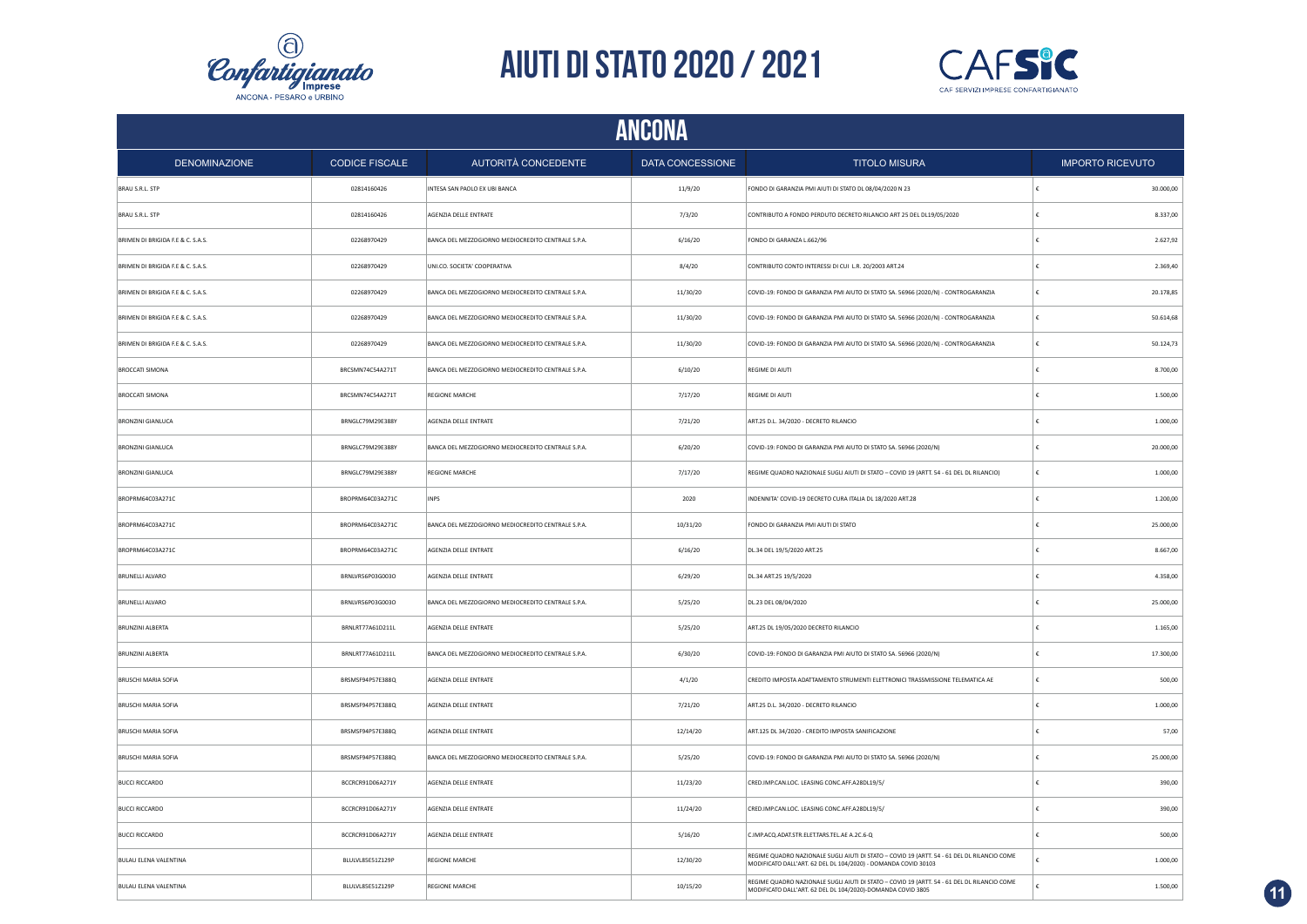# AIUTI DI STATO 2020 / 2021

## ANCONA

| DENOMINAZIONE | CODICE FISCALE | AUTORITÀ CONCEDENTE | DATA CONCESSIONE | TITOLO MISURA | IMPORTO RICEVUTO |
|---|---|---|---|---|---|
| BRAU S.R.L. STP | 02814160426 | INTESA SAN PAOLO EX UBI BANCA | 11/9/20 | FONDO DI GARANZIA PMI AIUTI DI STATO DL 08/04/2020 N 23 | € 30.000,00 |
| BRAU S.R.L. STP | 02814160426 | AGENZIA DELLE ENTRATE | 7/3/20 | CONTRIBUTO A FONDO PERDUTO DECRETO RILANCIO ART 25 DEL DL19/05/2020 | € 8.337,00 |
| BRIMEN DI BRIGIDA F.E & C. S.A.S. | 02268970429 | BANCA DEL MEZZOGIORNO MEDIOCREDITO CENTRALE S.P.A. | 6/16/20 | FONDO DI GARANZIA L.662/96 | € 2.627,92 |
| BRIMEN DI BRIGIDA F.E & C. S.A.S. | 02268970429 | UNI.CO. SOCIETA' COOPERATIVA | 8/4/20 | CONTRIBUTO CONTO INTERESSI DI CUI L.R. 20/2003 ART.24 | € 2.369,40 |
| BRIMEN DI BRIGIDA F.E & C. S.A.S. | 02268970429 | BANCA DEL MEZZOGIORNO MEDIOCREDITO CENTRALE S.P.A. | 11/30/20 | COVID-19: FONDO DI GARANZIA PMI AIUTO DI STATO SA. 56966 (2020/N) - CONTROGARANZIA | € 20.178,85 |
| BRIMEN DI BRIGIDA F.E & C. S.A.S. | 02268970429 | BANCA DEL MEZZOGIORNO MEDIOCREDITO CENTRALE S.P.A. | 11/30/20 | COVID-19: FONDO DI GARANZIA PMI AIUTO DI STATO SA. 56966 (2020/N) - CONTROGARANZIA | € 50.614,68 |
| BRIMEN DI BRIGIDA F.E & C. S.A.S. | 02268970429 | BANCA DEL MEZZOGIORNO MEDIOCREDITO CENTRALE S.P.A. | 11/30/20 | COVID-19: FONDO DI GARANZIA PMI AIUTO DI STATO SA. 56966 (2020/N) - CONTROGARANZIA | € 50.124,73 |
| BROCCATI SIMONA | BRCSMN74C54A271T | BANCA DEL MEZZOGIORNO MEDIOCREDITO CENTRALE S.P.A. | 6/10/20 | REGIME DI AIUTI | € 8.700,00 |
| BROCCATI SIMONA | BRCSMN74C54A271T | REGIONE MARCHE | 7/17/20 | REGIME DI AIUTI | € 1.500,00 |
| BRONZINI GIANLUCA | BRNGLC79M29E388Y | AGENZIA DELLE ENTRATE | 7/21/20 | ART.25 D.L. 34/2020 - DECRETO RILANCIO | € 1.000,00 |
| BRONZINI GIANLUCA | BRNGLC79M29E388Y | BANCA DEL MEZZOGIORNO MEDIOCREDITO CENTRALE S.P.A. | 6/20/20 | COVID-19: FONDO DI GARANZIA PMI AIUTO DI STATO SA. 56966 (2020/N) | € 20.000,00 |
| BRONZINI GIANLUCA | BRNGLC79M29E388Y | REGIONE MARCHE | 7/17/20 | REGIME QUADRO NAZIONALE SUGLI AIUTI DI STATO – COVID 19 (ARTT. 54 - 61 DEL DL RILANCIO) | € 1.000,00 |
| BROPRM64C03A271C | BROPRM64C03A271C | INPS | 2020 | INDENNITA' COVID-19 DECRETO CURA ITALIA DL 18/2020 ART.28 | € 1.200,00 |
| BROPRM64C03A271C | BROPRM64C03A271C | BANCA DEL MEZZOGIORNO MEDIOCREDITO CENTRALE S.P.A. | 10/31/20 | FONDO DI GARANZIA PMI AIUTI DI STATO | € 25.000,00 |
| BROPRM64C03A271C | BROPRM64C03A271C | AGENZIA DELLE ENTRATE | 6/16/20 | DL.34 DEL 19/5/2020 ART.25 | € 8.667,00 |
| BRUNELLI ALVARO | BRNLVR56P03G003O | AGENZIA DELLE ENTRATE | 6/29/20 | DL.34 ART.25 19/5/2020 | € 4.358,00 |
| BRUNELLI ALVARO | BRNLVR56P03G003O | BANCA DEL MEZZOGIORNO MEDIOCREDITO CENTRALE S.P.A. | 5/25/20 | DL.23 DEL 08/04/2020 | € 25.000,00 |
| BRUNZINI ALBERTA | BRNLRT77A61D211L | AGENZIA DELLE ENTRATE | 5/25/20 | ART.25 DL 19/05/2020 DECRETO RILANCIO | € 1.165,00 |
| BRUNZINI ALBERTA | BRNLRT77A61D211L | BANCA DEL MEZZOGIORNO MEDIOCREDITO CENTRALE S.P.A. | 6/30/20 | COVID-19: FONDO DI GARANZIA PMI AIUTO DI STATO SA. 56966 (2020/N) | € 17.300,00 |
| BRUSCHI MARIA SOFIA | BRSMSF94P57E388Q | AGENZIA DELLE ENTRATE | 4/1/20 | CREDITO IMPOSTA ADATTAMENTO STRUMENTI ELETTRONICI TRASSMISSIONE TELEMATICA AE | € 500,00 |
| BRUSCHI MARIA SOFIA | BRSMSF94P57E388Q | AGENZIA DELLE ENTRATE | 7/21/20 | ART.25 D.L. 34/2020 - DECRETO RILANCIO | € 1.000,00 |
| BRUSCHI MARIA SOFIA | BRSMSF94P57E388Q | AGENZIA DELLE ENTRATE | 12/14/20 | ART.125 DL 34/2020 - CREDITO IMPOSTA SANIFICAZIONE | € 57,00 |
| BRUSCHI MARIA SOFIA | BRSMSF94P57E388Q | BANCA DEL MEZZOGIORNO MEDIOCREDITO CENTRALE S.P.A. | 5/25/20 | COVID-19: FONDO DI GARANZIA PMI AIUTO DI STATO SA. 56966 (2020/N) | € 25.000,00 |
| BUCCI RICCARDO | BCCRCR91D06A271Y | AGENZIA DELLE ENTRATE | 11/23/20 | CRED.IMP.CAN.LOC. LEASING CONC.AFF.A28DL19/5/ | € 390,00 |
| BUCCI RICCARDO | BCCRCR91D06A271Y | AGENZIA DELLE ENTRATE | 11/24/20 | CRED.IMP.CAN.LOC. LEASING CONC.AFF.A28DL19/5/ | € 390,00 |
| BUCCI RICCARDO | BCCRCR91D06A271Y | AGENZIA DELLE ENTRATE | 5/16/20 | C.IMP.ACQ.ADAT.STR.ELET.TARS.TEL.AE A.2C.6-Q | € 500,00 |
| BULAU ELENA VALENTINA | BLULVL85E51Z129P | REGIONE MARCHE | 12/30/20 | REGIME QUADRO NAZIONALE SUGLI AIUTI DI STATO – COVID 19 (ARTT. 54 - 61 DEL DL RILANCIO COME MODIFICATO DALL'ART. 62 DEL DL 104/2020) - DOMANDA COVID 30103 | € 1.000,00 |
| BULAU ELENA VALENTINA | BLULVL85E51Z129P | REGIONE MARCHE | 10/15/20 | REGIME QUADRO NAZIONALE SUGLI AIUTI DI STATO – COVID 19 (ARTT. 54 - 61 DEL DL RILANCIO COME MODIFICATO DALL'ART. 62 DEL DL 104/2020)-DOMANDA COVID 3805 | € 1.500,00 |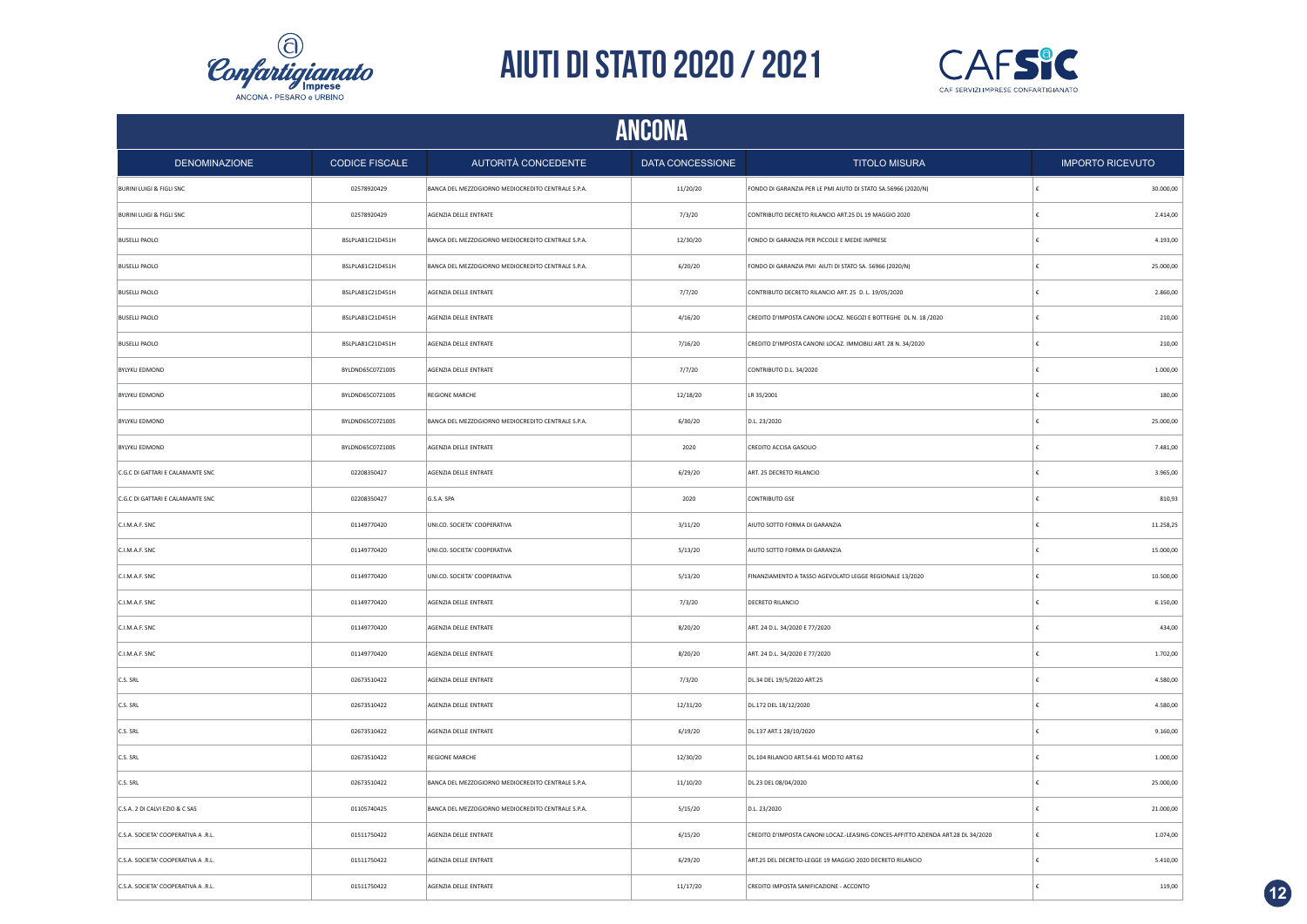# AIUTI DI STATO 2020 / 2021

## ANCONA

| DENOMINAZIONE | CODICE FISCALE | AUTORITÀ CONCEDENTE | DATA CONCESSIONE | TITOLO MISURA | IMPORTO RICEVUTO |
|---|---|---|---|---|---|
| BURINI LUIGI & FIGLI SNC | 02578920429 | BANCA DEL MEZZOGIORNO MEDIOCREDITO CENTRALE S.P.A. | 11/20/20 | FONDO DI GARANZIA PER LE PMI AIUTO DI STATO SA.56966 (2020/N) | € 30.000,00 |
| BURINI LUIGI & FIGLI SNC | 02578920429 | AGENZIA DELLE ENTRATE | 7/3/20 | CONTRIBUTO DECRETO RILANCIO ART.25 DL 19 MAGGIO 2020 | € 2.414,00 |
| BUSELLI PAOLO | BSLPLA81C21D451H | BANCA DEL MEZZOGIORNO MEDIOCREDITO CENTRALE S.P.A. | 12/30/20 | FONDO DI GARANZIA PER PICCOLE E MEDIE IMPRESE | € 4.193,00 |
| BUSELLI PAOLO | BSLPLA81C21D451H | BANCA DEL MEZZOGIORNO MEDIOCREDITO CENTRALE S.P.A. | 6/20/20 | FONDO DI GARANZIA PMI AIUTI DI STATO SA. 56966 (2020/N) | € 25.000,00 |
| BUSELLI PAOLO | BSLPLA81C21D451H | AGENZIA DELLE ENTRATE | 7/7/20 | CONTRIBUTO DECRETO RILANCIO ART. 25 D. L. 19/05/2020 | € 2.860,00 |
| BUSELLI PAOLO | BSLPLA81C21D451H | AGENZIA DELLE ENTRATE | 4/16/20 | CREDITO D'IMPOSTA CANONI LOCAZ. NEGOZI E BOTTEGHE DL N. 18 /2020 | € 210,00 |
| BUSELLI PAOLO | BSLPLA81C21D451H | AGENZIA DELLE ENTRATE | 7/16/20 | CREDITO D'IMPOSTA CANONI LOCAZ. IMMOBILI ART. 28 N. 34/2020 | € 210,00 |
| BYLYKU EDMOND | BYLDND65C07Z100S | AGENZIA DELLE ENTRATE | 7/7/20 | CONTRIBUTO D.L. 34/2020 | € 1.000,00 |
| BYLYKU EDMOND | BYLDND65C07Z100S | REGIONE MARCHE | 12/18/20 | LR 35/2001 | € 180,00 |
| BYLYKU EDMOND | BYLDND65C07Z100S | BANCA DEL MEZZOGIORNO MEDIOCREDITO CENTRALE S.P.A. | 6/30/20 | D.L. 23/2020 | € 25.000,00 |
| BYLYKU EDMOND | BYLDND65C07Z100S | AGENZIA DELLE ENTRATE | 2020 | CREDITO ACCISA GASOLIO | € 7.481,00 |
| C.G.C DI GATTARI E CALAMANTE SNC | 02208350427 | AGENZIA DELLE ENTRATE | 6/29/20 | ART. 25 DECRETO RILANCIO | € 3.965,00 |
| C.G.C DI GATTARI E CALAMANTE SNC | 02208350427 | G.S.A. SPA | 2020 | CONTRIBUTO GSE | € 810,93 |
| C.I.M.A.F. SNC | 01149770420 | UNI.CO. SOCIETA' COOPERATIVA | 3/11/20 | AIUTO SOTTO FORMA DI GARANZIA | € 11.258,25 |
| C.I.M.A.F. SNC | 01149770420 | UNI.CO. SOCIETA' COOPERATIVA | 5/13/20 | AIUTO SOTTO FORMA DI GARANZIA | € 15.000,00 |
| C.I.M.A.F. SNC | 01149770420 | UNI.CO. SOCIETA' COOPERATIVA | 5/13/20 | FINANZIAMENTO A TASSO AGEVOLATO LEGGE REGIONALE 13/2020 | € 10.500,00 |
| C.I.M.A.F. SNC | 01149770420 | AGENZIA DELLE ENTRATE | 7/3/20 | DECRETO RILANCIO | € 6.150,00 |
| C.I.M.A.F. SNC | 01149770420 | AGENZIA DELLE ENTRATE | 8/20/20 | ART. 24 D.L. 34/2020 E 77/2020 | € 434,00 |
| C.I.M.A.F. SNC | 01149770420 | AGENZIA DELLE ENTRATE | 8/20/20 | ART. 24 D.L. 34/2020 E 77/2020 | € 1.702,00 |
| C.S. SRL | 02673510422 | AGENZIA DELLE ENTRATE | 7/3/20 | DL.34 DEL 19/5/2020 ART.25 | € 4.580,00 |
| C.S. SRL | 02673510422 | AGENZIA DELLE ENTRATE | 12/31/20 | DL.172 DEL 18/12/2020 | € 4.580,00 |
| C.S. SRL | 02673510422 | AGENZIA DELLE ENTRATE | 6/19/20 | DL.137 ART.1 28/10/2020 | € 9.160,00 |
| C.S. SRL | 02673510422 | REGIONE MARCHE | 12/30/20 | DL.104 RILANCIO ART.54-61 MOD.TO ART.62 | € 1.000,00 |
| C.S. SRL | 02673510422 | BANCA DEL MEZZOGIORNO MEDIOCREDITO CENTRALE S.P.A. | 11/10/20 | DL.23 DEL 08/04/2020 | € 25.000,00 |
| C.S.A. 2 DI CALVI EZIO & C SAS | 01105740425 | BANCA DEL MEZZOGIORNO MEDIOCREDITO CENTRALE S.P.A. | 5/15/20 | D.L. 23/2020 | € 21.000,00 |
| C.S.A. SOCIETA' COOPERATIVA A .R.L. | 01511750422 | AGENZIA DELLE ENTRATE | 6/15/20 | CREDITO D'IMPOSTA CANONI LOCAZ.-LEASING-CONCES-AFFITTO AZIENDA ART.28 DL 34/2020 | € 1.074,00 |
| C.S.A. SOCIETA' COOPERATIVA A .R.L. | 01511750422 | AGENZIA DELLE ENTRATE | 6/29/20 | ART.25 DEL DECRETO-LEGGE 19 MAGGIO 2020 DECRETO RILANCIO | € 5.410,00 |
| C.S.A. SOCIETA' COOPERATIVA A .R.L. | 01511750422 | AGENZIA DELLE ENTRATE | 11/17/20 | CREDITO IMPOSTA SANIFICAZIONE - ACCONTO | € 119,00 |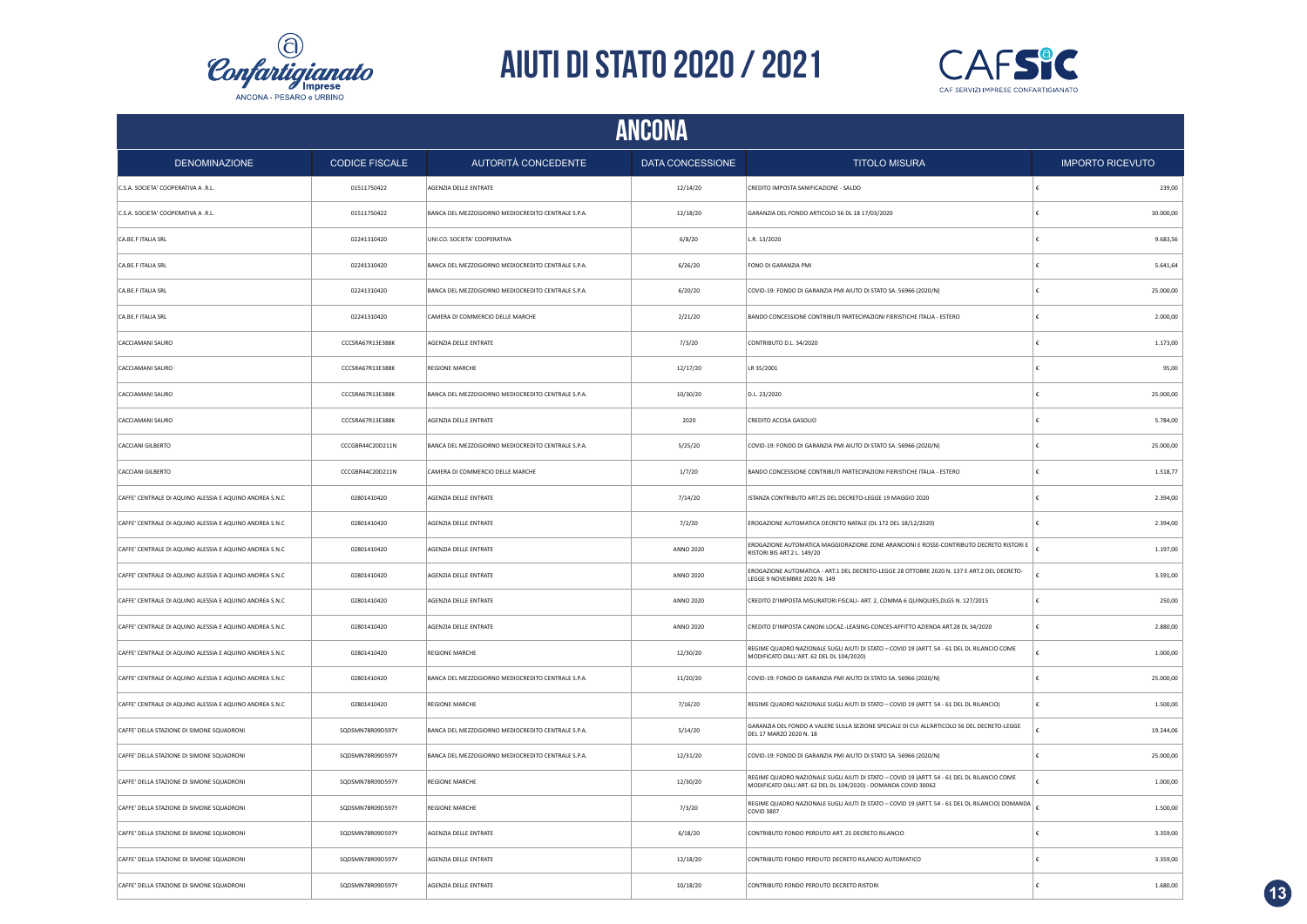# AIUTI DI STATO 2020 / 2021

## ANCONA

| DENOMINAZIONE | CODICE FISCALE | AUTORITÀ CONCEDENTE | DATA CONCESSIONE | TITOLO MISURA | IMPORTO RICEVUTO |
|---|---|---|---|---|---|
| C.S.A. SOCIETA' COOPERATIVA A .R.L. | 01511750422 | AGENZIA DELLE ENTRATE | 12/14/20 | CREDITO IMPOSTA SANIFICAZIONE - SALDO | € 239,00 |
| C.S.A. SOCIETA' COOPERATIVA A .R.L. | 01511750422 | BANCA DEL MEZZOGIORNO MEDIOCREDITO CENTRALE S.P.A. | 12/18/20 | GARANZIA DEL FONDO ARTICOLO 56 DL 18 17/03/2020 | € 30.000,00 |
| CA.BE.F ITALIA SRL | 02241310420 | UNI.CO. SOCIETA' COOPERATIVA | 6/8/20 | L.R. 13/2020 | € 9.683,56 |
| CA.BE.F ITALIA SRL | 02241310420 | BANCA DEL MEZZOGIORNO MEDIOCREDITO CENTRALE S.P.A. | 6/26/20 | FONO DI GARANZIA PMI | € 5.641,64 |
| CA.BE.F ITALIA SRL | 02241310420 | BANCA DEL MEZZOGIORNO MEDIOCREDITO CENTRALE S.P.A. | 6/20/20 | COVID-19: FONDO DI GARANZIA PMI AIUTO DI STATO SA. 56966 (2020/N) | € 25.000,00 |
| CA.BE.F ITALIA SRL | 02241310420 | CAMERA DI COMMERCIO DELLE MARCHE | 2/21/20 | BANDO CONCESSIONE CONTRIBUTI PARTECIPAZIONI FIERISTICHE ITALIA - ESTERO | € 2.000,00 |
| CACCIAMANI SAURO | CCCSRA67R13E388K | AGENZIA DELLE ENTRATE | 7/3/20 | CONTRIBUTO D.L. 34/2020 | € 1.173,00 |
| CACCIAMANI SAURO | CCCSRA67R13E388K | REGIONE MARCHE | 12/17/20 | LR 35/2001 | € 95,00 |
| CACCIAMANI SAURO | CCCSRA67R13E388K | BANCA DEL MEZZOGIORNO MEDIOCREDITO CENTRALE S.P.A. | 10/30/20 | D.L. 23/2020 | € 25.000,00 |
| CACCIAMANI SAURO | CCCSRA67R13E388K | AGENZIA DELLE ENTRATE | 2020 | CREDITO ACCISA GASOLIO | € 5.784,00 |
| CACCIANI GILBERTO | CCCGBR44C20D211N | BANCA DEL MEZZOGIORNO MEDIOCREDITO CENTRALE S.P.A. | 5/25/20 | COVID-19: FONDO DI GARANZIA PMI AIUTO DI STATO SA. 56966 (2020/N) | € 25.000,00 |
| CACCIANI GILBERTO | CCCGBR44C20D211N | CAMERA DI COMMERCIO DELLE MARCHE | 1/7/20 | BANDO CONCESSIONE CONTRIBUTI PARTECIPAZIONI FIERISTICHE ITALIA - ESTERO | € 1.518,77 |
| CAFFE' CENTRALE DI AQUINO ALESSIA E AQUINO ANDREA S.N.C | 02801410420 | AGENZIA DELLE ENTRATE | 7/14/20 | ISTANZA CONTRIBUTO ART.25 DEL DECRETO-LEGGE 19 MAGGIO 2020 | € 2.394,00 |
| CAFFE' CENTRALE DI AQUINO ALESSIA E AQUINO ANDREA S.N.C | 02801410420 | AGENZIA DELLE ENTRATE | 7/2/20 | EROGAZIONE AUTOMATICA DECRETO NATALE (DL 172 DEL 18/12/2020) | € 2.394,00 |
| CAFFE' CENTRALE DI AQUINO ALESSIA E AQUINO ANDREA S.N.C | 02801410420 | AGENZIA DELLE ENTRATE | ANNO 2020 | EROGAZIONE AUTOMATICA MAGGIORAZIONE ZONE ARANCIONI E ROSSE-CONTRIBUTO DECRETO RISTORI E RISTORI BIS ART.2 L. 149/20 | € 1.197,00 |
| CAFFE' CENTRALE DI AQUINO ALESSIA E AQUINO ANDREA S.N.C | 02801410420 | AGENZIA DELLE ENTRATE | ANNO 2020 | EROGAZIONE AUTOMATICA - ART.1 DEL DECRETO-LEGGE 28 OTTOBRE 2020 N. 137 E ART.2 DEL DECRETO-LEGGE 9 NOVEMBRE 2020 N. 149 | € 3.591,00 |
| CAFFE' CENTRALE DI AQUINO ALESSIA E AQUINO ANDREA S.N.C | 02801410420 | AGENZIA DELLE ENTRATE | ANNO 2020 | CREDITO D'IMPOSTA MISURATORI FISCALI- ART. 2, COMMA 6 QUINQUIES,DLGS N. 127/2015 | € 250,00 |
| CAFFE' CENTRALE DI AQUINO ALESSIA E AQUINO ANDREA S.N.C | 02801410420 | AGENZIA DELLE ENTRATE | ANNO 2020 | CREDITO D'IMPOSTA CANONI LOCAZ.-LEASING-CONCES-AFFITTO AZIENDA ART.28 DL 34/2020 | € 2.880,00 |
| CAFFE' CENTRALE DI AQUINO ALESSIA E AQUINO ANDREA S.N.C | 02801410420 | REGIONE MARCHE | 12/30/20 | REGIME QUADRO NAZIONALE SUGLI AIUTI DI STATO – COVID 19 (ARTT. 54 - 61 DEL DL RILANCIO COME MODIFICATO DALL'ART. 62 DEL DL 104/2020) | € 1.000,00 |
| CAFFE' CENTRALE DI AQUINO ALESSIA E AQUINO ANDREA S.N.C | 02801410420 | BANCA DEL MEZZOGIORNO MEDIOCREDITO CENTRALE S.P.A. | 11/20/20 | COVID-19: FONDO DI GARANZIA PMI AIUTO DI STATO SA. 56966 (2020/N) | € 25.000,00 |
| CAFFE' CENTRALE DI AQUINO ALESSIA E AQUINO ANDREA S.N.C | 02801410420 | REGIONE MARCHE | 7/16/20 | REGIME QUADRO NAZIONALE SUGLI AIUTI DI STATO – COVID 19 (ARTT. 54 - 61 DEL DL RILANCIO) | € 1.500,00 |
| CAFFE' DELLA STAZIONE DI SIMONE SQUADRONI | SQDSMN78R09D597Y | BANCA DEL MEZZOGIORNO MEDIOCREDITO CENTRALE S.P.A. | 5/14/20 | GARANZIA DEL FONDO A VALERE SULLA SEZIONE SPECIALE DI CUI ALL'ARTICOLO 56 DEL DECRETO-LEGGE DEL 17 MARZO 2020 N. 18 | € 19.244,06 |
| CAFFE' DELLA STAZIONE DI SIMONE SQUADRONI | SQDSMN78R09D597Y | BANCA DEL MEZZOGIORNO MEDIOCREDITO CENTRALE S.P.A. | 12/31/20 | COVID-19: FONDO DI GARANZIA PMI AIUTO DI STATO SA. 56966 (2020/N) | € 25.000,00 |
| CAFFE' DELLA STAZIONE DI SIMONE SQUADRONI | SQDSMN78R09D597Y | REGIONE MARCHE | 12/30/20 | REGIME QUADRO NAZIONALE SUGLI AIUTI DI STATO – COVID 19 (ARTT. 54 - 61 DEL DL RILANCIO COME MODIFICATO DALL'ART. 62 DEL DL 104/2020) - DOMANDA COVID 30062 | € 1.000,00 |
| CAFFE' DELLA STAZIONE DI SIMONE SQUADRONI | SQDSMN78R09D597Y | REGIONE MARCHE | 7/3/20 | REGIME QUADRO NAZIONALE SUGLI AIUTI DI STATO – COVID 19 (ARTT. 54 - 61 DEL DL RILANCIO) DOMANDA COVID 3807 | € 1.500,00 |
| CAFFE' DELLA STAZIONE DI SIMONE SQUADRONI | SQDSMN78R09D597Y | AGENZIA DELLE ENTRATE | 6/18/20 | CONTRIBUTO FONDO PERDUTO ART. 25 DECRETO RILANCIO | € 3.359,00 |
| CAFFE' DELLA STAZIONE DI SIMONE SQUADRONI | SQDSMN78R09D597Y | AGENZIA DELLE ENTRATE | 12/18/20 | CONTRIBUTO FONDO PERDUTO DECRETO RILANCIO AUTOMATICO | € 3.359,00 |
| CAFFE' DELLA STAZIONE DI SIMONE SQUADRONI | SQDSMN78R09D597Y | AGENZIA DELLE ENTRATE | 10/18/20 | CONTRIBUTO FONDO PERDUTO DECRETO RISTORI | € 1.680,00 |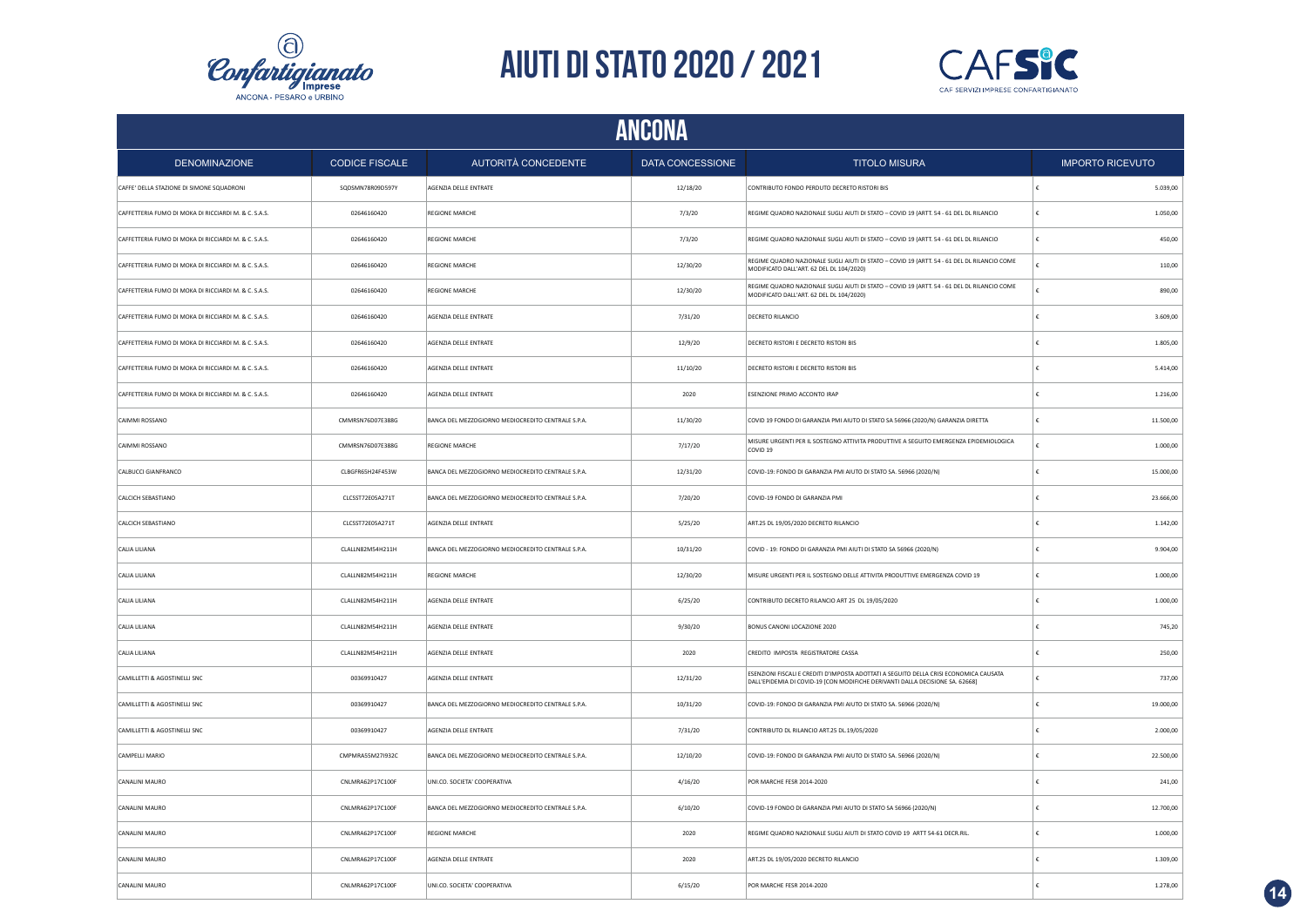# AIUTI DI STATO 2020 / 2021

## ANCONA

| DENOMINAZIONE | CODICE FISCALE | AUTORITÀ CONCEDENTE | DATA CONCESSIONE | TITOLO MISURA | IMPORTO RICEVUTO |
|---|---|---|---|---|---|
| CAFFE' DELLA STAZIONE DI SIMONE SQUADRONI | SQDSMN78R09D597Y | AGENZIA DELLE ENTRATE | 12/18/20 | CONTRIBUTO FONDO PERDUTO DECRETO RISTORI BIS | € 5.039,00 |
| CAFFETTERIA FUMO DI MOKA DI RICCIARDI M. & C. S.A.S. | 02646160420 | REGIONE MARCHE | 7/3/20 | REGIME QUADRO NAZIONALE SUGLI AIUTI DI STATO – COVID 19 (ARTT. 54 - 61 DEL DL RILANCIO | € 1.050,00 |
| CAFFETTERIA FUMO DI MOKA DI RICCIARDI M. & C. S.A.S. | 02646160420 | REGIONE MARCHE | 7/3/20 | REGIME QUADRO NAZIONALE SUGLI AIUTI DI STATO – COVID 19 (ARTT. 54 - 61 DEL DL RILANCIO | € 450,00 |
| CAFFETTERIA FUMO DI MOKA DI RICCIARDI M. & C. S.A.S. | 02646160420 | REGIONE MARCHE | 12/30/20 | REGIME QUADRO NAZIONALE SUGLI AIUTI DI STATO – COVID 19 (ARTT. 54 - 61 DEL DL RILANCIO COME MODIFICATO DALL'ART. 62 DEL DL 104/2020) | € 110,00 |
| CAFFETTERIA FUMO DI MOKA DI RICCIARDI M. & C. S.A.S. | 02646160420 | REGIONE MARCHE | 12/30/20 | REGIME QUADRO NAZIONALE SUGLI AIUTI DI STATO – COVID 19 (ARTT. 54 - 61 DEL DL RILANCIO COME MODIFICATO DALL'ART. 62 DEL DL 104/2020) | € 890,00 |
| CAFFETTERIA FUMO DI MOKA DI RICCIARDI M. & C. S.A.S. | 02646160420 | AGENZIA DELLE ENTRATE | 7/31/20 | DECRETO RILANCIO | € 3.609,00 |
| CAFFETTERIA FUMO DI MOKA DI RICCIARDI M. & C. S.A.S. | 02646160420 | AGENZIA DELLE ENTRATE | 12/9/20 | DECRETO RISTORI E DECRETO RISTORI BIS | € 1.805,00 |
| CAFFETTERIA FUMO DI MOKA DI RICCIARDI M. & C. S.A.S. | 02646160420 | AGENZIA DELLE ENTRATE | 11/10/20 | DECRETO RISTORI E DECRETO RISTORI BIS | € 5.414,00 |
| CAFFETTERIA FUMO DI MOKA DI RICCIARDI M. & C. S.A.S. | 02646160420 | AGENZIA DELLE ENTRATE | 2020 | ESENZIONE PRIMO ACCONTO IRAP | € 1.216,00 |
| CAIMMI ROSSANO | CMMRSN76D07E388G | BANCA DEL MEZZOGIORNO MEDIOCREDITO CENTRALE S.P.A. | 11/30/20 | COVID 19 FONDO DI GARANZIA PMI AIUTO DI STATO SA 56966 (2020/N) GARANZIA DIRETTA | € 11.500,00 |
| CAIMMI ROSSANO | CMMRSN76D07E388G | REGIONE MARCHE | 7/17/20 | MISURE URGENTI PER IL SOSTEGNO ATTIVITA PRODUTTIVE A SEGUITO EMERGENZA EPIDEMIOLOGICA COVID 19 | € 1.000,00 |
| CALBUCCI GIANFRANCO | CLBGFR65H24F453W | BANCA DEL MEZZOGIORNO MEDIOCREDITO CENTRALE S.P.A. | 12/31/20 | COVID-19: FONDO DI GARANZIA PMI AIUTO DI STATO SA. 56966 (2020/N) | € 15.000,00 |
| CALCICH SEBASTIANO | CLCSST72E05A271T | BANCA DEL MEZZOGIORNO MEDIOCREDITO CENTRALE S.P.A. | 7/20/20 | COVID-19 FONDO DI GARANZIA PMI | € 23.666,00 |
| CALCICH SEBASTIANO | CLCSST72E05A271T | AGENZIA DELLE ENTRATE | 5/25/20 | ART.25 DL 19/05/2020 DECRETO RILANCIO | € 1.142,00 |
| CALIA LILIANA | CLALLN82M54H211H | BANCA DEL MEZZOGIORNO MEDIOCREDITO CENTRALE S.P.A. | 10/31/20 | COVID - 19: FONDO DI GARANZIA PMI AIUTI DI STATO SA. 56966 (2020/N) | € 9.904,00 |
| CALIA LILIANA | CLALLN82M54H211H | REGIONE MARCHE | 12/30/20 | MISURE URGENTI PER IL SOSTEGNO DELLE ATTIVITA PRODUTTIVE EMERGENZA COVID 19 | € 1.000,00 |
| CALIA LILIANA | CLALLN82M54H211H | AGENZIA DELLE ENTRATE | 6/25/20 | CONTRIBUTO DECRETO RILANCIO ART 25 DL 19/05/2020 | € 1.000,00 |
| CALIA LILIANA | CLALLN82M54H211H | AGENZIA DELLE ENTRATE | 9/30/20 | BONUS CANONI LOCAZIONE 2020 | € 745,20 |
| CALIA LILIANA | CLALLN82M54H211H | AGENZIA DELLE ENTRATE | 2020 | CREDITO IMPOSTA REGISTRATORE CASSA | € 250,00 |
| CAMILLETTI & AGOSTINELLI SNC | 00369910427 | AGENZIA DELLE ENTRATE | 12/31/20 | ESENZIONI FISCALI E CREDITI D'IMPOSTA ADOTTATI A SEGUITO DELLA CRISI ECONOMICA CAUSATA DALL'EPIDEMIA DI COVID-19 [CON MODIFICHE DERIVANTI DALLA DECISIONE SA. 62668] | € 737,00 |
| CAMILLETTI & AGOSTINELLI SNC | 00369910427 | BANCA DEL MEZZOGIORNO MEDIOCREDITO CENTRALE S.P.A. | 10/31/20 | COVID-19: FONDO DI GARANZIA PMI AIUTO DI STATO SA. 56966 (2020/N) | € 19.000,00 |
| CAMILLETTI & AGOSTINELLI SNC | 00369910427 | AGENZIA DELLE ENTRATE | 7/31/20 | CONTRIBUTO DL RILANCIO ART.25 DL.19/05/2020 | € 2.000,00 |
| CAMPELLI MARIO | CMPMRA55M27I932C | BANCA DEL MEZZOGIORNO MEDIOCREDITO CENTRALE S.P.A. | 12/10/20 | COVID-19: FONDO DI GARANZIA PMI AIUTO DI STATO SA. 56966 (2020/N) | € 22.500,00 |
| CANALINI MAURO | CNLMRA62P17C100F | UNI.CO. SOCIETA' COOPERATIVA | 4/16/20 | POR MARCHE FESR 2014-2020 | € 241,00 |
| CANALINI MAURO | CNLMRA62P17C100F | BANCA DEL MEZZOGIORNO MEDIOCREDITO CENTRALE S.P.A. | 6/10/20 | COVID-19 FONDO DI GARANZIA PMI AIUTO DI STATO SA 56966 (2020/N) | € 12.700,00 |
| CANALINI MAURO | CNLMRA62P17C100F | REGIONE MARCHE | 2020 | REGIME QUADRO NAZIONALE SUGLI AIUTI DI STATO COVID 19 ARTT 54-61 DECR.RIL. | € 1.000,00 |
| CANALINI MAURO | CNLMRA62P17C100F | AGENZIA DELLE ENTRATE | 2020 | ART.25 DL 19/05/2020 DECRETO RILANCIO | € 1.309,00 |
| CANALINI MAURO | CNLMRA62P17C100F | UNI.CO. SOCIETA' COOPERATIVA | 6/15/20 | POR MARCHE FESR 2014-2020 | € 1.278,00 |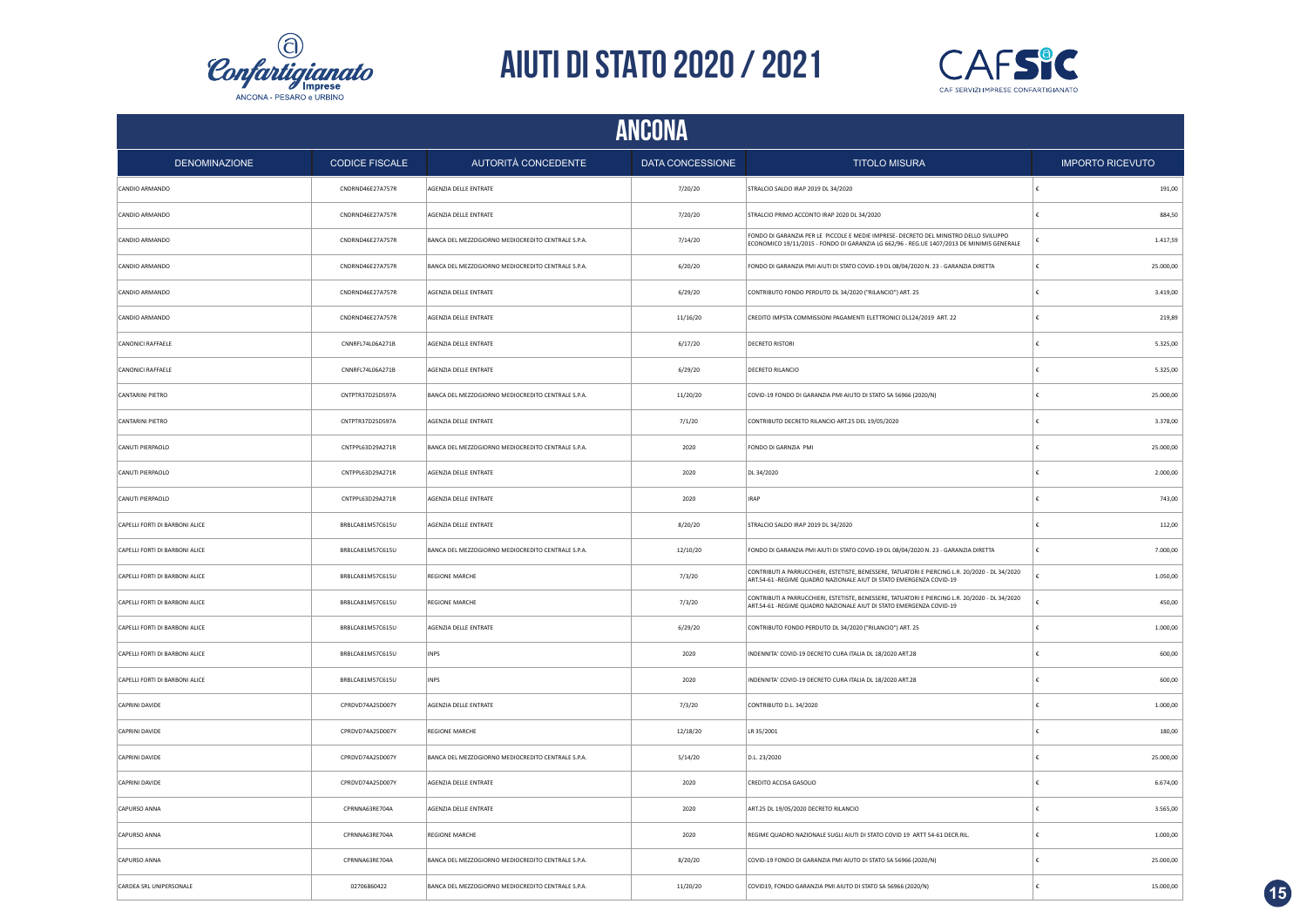# AIUTI DI STATO 2020 / 2021

## ANCONA

| DENOMINAZIONE | CODICE FISCALE | AUTORITÀ CONCEDENTE | DATA CONCESSIONE | TITOLO MISURA | IMPORTO RICEVUTO |
|---|---|---|---|---|---|
| CANDIO ARMANDO | CNDRND46E27A757R | AGENZIA DELLE ENTRATE | 7/20/20 | STRALCIO SALDO IRAP 2019 DL 34/2020 | € 191,00 |
| CANDIO ARMANDO | CNDRND46E27A757R | AGENZIA DELLE ENTRATE | 7/20/20 | STRALCIO PRIMO ACCONTO IRAP 2020 DL 34/2020 | € 884,50 |
| CANDIO ARMANDO | CNDRND46E27A757R | BANCA DEL MEZZOGIORNO MEDIOCREDITO CENTRALE S.P.A. | 7/14/20 | FONDO DI GARANZIA PER LE PICCOLE E MEDIE IMPRESE- DECRETO DEL MINISTRO DELLO SVILUPPO ECONOMICO 19/11/2015 - FONDO DI GARANZIA LG 662/96 - REG.UE 1407/2013 DE MINIMIS GENERALE | € 1.417,59 |
| CANDIO ARMANDO | CNDRND46E27A757R | BANCA DEL MEZZOGIORNO MEDIOCREDITO CENTRALE S.P.A. | 6/20/20 | FONDO DI GARANZIA PMI AIUTI DI STATO COVID-19 DL 08/04/2020 N. 23 - GARANZIA DIRETTA | € 25.000,00 |
| CANDIO ARMANDO | CNDRND46E27A757R | AGENZIA DELLE ENTRATE | 6/29/20 | CONTRIBUTO FONDO PERDUTO DL 34/2020 ("RILANCIO") ART. 25 | € 3.419,00 |
| CANDIO ARMANDO | CNDRND46E27A757R | AGENZIA DELLE ENTRATE | 11/16/20 | CREDITO IMPSTA COMMISSIONI PAGAMENTI ELETTRONICI DL124/2019 ART. 22 | € 219,89 |
| CANONICI RAFFAELE | CNNRFL74L06A271B | AGENZIA DELLE ENTRATE | 6/17/20 | DECRETO RISTORI | € 5.325,00 |
| CANONICI RAFFAELE | CNNRFL74L06A271B | AGENZIA DELLE ENTRATE | 6/29/20 | DECRETO RILANCIO | € 5.325,00 |
| CANTARINI PIETRO | CNTPTR37D25D597A | BANCA DEL MEZZOGIORNO MEDIOCREDITO CENTRALE S.P.A. | 11/20/20 | COVID-19 FONDO DI GARANZIA PMI AIUTO DI STATO SA 56966 (2020/N) | € 25.000,00 |
| CANTARINI PIETRO | CNTPTR37D25D597A | AGENZIA DELLE ENTRATE | 7/1/20 | CONTRIBUTO DECRETO RILANCIO ART.25 DEL 19/05/2020 | € 3.378,00 |
| CANUTI PIERPAOLO | CNTPPL63D29A271R | BANCA DEL MEZZOGIORNO MEDIOCREDITO CENTRALE S.P.A. | 2020 | FONDO DI GARNZIA PMI | € 25.000,00 |
| CANUTI PIERPAOLO | CNTPPL63D29A271R | AGENZIA DELLE ENTRATE | 2020 | DL 34/2020 | € 2.000,00 |
| CANUTI PIERPAOLO | CNTPPL63D29A271R | AGENZIA DELLE ENTRATE | 2020 | IRAP | € 743,00 |
| CAPELLI FORTI DI BARBONI ALICE | BRBLCA81M57C615U | AGENZIA DELLE ENTRATE | 8/20/20 | STRALCIO SALDO IRAP 2019 DL 34/2020 | € 112,00 |
| CAPELLI FORTI DI BARBONI ALICE | BRBLCA81M57C615U | BANCA DEL MEZZOGIORNO MEDIOCREDITO CENTRALE S.P.A. | 12/10/20 | FONDO DI GARANZIA PMI AIUTI DI STATO COVID-19 DL 08/04/2020 N. 23 - GARANZIA DIRETTA | € 7.000,00 |
| CAPELLI FORTI DI BARBONI ALICE | BRBLCA81M57C615U | REGIONE MARCHE | 7/3/20 | CONTRIBUTI A PARRUCCHIERI, ESTETISTE, BENESSERE, TATUATORI E PIERCING L.R. 20/2020 - DL 34/2020 ART.54-61 -REGIME QUADRO NAZIONALE AIUT DI STATO EMERGENZA COVID-19 | € 1.050,00 |
| CAPELLI FORTI DI BARBONI ALICE | BRBLCA81M57C615U | REGIONE MARCHE | 7/3/20 | CONTRIBUTI A PARRUCCHIERI, ESTETISTE, BENESSERE, TATUATORI E PIERCING L.R. 20/2020 - DL 34/2020 ART.54-61 -REGIME QUADRO NAZIONALE AIUT DI STATO EMERGENZA COVID-19 | € 450,00 |
| CAPELLI FORTI DI BARBONI ALICE | BRBLCA81M57C615U | AGENZIA DELLE ENTRATE | 6/29/20 | CONTRIBUTO FONDO PERDUTO DL 34/2020 ("RILANCIO") ART. 25 | € 1.000,00 |
| CAPELLI FORTI DI BARBONI ALICE | BRBLCA81M57C615U | INPS | 2020 | INDENNITA' COVID-19 DECRETO CURA ITALIA DL 18/2020 ART.28 | € 600,00 |
| CAPELLI FORTI DI BARBONI ALICE | BRBLCA81M57C615U | INPS | 2020 | INDENNITA' COVID-19 DECRETO CURA ITALIA DL 18/2020 ART.28 | € 600,00 |
| CAPRINI DAVIDE | CPRDVD74A25D007Y | AGENZIA DELLE ENTRATE | 7/3/20 | CONTRIBUTO D.L. 34/2020 | € 1.000,00 |
| CAPRINI DAVIDE | CPRDVD74A25D007Y | REGIONE MARCHE | 12/18/20 | LR 35/2001 | € 180,00 |
| CAPRINI DAVIDE | CPRDVD74A25D007Y | BANCA DEL MEZZOGIORNO MEDIOCREDITO CENTRALE S.P.A. | 5/14/20 | D.L. 23/2020 | € 25.000,00 |
| CAPRINI DAVIDE | CPRDVD74A25D007Y | AGENZIA DELLE ENTRATE | 2020 | CREDITO ACCISA GASOLIO | € 6.674,00 |
| CAPURSO ANNA | CPRNNA63RE704A | AGENZIA DELLE ENTRATE | 2020 | ART.25 DL 19/05/2020 DECRETO RILANCIO | € 3.565,00 |
| CAPURSO ANNA | CPRNNA63RE704A | REGIONE MARCHE | 2020 | REGIME QUADRO NAZIONALE SUGLI AIUTI DI STATO COVID 19 ARTT 54-61 DECR.RIL. | € 1.000,00 |
| CAPURSO ANNA | CPRNNA63RE704A | BANCA DEL MEZZOGIORNO MEDIOCREDITO CENTRALE S.P.A. | 8/20/20 | COVID-19 FONDO DI GARANZIA PMI AIUTO DI STATO SA 56966 (2020/N) | € 25.000,00 |
| CARDEA SRL UNIPERSONALE | 02706860422 | BANCA DEL MEZZOGIORNO MEDIOCREDITO CENTRALE S.P.A. | 11/20/20 | COVID19, FONDO GARANZIA PMI AIUTO DI STATO SA 56966 (2020/N) | € 15.000,00 |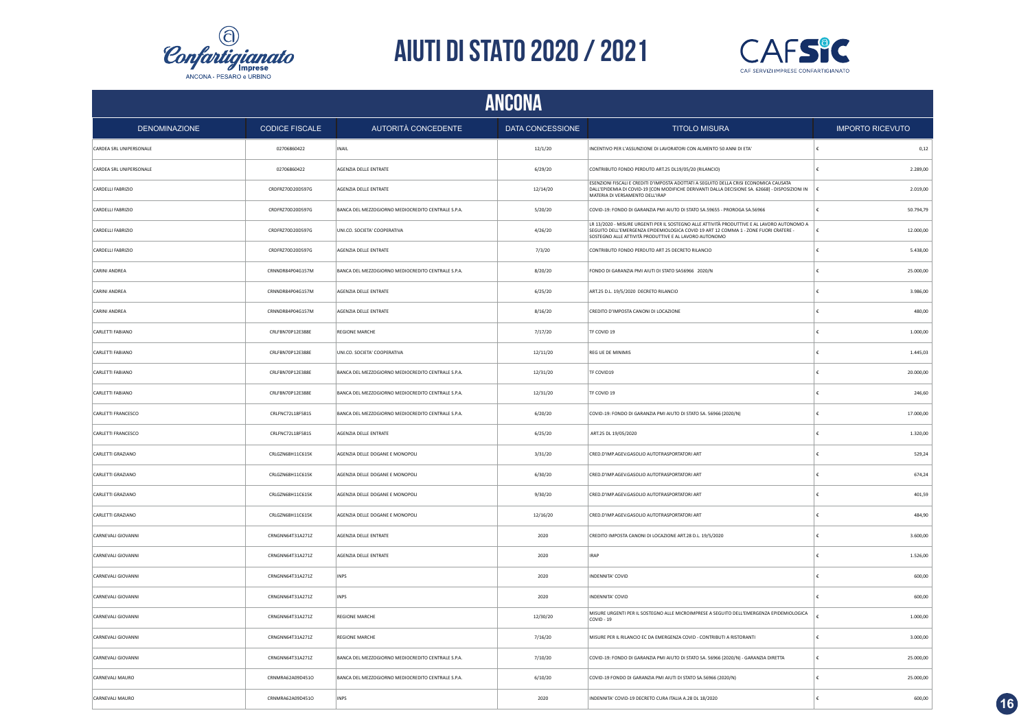# AIUTI DI STATO 2020 / 2021

## ANCONA

| DENOMINAZIONE | CODICE FISCALE | AUTORITÀ CONCEDENTE | DATA CONCESSIONE | TITOLO MISURA | IMPORTO RICEVUTO |
|---|---|---|---|---|---|
| CARDEA SRL UNIPERSONALE | 02706860422 | INAIL | 12/1/20 | INCENTIVO PER L'ASSUNZIONE DI LAVORATORI CON ALMENTO 50 ANNI DI ETA' | € 0,12 |
| CARDEA SRL UNIPERSONALE | 02706860422 | AGENZIA DELLE ENTRATE | 6/29/20 | CONTRIBUTO FONDO PERDUTO ART.25 DL19/05/20 (RILANCIO) | € 2.289,00 |
| CARDELLI FABRIZIO | CRDFRZ70D20D597G | AGENZIA DELLE ENTRATE | 12/14/20 | ESENZIONI FISCALI E CREDITI D'IMPOSTA ADOTTATI A SEGUITO DELLA CRISI ECONOMICA CAUSATA DALL'EPIDEMIA DI COVID-19 [CON MODIFICHE DERIVANTI DALLA DECISIONE SA. 62668] - DISPOSIZIONI IN MATERIA DI VERSAMENTO DELL'IRAP | € 2.019,00 |
| CARDELLI FABRIZIO | CRDFRZ70D20D597G | BANCA DEL MEZZOGIORNO MEDIOCREDITO CENTRALE S.P.A. | 5/20/20 | COVID-19: FONDO DI GARANZIA PMI AIUTO DI STATO SA.59655 - PROROGA SA.56966 | € 50.794,79 |
| CARDELLI FABRIZIO | CRDFRZ70D20D597G | UNI.CO. SOCIETA' COOPERATIVA | 4/26/20 | LR 13/2020 - MISURE URGENTI PER IL SOSTEGNO ALLE ATTIVITÀ PRODUTTIVE E AL LAVORO AUTONOMO A SEGUITO DELL'EMERGENZA EPIDEMIOLOGICA COVID 19 ART 12 COMMA 1 - ZONE FUORI CRATERE - SOSTEGNO ALLE ATTIVITÀ PRODUTTIVE E AL LAVORO AUTONOMO | € 12.000,00 |
| CARDELLI FABRIZIO | CRDFRZ70D20D597G | AGENZIA DELLE ENTRATE | 7/3/20 | CONTRIBUTO FONDO PERDUTO ART 25 DECRETO RILANCIO | € 5.438,00 |
| CARINI ANDREA | CRNNDR84P04G157M | BANCA DEL MEZZOGIORNO MEDIOCREDITO CENTRALE S.P.A. | 8/20/20 | FONDO DI GARANZIA PMI AIUTI DI STATO SA56966 2020/N | € 25.000,00 |
| CARINI ANDREA | CRNNDR84P04G157M | AGENZIA DELLE ENTRATE | 6/25/20 | ART.25 D.L. 19/5/2020 DECRETO RILANCIO | € 3.986,00 |
| CARINI ANDREA | CRNNDR84P04G157M | AGENZIA DELLE ENTRATE | 8/16/20 | CREDITO D'IMPOSTA CANONI DI LOCAZIONE | € 480,00 |
| CARLETTI FABIANO | CRLFBN70P12E388E | REGIONE MARCHE | 7/17/20 | TF COVID 19 | € 1.000,00 |
| CARLETTI FABIANO | CRLFBN70P12E388E | UNI.CO. SOCIETA' COOPERATIVA | 12/11/20 | REG UE DE MINIMIS | € 1.445,03 |
| CARLETTI FABIANO | CRLFBN70P12E388E | BANCA DEL MEZZOGIORNO MEDIOCREDITO CENTRALE S.P.A. | 12/31/20 | TF COVID19 | € 20.000,00 |
| CARLETTI FABIANO | CRLFBN70P12E388E | BANCA DEL MEZZOGIORNO MEDIOCREDITO CENTRALE S.P.A. | 12/31/20 | TF COVID 19 | € 246,60 |
| CARLETTI FRANCESCO | CRLFNC72L18F581S | BANCA DEL MEZZOGIORNO MEDIOCREDITO CENTRALE S.P.A. | 6/20/20 | COVID-19: FONDO DI GARANZIA PMI AIUTO DI STATO SA. 56966 (2020/N) | € 17.000,00 |
| CARLETTI FRANCESCO | CRLFNC72L18F581S | AGENZIA DELLE ENTRATE | 6/25/20 | ART.25 DL 19/05/2020 | € 1.320,00 |
| CARLETTI GRAZIANO | CRLGZN68H11C615K | AGENZIA DELLE DOGANE E MONOPOLI | 3/31/20 | CRED.D'IMP.AGEV.GASOLIO AUTOTRASPORTATORI ART | € 529,24 |
| CARLETTI GRAZIANO | CRLGZN68H11C615K | AGENZIA DELLE DOGANE E MONOPOLI | 6/30/20 | CRED.D'IMP.AGEV.GASOLIO AUTOTRASPORTATORI ART | € 674,24 |
| CARLETTI GRAZIANO | CRLGZN68H11C615K | AGENZIA DELLE DOGANE E MONOPOLI | 9/30/20 | CRED.D'IMP.AGEV.GASOLIO AUTOTRASPORTATORI ART | € 401,59 |
| CARLETTI GRAZIANO | CRLGZN68H11C615K | AGENZIA DELLE DOGANE E MONOPOLI | 12/16/20 | CRED.D'IMP.AGEV.GASOLIO AUTOTRASPORTATORI ART | € 484,90 |
| CARNEVALI GIOVANNI | CRNGNN64T31A271Z | AGENZIA DELLE ENTRATE | 2020 | CREDITO IMPOSTA CANONI DI LOCAZIONE ART.28 D.L. 19/5/2020 | € 3.600,00 |
| CARNEVALI GIOVANNI | CRNGNN64T31A271Z | AGENZIA DELLE ENTRATE | 2020 | IRAP | € 1.526,00 |
| CARNEVALI GIOVANNI | CRNGNN64T31A271Z | INPS | 2020 | INDENNITA' COVID | € 600,00 |
| CARNEVALI GIOVANNI | CRNGNN64T31A271Z | INPS | 2020 | INDENNITA' COVID | € 600,00 |
| CARNEVALI GIOVANNI | CRNGNN64T31A271Z | REGIONE MARCHE | 12/30/20 | MISURE URGENTI PER IL SOSTEGNO ALLE MICROIMPRESE A SEGUITO DELL'EMERGENZA EPIDEMIOLOGICA COVID - 19 | € 1.000,00 |
| CARNEVALI GIOVANNI | CRNGNN64T31A271Z | REGIONE MARCHE | 7/16/20 | MISURE PER IL RILANCIO EC DA EMERGENZA COVID - CONTRIBUTI A RISTORANTI | € 3.000,00 |
| CARNEVALI GIOVANNI | CRNGNN64T31A271Z | BANCA DEL MEZZOGIORNO MEDIOCREDITO CENTRALE S.P.A. | 7/10/20 | COVID-19: FONDO DI GARANZIA PMI AIUTO DI STATO SA. 56966 (2020/N) - GARANZIA DIRETTA | € 25.000,00 |
| CARNEVALI MAURO | CRNMRA62A09D451O | BANCA DEL MEZZOGIORNO MEDIOCREDITO CENTRALE S.P.A. | 6/10/20 | COVID-19 FONDO DI GARANZIA PMI AIUTI DI STATO SA.56966 (2020/N) | € 25.000,00 |
| CARNEVALI MAURO | CRNMRA62A09D451O | INPS | 2020 | INDENNITA' COVID-19 DECRETO CURA ITALIA A.28 DL 18/2020 | € 600,00 |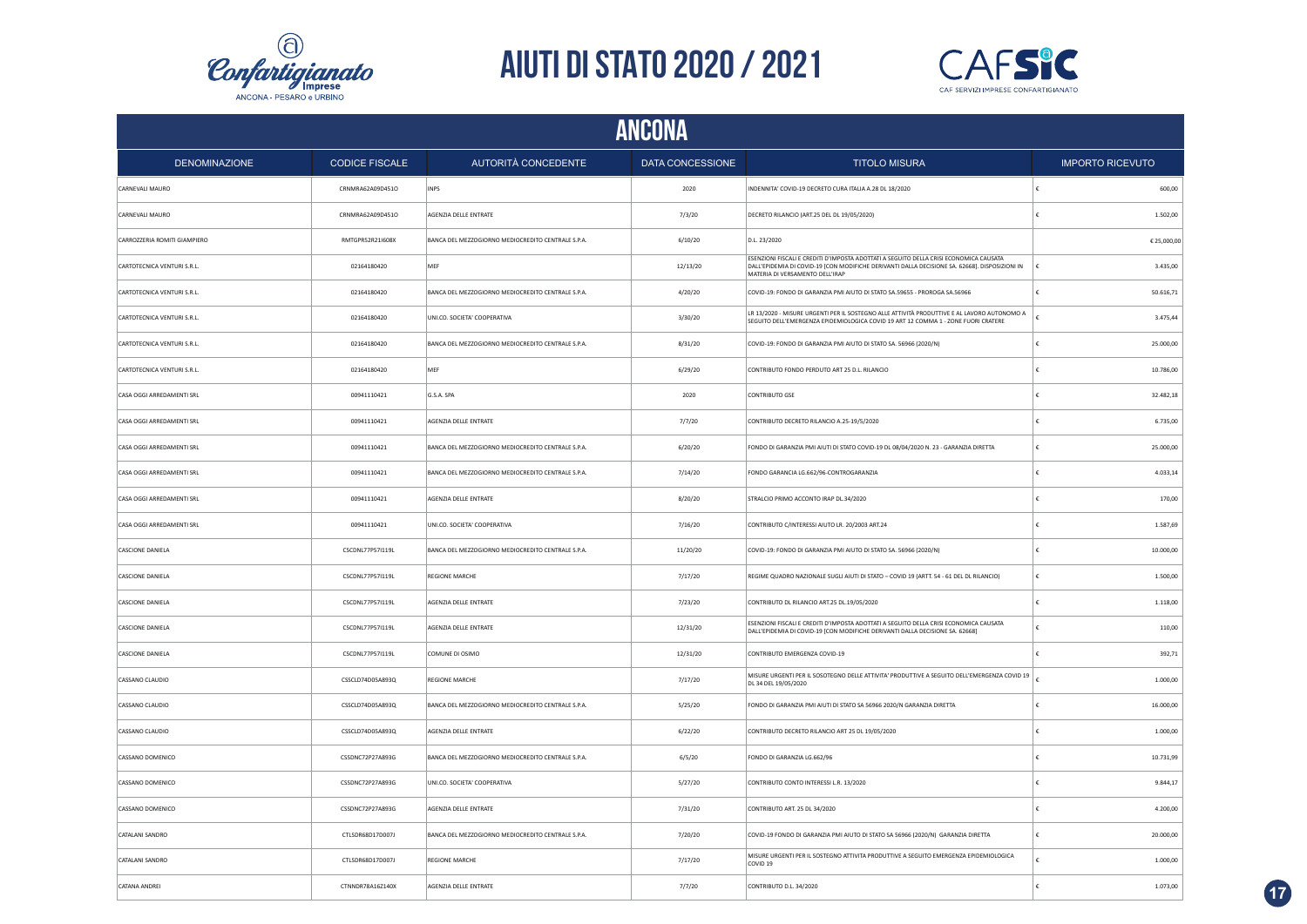# AIUTI DI STATO 2020 / 2021

## ANCONA

| DENOMINAZIONE | CODICE FISCALE | AUTORITÀ CONCEDENTE | DATA CONCESSIONE | TITOLO MISURA | IMPORTO RICEVUTO |
|---|---|---|---|---|---|
| CARNEVALI MAURO | CRNMRA62A09D451O | INPS | 2020 | INDENNITA' COVID-19 DECRETO CURA ITALIA A.28 DL 18/2020 | € 600,00 |
| CARNEVALI MAURO | CRNMRA62A09D451O | AGENZIA DELLE ENTRATE | 7/3/20 | DECRETO RILANCIO (ART.25 DEL DL 19/05/2020) | € 1.502,00 |
| CARROZZERIA ROMITI GIAMPIERO | RMTGPR52R21I608X | BANCA DEL MEZZOGIORNO MEDIOCREDITO CENTRALE S.P.A. | 6/10/20 | D.L. 23/2020 | € 25.000,00 |
| CARTOTECNICA VENTURI S.R.L. | 02164180420 | MEF | 12/13/20 | ESENZIONI FISCALI E CREDITI D'IMPOSTA ADOTTATI A SEGUITO DELLA CRISI ECONOMICA CAUSATA DALL'EPIDEMIA DI COVID-19 [CON MODIFICHE DERIVANTI DALLA DECISIONE SA. 62668]. DISPOSIZIONI IN MATERIA DI VERSAMENTO DELL'IRAP | € 3.435,00 |
| CARTOTECNICA VENTURI S.R.L. | 02164180420 | BANCA DEL MEZZOGIORNO MEDIOCREDITO CENTRALE S.P.A. | 4/20/20 | COVID-19: FONDO DI GARANZIA PMI AIUTO DI STATO SA.59655 - PROROGA SA.56966 | € 50.616,71 |
| CARTOTECNICA VENTURI S.R.L. | 02164180420 | UNI.CO. SOCIETA' COOPERATIVA | 3/30/20 | LR 13/2020 - MISURE URGENTI PER IL SOSTEGNO ALLE ATTIVITÀ PRODUTTIVE E AL LAVORO AUTONOMO A SEGUITO DELL'EMERGENZA EPIDEMIOLOGICA COVID 19 ART 12 COMMA 1 - ZONE FUORI CRATERE | € 3.475,44 |
| CARTOTECNICA VENTURI S.R.L. | 02164180420 | BANCA DEL MEZZOGIORNO MEDIOCREDITO CENTRALE S.P.A. | 8/31/20 | COVID-19: FONDO DI GARANZIA PMI AIUTO DI STATO SA. 56966 (2020/N) | € 25.000,00 |
| CARTOTECNICA VENTURI S.R.L. | 02164180420 | MEF | 6/29/20 | CONTRIBUTO FONDO PERDUTO ART 25 D.L. RILANCIO | € 10.786,00 |
| CASA OGGI ARREDAMENTI SRL | 00941110421 | G.S.A. SPA | 2020 | CONTRIBUTO GSE | € 32.482,18 |
| CASA OGGI ARREDAMENTI SRL | 00941110421 | AGENZIA DELLE ENTRATE | 7/7/20 | CONTRIBUTO DECRETO RILANCIO A.25-19/5/2020 | € 6.735,00 |
| CASA OGGI ARREDAMENTI SRL | 00941110421 | BANCA DEL MEZZOGIORNO MEDIOCREDITO CENTRALE S.P.A. | 6/20/20 | FONDO DI GARANZIA PMI AIUTI DI STATO COVID-19 DL 08/04/2020 N. 23 - GARANZIA DIRETTA | € 25.000,00 |
| CASA OGGI ARREDAMENTI SRL | 00941110421 | BANCA DEL MEZZOGIORNO MEDIOCREDITO CENTRALE S.P.A. | 7/14/20 | FONDO GARANCIA LG.662/96-CONTROGARANZIA | € 4.033,14 |
| CASA OGGI ARREDAMENTI SRL | 00941110421 | AGENZIA DELLE ENTRATE | 8/20/20 | STRALCIO PRIMO ACCONTO IRAP DL.34/2020 | € 170,00 |
| CASA OGGI ARREDAMENTI SRL | 00941110421 | UNI.CO. SOCIETA' COOPERATIVA | 7/16/20 | CONTRIBUTO C/INTERESSI AIUTO LR. 20/2003 ART.24 | € 1.587,69 |
| CASCIONE DANIELA | CSCDNL77P57I119L | BANCA DEL MEZZOGIORNO MEDIOCREDITO CENTRALE S.P.A. | 11/20/20 | COVID-19: FONDO DI GARANZIA PMI AIUTO DI STATO SA. 56966 (2020/N) | € 10.000,00 |
| CASCIONE DANIELA | CSCDNL77P57I119L | REGIONE MARCHE | 7/17/20 | REGIME QUADRO NAZIONALE SUGLI AIUTI DI STATO – COVID 19 (ARTT. 54 - 61 DEL DL RILANCIO) | € 1.500,00 |
| CASCIONE DANIELA | CSCDNL77P57I119L | AGENZIA DELLE ENTRATE | 7/23/20 | CONTRIBUTO DL RILANCIO ART.25 DL.19/05/2020 | € 1.118,00 |
| CASCIONE DANIELA | CSCDNL77P57I119L | AGENZIA DELLE ENTRATE | 12/31/20 | ESENZIONI FISCALI E CREDITI D'IMPOSTA ADOTTATI A SEGUITO DELLA CRISI ECONOMICA CAUSATA DALL'EPIDEMIA DI COVID-19 [CON MODIFICHE DERIVANTI DALLA DECISIONE SA. 62668] | € 110,00 |
| CASCIONE DANIELA | CSCDNL77P57I119L | COMUNE DI OSIMO | 12/31/20 | CONTRIBUTO EMERGENZA COVID-19 | € 392,71 |
| CASSANO CLAUDIO | CSSCLD74D05A893Q | REGIONE MARCHE | 7/17/20 | MISURE URGENTI PER IL SOSOTEGNO DELLE ATTIVITA' PRODUTTIVE A SEGUITO DELL'EMERGENZA COVID 19 DL 34 DEL 19/05/2020 | € 1.000,00 |
| CASSANO CLAUDIO | CSSCLD74D05A893Q | BANCA DEL MEZZOGIORNO MEDIOCREDITO CENTRALE S.P.A. | 5/25/20 | FONDO DI GARANZIA PMI AIUTI DI STATO SA 56966 2020/N GARANZIA DIRETTA | € 16.000,00 |
| CASSANO CLAUDIO | CSSCLD74D05A893Q | AGENZIA DELLE ENTRATE | 6/22/20 | CONTRIBUTO DECRETO RILANCIO ART 25 DL 19/05/2020 | € 1.000,00 |
| CASSANO DOMENICO | CSSDNC72P27A893G | BANCA DEL MEZZOGIORNO MEDIOCREDITO CENTRALE S.P.A. | 6/5/20 | FONDO DI GARANZIA LG.662/96 | € 10.731,99 |
| CASSANO DOMENICO | CSSDNC72P27A893G | UNI.CO. SOCIETA' COOPERATIVA | 5/27/20 | CONTRIBUTO CONTO INTERESSI L.R. 13/2020 | € 9.844,17 |
| CASSANO DOMENICO | CSSDNC72P27A893G | AGENZIA DELLE ENTRATE | 7/31/20 | CONTRIBUTO ART. 25 DL 34/2020 | € 4.200,00 |
| CATALANI SANDRO | CTLSDR68D17D007J | BANCA DEL MEZZOGIORNO MEDIOCREDITO CENTRALE S.P.A. | 7/20/20 | COVID-19 FONDO DI GARANZIA PMI AIUTO DI STATO SA 56966 (2020/N) GARANZIA DIRETTA | € 20.000,00 |
| CATALANI SANDRO | CTLSDR68D17D007J | REGIONE MARCHE | 7/17/20 | MISURE URGENTI PER IL SOSTEGNO ATTIVITA PRODUTTIVE A SEGUITO EMERGENZA EPIDEMIOLOGICA COVID 19 | € 1.000,00 |
| CATANA ANDREI | CTNNDR78A16Z140X | AGENZIA DELLE ENTRATE | 7/7/20 | CONTRIBUTO D.L. 34/2020 | € 1.073,00 |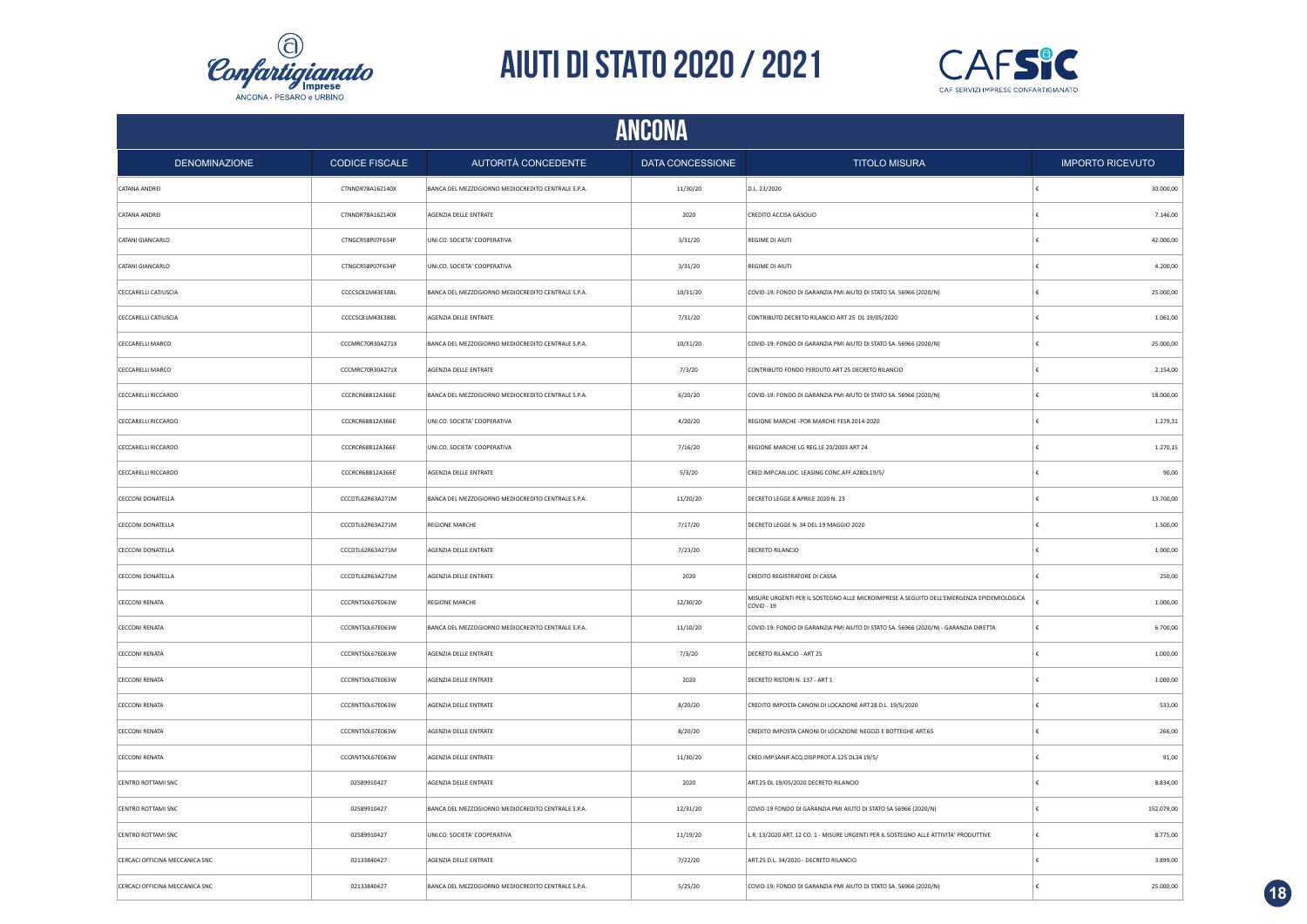# AIUTI DI STATO 2020 / 2021

## ANCONA

| DENOMINAZIONE | CODICE FISCALE | AUTORITÀ CONCEDENTE | DATA CONCESSIONE | TITOLO MISURA | IMPORTO RICEVUTO |
|---|---|---|---|---|---|
| CATANA ANDREI | CTNNDR78A16Z140X | BANCA DEL MEZZOGIORNO MEDIOCREDITO CENTRALE S.P.A. | 11/30/20 | D.L. 23/2020 | € 30.000,00 |
| CATANA ANDREI | CTNNDR78A16Z140X | AGENZIA DELLE ENTRATE | 2020 | CREDITO ACCISA GASOLIO | € 7.146,00 |
| CATANI GIANCARLO | CTNGCR58P07F634P | UNI.CO. SOCIETA' COOPERATIVA | 3/31/20 | REGIME DI AIUTI | € 42.000,00 |
| CATANI GIANCARLO | CTNGCR58P07F634P | UNI.CO. SOCIETA' COOPERATIVA | 3/31/20 | REGIME DI AIUTI | € 4.200,00 |
| CECCARELLI CATIUSCIA | CCCCSC81M43E388L | BANCA DEL MEZZOGIORNO MEDIOCREDITO CENTRALE S.P.A. | 10/31/20 | COVID-19: FONDO DI GARANZIA PMI AIUTO DI STATO SA. 56966 (2020/N) | € 25.000,00 |
| CECCARELLI CATIUSCIA | CCCCSC81M43E388L | AGENZIA DELLE ENTRATE | 7/31/20 | CONTRIBUTO DECRETO RILANCIO ART 25 DL 19/05/2020 | € 1.061,00 |
| CECCARELLI MARCO | CCCMRC70R30A271X | BANCA DEL MEZZOGIORNO MEDIOCREDITO CENTRALE S.P.A. | 10/31/20 | COVID-19: FONDO DI GARANZIA PMI AIUTO DI STATO SA. 56966 (2020/N) | € 25.000,00 |
| CECCARELLI MARCO | CCCMRC70R30A271X | AGENZIA DELLE ENTRATE | 7/3/20 | CONTRIBUTO FONDO PERDUTO ART 25 DECRETO RILANCIO | € 2.154,00 |
| CECCARELLI RICCARDO | CCCRCR68B12A366E | BANCA DEL MEZZOGIORNO MEDIOCREDITO CENTRALE S.P.A. | 6/20/20 | COVID-19: FONDO DI GARANZIA PMI AIUTO DI STATO SA. 56966 (2020/N) | € 18.000,00 |
| CECCARELLI RICCARDO | CCCRCR68B12A366E | UNI.CO. SOCIETA' COOPERATIVA | 4/20/20 | REGIONE MARCHE -POR MARCHE FESR 2014-2020 | € 1.279,31 |
| CECCARELLI RICCARDO | CCCRCR68B12A366E | UNI.CO. SOCIETA' COOPERATIVA | 7/16/20 | REGIONE MARCHE LG REG.LE 20/2003 ART 24 | € 1.270,15 |
| CECCARELLI RICCARDO | CCCRCR68B12A366E | AGENZIA DELLE ENTRATE | 5/3/20 | CRED.IMP.CAN.LOC. LEASING CONC.AFF.A28DL19/5/ | € 90,00 |
| CECCONI DONATELLA | CCCDTL62R63A271M | BANCA DEL MEZZOGIORNO MEDIOCREDITO CENTRALE S.P.A. | 11/20/20 | DECRETO LEGGE 8 APRILE 2020 N. 23 | € 13.700,00 |
| CECCONI DONATELLA | CCCDTL62R63A271M | REGIONE MARCHE | 7/17/20 | DECRETO LEGGE N. 34 DEL 19 MAGGIO 2020 | € 1.500,00 |
| CECCONI DONATELLA | CCCDTL62R63A271M | AGENZIA DELLE ENTRATE | 7/23/20 | DECRETO RILANCIO | € 1.000,00 |
| CECCONI DONATELLA | CCCDTL62R63A271M | AGENZIA DELLE ENTRATE | 2020 | CREDITO REGISTRATORE DI CASSA | € 250,00 |
| CECCONI RENATA | CCCRNT50L67E063W | REGIONE MARCHE | 12/30/20 | MISURE URGENTI PER IL SOSTEGNO ALLE MICROIMPRESE A SEGUITO DELL'EMERGENZA EPIDEMIOLOGICA COVID - 19 | € 1.000,00 |
| CECCONI RENATA | CCCRNT50L67E063W | BANCA DEL MEZZOGIORNO MEDIOCREDITO CENTRALE S.P.A. | 11/10/20 | COVID-19: FONDO DI GARANZIA PMI AIUTO DI STATO SA. 56966 (2020/N) - GARANZIA DIRETTA | € 6.700,00 |
| CECCONI RENATA | CCCRNT50L67E063W | AGENZIA DELLE ENTRATE | 7/3/20 | DECRETO RILANCIO - ART 25 | € 1.000,00 |
| CECCONI RENATA | CCCRNT50L67E063W | AGENZIA DELLE ENTRATE | 2020 | DECRETO RISTORI N. 137 - ART 1 | € 1.000,00 |
| CECCONI RENATA | CCCRNT50L67E063W | AGENZIA DELLE ENTRATE | 8/20/20 | CREDITO IMPOSTA CANONI DI LOCAZIONE ART.28 D.L. 19/5/2020 | € 533,00 |
| CECCONI RENATA | CCCRNT50L67E063W | AGENZIA DELLE ENTRATE | 8/20/20 | CREDITO IMPOSTA CANONI DI LOCAZIONE NEGOZI E BOTTEGHE ART.65 | € 266,00 |
| CECCONI RENATA | CCCRNT50L67E063W | AGENZIA DELLE ENTRATE | 11/30/20 | CRED.IMP.SANIF.ACQ.DISP.PROT.A.125 DL34 19/5/ | € 91,00 |
| CENTRO ROTTAMI SNC | 02589910427 | AGENZIA DELLE ENTRATE | 2020 | ART.25 DL 19/05/2020 DECRETO RILANCIO | € 8.834,00 |
| CENTRO ROTTAMI SNC | 02589910427 | BANCA DEL MEZZOGIORNO MEDIOCREDITO CENTRALE S.P.A. | 12/31/20 | COVID-19 FONDO DI GARANZIA PMI AIUTO DI STATO SA 56966 (2020/N) | € 152.079,00 |
| CENTRO ROTTAMI SNC | 02589910427 | UNI.CO. SOCIETA' COOPERATIVA | 11/19/20 | L.R. 13/2020 ART. 12 CO. 1 - MISURE URGENTI PER IL SOSTEGNO ALLE ATTIVITA' PRODUTTIVE | € 8.775,00 |
| CERCACI OFFICINA MECCANICA SNC | 02133840427 | AGENZIA DELLE ENTRATE | 7/22/20 | ART.25 D.L. 34/2020 - DECRETO RILANCIO | € 3.899,00 |
| CERCACI OFFICINA MECCANICA SNC | 02133840427 | BANCA DEL MEZZOGIORNO MEDIOCREDITO CENTRALE S.P.A. | 5/25/20 | COVID-19: FONDO DI GARANZIA PMI AIUTO DI STATO SA. 56966 (2020/N) | € 25.000,00 |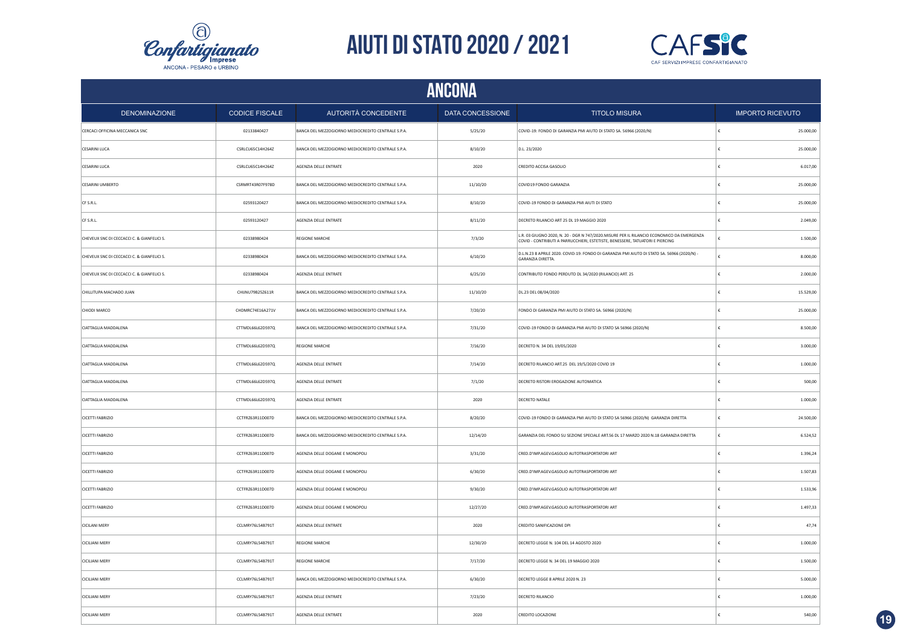# AIUTI DI STATO 2020 / 2021

## ANCONA

| DENOMINAZIONE | CODICE FISCALE | AUTORITÀ CONCEDENTE | DATA CONCESSIONE | TITOLO MISURA | IMPORTO RICEVUTO |
|---|---|---|---|---|---|
| CERCACI OFFICINA MECCANICA SNC | 02133840427 | BANCA DEL MEZZOGIORNO MEDIOCREDITO CENTRALE S.P.A. | 5/25/20 | COVID-19: FONDO DI GARANZIA PMI AIUTO DI STATO SA. 56966 (2020/N) | € 25.000,00 |
| CESARINI LUCA | CSRLCU65C14H264Z | BANCA DEL MEZZOGIORNO MEDIOCREDITO CENTRALE S.P.A. | 8/10/20 | D.L. 23/2020 | € 25.000,00 |
| CESARINI LUCA | CSRLCU65C14H264Z | AGENZIA DELLE ENTRATE | 2020 | CREDITO ACCISA GASOLIO | € 6.017,00 |
| CESARINI UMBERTO | CSRMRT43R07F978D | BANCA DEL MEZZOGIORNO MEDIOCREDITO CENTRALE S.P.A. | 11/10/20 | COVID19 FONDO GARANZIA | € 25.000,00 |
| CF S.R.L. | 02593120427 | BANCA DEL MEZZOGIORNO MEDIOCREDITO CENTRALE S.P.A. | 8/10/20 | COVID-19 FONDO DI GARANZIA PMI AIUTI DI STATO | € 25.000,00 |
| CF S.R.L. | 02593120427 | AGENZIA DELLE ENTRATE | 8/11/20 | DECRETO RILANCIO ART 25 DL 19 MAGGIO 2020 | € 2.049,00 |
| CHEVEUX SNC DI CECCACCI C. & GIANFELICI S. | 02338980424 | REGIONE MARCHE | 7/3/20 | L.R. 03 GIUGNO 2020, N. 20 - DGR N 747/2020.MISURE PER IL RILANCIO ECONOMICO DA EMERGENZA COVID - CONTRIBUTI A PARRUCCHIERI, ESTETISTE, BENESSERE, TATUATORI E PIERCING | € 1.500,00 |
| CHEVEUX SNC DI CECCACCI C. & GIANFELICI S. | 02338980424 | BANCA DEL MEZZOGIORNO MEDIOCREDITO CENTRALE S.P.A. | 6/10/20 | D.L.N.23 8 APRILE 2020. COVID-19: FONDO DI GARANZIA PMI AIUTO DI STATO SA. 56966 (2020/N) - GARANZIA DIRETTA. | € 8.000,00 |
| CHEVEUX SNC DI CECCACCI C. & GIANFELICI S. | 02338980424 | AGENZIA DELLE ENTRATE | 6/25/20 | CONTRIBUTO FONDO PERDUTO DL 34/2020 (RILANCIO) ART. 25 | € 2.000,00 |
| CHILLITUPA MACHADO JUAN | CHIJNU79B25Z611R | BANCA DEL MEZZOGIORNO MEDIOCREDITO CENTRALE S.P.A. | 11/10/20 | DL.23 DEL 08/04/2020 | € 15.529,00 |
| CHIODI MARCO | CHDMRC74E16A271V | BANCA DEL MEZZOGIORNO MEDIOCREDITO CENTRALE S.P.A. | 7/20/20 | FONDO DI GARANZIA PMI AIUTO DI STATO SA. 56966 (2020/N) | € 25.000,00 |
| CIATTAGLIA MADDALENA | CTTMDL66L62D597Q | BANCA DEL MEZZOGIORNO MEDIOCREDITO CENTRALE S.P.A. | 7/31/20 | COVID-19 FONDO DI GARANZIA PMI AIUTO DI STATO SA 56966 (2020/N) | € 8.500,00 |
| CIATTAGLIA MADDALENA | CTTMDL66L62D597Q | REGIONE MARCHE | 7/16/20 | DECRETO N. 34 DEL 19/05/2020 | € 3.000,00 |
| CIATTAGLIA MADDALENA | CTTMDL66L62D597Q | AGENZIA DELLE ENTRATE | 7/14/20 | DECRETO RILANCIO ART.25 DEL 19/5/2020 COVID 19 | € 1.000,00 |
| CIATTAGLIA MADDALENA | CTTMDL66L62D597Q | AGENZIA DELLE ENTRATE | 7/1/20 | DECRETO RISTORI EROGAZIONE AUTOMATICA | € 500,00 |
| CIATTAGLIA MADDALENA | CTTMDL66L62D597Q | AGENZIA DELLE ENTRATE | 2020 | DECRETO NATALE | € 1.000,00 |
| CICETTI FABRIZIO | CCTFRZ63R11D007D | BANCA DEL MEZZOGIORNO MEDIOCREDITO CENTRALE S.P.A. | 8/20/20 | COVID-19 FONDO DI GARANZIA PMI AIUTO DI STATO SA 56966 (2020/N) GARANZIA DIRETTA | € 24.500,00 |
| CICETTI FABRIZIO | CCTFRZ63R11D007D | BANCA DEL MEZZOGIORNO MEDIOCREDITO CENTRALE S.P.A. | 12/14/20 | GARANZIA DEL FONDO SU SEZIONE SPECIALE ART.56 DL 17 MARZO 2020 N.18 GARANZIA DIRETTA | € 6.524,52 |
| CICETTI FABRIZIO | CCTFRZ63R11D007D | AGENZIA DELLE DOGANE E MONOPOLI | 3/31/20 | CRED.D'IMP.AGEV.GASOLIO AUTOTRASPORTATORI ART | € 1.396,24 |
| CICETTI FABRIZIO | CCTFRZ63R11D007D | AGENZIA DELLE DOGANE E MONOPOLI | 6/30/20 | CRED.D'IMP.AGEV.GASOLIO AUTOTRASPORTATORI ART | € 1.507,83 |
| CICETTI FABRIZIO | CCTFRZ63R11D007D | AGENZIA DELLE DOGANE E MONOPOLI | 9/30/20 | CRED.D'IMP.AGEV.GASOLIO AUTOTRASPORTATORI ART | € 1.533,96 |
| CICETTI FABRIZIO | CCTFRZ63R11D007D | AGENZIA DELLE DOGANE E MONOPOLI | 12/27/20 | CRED.D'IMP.AGEV.GASOLIO AUTOTRASPORTATORI ART | € 1.497,33 |
| CICILANI MERY | CCLMRY76L54B791T | AGENZIA DELLE ENTRATE | 2020 | CREDITO SANIFICAZIONE DPI | € 47,74 |
| CICILIANI MERY | CCLMRY76L54B791T | REGIONE MARCHE | 12/30/20 | DECRETO LEGGE N. 104 DEL 14 AGOSTO 2020 | € 1.000,00 |
| CICILIANI MERY | CCLMRY76L54B791T | REGIONE MARCHE | 7/17/20 | DECRETO LEGGE N. 34 DEL 19 MAGGIO 2020 | € 1.500,00 |
| CICILIANI MERY | CCLMRY76L54B791T | BANCA DEL MEZZOGIORNO MEDIOCREDITO CENTRALE S.P.A. | 6/30/20 | DECRETO LEGGE 8 APRILE 2020 N. 23 | € 5.000,00 |
| CICILIANI MERY | CCLMRY76L54B791T | AGENZIA DELLE ENTRATE | 7/23/20 | DECRETO RILANCIO | € 1.000,00 |
| CICILIANI MERY | CCLMRY76L54B791T | AGENZIA DELLE ENTRATE | 2020 | CREDITO LOCAZIONE | € 540,00 |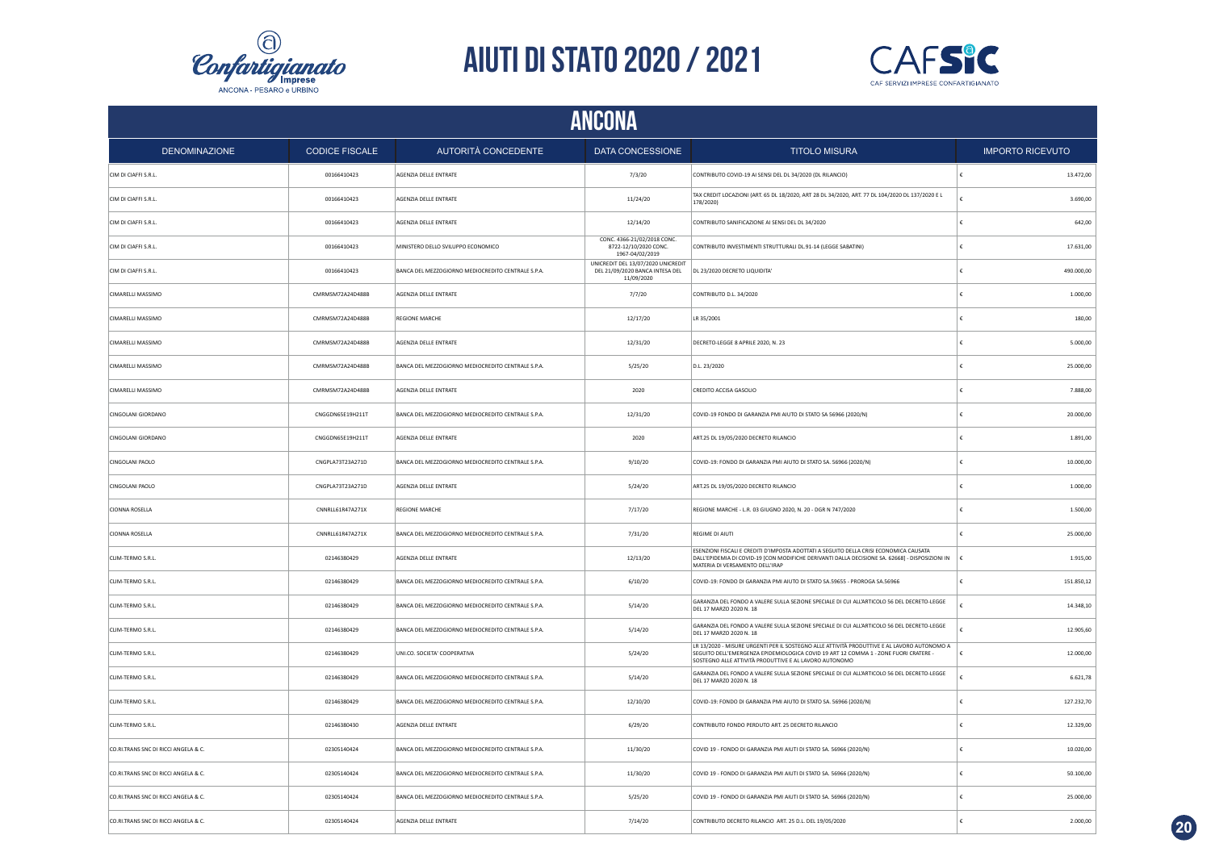# AIUTI DI STATO 2020 / 2021

## ANCONA

| DENOMINAZIONE | CODICE FISCALE | AUTORITÀ CONCEDENTE | DATA CONCESSIONE | TITOLO MISURA | IMPORTO RICEVUTO |
|---|---|---|---|---|---|
| CIM DI CIAFFI S.R.L. | 00166410423 | AGENZIA DELLE ENTRATE | 7/3/20 | CONTRIBUTO COVID-19 AI SENSI DEL DL 34/2020 (DL RILANCIO) | € 13.472,00 |
| CIM DI CIAFFI S.R.L. | 00166410423 | AGENZIA DELLE ENTRATE | 11/24/20 | TAX CREDIT LOCAZIONI (ART. 65 DL 18/2020, ART 28 DL 34/2020, ART. 77 DL 104/2020 DL 137/2020 E L 178/2020) | € 3.690,00 |
| CIM DI CIAFFI S.R.L. | 00166410423 | AGENZIA DELLE ENTRATE | 12/14/20 | CONTRIBUTO SANIFICAZIONE AI SENSI DEL DL 34/2020 | € 642,00 |
| CIM DI CIAFFI S.R.L. | 00166410423 | MINISTERO DELLO SVILUPPO ECONOMICO | CONC. 4366-21/02/2018 CONC. 8722-12/10/2020 CONC. 1967-04/02/2019 | CONTRIBUTO INVESTIMENTI STRUTTURALI DL.91-14 (LEGGE SABATINI) | € 17.631,00 |
| CIM DI CIAFFI S.R.L. | 00166410423 | BANCA DEL MEZZOGIORNO MEDIOCREDITO CENTRALE S.P.A. | UNICREDIT DEL 13/07/2020 UNICREDIT DEL 21/09/2020 BANCA INTESA DEL 11/09/2020 | DL 23/2020 DECRETO LIQUIDITA' | € 490.000,00 |
| CIMARELLI MASSIMO | CMRMSM72A24D488B | AGENZIA DELLE ENTRATE | 7/7/20 | CONTRIBUTO D.L. 34/2020 | € 1.000,00 |
| CIMARELLI MASSIMO | CMRMSM72A24D488B | REGIONE MARCHE | 12/17/20 | LR 35/2001 | € 180,00 |
| CIMARELLI MASSIMO | CMRMSM72A24D488B | AGENZIA DELLE ENTRATE | 12/31/20 | DECRETO-LEGGE 8 APRILE 2020, N. 23 | € 5.000,00 |
| CIMARELLI MASSIMO | CMRMSM72A24D488B | BANCA DEL MEZZOGIORNO MEDIOCREDITO CENTRALE S.P.A. | 5/25/20 | D.L. 23/2020 | € 25.000,00 |
| CIMARELLI MASSIMO | CMRMSM72A24D488B | AGENZIA DELLE ENTRATE | 2020 | CREDITO ACCISA GASOLIO | € 7.888,00 |
| CINGOLANI GIORDANO | CNGGDN65E19H211T | BANCA DEL MEZZOGIORNO MEDIOCREDITO CENTRALE S.P.A. | 12/31/20 | COVID-19 FONDO DI GARANZIA PMI AIUTO DI STATO SA 56966 (2020/N) | € 20.000,00 |
| CINGOLANI GIORDANO | CNGGDN65E19H211T | AGENZIA DELLE ENTRATE | 2020 | ART.25 DL 19/05/2020 DECRETO RILANCIO | € 1.891,00 |
| CINGOLANI PAOLO | CNGPLA73T23A271D | BANCA DEL MEZZOGIORNO MEDIOCREDITO CENTRALE S.P.A. | 9/10/20 | COVID-19: FONDO DI GARANZIA PMI AIUTO DI STATO SA. 56966 (2020/N) | € 10.000,00 |
| CINGOLANI PAOLO | CNGPLA73T23A271D | AGENZIA DELLE ENTRATE | 5/24/20 | ART.25 DL 19/05/2020 DECRETO RILANCIO | € 1.000,00 |
| CIONNA ROSELLA | CNNRLL61R47A271X | REGIONE MARCHE | 7/17/20 | REGIONE MARCHE - L.R. 03 GIUGNO 2020, N. 20 - DGR N 747/2020 | € 1.500,00 |
| CIONNA ROSELLA | CNNRLL61R47A271X | BANCA DEL MEZZOGIORNO MEDIOCREDITO CENTRALE S.P.A. | 7/31/20 | REGIME DI AIUTI | € 25.000,00 |
| CLIM-TERMO S.R.L. | 02146380429 | AGENZIA DELLE ENTRATE | 12/13/20 | ESENZIONI FISCALI E CREDITI D'IMPOSTA ADOTTATI A SEGUITO DELLA CRISI ECONOMICA CAUSATA DALL'EPIDEMIA DI COVID-19 [CON MODIFICHE DERIVANTI DALLA DECISIONE SA. 62668] - DISPOSIZIONI IN MATERIA DI VERSAMENTO DELL'IRAP | € 1.915,00 |
| CLIM-TERMO S.R.L. | 02146380429 | BANCA DEL MEZZOGIORNO MEDIOCREDITO CENTRALE S.P.A. | 6/10/20 | COVID-19: FONDO DI GARANZIA PMI AIUTO DI STATO SA.59655 - PROROGA SA.56966 | € 151.850,12 |
| CLIM-TERMO S.R.L. | 02146380429 | BANCA DEL MEZZOGIORNO MEDIOCREDITO CENTRALE S.P.A. | 5/14/20 | GARANZIA DEL FONDO A VALERE SULLA SEZIONE SPECIALE DI CUI ALL'ARTICOLO 56 DEL DECRETO-LEGGE DEL 17 MARZO 2020 N. 18 | € 14.348,10 |
| CLIM-TERMO S.R.L. | 02146380429 | BANCA DEL MEZZOGIORNO MEDIOCREDITO CENTRALE S.P.A. | 5/14/20 | GARANZIA DEL FONDO A VALERE SULLA SEZIONE SPECIALE DI CUI ALL'ARTICOLO 56 DEL DECRETO-LEGGE DEL 17 MARZO 2020 N. 18 | € 12.905,60 |
| CLIM-TERMO S.R.L. | 02146380429 | UNI.CO. SOCIETA' COOPERATIVA | 5/24/20 | LR 13/2020 - MISURE URGENTI PER IL SOSTEGNO ALLE ATTIVITÀ PRODUTTIVE E AL LAVORO AUTONOMO A SEGUITO DELL'EMERGENZA EPIDEMIOLOGICA COVID 19 ART 12 COMMA 1 - ZONE FUORI CRATERE - SOSTEGNO ALLE ATTIVITÀ PRODUTTIVE E AL LAVORO AUTONOMO | € 12.000,00 |
| CLIM-TERMO S.R.L. | 02146380429 | BANCA DEL MEZZOGIORNO MEDIOCREDITO CENTRALE S.P.A. | 5/14/20 | GARANZIA DEL FONDO A VALERE SULLA SEZIONE SPECIALE DI CUI ALL'ARTICOLO 56 DEL DECRETO-LEGGE DEL 17 MARZO 2020 N. 18 | € 6.621,78 |
| CLIM-TERMO S.R.L. | 02146380429 | BANCA DEL MEZZOGIORNO MEDIOCREDITO CENTRALE S.P.A. | 12/10/20 | COVID-19: FONDO DI GARANZIA PMI AIUTO DI STATO SA. 56966 (2020/N) | € 127.232,70 |
| CLIM-TERMO S.R.L. | 02146380430 | AGENZIA DELLE ENTRATE | 6/29/20 | CONTRIBUTO FONDO PERDUTO ART. 25 DECRETO RILANCIO | € 12.329,00 |
| CO.RI.TRANS SNC DI RICCI ANGELA & C. | 02305140424 | BANCA DEL MEZZOGIORNO MEDIOCREDITO CENTRALE S.P.A. | 11/30/20 | COVID 19 - FONDO DI GARANZIA PMI AIUTI DI STATO SA. 56966 (2020/N) | € 10.020,00 |
| CO.RI.TRANS SNC DI RICCI ANGELA & C. | 02305140424 | BANCA DEL MEZZOGIORNO MEDIOCREDITO CENTRALE S.P.A. | 11/30/20 | COVID 19 - FONDO DI GARANZIA PMI AIUTI DI STATO SA. 56966 (2020/N) | € 50.100,00 |
| CO.RI.TRANS SNC DI RICCI ANGELA & C. | 02305140424 | BANCA DEL MEZZOGIORNO MEDIOCREDITO CENTRALE S.P.A. | 5/25/20 | COVID 19 - FONDO DI GARANZIA PMI AIUTI DI STATO SA. 56966 (2020/N) | € 25.000,00 |
| CO.RI.TRANS SNC DI RICCI ANGELA & C. | 02305140424 | AGENZIA DELLE ENTRATE | 7/14/20 | CONTRIBUTO DECRETO RILANCIO ART. 25 D.L. DEL 19/05/2020 | € 2.000,00 |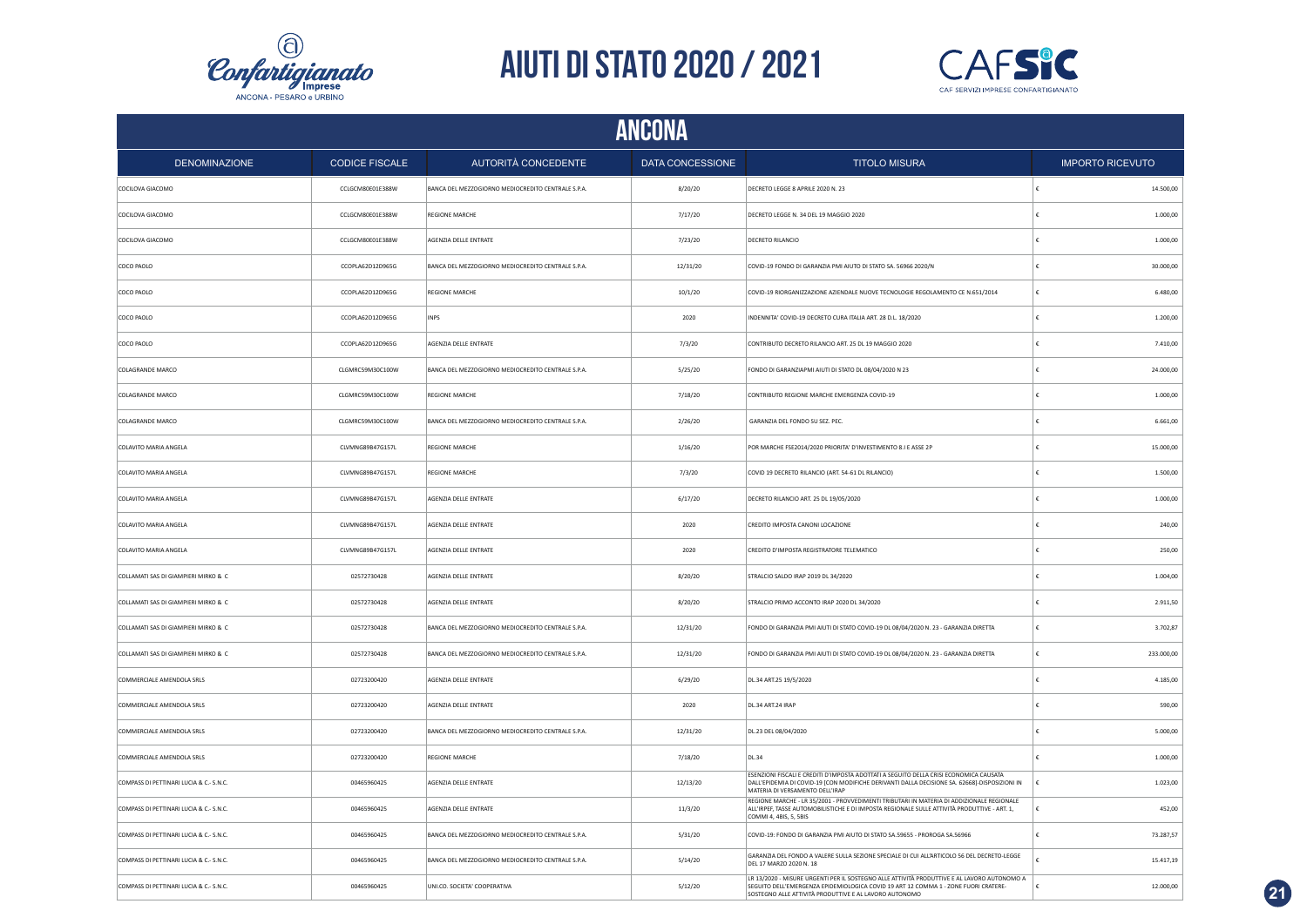# AIUTI DI STATO 2020 / 2021

## ANCONA

| DENOMINAZIONE | CODICE FISCALE | AUTORITÀ CONCEDENTE | DATA CONCESSIONE | TITOLO MISURA | IMPORTO RICEVUTO |
|---|---|---|---|---|---|
| COCILOVA GIACOMO | CCLGCM80E01E388W | BANCA DEL MEZZOGIORNO MEDIOCREDITO CENTRALE S.P.A. | 8/20/20 | DECRETO LEGGE 8 APRILE 2020 N. 23 | € 14.500,00 |
| COCILOVA GIACOMO | CCLGCM80E01E388W | REGIONE MARCHE | 7/17/20 | DECRETO LEGGE N. 34 DEL 19 MAGGIO 2020 | € 1.000,00 |
| COCILOVA GIACOMO | CCLGCM80E01E388W | AGENZIA DELLE ENTRATE | 7/23/20 | DECRETO RILANCIO | € 1.000,00 |
| COCO PAOLO | CCOPLA62D12D965G | BANCA DEL MEZZOGIORNO MEDIOCREDITO CENTRALE S.P.A. | 12/31/20 | COVID-19 FONDO DI GARANZIA PMI AIUTO DI STATO SA. 56966 2020/N | € 30.000,00 |
| COCO PAOLO | CCOPLA62D12D965G | REGIONE MARCHE | 10/1/20 | COVID-19 RIORGANIZZAZIONE AZIENDALE NUOVE TECNOLOGIE REGOLAMENTO CE N.651/2014 | € 6.480,00 |
| COCO PAOLO | CCOPLA62D12D965G | INPS | 2020 | INDENNITA' COVID-19 DECRETO CURA ITALIA ART. 28 D.L. 18/2020 | € 1.200,00 |
| COCO PAOLO | CCOPLA62D12D965G | AGENZIA DELLE ENTRATE | 7/3/20 | CONTRIBUTO DECRETO RILANCIO ART. 25 DL 19 MAGGIO 2020 | € 7.410,00 |
| COLAGRANDE MARCO | CLGMRC59M30C100W | BANCA DEL MEZZOGIORNO MEDIOCREDITO CENTRALE S.P.A. | 5/25/20 | FONDO DI GARANZIAPMI AIUTI DI STATO DL 08/04/2020 N 23 | € 24.000,00 |
| COLAGRANDE MARCO | CLGMRC59M30C100W | REGIONE MARCHE | 7/18/20 | CONTRIBUTO REGIONE MARCHE EMERGENZA COVID-19 | € 1.000,00 |
| COLAGRANDE MARCO | CLGMRC59M30C100W | BANCA DEL MEZZOGIORNO MEDIOCREDITO CENTRALE S.P.A. | 2/26/20 | GARANZIA DEL FONDO SU SEZ. PEC. | € 6.661,00 |
| COLAVITO MARIA ANGELA | CLVMNG89B47G157L | REGIONE MARCHE | 1/16/20 | POR MARCHE FSE2014/2020 PRIORITA' D'INVESTIMENTO 8.I E ASSE 2P | € 15.000,00 |
| COLAVITO MARIA ANGELA | CLVMNG89B47G157L | REGIONE MARCHE | 7/3/20 | COVID 19 DECRETO RILANCIO (ART. 54-61 DL RILANCIO) | € 1.500,00 |
| COLAVITO MARIA ANGELA | CLVMNG89B47G157L | AGENZIA DELLE ENTRATE | 6/17/20 | DECRETO RILANCIO ART. 25 DL 19/05/2020 | € 1.000,00 |
| COLAVITO MARIA ANGELA | CLVMNG89B47G157L | AGENZIA DELLE ENTRATE | 2020 | CREDITO IMPOSTA CANONI LOCAZIONE | € 240,00 |
| COLAVITO MARIA ANGELA | CLVMNG89B47G157L | AGENZIA DELLE ENTRATE | 2020 | CREDITO D'IMPOSTA REGISTRATORE TELEMATICO | € 250,00 |
| COLLAMATI SAS DI GIAMPIERI MIRKO & C | 02572730428 | AGENZIA DELLE ENTRATE | 8/20/20 | STRALCIO SALDO IRAP 2019 DL 34/2020 | € 1.004,00 |
| COLLAMATI SAS DI GIAMPIERI MIRKO & C | 02572730428 | AGENZIA DELLE ENTRATE | 8/20/20 | STRALCIO PRIMO ACCONTO IRAP 2020 DL 34/2020 | € 2.911,50 |
| COLLAMATI SAS DI GIAMPIERI MIRKO & C | 02572730428 | BANCA DEL MEZZOGIORNO MEDIOCREDITO CENTRALE S.P.A. | 12/31/20 | FONDO DI GARANZIA PMI AIUTI DI STATO COVID-19 DL 08/04/2020 N. 23 - GARANZIA DIRETTA | € 3.702,87 |
| COLLAMATI SAS DI GIAMPIERI MIRKO & C | 02572730428 | BANCA DEL MEZZOGIORNO MEDIOCREDITO CENTRALE S.P.A. | 12/31/20 | FONDO DI GARANZIA PMI AIUTI DI STATO COVID-19 DL 08/04/2020 N. 23 - GARANZIA DIRETTA | € 233.000,00 |
| COMMERCIALE AMENDOLA SRLS | 02723200420 | AGENZIA DELLE ENTRATE | 6/29/20 | DL.34 ART.25 19/5/2020 | € 4.185,00 |
| COMMERCIALE AMENDOLA SRLS | 02723200420 | AGENZIA DELLE ENTRATE | 2020 | DL.34 ART.24 IRAP | € 590,00 |
| COMMERCIALE AMENDOLA SRLS | 02723200420 | BANCA DEL MEZZOGIORNO MEDIOCREDITO CENTRALE S.P.A. | 12/31/20 | DL.23 DEL 08/04/2020 | € 5.000,00 |
| COMMERCIALE AMENDOLA SRLS | 02723200420 | REGIONE MARCHE | 7/18/20 | DL.34 | € 1.000,00 |
| COMPASS DI PETTINARI LUCIA & C.- S.N.C. | 00465960425 | AGENZIA DELLE ENTRATE | 12/13/20 | ESENZIONI FISCALI E CREDITI D'IMPOSTA ADOTTATI A SEGUITO DELLA CRISI ECONOMICA CAUSATA DALL'EPIDEMIA DI COVID-19 [CON MODIFICHE DERIVANTI DALLA DECISIONE SA. 62668]-DISPOSIZIONI IN MATERIA DI VERSAMENTO DELL'IRAP | € 1.023,00 |
| COMPASS DI PETTINARI LUCIA & C.- S.N.C. | 00465960425 | AGENZIA DELLE ENTRATE | 11/3/20 | REGIONE MARCHE - LR 35/2001 - PROVVEDIMENTI TRIBUTARI IN MATERIA DI ADDIZIONALE REGIONALE ALL'IRPEF, TASSE AUTOMOBILISTICHE E DI IMPOSTA REGIONALE SULLE ATTIVITÀ PRODUTTIVE - ART. 1, COMMI 4, 4BIS, 5, 5BIS | € 452,00 |
| COMPASS DI PETTINARI LUCIA & C.- S.N.C. | 00465960425 | BANCA DEL MEZZOGIORNO MEDIOCREDITO CENTRALE S.P.A. | 5/31/20 | COVID-19: FONDO DI GARANZIA PMI AIUTO DI STATO SA.59655 - PROROGA SA.56966 | € 73.287,57 |
| COMPASS DI PETTINARI LUCIA & C.- S.N.C. | 00465960425 | BANCA DEL MEZZOGIORNO MEDIOCREDITO CENTRALE S.P.A. | 5/14/20 | GARANZIA DEL FONDO A VALERE SULLA SEZIONE SPECIALE DI CUI ALL'ARTICOLO 56 DEL DECRETO-LEGGE DEL 17 MARZO 2020 N. 18 | € 15.417,19 |
| COMPASS DI PETTINARI LUCIA & C.- S.N.C. | 00465960425 | UNI.CO. SOCIETA' COOPERATIVA | 5/12/20 | LR 13/2020 - MISURE URGENTI PER IL SOSTEGNO ALLE ATTIVITÀ PRODUTTIVE E AL LAVORO AUTONOMO A SEGUITO DELL'EMERGENZA EPIDEMIOLOGICA COVID 19 ART 12 COMMA 1 - ZONE FUORI CRATERE-SOSTEGNO ALLE ATTIVITÀ PRODUTTIVE E AL LAVORO AUTONOMO | € 12.000,00 |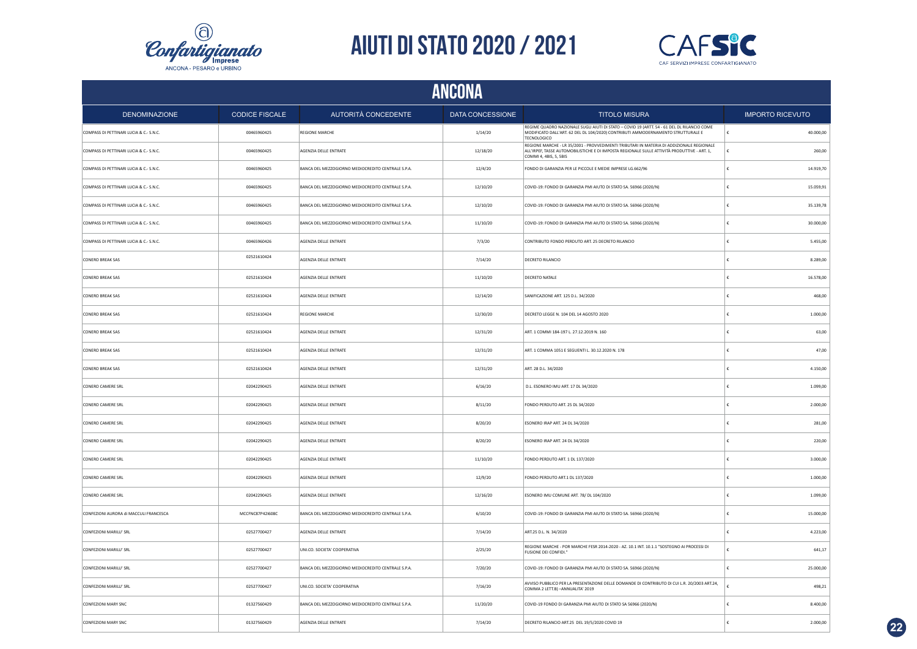# AIUTI DI STATO 2020 / 2021

## ANCONA

| DENOMINAZIONE | CODICE FISCALE | AUTORITÀ CONCEDENTE | DATA CONCESSIONE | TITOLO MISURA | IMPORTO RICEVUTO |
|---|---|---|---|---|---|
| COMPASS DI PETTINARI LUCIA & C.- S.N.C. | 00465960425 | REGIONE MARCHE | 1/14/20 | REGIME QUADRO NAZIONALE SUGLI AIUTI DI STATO – COVID 19 (ARTT. 54 - 61 DEL DL RILANCIO COME MODIFICATO DALL'ART. 62 DEL DL 104/2020) CONTRIBUTI AMMODERNAMENTO STRUTTURALE E TECNOLOGICO | € 40.000,00 |
| COMPASS DI PETTINARI LUCIA & C.- S.N.C. | 00465960425 | AGENZIA DELLE ENTRATE | 12/18/20 | REGIONE MARCHE - LR 35/2001 - PROVVEDIMENTI TRIBUTARI IN MATERIA DI ADDIZIONALE REGIONALE ALL'IRPEF, TASSE AUTOMOBILISTICHE E DI IMPOSTA REGIONALE SULLE ATTIVITÀ PRODUTTIVE - ART. 1, COMMI 4, 4BIS, 5, 5BIS | € 260,00 |
| COMPASS DI PETTINARI LUCIA & C.- S.N.C. | 00465960425 | BANCA DEL MEZZOGIORNO MEDIOCREDITO CENTRALE S.P.A. | 12/4/20 | FONDO DI GARANZIA PER LE PICCOLE E MEDIE IMPRESE LG.662/96 | € 14.919,70 |
| COMPASS DI PETTINARI LUCIA & C.- S.N.C. | 00465960425 | BANCA DEL MEZZOGIORNO MEDIOCREDITO CENTRALE S.P.A. | 12/10/20 | COVID-19: FONDO DI GARANZIA PMI AIUTO DI STATO SA. 56966 (2020/N) | € 15.059,91 |
| COMPASS DI PETTINARI LUCIA & C.- S.N.C. | 00465960425 | BANCA DEL MEZZOGIORNO MEDIOCREDITO CENTRALE S.P.A. | 12/10/20 | COVID-19: FONDO DI GARANZIA PMI AIUTO DI STATO SA. 56966 (2020/N) | € 35.139,78 |
| COMPASS DI PETTINARI LUCIA & C.- S.N.C. | 00465960425 | BANCA DEL MEZZOGIORNO MEDIOCREDITO CENTRALE S.P.A. | 11/10/20 | COVID-19: FONDO DI GARANZIA PMI AIUTO DI STATO SA. 56966 (2020/N) | € 30.000,00 |
| COMPASS DI PETTINARI LUCIA & C.- S.N.C. | 00465960426 | AGENZIA DELLE ENTRATE | 7/3/20 | CONTRIBUTO FONDO PERDUTO ART. 25 DECRETO RILANCIO | € 5.455,00 |
| CONERO BREAK SAS | 02521610424 | AGENZIA DELLE ENTRATE | 7/14/20 | DECRETO RILANCIO | € 8.289,00 |
| CONERO BREAK SAS | 02521610424 | AGENZIA DELLE ENTRATE | 11/10/20 | DECRETO NATALE | € 16.578,00 |
| CONERO BREAK SAS | 02521610424 | AGENZIA DELLE ENTRATE | 12/14/20 | SANIFICAZIONE ART. 125 D.L. 34/2020 | € 468,00 |
| CONERO BREAK SAS | 02521610424 | REGIONE MARCHE | 12/30/20 | DECRETO LEGGE N. 104 DEL 14 AGOSTO 2020 | € 1.000,00 |
| CONERO BREAK SAS | 02521610424 | AGENZIA DELLE ENTRATE | 12/31/20 | ART. 1 COMMI 184-197 L. 27.12.2019 N. 160 | € 63,00 |
| CONERO BREAK SAS | 02521610424 | AGENZIA DELLE ENTRATE | 12/31/20 | ART. 1 COMMA 1051 E SEGUENTI L. 30.12.2020 N. 178 | € 47,00 |
| CONERO BREAK SAS | 02521610424 | AGENZIA DELLE ENTRATE | 12/31/20 | ART. 28 D.L. 34/2020 | € 4.150,00 |
| CONERO CAMERE SRL | 02042290425 | AGENZIA DELLE ENTRATE | 6/16/20 | D.L. ESONERO IMU ART. 17 DL 34/2020 | € 1.099,00 |
| CONERO CAMERE SRL | 02042290425 | AGENZIA DELLE ENTRATE | 8/11/20 | FONDO PERDUTO ART. 25 DL 34/2020 | € 2.000,00 |
| CONERO CAMERE SRL | 02042290425 | AGENZIA DELLE ENTRATE | 8/20/20 | ESONERO IRAP ART. 24 DL 34/2020 | € 281,00 |
| CONERO CAMERE SRL | 02042290425 | AGENZIA DELLE ENTRATE | 8/20/20 | ESONERO IRAP ART. 24 DL 34/2020 | € 220,00 |
| CONERO CAMERE SRL | 02042290425 | AGENZIA DELLE ENTRATE | 11/10/20 | FONDO PERDUTO ART. 1 DL 137/2020 | € 3.000,00 |
| CONERO CAMERE SRL | 02042290425 | AGENZIA DELLE ENTRATE | 12/9/20 | FONDO PERDUTO ART.1 DL 137/2020 | € 1.000,00 |
| CONERO CAMERE SRL | 02042290425 | AGENZIA DELLE ENTRATE | 12/16/20 | ESONERO IMU COMUNE ART. 78/ DL 104/2020 | € 1.099,00 |
| CONFEZIONI AURORA di MACCULI FRANCESCA | MCCFNC87P42I608C | BANCA DEL MEZZOGIORNO MEDIOCREDITO CENTRALE S.P.A. | 6/10/20 | COVID-19: FONDO DI GARANZIA PMI AIUTO DI STATO SA. 56966 (2020/N) | € 15.000,00 |
| CONFEZIONI MARILU' SRL | 02527700427 | AGENZIA DELLE ENTRATE | 7/14/20 | ART.25 D.L. N. 34/2020 | € 4.223,00 |
| CONFEZIONI MARILU' SRL | 02527700427 | UNI.CO. SOCIETA' COOPERATIVA | 2/25/20 | REGIONE MARCHE - POR MARCHE FESR 2014-2020 - AZ. 10.1 INT. 10.1.1 "SOSTEGNO AI PROCESSI DI FUSIONE DEI CONFIDI." | € 641,17 |
| CONFEZIONI MARILU' SRL | 02527700427 | BANCA DEL MEZZOGIORNO MEDIOCREDITO CENTRALE S.P.A. | 7/20/20 | COVID-19: FONDO DI GARANZIA PMI AIUTO DI STATO SA. 56966 (2020/N) | € 25.000,00 |
| CONFEZIONI MARILU' SRL | 02527700427 | UNI.CO. SOCIETA' COOPERATIVA | 7/16/20 | AVVISO PUBBLICO PER LA PRESENTAZIONE DELLE DOMANDE DI CONTRIBUTO DI CUI L.R. 20/2003 ART.24, COMMA 2 LETT.B) –ANNUALITA' 2019 | € 498,21 |
| CONFEZIONI MARY SNC | 01327560429 | BANCA DEL MEZZOGIORNO MEDIOCREDITO CENTRALE S.P.A. | 11/20/20 | COVID-19 FONDO DI GARANZIA PMI AIUTO DI STATO SA 56966 (2020/N) | € 8.400,00 |
| CONFEZIONI MARY SNC | 01327560429 | AGENZIA DELLE ENTRATE | 7/14/20 | DECRETO RILANCIO ART.25 DEL 19/5/2020 COVID 19 | € 2.000,00 |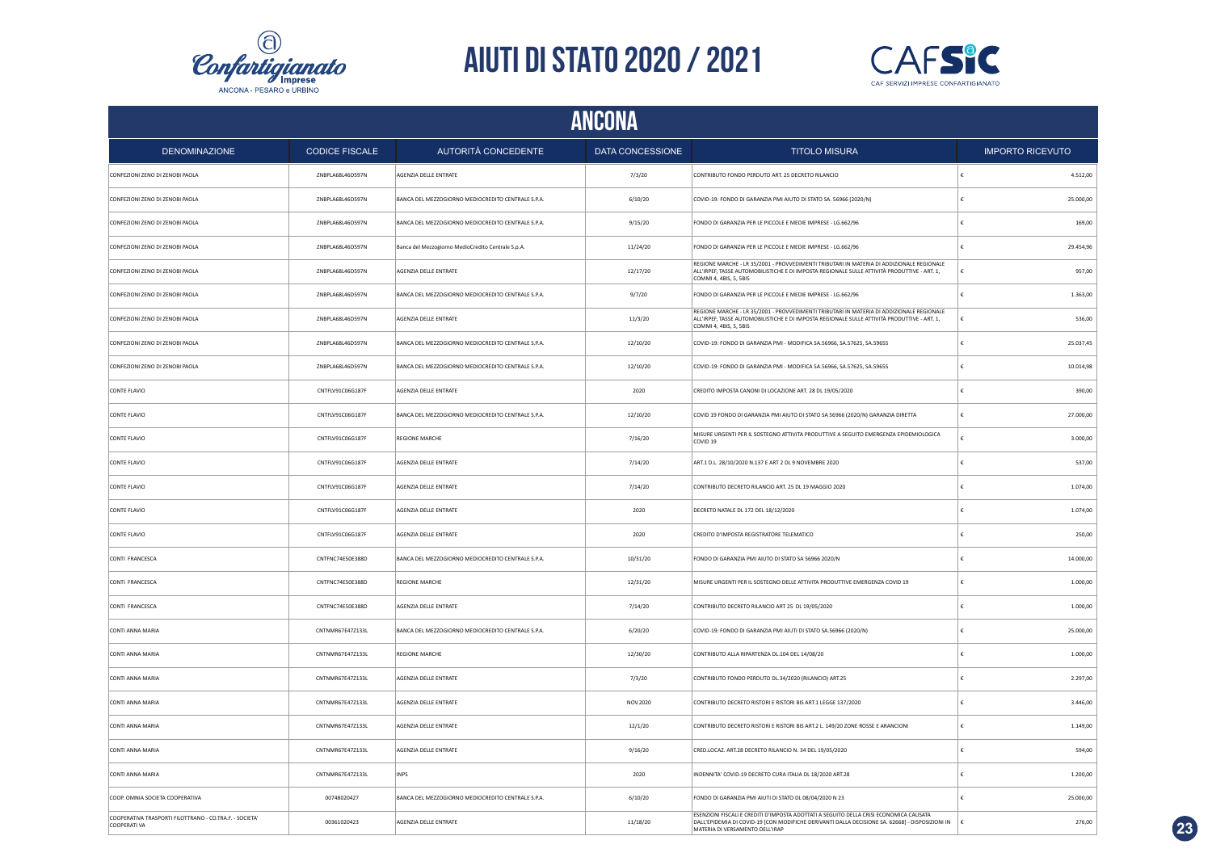# AIUTI DI STATO 2020 / 2021

## ANCONA

| DENOMINAZIONE | CODICE FISCALE | AUTORITÀ CONCEDENTE | DATA CONCESSIONE | TITOLO MISURA | IMPORTO RICEVUTO |
|---|---|---|---|---|---|
| CONFEZIONI ZENO DI ZENOBI PAOLA | ZNBPLA68L46D597N | AGENZIA DELLE ENTRATE | 7/3/20 | CONTRIBUTO FONDO PERDUTO ART. 25 DECRETO RILANCIO | € 4.512,00 |
| CONFEZIONI ZENO DI ZENOBI PAOLA | ZNBPLA68L46D597N | BANCA DEL MEZZOGIORNO MEDIOCREDITO CENTRALE S.P.A. | 6/10/20 | COVID-19: FONDO DI GARANZIA PMI AIUTO DI STATO SA. 56966 (2020/N) | € 25.000,00 |
| CONFEZIONI ZENO DI ZENOBI PAOLA | ZNBPLA68L46D597N | BANCA DEL MEZZOGIORNO MEDIOCREDITO CENTRALE S.P.A. | 9/15/20 | FONDO DI GARANZIA PER LE PICCOLE E MEDIE IMPRESE - LG.662/96 | € 169,00 |
| CONFEZIONI ZENO DI ZENOBI PAOLA | ZNBPLA68L46D597N | Banca del Mezzogiorno MedioCredito Centrale S.p.A. | 11/24/20 | FONDO DI GARANZIA PER LE PICCOLE E MEDIE IMPRESE - LG.662/96 | € 29.454,96 |
| CONFEZIONI ZENO DI ZENOBI PAOLA | ZNBPLA68L46D597N | AGENZIA DELLE ENTRATE | 12/17/20 | REGIONE MARCHE - LR 35/2001 - PROVVEDIMENTI TRIBUTARI IN MATERIA DI ADDIZIONALE REGIONALE ALL'IRPEF, TASSE AUTOMOBILISTICHE E DI IMPOSTA REGIONALE SULLE ATTIVITÀ PRODUTTIVE - ART. 1, COMMI 4, 4BIS, 5, 5BIS | € 957,00 |
| CONFEZIONI ZENO DI ZENOBI PAOLA | ZNBPLA68L46D597N | BANCA DEL MEZZOGIORNO MEDIOCREDITO CENTRALE S.P.A. | 9/7/20 | FONDO DI GARANZIA PER LE PICCOLE E MEDIE IMPRESE - LG.662/96 | € 1.363,00 |
| CONFEZIONI ZENO DI ZENOBI PAOLA | ZNBPLA68L46D597N | AGENZIA DELLE ENTRATE | 11/3/20 | REGIONE MARCHE - LR 35/2001 - PROVVEDIMENTI TRIBUTARI IN MATERIA DI ADDIZIONALE REGIONALE ALL'IRPEF, TASSE AUTOMOBILISTICHE E DI IMPOSTA REGIONALE SULLE ATTIVITÀ PRODUTTIVE - ART. 1, COMMI 4, 4BIS, 5, 5BIS | € 536,00 |
| CONFEZIONI ZENO DI ZENOBI PAOLA | ZNBPLA68L46D597N | BANCA DEL MEZZOGIORNO MEDIOCREDITO CENTRALE S.P.A. | 12/10/20 | COVID-19: FONDO DI GARANZIA PMI - MODIFICA SA.56966, SA.57625, SA.59655 | € 25.037,45 |
| CONFEZIONI ZENO DI ZENOBI PAOLA | ZNBPLA68L46D597N | BANCA DEL MEZZOGIORNO MEDIOCREDITO CENTRALE S.P.A. | 12/10/20 | COVID-19: FONDO DI GARANZIA PMI - MODIFICA SA.56966, SA.57625, SA.59655 | € 10.014,98 |
| CONTE FLAVIO | CNTFLV91C06G187F | AGENZIA DELLE ENTRATE | 2020 | CREDITO IMPOSTA CANONI DI LOCAZIONE ART. 28 DL 19/05/2020 | € 390,00 |
| CONTE FLAVIO | CNTFLV91C06G187F | BANCA DEL MEZZOGIORNO MEDIOCREDITO CENTRALE S.P.A. | 12/10/20 | COVID 19 FONDO DI GARANZIA PMI AIUTO DI STATO SA 56966 (2020/N) GARANZIA DIRETTA | € 27.000,00 |
| CONTE FLAVIO | CNTFLV91C06G187F | REGIONE MARCHE | 7/16/20 | MISURE URGENTI PER IL SOSTEGNO ATTIVITA PRODUTTIVE A SEGUITO EMERGENZA EPIDEMIOLOGICA COVID 19 | € 3.000,00 |
| CONTE FLAVIO | CNTFLV91C06G187F | AGENZIA DELLE ENTRATE | 7/14/20 | ART.1 D.L. 28/10/2020 N.137 E ART 2 DL 9 NOVEMBRE 2020 | € 537,00 |
| CONTE FLAVIO | CNTFLV91C06G187F | AGENZIA DELLE ENTRATE | 7/14/20 | CONTRIBUTO DECRETO RILANCIO ART. 25 DL 19 MAGGIO 2020 | € 1.074,00 |
| CONTE FLAVIO | CNTFLV91C06G187F | AGENZIA DELLE ENTRATE | 2020 | DECRETO NATALE DL 172 DEL 18/12/2020 | € 1.074,00 |
| CONTE FLAVIO | CNTFLV91C06G187F | AGENZIA DELLE ENTRATE | 2020 | CREDITO D'IMPOSTA REGISTRATORE TELEMATICO | € 250,00 |
| CONTI FRANCESCA | CNTFNC74E50E388D | BANCA DEL MEZZOGIORNO MEDIOCREDITO CENTRALE S.P.A. | 10/31/20 | FONDO DI GARANZIA PMI AIUTO DI STATO SA 56966 2020/N | € 14.000,00 |
| CONTI FRANCESCA | CNTFNC74E50E388D | REGIONE MARCHE | 12/31/20 | MISURE URGENTI PER IL SOSTEGNO DELLE ATTIVITA PRODUTTIVE EMERGENZA COVID 19 | € 1.000,00 |
| CONTI FRANCESCA | CNTFNC74E50E388D | AGENZIA DELLE ENTRATE | 7/14/20 | CONTRIBUTO DECRETO RILANCIO ART 25 DL 19/05/2020 | € 1.000,00 |
| CONTI ANNA MARIA | CNTNMR67E47Z133L | BANCA DEL MEZZOGIORNO MEDIOCREDITO CENTRALE S.P.A. | 6/20/20 | COVID-19: FONDO DI GARANZIA PMI AIUTI DI STATO SA.56966 (2020/N) | € 25.000,00 |
| CONTI ANNA MARIA | CNTNMR67E47Z133L | REGIONE MARCHE | 12/30/20 | CONTRIBUTO ALLA RIPARTENZA DL.104 DEL 14/08/20 | € 1.000,00 |
| CONTI ANNA MARIA | CNTNMR67E47Z133L | AGENZIA DELLE ENTRATE | 7/3/20 | CONTRIBUTO FONDO PERDUTO DL.34/2020 (RILANCIO) ART.25 | € 2.297,00 |
| CONTI ANNA MARIA | CNTNMR67E47Z133L | AGENZIA DELLE ENTRATE | NOV.2020 | CONTRIBUTO DECRETO RISTORI E RISTORI BIS ART.1 LEGGE 137/2020 | € 3.446,00 |
| CONTI ANNA MARIA | CNTNMR67E47Z133L | AGENZIA DELLE ENTRATE | 12/1/20 | CONTRIBUTO DECRETO RISTORI E RISTORI BIS ART.2 L. 149/20 ZONE ROSSE E ARANCIONI | € 1.149,00 |
| CONTI ANNA MARIA | CNTNMR67E47Z133L | AGENZIA DELLE ENTRATE | 9/16/20 | CRED.LOCAZ. ART.28 DECRETO RILANCIO N. 34 DEL 19/05/2020 | € 594,00 |
| CONTI ANNA MARIA | CNTNMR67E47Z133L | INPS | 2020 | INDENNITA' COVID-19 DECRETO CURA ITALIA DL 18/2020 ART.28 | € 1.200,00 |
| COOP. OMNIA SOCIETA COOPERATIVA | 00748020427 | BANCA DEL MEZZOGIORNO MEDIOCREDITO CENTRALE S.P.A. | 6/10/20 | FONDO DI GARANZIA PMI AIUTI DI STATO DL 08/04/2020 N 23 | € 25.000,00 |
| COOPERATIVA TRASPORTI FILOTTRANO - CO.TRA.F. - SOCIETA' COOPERATIVA | 00361020423 | AGENZIA DELLE ENTRATE | 11/18/20 | ESENZIONI FISCALI E CREDITI D'IMPOSTA ADOTTATI A SEGUITO DELLA CRISI ECONOMICA CAUSATA DALL'EPIDEMIA DI COVID-19 [CON MODIFICHE DERIVANTI DALLA DECISIONE SA. 62668] - DISPOSIZIONI IN MATERIA DI VERSAMENTO DELL'IRAP | € 276,00 |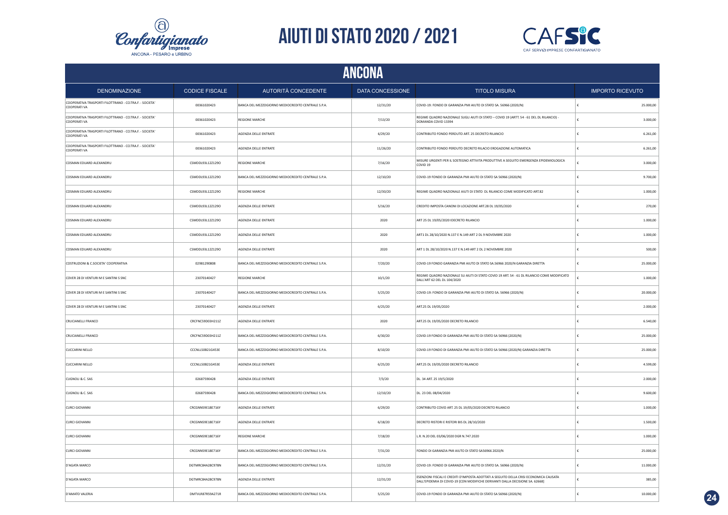# AIUTI DI STATO 2020 / 2021

## ANCONA

| DENOMINAZIONE | CODICE FISCALE | AUTORITÀ CONCEDENTE | DATA CONCESSIONE | TITOLO MISURA | IMPORTO RICEVUTO |
|---|---|---|---|---|---|
| COOPERATIVA TRASPORTI FILOTTRANO - CO.TRA.F. - SOCIETA' COOPERATIVA | 00361020423 | BANCA DEL MEZZOGIORNO MEDIOCREDITO CENTRALE S.P.A. | 12/31/20 | COVID-19: FONDO DI GARANZIA PMI AIUTO DI STATO SA. 56966 (2020/N) | € 25.000,00 |
| COOPERATIVA TRASPORTI FILOTTRANO - CO.TRA.F. - SOCIETA' COOPERATIVA | 00361020423 | REGIONE MARCHE | 7/13/20 | REGIME QUADRO NAZIONALE SUGLI AIUTI DI STATO – COVID 19 (ARTT. 54 - 61 DEL DL RILANCIO) - DOMANDA COVID 13394 | € 3.000,00 |
| COOPERATIVA TRASPORTI FILOTTRANO - CO.TRA.F. - SOCIETA' COOPERATIVA | 00361020423 | AGENZIA DELLE ENTRATE | 6/29/20 | CONTRIBUTO FONDO PERDUTO ART. 25 DECRETO RILANCIO | € 6.261,00 |
| COOPERATIVA TRASPORTI FILOTTRANO - CO.TRA.F. - SOCIETA' COOPERATIVA | 00361020423 | AGENZIA DELLE ENTRATE | 11/26/20 | CONTRIBUTO FONDO PERDUTO DECRETO RILACIO EROGAZIONE AUTOMATICA | € 6.261,00 |
| COSMAN EDUARD ALEXANDRU | CSMDDL93L12Z129O | REGIONE MARCHE | 7/16/20 | MISURE URGENTI PER IL SOSTEGNO ATTIVITA PRODUTTIVE A SEGUITO EMERGENZA EPIDEMIOLOGICA COVID 19 | € 3.000,00 |
| COSMAN EDUARD ALEXANDRU | CSMDDL93L12Z129O | BANCA DEL MEZZOGIORNO MEDIOCREDITO CENTRALE S.P.A. | 12/10/20 | COVID-19 FONDO DI GARANZIA PMI AIUTO DI STATO SA 56966 (2020/N) | € 9.700,00 |
| COSMAN EDUARD ALEXANDRU | CSMDDL93L12Z129O | REGIONE MARCHE | 12/30/20 | REGIME QUADRO NAZIONALE AIUTI DI STATO DL RILANCIO COME MODIFICATO ART.82 | € 1.000,00 |
| COSMAN EDUARD ALEXANDRU | CSMDDL93L12Z129O | AGENZIA DELLE ENTRATE | 5/16/20 | CREDITO IMPOSTA CANONI DI LOCAZIONE ART.28 DL 19/05/2020 | € 270,00 |
| COSMAN EDUARD ALEXANDRU | CSMDDL93L12Z129O | AGENZIA DELLE ENTRATE | 2020 | ART 25 DL 19/05/2020 IDECRETO RILANCIO | € 1.000,00 |
| COSMAN EDUARD ALEXANDRU | CSMDDL93L12Z129O | AGENZIA DELLE ENTRATE | 2020 | ART1 DL 28/10/2020 N.137 E N.149 ART 2 DL 9 NOVEMBRE 2020 | € 1.000,00 |
| COSMAN EDUARD ALEXANDRU | CSMDDL93L12Z129O | AGENZIA DELLE ENTRATE | 2020 | ART 1 DL 28/10/2020 N.137 E N.149 ART 2 DL 2 NOVEMBRE 2020 | € 500,00 |
| COSTRUZIONI & C.SOCIETA' COOPERATIVA | 02981290808 | BANCA DEL MEZZOGIORNO MEDIOCREDITO CENTRALE S.P.A. | 7/20/20 | COVID-19 FONDO GARANZIA PMI AIUTO DI STATO SA.56966 2020/N GARANZIA DIRETTA | € 25.000,00 |
| COVER 28 DI VENTURI M E SANTINI S SNC | 23070140427 | REGIONE MARCHE | 10/1/20 | REGIME QUADRO NAZIONALE SU AIUTI DI STATO COVID 19 ART. 54 - 61 DL RILANCIO COME MODIFICATO DALL'ART 62 DEL DL 104/2020 | € 1.000,00 |
| COVER 28 DI VENTURI M E SANTINI S SNC | 23070140427 | BANCA DEL MEZZOGIORNO MEDIOCREDITO CENTRALE S.P.A. | 5/25/20 | COVID-19: FONDO DI GARANZIA PMI AIUTO DI STATO SA. 56966 (2020/N) | € 20.000,00 |
| COVER 28 DI VENTURI M E SANTINI S SNC | 23070140427 | AGENZIA DELLE ENTRATE | 6/25/20 | ART.25 DL 19/05/2020 | € 2.000,00 |
| CRUCIANELLI FRANCO | CRCFNC59D03H211Z | AGENZIA DELLE ENTRATE | 2020 | ART.25 DL 19/05/2020 DECRETO RILANCIO | € 6.540,00 |
| CRUCIANELLI FRANCO | CRCFNC59D03H211Z | BANCA DEL MEZZOGIORNO MEDIOCREDITO CENTRALE S.P.A. | 6/30/20 | COVID-19 FONDO DI GARANZIA PMI AIUTO DI STATO SA 56966 (2020/N) | € 25.000,00 |
| CUCCARINI NELLO | CCCNLL50B21G453E | BANCA DEL MEZZOGIORNO MEDIOCREDITO CENTRALE S.P.A. | 8/10/20 | COVID-19 FONDO DI GARANZIA PMI AIUTO DI STATO SA 56966 (2020/N) GARANZIA DIRETTA | € 25.000,00 |
| CUCCARINI NELLO | CCCNLL50B21G453E | AGENZIA DELLE ENTRATE | 6/25/20 | ART.25 DL 19/05/2020 DECRETO RILANCIO | € 4.599,00 |
| CUGNOLI & C. SAS | 02687590428 | AGENZIA DELLE ENTRATE | 7/3/20 | DL. 34 ART. 25 19/5/2020 | € 2.000,00 |
| CUGNOLI & C. SAS | 02687590428 | BANCA DEL MEZZOGIORNO MEDIOCREDITO CENTRALE S.P.A. | 12/10/20 | DL. 23 DEL 08/04/2020 | € 9.600,00 |
| CURCI GIOVANNI | CRCGNN59E18E716Y | AGENZIA DELLE ENTRATE | 6/29/20 | CONTRIBUTO COVID ART. 25 DL 19/05/2020 DECRETO RILANCIO | € 1.000,00 |
| CURCI GIOVANNI | CRCGNN59E18E716Y | AGENZIA DELLE ENTRATE | 6/18/20 | DECRETO RISTORI E RISTORI BIS DL 28/10/2020 | € 1.500,00 |
| CURCI GIOVANNI | CRCGNN59E18E716Y | REGIONE MARCHE | 7/18/20 | L.R. N.20 DEL 03/06/2020 DGR N.747.2020 | € 1.000,00 |
| CURCI GIOVANNI | CRCGNN59E18E716Y | BANCA DEL MEZZOGIORNO MEDIOCREDITO CENTRALE S.P.A. | 7/31/20 | FONDO DI GARANZIA PMI AIUTO DI STATO SA56966 2020/N | € 25.000,00 |
| D'AGATA MARCO | DGTMRC84A28C978N | BANCA DEL MEZZOGIORNO MEDIOCREDITO CENTRALE S.P.A. | 12/31/20 | COVID-19: FONDO DI GARANZIA PMI AIUTO DI STATO SA. 56966 (2020/N) | € 11.000,00 |
| D'AGATA MARCO | DGTMRC84A28C978N | AGENZIA DELLE ENTRATE | 12/31/20 | ESENZIONI FISCALI E CREDITI D'IMPOSTA ADOTTATI A SEGUITO DELLA CRISI ECONOMICA CAUSATA DALL'EPIDEMIA DI COVID-19 [CON MODIFICHE DERIVANTI DALLA DECISIONE SA. 62668] | € 385,00 |
| D'AMATO VALERIA | DMTVLR87R59A271R | BANCA DEL MEZZOGIORNO MEDIOCREDITO CENTRALE S.P.A. | 5/25/20 | COVID-19 FONDO DI GARANZIA PMI AIUTO DI STATO SA 56966 (2020/N) | € 10.000,00 |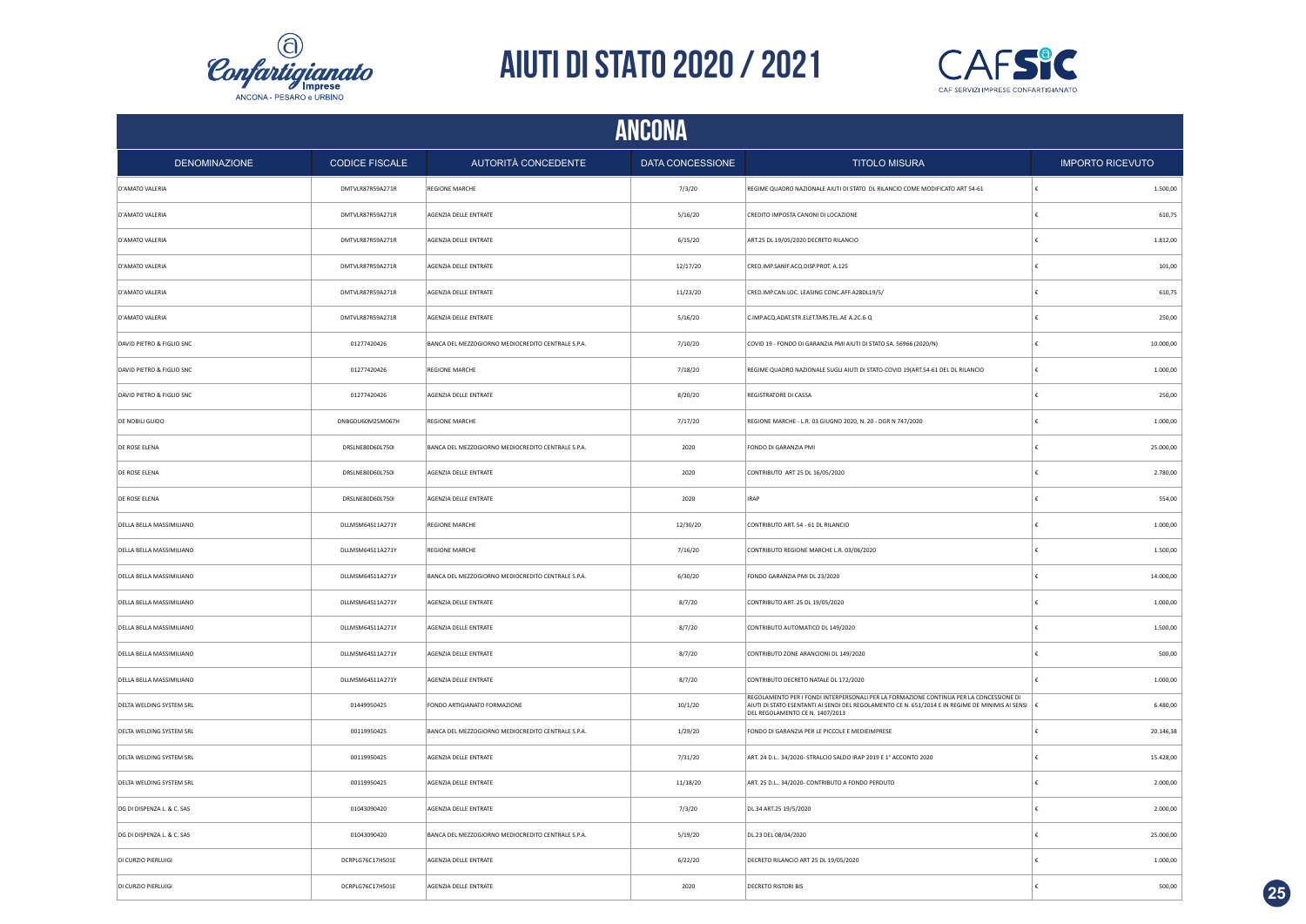# AIUTI DI STATO 2020 / 2021

## ANCONA

| DENOMINAZIONE | CODICE FISCALE | AUTORITÀ CONCEDENTE | DATA CONCESSIONE | TITOLO MISURA | IMPORTO RICEVUTO |
|---|---|---|---|---|---|
| D'AMATO VALERIA | DMTVLR87R59A271R | REGIONE MARCHE | 7/3/20 | REGIME QUADRO NAZIONALE AIUTI DI STATO DL RILANCIO COME MODIFICATO ART 54-61 | € 1.500,00 |
| D'AMATO VALERIA | DMTVLR87R59A271R | AGENZIA DELLE ENTRATE | 5/16/20 | CREDITO IMPOSTA CANONI DI LOCAZIONE | € 610,75 |
| D'AMATO VALERIA | DMTVLR87R59A271R | AGENZIA DELLE ENTRATE | 6/15/20 | ART.25 DL 19/05/2020 DECRETO RILANCIO | € 1.812,00 |
| D'AMATO VALERIA | DMTVLR87R59A271R | AGENZIA DELLE ENTRATE | 12/17/20 | CRED.IMP.SANIF.ACQ.DISP.PROT. A.125 | € 101,00 |
| D'AMATO VALERIA | DMTVLR87R59A271R | AGENZIA DELLE ENTRATE | 11/23/20 | CRED.IMP.CAN.LOC. LEASING CONC.AFF.A28DL19/5/ | € 610,75 |
| D'AMATO VALERIA | DMTVLR87R59A271R | AGENZIA DELLE ENTRATE | 5/16/20 | C.IMP.ACQ.ADAT.STR.ELET.TARS.TEL.AE A.2C.6-Q | € 250,00 |
| DAVID PIETRO & FIGLIO SNC | 01277420426 | BANCA DEL MEZZOGIORNO MEDIOCREDITO CENTRALE S.P.A. | 7/10/20 | COVID 19 - FONDO DI GARANZIA PMI AIUTI DI STATO SA. 56966 (2020/N) | € 10.000,00 |
| DAVID PIETRO & FIGLIO SNC | 01277420426 | REGIONE MARCHE | 7/18/20 | REGIME QUADRO NAZIONALE SUGLI AIUTI DI STATO-COVID 19(ART.54-61 DEL DL RILANCIO | € 1.000,00 |
| DAVID PIETRO & FIGLIO SNC | 01277420426 | AGENZIA DELLE ENTRATE | 8/20/20 | REGISTRATORE DI CASSA | € 250,00 |
| DE NOBILI GUIDO | DNBGDU60M25M067H | REGIONE MARCHE | 7/17/20 | REGIONE MARCHE - L.R. 03 GIUGNO 2020, N. 20 - DGR N 747/2020 | € 1.000,00 |
| DE ROSE ELENA | DRSLNE80D60L750I | BANCA DEL MEZZOGIORNO MEDIOCREDITO CENTRALE S.P.A. | 2020 | FONDO DI GARANZIA PMI | € 25.000,00 |
| DE ROSE ELENA | DRSLNE80D60L750I | AGENZIA DELLE ENTRATE | 2020 | CONTRIBUTO ART 25 DL 16/05/2020 | € 2.780,00 |
| DE ROSE ELENA | DRSLNE80D60L750I | AGENZIA DELLE ENTRATE | 2020 | IRAP | € 554,00 |
| DELLA BELLA MASSIMILIANO | DLLMSM64S11A271Y | REGIONE MARCHE | 12/30/20 | CONTRIBUTO ART. 54 - 61 DL RILANCIO | € 1.000,00 |
| DELLA BELLA MASSIMILIANO | DLLMSM64S11A271Y | REGIONE MARCHE | 7/16/20 | CONTRIBUTO REGIONE MARCHE L.R. 03/06/2020 | € 1.500,00 |
| DELLA BELLA MASSIMILIANO | DLLMSM64S11A271Y | BANCA DEL MEZZOGIORNO MEDIOCREDITO CENTRALE S.P.A. | 6/30/20 | FONDO GARANZIA PMI DL 23/2020 | € 14.000,00 |
| DELLA BELLA MASSIMILIANO | DLLMSM64S11A271Y | AGENZIA DELLE ENTRATE | 8/7/20 | CONTRIBUTO ART. 25 DL 19/05/2020 | € 1.000,00 |
| DELLA BELLA MASSIMILIANO | DLLMSM64S11A271Y | AGENZIA DELLE ENTRATE | 8/7/20 | CONTRIBUTO AUTOMATICO DL 149/2020 | € 1.500,00 |
| DELLA BELLA MASSIMILIANO | DLLMSM64S11A271Y | AGENZIA DELLE ENTRATE | 8/7/20 | CONTRIBUTO ZONE ARANCIONI DL 149/2020 | € 500,00 |
| DELLA BELLA MASSIMILIANO | DLLMSM64S11A271Y | AGENZIA DELLE ENTRATE | 8/7/20 | CONTRIBUTO DECRETO NATALE DL 172/2020 | € 1.000,00 |
| DELTA WELDING SYSTEM SRL | 01449950425 | FONDO ARTIGIANATO FORMAZIONE | 10/1/20 | REGOLAMENTO PER I FONDI INTERPERSONALI PER LA FORMAZIONE CONTINUA PER LA CONCESSIONE DI AIUTI DI STATO ESENTANTI AI SENDI DEL REGOLAMENTO CE N. 651/2014 E IN REGIME DE MINIMIS AI SENSI DEL REGOLAMENTO CE N. 1407/2013 | € 6.480,00 |
| DELTA WELDING SYSTEM SRL | 00119950425 | BANCA DEL MEZZOGIORNO MEDIOCREDITO CENTRALE S.P.A. | 1/29/20 | FONDO DI GARANZIA PER LE PICCOLE E MEDIEIMPRESE | € 20.146,38 |
| DELTA WELDING SYSTEM SRL | 00119950425 | AGENZIA DELLE ENTRATE | 7/31/20 | ART. 24 D.L.. 34/2020- STRALCIO SALDO IRAP 2019 E 1° ACCONTO 2020 | € 15.428,00 |
| DELTA WELDING SYSTEM SRL | 00119950425 | AGENZIA DELLE ENTRATE | 11/18/20 | ART. 25 D.L.. 34/2020- CONTRIBUTO A FONDO PERDUTO | € 2.000,00 |
| DG DI DISPENZA L. & C. SAS | 01043090420 | AGENZIA DELLE ENTRATE | 7/3/20 | DL.34 ART.25 19/5/2020 | € 2.000,00 |
| DG DI DISPENZA L. & C. SAS | 01043090420 | BANCA DEL MEZZOGIORNO MEDIOCREDITO CENTRALE S.P.A. | 5/19/20 | DL.23 DEL 08/04/2020 | € 25.000,00 |
| DI CURZIO PIERLUIGI | DCRPLG76C17H501E | AGENZIA DELLE ENTRATE | 6/22/20 | DECRETO RILANCIO ART 25 DL 19/05/2020 | € 1.000,00 |
| DI CURZIO PIERLUIGI | DCRPLG76C17H501E | AGENZIA DELLE ENTRATE | 2020 | DECRETO RISTORI BIS | € 500,00 |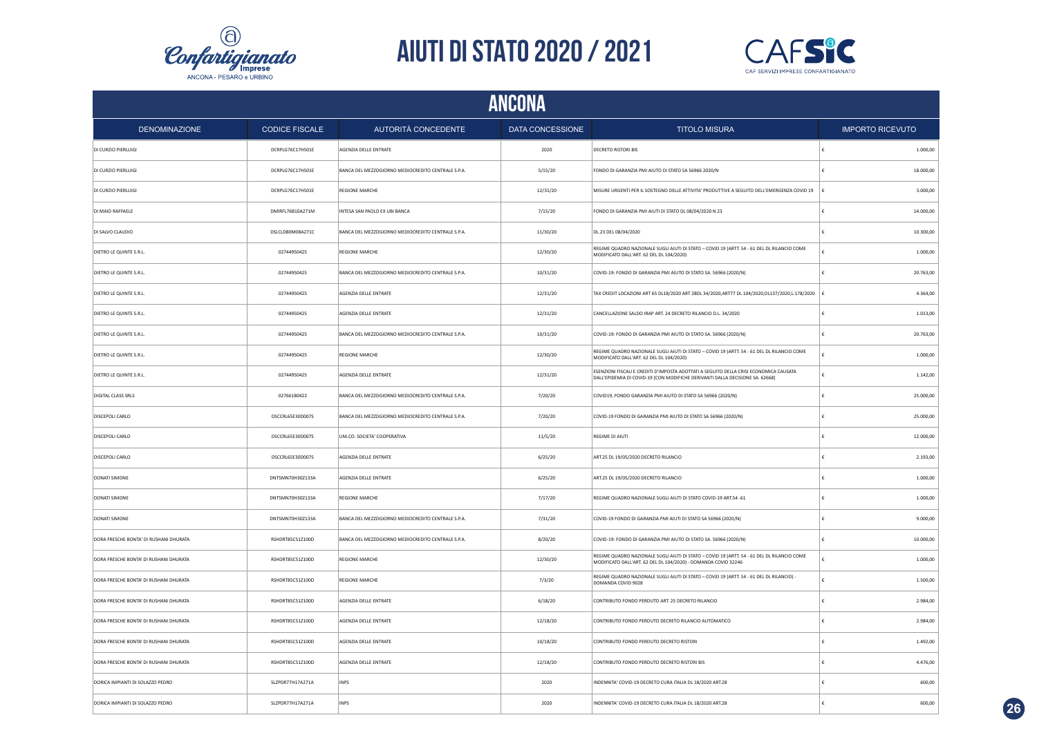# AIUTI DI STATO 2020 / 2021

## ANCONA

| DENOMINAZIONE | CODICE FISCALE | AUTORITÀ CONCEDENTE | DATA CONCESSIONE | TITOLO MISURA | IMPORTO RICEVUTO |
|---|---|---|---|---|---|
| DI CURZIO PIERLUIGI | DCRPLG76C17H501E | AGENZIA DELLE ENTRATE | 2020 | DECRETO RISTORI BIS | € 1.000,00 |
| DI CURZIO PIERLUIGI | DCRPLG76C17H501E | BANCA DEL MEZZOGIORNO MEDIOCREDITO CENTRALE S.P.A. | 5/15/20 | FONDO DI GARANZIA PMI AIUTO DI STATO SA 56966 2020/N | € 18.000,00 |
| DI CURZIO PIERLUIGI | DCRPLG76C17H501E | REGIONE MARCHE | 12/31/20 | MISURE URGENTI PER IL SOSTEGNO DELLE ATTIVITA' PRODUTTIVE A SEGUITO DELL'EMERGENZA COVID 19 | € 3.000,00 |
| DI MAIO RAFFAELE | DMIRFL76B10A271M | INTESA SAN PAOLO EX UBI BANCA | 7/15/20 | FONDO DI GARANZIA PMI AIUTI DI STATO DL 08/04/2020 N 23 | € 14.000,00 |
| DI SALVO CLAUDIO | DSLCLD80M08A271C | BANCA DEL MEZZOGIORNO MEDIOCREDITO CENTRALE S.P.A. | 11/30/20 | DL.23 DEL 08/04/2020 | € 10.300,00 |
| DIETRO LE QUINTE S.R.L. | 02744950425 | REGIONE MARCHE | 12/30/20 | REGIME QUADRO NAZIONALE SUGLI AIUTI DI STATO – COVID 19 (ARTT. 54 - 61 DEL DL RILANCIO COME MODIFICATO DALL'ART. 62 DEL DL 104/2020) | € 1.000,00 |
| DIETRO LE QUINTE S.R.L. | 02744950425 | BANCA DEL MEZZOGIORNO MEDIOCREDITO CENTRALE S.P.A. | 10/31/20 | COVID-19: FONDO DI GARANZIA PMI AIUTO DI STATO SA. 56966 (2020/N) | € 20.763,00 |
| DIETRO LE QUINTE S.R.L. | 02744950425 | AGENZIA DELLE ENTRATE | 12/31/20 | TAX CREDIT LOCAZIONI ART 65 DL18/2020 ART 28DL 34/2020,ART77 DL 104/2020,DL137/2020,L.178/2020 | € 4.364,00 |
| DIETRO LE QUINTE S.R.L. | 02744950425 | AGENZIA DELLE ENTRATE | 12/31/20 | CANCELLAZIONE SALDO IRAP ART. 24 DECRETO RILANCIO D.L. 34/2020 | € 1.013,00 |
| DIETRO LE QUINTE S.R.L. | 02744950425 | BANCA DEL MEZZOGIORNO MEDIOCREDITO CENTRALE S.P.A. | 10/31/20 | COVID-19: FONDO DI GARANZIA PMI AIUTO DI STATO SA. 56966 (2020/N) | € 20.763,00 |
| DIETRO LE QUINTE S.R.L. | 02744950425 | REGIONE MARCHE | 12/30/20 | REGIME QUADRO NAZIONALE SUGLI AIUTI DI STATO – COVID 19 (ARTT. 54 - 61 DEL DL RILANCIO COME MODIFICATO DALL'ART. 62 DEL DL 104/2020) | € 1.000,00 |
| DIETRO LE QUINTE S.R.L. | 02744950425 | AGENZIA DELLE ENTRATE | 12/31/20 | ESENZIONI FISCALI E CREDITI D'IMPOSTA ADOTTATI A SEGUITO DELLA CRISI ECONOMICA CAUSATA DALL'EPIDEMIA DI COVID-19 [CON MODIFICHE DERIVANTI DALLA DECISIONE SA. 62668] | € 1.142,00 |
| DIGITAL CLASS SRLS | 02766180422 | BANCA DEL MEZZOGIORNO MEDIOCREDITO CENTRALE S.P.A. | 7/20/20 | COVID19, FONDO GARANZIA PMI AIUTO DI STATO SA 56966 (2020/N) | € 25.000,00 |
| DISCEPOLI CARLO | DSCCRL65E30D007S | BANCA DEL MEZZOGIORNO MEDIOCREDITO CENTRALE S.P.A. | 7/20/20 | COVID-19 FONDO DI GARANZIA PMI AIUTO DI STATO SA 56966 (2020/N) | € 25.000,00 |
| DISCEPOLI CARLO | DSCCRL65E30D007S | UNI.CO. SOCIETA' COOPERATIVA | 11/5/20 | REGIME DI AIUTI | € 12.000,00 |
| DISCEPOLI CARLO | DSCCRL65E30D007S | AGENZIA DELLE ENTRATE | 6/25/20 | ART.25 DL 19/05/2020 DECRETO RILANCIO | € 2.193,00 |
| DONATI SIMONE | DNTSMN70H30Z133A | AGENZIA DELLE ENTRATE | 6/25/20 | ART.25 DL 19/05/2020 DECRETO RILANCIO | € 1.000,00 |
| DONATI SIMONE | DNTSMN70H30Z133A | REGIONE MARCHE | 7/17/20 | REGIME QUADRO NAZIONALE SUGLI AIUTI DI STATO COVID-19 ART.54 -61 | € 1.000,00 |
| DONATI SIMONE | DNTSMN70H30Z133A | BANCA DEL MEZZOGIORNO MEDIOCREDITO CENTRALE S.P.A. | 7/31/20 | COVID-19 FONDO DI GARANZIA PMI AIUTI DI STATO SA 56966 (2020/N) | € 9.000,00 |
| DORA FRESCHE BONTA' DI RUSHANI DHURATA | RSHDRT85C51Z100D | BANCA DEL MEZZOGIORNO MEDIOCREDITO CENTRALE S.P.A. | 8/20/20 | COVID-19: FONDO DI GARANZIA PMI AIUTO DI STATO SA. 56966 (2020/N) | € 10.000,00 |
| DORA FRESCHE BONTA' DI RUSHANI DHURATA | RSHDRT85C51Z100D | REGIONE MARCHE | 12/30/20 | REGIME QUADRO NAZIONALE SUGLI AIUTI DI STATO – COVID 19 (ARTT. 54 - 61 DEL DL RILANCIO COME MODIFICATO DALL'ART. 62 DEL DL 104/2020) - DOMANDA COVID 32246 | € 1.000,00 |
| DORA FRESCHE BONTA' DI RUSHANI DHURATA | RSHDRT85C51Z100D | REGIONE MARCHE | 7/3/20 | REGIME QUADRO NAZIONALE SUGLI AIUTI DI STATO – COVID 19 (ARTT. 54 - 61 DEL DL RILANCIO) - DOMANDA COVID 9028 | € 1.500,00 |
| DORA FRESCHE BONTA' DI RUSHANI DHURATA | RSHDRT85C51Z100D | AGENZIA DELLE ENTRATE | 6/18/20 | CONTRIBUTO FONDO PERDUTO ART. 25 DECRETO RILANCIO | € 2.984,00 |
| DORA FRESCHE BONTA' DI RUSHANI DHURATA | RSHDRT85C51Z100D | AGENZIA DELLE ENTRATE | 12/18/20 | CONTRIBUTO FONDO PERDUTO DECRETO RILANCIO AUTOMATICO | € 2.984,00 |
| DORA FRESCHE BONTA' DI RUSHANI DHURATA | RSHDRT85C51Z100D | AGENZIA DELLE ENTRATE | 10/18/20 | CONTRIBUTO FONDO PERDUTO DECRETO RISTORI | € 1.492,00 |
| DORA FRESCHE BONTA' DI RUSHANI DHURATA | RSHDRT85C51Z100D | AGENZIA DELLE ENTRATE | 12/18/20 | CONTRIBUTO FONDO PERDUTO DECRETO RISTORI BIS | € 4.476,00 |
| DORICA IMPIANTI DI SOLAZZO PEDRO | SLZPDR77H17A271A | INPS | 2020 | INDENNITA' COVID-19 DECRETO CURA ITALIA DL 18/2020 ART.28 | € 600,00 |
| DORICA IMPIANTI DI SOLAZZO PEDRO | SLZPDR77H17A271A | INPS | 2020 | INDENNITA' COVID-19 DECRETO CURA ITALIA DL 18/2020 ART.28 | € 600,00 |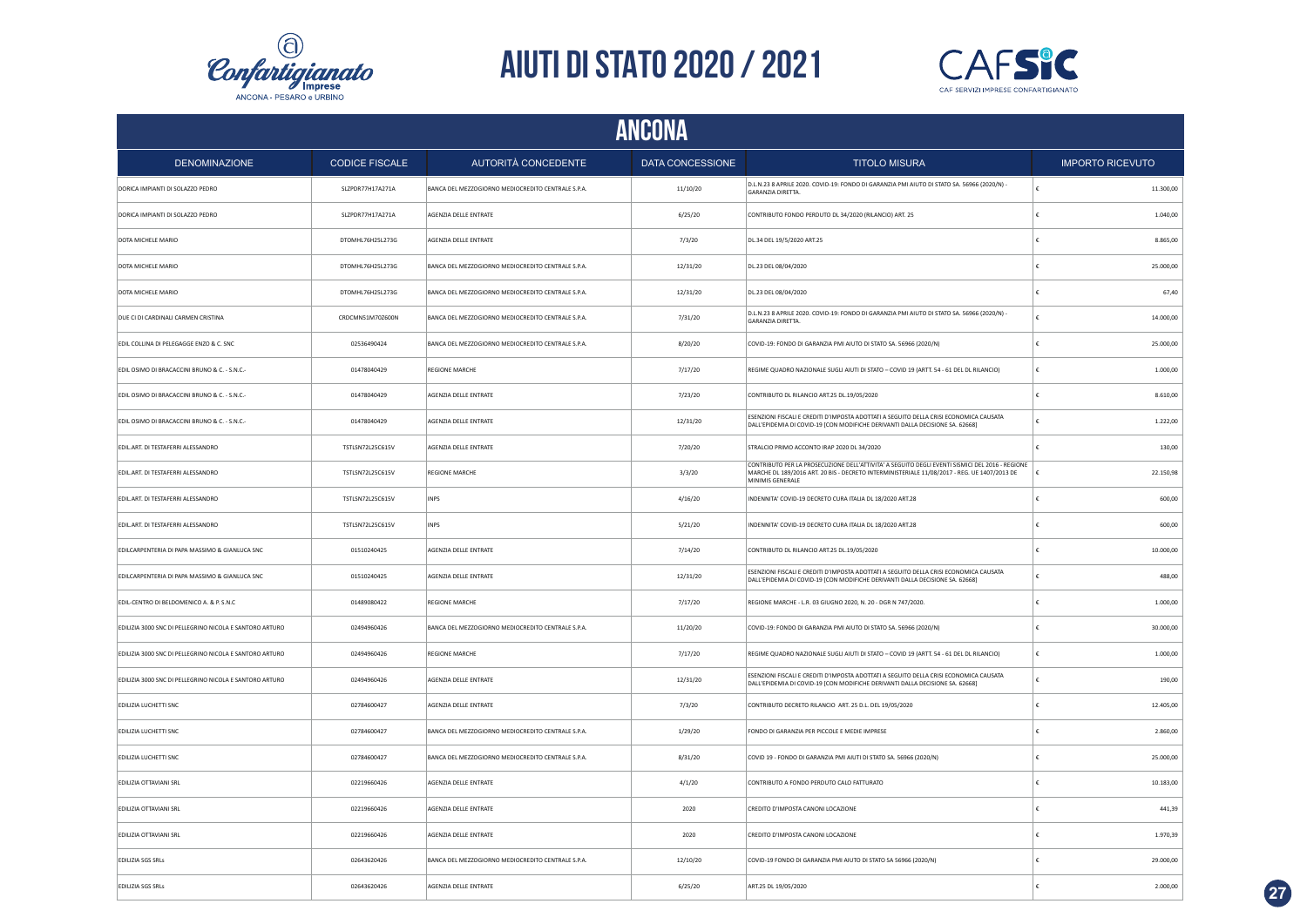# AIUTI DI STATO 2020 / 2021

## ANCONA

| DENOMINAZIONE | CODICE FISCALE | AUTORITÀ CONCEDENTE | DATA CONCESSIONE | TITOLO MISURA | IMPORTO RICEVUTO |
|---|---|---|---|---|---|
| DORICA IMPIANTI DI SLAZZO PEDRO | SLZPDR77H17A271A | BANCA DEL MEZZOGIORNO MEDIOCREDITO CENTRALE S.P.A. | 11/10/20 | D.L.N.23 8 APRILE 2020. COVID-19: FONDO DI GARANZIA PMI AIUTO DI STATO SA. 56966 (2020/N) - GARANZIA DIRETTA. | € 11.300,00 |
| DORICA IMPIANTI DI SLAZZO PEDRO | SLZPDR77H17A271A | AGENZIA DELLE ENTRATE | 6/25/20 | CONTRIBUTO FONDO PERDUTO DL 34/2020 (RILANCIO) ART. 25 | € 1.040,00 |
| DOTA MICHELE MARIO | DTOMHL76H25L273G | AGENZIA DELLE ENTRATE | 7/3/20 | DL.34 DEL 19/5/2020 ART.25 | € 8.865,00 |
| DOTA MICHELE MARIO | DTOMHL76H25L273G | BANCA DEL MEZZOGIORNO MEDIOCREDITO CENTRALE S.P.A. | 12/31/20 | DL.23 DEL 08/04/2020 | € 25.000,00 |
| DOTA MICHELE MARIO | DTOMHL76H25L273G | BANCA DEL MEZZOGIORNO MEDIOCREDITO CENTRALE S.P.A. | 12/31/20 | DL.23 DEL 08/04/2020 | € 67,40 |
| DUE CI DI CARDINALI CARMEN CRISTINA | CRDCMN51M70Z600N | BANCA DEL MEZZOGIORNO MEDIOCREDITO CENTRALE S.P.A. | 7/31/20 | D.L.N.23 8 APRILE 2020. COVID-19: FONDO DI GARANZIA PMI AIUTO DI STATO SA. 56966 (2020/N) - GARANZIA DIRETTA. | € 14.000,00 |
| EDIL COLLINA DI PELEGAGGE ENZO & C. SNC | 02536490424 | BANCA DEL MEZZOGIORNO MEDIOCREDITO CENTRALE S.P.A. | 8/20/20 | COVID-19: FONDO DI GARANZIA PMI AIUTO DI STATO SA. 56966 (2020/N) | € 25.000,00 |
| EDIL OSIMO DI BRACACCINI BRUNO & C. - S.N.C.- | 01478040429 | REGIONE MARCHE | 7/17/20 | REGIME QUADRO NAZIONALE SUGLI AIUTI DI STATO – COVID 19 (ARTT. 54 - 61 DEL DL RILANCIO) | € 1.000,00 |
| EDIL OSIMO DI BRACACCINI BRUNO & C. - S.N.C.- | 01478040429 | AGENZIA DELLE ENTRATE | 7/23/20 | CONTRIBUTO DL RILANCIO ART.25 DL.19/05/2020 | € 8.610,00 |
| EDIL OSIMO DI BRACACCINI BRUNO & C. - S.N.C.- | 01478040429 | AGENZIA DELLE ENTRATE | 12/31/20 | ESENZIONI FISCALI E CREDITI D'IMPOSTA ADOTTATI A SEGUITO DELLA CRISI ECONOMICA CAUSATA DALL'EPIDEMIA DI COVID-19 [CON MODIFICHE DERIVANTI DALLA DECISIONE SA. 62668] | € 1.222,00 |
| EDIL.ART. DI TESTAFERRI ALESSANDRO | TSTLSN72L25C615V | AGENZIA DELLE ENTRATE | 7/20/20 | STRALCIO PRIMO ACCONTO IRAP 2020 DL 34/2020 | € 130,00 |
| EDIL.ART. DI TESTAFERRI ALESSANDRO | TSTLSN72L25C615V | REGIONE MARCHE | 3/3/20 | CONTRIBUTO PER LA PROSECUZIONE DELL'ATTIVITA' A SEGUITO DEGLI EVENTI SISMICI DEL 2016 - REGIONE MARCHE DL 189/2016 ART. 20 BIS - DECRETO INTERMINISTERIALE 11/08/2017 - REG. UE 1407/2013 DE MINIMIS GENERALE | € 22.150,98 |
| EDIL.ART. DI TESTAFERRI ALESSANDRO | TSTLSN72L25C615V | INPS | 4/16/20 | INDENNITA' COVID-19 DECRETO CURA ITALIA DL 18/2020 ART.28 | € 600,00 |
| EDIL.ART. DI TESTAFERRI ALESSANDRO | TSTLSN72L25C615V | INPS | 5/21/20 | INDENNITA' COVID-19 DECRETO CURA ITALIA DL 18/2020 ART.28 | € 600,00 |
| EDILCARPENTERIA DI PAPA MASSIMO & GIANLUCA SNC | 01510240425 | AGENZIA DELLE ENTRATE | 7/14/20 | CONTRIBUTO DL RILANCIO ART.25 DL.19/05/2020 | € 10.000,00 |
| EDILCARPENTERIA DI PAPA MASSIMO & GIANLUCA SNC | 01510240425 | AGENZIA DELLE ENTRATE | 12/31/20 | ESENZIONI FISCALI E CREDITI D'IMPOSTA ADOTTATI A SEGUITO DELLA CRISI ECONOMICA CAUSATA DALL'EPIDEMIA DI COVID-19 [CON MODIFICHE DERIVANTI DALLA DECISIONE SA. 62668] | € 488,00 |
| EDIL-CENTRO DI BELDOMENICO A. & P. S.N.C | 01489080422 | REGIONE MARCHE | 7/17/20 | REGIONE MARCHE - L.R. 03 GIUGNO 2020, N. 20 - DGR N 747/2020. | € 1.000,00 |
| EDILIZIA 3000 SNC DI PELLEGRINO NICOLA E SANTORO ARTURO | 02494960426 | BANCA DEL MEZZOGIORNO MEDIOCREDITO CENTRALE S.P.A. | 11/20/20 | COVID-19: FONDO DI GARANZIA PMI AIUTO DI STATO SA. 56966 (2020/N) | € 30.000,00 |
| EDILIZIA 3000 SNC DI PELLEGRINO NICOLA E SANTORO ARTURO | 02494960426 | REGIONE MARCHE | 7/17/20 | REGIME QUADRO NAZIONALE SUGLI AIUTI DI STATO – COVID 19 (ARTT. 54 - 61 DEL DL RILANCIO) | € 1.000,00 |
| EDILIZIA 3000 SNC DI PELLEGRINO NICOLA E SANTORO ARTURO | 02494960426 | AGENZIA DELLE ENTRATE | 12/31/20 | ESENZIONI FISCALI E CREDITI D'IMPOSTA ADOTTATI A SEGUITO DELLA CRISI ECONOMICA CAUSATA DALL'EPIDEMIA DI COVID-19 [CON MODIFICHE DERIVANTI DALLA DECISIONE SA. 62668] | € 190,00 |
| EDILIZIA LUCHETTI SNC | 02784600427 | AGENZIA DELLE ENTRATE | 7/3/20 | CONTRIBUTO DECRETO RILANCIO ART. 25 D.L. DEL 19/05/2020 | € 12.405,00 |
| EDILIZIA LUCHETTI SNC | 02784600427 | BANCA DEL MEZZOGIORNO MEDIOCREDITO CENTRALE S.P.A. | 1/29/20 | FONDO DI GARANZIA PER PICCOLE E MEDIE IMPRESE | € 2.860,00 |
| EDILIZIA LUCHETTI SNC | 02784600427 | BANCA DEL MEZZOGIORNO MEDIOCREDITO CENTRALE S.P.A. | 8/31/20 | COVID 19 - FONDO DI GARANZIA PMI AIUTI DI STATO SA. 56966 (2020/N) | € 25.000,00 |
| EDILIZIA OTTAVIANI SRL | 02219660426 | AGENZIA DELLE ENTRATE | 4/1/20 | CONTRIBUTO A FONDO PERDUTO CALO FATTURATO | € 10.183,00 |
| EDILIZIA OTTAVIANI SRL | 02219660426 | AGENZIA DELLE ENTRATE | 2020 | CREDITO D'IMPOSTA CANONI LOCAZIONE | € 441,39 |
| EDILIZIA OTTAVIANI SRL | 02219660426 | AGENZIA DELLE ENTRATE | 2020 | CREDITO D'IMPOSTA CANONI LOCAZIONE | € 1.970,39 |
| EDILIZIA SGS SRLs | 02643620426 | BANCA DEL MEZZOGIORNO MEDIOCREDITO CENTRALE S.P.A. | 12/10/20 | COVID-19 FONDO DI GARANZIA PMI AIUTO DI STATO SA 56966 (2020/N) | € 29.000,00 |
| EDILIZIA SGS SRLs | 02643620426 | AGENZIA DELLE ENTRATE | 6/25/20 | ART.25 DL 19/05/2020 | € 2.000,00 |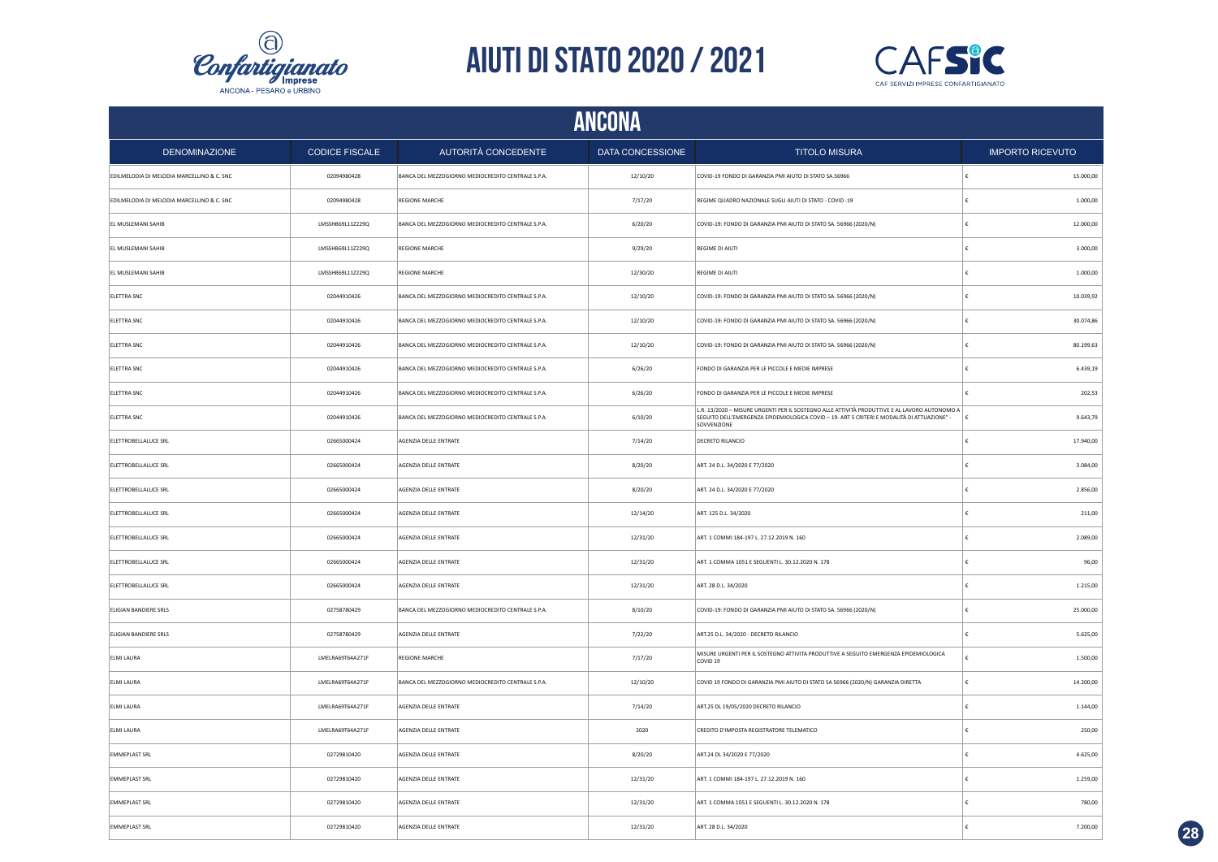# AIUTI DI STATO 2020 / 2021

## ANCONA

| DENOMINAZIONE | CODICE FISCALE | AUTORITÀ CONCEDENTE | DATA CONCESSIONE | TITOLO MISURA | IMPORTO RICEVUTO |
|---|---|---|---|---|---|
| EDILMELODIA DI MELODIA MARCELLINO & C. SNC | 02094980428 | BANCA DEL MEZZOGIORNO MEDIOCREDITO CENTRALE S.P.A. | 12/10/20 | COVID-19 FONDO DI GARANZIA PMI AIUTO DI STATO SA.56966 | € 15.000,00 |
| EDILMELODIA DI MELODIA MARCELLINO & C. SNC | 02094980428 | REGIONE MARCHE | 7/17/20 | REGIME QUADRO NAZIONALE SUGLI AIUTI DI STATO - COVID-19 | € 1.000,00 |
| EL MUSLEMANI SAHIB | LMSSHB69L11Z229Q | BANCA DEL MEZZOGIORNO MEDIOCREDITO CENTRALE S.P.A. | 6/20/20 | COVID-19: FONDO DI GARANZIA PMI AIUTO DI STATO SA. 56966 (2020/N) | € 12.000,00 |
| EL MUSLEMANI SAHIB | LMSSHB69L11Z229Q | REGIONE MARCHE | 9/29/20 | REGIME DI AIUTI | € 3.000,00 |
| EL MUSLEMANI SAHIB | LMSSHB69L11Z229Q | REGIONE MARCHE | 12/30/20 | REGIME DI AIUTI | € 1.000,00 |
| ELETTRA SNC | 02044910426 | BANCA DEL MEZZOGIORNO MEDIOCREDITO CENTRALE S.P.A. | 12/10/20 | COVID-19: FONDO DI GARANZIA PMI AIUTO DI STATO SA. 56966 (2020/N) | € 10.039,92 |
| ELETTRA SNC | 02044910426 | BANCA DEL MEZZOGIORNO MEDIOCREDITO CENTRALE S.P.A. | 12/10/20 | COVID-19: FONDO DI GARANZIA PMI AIUTO DI STATO SA. 56966 (2020/N) | € 30.074,86 |
| ELETTRA SNC | 02044910426 | BANCA DEL MEZZOGIORNO MEDIOCREDITO CENTRALE S.P.A. | 12/10/20 | COVID-19: FONDO DI GARANZIA PMI AIUTO DI STATO SA. 56966 (2020/N) | € 80.199,63 |
| ELETTRA SNC | 02044910426 | BANCA DEL MEZZOGIORNO MEDIOCREDITO CENTRALE S.P.A. | 6/26/20 | FONDO DI GARANZIA PER LE PICCOLE E MEDIE IMPRESE | € 6.439,19 |
| ELETTRA SNC | 02044910426 | BANCA DEL MEZZOGIORNO MEDIOCREDITO CENTRALE S.P.A. | 6/26/20 | FONDO DI GARANZIA PER LE PICCOLE E MEDIE IMPRESE | € 202,53 |
| ELETTRA SNC | 02044910426 | BANCA DEL MEZZOGIORNO MEDIOCREDITO CENTRALE S.P.A. | 6/10/20 | L.R. 13/2020 – MISURE URGENTI PER IL SOSTEGNO ALLE ATTIVITÀ PRODUTTIVE E AL LAVORO AUTONOMO A SEGUITO DELL'EMERGENZA EPIDEMIOLOGICA COVID – 19- ART 5 CRITERI E MODALITÀ DI ATTUAZIONE" - SOVVENZIONE | € 9.643,79 |
| ELETTROBELLALUCE SRL | 02665000424 | AGENZIA DELLE ENTRATE | 7/14/20 | DECRETO RILANCIO | € 17.940,00 |
| ELETTROBELLALUCE SRL | 02665000424 | AGENZIA DELLE ENTRATE | 8/20/20 | ART. 24 D.L. 34/2020 E 77/2020 | € 3.084,00 |
| ELETTROBELLALUCE SRL | 02665000424 | AGENZIA DELLE ENTRATE | 8/20/20 | ART. 24 D.L. 34/2020 E 77/2020 | € 2.856,00 |
| ELETTROBELLALUCE SRL | 02665000424 | AGENZIA DELLE ENTRATE | 12/14/20 | ART. 125 D.L. 34/2020 | € 211,00 |
| ELETTROBELLALUCE SRL | 02665000424 | AGENZIA DELLE ENTRATE | 12/31/20 | ART. 1 COMMI 184-197 L. 27.12.2019 N. 160 | € 2.089,00 |
| ELETTROBELLALUCE SRL | 02665000424 | AGENZIA DELLE ENTRATE | 12/31/20 | ART. 1 COMMA 1051 E SEGUENTI L. 30.12.2020 N. 178 | € 96,00 |
| ELETTROBELLALUCE SRL | 02665000424 | AGENZIA DELLE ENTRATE | 12/31/20 | ART. 28 D.L. 34/2020 | € 1.215,00 |
| ELIGIAN BANDIERE SRLS | 02758780429 | BANCA DEL MEZZOGIORNO MEDIOCREDITO CENTRALE S.P.A. | 8/10/20 | COVID-19: FONDO DI GARANZIA PMI AIUTO DI STATO SA. 56966 (2020/N) | € 25.000,00 |
| ELIGIAN BANDIERE SRLS | 02758780429 | AGENZIA DELLE ENTRATE | 7/22/20 | ART.25 D.L. 34/2020 - DECRETO RILANCIO | € 5.625,00 |
| ELMI LAURA | LMELRA69T64A271F | REGIONE MARCHE | 7/17/20 | MISURE URGENTI PER IL SOSTEGNO ATTIVITA PRODUTTIVE A SEGUITO EMERGENZA EPIDEMIOLOGICA COVID 19 | € 1.500,00 |
| ELMI LAURA | LMELRA69T64A271F | BANCA DEL MEZZOGIORNO MEDIOCREDITO CENTRALE S.P.A. | 12/10/20 | COVID 19 FONDO DI GARANZIA PMI AIUTO DI STATO SA 56966 (2020/N) GARANZIA DIRETTA | € 14.200,00 |
| ELMI LAURA | LMELRA69T64A271F | AGENZIA DELLE ENTRATE | 7/14/20 | ART.25 DL 19/05/2020 DECRETO RILANCIO | € 1.144,00 |
| ELMI LAURA | LMELRA69T64A271F | AGENZIA DELLE ENTRATE | 2020 | CREDITO D'IMPOSTA REGISTRATORE TELEMATICO | € 250,00 |
| EMMEPLAST SRL | 02729810420 | AGENZIA DELLE ENTRATE | 8/20/20 | ART.24 DL 34/2020 E 77/2020 | € 4.625,00 |
| EMMEPLAST SRL | 02729810420 | AGENZIA DELLE ENTRATE | 12/31/20 | ART. 1 COMMI 184-197 L. 27.12.2019 N. 160 | € 1.259,00 |
| EMMEPLAST SRL | 02729810420 | AGENZIA DELLE ENTRATE | 12/31/20 | ART. 1 COMMA 1051 E SEGUENTI L. 30.12.2020 N. 178 | € 780,00 |
| EMMEPLAST SRL | 02729810420 | AGENZIA DELLE ENTRATE | 12/31/20 | ART. 28 D.L. 34/2020 | € 7.200,00 |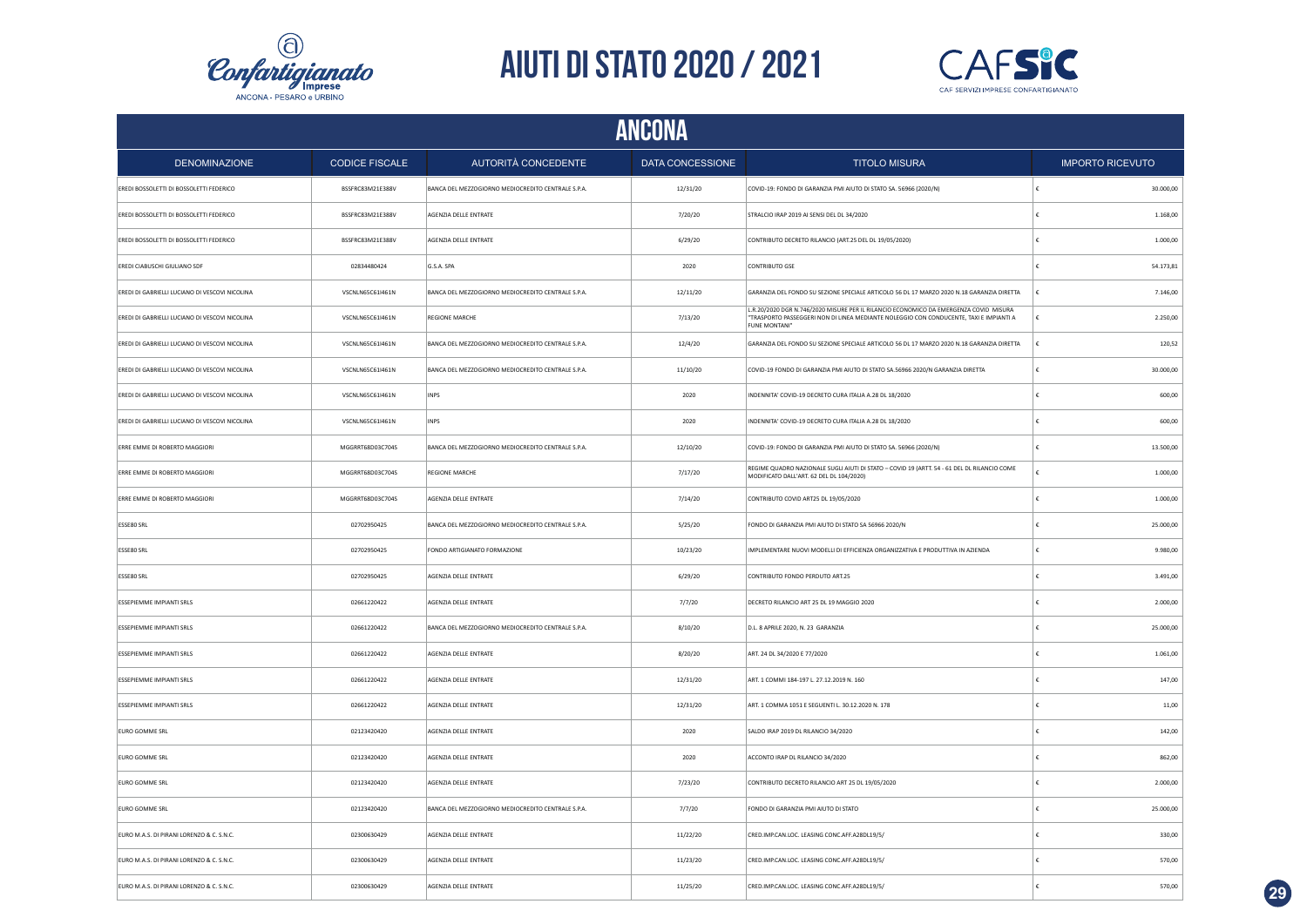# AIUTI DI STATO 2020 / 2021

## ANCONA

| DENOMINAZIONE | CODICE FISCALE | AUTORITÀ CONCEDENTE | DATA CONCESSIONE | TITOLO MISURA | IMPORTO RICEVUTO |
|---|---|---|---|---|---|
| EREDI BOSSOLETTI DI BOSSOLETTI FEDERICO | BSSFRC83M21E388V | BANCA DEL MEZZOGIORNO MEDIOCREDITO CENTRALE S.P.A. | 12/31/20 | COVID-19: FONDO DI GARANZIA PMI AIUTO DI STATO SA. 56966 (2020/N) | € 30.000,00 |
| EREDI BOSSOLETTI DI BOSSOLETTI FEDERICO | BSSFRC83M21E388V | AGENZIA DELLE ENTRATE | 7/20/20 | STRALCIO IRAP 2019 AI SENSI DEL DL 34/2020 | € 1.168,00 |
| EREDI BOSSOLETTI DI BOSSOLETTI FEDERICO | BSSFRC83M21E388V | AGENZIA DELLE ENTRATE | 6/29/20 | CONTRIBUTO DECRETO RILANCIO (ART.25 DEL DL 19/05/2020) | € 1.000,00 |
| EREDI CIABUSCHI GIULIANO SDF | 02834480424 | G.S.A. SPA | 2020 | CONTRIBUTO GSE | € 54.173,81 |
| EREDI DI GABRIELLI LUCIANO DI VESCOVI NICOLINA | VSCNLN65C61I461N | BANCA DEL MEZZOGIORNO MEDIOCREDITO CENTRALE S.P.A. | 12/11/20 | GARANZIA DEL FONDO SU SEZIONE SPECIALE ARTICOLO 56 DL 17 MARZO 2020 N.18 GARANZIA DIRETTA | € 7.146,00 |
| EREDI DI GABRIELLI LUCIANO DI VESCOVI NICOLINA | VSCNLN65C61I461N | REGIONE MARCHE | 7/13/20 | L.R.20/2020 DGR N.746/2020 MISURE PER IL RILANCIO ECONOMICO DA EMERGENZA COVID MISURA "TRASPORTO PASSEGGERI NON DI LINEA MEDIANTE NOLEGGIO CON CONDUCENTE, TAXI E IMPIANTI A FUNE MONTANI" | € 2.250,00 |
| EREDI DI GABRIELLI LUCIANO DI VESCOVI NICOLINA | VSCNLN65C61I461N | BANCA DEL MEZZOGIORNO MEDIOCREDITO CENTRALE S.P.A. | 12/4/20 | GARANZIA DEL FONDO SU SEZIONE SPECIALE ARTICOLO 56 DL 17 MARZO 2020 N.18 GARANZIA DIRETTA | € 120,52 |
| EREDI DI GABRIELLI LUCIANO DI VESCOVI NICOLINA | VSCNLN65C61I461N | BANCA DEL MEZZOGIORNO MEDIOCREDITO CENTRALE S.P.A. | 11/10/20 | COVID-19 FONDO DI GARANZIA PMI AIUTO DI STATO SA.56966 2020/N GARANZIA DIRETTA | € 30.000,00 |
| EREDI DI GABRIELLI LUCIANO DI VESCOVI NICOLINA | VSCNLN65C61I461N | INPS | 2020 | INDENNITA' COVID-19 DECRETO CURA ITALIA A.28 DL 18/2020 | € 600,00 |
| EREDI DI GABRIELLI LUCIANO DI VESCOVI NICOLINA | VSCNLN65C61I461N | INPS | 2020 | INDENNITA' COVID-19 DECRETO CURA ITALIA A.28 DL 18/2020 | € 600,00 |
| ERRE EMME DI ROBERTO MAGGIORI | MGGRRT68D03C704S | BANCA DEL MEZZOGIORNO MEDIOCREDITO CENTRALE S.P.A. | 12/10/20 | COVID-19: FONDO DI GARANZIA PMI AIUTO DI STATO SA. 56966 (2020/N) | € 13.500,00 |
| ERRE EMME DI ROBERTO MAGGIORI | MGGRRT68D03C704S | REGIONE MARCHE | 7/17/20 | REGIME QUADRO NAZIONALE SUGLI AIUTI DI STATO – COVID 19 (ARTT. 54 - 61 DEL DL RILANCIO COME MODIFICATO DALL'ART. 62 DEL DL 104/2020) | € 1.000,00 |
| ERRE EMME DI ROBERTO MAGGIORI | MGGRRT68D03C704S | AGENZIA DELLE ENTRATE | 7/14/20 | CONTRIBUTO COVID ART25 DL 19/05/2020 | € 1.000,00 |
| ESSE80 SRL | 02702950425 | BANCA DEL MEZZOGIORNO MEDIOCREDITO CENTRALE S.P.A. | 5/25/20 | FONDO DI GARANZIA PMI AIUTO DI STATO SA 56966 2020/N | € 25.000,00 |
| ESSE80 SRL | 02702950425 | FONDO ARTIGIANATO FORMAZIONE | 10/23/20 | IMPLEMENTARE NUOVI MODELLI DI EFFICIENZA ORGANIZZATIVA E PRODUTTIVA IN AZIENDA | € 9.980,00 |
| ESSE80 SRL | 02702950425 | AGENZIA DELLE ENTRATE | 6/29/20 | CONTRIBUTO FONDO PERDUTO ART.25 | € 3.491,00 |
| ESSEPIEMME IMPIANTI SRLS | 02661220422 | AGENZIA DELLE ENTRATE | 7/7/20 | DECRETO RILANCIO ART 25 DL 19 MAGGIO 2020 | € 2.000,00 |
| ESSEPIEMME IMPIANTI SRLS | 02661220422 | BANCA DEL MEZZOGIORNO MEDIOCREDITO CENTRALE S.P.A. | 8/10/20 | D.L. 8 APRILE 2020, N. 23 GARANZIA | € 25.000,00 |
| ESSEPIEMME IMPIANTI SRLS | 02661220422 | AGENZIA DELLE ENTRATE | 8/20/20 | ART. 24 DL 34/2020 E 77/2020 | € 1.061,00 |
| ESSEPIEMME IMPIANTI SRLS | 02661220422 | AGENZIA DELLE ENTRATE | 12/31/20 | ART. 1 COMMI 184-197 L. 27.12.2019 N. 160 | € 147,00 |
| ESSEPIEMME IMPIANTI SRLS | 02661220422 | AGENZIA DELLE ENTRATE | 12/31/20 | ART. 1 COMMA 1051 E SEGUENTI L. 30.12.2020 N. 178 | € 11,00 |
| EURO GOMME SRL | 02123420420 | AGENZIA DELLE ENTRATE | 2020 | SALDO IRAP 2019 DL RILANCIO 34/2020 | € 142,00 |
| EURO GOMME SRL | 02123420420 | AGENZIA DELLE ENTRATE | 2020 | ACCONTO IRAP DL RILANCIO 34/2020 | € 862,00 |
| EURO GOMME SRL | 02123420420 | AGENZIA DELLE ENTRATE | 7/23/20 | CONTRIBUTO DECRETO RILANCIO ART 25 DL 19/05/2020 | € 2.000,00 |
| EURO GOMME SRL | 02123420420 | BANCA DEL MEZZOGIORNO MEDIOCREDITO CENTRALE S.P.A. | 7/7/20 | FONDO DI GARANZIA PMI AIUTO DI STATO | € 25.000,00 |
| EURO M.A.S. DI PIRANI LORENZO & C. S.N.C. | 02300630429 | AGENZIA DELLE ENTRATE | 11/22/20 | CRED.IMP.CAN.LOC. LEASING CONC.AFF.A28DL19/5/ | € 330,00 |
| EURO M.A.S. DI PIRANI LORENZO & C. S.N.C. | 02300630429 | AGENZIA DELLE ENTRATE | 11/23/20 | CRED.IMP.CAN.LOC. LEASING CONC.AFF.A28DL19/5/ | € 570,00 |
| EURO M.A.S. DI PIRANI LORENZO & C. S.N.C. | 02300630429 | AGENZIA DELLE ENTRATE | 11/25/20 | CRED.IMP.CAN.LOC. LEASING CONC.AFF.A28DL19/5/ | € 570,00 |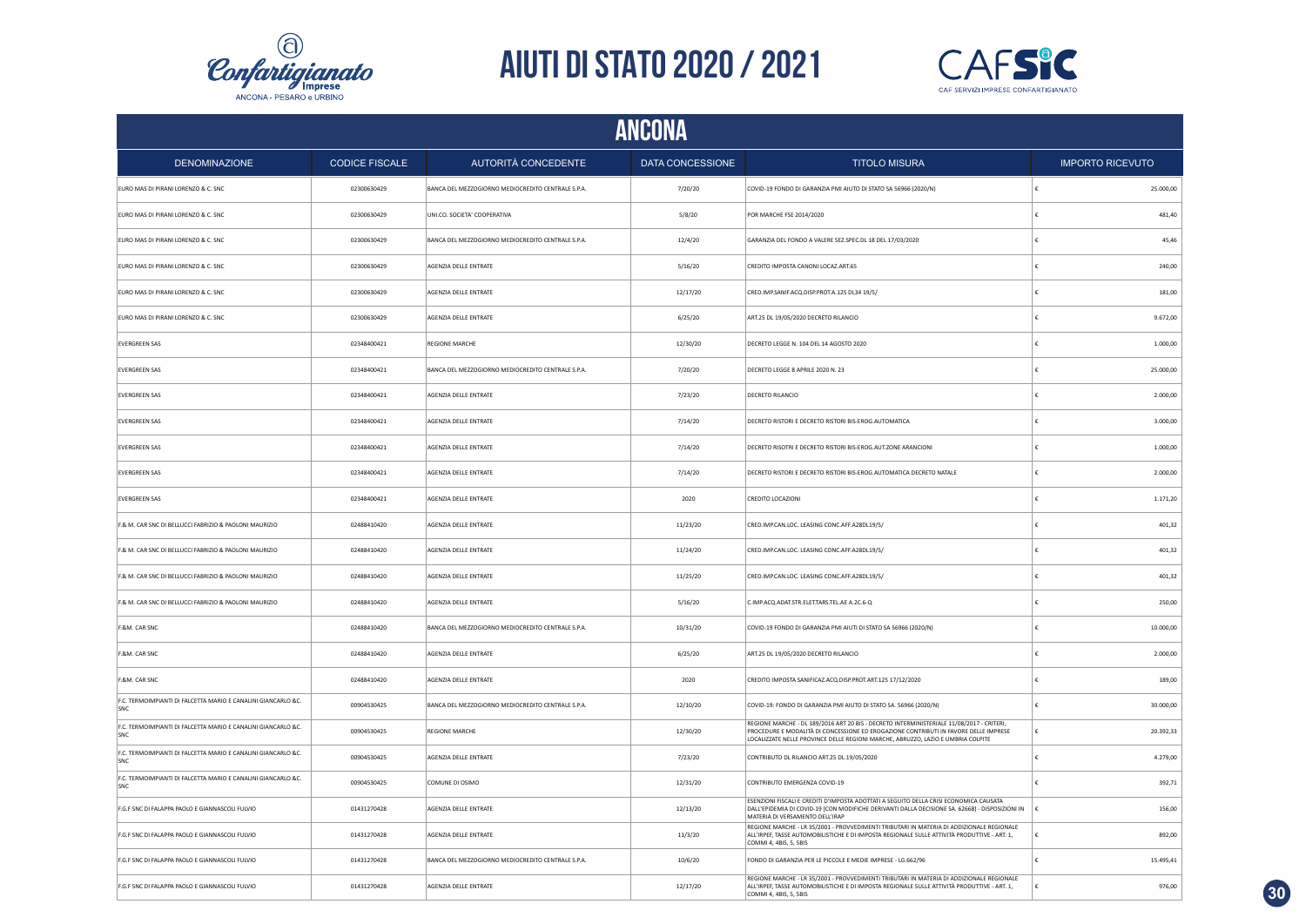# AIUTI DI STATO 2020 / 2021

## ANCONA

| DENOMINAZIONE | CODICE FISCALE | AUTORITÀ CONCEDENTE | DATA CONCESSIONE | TITOLO MISURA | IMPORTO RICEVUTO |
|---|---|---|---|---|---|
| EURO MAS DI PIRANI LORENZO & C. SNC | 02300630429 | BANCA DEL MEZZOGIORNO MEDIOCREDITO CENTRALE S.P.A. | 7/20/20 | COVID-19 FONDO DI GARANZIA PMI AIUTO DI STATO SA 56966 (2020/N) | € 25.000,00 |
| EURO MAS DI PIRANI LORENZO & C. SNC | 02300630429 | UNI.CO. SOCIETA' COOPERATIVA | 5/8/20 | POR MARCHE FSE 2014/2020 | € 481,40 |
| EURO MAS DI PIRANI LORENZO & C. SNC | 02300630429 | BANCA DEL MEZZOGIORNO MEDIOCREDITO CENTRALE S.P.A. | 12/4/20 | GARANZIA DEL FONDO A VALERE SEZ.SPEC.DL 18 DEL 17/03/2020 | € 45,46 |
| EURO MAS DI PIRANI LORENZO & C. SNC | 02300630429 | AGENZIA DELLE ENTRATE | 5/16/20 | CREDITO IMPOSTA CANONI LOCAZ.ART.65 | € 240,00 |
| EURO MAS DI PIRANI LORENZO & C. SNC | 02300630429 | AGENZIA DELLE ENTRATE | 12/17/20 | CRED.IMP.SANIF.ACQ.DISP.PROT.A.125 DL34 19/5/ | € 181,00 |
| EURO MAS DI PIRANI LORENZO & C. SNC | 02300630429 | AGENZIA DELLE ENTRATE | 6/25/20 | ART.25 DL 19/05/2020 DECRETO RILANCIO | € 9.672,00 |
| EVERGREEN SAS | 02348400421 | REGIONE MARCHE | 12/30/20 | DECRETO LEGGE N. 104 DEL 14 AGOSTO 2020 | € 1.000,00 |
| EVERGREEN SAS | 02348400421 | BANCA DEL MEZZOGIORNO MEDIOCREDITO CENTRALE S.P.A. | 7/20/20 | DECRETO LEGGE 8 APRILE 2020 N. 23 | € 25.000,00 |
| EVERGREEN SAS | 02348400421 | AGENZIA DELLE ENTRATE | 7/23/20 | DECRETO RILANCIO | € 2.000,00 |
| EVERGREEN SAS | 02348400421 | AGENZIA DELLE ENTRATE | 7/14/20 | DECRETO RISTORI E DECRETO RISTORI BIS-EROG.AUTOMATICA | € 3.000,00 |
| EVERGREEN SAS | 02348400421 | AGENZIA DELLE ENTRATE | 7/14/20 | DECRETO RISOTRI E DECRETO RISTORI BIS-EROG.AUT.ZONE ARANCIONI | € 1.000,00 |
| EVERGREEN SAS | 02348400421 | AGENZIA DELLE ENTRATE | 7/14/20 | DECRETO RISTORI E DECRETO RISTORI BIS-EROG.AUTOMATICA DECRETO NATALE | € 2.000,00 |
| EVERGREEN SAS | 02348400421 | AGENZIA DELLE ENTRATE | 2020 | CREDITO LOCAZIONI | € 1.171,20 |
| F.& M. CAR SNC DI BELLUCCI FABRIZIO & PAOLONI MAURIZIO | 02488410420 | AGENZIA DELLE ENTRATE | 11/23/20 | CRED.IMP.CAN.LOC. LEASING CONC.AFF.A28DL19/5/ | € 401,32 |
| F.& M. CAR SNC DI BELLUCCI FABRIZIO & PAOLONI MAURIZIO | 02488410420 | AGENZIA DELLE ENTRATE | 11/24/20 | CRED.IMP.CAN.LOC. LEASING CONC.AFF.A28DL19/5/ | € 401,32 |
| F.& M. CAR SNC DI BELLUCCI FABRIZIO & PAOLONI MAURIZIO | 02488410420 | AGENZIA DELLE ENTRATE | 11/25/20 | CRED.IMP.CAN.LOC. LEASING CONC.AFF.A28DL19/5/ | € 401,32 |
| F.& M. CAR SNC DI BELLUCCI FABRIZIO & PAOLONI MAURIZIO | 02488410420 | AGENZIA DELLE ENTRATE | 5/16/20 | C.IMP.ACQ.ADAT.STR.ELETTARS.TEL.AE A.2C.6-Q | € 250,00 |
| F.&M. CAR SNC | 02488410420 | BANCA DEL MEZZOGIORNO MEDIOCREDITO CENTRALE S.P.A. | 10/31/20 | COVID-19 FONDO DI GARANZIA PMI AIUTI DI STATO SA 56966 (2020/N) | € 10.000,00 |
| F.&M. CAR SNC | 02488410420 | AGENZIA DELLE ENTRATE | 6/25/20 | ART.25 DL 19/05/2020 DECRETO RILANCIO | € 2.000,00 |
| F.&M. CAR SNC | 02488410420 | AGENZIA DELLE ENTRATE | 2020 | CREDITO IMPOSTA SANIFICAZ.ACQ.DISP.PROT.ART.125 17/12/2020 | € 189,00 |
| F.C. TERMOIMPIANTI DI FALCETTA MARIO E CANALINI GIANCARLO &C. SNC | 00904530425 | BANCA DEL MEZZOGIORNO MEDIOCREDITO CENTRALE S.P.A. | 12/10/20 | COVID-19: FONDO DI GARANZIA PMI AIUTO DI STATO SA. 56966 (2020/N) | € 30.000,00 |
| F.C. TERMOIMPIANTI DI FALCETTA MARIO E CANALINI GIANCARLO &C. SNC | 00904530425 | REGIONE MARCHE | 12/30/20 | REGIONE MARCHE - DL 189/2016 ART 20 BIS - DECRETO INTERMINISTERIALE 11/08/2017 - CRITERI, PROCEDURE E MODALITÀ DI CONCESSIONE ED EROGAZIONE CONTRIBUTI IN FAVORE DELLE IMPRESE LOCALIZZATE NELLE PROVINCE DELLE REGIONI MARCHE, ABRUZZO, LAZIO E UMBRIA COLPITE | € 20.392,33 |
| F.C. TERMOIMPIANTI DI FALCETTA MARIO E CANALINI GIANCARLO &C. SNC | 00904530425 | AGENZIA DELLE ENTRATE | 7/23/20 | CONTRIBUTO DL RILANCIO ART.25 DL.19/05/2020 | € 4.279,00 |
| F.C. TERMOIMPIANTI DI FALCETTA MARIO E CANALINI GIANCARLO &C. SNC | 00904530425 | COMUNE DI OSIMO | 12/31/20 | CONTRIBUTO EMERGENZA COVID-19 | € 392,71 |
| F.G.F SNC DI FALAPPA PAOLO E GIANNASCOLI FULVIO | 01431270428 | AGENZIA DELLE ENTRATE | 12/13/20 | ESENZIONI FISCALI E CREDITI D'IMPOSTA ADOTTATI A SEGUITO DELLA CRISI ECONOMICA CAUSATA DALL'EPIDEMIA DI COVID-19 [CON MODIFICHE DERIVANTI DALLA DECISIONE SA. 62668] - DISPOSIZIONI IN MATERIA DI VERSAMENTO DELL'IRAP | € 156,00 |
| F.G.F SNC DI FALAPPA PAOLO E GIANNASCOLI FULVIO | 01431270428 | AGENZIA DELLE ENTRATE | 11/3/20 | REGIONE MARCHE - LR 35/2001 - PROVVEDIMENTI TRIBUTARI IN MATERIA DI ADDIZIONALE REGIONALE ALL'IRPEF, TASSE AUTOMOBILISTICHE E DI IMPOSTA REGIONALE SULLE ATTIVITÀ PRODUTTIVE - ART. 1, COMMI 4, 4BIS, 5, 5BIS | € 892,00 |
| F.G.F SNC DI FALAPPA PAOLO E GIANNASCOLI FULVIO | 01431270428 | BANCA DEL MEZZOGIORNO MEDIOCREDITO CENTRALE S.P.A. | 10/6/20 | FONDO DI GARANZIA PER LE PICCOLE E MEDIE IMPRESE - LG.662/96 | € 15.495,41 |
| F.G.F SNC DI FALAPPA PAOLO E GIANNASCOLI FULVIO | 01431270428 | AGENZIA DELLE ENTRATE | 12/17/20 | REGIONE MARCHE - LR 35/2001 - PROVVEDIMENTI TRIBUTARI IN MATERIA DI ADDIZIONALE REGIONALE ALL'IRPEF, TASSE AUTOMOBILISTICHE E DI IMPOSTA REGIONALE SULLE ATTIVITÀ PRODUTTIVE - ART. 1, COMMI 4, 4BIS, 5, 5BIS | € 976,00 |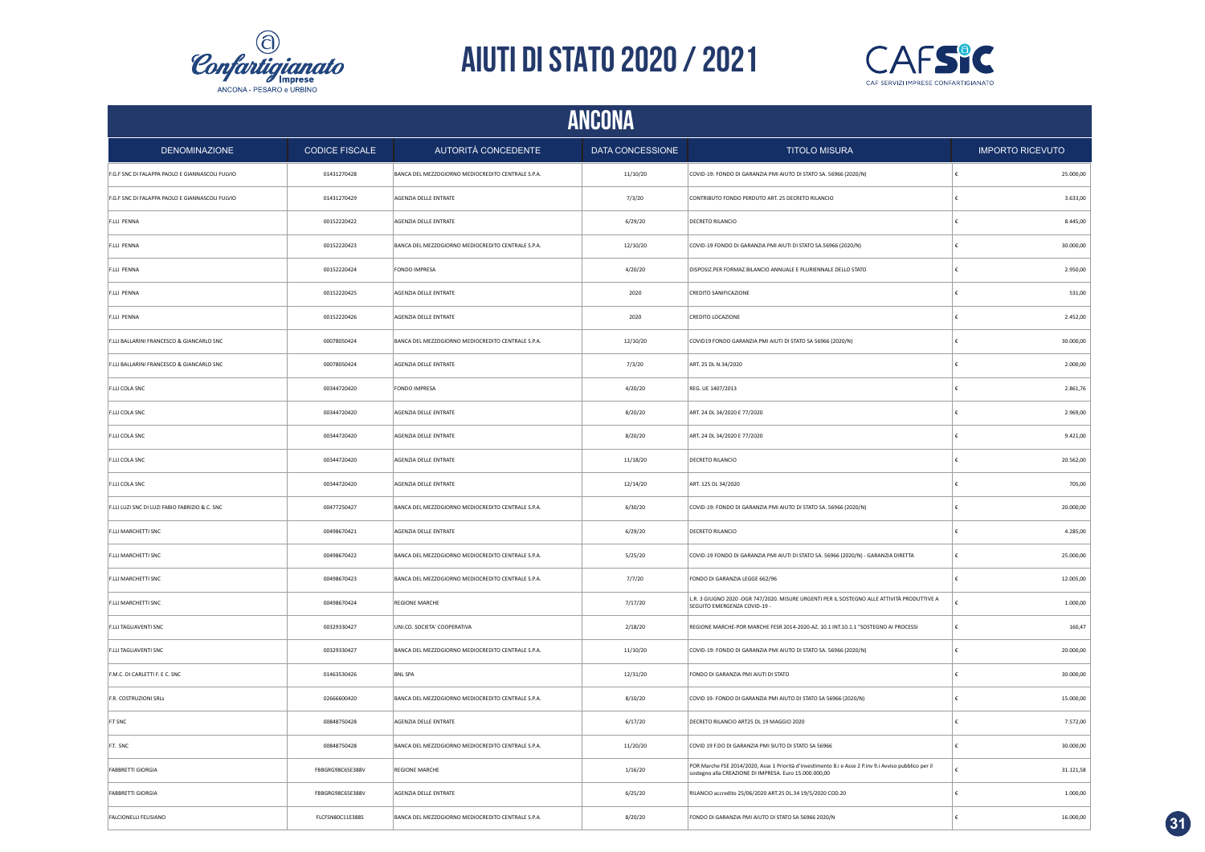# AIUTI DI STATO 2020 / 2021

## ANCONA

| DENOMINAZIONE | CODICE FISCALE | AUTORITÀ CONCEDENTE | DATA CONCESSIONE | TITOLO MISURA | IMPORTO RICEVUTO |
|---|---|---|---|---|---|
| F.G.F SNC DI FALAPPA PAOLO E GIANNASCOLI FULVIO | 01431270428 | BANCA DEL MEZZOGIORNO MEDIOCREDITO CENTRALE S.P.A. | 11/10/20 | COVID-19: FONDO DI GARANZIA PMI AIUTO DI STATO SA. 56966 (2020/N) | € 25.000,00 |
| F.G.F SNC DI FALAPPA PAOLO E GIANNASCOLI FULVIO | 01431270429 | AGENZIA DELLE ENTRATE | 7/3/20 | CONTRIBUTO FONDO PERDUTO ART. 25 DECRETO RILANCIO | € 3.633,00 |
| F.LLI PENNA | 00152220422 | AGENZIA DELLE ENTRATE | 6/29/20 | DECRETO RILANCIO | € 8.445,00 |
| F.LLI PENNA | 00152220423 | BANCA DEL MEZZOGIORNO MEDIOCREDITO CENTRALE S.P.A. | 12/10/20 | COVID-19 FONDO DI GARANZIA PMI AIUTI DI STATO SA.56966 (2020/N) | € 30.000,00 |
| F.LLI PENNA | 00152220424 | FONDO IMPRESA | 4/20/20 | DISPOSIZ.PER FORMAZ.BILANCIO ANNUALE E PLURIENNALE DELLO STATO | € 2.950,00 |
| F.LLI PENNA | 00152220425 | AGENZIA DELLE ENTRATE | 2020 | CREDITO SANIFICAZIONE | € 531,00 |
| F.LLI PENNA | 00152220426 | AGENZIA DELLE ENTRATE | 2020 | CREDITO LOCAZIONE | € 2.452,00 |
| F.LLI BALLARINI FRANCESCO & GIANCARLO SNC | 00078050424 | BANCA DEL MEZZOGIORNO MEDIOCREDITO CENTRALE S.P.A. | 12/10/20 | COVID19 FONDO GARANZIA PMI AIUTI DI STATO SA 56966 (2020/N) | € 30.000,00 |
| F.LLI BALLARINI FRANCESCO & GIANCARLO SNC | 00078050424 | AGENZIA DELLE ENTRATE | 7/3/20 | ART. 25 DL N.34/2020 | € 2.000,00 |
| F.LLI COLA SNC | 00344720420 | FONDO IMPRESA | 4/20/20 | REG. UE 1407/2013 | € 2.861,76 |
| F.LLI COLA SNC | 00344720420 | AGENZIA DELLE ENTRATE | 8/20/20 | ART. 24 DL 34/2020 E 77/2020 | € 2.969,00 |
| F.LLI COLA SNC | 00344720420 | AGENZIA DELLE ENTRATE | 8/20/20 | ART. 24 DL 34/2020 E 77/2020 | € 9.421,00 |
| F.LLI COLA SNC | 00344720420 | AGENZIA DELLE ENTRATE | 11/18/20 | DECRETO RILANCIO | € 20.562,00 |
| F.LLI COLA SNC | 00344720420 | AGENZIA DELLE ENTRATE | 12/14/20 | ART. 125 DL 34/2020 | € 705,00 |
| F.LLI LUZI SNC DI LUZI FABIO FABRIZIO & C. SNC | 00477250427 | BANCA DEL MEZZOGIORNO MEDIOCREDITO CENTRALE S.P.A. | 6/30/20 | COVID-19: FONDO DI GARANZIA PMI AIUTO DI STATO SA. 56966 (2020/N) | € 20.000,00 |
| F.LLI MARCHETTI SNC | 00498670421 | AGENZIA DELLE ENTRATE | 6/29/20 | DECRETO RILANCIO | € 4.285,00 |
| F.LLI MARCHETTI SNC | 00498670422 | BANCA DEL MEZZOGIORNO MEDIOCREDITO CENTRALE S.P.A. | 5/25/20 | COVID-19 FONDO DI GARANZIA PMI AIUTI DI STATO SA. 56966 (2020/N) - GARANZIA DIRETTA | € 25.000,00 |
| F.LLI MARCHETTI SNC | 00498670423 | BANCA DEL MEZZOGIORNO MEDIOCREDITO CENTRALE S.P.A. | 7/7/20 | FONDO DI GARANZIA LEGGE 662/96 | € 12.005,00 |
| F.LLI MARCHETTI SNC | 00498670424 | REGIONE MARCHE | 7/17/20 | L.R. 3 GIUGNO 2020 -DGR 747/2020. MISURE URGENTI PER IL SOSTEGNO ALLE ATTIVITÀ PRODUTTIVE A SEGUITO EMERGENZA COVID-19 - | € 1.000,00 |
| F.LLI TAGLIAVENTI SNC | 00329330427 | UNI.CO. SOCIETA' COOPERATIVA | 2/18/20 | REGIONE MARCHE-POR MARCHE FESR 2014-2020-AZ. 10.1 INT.10.1.1 "SOSTEGNO AI PROCESSI | € 160,47 |
| F.LLI TAGLIAVENTI SNC | 00329330427 | BANCA DEL MEZZOGIORNO MEDIOCREDITO CENTRALE S.P.A. | 11/10/20 | COVID-19: FONDO DI GARANZIA PMI AIUTO DI STATO SA. 56966 (2020/N) | € 20.000,00 |
| F.M.C. DI CARLETTI F. E C. SNC | 01463530426 | BNL SPA | 12/31/20 | FONDO DI GARANZIA PMI AIUTI DI STATO | € 30.000,00 |
| F.R. COSTRUZIONI SRLs | 02666600420 | BANCA DEL MEZZOGIORNO MEDIOCREDITO CENTRALE S.P.A. | 8/10/20 | COVID 19- FONDO DI GARANZIA PMI AIUTO DI STATO SA 56966 (2020/N) | € 15.000,00 |
| F.T SNC | 00848750428 | AGENZIA DELLE ENTRATE | 6/17/20 | DECRETO RILANCIO ART25 DL 19 MAGGIO 2020 | € 7.572,00 |
| F.T. SNC | 00848750428 | BANCA DEL MEZZOGIORNO MEDIOCREDITO CENTRALE S.P.A. | 11/20/20 | COVID 19 F.DO DI GARANZIA PMI SIUTO DI STATO SA 56966 | € 30.000,00 |
| FABBRETTI GIORGIA | FBBGRG98C65E388V | REGIONE MARCHE | 1/16/20 | POR Marche FSE 2014/2020, Asse 1 Priorità d'investimento 8.i e Asse 2 P.inv 9.i Avviso pubblico per il sostegno alla CREAZIONE DI IMPRESA. Euro 15.000.000,00 | € 31.121,58 |
| FABBRETTI GIORGIA | FBBGRG98C65E388V | AGENZIA DELLE ENTRATE | 6/25/20 | RILANCIO accredito 25/06/2020 ART.25 DL.34 19/5/2020 COD.20 | € 1.000,00 |
| FALCIONELLI FELISIANO | FLCFSN80C11E388S | BANCA DEL MEZZOGIORNO MEDIOCREDITO CENTRALE S.P.A. | 8/20/20 | FONDO DI GARANZIA PMI AIUTO DI STATO SA 56966 2020/N | € 16.000,00 |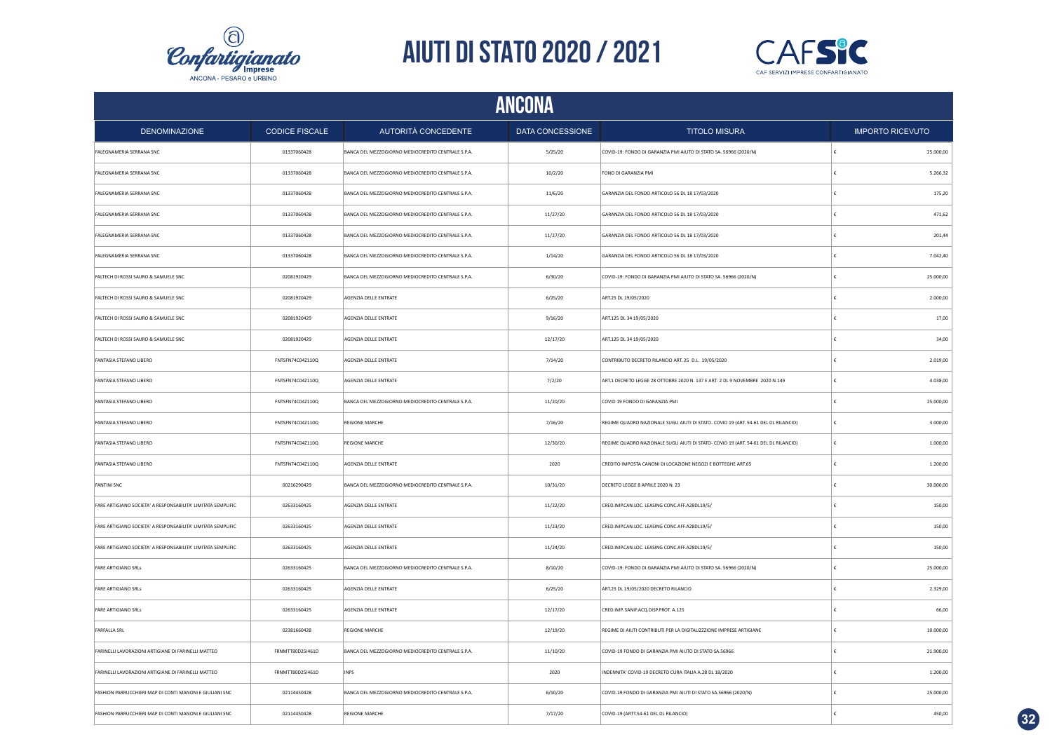# AIUTI DI STATO 2020 / 2021

## ANCONA

| DENOMINAZIONE | CODICE FISCALE | AUTORITÀ CONCEDENTE | DATA CONCESSIONE | TITOLO MISURA | IMPORTO RICEVUTO |
|---|---|---|---|---|---|
| FALEGNAMERIA SERRANA SNC | 01337060428 | BANCA DEL MEZZOGIORNO MEDIOCREDITO CENTRALE S.P.A. | 5/25/20 | COVID-19: FONDO DI GARANZIA PMI AIUTO DI STATO SA. 56966 (2020/N) | € 25.000,00 |
| FALEGNAMERIA SERRANA SNC | 01337060428 | BANCA DEL MEZZOGIORNO MEDIOCREDITO CENTRALE S.P.A. | 10/2/20 | FONO DI GARANZIA PMI | € 5.266,32 |
| FALEGNAMERIA SERRANA SNC | 01337060428 | BANCA DEL MEZZOGIORNO MEDIOCREDITO CENTRALE S.P.A. | 11/6/20 | GARANZIA DEL FONDO ARTICOLO 56 DL 18 17/03/2020 | € 175,20 |
| FALEGNAMERIA SERRANA SNC | 01337060428 | BANCA DEL MEZZOGIORNO MEDIOCREDITO CENTRALE S.P.A. | 11/27/20 | GARANZIA DEL FONDO ARTICOLO 56 DL 18 17/03/2020 | € 471,62 |
| FALEGNAMERIA SERRANA SNC | 01337060428 | BANCA DEL MEZZOGIORNO MEDIOCREDITO CENTRALE S.P.A. | 11/27/20 | GARANZIA DEL FONDO ARTICOLO 56 DL 18 17/03/2020 | € 201,44 |
| FALEGNAMERIA SERRANA SNC | 01337060428 | BANCA DEL MEZZOGIORNO MEDIOCREDITO CENTRALE S.P.A. | 1/14/20 | GARANZIA DEL FONDO ARTICOLO 56 DL 18 17/03/2020 | € 7.042,40 |
| FALTECH DI ROSSI SAURO & SAMUELE SNC | 02081920429 | BANCA DEL MEZZOGIORNO MEDIOCREDITO CENTRALE S.P.A. | 6/30/20 | COVID-19: FONDO DI GARANZIA PMI AIUTO DI STATO SA. 56966 (2020/N) | € 25.000,00 |
| FALTECH DI ROSSI SAURO & SAMUELE SNC | 02081920429 | AGENZIA DELLE ENTRATE | 6/25/20 | ART.25 DL 19/05/2020 | € 2.000,00 |
| FALTECH DI ROSSI SAURO & SAMUELE SNC | 02081920429 | AGENZIA DELLE ENTRATE | 9/16/20 | ART.125 DL 34 19/05/2020 | € 17,00 |
| FALTECH DI ROSSI SAURO & SAMUELE SNC | 02081920429 | AGENZIA DELLE ENTRATE | 12/17/20 | ART.125 DL 34 19/05/2020 | € 34,00 |
| FANTASIA STEFANO LIBERO | FNTSFN74C04Z110Q | AGENZIA DELLE ENTRATE | 7/14/20 | CONTRIBUTO DECRETO RILANCIO ART. 25 D.L. 19/05/2020 | € 2.019,00 |
| FANTASIA STEFANO LIBERO | FNTSFN74C04Z110Q | AGENZIA DELLE ENTRATE | 7/2/20 | ART.1 DECRETO LEGGE 28 OTTOBRE 2020 N. 137 E ART- 2 DL 9 NOVEMBRE 2020 N.149 | € 4.038,00 |
| FANTASIA STEFANO LIBERO | FNTSFN74C04Z110Q | BANCA DEL MEZZOGIORNO MEDIOCREDITO CENTRALE S.P.A. | 11/20/20 | COVID 19 FONDO DI GARANZIA PMI | € 25.000,00 |
| FANTASIA STEFANO LIBERO | FNTSFN74C04Z110Q | REGIONE MARCHE | 7/16/20 | REGIME QUADRO NAZIONALE SUGLI AIUTI DI STATO- COVID 19 (ART. 54-61 DEL DL RILANCIO) | € 3.000,00 |
| FANTASIA STEFANO LIBERO | FNTSFN74C04Z110Q | REGIONE MARCHE | 12/30/20 | REGIME QUADRO NAZIONALE SUGLI AIUTI DI STATO- COVID 19 (ART. 54-61 DEL DL RILANCIO) | € 1.000,00 |
| FANTASIA STEFANO LIBERO | FNTSFN74C04Z110Q | AGENZIA DELLE ENTRATE | 2020 | CREDITO IMPOSTA CANONI DI LOCAZIONE NEGOZI E BOTTEGHE ART.65 | € 1.200,00 |
| FANTINI SNC | 00216290429 | BANCA DEL MEZZOGIORNO MEDIOCREDITO CENTRALE S.P.A. | 10/31/20 | DECRETO LEGGE 8 APRILE 2020 N. 23 | € 30.000,00 |
| FARE ARTIGIANO SOCIETA' A RESPONSABILITA' LIMITATA SEMPLIFIC | 02633160425 | AGENZIA DELLE ENTRATE | 11/22/20 | CRED.IMP.CAN.LOC. LEASING CONC.AFF.A28DL19/5/ | € 150,00 |
| FARE ARTIGIANO SOCIETA' A RESPONSABILITA' LIMITATA SEMPLIFIC | 02633160425 | AGENZIA DELLE ENTRATE | 11/23/20 | CRED.IMP.CAN.LOC. LEASING CONC.AFF.A28DL19/5/ | € 150,00 |
| FARE ARTIGIANO SOCIETA' A RESPONSABILITA' LIMITATA SEMPLIFIC | 02633160425 | AGENZIA DELLE ENTRATE | 11/24/20 | CRED.IMP.CAN.LOC. LEASING CONC.AFF.A28DL19/5/ | € 150,00 |
| FARE ARTIGIANO SRLs | 02633160425 | BANCA DEL MEZZOGIORNO MEDIOCREDITO CENTRALE S.P.A. | 8/10/20 | COVID-19: FONDO DI GARANZIA PMI AIUTO DI STATO SA. 56966 (2020/N) | € 25.000,00 |
| FARE ARTIGIANO SRLs | 02633160425 | AGENZIA DELLE ENTRATE | 6/25/20 | ART.25 DL 19/05/2020 DECRETO RILANCIO | € 2.329,00 |
| FARE ARTIGIANO SRLs | 02633160425 | AGENZIA DELLE ENTRATE | 12/17/20 | CRED.IMP. SANIF.ACQ.DISP.PROT. A.125 | € 66,00 |
| FARFALLA SRL | 02381660428 | REGIONE MARCHE | 12/19/20 | REGIME DI AIUTI CONTRIBUTI PER LA DIGITALIZZZIONE IMPRESE ARTIGIANE | € 10.000,00 |
| FARINELLI LAVORAZIONI ARTIGIANE DI FARINELLI MATTEO | FRNMTT80D25I461D | BANCA DEL MEZZOGIORNO MEDIOCREDITO CENTRALE S.P.A. | 11/10/20 | COVID-19 FONDO DI GARANZIA PMI AIUTO DI STATO SA.56966 | € 21.900,00 |
| FARINELLI LAVORAZIONI ARTIGIANE DI FARINELLI MATTEO | FRNMTT80D25I461D | INPS | 2020 | INDENNITA' COVID-19 DECRETO CURA ITALIA A.28 DL 18/2020 | € 1.200,00 |
| FASHION PARRUCCHIERI MAP DI CONTI MANONI E GIULIANI SNC | 02114450428 | BANCA DEL MEZZOGIORNO MEDIOCREDITO CENTRALE S.P.A. | 6/10/20 | COVID-19 FONDO DI GARANZIA PMI AIUTI DI STATO SA.56966 (2020/N) | € 25.000,00 |
| FASHION PARRUCCHIERI MAP DI CONTI MANONI E GIULIANI SNC | 02114450428 | REGIONE MARCHE | 7/17/20 | COVID-19 (ARTT.54-61 DEL DL RILANCIO) | € 450,00 |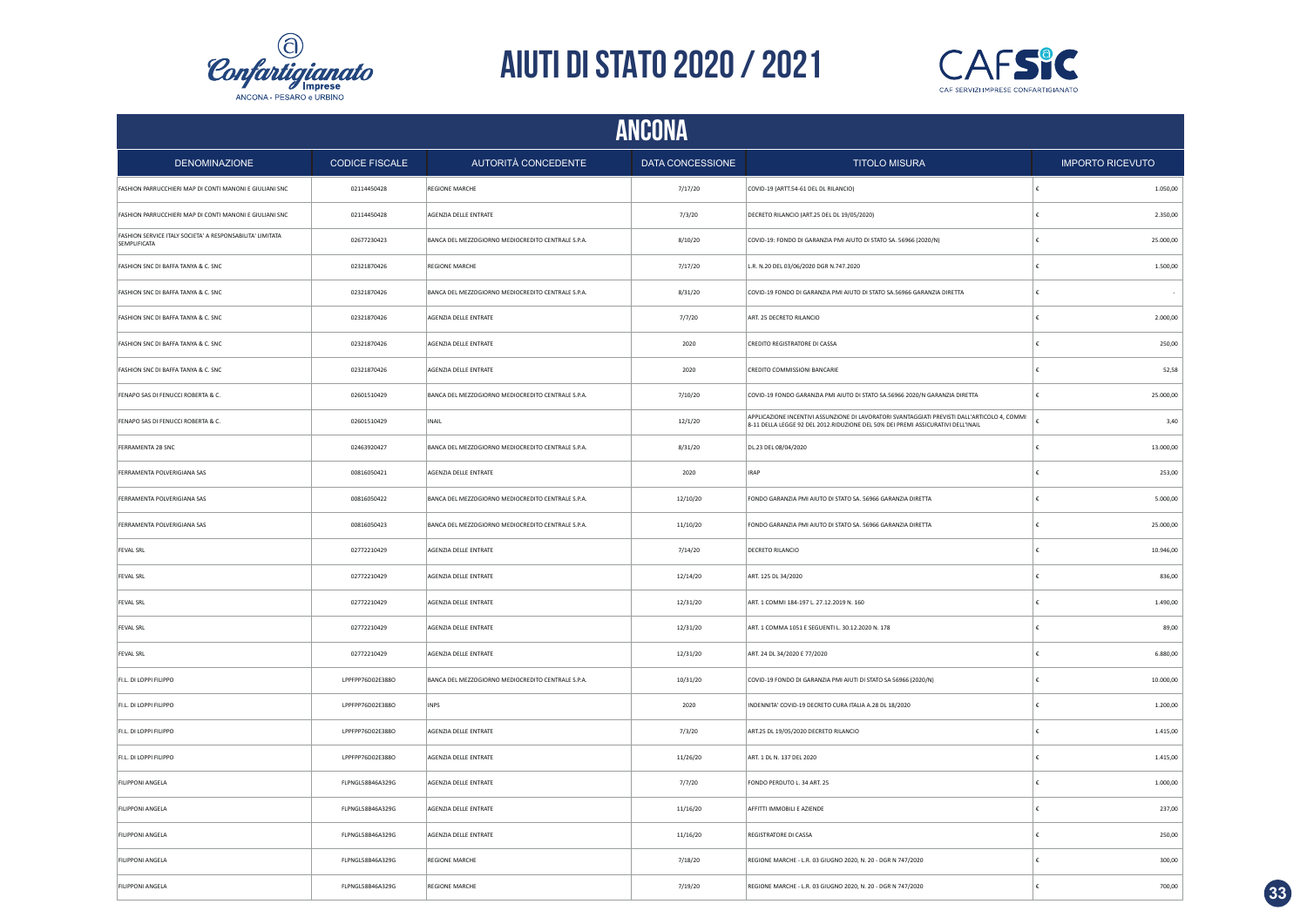# AIUTI DI STATO 2020 / 2021

## ANCONA

| DENOMINAZIONE | CODICE FISCALE | AUTORITÀ CONCEDENTE | DATA CONCESSIONE | TITOLO MISURA | IMPORTO RICEVUTO |
|---|---|---|---|---|---|
| FASHION PARRUCCHIERI MAP DI CONTI MANONI E GIULIANI SNC | 02114450428 | REGIONE MARCHE | 7/17/20 | COVID-19 (ARTT.54-61 DEL DL RILANCIO) | € 1.050,00 |
| FASHION PARRUCCHIERI MAP DI CONTI MANONI E GIULIANI SNC | 02114450428 | AGENZIA DELLE ENTRATE | 7/3/20 | DECRETO RILANCIO (ART.25 DEL DL 19/05/2020) | € 2.350,00 |
| FASHION SERVICE ITALY SOCIETA' A RESPONSABILITA' LIMITATA SEMPLIFICATA | 02677230423 | BANCA DEL MEZZOGIORNO MEDIOCREDITO CENTRALE S.P.A. | 8/10/20 | COVID-19: FONDO DI GARANZIA PMI AIUTO DI STATO SA. 56966 (2020/N) | € 25.000,00 |
| FASHION SNC DI BAFFA TANYA & C. SNC | 02321870426 | REGIONE MARCHE | 7/17/20 | L.R. N.20 DEL 03/06/2020 DGR N.747.2020 | € 1.500,00 |
| FASHION SNC DI BAFFA TANYA & C. SNC | 02321870426 | BANCA DEL MEZZOGIORNO MEDIOCREDITO CENTRALE S.P.A. | 8/31/20 | COVID-19 FONDO DI GARANZIA PMI AIUTO DI STATO SA.56966 GARANZIA DIRETTA | € - |
| FASHION SNC DI BAFFA TANYA & C. SNC | 02321870426 | AGENZIA DELLE ENTRATE | 7/7/20 | ART. 25 DECRETO RILANCIO | € 2.000,00 |
| FASHION SNC DI BAFFA TANYA & C. SNC | 02321870426 | AGENZIA DELLE ENTRATE | 2020 | CREDITO REGISTRATORE DI CASSA | € 250,00 |
| FASHION SNC DI BAFFA TANYA & C. SNC | 02321870426 | AGENZIA DELLE ENTRATE | 2020 | CREDITO COMMISSIONI BANCARIE | € 52,58 |
| FENAPO SAS DI FENUCCI ROBERTA & C. | 02601510429 | BANCA DEL MEZZOGIORNO MEDIOCREDITO CENTRALE S.P.A. | 7/10/20 | COVID-19 FONDO GARANZIA PMI AIUTO DI STATO SA.56966 2020/N GARANZIA DIRETTA | € 25.000,00 |
| FENAPO SAS DI FENUCCI ROBERTA & C. | 02601510429 | INAIL | 12/1/20 | APPLICAZIONE INCENTIVI ASSUNZIONE DI LAVORATORI SVANTAGGIATI PREVISTI DALL'ARTICOLO 4, COMMI 8-11 DELLA LEGGE 92 DEL 2012.RIDUZIONE DEL 50% DEI PREMI ASSICURATIVI DELL'INAIL | € 3,40 |
| FERRAMENTA 2B SNC | 02463920427 | BANCA DEL MEZZOGIORNO MEDIOCREDITO CENTRALE S.P.A. | 8/31/20 | DL.23 DEL 08/04/2020 | € 13.000,00 |
| FERRAMENTA POLVERIGIANA SAS | 00816050421 | AGENZIA DELLE ENTRATE | 2020 | IRAP | € 253,00 |
| FERRAMENTA POLVERIGIANA SAS | 00816050422 | BANCA DEL MEZZOGIORNO MEDIOCREDITO CENTRALE S.P.A. | 12/10/20 | FONDO GARANZIA PMI AIUTO DI STATO SA. 56966 GARANZIA DIRETTA | € 5.000,00 |
| FERRAMENTA POLVERIGIANA SAS | 00816050423 | BANCA DEL MEZZOGIORNO MEDIOCREDITO CENTRALE S.P.A. | 11/10/20 | FONDO GARANZIA PMI AIUTO DI STATO SA. 56966 GARANZIA DIRETTA | € 25.000,00 |
| FEVAL SRL | 02772210429 | AGENZIA DELLE ENTRATE | 7/14/20 | DECRETO RILANCIO | € 10.946,00 |
| FEVAL SRL | 02772210429 | AGENZIA DELLE ENTRATE | 12/14/20 | ART. 125 DL 34/2020 | € 836,00 |
| FEVAL SRL | 02772210429 | AGENZIA DELLE ENTRATE | 12/31/20 | ART. 1 COMMI 184-197 L. 27.12.2019 N. 160 | € 1.490,00 |
| FEVAL SRL | 02772210429 | AGENZIA DELLE ENTRATE | 12/31/20 | ART. 1 COMMA 1051 E SEGUENTI L. 30.12.2020 N. 178 | € 89,00 |
| FEVAL SRL | 02772210429 | AGENZIA DELLE ENTRATE | 12/31/20 | ART. 24 DL 34/2020 E 77/2020 | € 6.880,00 |
| FI.L. DI LOPPI FILIPPO | LPPFPP76D02E388O | BANCA DEL MEZZOGIORNO MEDIOCREDITO CENTRALE S.P.A. | 10/31/20 | COVID-19 FONDO DI GARANZIA PMI AIUTI DI STATO SA 56966 (2020/N) | € 10.000,00 |
| FI.L. DI LOPPI FILIPPO | LPPFPP76D02E388O | INPS | 2020 | INDENNITA' COVID-19 DECRETO CURA ITALIA A.28 DL 18/2020 | € 1.200,00 |
| FI.L. DI LOPPI FILIPPO | LPPFPP76D02E388O | AGENZIA DELLE ENTRATE | 7/3/20 | ART.25 DL 19/05/2020 DECRETO RILANCIO | € 1.415,00 |
| FI.L. DI LOPPI FILIPPO | LPPFPP76D02E388O | AGENZIA DELLE ENTRATE | 11/26/20 | ART. 1 DL N. 137 DEL 2020 | € 1.415,00 |
| FILIPPONI ANGELA | FLPNGL58B46A329G | AGENZIA DELLE ENTRATE | 7/7/20 | FONDO PERDUTO L. 34 ART. 25 | € 1.000,00 |
| FILIPPONI ANGELA | FLPNGL58B46A329G | AGENZIA DELLE ENTRATE | 11/16/20 | AFFITTI IMMOBILI E AZIENDE | € 237,00 |
| FILIPPONI ANGELA | FLPNGL58B46A329G | AGENZIA DELLE ENTRATE | 11/16/20 | REGISTRATORE DI CASSA | € 250,00 |
| FILIPPONI ANGELA | FLPNGL58B46A329G | REGIONE MARCHE | 7/18/20 | REGIONE MARCHE - L.R. 03 GIUGNO 2020, N. 20 - DGR N 747/2020 | € 300,00 |
| FILIPPONI ANGELA | FLPNGL58B46A329G | REGIONE MARCHE | 7/19/20 | REGIONE MARCHE - L.R. 03 GIUGNO 2020, N. 20 - DGR N 747/2020 | € 700,00 |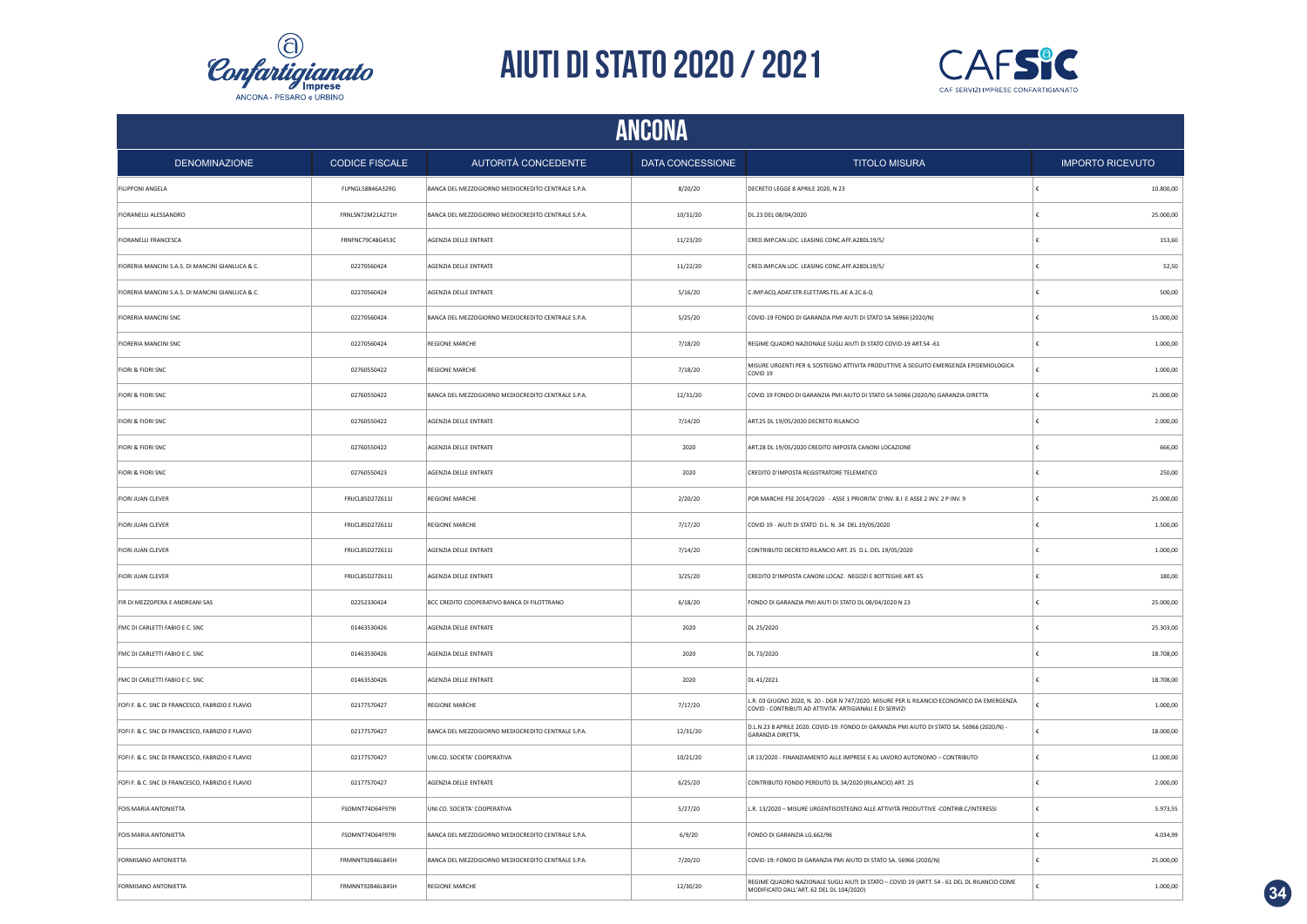# AIUTI DI STATO 2020 / 2021

## ANCONA

| DENOMINAZIONE | CODICE FISCALE | AUTORITÀ CONCEDENTE | DATA CONCESSIONE | TITOLO MISURA | IMPORTO RICEVUTO |
|---|---|---|---|---|---|
| FILIPPONI ANGELA | FLPNGL58B46A329G | BANCA DEL MEZZOGIORNO MEDIOCREDITO CENTRALE S.P.A. | 8/20/20 | DECRETO LEGGE 8 APRILE 2020, N 23 | € 10.800,00 |
| FIORANELLI ALESSANDRO | FRNLSN72M21A271H | BANCA DEL MEZZOGIORNO MEDIOCREDITO CENTRALE S.P.A. | 10/31/20 | DL.23 DEL 08/04/2020 | € 25.000,00 |
| FIORANELLI FRANCESCA | FRNFNC79C48G453C | AGENZIA DELLE ENTRATE | 11/23/20 | CRED.IMP.CAN.LOC. LEASING CONC.AFF.A28DL19/5/ | € 153,60 |
| FIORERIA MANCINI S.A.S. DI MANCINI GIANLUCA & C. | 02270560424 | AGENZIA DELLE ENTRATE | 11/22/20 | CRED.IMP.CAN.LOC. LEASING CONC.AFF.A28DL19/5/ | € 52,50 |
| FIORERIA MANCINI S.A.S. DI MANCINI GIANLUCA & C. | 02270560424 | AGENZIA DELLE ENTRATE | 5/16/20 | C.IMP.ACQ.ADAT.STR.ELET.TARS.TEL.AE A.2C.6-Q | € 500,00 |
| FIORERIA MANCINI SNC | 02270560424 | BANCA DEL MEZZOGIORNO MEDIOCREDITO CENTRALE S.P.A. | 5/25/20 | COVID-19 FONDO DI GARANZIA PMI AIUTI DI STATO SA 56966 (2020/N) | € 15.000,00 |
| FIORERIA MANCINI SNC | 02270560424 | REGIONE MARCHE | 7/18/20 | REGIME QUADRO NAZIONALE SUGLI AIUTI DI STATO COVID-19 ART.54 -61 | € 1.000,00 |
| FIORI & FIORI SNC | 02760550422 | REGIONE MARCHE | 7/18/20 | MISURE URGENTI PER IL SOSTEGNO ATTIVITA PRODUTTIVE A SEGUITO EMERGENZA EPIDEMIOLOGICA COVID 19 | € 1.000,00 |
| FIORI & FIORI SNC | 02760550422 | BANCA DEL MEZZOGIORNO MEDIOCREDITO CENTRALE S.P.A. | 12/31/20 | COVID 19 FONDO DI GARANZIA PMI AIUTO DI STATO SA 56966 (2020/N) GARANZIA DIRETTA | € 25.000,00 |
| FIORI & FIORI SNC | 02760550422 | AGENZIA DELLE ENTRATE | 7/14/20 | ART.25 DL 19/05/2020 DECRETO RILANCIO | € 2.000,00 |
| FIORI & FIORI SNC | 02760550422 | AGENZIA DELLE ENTRATE | 2020 | ART.28 DL 19/05/2020 CREDITO IMPOSTA CANONI LOCAZIONE | € 666,00 |
| FIORI & FIORI SNC | 02760550423 | AGENZIA DELLE ENTRATE | 2020 | CREDITO D'IMPOSTA REGISTRATORE TELEMATICO | € 250,00 |
| FIORI JUAN CLEVER | FRIJCL85D27Z611J | REGIONE MARCHE | 2/20/20 | POR MARCHE FSE 2014/2020 - ASSE 1 PRIORITA' D'INV. 8.I E ASSE 2 INV. 2 P INV. 9 | € 25.000,00 |
| FIORI JUAN CLEVER | FRIJCL85D27Z611J | REGIONE MARCHE | 7/17/20 | COVID 19 - AIUTI DI STATO D.L. N. 34 DEL 19/05/2020 | € 1.500,00 |
| FIORI JUAN CLEVER | FRIJCL85D27Z611J | AGENZIA DELLE ENTRATE | 7/14/20 | CONTRIBUTO DECRETO RILANCIO ART. 25 D.L. DEL 19/05/2020 | € 1.000,00 |
| FIORI JUAN CLEVER | FRIJCL85D27Z611J | AGENZIA DELLE ENTRATE | 3/25/20 | CREDITO D'IMPOSTA CANONI LOCAZ. NEGOZI E BOTTEGHE ART. 65 | € 180,00 |
| FIR DI MEZZOPERA E ANDREANI SAS | 02252330424 | BCC CREDITO COOPERATIVO BANCA DI FILOTTRANO | 6/18/20 | FONDO DI GARANZIA PMI AIUTI DI STATO DL 08/04/2020 N 23 | € 25.000,00 |
| FMC DI CARLETTI FABIO E C. SNC | 01463530426 | AGENZIA DELLE ENTRATE | 2020 | DL 25/2020 | € 25.303,00 |
| FMC DI CARLETTI FABIO E C. SNC | 01463530426 | AGENZIA DELLE ENTRATE | 2020 | DL 73/2020 | € 18.708,00 |
| FMC DI CARLETTI FABIO E C. SNC | 01463530426 | AGENZIA DELLE ENTRATE | 2020 | DL 41/2021 | € 18.708,00 |
| FOFI F. & C. SNC DI FRANCESCO, FABRIZIO E FLAVIO | 02177570427 | REGIONE MARCHE | 7/17/20 | L.R. 03 GIUGNO 2020, N. 20 - DGR N 747/2020. MISURE PER IL RILANCIO ECONOMICO DA EMERGENZA COVID - CONTRIBUTI AD ATTIVITA' ARTIGIANALI E DI SERVIZI | € 1.000,00 |
| FOFI F. & C. SNC DI FRANCESCO, FABRIZIO E FLAVIO | 02177570427 | BANCA DEL MEZZOGIORNO MEDIOCREDITO CENTRALE S.P.A. | 12/31/20 | D.L.N.23 8 APRILE 2020. COVID-19: FONDO DI GARANZIA PMI AIUTO DI STATO SA. 56966 (2020/N) - GARANZIA DIRETTA. | € 18.000,00 |
| FOFI F. & C. SNC DI FRANCESCO, FABRIZIO E FLAVIO | 02177570427 | UNI.CO. SOCIETA' COOPERATIVA | 10/21/20 | LR 13/2020 - FINANZIAMENTO ALLE IMPRESE E AL LAVORO AUTONOMO – CONTRIBUTO | € 12.000,00 |
| FOFI F. & C. SNC DI FRANCESCO, FABRIZIO E FLAVIO | 02177570427 | AGENZIA DELLE ENTRATE | 6/25/20 | CONTRIBUTO FONDO PERDUTO DL 34/2020 (RILANCIO) ART. 25 | € 2.000,00 |
| FOIS MARIA ANTONIETTA | FSOMNT74D64F979I | UNI.CO. SOCIETA' COOPERATIVA | 5/27/20 | L.R. 13/2020 – MISURE URGENTISOSTEGNO ALLE ATTIVITÀ PRODUTTIVE -CONTRIB.C/INTERESSI | € 5.973,55 |
| FOIS MARIA ANTONIETTA | FSOMNT74D64F979I | BANCA DEL MEZZOGIORNO MEDIOCREDITO CENTRALE S.P.A. | 6/9/20 | FONDO DI GARANZIA LG.662/96 | € 4.034,99 |
| FORMISANO ANTONIETTA | FRMNNT92B46L845H | BANCA DEL MEZZOGIORNO MEDIOCREDITO CENTRALE S.P.A. | 7/20/20 | COVID-19: FONDO DI GARANZIA PMI AIUTO DI STATO SA. 56966 (2020/N) | € 25.000,00 |
| FORMISANO ANTONIETTA | FRMNNT92B46L845H | REGIONE MARCHE | 12/30/20 | REGIME QUADRO NAZIONALE SUGLI AIUTI DI STATO – COVID 19 (ARTT. 54 - 61 DEL DL RILANCIO COME MODIFICATO DALL'ART. 62 DEL DL 104/2020) | € 1.000,00 |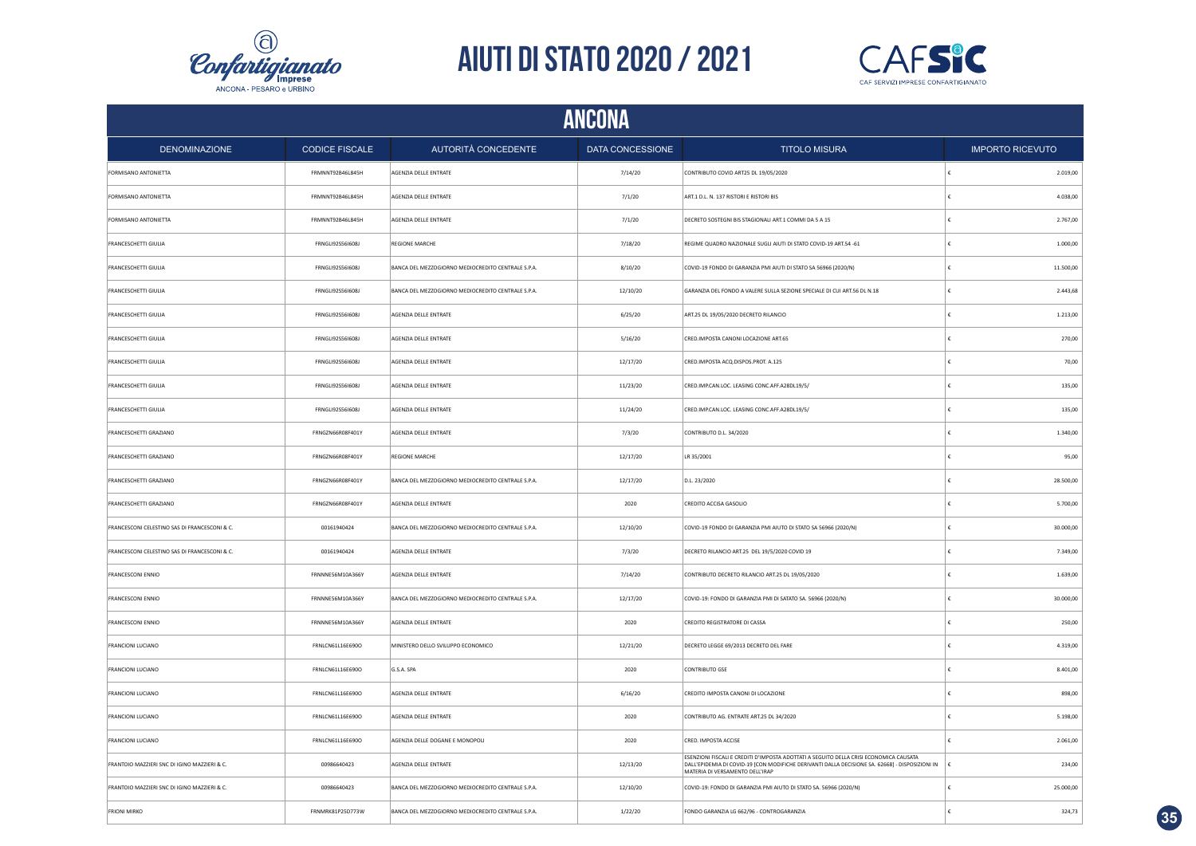# AIUTI DI STATO 2020 / 2021

## ANCONA

| DENOMINAZIONE | CODICE FISCALE | AUTORITÀ CONCEDENTE | DATA CONCESSIONE | TITOLO MISURA | IMPORTO RICEVUTO |
|---|---|---|---|---|---|
| FORMISANO ANTONIETTA | FRMNNT92B46L845H | AGENZIA DELLE ENTRATE | 7/14/20 | CONTRIBUTO COVID ART25 DL 19/05/2020 | € 2.019,00 |
| FORMISANO ANTONIETTA | FRMNNT92B46L845H | AGENZIA DELLE ENTRATE | 7/1/20 | ART.1 D.L. N. 137 RISTORI E RISTORI BIS | € 4.038,00 |
| FORMISANO ANTONIETTA | FRMNNT92B46L845H | AGENZIA DELLE ENTRATE | 7/1/20 | DECRETO SOSTEGNI BIS STAGIONALI ART.1 COMMI DA 5 A 15 | € 2.767,00 |
| FRANCESCHETTI GIULIA | FRNGLI92S56I608J | REGIONE MARCHE | 7/18/20 | REGIME QUADRO NAZIONALE SUGLI AIUTI DI STATO COVID-19 ART.54 -61 | € 1.000,00 |
| FRANCESCHETTI GIULIA | FRNGLI92S56I608J | BANCA DEL MEZZOGIORNO MEDIOCREDITO CENTRALE S.P.A. | 8/10/20 | COVID-19 FONDO DI GARANZIA PMI AIUTI DI STATO SA 56966 (2020/N) | € 11.500,00 |
| FRANCESCHETTI GIULIA | FRNGLI92S56I608J | BANCA DEL MEZZOGIORNO MEDIOCREDITO CENTRALE S.P.A. | 12/10/20 | GARANZIA DEL FONDO A VALERE SULLA SEZIONE SPECIALE DI CUI ART.56 DL N.18 | € 2.443,68 |
| FRANCESCHETTI GIULIA | FRNGLI92S56I608J | AGENZIA DELLE ENTRATE | 6/25/20 | ART.25 DL 19/05/2020 DECRETO RILANCIO | € 1.213,00 |
| FRANCESCHETTI GIULIA | FRNGLI92S56I608J | AGENZIA DELLE ENTRATE | 5/16/20 | CRED.IMPOSTA CANONI LOCAZIONE ART.65 | € 270,00 |
| FRANCESCHETTI GIULIA | FRNGLI92S56I608J | AGENZIA DELLE ENTRATE | 12/17/20 | CRED.IMPOSTA ACQ.DISPOS.PROT. A.125 | € 70,00 |
| FRANCESCHETTI GIULIA | FRNGLI92S56I608J | AGENZIA DELLE ENTRATE | 11/23/20 | CRED.IMP.CAN.LOC. LEASING CONC.AFF.A28DL19/5/ | € 135,00 |
| FRANCESCHETTI GIULIA | FRNGLI92S56I608J | AGENZIA DELLE ENTRATE | 11/24/20 | CRED.IMP.CAN.LOC. LEASING CONC.AFF.A28DL19/5/ | € 135,00 |
| FRANCESCHETTI GRAZIANO | FRNGZN66R08F401Y | AGENZIA DELLE ENTRATE | 7/3/20 | CONTRIBUTO D.L. 34/2020 | € 1.340,00 |
| FRANCESCHETTI GRAZIANO | FRNGZN66R08F401Y | REGIONE MARCHE | 12/17/20 | LR 35/2001 | € 95,00 |
| FRANCESCHETTI GRAZIANO | FRNGZN66R08F401Y | BANCA DEL MEZZOGIORNO MEDIOCREDITO CENTRALE S.P.A. | 12/17/20 | D.L. 23/2020 | € 28.500,00 |
| FRANCESCHETTI GRAZIANO | FRNGZN66R08F401Y | AGENZIA DELLE ENTRATE | 2020 | CREDITO ACCISA GASOLIO | € 5.700,00 |
| FRANCESCONI CELESTINO SAS DI FRANCESCONI & C. | 00161940424 | BANCA DEL MEZZOGIORNO MEDIOCREDITO CENTRALE S.P.A. | 12/10/20 | COVID-19 FONDO DI GARANZIA PMI AIUTO DI STATO SA 56966 (2020/N) | € 30.000,00 |
| FRANCESCONI CELESTINO SAS DI FRANCESCONI & C. | 00161940424 | AGENZIA DELLE ENTRATE | 7/3/20 | DECRETO RILANCIO ART.25 DEL 19/5/2020 COVID 19 | € 7.349,00 |
| FRANCESCONI ENNIO | FRNNNE56M10A366Y | AGENZIA DELLE ENTRATE | 7/14/20 | CONTRIBUTO DECRETO RILANCIO ART.25 DL 19/05/2020 | € 1.639,00 |
| FRANCESCONI ENNIO | FRNNNE56M10A366Y | BANCA DEL MEZZOGIORNO MEDIOCREDITO CENTRALE S.P.A. | 12/17/20 | COVID-19: FONDO DI GARANZIA PMI DI SATATO SA. 56966 (2020/N) | € 30.000,00 |
| FRANCESCONI ENNIO | FRNNNE56M10A366Y | AGENZIA DELLE ENTRATE | 2020 | CREDITO REGISTRATORE DI CASSA | € 250,00 |
| FRANCIONI LUCIANO | FRNLCN61L16E690O | MINISTERO DELLO SVILUPPO ECONOMICO | 12/21/20 | DECRETO LEGGE 69/2013 DECRETO DEL FARE | € 4.319,00 |
| FRANCIONI LUCIANO | FRNLCN61L16E690O | G.S.A. SPA | 2020 | CONTRIBUTO GSE | € 8.401,00 |
| FRANCIONI LUCIANO | FRNLCN61L16E690O | AGENZIA DELLE ENTRATE | 6/16/20 | CREDITO IMPOSTA CANONI DI LOCAZIONE | € 898,00 |
| FRANCIONI LUCIANO | FRNLCN61L16E690O | AGENZIA DELLE ENTRATE | 2020 | CONTRIBUTO AG. ENTRATE ART.25 DL 34/2020 | € 5.198,00 |
| FRANCIONI LUCIANO | FRNLCN61L16E690O | AGENZIA DELLE DOGANE E MONOPOLI | 2020 | CRED. IMPOSTA ACCISE | € 2.061,00 |
| FRANTOIO MAZZIERI SNC DI IGINO MAZZIERI & C. | 00986640423 | AGENZIA DELLE ENTRATE | 12/13/20 | ESENZIONI FISCALI E CREDITI D'IMPOSTA ADOTTATI A SEGUITO DELLA CRISI ECONOMICA CAUSATA DALL'EPIDEMIA DI COVID-19 [CON MODIFICHE DERIVANTI DALLA DECISIONE SA. 62668] - DISPOSIZIONI IN MATERIA DI VERSAMENTO DELL'IRAP | € 234,00 |
| FRANTOIO MAZZIERI SNC DI IGINO MAZZIERI & C. | 00986640423 | BANCA DEL MEZZOGIORNO MEDIOCREDITO CENTRALE S.P.A. | 12/10/20 | COVID-19: FONDO DI GARANZIA PMI AIUTO DI STATO SA. 56966 (2020/N) | € 25.000,00 |
| FRIONI MIRKO | FRNMRK81P25D773W | BANCA DEL MEZZOGIORNO MEDIOCREDITO CENTRALE S.P.A. | 1/22/20 | FONDO GARANZIA LG 662/96 - CONTROGARANZIA | € 324,73 |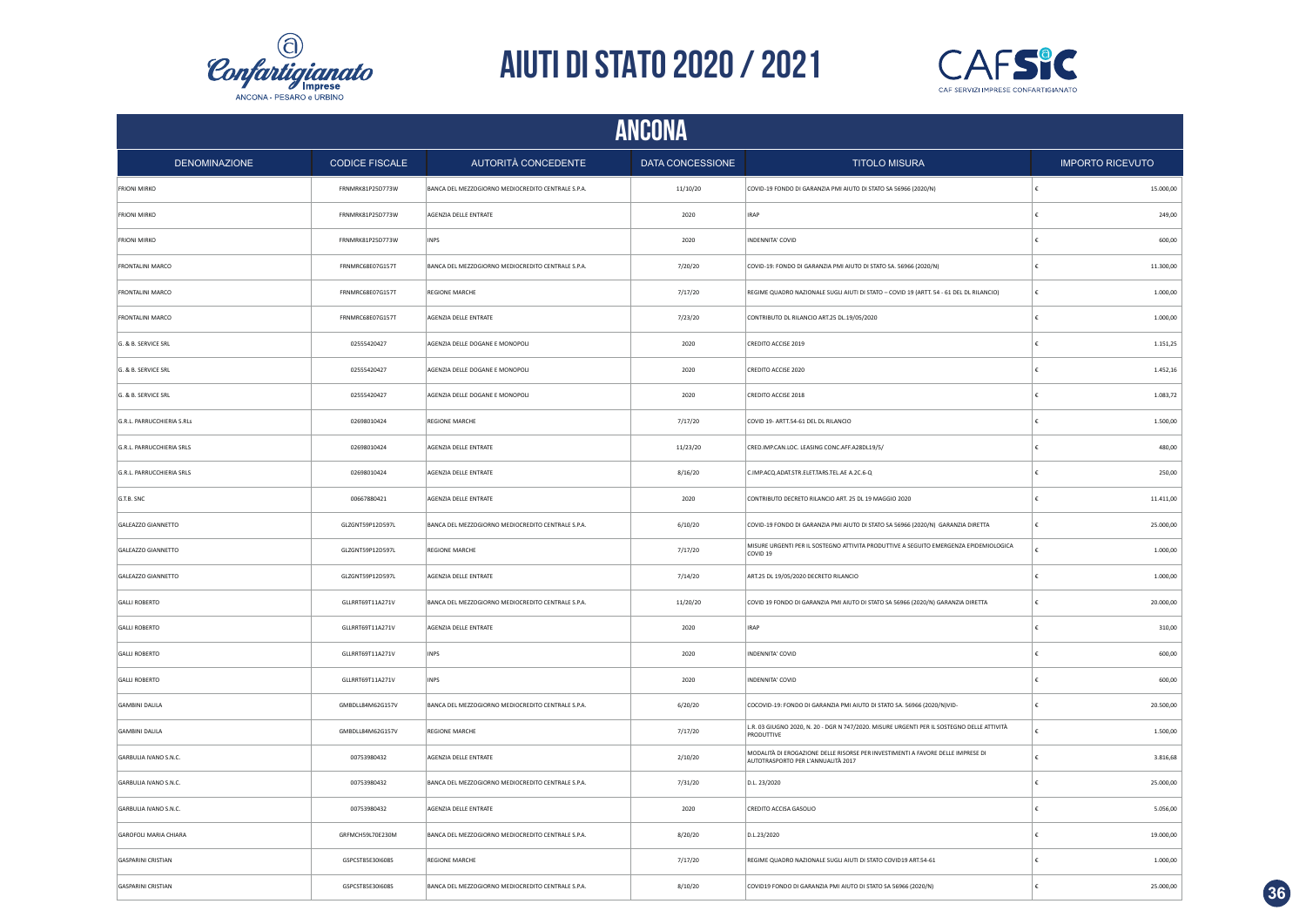# AIUTI DI STATO 2020 / 2021

## ANCONA

| DENOMINAZIONE | CODICE FISCALE | AUTORITÀ CONCEDENTE | DATA CONCESSIONE | TITOLO MISURA | IMPORTO RICEVUTO |
|---|---|---|---|---|---|
| FRIONI MIRKO | FRNMRK81P25D773W | BANCA DEL MEZZOGIORNO MEDIOCREDITO CENTRALE S.P.A. | 11/10/20 | COVID-19 FONDO DI GARANZIA PMI AIUTO DI STATO SA 56966 (2020/N) | € 15.000,00 |
| FRIONI MIRKO | FRNMRK81P25D773W | AGENZIA DELLE ENTRATE | 2020 | IRAP | € 249,00 |
| FRIONI MIRKO | FRNMRK81P25D773W | INPS | 2020 | INDENNITA' COVID | € 600,00 |
| FRONTALINI MARCO | FRNMRC68E07G157T | BANCA DEL MEZZOGIORNO MEDIOCREDITO CENTRALE S.P.A. | 7/20/20 | COVID-19: FONDO DI GARANZIA PMI AIUTO DI STATO SA. 56966 (2020/N) | € 11.300,00 |
| FRONTALINI MARCO | FRNMRC68E07G157T | REGIONE MARCHE | 7/17/20 | REGIME QUADRO NAZIONALE SUGLI AIUTI DI STATO – COVID 19 (ARTT. 54 - 61 DEL DL RILANCIO) | € 1.000,00 |
| FRONTALINI MARCO | FRNMRC68E07G157T | AGENZIA DELLE ENTRATE | 7/23/20 | CONTRIBUTO DL RILANCIO ART.25 DL.19/05/2020 | € 1.000,00 |
| G. & B. SERVICE SRL | 02555420427 | AGENZIA DELLE DOGANE E MONOPOLI | 2020 | CREDITO ACCISE 2019 | € 1.151,25 |
| G. & B. SERVICE SRL | 02555420427 | AGENZIA DELLE DOGANE E MONOPOLI | 2020 | CREDITO ACCISE 2020 | € 1.452,16 |
| G. & B. SERVICE SRL | 02555420427 | AGENZIA DELLE DOGANE E MONOPOLI | 2020 | CREDITO ACCISE 2018 | € 1.083,72 |
| G.R.L. PARRUCCHIERIA S.RLs | 02698010424 | REGIONE MARCHE | 7/17/20 | COVID 19- ARTT.54-61 DEL DL RILANCIO | € 1.500,00 |
| G.R.L. PARRUCCHIERIA SRLS | 02698010424 | AGENZIA DELLE ENTRATE | 11/23/20 | CRED.IMP.CAN.LOC. LEASING CONC.AFF.A28DL19/5/ | € 480,00 |
| G.R.L. PARRUCCHIERIA SRLS | 02698010424 | AGENZIA DELLE ENTRATE | 8/16/20 | C.IMP.ACQ.ADAT.STR.ELET.TARS.TEL.AE A.2C.6-Q | € 250,00 |
| G.T.B. SNC | 00667880421 | AGENZIA DELLE ENTRATE | 2020 | CONTRIBUTO DECRETO RILANCIO ART. 25 DL 19 MAGGIO 2020 | € 11.411,00 |
| GALEAZZO GIANNETTO | GLZGNT59P12D597L | BANCA DEL MEZZOGIORNO MEDIOCREDITO CENTRALE S.P.A. | 6/10/20 | COVID-19 FONDO DI GARANZIA PMI AIUTO DI STATO SA 56966 (2020/N) GARANZIA DIRETTA | € 25.000,00 |
| GALEAZZO GIANNETTO | GLZGNT59P12D597L | REGIONE MARCHE | 7/17/20 | MISURE URGENTI PER IL SOSTEGNO ATTIVITA PRODUTTIVE A SEGUITO EMERGENZA EPIDEMIOLOGICA COVID 19 | € 1.000,00 |
| GALEAZZO GIANNETTO | GLZGNT59P12D597L | AGENZIA DELLE ENTRATE | 7/14/20 | ART.25 DL 19/05/2020 DECRETO RILANCIO | € 1.000,00 |
| GALLI ROBERTO | GLLRRT69T11A271V | BANCA DEL MEZZOGIORNO MEDIOCREDITO CENTRALE S.P.A. | 11/20/20 | COVID 19 FONDO DI GARANZIA PMI AIUTO DI STATO SA 56966 (2020/N) GARANZIA DIRETTA | € 20.000,00 |
| GALLI ROBERTO | GLLRRT69T11A271V | AGENZIA DELLE ENTRATE | 2020 | IRAP | € 310,00 |
| GALLI ROBERTO | GLLRRT69T11A271V | INPS | 2020 | INDENNITA' COVID | € 600,00 |
| GALLI ROBERTO | GLLRRT69T11A271V | INPS | 2020 | INDENNITA' COVID | € 600,00 |
| GAMBINI DALILA | GMBDLL84M62G157V | BANCA DEL MEZZOGIORNO MEDIOCREDITO CENTRALE S.P.A. | 6/20/20 | COCOVID-19: FONDO DI GARANZIA PMI AIUTO DI STATO SA. 56966 (2020/N)VID- | € 20.500,00 |
| GAMBINI DALILA | GMBDLL84M62G157V | REGIONE MARCHE | 7/17/20 | L.R. 03 GIUGNO 2020, N. 20 - DGR N 747/2020. MISURE URGENTI PER IL SOSTEGNO DELLE ATTIVITÀ PRODUTTIVE | € 1.500,00 |
| GARBULIA IVANO S.N.C. | 00753980432 | AGENZIA DELLE ENTRATE | 2/10/20 | MODALITÀ DI EROGAZIONE DELLE RISORSE PER INVESTIMENTI A FAVORE DELLE IMPRESE DI AUTOTRASPORTO PER L'ANNUALITÀ 2017 | € 3.816,68 |
| GARBULIA IVANO S.N.C. | 00753980432 | BANCA DEL MEZZOGIORNO MEDIOCREDITO CENTRALE S.P.A. | 7/31/20 | D.L. 23/2020 | € 25.000,00 |
| GARBULIA IVANO S.N.C. | 00753980432 | AGENZIA DELLE ENTRATE | 2020 | CREDITO ACCISA GASOLIO | € 5.056,00 |
| GAROFOLI MARIA CHIARA | GRFMCH59L70E230M | BANCA DEL MEZZOGIORNO MEDIOCREDITO CENTRALE S.P.A. | 8/20/20 | D.L.23/2020 | € 19.000,00 |
| GASPARINI CRISTIAN | GSPCST85E30I608S | REGIONE MARCHE | 7/17/20 | REGIME QUADRO NAZIONALE SUGLI AIUTI DI STATO COVID19 ART.54-61 | € 1.000,00 |
| GASPARINI CRISTIAN | GSPCST85E30I608S | BANCA DEL MEZZOGIORNO MEDIOCREDITO CENTRALE S.P.A. | 8/10/20 | COVID19 FONDO DI GARANZIA PMI AIUTO DI STATO SA 56966 (2020/N) | € 25.000,00 |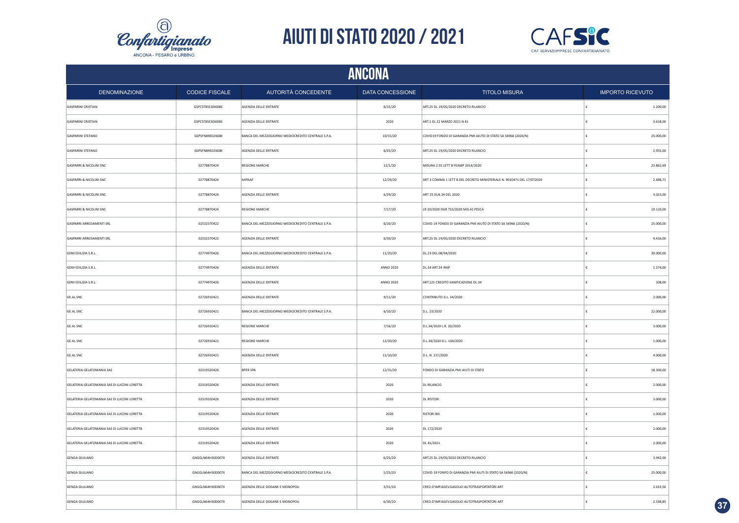# AIUTI DI STATO 2020 / 2021

## ANCONA

| DENOMINAZIONE | CODICE FISCALE | AUTORITÀ CONCEDENTE | DATA CONCESSIONE | TITOLO MISURA | IMPORTO RICEVUTO |
|---|---|---|---|---|---|
| GASPARINI CRISTIAN | GSPCST85E30I608S | AGENZIA DELLE ENTRATE | 6/15/20 | ART.25 DL 19/05/2020 DECRETO RILANCIO | € 1.200,00 |
| GASPARINI CRISTIAN | GSPCST85E30I608S | AGENZIA DELLE ENTRATE | 2020 | ART.1 DL 22 MARZO 2021 N.41 | € 3.618,00 |
| GASPARINI STEFANO | GSPSFN89E02I608I | BANCA DEL MEZZOGIORNO MEDIOCREDITO CENTRALE S.P.A. | 10/31/20 | COVID19 FONDO DI GARANZIA PMI AIUTO DI STATO SA 56966 (2020/N) | € 25.000,00 |
| GASPARINI STEFANO | GSPSFN89E02I608I | AGENZIA DELLE ENTRATE | 6/25/20 | ART.25 DL 19/05/2020 DECRETO RILANCIO | € 2.955,00 |
| GASPARRI & NICOLINI SNC | 02778870424 | REGIONE MARCHE | 12/1/20 | MISURA 2.55 LETT B FEAMP 2014/2020 | € 23.862,69 |
| GASPARRI & NICOLINI SNC | 02778870424 | MIPAAF | 12/29/20 | ART 3 COMMA 1 LETT B DEL DECRETO MINISTERIALE N. 9010471 DEL 17/072020 | € 2.488,71 |
| GASPARRI & NICOLINI SNC | 02778870424 | AGENZIA DELLE ENTRATE | 6/29/20 | ART 25 DLN.34 DEL 2020 | € 3.023,00 |
| GASPARRI & NICOLINI SNC | 02778870424 | REGIONE MARCHE | 7/17/20 | LR 20/2020 DGR 753/2020 MIS.42 PESCA | € 19.110,00 |
| GASPARRI ARREDAMENTI SRL | 02532370422 | BANCA DEL MEZZOGIORNO MEDIOCREDITO CENTRALE S.P.A. | 6/20/20 | COVID-19 FONDO DI GARANZIA PMI AIUTO DI STATO SA 56966 (2020/N) | € 25.000,00 |
| GASPARRI ARREDAMENTI SRL | 02532370422 | AGENZIA DELLE ENTRATE | 6/30/20 | ART.25 DL 19/05/2020 DECRETO RILANCIO | € 4.416,00 |
| GDM EDILIZIA S.R.L. | 02774970426 | BANCA DEL MEZZOGIORNO MEDIOCREDITO CENTRALE S.P.A. | 11/20/20 | DL.23 DEL 08/04/2020 | € 30.000,00 |
| GDM EDILIZIA S.R.L. | 02774970426 | AGENZIA DELLE ENTRATE | ANNO 2020 | DL.34 ART.24 IRAP | € 1.274,00 |
| GDM EDILIZIA S.R.L. | 02774970426 | AGENZIA DELLE ENTRATE | ANNO 2020 | ART.125 CREDITO SANIFICAZIONE DL.34 | € 108,00 |
| GE.AL SNC | 02726910421 | AGENZIA DELLE ENTRATE | 9/11/20 | CONTRIBUTO D.L. 34/2020 | € 2.000,00 |
| GE.AL SNC | 02726910421 | BANCA DEL MEZZOGIORNO MEDIOCREDITO CENTRALE S.P.A. | 6/10/20 | D.L. 23/2020 | € 22.000,00 |
| GE.AL SNC | 02726910421 | REGIONE MARCHE | 7/16/20 | D.L.34/2020 L.R. 20/2020 | € 3.000,00 |
| GE.AL SNC | 02726910421 | REGIONE MARCHE | 12/30/20 | D.L.34/2020 D.L. 104/2020 | € 1.000,00 |
| GE.AL SNC | 02726910421 | AGENZIA DELLE ENTRATE | 11/10/20 | D.L. N. 137/2020 | € 4.000,00 |
| GELATERIA GELATOMANIA SAS | 02319320426 | BPER SPA | 12/31/20 | FONDO DI GARANZIA PMI AIUTI DI STATO | € 18.300,00 |
| GELATERIA GELATOMANIA SAS DI LUCONI LORETTA | 02319320426 | AGENZIA DELLE ENTRATE | 2020 | DL RILANCIO | € 2.000,00 |
| GELATERIA GELATOMANIA SAS DI LUCONI LORETTA | 02319320426 | AGENZIA DELLE ENTRATE | 2020 | DL RISTORI | € 3.000,00 |
| GELATERIA GELATOMANIA SAS DI LUCONI LORETTA | 02319320426 | AGENZIA DELLE ENTRATE | 2020 | RISTORI BIS | € 1.000,00 |
| GELATERIA GELATOMANIA SAS DI LUCONI LORETTA | 02319320426 | AGENZIA DELLE ENTRATE | 2020 | DL 172/2020 | € 2.000,00 |
| GELATERIA GELATOMANIA SAS DI LUCONI LORETTA | 02319320426 | AGENZIA DELLE ENTRATE | 2020 | DL 41/2021 | € 2.000,00 |
| GENGA GIULIANO | GNGGLN64H30D007X | AGENZIA DELLE ENTRATE | 6/25/20 | ART.25 DL 19/05/2020 DECRETO RILANCIO | € 3.942,00 |
| GENGA GIULIANO | GNGGLN64H30D007X | BANCA DEL MEZZOGIORNO MEDIOCREDITO CENTRALE S.P.A. | 5/25/20 | COVID-19 FONFO DI GARANZIA PMI AIUTI DI STATO SA 56966 (2020/N) | € 25.000,00 |
| GENGA GIULIANO | GNGGLN64H30D007X | AGENZIA DELLE DOGANE E MONOPOLI | 3/31/20 | CRED.D'IMP.AGEV.GASOLIO AUTOTRASPORTATORI ART | € 2.633,56 |
| GENGA GIULIANO | GNGGLN64H30D007X | AGENZIA DELLE DOGANE E MONOPOLI | 6/30/20 | CRED.D'IMP.AGEV.GASOLIO AUTOTRASPORTATORI ART | € 2.338,85 |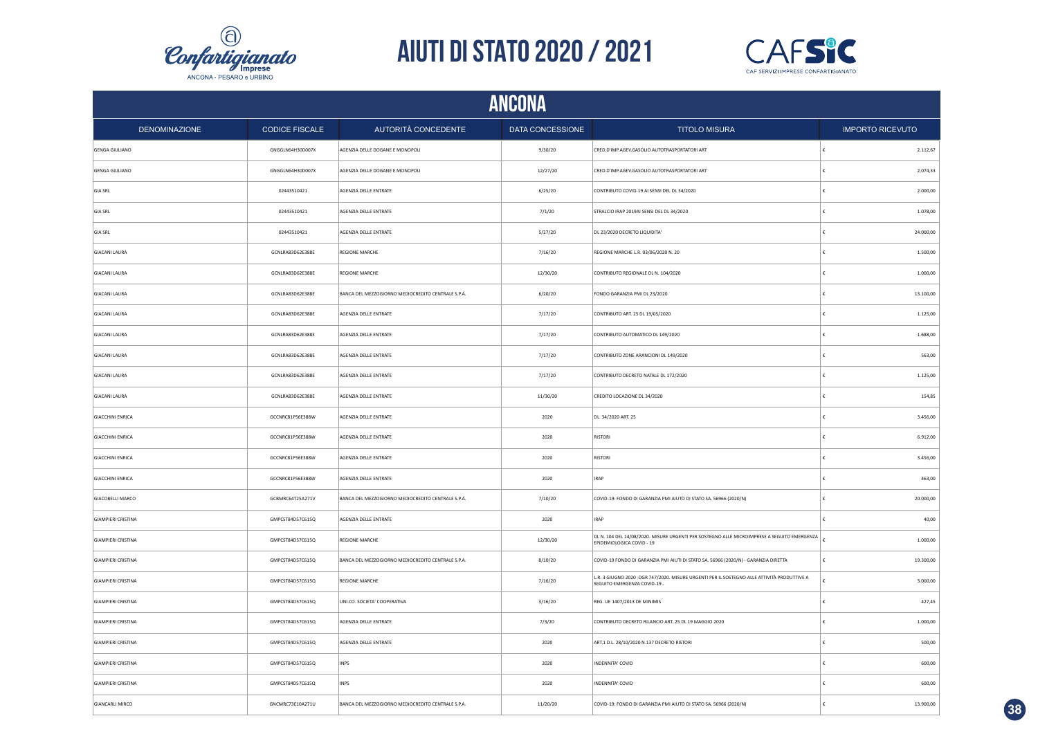# AIUTI DI STATO 2020 / 2021

## ANCONA

| DENOMINAZIONE | CODICE FISCALE | AUTORITÀ CONCEDENTE | DATA CONCESSIONE | TITOLO MISURA | IMPORTO RICEVUTO |
|---|---|---|---|---|---|
| GENGA GIULIANO | GNGGLN64H30D007X | AGENZIA DELLE DOGANE E MONOPOLI | 9/30/20 | CRED.D'IMP.AGEV.GASOLIO AUTOTRASPORTATORI ART | € 2.112,67 |
| GENGA GIULIANO | GNGGLN64H30D007X | AGENZIA DELLE DOGANE E MONOPOLI | 12/27/20 | CRED.D'IMP.AGEV.GASOLIO AUTOTRASPORTATORI ART | € 2.074,33 |
| GIA SRL | 02443510421 | AGENZIA DELLE ENTRATE | 6/25/20 | CONTRIBUTO COVID-19 AI SENSI DEL DL 34/2020 | € 2.000,00 |
| GIA SRL | 02443510421 | AGENZIA DELLE ENTRATE | 7/1/20 | STRALCIO IRAP 2019AI SENSI DEL DL 34/2020 | € 1.078,00 |
| GIA SRL | 02443510421 | AGENZIA DELLE ENTRATE | 5/27/20 | DL 23/2020 DECRETO LIQUIDITA' | € 24.000,00 |
| GIACANI LAURA | GCNLRA83D62E388E | REGIONE MARCHE | 7/16/20 | REGIONE MARCHE L.R. 03/06/2020 N. 20 | € 1.500,00 |
| GIACANI LAURA | GCNLRA83D62E388E | REGIONE MARCHE | 12/30/20 | CONTRIBUTO REGIONALE DL N. 104/2020 | € 1.000,00 |
| GIACANI LAURA | GCNLRA83D62E388E | BANCA DEL MEZZOGIORNO MEDIOCREDITO CENTRALE S.P.A. | 6/20/20 | FONDO GARANZIA PMI DL 23/2020 | € 13.100,00 |
| GIACANI LAURA | GCNLRA83D62E388E | AGENZIA DELLE ENTRATE | 7/17/20 | CONTRIBUTO ART. 25 DL 19/05/2020 | € 1.125,00 |
| GIACANI LAURA | GCNLRA83D62E388E | AGENZIA DELLE ENTRATE | 7/17/20 | CONTRIBUTO AUTOMATICO DL 149/2020 | € 1.688,00 |
| GIACANI LAURA | GCNLRA83D62E388E | AGENZIA DELLE ENTRATE | 7/17/20 | CONTRIBUTO ZONE ARANCIONI DL 149/2020 | € 563,00 |
| GIACANI LAURA | GCNLRA83D62E388E | AGENZIA DELLE ENTRATE | 7/17/20 | CONTRIBUTO DECRETO NATALE DL 172/2020 | € 1.125,00 |
| GIACANI LAURA | GCNLRA83D62E388E | AGENZIA DELLE ENTRATE | 11/30/20 | CREDITO LOCAZIONE DL 34/2020 | € 154,85 |
| GIACCHINI ENRICA | GCCNRC81P56E388W | AGENZIA DELLE ENTRATE | 2020 | DL. 34/2020 ART. 25 | € 3.456,00 |
| GIACCHINI ENRICA | GCCNRC81P56E388W | AGENZIA DELLE ENTRATE | 2020 | RISTORI | € 6.912,00 |
| GIACCHINI ENRICA | GCCNRC81P56E388W | AGENZIA DELLE ENTRATE | 2020 | RISTORI | € 3.456,00 |
| GIACCHINI ENRICA | GCCNRC81P56E388W | AGENZIA DELLE ENTRATE | 2020 | IRAP | € 463,00 |
| GIACOBELLI MARCO | GCBMRC64T25A271V | BANCA DEL MEZZOGIORNO MEDIOCREDITO CENTRALE S.P.A. | 7/10/20 | COVID-19: FONDO DI GARANZIA PMI AIUTO DI STATO SA. 56966 (2020/N) | € 20.000,00 |
| GIAMPIERI CRISTINA | GMPCST84D57C615Q | AGENZIA DELLE ENTRATE | 2020 | IRAP | € 40,00 |
| GIAMPIERI CRISTINA | GMPCST84D57C615Q | REGIONE MARCHE | 12/30/20 | DL N. 104 DEL 14/08/2020- MISURE URGENTI PER SOSTEGNO ALLE MICROIMPRESE A SEGUITO EMERGENZA EPIDEMIOLOGICA COVID - 19 | € 1.000,00 |
| GIAMPIERI CRISTINA | GMPCST84D57C615Q | BANCA DEL MEZZOGIORNO MEDIOCREDITO CENTRALE S.P.A. | 8/10/20 | COVID-19 FONDO DI GARANZIA PMI AIUTI DI STATO SA. 56966 (2020/N) - GARANZIA DIRETTA | € 19.300,00 |
| GIAMPIERI CRISTINA | GMPCST84D57C615Q | REGIONE MARCHE | 7/16/20 | L.R. 3 GIUGNO 2020 -DGR 747/2020. MISURE URGENTI PER IL SOSTEGNO ALLE ATTIVITÀ PRODUTTIVE A SEGUITO EMERGENZA COVID-19 - | € 3.000,00 |
| GIAMPIERI CRISTINA | GMPCST84D57C615Q | UNI.CO. SOCIETA' COOPERATIVA | 3/16/20 | REG. UE 1407/2013 DE MINIMIS | € 427,45 |
| GIAMPIERI CRISTINA | GMPCST84D57C615Q | AGENZIA DELLE ENTRATE | 7/3/20 | CONTRIBUTO DECRETO RILANCIO ART. 25 DL 19 MAGGIO 2020 | € 1.000,00 |
| GIAMPIERI CRISTINA | GMPCST84D57C615Q | AGENZIA DELLE ENTRATE | 2020 | ART.1 D.L. 28/10/2020 N.137 DECRETO RISTORI | € 500,00 |
| GIAMPIERI CRISTINA | GMPCST84D57C615Q | INPS | 2020 | INDENNITA' COVID | € 600,00 |
| GIAMPIERI CRISTINA | GMPCST84D57C615Q | INPS | 2020 | INDENNITA' COVID | € 600,00 |
| GIANCARLI MIRCO | GNCMRC73E10A271U | BANCA DEL MEZZOGIORNO MEDIOCREDITO CENTRALE S.P.A. | 11/20/20 | COVID-19: FONDO DI GARANZIA PMI AIUTO DI STATO SA. 56966 (2020/N) | € 13.900,00 |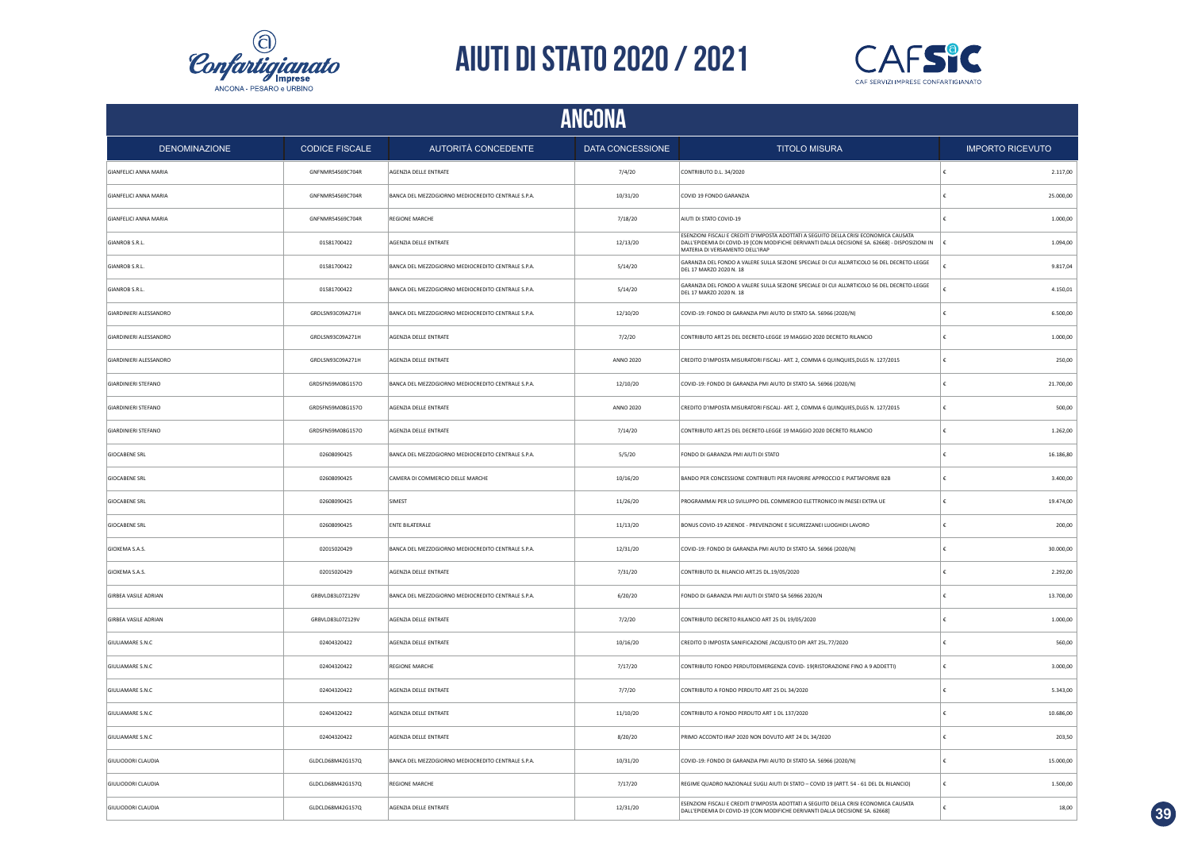# AIUTI DI STATO 2020 / 2021

## ANCONA

| DENOMINAZIONE | CODICE FISCALE | AUTORITÀ CONCEDENTE | DATA CONCESSIONE | TITOLO MISURA | IMPORTO RICEVUTO |
|---|---|---|---|---|---|
| GIANFELICI ANNA MARIA | GNFNMR54S69C704R | AGENZIA DELLE ENTRATE | 7/4/20 | CONTRIBUTO D.L. 34/2020 | € 2.117,00 |
| GIANFELICI ANNA MARIA | GNFNMR54S69C704R | BANCA DEL MEZZOGIORNO MEDIOCREDITO CENTRALE S.P.A. | 10/31/20 | COVID 19 FONDO GARANZIA | € 25.000,00 |
| GIANFELICI ANNA MARIA | GNFNMR54S69C704R | REGIONE MARCHE | 7/18/20 | AIUTI DI STATO COVID-19 | € 1.000,00 |
| GIANROB S.R.L. | 01581700422 | AGENZIA DELLE ENTRATE | 12/13/20 | ESENZIONI FISCALI E CREDITI D'IMPOSTA ADOTTATI A SEGUITO DELLA CRISI ECONOMICA CAUSATA DALL'EPIDEMIA DI COVID-19 [CON MODIFICHE DERIVANTI DALLA DECISIONE SA. 62668] - DISPOSIZIONI IN MATERIA DI VERSAMENTO DELL'IRAP | € 1.094,00 |
| GIANROB S.R.L. | 01581700422 | BANCA DEL MEZZOGIORNO MEDIOCREDITO CENTRALE S.P.A. | 5/14/20 | GARANZIA DEL FONDO A VALERE SULLA SEZIONE SPECIALE DI CUI ALL'ARTICOLO 56 DEL DECRETO-LEGGE DEL 17 MARZO 2020 N. 18 | € 9.817,04 |
| GIANROB S.R.L. | 01581700422 | BANCA DEL MEZZOGIORNO MEDIOCREDITO CENTRALE S.P.A. | 5/14/20 | GARANZIA DEL FONDO A VALERE SULLA SEZIONE SPECIALE DI CUI ALL'ARTICOLO 56 DEL DECRETO-LEGGE DEL 17 MARZO 2020 N. 18 | € 4.150,01 |
| GIARDINIERI ALESSANDRO | GRDLSN93C09A271H | BANCA DEL MEZZOGIORNO MEDIOCREDITO CENTRALE S.P.A. | 12/10/20 | COVID-19: FONDO DI GARANZIA PMI AIUTO DI STATO SA. 56966 (2020/N) | € 6.500,00 |
| GIARDINIERI ALESSANDRO | GRDLSN93C09A271H | AGENZIA DELLE ENTRATE | 7/2/20 | CONTRIBUTO ART.25 DEL DECRETO-LEGGE 19 MAGGIO 2020 DECRETO RILANCIO | € 1.000,00 |
| GIARDINIERI ALESSANDRO | GRDLSN93C09A271H | AGENZIA DELLE ENTRATE | ANNO 2020 | CREDITO D'IMPOSTA MISURATORI FISCALI- ART. 2, COMMA 6 QUINQUIES,DLGS N. 127/2015 | € 250,00 |
| GIARDINIERI STEFANO | GRDSFN59M08G157O | BANCA DEL MEZZOGIORNO MEDIOCREDITO CENTRALE S.P.A. | 12/10/20 | COVID-19: FONDO DI GARANZIA PMI AIUTO DI STATO SA. 56966 (2020/N) | € 21.700,00 |
| GIARDINIERI STEFANO | GRDSFN59M08G157O | AGENZIA DELLE ENTRATE | ANNO 2020 | CREDITO D'IMPOSTA MISURATORI FISCALI- ART. 2, COMMA 6 QUINQUIES,DLGS N. 127/2015 | € 500,00 |
| GIARDINIERI STEFANO | GRDSFN59M08G157O | AGENZIA DELLE ENTRATE | 7/14/20 | CONTRIBUTO ART.25 DEL DECRETO-LEGGE 19 MAGGIO 2020 DECRETO RILANCIO | € 1.262,00 |
| GIOCABENE SRL | 02608090425 | BANCA DEL MEZZOGIORNO MEDIOCREDITO CENTRALE S.P.A. | 5/5/20 | FONDO DI GARANZIA PMI AIUTI DI STATO | € 16.186,80 |
| GIOCABENE SRL | 02608090425 | CAMERA DI COMMERCIO DELLE MARCHE | 10/16/20 | BANDO PER CONCESSIONE CONTRIBUTI PER FAVORIRE APPROCCIO E PIATTAFORME B2B | € 3.400,00 |
| GIOCABENE SRL | 02608090425 | SIMEST | 11/26/20 | PROGRAMMAI PER LO SVILUPPO DEL COMMERCIO ELETTRONICO IN PAESEI EXTRA UE | € 19.474,00 |
| GIOCABENE SRL | 02608090425 | ENTE BILATERALE | 11/13/20 | BONUS COVID-19 AZIENDE - PREVENZIONE E SICUREZZANEI LUOGHIDI LAVORO | € 200,00 |
| GIOXEMA S.A.S. | 02015020429 | BANCA DEL MEZZOGIORNO MEDIOCREDITO CENTRALE S.P.A. | 12/31/20 | COVID-19: FONDO DI GARANZIA PMI AIUTO DI STATO SA. 56966 (2020/N) | € 30.000,00 |
| GIOXEMA S.A.S. | 02015020429 | AGENZIA DELLE ENTRATE | 7/31/20 | CONTRIBUTO DL RILANCIO ART.25 DL.19/05/2020 | € 2.292,00 |
| GIRBEA VASILE ADRIAN | GRBVLD83L07Z129V | BANCA DEL MEZZOGIORNO MEDIOCREDITO CENTRALE S.P.A. | 6/20/20 | FONDO DI GARANZIA PMI AIUTI DI STATO SA 56966 2020/N | € 13.700,00 |
| GIRBEA VASILE ADRIAN | GRBVLD83L07Z129V | AGENZIA DELLE ENTRATE | 7/2/20 | CONTRIBUTO DECRETO RILANCIO ART 25 DL 19/05/2020 | € 1.000,00 |
| GIULIAMARE S.N.C | 02404320422 | AGENZIA DELLE ENTRATE | 10/16/20 | CREDITO D IMPOSTA SANIFICAZIONE /ACQUISTO DPI ART 25L.77/2020 | € 560,00 |
| GIULIAMARE S.N.C | 02404320422 | REGIONE MARCHE | 7/17/20 | CONTRIBUTO FONDO PERDUTOEMERGENZA COVID- 19(RISTORAZIONE FINO A 9 ADDETTI) | € 3.000,00 |
| GIULIAMARE S.N.C | 02404320422 | AGENZIA DELLE ENTRATE | 7/7/20 | CONTRIBUTO A FONDO PERDUTO ART 25 DL 34/2020 | € 5.343,00 |
| GIULIAMARE S.N.C | 02404320422 | AGENZIA DELLE ENTRATE | 11/10/20 | CONTRIBUTO A FONDO PERDUTO ART 1 DL 137/2020 | € 10.686,00 |
| GIULIAMARE S.N.C | 02404320422 | AGENZIA DELLE ENTRATE | 8/20/20 | PRIMO ACCONTO IRAP 2020 NON DOVUTO ART 24 DL 34/2020 | € 203,50 |
| GIULIODORI CLAUDIA | GLDCLD68M42G157Q | BANCA DEL MEZZOGIORNO MEDIOCREDITO CENTRALE S.P.A. | 10/31/20 | COVID-19: FONDO DI GARANZIA PMI AIUTO DI STATO SA. 56966 (2020/N) | € 15.000,00 |
| GIULIODORI CLAUDIA | GLDCLD68M42G157Q | REGIONE MARCHE | 7/17/20 | REGIME QUADRO NAZIONALE SUGLI AIUTI DI STATO – COVID 19 (ARTT. 54 - 61 DEL DL RILANCIO) | € 1.500,00 |
| GIULIODORI CLAUDIA | GLDCLD68M42G157Q | AGENZIA DELLE ENTRATE | 12/31/20 | ESENZIONI FISCALI E CREDITI D'IMPOSTA ADOTTATI A SEGUITO DELLA CRISI ECONOMICA CAUSATA DALL'EPIDEMIA DI COVID-19 [CON MODIFICHE DERIVANTI DALLA DECISIONE SA. 62668] | € 18,00 |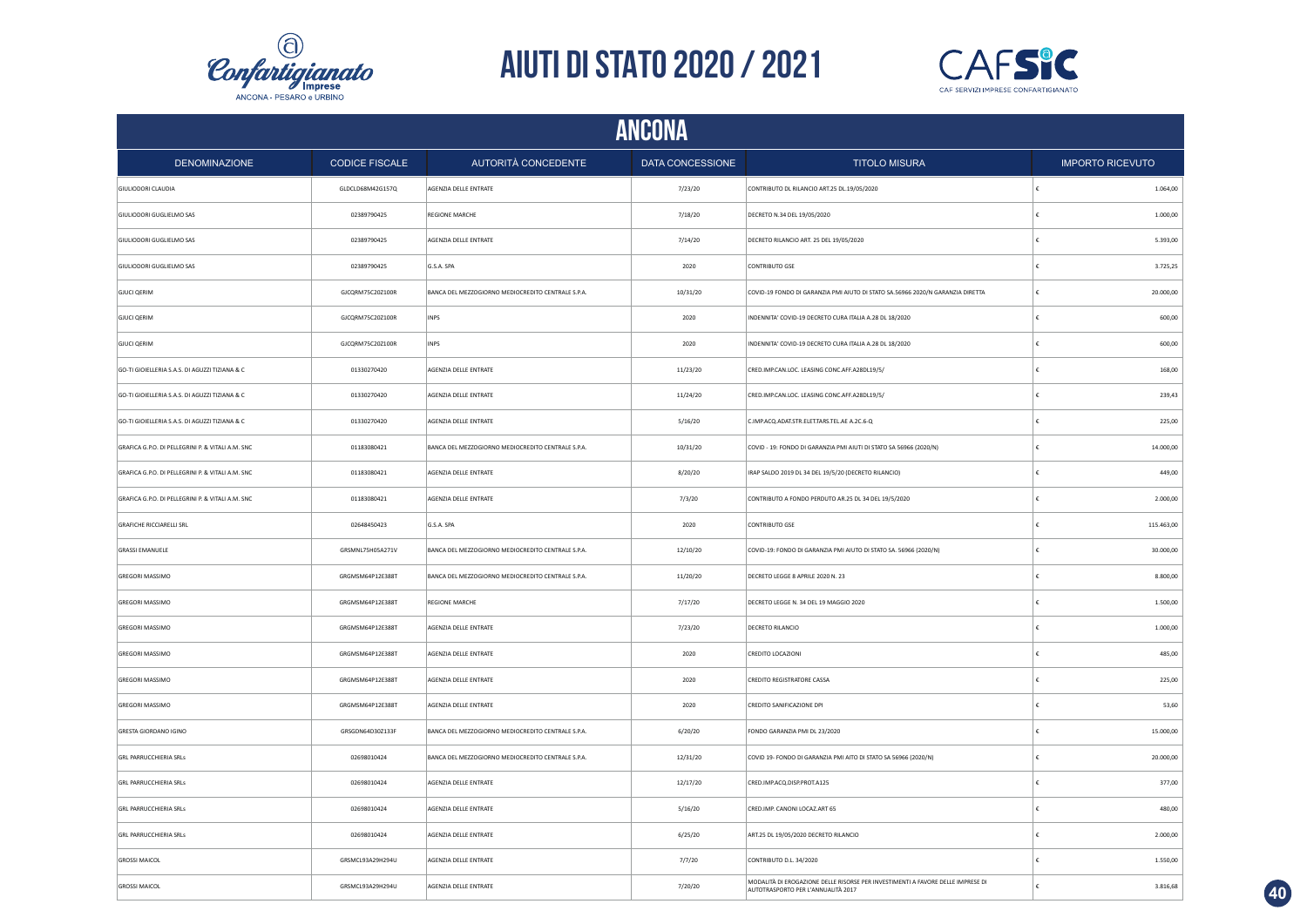# AIUTI DI STATO 2020 / 2021

## ANCONA

| DENOMINAZIONE | CODICE FISCALE | AUTORITÀ CONCEDENTE | DATA CONCESSIONE | TITOLO MISURA | IMPORTO RICEVUTO |
|---|---|---|---|---|---|
| GIULIODORI CLAUDIA | GLDCLD68M42G157Q | AGENZIA DELLE ENTRATE | 7/23/20 | CONTRIBUTO DL RILANCIO ART.25 DL.19/05/2020 | € 1.064,00 |
| GIULIODORI GUGLIELMO SAS | 02389790425 | REGIONE MARCHE | 7/18/20 | DECRETO N.34 DEL 19/05/2020 | € 1.000,00 |
| GIULIODORI GUGLIELMO SAS | 02389790425 | AGENZIA DELLE ENTRATE | 7/14/20 | DECRETO RILANCIO ART. 25 DEL 19/05/2020 | € 5.393,00 |
| GIULIODORI GUGLIELMO SAS | 02389790425 | G.S.A. SPA | 2020 | CONTRIBUTO GSE | € 3.725,25 |
| GJUCI QERIM | GJCQRM75C20Z100R | BANCA DEL MEZZOGIORNO MEDIOCREDITO CENTRALE S.P.A. | 10/31/20 | COVID-19 FONDO DI GARANZIA PMI AIUTO DI STATO SA.56966 2020/N GARANZIA DIRETTA | € 20.000,00 |
| GJUCI QERIM | GJCQRM75C20Z100R | INPS | 2020 | INDENNITA' COVID-19 DECRETO CURA ITALIA A.28 DL 18/2020 | € 600,00 |
| GJUCI QERIM | GJCQRM75C20Z100R | INPS | 2020 | INDENNITA' COVID-19 DECRETO CURA ITALIA A.28 DL 18/2020 | € 600,00 |
| GO-TI GIOIELLERIA S.A.S. DI AGUZZI TIZIANA & C | 01330270420 | AGENZIA DELLE ENTRATE | 11/23/20 | CRED.IMP.CAN.LOC. LEASING CONC.AFF.A28DL19/5/ | € 168,00 |
| GO-TI GIOIELLERIA S.A.S. DI AGUZZI TIZIANA & C | 01330270420 | AGENZIA DELLE ENTRATE | 11/24/20 | CRED.IMP.CAN.LOC. LEASING CONC.AFF.A28DL19/5/ | € 239,43 |
| GO-TI GIOIELLERIA S.A.S. DI AGUZZI TIZIANA & C | 01330270420 | AGENZIA DELLE ENTRATE | 5/16/20 | C.IMP.ACQ.ADAT.STR.ELET.TARS.TEL.AE A.2C.6-Q | € 225,00 |
| GRAFICA G.P.O. DI PELLEGRINI P. & VITALI A.M. SNC | 01183080421 | BANCA DEL MEZZOGIORNO MEDIOCREDITO CENTRALE S.P.A. | 10/31/20 | COVID - 19: FONDO DI GARANZIA PMI AIUTI DI STATO SA 56966 (2020/N) | € 14.000,00 |
| GRAFICA G.P.O. DI PELLEGRINI P. & VITALI A.M. SNC | 01183080421 | AGENZIA DELLE ENTRATE | 8/20/20 | IRAP SALDO 2019 DL 34 DEL 19/5/20 (DECRETO RILANCIO) | € 449,00 |
| GRAFICA G.P.O. DI PELLEGRINI P. & VITALI A.M. SNC | 01183080421 | AGENZIA DELLE ENTRATE | 7/3/20 | CONTRIBUTO A FONDO PERDUTO AR.25 DL 34 DEL 19/5/2020 | € 2.000,00 |
| GRAFICHE RICCIARELLI SRL | 02648450423 | G.S.A. SPA | 2020 | CONTRIBUTO GSE | € 115.463,00 |
| GRASSI EMANUELE | GRSMNL75H05A271V | BANCA DEL MEZZOGIORNO MEDIOCREDITO CENTRALE S.P.A. | 12/10/20 | COVID-19: FONDO DI GARANZIA PMI AIUTO DI STATO SA. 56966 (2020/N) | € 30.000,00 |
| GREGORI MASSIMO | GRGMSM64P12E388T | BANCA DEL MEZZOGIORNO MEDIOCREDITO CENTRALE S.P.A. | 11/20/20 | DECRETO LEGGE 8 APRILE 2020 N. 23 | € 8.800,00 |
| GREGORI MASSIMO | GRGMSM64P12E388T | REGIONE MARCHE | 7/17/20 | DECRETO LEGGE N. 34 DEL 19 MAGGIO 2020 | € 1.500,00 |
| GREGORI MASSIMO | GRGMSM64P12E388T | AGENZIA DELLE ENTRATE | 7/23/20 | DECRETO RILANCIO | € 1.000,00 |
| GREGORI MASSIMO | GRGMSM64P12E388T | AGENZIA DELLE ENTRATE | 2020 | CREDITO LOCAZIONI | € 485,00 |
| GREGORI MASSIMO | GRGMSM64P12E388T | AGENZIA DELLE ENTRATE | 2020 | CREDITO REGISTRATORE CASSA | € 225,00 |
| GREGORI MASSIMO | GRGMSM64P12E388T | AGENZIA DELLE ENTRATE | 2020 | CREDITO SANIFICAZIONE DPI | € 53,60 |
| GRESTA GIORDANO IGINO | GRSGDN64D30Z133F | BANCA DEL MEZZOGIORNO MEDIOCREDITO CENTRALE S.P.A. | 6/20/20 | FONDO GARANZIA PMI DL 23/2020 | € 15.000,00 |
| GRL PARRUCCHIERIA SRLs | 02698010424 | BANCA DEL MEZZOGIORNO MEDIOCREDITO CENTRALE S.P.A. | 12/31/20 | COVID 19- FONDO DI GARANZIA PMI AITO DI STATO SA 56966 (2020/N) | € 20.000,00 |
| GRL PARRUCCHIERIA SRLs | 02698010424 | AGENZIA DELLE ENTRATE | 12/17/20 | CRED.IMP.ACQ.DISP.PROT.A125 | € 377,00 |
| GRL PARRUCCHIERIA SRLs | 02698010424 | AGENZIA DELLE ENTRATE | 5/16/20 | CRED.IMP. CANONI LOCAZ.ART 65 | € 480,00 |
| GRL PARRUCCHIERIA SRLs | 02698010424 | AGENZIA DELLE ENTRATE | 6/25/20 | ART.25 DL 19/05/2020 DECRETO RILANCIO | € 2.000,00 |
| GROSSI MAICOL | GRSMCL93A29H294U | AGENZIA DELLE ENTRATE | 7/7/20 | CONTRIBUTO D.L. 34/2020 | € 1.550,00 |
| GROSSI MAICOL | GRSMCL93A29H294U | AGENZIA DELLE ENTRATE | 7/20/20 | MODALITÀ DI EROGAZIONE DELLE RISORSE PER INVESTIMENTI A FAVORE DELLE IMPRESE DI AUTOTRASPORTO PER L'ANNUALITÀ 2017 | € 3.816,68 |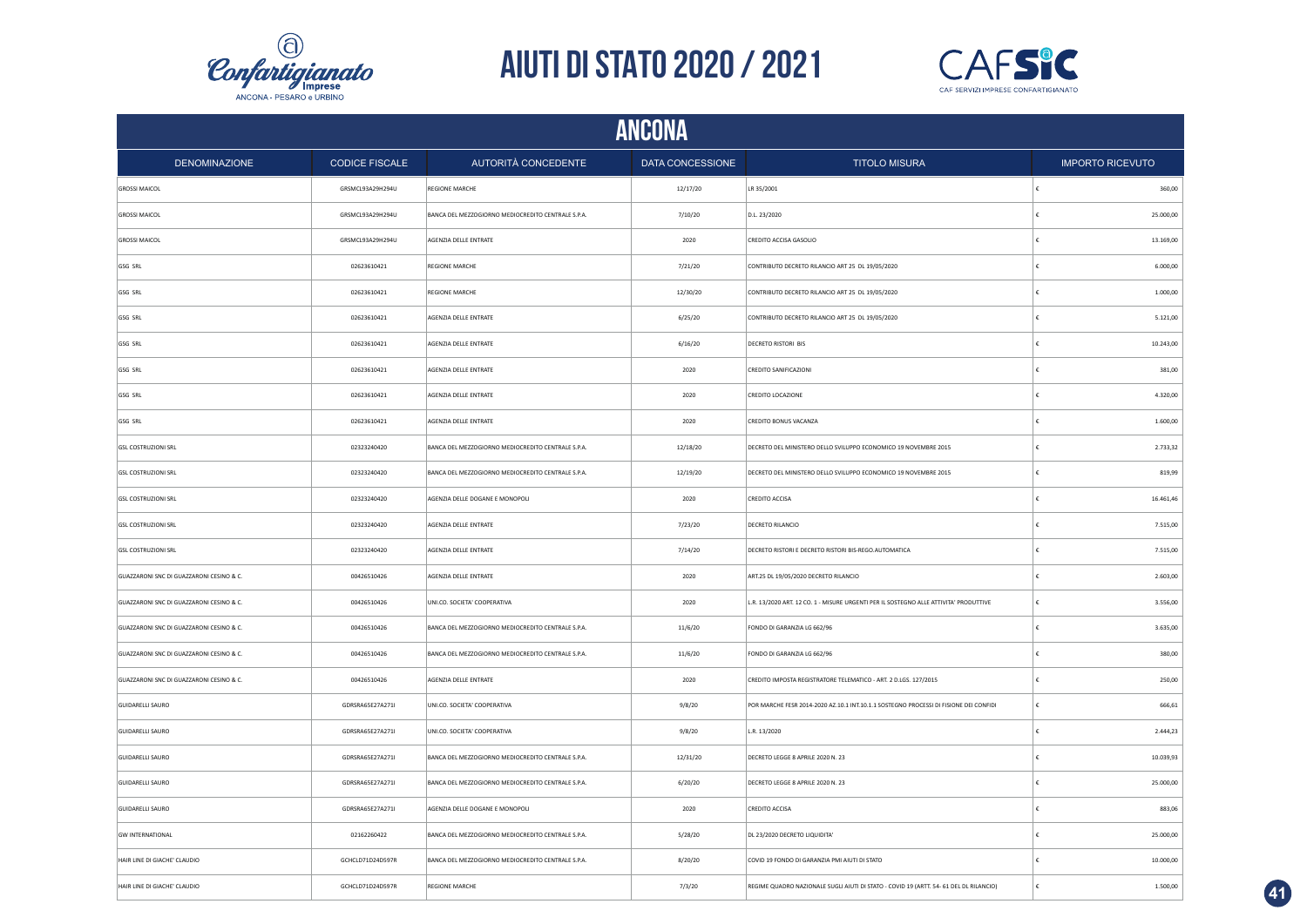# AIUTI DI STATO 2020 / 2021

## ANCONA

| DENOMINAZIONE | CODICE FISCALE | AUTORITÀ CONCEDENTE | DATA CONCESSIONE | TITOLO MISURA | IMPORTO RICEVUTO |
|---|---|---|---|---|---|
| GROSSI MAICOL | GRSMCL93A29H294U | REGIONE MARCHE | 12/17/20 | LR 35/2001 | € 360,00 |
| GROSSI MAICOL | GRSMCL93A29H294U | BANCA DEL MEZZOGIORNO MEDIOCREDITO CENTRALE S.P.A. | 7/10/20 | D.L. 23/2020 | € 25.000,00 |
| GROSSI MAICOL | GRSMCL93A29H294U | AGENZIA DELLE ENTRATE | 2020 | CREDITO ACCISA GASOLIO | € 13.169,00 |
| GSG SRL | 02623610421 | REGIONE MARCHE | 7/21/20 | CONTRIBUTO DECRETO RILANCIO ART 25 DL 19/05/2020 | € 6.000,00 |
| GSG SRL | 02623610421 | REGIONE MARCHE | 12/30/20 | CONTRIBUTO DECRETO RILANCIO ART 25 DL 19/05/2020 | € 1.000,00 |
| GSG SRL | 02623610421 | AGENZIA DELLE ENTRATE | 6/25/20 | CONTRIBUTO DECRETO RILANCIO ART 25 DL 19/05/2020 | € 5.121,00 |
| GSG SRL | 02623610421 | AGENZIA DELLE ENTRATE | 6/16/20 | DECRETO RISTORI BIS | € 10.243,00 |
| GSG SRL | 02623610421 | AGENZIA DELLE ENTRATE | 2020 | CREDITO SANIFICAZIONI | € 381,00 |
| GSG SRL | 02623610421 | AGENZIA DELLE ENTRATE | 2020 | CREDITO LOCAZIONE | € 4.320,00 |
| GSG SRL | 02623610421 | AGENZIA DELLE ENTRATE | 2020 | CREDITO BONUS VACANZA | € 1.600,00 |
| GSL COSTRUZIONI SRL | 02323240420 | BANCA DEL MEZZOGIORNO MEDIOCREDITO CENTRALE S.P.A. | 12/18/20 | DECRETO DEL MINISTERO DELLO SVILUPPO ECONOMICO 19 NOVEMBRE 2015 | € 2.733,32 |
| GSL COSTRUZIONI SRL | 02323240420 | BANCA DEL MEZZOGIORNO MEDIOCREDITO CENTRALE S.P.A. | 12/19/20 | DECRETO DEL MINISTERO DELLO SVILUPPO ECONOMICO 19 NOVEMBRE 2015 | € 819,99 |
| GSL COSTRUZIONI SRL | 02323240420 | AGENZIA DELLE DOGANE E MONOPOLI | 2020 | CREDITO ACCISA | € 16.461,46 |
| GSL COSTRUZIONI SRL | 02323240420 | AGENZIA DELLE ENTRATE | 7/23/20 | DECRETO RILANCIO | € 7.515,00 |
| GSL COSTRUZIONI SRL | 02323240420 | AGENZIA DELLE ENTRATE | 7/14/20 | DECRETO RISTORI E DECRETO RISTORI BIS-REGO.AUTOMATICA | € 7.515,00 |
| GUAZZARONI SNC DI GUAZZARONI CESINO & C. | 00426510426 | AGENZIA DELLE ENTRATE | 2020 | ART.25 DL 19/05/2020 DECRETO RILANCIO | € 2.603,00 |
| GUAZZARONI SNC DI GUAZZARONI CESINO & C. | 00426510426 | UNI.CO. SOCIETA' COOPERATIVA | 2020 | L.R. 13/2020 ART. 12 CO. 1 - MISURE URGENTI PER IL SOSTEGNO ALLE ATTIVITA' PRODUTTIVE | € 3.556,00 |
| GUAZZARONI SNC DI GUAZZARONI CESINO & C. | 00426510426 | BANCA DEL MEZZOGIORNO MEDIOCREDITO CENTRALE S.P.A. | 11/6/20 | FONDO DI GARANZIA LG 662/96 | € 3.635,00 |
| GUAZZARONI SNC DI GUAZZARONI CESINO & C. | 00426510426 | BANCA DEL MEZZOGIORNO MEDIOCREDITO CENTRALE S.P.A. | 11/6/20 | FONDO DI GARANZIA LG 662/96 | € 380,00 |
| GUAZZARONI SNC DI GUAZZARONI CESINO & C. | 00426510426 | AGENZIA DELLE ENTRATE | 2020 | CREDITO IMPOSTA REGISTRATORE TELEMATICO - ART. 2 D.LGS. 127/2015 | € 250,00 |
| GUIDARELLI SAURO | GDRSRA65E27A271I | UNI.CO. SOCIETA' COOPERATIVA | 9/8/20 | POR MARCHE FESR 2014-2020 AZ.10.1 INT.10.1.1 SOSTEGNO PROCESSI DI FISIONE DEI CONFIDI | € 666,61 |
| GUIDARELLI SAURO | GDRSRA65E27A271I | UNI.CO. SOCIETA' COOPERATIVA | 9/8/20 | L.R. 13/2020 | € 2.444,23 |
| GUIDARELLI SAURO | GDRSRA65E27A271I | BANCA DEL MEZZOGIORNO MEDIOCREDITO CENTRALE S.P.A. | 12/31/20 | DECRETO LEGGE 8 APRILE 2020 N. 23 | € 10.039,93 |
| GUIDARELLI SAURO | GDRSRA65E27A271I | BANCA DEL MEZZOGIORNO MEDIOCREDITO CENTRALE S.P.A. | 6/20/20 | DECRETO LEGGE 8 APRILE 2020 N. 23 | € 25.000,00 |
| GUIDARELLI SAURO | GDRSRA65E27A271I | AGENZIA DELLE DOGANE E MONOPOLI | 2020 | CREDITO ACCISA | € 883,06 |
| GW INTERNATIONAL | 02162260422 | BANCA DEL MEZZOGIORNO MEDIOCREDITO CENTRALE S.P.A. | 5/28/20 | DL 23/2020 DECRETO LIQUIDITA' | € 25.000,00 |
| HAIR LINE DI GIACHE' CLAUDIO | GCHCLD71D24D597R | BANCA DEL MEZZOGIORNO MEDIOCREDITO CENTRALE S.P.A. | 8/20/20 | COVID 19 FONDO DI GARANZIA PMI AIUTI DI STATO | € 10.000,00 |
| HAIR LINE DI GIACHE' CLAUDIO | GCHCLD71D24D597R | REGIONE MARCHE | 7/3/20 | REGIME QUADRO NAZIONALE SUGLI AIUTI DI STATO - COVID 19 (ARTT. 54- 61 DEL DL RILANCIO) | € 1.500,00 |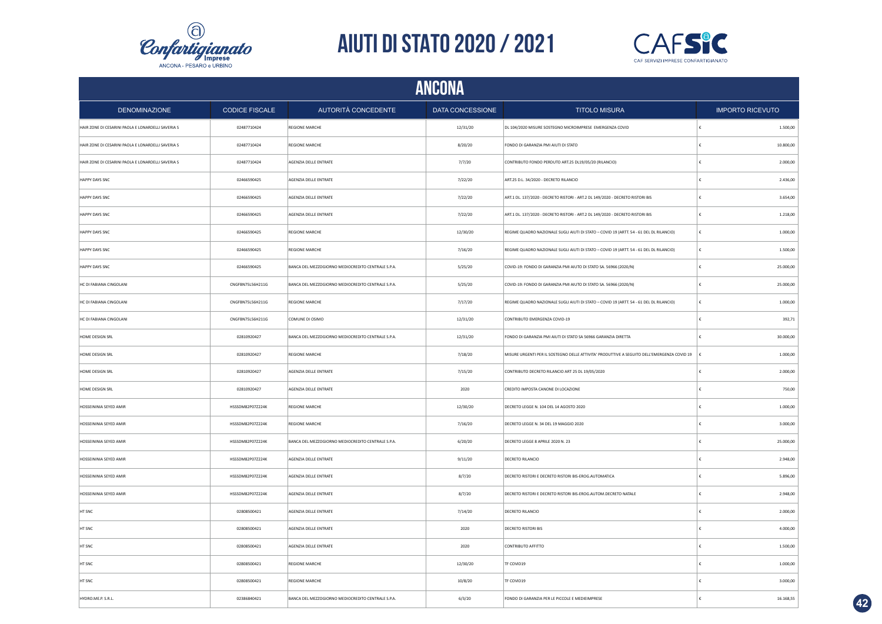# AIUTI DI STATO 2020 / 2021

## ANCONA

| DENOMINAZIONE | CODICE FISCALE | AUTORITÀ CONCEDENTE | DATA CONCESSIONE | TITOLO MISURA | IMPORTO RICEVUTO |
|---|---|---|---|---|---|
| HAIR ZONE DI CESARINI PAOLA E LONARDELLI SAVERIA S | 02487710424 | REGIONE MARCHE | 12/31/20 | DL 104/2020 MISURE SOSTEGNO MICROIMPRESE EMERGENZA COVID | € 1.500,00 |
| HAIR ZONE DI CESARINI PAOLA E LONARDELLI SAVERIA S | 02487710424 | REGIONE MARCHE | 8/20/20 | FONDO DI GARANZIA PMI AIUTI DI STATO | € 10.800,00 |
| HAIR ZONE DI CESARINI PAOLA E LONARDELLI SAVERIA S | 02487710424 | AGENZIA DELLE ENTRATE | 7/7/20 | CONTRIBUTO FONDO PERDUTO ART.25 DL19/05/20 (RILANCIO) | € 2.000,00 |
| HAPPY DAYS SNC | 02466590425 | AGENZIA DELLE ENTRATE | 7/22/20 | ART.25 D.L. 34/2020 - DECRETO RILANCIO | € 2.436,00 |
| HAPPY DAYS SNC | 02466590425 | AGENZIA DELLE ENTRATE | 7/22/20 | ART.1 DL. 137/2020 - DECRETO RISTORI - ART.2 DL 149/2020 - DECRETO RISTORI BIS | € 3.654,00 |
| HAPPY DAYS SNC | 02466590425 | AGENZIA DELLE ENTRATE | 7/22/20 | ART.1 DL. 137/2020 - DECRETO RISTORI - ART.2 DL 149/2020 - DECRETO RISTORI BIS | € 1.218,00 |
| HAPPY DAYS SNC | 02466590425 | REGIONE MARCHE | 12/30/20 | REGIME QUADRO NAZIONALE SUGLI AIUTI DI STATO – COVID 19 (ARTT. 54 - 61 DEL DL RILANCIO) | € 1.000,00 |
| HAPPY DAYS SNC | 02466590425 | REGIONE MARCHE | 7/16/20 | REGIME QUADRO NAZIONALE SUGLI AIUTI DI STATO – COVID 19 (ARTT. 54 - 61 DEL DL RILANCIO) | € 1.500,00 |
| HAPPY DAYS SNC | 02466590425 | BANCA DEL MEZZOGIORNO MEDIOCREDITO CENTRALE S.P.A. | 5/25/20 | COVID-19: FONDO DI GARANZIA PMI AIUTO DI STATO SA. 56966 (2020/N) | € 25.000,00 |
| HC DI FABIANA CINGOLANI | CNGFBN75L56H211G | BANCA DEL MEZZOGIORNO MEDIOCREDITO CENTRALE S.P.A. | 5/25/20 | COVID-19: FONDO DI GARANZIA PMI AIUTO DI STATO SA. 56966 (2020/N) | € 25.000,00 |
| HC DI FABIANA CINGOLANI | CNGFBN75L56H211G | REGIONE MARCHE | 7/17/20 | REGIME QUADRO NAZIONALE SUGLI AIUTI DI STATO – COVID 19 (ARTT. 54 - 61 DEL DL RILANCIO) | € 1.000,00 |
| HC DI FABIANA CINGOLANI | CNGFBN75L56H211G | COMUNE DI OSIMO | 12/31/20 | CONTRIBUTO EMERGENZA COVID-19 | € 392,71 |
| HOME DESIGN SRL | 02810920427 | BANCA DEL MEZZOGIORNO MEDIOCREDITO CENTRALE S.P.A. | 12/31/20 | FONDO DI GARANZIA PMI AIUTI DI STATO SA 56966 GARANZIA DIRETTA | € 30.000,00 |
| HOME DESIGN SRL | 02810920427 | REGIONE MARCHE | 7/18/20 | MISURE URGENTI PER IL SOSTEGNO DELLE ATTIVITA' PRODUTTIVE A SEGUITO DELL'EMERGENZA COVID 19 | € 1.000,00 |
| HOME DESIGN SRL | 02810920427 | AGENZIA DELLE ENTRATE | 7/15/20 | CONTRIBUTO DECRETO RILANCIO ART 25 DL 19/05/2020 | € 2.000,00 |
| HOME DESIGN SRL | 02810920427 | AGENZIA DELLE ENTRATE | 2020 | CREDITO IMPOSTA CANONE DI LOCAZIONE | € 750,00 |
| HOSSEINIMIA SEYED AMIR | HSSSDM82P07Z224K | REGIONE MARCHE | 12/30/20 | DECRETO LEGGE N. 104 DEL 14 AGOSTO 2020 | € 1.000,00 |
| HOSSEINIMIA SEYED AMIR | HSSSDM82P07Z224K | REGIONE MARCHE | 7/16/20 | DECRETO LEGGE N. 34 DEL 19 MAGGIO 2020 | € 3.000,00 |
| HOSSEINIMIA SEYED AMIR | HSSSDM82P07Z224K | BANCA DEL MEZZOGIORNO MEDIOCREDITO CENTRALE S.P.A. | 6/20/20 | DECRETO LEGGE 8 APRILE 2020 N. 23 | € 25.000,00 |
| HOSSEINIMIA SEYED AMIR | HSSSDM82P07Z224K | AGENZIA DELLE ENTRATE | 9/11/20 | DECRETO RILANCIO | € 2.948,00 |
| HOSSEINIMIA SEYED AMIR | HSSSDM82P07Z224K | AGENZIA DELLE ENTRATE | 8/7/20 | DECRETO RISTORI E DECRETO RISTORI BIS-EROG.AUTOMATICA | € 5.896,00 |
| HOSSEINIMIA SEYED AMIR | HSSSDM82P07Z224K | AGENZIA DELLE ENTRATE | 8/7/20 | DECRETO RISTORI E DECRETO RISTORI BIS-EROG.AUTOM.DECRETO NATALE | € 2.948,00 |
| HT SNC | 02808500421 | AGENZIA DELLE ENTRATE | 7/14/20 | DECRETO RILANCIO | € 2.000,00 |
| HT SNC | 02808500421 | AGENZIA DELLE ENTRATE | 2020 | DECRETO RISTORI BIS | € 4.000,00 |
| HT SNC | 02808500421 | AGENZIA DELLE ENTRATE | 2020 | CONTRIBUTO AFFITTO | € 1.500,00 |
| HT SNC | 02808500421 | REGIONE MARCHE | 12/30/20 | TF COVID19 | € 1.000,00 |
| HT SNC | 02808500421 | REGIONE MARCHE | 10/8/20 | TF COVID19 | € 3.000,00 |
| HYDRO.ME.P. S.R.L. | 02386840421 | BANCA DEL MEZZOGIORNO MEDIOCREDITO CENTRALE S.P.A. | 6/3/20 | FONDO DI GARANZIA PER LE PICCOLE E MEDIEIMPRESE | € 16.168,55 |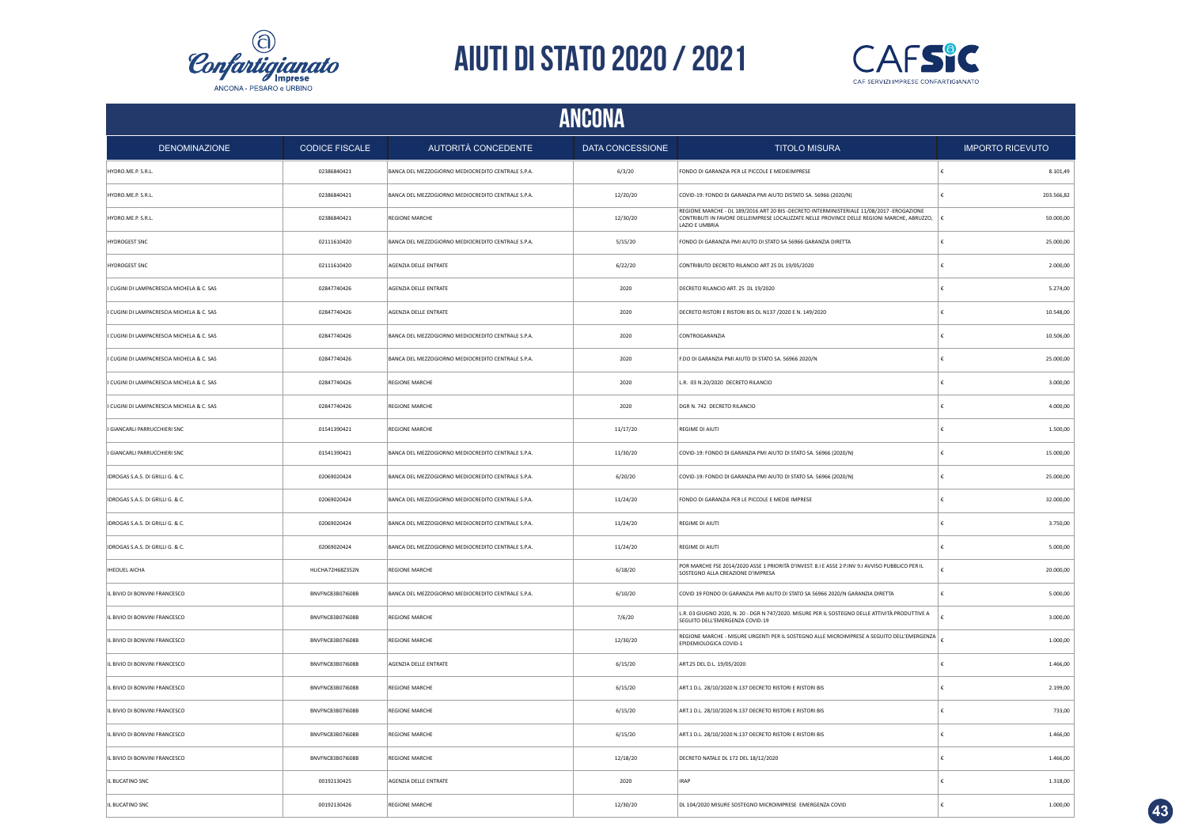# AIUTI DI STATO 2020 / 2021

## ANCONA

| DENOMINAZIONE | CODICE FISCALE | AUTORITÀ CONCEDENTE | DATA CONCESSIONE | TITOLO MISURA | IMPORTO RICEVUTO |
|---|---|---|---|---|---|
| HYDRO.ME.P. S.R.L. | 02386840421 | BANCA DEL MEZZOGIORNO MEDIOCREDITO CENTRALE S.P.A. | 6/3/20 | FONDO DI GARANZIA PER LE PICCOLE E MEDIEIMPRESE | € 8.101,49 |
| HYDRO.ME.P. S.R.L. | 02386840421 | BANCA DEL MEZZOGIORNO MEDIOCREDITO CENTRALE S.P.A. | 12/20/20 | COVID-19: FONDO DI GARANZIA PMI AIUTO DISTATO SA. 56966 (2020/N) | € 203.566,82 |
| HYDRO.ME.P. S.R.L. | 02386840421 | REGIONE MARCHE | 12/30/20 | REGIONE MARCHE - DL 189/2016 ART 20 BIS -DECRETO INTERMINISTERIALE 11/08/2017 -EROGAZIONE CONTRIBUTI IN FAVORE DELLEIMPRESE LOCALIZZATE NELLE PROVINCE DELLE REGIONI MARCHE, ABRUZZO, LAZIO E UMBRIA | € 50.000,00 |
| HYDROGEST SNC | 02111610420 | BANCA DEL MEZZOGIORNO MEDIOCREDITO CENTRALE S.P.A. | 5/15/20 | FONDO DI GARANZIA PMI AIUTO DI STATO SA 56966 GARANZIA DIRETTA | € 25.000,00 |
| HYDROGEST SNC | 02111610420 | AGENZIA DELLE ENTRATE | 6/22/20 | CONTRIBUTO DECRETO RILANCIO ART 25 DL 19/05/2020 | € 2.000,00 |
| I CUGINI DI LAMPACRESCIA MICHELA & C. SAS | 02847740426 | AGENZIA DELLE ENTRATE | 2020 | DECRETO RILANCIO ART. 25 DL 19/2020 | € 5.274,00 |
| I CUGINI DI LAMPACRESCIA MICHELA & C. SAS | 02847740426 | AGENZIA DELLE ENTRATE | 2020 | DECRETO RISTORI E RISTORI BIS DL N137 /2020 E N. 149/2020 | € 10.548,00 |
| I CUGINI DI LAMPACRESCIA MICHELA & C. SAS | 02847740426 | BANCA DEL MEZZOGIORNO MEDIOCREDITO CENTRALE S.P.A. | 2020 | CONTROGARANZIA | € 10.506,00 |
| I CUGINI DI LAMPACRESCIA MICHELA & C. SAS | 02847740426 | BANCA DEL MEZZOGIORNO MEDIOCREDITO CENTRALE S.P.A. | 2020 | F.DO DI GARANZIA PMI AIUTO DI STATO SA. 56966 2020/N | € 25.000,00 |
| I CUGINI DI LAMPACRESCIA MICHELA & C. SAS | 02847740426 | REGIONE MARCHE | 2020 | L.R. 03 N.20/2020 DECRETO RILANCIO | € 3.000,00 |
| I CUGINI DI LAMPACRESCIA MICHELA & C. SAS | 02847740426 | REGIONE MARCHE | 2020 | DGR N. 742 DECRETO RILANCIO | € 4.000,00 |
| I GIANCARLI PARRUCCHIERI SNC | 01541390421 | REGIONE MARCHE | 11/17/20 | REGIME DI AIUTI | € 1.500,00 |
| I GIANCARLI PARRUCCHIERI SNC | 01541390421 | BANCA DEL MEZZOGIORNO MEDIOCREDITO CENTRALE S.P.A. | 11/30/20 | COVID-19: FONDO DI GARANZIA PMI AIUTO DI STATO SA. 56966 (2020/N) | € 15.000,00 |
| IDROGAS S.A.S. DI GRILLI G. & C. | 02069020424 | BANCA DEL MEZZOGIORNO MEDIOCREDITO CENTRALE S.P.A. | 6/20/20 | COVID-19: FONDO DI GARANZIA PMI AIUTO DI STATO SA. 56966 (2020/N) | € 25.000,00 |
| IDROGAS S.A.S. DI GRILLI G. & C. | 02069020424 | BANCA DEL MEZZOGIORNO MEDIOCREDITO CENTRALE S.P.A. | 11/24/20 | FONDO DI GARANZIA PER LE PICCOLE E MEDIE IMPRESE | € 32.000,00 |
| IDROGAS S.A.S. DI GRILLI G. & C. | 02069020424 | BANCA DEL MEZZOGIORNO MEDIOCREDITO CENTRALE S.P.A. | 11/24/20 | REGIME DI AIUTI | € 3.750,00 |
| IDROGAS S.A.S. DI GRILLI G. & C. | 02069020424 | BANCA DEL MEZZOGIORNO MEDIOCREDITO CENTRALE S.P.A. | 11/24/20 | REGIME DI AIUTI | € 5.000,00 |
| IHEOUEL AICHA | HLICHA72H68Z352N | REGIONE MARCHE | 6/18/20 | POR MARCHE FSE 2014/2020 ASSE 1 PRIORITÀ D'INVEST. 8.I E ASSE 2 P.INV 9.I AVVISO PUBBLICO PER IL SOSTEGNO ALLA CREAZIONE D'IMPRESA | € 20.000,00 |
| IL BIVIO DI BONVINI FRANCESCO | BNVFNC83B07I608B | BANCA DEL MEZZOGIORNO MEDIOCREDITO CENTRALE S.P.A. | 6/10/20 | COVID 19 FONDO DI GARANZIA PMI AIUTO DI STATO SA 56966 2020/N GARANZIA DIRETTA | € 5.000,00 |
| IL BIVIO DI BONVINI FRANCESCO | BNVFNC83B07I608B | REGIONE MARCHE | 7/6/20 | L.R. 03 GIUGNO 2020, N. 20 - DGR N 747/2020. MISURE PER IL SOSTEGNO DELLE ATTIVITÀ PRODUTTIVE A SEGUITO DELL'EMERGENZA COVID-19 | € 3.000,00 |
| IL BIVIO DI BONVINI FRANCESCO | BNVFNC83B07I608B | REGIONE MARCHE | 12/30/20 | REGIONE MARCHE - MISURE URGENTI PER IL SOSTEGNO ALLE MICROIMPRESE A SEGUITO DELL'EMERGENZA EPIDEMIOLOGICA COVID-1 | € 1.000,00 |
| IL BIVIO DI BONVINI FRANCESCO | BNVFNC83B07I608B | AGENZIA DELLE ENTRATE | 6/15/20 | ART.25 DEL D.L. 19/05/2020 | € 1.466,00 |
| IL BIVIO DI BONVINI FRANCESCO | BNVFNC83B07I608B | REGIONE MARCHE | 6/15/20 | ART.1 D.L. 28/10/2020 N.137 DECRETO RISTORI E RISTORI BIS | € 2.199,00 |
| IL BIVIO DI BONVINI FRANCESCO | BNVFNC83B07I608B | REGIONE MARCHE | 6/15/20 | ART.1 D.L. 28/10/2020 N.137 DECRETO RISTORI E RISTORI BIS | € 733,00 |
| IL BIVIO DI BONVINI FRANCESCO | BNVFNC83B07I608B | REGIONE MARCHE | 6/15/20 | ART.1 D.L. 28/10/2020 N.137 DECRETO RISTORI E RISTORI BIS | € 1.466,00 |
| IL BIVIO DI BONVINI FRANCESCO | BNVFNC83B07I608B | REGIONE MARCHE | 12/18/20 | DECRETO NATALE DL 172 DEL 18/12/2020 | € 1.466,00 |
| IL BUCATINO SNC | 00192130425 | AGENZIA DELLE ENTRATE | 2020 | IRAP | € 1.318,00 |
| IL BUCATINO SNC | 00192130426 | REGIONE MARCHE | 12/30/20 | DL 104/2020 MISURE SOSTEGNO MICROIMPRESE EMERGENZA COVID | € 1.000,00 |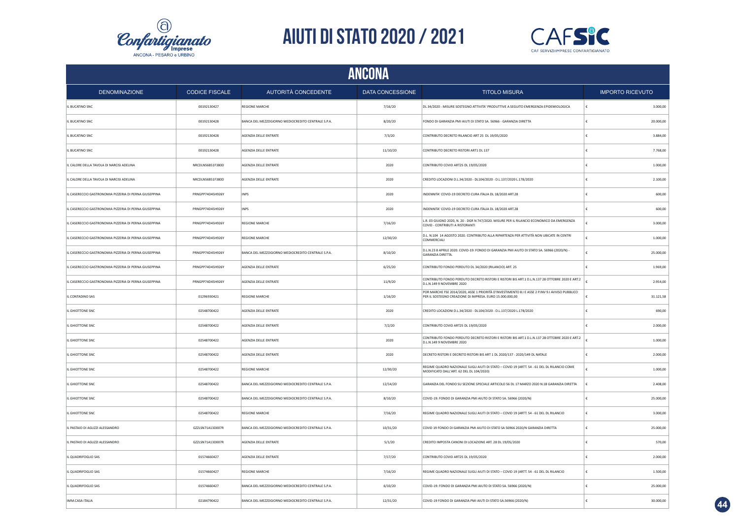# AIUTI DI STATO 2020 / 2021

## ANCONA

| DENOMINAZIONE | CODICE FISCALE | AUTORITÀ CONCEDENTE | DATA CONCESSIONE | TITOLO MISURA | IMPORTO RICEVUTO |
|---|---|---|---|---|---|
| IL BUCATINO SNC | 00192130427 | REGIONE MARCHE | 7/16/20 | DL 34/2020 - MISURE SOSTEGNO ATTIVITA' PRODUTTIVE A SEGUITO EMERGENZA EPIDEMIOLOGICA | € 3.000,00 |
| IL BUCATINO SNC | 00192130428 | BANCA DEL MEZZOGIORNO MEDIOCREDITO CENTRALE S.P.A. | 8/20/20 | FONDO DI GARANZIA PMI AIUTI DI STATO SA. 56966 - GARANZIA DIRETTA | € 20.000,00 |
| IL BUCATINO SNC | 00192130428 | AGENZIA DELLE ENTRATE | 7/3/20 | CONTRIBUTO DECRETO RILANCIO ART 25 DL 19/05/2020 | € 3.884,00 |
| IL BUCATINO SNC | 00192130428 | AGENZIA DELLE ENTRATE | 11/10/20 | CONTRIBUTO DECRETO RISTORI ART1 DL 137 | € 7.768,00 |
| IL CALORE DELLA TAVOLA DI NARCISI ADELINA | NRCDLN56B51F380D | AGENZIA DELLE ENTRATE | 2020 | CONTRIBUTO COVID ART25 DL 19/05/2020 | € 1.000,00 |
| IL CALORE DELLA TAVOLA DI NARCISI ADELINA | NRCDLN56B51F380D | AGENZIA DELLE ENTRATE | 2020 | CREDITO LOCAZIONI D.L.34/2020 - DL104/2020 - D.L.137/2020 L.178/2020 | € 2.100,00 |
| IL CASERECCIO GASTRONOMIA PIZZERIA DI PERNA GIUSEPPINA | PRNGPP74D45H926Y | INPS | 2020 | INDENNITA' COVID-19 DECRETO CURA ITALIA DL 18/2020 ART.28 | € 600,00 |
| IL CASERECCIO GASTRONOMIA PIZZERIA DI PERNA GIUSEPPINA | PRNGPP74D45H926Y | INPS | 2020 | INDENNITA' COVID-19 DECRETO CURA ITALIA DL 18/2020 ART.28 | € 600,00 |
| IL CASERECCIO GASTRONOMIA PIZZERIA DI PERNA GIUSEPPINA | PRNGPP74D45H926Y | REGIONE MARCHE | 7/16/20 | L.R. 03 GIUGNO 2020, N. 20 - DGR N 747/2020. MISURE PER IL RILANCIO ECONOMICO DA EMERGENZA COVID - CONTRIBUTI A RISTORANTI | € 3.000,00 |
| IL CASERECCIO GASTRONOMIA PIZZERIA DI PERNA GIUSEPPINA | PRNGPP74D45H926Y | REGIONE MARCHE | 12/30/20 | D.L. N.104 14 AGOSTO 2020. CONTRIBUTO ALLA RIPARTENZA PER ATTIVITÀ NON UBICATE IN CENTRI COMMERCIALI | € 1.000,00 |
| IL CASERECCIO GASTRONOMIA PIZZERIA DI PERNA GIUSEPPINA | PRNGPP74D45H926Y | BANCA DEL MEZZOGIORNO MEDIOCREDITO CENTRALE S.P.A. | 8/10/20 | D.L.N.23 8 APRILE 2020. COVID-19: FONDO DI GARANZIA PMI AIUTO DI STATO SA. 56966 (2020/N) - GARANZIA DIRETTA. | € 25.000,00 |
| IL CASERECCIO GASTRONOMIA PIZZERIA DI PERNA GIUSEPPINA | PRNGPP74D45H926Y | AGENZIA DELLE ENTRATE | 6/25/20 | CONTRIBUTO FONDO PERDUTO DL 34/2020 (RILANCIO) ART. 25 | € 1.969,00 |
| IL CASERECCIO GASTRONOMIA PIZZERIA DI PERNA GIUSEPPINA | PRNGPP74D45H926Y | AGENZIA DELLE ENTRATE | 11/9/20 | CONTRIBUTO FONDO PERDUTO DECRETO RISTORI E RISTORI BIS ART.1 D.L.N.137 28 OTTOBRE 2020 E ART.2 D.L.N.149 9 NOVEMBRE 2020 | € 2.954,00 |
| IL CONTADINO SAS | 01296930421 | REGIONE MARCHE | 1/16/20 | POR MARCHE FSE 2014/2020, ASSE 1 PRIORITÀ D'INVESTIMENTO 8.I E ASSE 2 P.INV 9.I AVVISO PUBBLICO PER IL SOSTEGNO CREAZIONE DI IMPRESA. EURO 15.000.000,00 | € 31.121,58 |
| IL GHIOTTONE SNC | 02548700422 | AGENZIA DELLE ENTRATE | 2020 | CREDITO LOCAZIONI D.L.34/2020 - DL104/2020 - D.L.137/2020 L.178/2020 | € 690,00 |
| IL GHIOTTONE SNC | 02548700422 | AGENZIA DELLE ENTRATE | 7/2/20 | CONTRIBUTO COVID ART25 DL 19/05/2020 | € 2.000,00 |
| IL GHIOTTONE SNC | 02548700422 | AGENZIA DELLE ENTRATE | 2020 | CONTRIBUTO FONDO PERDUTO DECRETO RISTORI E RISTORI BIS ART.1 D.L.N.137 28 OTTOBRE 2020 E ART.2 D.L.N.149 9 NOVEMBRE 2020 | € 1.000,00 |
| IL GHIOTTONE SNC | 02548700422 | AGENZIA DELLE ENTRATE | 2020 | DECRETO RISTORI E DECRETO RISTORI BIS ART 1 DL 2020/137 - 2020/149 DL NATALE | € 2.000,00 |
| IL GHIOTTONE SNC | 02548700422 | REGIONE MARCHE | 12/30/20 | REGIME QUADRO NAZIONALE SUGLI AIUTI DI STATO – COVID 19 (ARTT. 54 - 61 DEL DL RILANCIO COME MODIFICATO DALL'ART. 62 DEL DL 104/2020) | € 1.000,00 |
| IL GHIOTTONE SNC | 02548700422 | BANCA DEL MEZZOGIORNO MEDIOCREDITO CENTRALE S.P.A. | 12/14/20 | GARANZIA DEL FONDO SU SEZIONE SPECIALE ARTICOLO 56 DL 17 MARZO 2020 N.18 GARANZIA DIRETTA | € 2.408,00 |
| IL GHIOTTONE SNC | 02548700422 | BANCA DEL MEZZOGIORNO MEDIOCREDITO CENTRALE S.P.A. | 8/10/20 | COVID-19: FONDO DI GARANZIA PMI AIUTO DI STATO SA. 56966 (2020/N) | € 25.000,00 |
| IL GHIOTTONE SNC | 02548700422 | REGIONE MARCHE | 7/16/20 | REGIME QUADRO NAZIONALE SUGLI AIUTI DI STATO – COVID 19 (ARTT. 54 - 61 DEL DL RILANCIO | € 3.000,00 |
| IL PASTAIO DI AGUZZI ALESSANDRO | GZZLSN71A13D007R | BANCA DEL MEZZOGIORNO MEDIOCREDITO CENTRALE S.P.A. | 10/31/20 | COVID 19 FONDO DI GARANZIA PMI AIUTO DI STATO SA 56966 2020/N GARANZIA DIRETTA | € 25.000,00 |
| IL PASTAIO DI AGUZZI ALESSANDRO | GZZLSN71A13D007R | AGENZIA DELLE ENTRATE | 5/1/20 | CREDITO IMPOSTA CANONI DI LOCAZIONE ART. 28 DL 19/05/2020 | € 570,00 |
| IL QUADRIFOGLIO SAS | 01574660427 | AGENZIA DELLE ENTRATE | 7/17/20 | CONTRIBUTO COVID ART25 DL 19/05/2020 | € 2.000,00 |
| IL QUADRIFOGLIO SAS | 01574660427 | REGIONE MARCHE | 7/16/20 | REGIME QUADRO NAZIONALE SUGLI AIUTI DI STATO – COVID 19 (ARTT. 54 - 61 DEL DL RILANCIO | € 1.500,00 |
| IL QUADRIFOGLIO SAS | 01574660427 | BANCA DEL MEZZOGIORNO MEDIOCREDITO CENTRALE S.P.A. | 6/10/20 | COVID-19: FONDO DI GARANZIA PMI AIUTO DI STATO SA. 56966 (2020/N) | € 25.000,00 |
| IMM.CASA ITALIA | 02184790422 | BANCA DEL MEZZOGIORNO MEDIOCREDITO CENTRALE S.P.A. | 12/31/20 | COVID-19 FONDO DI GARANZIA PMI AIUTI DI STATO SA.56966 (2020/N) | € 30.000,00 |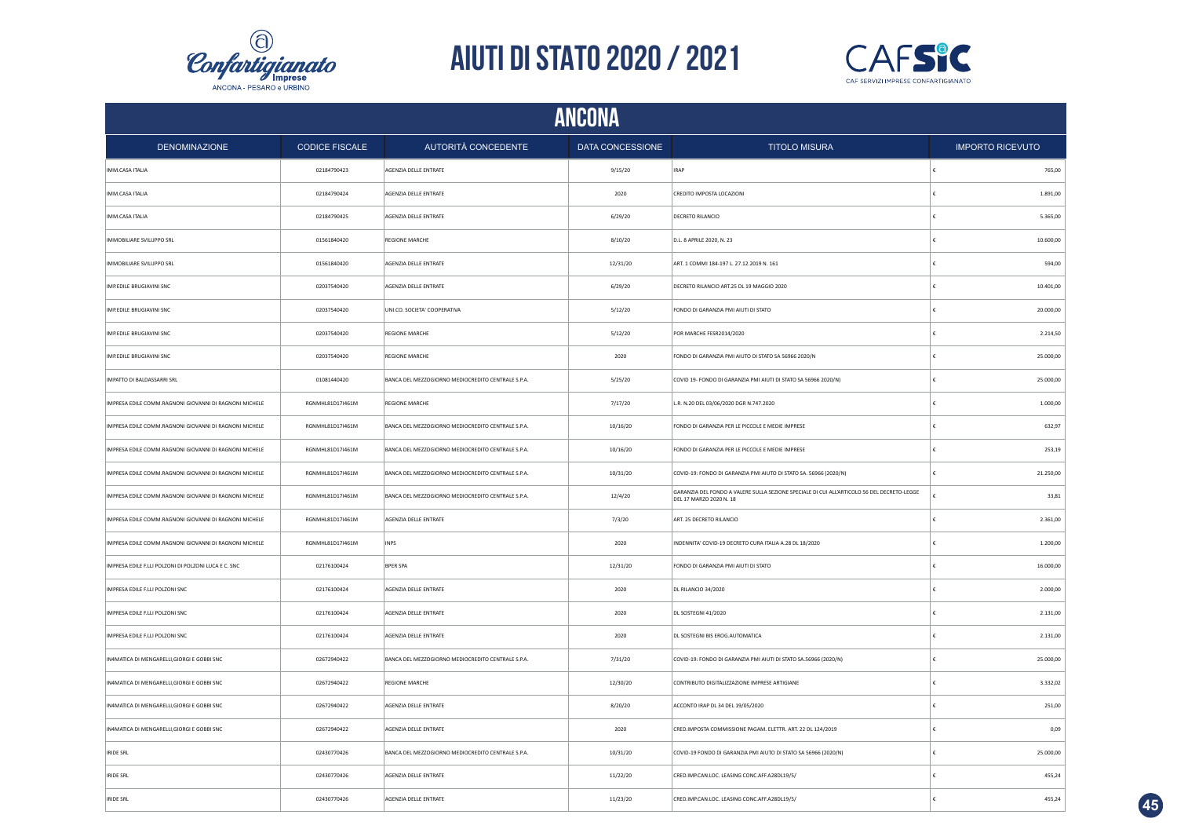# AIUTI DI STATO 2020 / 2021

## ANCONA

| DENOMINAZIONE | CODICE FISCALE | AUTORITÀ CONCEDENTE | DATA CONCESSIONE | TITOLO MISURA | IMPORTO RICEVUTO |
|---|---|---|---|---|---|
| IMM.CASA ITALIA | 02184790423 | AGENZIA DELLE ENTRATE | 9/15/20 | IRAP | € 765,00 |
| IMM.CASA ITALIA | 02184790424 | AGENZIA DELLE ENTRATE | 2020 | CREDITO IMPOSTA LOCAZIONI | € 1.891,00 |
| IMM.CASA ITALIA | 02184790425 | AGENZIA DELLE ENTRATE | 6/29/20 | DECRETO RILANCIO | € 5.365,00 |
| IMMOBILIARE SVILUPPO SRL | 01561840420 | REGIONE MARCHE | 8/10/20 | D.L. 8 APRILE 2020, N. 23 | € 10.600,00 |
| IMMOBILIARE SVILUPPO SRL | 01561840420 | AGENZIA DELLE ENTRATE | 12/31/20 | ART. 1 COMMI 184-197 L. 27.12.2019 N. 161 | € 594,00 |
| IMP.EDILE BRUGIAVINI SNC | 02037540420 | AGENZIA DELLE ENTRATE | 6/29/20 | DECRETO RILANCIO ART.25 DL 19 MAGGIO 2020 | € 10.401,00 |
| IMP.EDILE BRUGIAVINI SNC | 02037540420 | UNI.CO. SOCIETA' COOPERATIVA | 5/12/20 | FONDO DI GARANZIA PMI AIUTI DI STATO | € 20.000,00 |
| IMP.EDILE BRUGIAVINI SNC | 02037540420 | REGIONE MARCHE | 5/12/20 | POR MARCHE FESR2014/2020 | € 2.214,50 |
| IMP.EDILE BRUGIAVINI SNC | 02037540420 | REGIONE MARCHE | 2020 | FONDO DI GARANZIA PMI AIUTO DI STATO SA 56966 2020/N | € 25.000,00 |
| IMPATTO DI BALDASSARRI SRL | 01081440420 | BANCA DEL MEZZOGIORNO MEDIOCREDITO CENTRALE S.P.A. | 5/25/20 | COVID 19- FONDO DI GARANZIA PMI AIUTI DI STATO SA 56966 2020/N) | € 25.000,00 |
| IMPRESA EDILE COMM.RAGNONI GIOVANNI DI RAGNONI MICHELE | RGNMHL81D17I461M | REGIONE MARCHE | 7/17/20 | L.R. N.20 DEL 03/06/2020 DGR N.747.2020 | € 1.000,00 |
| IMPRESA EDILE COMM.RAGNONI GIOVANNI DI RAGNONI MICHELE | RGNMHL81D17I461M | BANCA DEL MEZZOGIORNO MEDIOCREDITO CENTRALE S.P.A. | 10/16/20 | FONDO DI GARANZIA PER LE PICCOLE E MEDIE IMPRESE | € 632,97 |
| IMPRESA EDILE COMM.RAGNONI GIOVANNI DI RAGNONI MICHELE | RGNMHL81D17I461M | BANCA DEL MEZZOGIORNO MEDIOCREDITO CENTRALE S.P.A. | 10/16/20 | FONDO DI GARANZIA PER LE PICCOLE E MEDIE IMPRESE | € 253,19 |
| IMPRESA EDILE COMM.RAGNONI GIOVANNI DI RAGNONI MICHELE | RGNMHL81D17I461M | BANCA DEL MEZZOGIORNO MEDIOCREDITO CENTRALE S.P.A. | 10/31/20 | COVID-19: FONDO DI GARANZIA PMI AIUTO DI STATO SA. 56966 (2020/N) | € 21.250,00 |
| IMPRESA EDILE COMM.RAGNONI GIOVANNI DI RAGNONI MICHELE | RGNMHL81D17I461M | BANCA DEL MEZZOGIORNO MEDIOCREDITO CENTRALE S.P.A. | 12/4/20 | GARANZIA DEL FONDO A VALERE SULLA SEZIONE SPECIALE DI CUI ALL'ARTICOLO 56 DEL DECRETO-LEGGE DEL 17 MARZO 2020 N. 18 | € 33,81 |
| IMPRESA EDILE COMM.RAGNONI GIOVANNI DI RAGNONI MICHELE | RGNMHL81D17I461M | AGENZIA DELLE ENTRATE | 7/3/20 | ART. 25 DECRETO RILANCIO | € 2.361,00 |
| IMPRESA EDILE COMM.RAGNONI GIOVANNI DI RAGNONI MICHELE | RGNMHL81D17I461M | INPS | 2020 | INDENNITA' COVID-19 DECRETO CURA ITALIA A.28 DL 18/2020 | € 1.200,00 |
| IMPRESA EDILE F.LLI POLZONI DI POLZONI LUCA E C. SNC | 02176100424 | BPER SPA | 12/31/20 | FONDO DI GARANZIA PMI AIUTI DI STATO | € 16.000,00 |
| IMPRESA EDILE F.LLI POLZONI SNC | 02176100424 | AGENZIA DELLE ENTRATE | 2020 | DL RILANCIO 34/2020 | € 2.000,00 |
| IMPRESA EDILE F.LLI POLZONI SNC | 02176100424 | AGENZIA DELLE ENTRATE | 2020 | DL SOSTEGNI 41/2020 | € 2.131,00 |
| IMPRESA EDILE F.LLI POLZONI SNC | 02176100424 | AGENZIA DELLE ENTRATE | 2020 | DL SOSTEGNI BIS EROG.AUTOMATICA | € 2.131,00 |
| IN4MATICA DI MENGARELLI,GIORGI E GOBBI SNC | 02672940422 | BANCA DEL MEZZOGIORNO MEDIOCREDITO CENTRALE S.P.A. | 7/31/20 | COVID-19: FONDO DI GARANZIA PMI AIUTI DI STATO SA.56966 (2020/N) | € 25.000,00 |
| IN4MATICA DI MENGARELLI,GIORGI E GOBBI SNC | 02672940422 | REGIONE MARCHE | 12/30/20 | CONTRIBUTO DIGITALIZZAZIONE IMPRESE ARTIGIANE | € 3.332,02 |
| IN4MATICA DI MENGARELLI,GIORGI E GOBBI SNC | 02672940422 | AGENZIA DELLE ENTRATE | 8/20/20 | ACCONTO IRAP DL 34 DEL 19/05/2020 | € 251,00 |
| IN4MATICA DI MENGARELLI,GIORGI E GOBBI SNC | 02672940422 | AGENZIA DELLE ENTRATE | 2020 | CRED.IMPOSTA COMMISSIONE PAGAM. ELETTR. ART. 22 DL 124/2019 | € 0,09 |
| IRIDE SRL | 02430770426 | BANCA DEL MEZZOGIORNO MEDIOCREDITO CENTRALE S.P.A. | 10/31/20 | COVID-19 FONDO DI GARANZIA PMI AIUTO DI STATO SA 56966 (2020/N) | € 25.000,00 |
| IRIDE SRL | 02430770426 | AGENZIA DELLE ENTRATE | 11/22/20 | CRED.IMP.CAN.LOC. LEASING CONC.AFF.A28DL19/5/ | € 455,24 |
| IRIDE SRL | 02430770426 | AGENZIA DELLE ENTRATE | 11/23/20 | CRED.IMP.CAN.LOC. LEASING CONC.AFF.A28DL19/5/ | € 455,24 |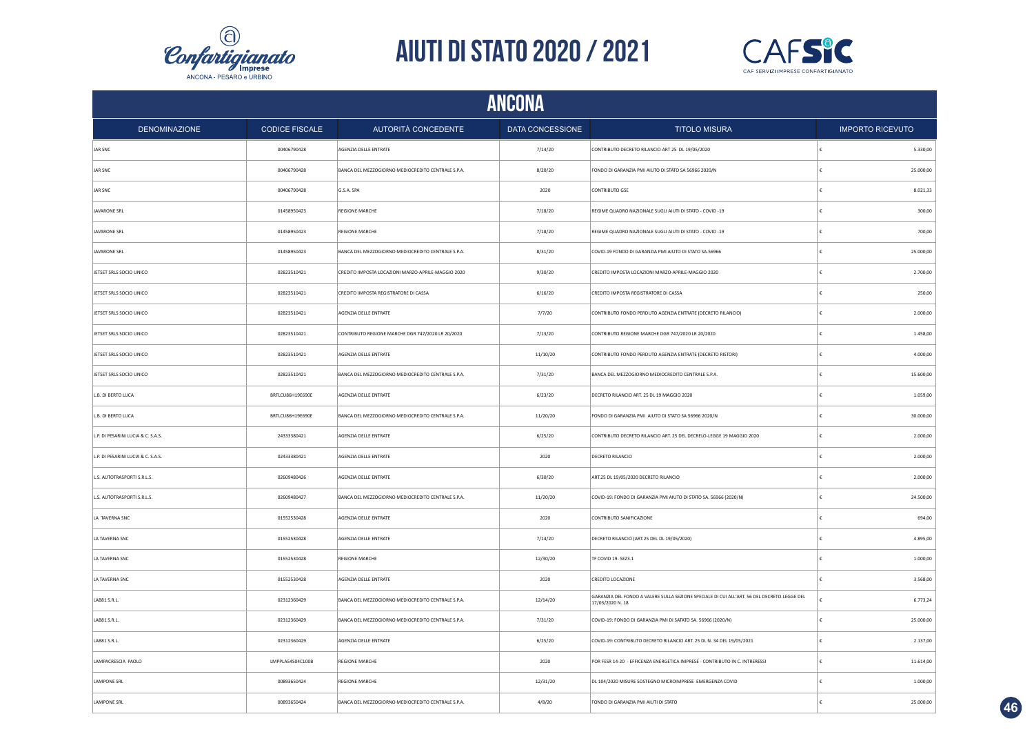# AIUTI DI STATO 2020 / 2021

## ANCONA

| DENOMINAZIONE | CODICE FISCALE | AUTORITÀ CONCEDENTE | DATA CONCESSIONE | TITOLO MISURA | IMPORTO RICEVUTO |
|---|---|---|---|---|---|
| JAR SNC | 00406790428 | AGENZIA DELLE ENTRATE | 7/14/20 | CONTRIBUTO DECRETO RILANCIO ART 25 DL 19/05/2020 | € 5.330,00 |
| JAR SNC | 00406790428 | BANCA DEL MEZZOGIORNO MEDIOCREDITO CENTRALE S.P.A. | 8/20/20 | FONDO DI GARANZIA PMI AIUTO DI STATO SA 56966 2020/N | € 25.000,00 |
| JAR SNC | 00406790428 | G.S.A. SPA | 2020 | CONTRIBUTO GSE | € 8.021,33 |
| JAVARONE SRL | 01458950423 | REGIONE MARCHE | 7/18/20 | REGIME QUADRO NAZIONALE SUGLI AIUTI DI STATO - COVID -19 | € 300,00 |
| JAVARONE SRL | 01458950423 | REGIONE MARCHE | 7/18/20 | REGIME QUADRO NAZIONALE SUGLI AIUTI DI STATO - COVID -19 | € 700,00 |
| JAVARONE SRL | 01458950423 | BANCA DEL MEZZOGIORNO MEDIOCREDITO CENTRALE S.P.A. | 8/31/20 | COVID-19 FONDO DI GARANZIA PMI AIUTO DI STATO SA.56966 | € 25.000,00 |
| JETSET SRLS SOCIO UNICO | 02823510421 | CREDITO IMPOSTA LOCAZIONI MARZO-APRILE-MAGGIO 2020 | 9/30/20 | CREDITO IMPOSTA LOCAZIONI MARZO-APRILE-MAGGIO 2020 | € 2.700,00 |
| JETSET SRLS SOCIO UNICO | 02823510421 | CREDITO IMPOSTA REGISTRATORE DI CASSA | 6/16/20 | CREDITO IMPOSTA REGISTRATORE DI CASSA | € 250,00 |
| JETSET SRLS SOCIO UNICO | 02823510421 | AGENZIA DELLE ENTRATE | 7/7/20 | CONTRIBUTO FONDO PERDUTO AGENZIA ENTRATE (DECRETO RILANCIO) | € 2.000,00 |
| JETSET SRLS SOCIO UNICO | 02823510421 | CONTRIBUTO REGIONE MARCHE DGR 747/2020 LR 20/2020 | 7/13/20 | CONTRIBUTO REGIONE MARCHE DGR 747/2020 LR 20/2020 | € 1.458,00 |
| JETSET SRLS SOCIO UNICO | 02823510421 | AGENZIA DELLE ENTRATE | 11/10/20 | CONTRIBUTO FONDO PERDUTO AGENZIA ENTRATE (DECRETO RISTORI) | € 4.000,00 |
| JETSET SRLS SOCIO UNICO | 02823510421 | BANCA DEL MEZZOGIORNO MEDIOCREDITO CENTRALE S.P.A. | 7/31/20 | BANCA DEL MEZZOGIORNO MEDIOCREDITO CENTRALE S.P.A. | € 15.600,00 |
| L.B. DI BERTO LUCA | BRTLCU86H19E690E | AGENZIA DELLE ENTRATE | 6/23/20 | DECRETO RILANCIO ART. 25 DL 19 MAGGIO 2020 | € 1.059,00 |
| L.B. DI BERTO LUCA | BRTLCU86H19E690E | BANCA DEL MEZZOGIORNO MEDIOCREDITO CENTRALE S.P.A. | 11/20/20 | FONDO DI GARANZIA PMI AIUTO DI STATO SA 56966 2020/N | € 30.000,00 |
| L.P. DI PESARINI LUCIA & C. S.A.S. | 24333380421 | AGENZIA DELLE ENTRATE | 6/25/20 | CONTRIBUTO DECRETO RILANCIO ART. 25 DEL DECRELO-LEGGE 19 MAGGIO 2020 | € 2.000,00 |
| L.P. DI PESARINI LUCIA & C. S.A.S. | 02433380421 | AGENZIA DELLE ENTRATE | 2020 | DECRETO RILANCIO | € 2.000,00 |
| L.S. AUTOTRASPORTI S.R.L.S. | 02609480426 | AGENZIA DELLE ENTRATE | 6/30/20 | ART.25 DL 19/05/2020 DECRETO RILANCIO | € 2.000,00 |
| L.S. AUTOTRASPORTI S.R.L.S. | 02609480427 | BANCA DEL MEZZOGIORNO MEDIOCREDITO CENTRALE S.P.A. | 11/20/20 | COVID-19: FONDO DI GARANZIA PMI AIUTO DI STATO SA. 56966 (2020/N) | € 24.500,00 |
| LA TAVERNA SNC | 01552530428 | AGENZIA DELLE ENTRATE | 2020 | CONTRIBUTO SANIFICAZIONE | € 694,00 |
| LA TAVERNA SNC | 01552530428 | AGENZIA DELLE ENTRATE | 7/14/20 | DECRETO RILANCIO (ART.25 DEL DL 19/05/2020) | € 4.895,00 |
| LA TAVERNA SNC | 01552530428 | REGIONE MARCHE | 12/30/20 | TF COVID 19- SEZ3.1 | € 1.000,00 |
| LA TAVERNA SNC | 01552530428 | AGENZIA DELLE ENTRATE | 2020 | CREDITO LOCAZIONE | € 3.568,00 |
| LAB81 S.R.L. | 02312360429 | BANCA DEL MEZZOGIORNO MEDIOCREDITO CENTRALE S.P.A. | 12/14/20 | GARANZIA DEL FONDO A VALERE SULLA SEZIONE SPECIALE DI CUI ALL'ART. 56 DEL DECRETO-LEGGE DEL 17/03/2020 N. 18 | € 6.773,24 |
| LAB81 S.R.L. | 02312360429 | BANCA DEL MEZZOGIORNO MEDIOCREDITO CENTRALE S.P.A. | 7/31/20 | COVID-19: FONDO DI GARANZIA PMI DI SATATO SA. 56966 (2020/N) | € 25.000,00 |
| LAB81 S.R.L. | 02312360429 | AGENZIA DELLE ENTRATE | 6/25/20 | COVID-19: CONTRIBUTO DECRETO RILANCIO ART. 25 DL N. 34 DEL 19/05/2021 | € 2.137,00 |
| LAMPACRESCIA PAOLO | LMPPLA54S04C100B | REGIONE MARCHE | 2020 | POR FESR 14-20 - EFFICENZA ENERGETICA IMPRESE - CONTRIBUTO IN C. INTERESSI | € 11.614,00 |
| LAMPONE SRL | 00893650424 | REGIONE MARCHE | 12/31/20 | DL 104/2020 MISURE SOSTEGNO MICROIMPRESE EMERGENZA COVID | € 1.000,00 |
| LAMPONE SRL | 00893650424 | BANCA DEL MEZZOGIORNO MEDIOCREDITO CENTRALE S.P.A. | 4/8/20 | FONDO DI GARANZIA PMI AIUTI DI STATO | € 25.000,00 |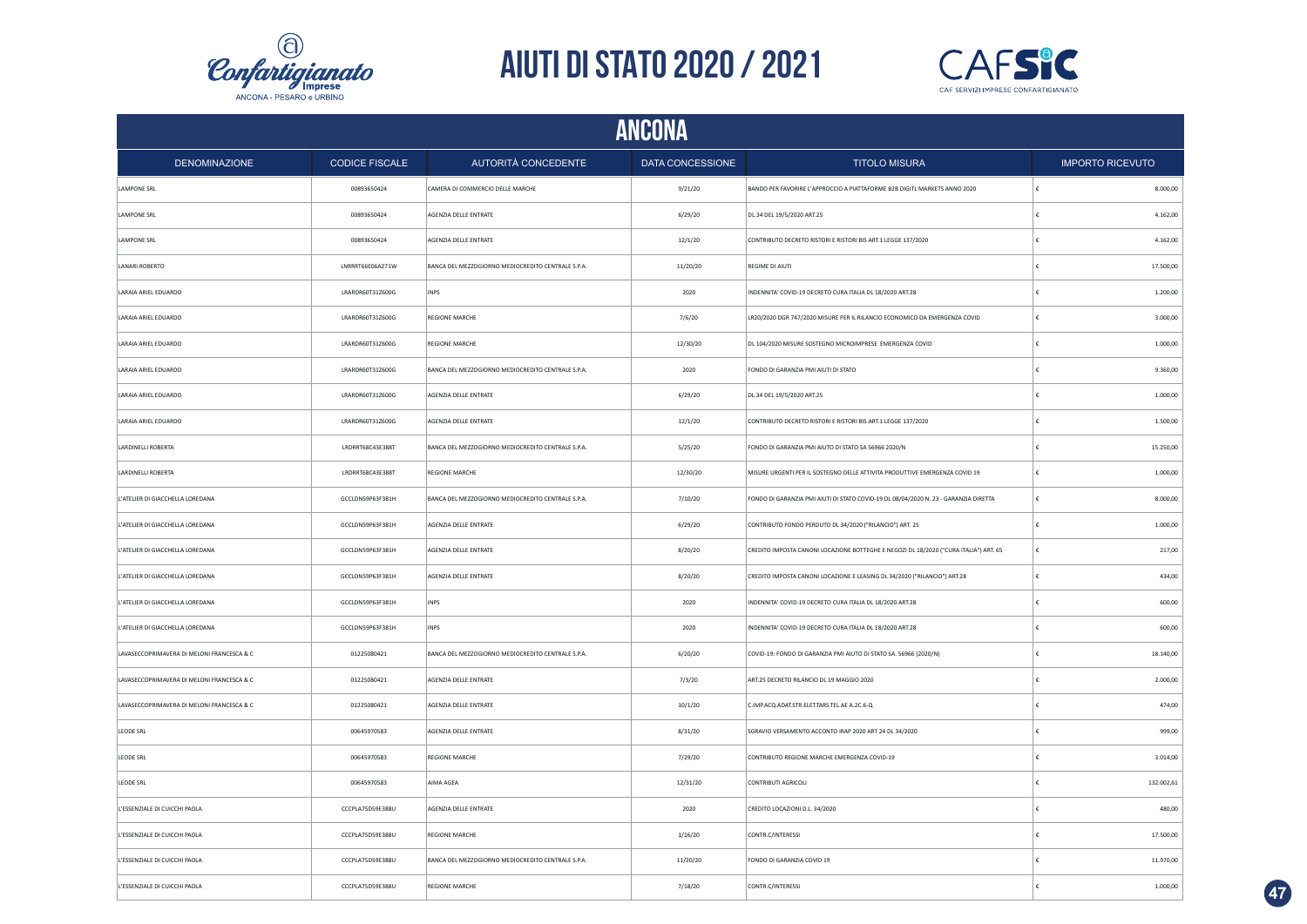# AIUTI DI STATO 2020 / 2021

## ANCONA

| DENOMINAZIONE | CODICE FISCALE | AUTORITÀ CONCEDENTE | DATA CONCESSIONE | TITOLO MISURA | IMPORTO RICEVUTO |
|---|---|---|---|---|---|
| LAMPONE SRL | 00893650424 | CAMERA DI COMMERCIO DELLE MARCHE | 9/21/20 | BANDO PER FAVORIRE L'APPROCCIO A PIATTAFORME B2B DIGITL MARKETS ANNO 2020 | € 8.000,00 |
| LAMPONE SRL | 00893650424 | AGENZIA DELLE ENTRATE | 6/29/20 | DL.34 DEL 19/5/2020 ART.25 | € 4.162,00 |
| LAMPONE SRL | 00893650424 | AGENZIA DELLE ENTRATE | 12/1/20 | CONTRIBUTO DECRETO RISTORI E RISTORI BIS ART.1 LEGGE 137/2020 | € 4.162,00 |
| LANARI ROBERTO | LNRRRT66E06A271W | BANCA DEL MEZZOGIORNO MEDIOCREDITO CENTRALE S.P.A. | 11/20/20 | REGIME DI AIUTI | € 17.500,00 |
| LARAIA ARIEL EDUARDO | LRARDR60T31Z600G | INPS | 2020 | INDENNITA' COVID-19 DECRETO CURA ITALIA DL 18/2020 ART.28 | € 1.200,00 |
| LARAIA ARIEL EDUARDO | LRARDR60T31Z600G | REGIONE MARCHE | 7/6/20 | LR20/2020 DGR 747/2020 MISURE PER IL RILANCIO ECONOMICO DA EMERGENZA COVID | € 3.000,00 |
| LARAIA ARIEL EDUARDO | LRARDR60T31Z600G | REGIONE MARCHE | 12/30/20 | DL 104/2020 MISURE SOSTEGNO MICROIMPRESE EMERGENZA COVID | € 1.000,00 |
| LARAIA ARIEL EDUARDO | LRARDR60T31Z600G | BANCA DEL MEZZOGIORNO MEDIOCREDITO CENTRALE S.P.A. | 2020 | FONDO DI GARANZIA PMI AIUTI DI STATO | € 9.360,00 |
| LARAIA ARIEL EDUARDO | LRARDR60T31Z600G | AGENZIA DELLE ENTRATE | 6/29/20 | DL.34 DEL 19/5/2020 ART.25 | € 1.000,00 |
| LARAIA ARIEL EDUARDO | LRARDR60T31Z600G | AGENZIA DELLE ENTRATE | 12/1/20 | CONTRIBUTO DECRETO RISTORI E RISTORI BIS ART.1 LEGGE 137/2020 | € 1.500,00 |
| LARDINELLI ROBERTA | LRDRRT68C43E388T | BANCA DEL MEZZOGIORNO MEDIOCREDITO CENTRALE S.P.A. | 5/25/20 | FONDO DI GARANZIA PMI AIUTO DI STATO SA 56966 2020/N | € 15.250,00 |
| LARDINELLI ROBERTA | LRDRRT68C43E388T | REGIONE MARCHE | 12/30/20 | MISURE URGENTI PER IL SOSTEGNO DELLE ATTIVITA PRODUTTIVE EMERGENZA COVID 19 | € 1.000,00 |
| L'ATELIER DI GIACCHELLA LOREDANA | GCCLDN59P63F381H | BANCA DEL MEZZOGIORNO MEDIOCREDITO CENTRALE S.P.A. | 7/10/20 | FONDO DI GARANZIA PMI AIUTI DI STATO COVID-19 DL 08/04/2020 N. 23 - GARANZIA DIRETTA | € 8.000,00 |
| L'ATELIER DI GIACCHELLA LOREDANA | GCCLDN59P63F381H | AGENZIA DELLE ENTRATE | 6/29/20 | CONTRIBUTO FONDO PERDUTO DL 34/2020 ("RILANCIO") ART. 25 | € 1.000,00 |
| L'ATELIER DI GIACCHELLA LOREDANA | GCCLDN59P63F381H | AGENZIA DELLE ENTRATE | 8/20/20 | CREDITO IMPOSTA CANONI LOCAZIONE BOTTEGHE E NEGOZI DL 18/2020 ("CURA ITALIA") ART. 65 | € 217,00 |
| L'ATELIER DI GIACCHELLA LOREDANA | GCCLDN59P63F381H | AGENZIA DELLE ENTRATE | 8/20/20 | CREDITO IMPOSTA CANONI LOCAZIONE E LEASING DL 34/2020 ("RILANCIO") ART.28 | € 434,00 |
| L'ATELIER DI GIACCHELLA LOREDANA | GCCLDN59P63F381H | INPS | 2020 | INDENNITA' COVID-19 DECRETO CURA ITALIA DL 18/2020 ART.28 | € 600,00 |
| L'ATELIER DI GIACCHELLA LOREDANA | GCCLDN59P63F381H | INPS | 2020 | INDENNITA' COVID-19 DECRETO CURA ITALIA DL 18/2020 ART.28 | € 600,00 |
| LAVASECCOPRIMAVERA DI MELONI FRANCESCA & C | 01225080421 | BANCA DEL MEZZOGIORNO MEDIOCREDITO CENTRALE S.P.A. | 6/20/20 | COVID-19: FONDO DI GARANZIA PMI AIUTO DI STATO SA. 56966 (2020/N) | € 18.140,00 |
| LAVASECCOPRIMAVERA DI MELONI FRANCESCA & C | 01225080421 | AGENZIA DELLE ENTRATE | 7/3/20 | ART.25 DECRETO RILANCIO DL 19 MAGGIO 2020 | € 2.000,00 |
| LAVASECCOPRIMAVERA DI MELONI FRANCESCA & C | 01225080421 | AGENZIA DELLE ENTRATE | 10/1/20 | C.IMP.ACQ.ADAT.STR.ELET.TARS.TEL.AE A.2C.6-Q | € 474,00 |
| LEODE SRL | 00645970583 | AGENZIA DELLE ENTRATE | 8/31/20 | SGRAVIO VERSAMENTO ACCONTO IRAP 2020 ART 24 DL 34/2020 | € 999,00 |
| LEODE SRL | 00645970583 | REGIONE MARCHE | 7/29/20 | CONTRIBUTO REGIONE MARCHE EMERGENZA COVID-19 | € 3.014,00 |
| LEODE SRL | 00645970583 | AIMA AGEA | 12/31/20 | CONTRIBUTI AGRICOLI | € 132.002,61 |
| L'ESSENZIALE DI CUICCHI PAOLA | CCCPLA75D59E388U | AGENZIA DELLE ENTRATE | 2020 | CREDITO LOCAZIONI D.L. 34/2020 | € 480,00 |
| L'ESSENZIALE DI CUICCHI PAOLA | CCCPLA75D59E388U | REGIONE MARCHE | 1/16/20 | CONTR.C/INTERESSI | € 17.500,00 |
| L'ESSENZIALE DI CUICCHI PAOLA | CCCPLA75D59E388U | BANCA DEL MEZZOGIORNO MEDIOCREDITO CENTRALE S.P.A. | 11/20/20 | FONDO DI GARANZIA COVID 19 | € 11.970,00 |
| L'ESSENZIALE DI CUICCHI PAOLA | CCCPLA75D59E388U | REGIONE MARCHE | 7/18/20 | CONTR.C/INTERESSI | € 1.000,00 |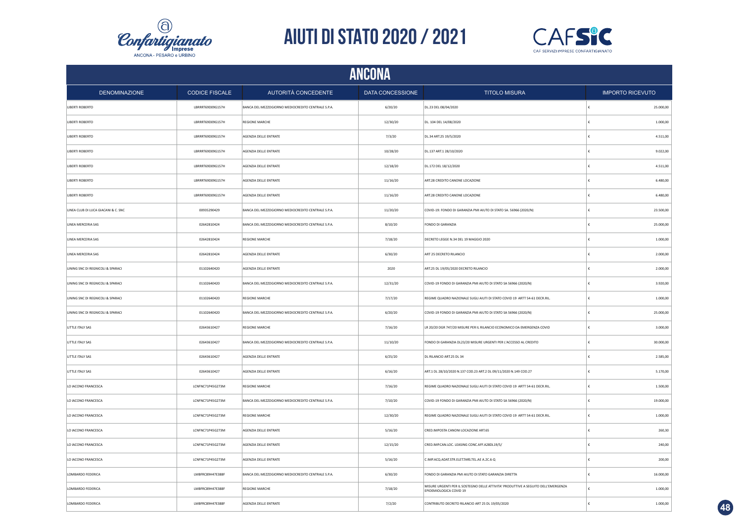# AIUTI DI STATO 2020 / 2021

## ANCONA

| DENOMINAZIONE | CODICE FISCALE | AUTORITÀ CONCEDENTE | DATA CONCESSIONE | TITOLO MISURA | IMPORTO RICEVUTO |
|---|---|---|---|---|---|
| LIBERTI ROBERTO | LBRRRT69D09G157H | BANCA DEL MEZZOGIORNO MEDIOCREDITO CENTRALE S.P.A. | 6/20/20 | DL.23 DEL 08/04/2020 | € 25.000,00 |
| LIBERTI ROBERTO | LBRRRT69D09G157H | REGIONE MARCHE | 12/30/20 | DL. 104 DEL 14/08/2020 | € 1.000,00 |
| LIBERTI ROBERTO | LBRRRT69D09G157H | AGENZIA DELLE ENTRATE | 7/3/20 | DL.34 ART.25 19/5/2020 | € 4.511,00 |
| LIBERTI ROBERTO | LBRRRT69D09G157H | AGENZIA DELLE ENTRATE | 10/28/20 | DL.137 ART.1 28/10/2020 | € 9.022,00 |
| LIBERTI ROBERTO | LBRRRT69D09G157H | AGENZIA DELLE ENTRATE | 12/18/20 | DL.172 DEL 18/12/2020 | € 4.511,00 |
| LIBERTI ROBERTO | LBRRRT69D09G157H | AGENZIA DELLE ENTRATE | 11/16/20 | ART.28 CREDITO CANONE LOCAZIONE | € 6.480,00 |
| LIBERTI ROBERTO | LBRRRT69D09G157H | AGENZIA DELLE ENTRATE | 11/16/20 | ART.28 CREDITO CANONE LOCAZIONE | € 6.480,00 |
| LINEA CLUB DI LUCA GIACANI & C. SNC | 00935290429 | BANCA DEL MEZZOGIORNO MEDIOCREDITO CENTRALE S.P.A. | 11/20/20 | COVID-19: FONDO DI GARANZIA PMI AIUTO DI STATO SA. 56966 (2020/N) | € 23.500,00 |
| LINEA MERCERIA SAS | 02642810424 | BANCA DEL MEZZOGIORNO MEDIOCREDITO CENTRALE S.P.A. | 8/10/20 | FONDO DI GARANZIA | € 25.000,00 |
| LINEA MERCERIA SAS | 02642810424 | REGIONE MARCHE | 7/18/20 | DECRETO LEGGE N.34 DEL 19 MAGGIO 2020 | € 1.000,00 |
| LINEA MERCERIA SAS | 02642810424 | AGENZIA DELLE ENTRATE | 6/30/20 | ART 25 DECRETO RILANCIO | € 2.000,00 |
| LINING SNC DI REGNICOLI & SPARACI | 01102640420 | AGENZIA DELLE ENTRATE | 2020 | ART.25 DL 19/05/2020 DECRETO RILANCIO | € 2.000,00 |
| LINING SNC DI REGNICOLI & SPARACI | 01102640420 | BANCA DEL MEZZOGIORNO MEDIOCREDITO CENTRALE S.P.A. | 12/31/20 | COVID-19 FONDO DI GARANZIA PMI AIUTO DI STATO SA 56966 (2020/N) | € 3.920,00 |
| LINING SNC DI REGNICOLI & SPARACI | 01102640420 | REGIONE MARCHE | 7/17/20 | REGIME QUADRO NAZIONALE SUGLI AIUTI DI STATO COVID 19 ARTT 54-61 DECR.RIL. | € 1.000,00 |
| LINING SNC DI REGNICOLI & SPARACI | 01102640420 | BANCA DEL MEZZOGIORNO MEDIOCREDITO CENTRALE S.P.A. | 6/20/20 | COVID-19 FONDO DI GARANZIA PMI AIUTO DI STATO SA 56966 (2020/N) | € 25.000,00 |
| LITTLE ITALY SAS | 02643610427 | REGIONE MARCHE | 7/16/20 | LR 20/20 DGR 747/20 MISURE PER IL RILANCIO ECONOMICO DA EMERGENZA COVID | € 3.000,00 |
| LITTLE ITALY SAS | 02643610427 | BANCA DEL MEZZOGIORNO MEDIOCREDITO CENTRALE S.P.A. | 11/10/20 | FONDO DI GARANZIA DL23/20 MISURE URGENTI PER L'ACCESSO AL CREDITO | € 30.000,00 |
| LITTLE ITALY SAS | 02643610427 | AGENZIA DELLE ENTRATE | 6/25/20 | DL RILANCIO ART.25 DL 34 | € 2.585,00 |
| LITTLE ITALY SAS | 02643610427 | AGENZIA DELLE ENTRATE | 6/16/20 | ART.1 DL 28/10/2020 N.137 COD.23 ART.2 DL 09/11/2020 N.149 COD.27 | € 5.170,00 |
| LO IACONO FRANCESCA | LCNFNC71P45G273M | REGIONE MARCHE | 7/16/20 | REGIME QUADRO NAZIONALE SUGLI AIUTI DI STATO COVID 19 ARTT 54-61 DECR.RIL. | € 1.500,00 |
| LO IACONO FRANCESCA | LCNFNC71P45G273M | BANCA DEL MEZZOGIORNO MEDIOCREDITO CENTRALE S.P.A. | 7/10/20 | COVID-19 FONDO DI GARANZIA PMI AIUTO DI STATO SA 56966 (2020/N) | € 19.000,00 |
| LO IACONO FRANCESCA | LCNFNC71P45G273M | REGIONE MARCHE | 12/30/20 | REGIME QUADRO NAZIONALE SUGLI AIUTI DI STATO COVID 19 ARTT 54-61 DECR.RIL. | € 1.000,00 |
| LO IACONO FRANCESCA | LCNFNC71P45G273M | AGENZIA DELLE ENTRATE | 5/16/20 | CRED.IMPOSTA CANONI LOCAZIONE ART.65 | € 260,30 |
| LO IACONO FRANCESCA | LCNFNC71P45G273M | AGENZIA DELLE ENTRATE | 12/15/20 | CRED.IMP.CAN.LOC. LEASING CONC.AFF.A28DL19/5/ | € 240,00 |
| LO IACONO FRANCESCA | LCNFNC71P45G273M | AGENZIA DELLE ENTRATE | 5/16/20 | C.IMP.ACQ.ADAT.STR.ELETTARS.TEL.AE A.2C.6-Q | € 200,00 |
| LOMBARDO FEDERICA | LMBFRC89H47E388F | BANCA DEL MEZZOGIORNO MEDIOCREDITO CENTRALE S.P.A. | 6/30/20 | FONDO DI GARANZIA PMI AIUTO DI STATO GARANZIA DIRETTA | € 16.000,00 |
| LOMBARDO FEDERICA | LMBFRC89H47E388F | REGIONE MARCHE | 7/18/20 | MISURE URGENTI PER IL SOSTEGNO DELLE ATTIVITA' PRODUTTIVE A SEGUITO DELL'EMERGENZA EPIDEMIOLOGICA COVID 19 | € 1.000,00 |
| LOMBARDO FEDERICA | LMBFRC89H47E388F | AGENZIA DELLE ENTRATE | 7/2/20 | CONTRIBUTO DECRETO RILANCIO ART 25 DL 19/05/2020 | € 1.000,00 |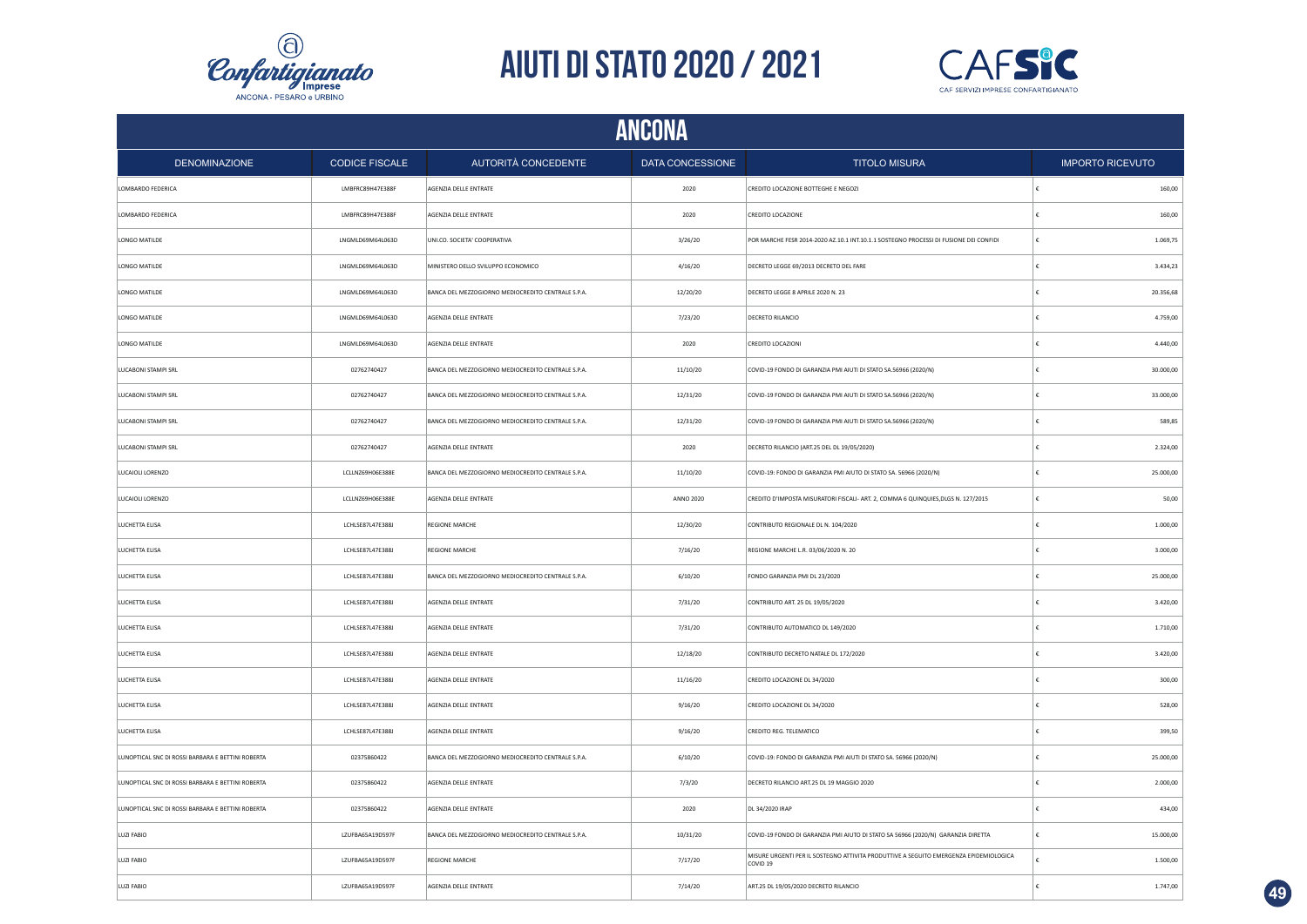# AIUTI DI STATO 2020 / 2021

## ANCONA

| DENOMINAZIONE | CODICE FISCALE | AUTORITÀ CONCEDENTE | DATA CONCESSIONE | TITOLO MISURA | IMPORTO RICEVUTO |
|---|---|---|---|---|---|
| LOMBARDO FEDERICA | LMBFRC89H47E388F | AGENZIA DELLE ENTRATE | 2020 | CREDITO LOCAZIONE BOTTEGHE E NEGOZI | € 160,00 |
| LOMBARDO FEDERICA | LMBFRC89H47E388F | AGENZIA DELLE ENTRATE | 2020 | CREDITO LOCAZIONE | € 160,00 |
| LONGO MATILDE | LNGMLD69M64L063D | UNI.CO. SOCIETA' COOPERATIVA | 3/26/20 | POR MARCHE FESR 2014-2020 AZ.10.1 INT.10.1.1 SOSTEGNO PROCESSI DI FUSIONE DEI CONFIDI | € 1.069,75 |
| LONGO MATILDE | LNGMLD69M64L063D | MINISTERO DELLO SVILUPPO ECONOMICO | 4/16/20 | DECRETO LEGGE 69/2013 DECRETO DEL FARE | € 3.434,23 |
| LONGO MATILDE | LNGMLD69M64L063D | BANCA DEL MEZZOGIORNO MEDIOCREDITO CENTRALE S.P.A. | 12/20/20 | DECRETO LEGGE 8 APRILE 2020 N. 23 | € 20.356,68 |
| LONGO MATILDE | LNGMLD69M64L063D | AGENZIA DELLE ENTRATE | 7/23/20 | DECRETO RILANCIO | € 4.759,00 |
| LONGO MATILDE | LNGMLD69M64L063D | AGENZIA DELLE ENTRATE | 2020 | CREDITO LOCAZIONI | € 4.440,00 |
| LUCABONI STAMPI SRL | 02762740427 | BANCA DEL MEZZOGIORNO MEDIOCREDITO CENTRALE S.P.A. | 11/10/20 | COVID-19 FONDO DI GARANZIA PMI AIUTI DI STATO SA.56966 (2020/N) | € 30.000,00 |
| LUCABONI STAMPI SRL | 02762740427 | BANCA DEL MEZZOGIORNO MEDIOCREDITO CENTRALE S.P.A. | 12/31/20 | COVID-19 FONDO DI GARANZIA PMI AIUTI DI STATO SA.56966 (2020/N) | € 33.000,00 |
| LUCABONI STAMPI SRL | 02762740427 | BANCA DEL MEZZOGIORNO MEDIOCREDITO CENTRALE S.P.A. | 12/31/20 | COVID-19 FONDO DI GARANZIA PMI AIUTI DI STATO SA.56966 (2020/N) | € 589,85 |
| LUCABONI STAMPI SRL | 02762740427 | AGENZIA DELLE ENTRATE | 2020 | DECRETO RILANCIO (ART.25 DEL DL 19/05/2020) | € 2.324,00 |
| LUCAIOLI LORENZO | LCLLNZ69H06E388E | BANCA DEL MEZZOGIORNO MEDIOCREDITO CENTRALE S.P.A. | 11/10/20 | COVID-19: FONDO DI GARANZIA PMI AIUTO DI STATO SA. 56966 (2020/N) | € 25.000,00 |
| LUCAIOLI LORENZO | LCLLNZ69H06E388E | AGENZIA DELLE ENTRATE | ANNO 2020 | CREDITO D'IMPOSTA MISURATORI FISCALI- ART. 2, COMMA 6 QUINQUIES,DLGS N. 127/2015 | € 50,00 |
| LUCHETTA ELISA | LCHLSE87L47E388J | REGIONE MARCHE | 12/30/20 | CONTRIBUTO REGIONALE DL N. 104/2020 | € 1.000,00 |
| LUCHETTA ELISA | LCHLSE87L47E388J | REGIONE MARCHE | 7/16/20 | REGIONE MARCHE L.R. 03/06/2020 N. 20 | € 3.000,00 |
| LUCHETTA ELISA | LCHLSE87L47E388J | BANCA DEL MEZZOGIORNO MEDIOCREDITO CENTRALE S.P.A. | 6/10/20 | FONDO GARANZIA PMI DL 23/2020 | € 25.000,00 |
| LUCHETTA ELISA | LCHLSE87L47E388J | AGENZIA DELLE ENTRATE | 7/31/20 | CONTRIBUTO ART. 25 DL 19/05/2020 | € 3.420,00 |
| LUCHETTA ELISA | LCHLSE87L47E388J | AGENZIA DELLE ENTRATE | 7/31/20 | CONTRIBUTO AUTOMATICO DL 149/2020 | € 1.710,00 |
| LUCHETTA ELISA | LCHLSE87L47E388J | AGENZIA DELLE ENTRATE | 12/18/20 | CONTRIBUTO DECRETO NATALE DL 172/2020 | € 3.420,00 |
| LUCHETTA ELISA | LCHLSE87L47E388J | AGENZIA DELLE ENTRATE | 11/16/20 | CREDITO LOCAZIONE DL 34/2020 | € 300,00 |
| LUCHETTA ELISA | LCHLSE87L47E388J | AGENZIA DELLE ENTRATE | 9/16/20 | CREDITO LOCAZIONE DL 34/2020 | € 528,00 |
| LUCHETTA ELISA | LCHLSE87L47E388J | AGENZIA DELLE ENTRATE | 9/16/20 | CREDITO REG. TELEMATICO | € 399,50 |
| LUNOPTICAL SNC DI ROSSI BARBARA E BETTINI ROBERTA | 02375860422 | BANCA DEL MEZZOGIORNO MEDIOCREDITO CENTRALE S.P.A. | 6/10/20 | COVID-19: FONDO DI GARANZIA PMI AIUTI DI STATO SA. 56966 (2020/N) | € 25.000,00 |
| LUNOPTICAL SNC DI ROSSI BARBARA E BETTINI ROBERTA | 02375860422 | AGENZIA DELLE ENTRATE | 7/3/20 | DECRETO RILANCIO ART.25 DL 19 MAGGIO 2020 | € 2.000,00 |
| LUNOPTICAL SNC DI ROSSI BARBARA E BETTINI ROBERTA | 02375860422 | AGENZIA DELLE ENTRATE | 2020 | DL 34/2020 IRAP | € 434,00 |
| LUZI FABIO | LZUFBA65A19D597F | BANCA DEL MEZZOGIORNO MEDIOCREDITO CENTRALE S.P.A. | 10/31/20 | COVID-19 FONDO DI GARANZIA PMI AIUTO DI STATO SA 56966 (2020/N) GARANZIA DIRETTA | € 15.000,00 |
| LUZI FABIO | LZUFBA65A19D597F | REGIONE MARCHE | 7/17/20 | MISURE URGENTI PER IL SOSTEGNO ATTIVITA PRODUTTIVE A SEGUITO EMERGENZA EPIDEMIOLOGICA COVID 19 | € 1.500,00 |
| LUZI FABIO | LZUFBA65A19D597F | AGENZIA DELLE ENTRATE | 7/14/20 | ART.25 DL 19/05/2020 DECRETO RILANCIO | € 1.747,00 |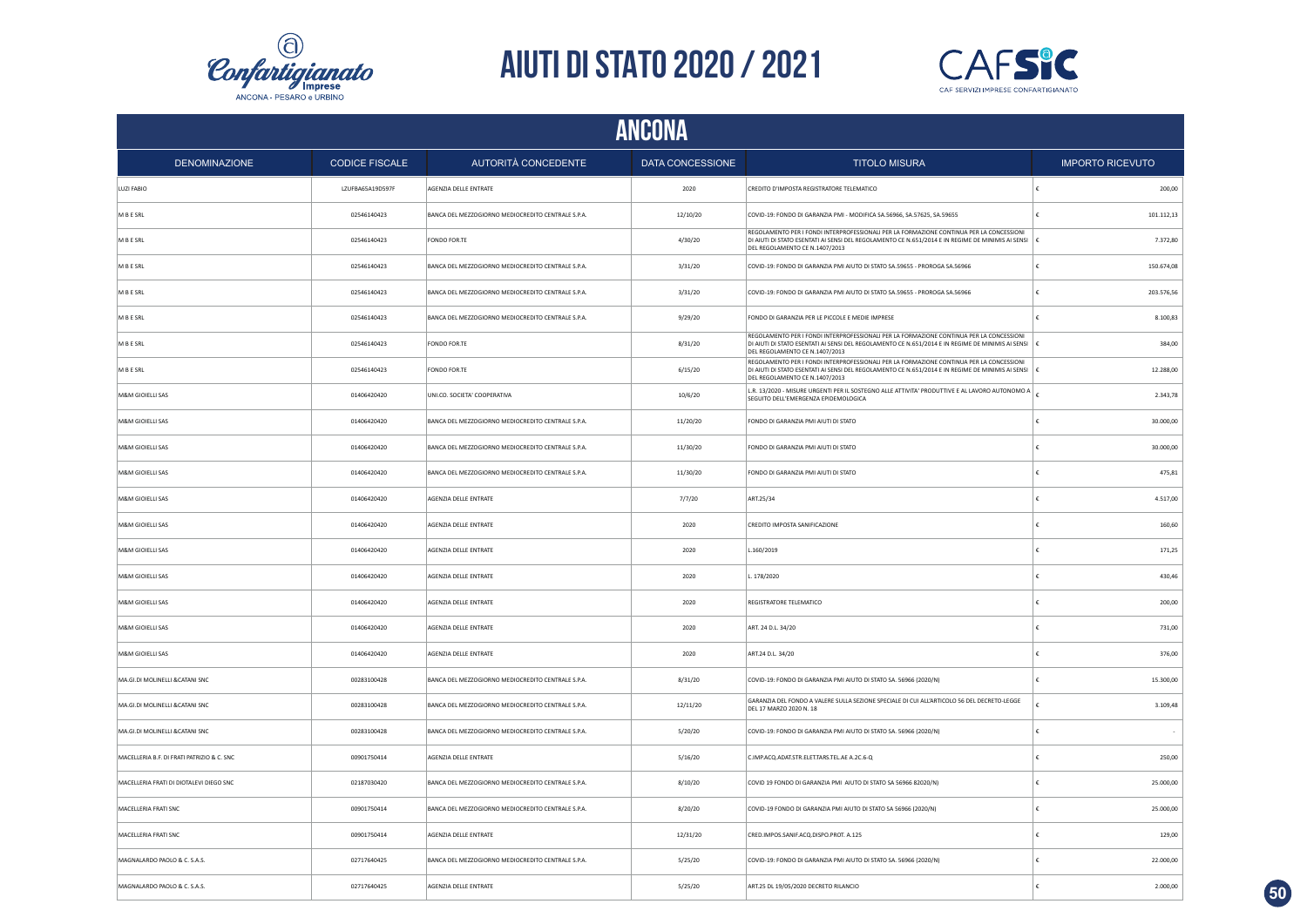# AIUTI DI STATO 2020 / 2021

## ANCONA

| DENOMINAZIONE | CODICE FISCALE | AUTORITÀ CONCEDENTE | DATA CONCESSIONE | TITOLO MISURA | IMPORTO RICEVUTO |
|---|---|---|---|---|---|
| LUZI FABIO | LZUFBA65A19D597F | AGENZIA DELLE ENTRATE | 2020 | CREDITO D'IMPOSTA REGISTRATORE TELEMATICO | € 200,00 |
| M B E SRL | 02546140423 | BANCA DEL MEZZOGIORNO MEDIOCREDITO CENTRALE S.P.A. | 12/10/20 | COVID-19: FONDO DI GARANZIA PMI - MODIFICA SA.56966, SA.57625, SA.59655 | € 101.112,13 |
| M B E SRL | 02546140423 | FONDO FOR.TE | 4/30/20 | REGOLAMENTO PER I FONDI INTERPROFESSIONALI PER LA FORMAZIONE CONTINUA PER LA CONCESSIONI DI AIUTI DI STATO ESENTATI AI SENSI DEL REGOLAMENTO CE N.651/2014 E IN REGIME DE MINIMIS AI SENSI DEL REGOLAMENTO CE N.1407/2013 | € 7.372,80 |
| M B E SRL | 02546140423 | BANCA DEL MEZZOGIORNO MEDIOCREDITO CENTRALE S.P.A. | 3/31/20 | COVID-19: FONDO DI GARANZIA PMI AIUTO DI STATO SA.59655 - PROROGA SA.56966 | € 150.674,08 |
| M B E SRL | 02546140423 | BANCA DEL MEZZOGIORNO MEDIOCREDITO CENTRALE S.P.A. | 3/31/20 | COVID-19: FONDO DI GARANZIA PMI AIUTO DI STATO SA.59655 - PROROGA SA.56966 | € 203.576,56 |
| M B E SRL | 02546140423 | BANCA DEL MEZZOGIORNO MEDIOCREDITO CENTRALE S.P.A. | 9/29/20 | FONDO DI GARANZIA PER LE PICCOLE E MEDIE IMPRESE | € 8.100,83 |
| M B E SRL | 02546140423 | FONDO FOR.TE | 8/31/20 | REGOLAMENTO PER I FONDI INTERPROFESSIONALI PER LA FORMAZIONE CONTINUA PER LA CONCESSIONI DI AIUTI DI STATO ESENTATI AI SENSI DEL REGOLAMENTO CE N.651/2014 E IN REGIME DE MINIMIS AI SENSI DEL REGOLAMENTO CE N.1407/2013 | € 384,00 |
| M B E SRL | 02546140423 | FONDO FOR.TE | 6/15/20 | REGOLAMENTO PER I FONDI INTERPROFESSIONALI PER LA FORMAZIONE CONTINUA PER LA CONCESSIONI DI AIUTI DI STATO ESENTATI AI SENSI DEL REGOLAMENTO CE N.651/2014 E IN REGIME DE MINIMIS AI SENSI DEL REGOLAMENTO CE N.1407/2013 | € 12.288,00 |
| M&M GIOIELLI SAS | 01406420420 | UNI.CO. SOCIETA' COOPERATIVA | 10/6/20 | L.R. 13/2020 - MISURE URGENTI PER IL SOSTEGNO ALLE ATTIVITA' PRODUTTIVE E AL LAVORO AUTONOMO A SEGUITO DELL'EMERGENZA EPIDEMIOLOGICA | € 2.343,78 |
| M&M GIOIELLI SAS | 01406420420 | BANCA DEL MEZZOGIORNO MEDIOCREDITO CENTRALE S.P.A. | 11/20/20 | FONDO DI GARANZIA PMI AIUTI DI STATO | € 30.000,00 |
| M&M GIOIELLI SAS | 01406420420 | BANCA DEL MEZZOGIORNO MEDIOCREDITO CENTRALE S.P.A. | 11/30/20 | FONDO DI GARANZIA PMI AIUTI DI STATO | € 30.000,00 |
| M&M GIOIELLI SAS | 01406420420 | BANCA DEL MEZZOGIORNO MEDIOCREDITO CENTRALE S.P.A. | 11/30/20 | FONDO DI GARANZIA PMI AIUTI DI STATO | € 475,81 |
| M&M GIOIELLI SAS | 01406420420 | AGENZIA DELLE ENTRATE | 7/7/20 | ART.25/34 | € 4.517,00 |
| M&M GIOIELLI SAS | 01406420420 | AGENZIA DELLE ENTRATE | 2020 | CREDITO IMPOSTA SANIFICAZIONE | € 160,60 |
| M&M GIOIELLI SAS | 01406420420 | AGENZIA DELLE ENTRATE | 2020 | L.160/2019 | € 171,25 |
| M&M GIOIELLI SAS | 01406420420 | AGENZIA DELLE ENTRATE | 2020 | L. 178/2020 | € 430,46 |
| M&M GIOIELLI SAS | 01406420420 | AGENZIA DELLE ENTRATE | 2020 | REGISTRATORE TELEMATICO | € 200,00 |
| M&M GIOIELLI SAS | 01406420420 | AGENZIA DELLE ENTRATE | 2020 | ART. 24 D.L. 34/20 | € 731,00 |
| M&M GIOIELLI SAS | 01406420420 | AGENZIA DELLE ENTRATE | 2020 | ART.24 D.L. 34/20 | € 376,00 |
| MA.GI.DI MOLINELLI &CATANI SNC | 00283100428 | BANCA DEL MEZZOGIORNO MEDIOCREDITO CENTRALE S.P.A. | 8/31/20 | COVID-19: FONDO DI GARANZIA PMI AIUTO DI STATO SA. 56966 (2020/N) | € 15.300,00 |
| MA.GI.DI MOLINELLI &CATANI SNC | 00283100428 | BANCA DEL MEZZOGIORNO MEDIOCREDITO CENTRALE S.P.A. | 12/11/20 | GARANZIA DEL FONDO A VALERE SULLA SEZIONE SPECIALE DI CUI ALL'ARTICOLO 56 DEL DECRETO-LEGGE DEL 17 MARZO 2020 N. 18 | € 3.109,48 |
| MA.GI.DI MOLINELLI &CATANI SNC | 00283100428 | BANCA DEL MEZZOGIORNO MEDIOCREDITO CENTRALE S.P.A. | 5/20/20 | COVID-19: FONDO DI GARANZIA PMI AIUTO DI STATO SA. 56966 (2020/N) | € - |
| MACELLERIA B.F. DI FRATI PATRIZIO & C. SNC | 00901750414 | AGENZIA DELLE ENTRATE | 5/16/20 | C.IMP.ACQ.ADAT.STR.ELET.TARS.TEL.AE A.2C.6-Q | € 250,00 |
| MACELLERIA FRATI DI DIOTALEVI DIEGO SNC | 02187030420 | BANCA DEL MEZZOGIORNO MEDIOCREDITO CENTRALE S.P.A. | 8/10/20 | COVID 19 FONDO DI GARANZIA PMI AIUTO DI STATO SA 56966 82020/N) | € 25.000,00 |
| MACELLERIA FRATI SNC | 00901750414 | BANCA DEL MEZZOGIORNO MEDIOCREDITO CENTRALE S.P.A. | 8/20/20 | COVID-19 FONDO DI GARANZIA PMI AIUTO DI STATO SA 56966 (2020/N) | € 25.000,00 |
| MACELLERIA FRATI SNC | 00901750414 | AGENZIA DELLE ENTRATE | 12/31/20 | CRED.IMPOS.SANIF.ACQ.DISPO.PROT. A.125 | € 129,00 |
| MAGNALARDO PAOLO & C. S.A.S. | 02717640425 | BANCA DEL MEZZOGIORNO MEDIOCREDITO CENTRALE S.P.A. | 5/25/20 | COVID-19: FONDO DI GARANZIA PMI AIUTO DI STATO SA. 56966 (2020/N) | € 22.000,00 |
| MAGNALARDO PAOLO & C. S.A.S. | 02717640425 | AGENZIA DELLE ENTRATE | 5/25/20 | ART.25 DL 19/05/2020 DECRETO RILANCIO | € 2.000,00 |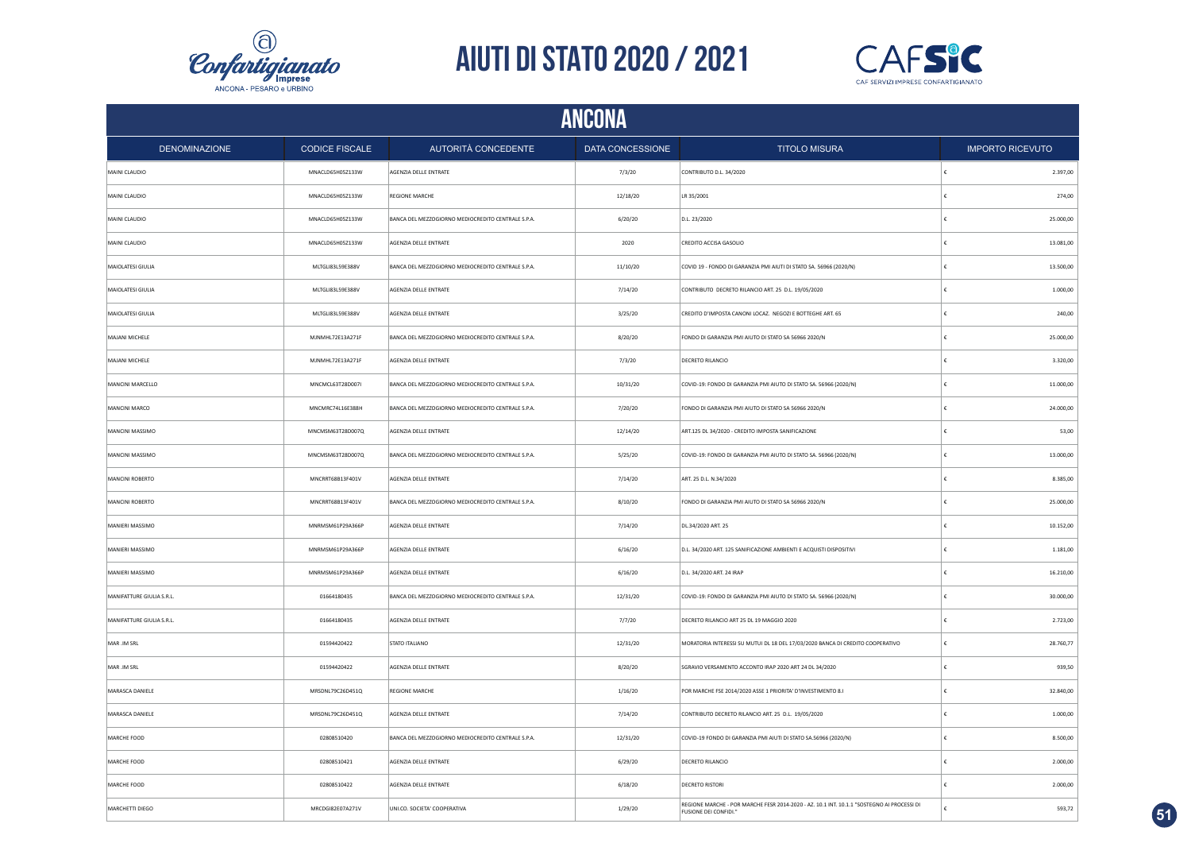# AIUTI DI STATO 2020 / 2021

## ANCONA

| DENOMINAZIONE | CODICE FISCALE | AUTORITÀ CONCEDENTE | DATA CONCESSIONE | TITOLO MISURA | IMPORTO RICEVUTO |
|---|---|---|---|---|---|
| MAINI CLAUDIO | MNACLD65H05Z133W | AGENZIA DELLE ENTRATE | 7/3/20 | CONTRIBUTO D.L. 34/2020 | € 2.397,00 |
| MAINI CLAUDIO | MNACLD65H05Z133W | REGIONE MARCHE | 12/18/20 | LR 35/2001 | € 274,00 |
| MAINI CLAUDIO | MNACLD65H05Z133W | BANCA DEL MEZZOGIORNO MEDIOCREDITO CENTRALE S.P.A. | 6/20/20 | D.L. 23/2020 | € 25.000,00 |
| MAINI CLAUDIO | MNACLD65H05Z133W | AGENZIA DELLE ENTRATE | 2020 | CREDITO ACCISA GASOLIO | € 13.081,00 |
| MAIOLATESI GIULIA | MLTGLI83L59E388V | BANCA DEL MEZZOGIORNO MEDIOCREDITO CENTRALE S.P.A. | 11/10/20 | COVID 19 - FONDO DI GARANZIA PMI AIUTI DI STATO SA. 56966 (2020/N) | € 13.500,00 |
| MAIOLATESI GIULIA | MLTGLI83L59E388V | AGENZIA DELLE ENTRATE | 7/14/20 | CONTRIBUTO DECRETO RILANCIO ART. 25 D.L. 19/05/2020 | € 1.000,00 |
| MAIOLATESI GIULIA | MLTGLI83L59E388V | AGENZIA DELLE ENTRATE | 3/25/20 | CREDITO D'IMPOSTA CANONI LOCAZ. NEGOZI E BOTTEGHE ART. 65 | € 240,00 |
| MAJANI MICHELE | MJNMHL72E13A271F | BANCA DEL MEZZOGIORNO MEDIOCREDITO CENTRALE S.P.A. | 8/20/20 | FONDO DI GARANZIA PMI AIUTO DI STATO SA 56966 2020/N | € 25.000,00 |
| MAJANI MICHELE | MJNMHL72E13A271F | AGENZIA DELLE ENTRATE | 7/3/20 | DECRETO RILANCIO | € 3.320,00 |
| MANCINI MARCELLO | MNCMCL63T28D007I | BANCA DEL MEZZOGIORNO MEDIOCREDITO CENTRALE S.P.A. | 10/31/20 | COVID-19: FONDO DI GARANZIA PMI AIUTO DI STATO SA. 56966 (2020/N) | € 11.000,00 |
| MANCINI MARCO | MNCMRC74L16E388H | BANCA DEL MEZZOGIORNO MEDIOCREDITO CENTRALE S.P.A. | 7/20/20 | FONDO DI GARANZIA PMI AIUTO DI STATO SA 56966 2020/N | € 24.000,00 |
| MANCINI MASSIMO | MNCMSM63T28D007Q | AGENZIA DELLE ENTRATE | 12/14/20 | ART.125 DL 34/2020 - CREDITO IMPOSTA SANIFICAZIONE | € 53,00 |
| MANCINI MASSIMO | MNCMSM63T28D007Q | BANCA DEL MEZZOGIORNO MEDIOCREDITO CENTRALE S.P.A. | 5/25/20 | COVID-19: FONDO DI GARANZIA PMI AIUTO DI STATO SA. 56966 (2020/N) | € 13.000,00 |
| MANCINI ROBERTO | MNCRRT68B13F401V | AGENZIA DELLE ENTRATE | 7/14/20 | ART. 25 D.L. N.34/2020 | € 8.385,00 |
| MANCINI ROBERTO | MNCRRT68B13F401V | BANCA DEL MEZZOGIORNO MEDIOCREDITO CENTRALE S.P.A. | 8/10/20 | FONDO DI GARANZIA PMI AIUTO DI STATO SA 56966 2020/N | € 25.000,00 |
| MANIERI MASSIMO | MNRMSM61P29A366P | AGENZIA DELLE ENTRATE | 7/14/20 | DL.34/2020 ART. 25 | € 10.152,00 |
| MANIERI MASSIMO | MNRMSM61P29A366P | AGENZIA DELLE ENTRATE | 6/16/20 | D.L. 34/2020 ART. 125 SANIFICAZIONE AMBIENTI E ACQUISTI DISPOSITIVI | € 1.181,00 |
| MANIERI MASSIMO | MNRMSM61P29A366P | AGENZIA DELLE ENTRATE | 6/16/20 | D.L. 34/2020 ART. 24 IRAP | € 16.210,00 |
| MANIFATTURE GIULIA S.R.L. | 01664180435 | BANCA DEL MEZZOGIORNO MEDIOCREDITO CENTRALE S.P.A. | 12/31/20 | COVID-19: FONDO DI GARANZIA PMI AIUTO DI STATO SA. 56966 (2020/N) | € 30.000,00 |
| MANIFATTURE GIULIA S.R.L. | 01664180435 | AGENZIA DELLE ENTRATE | 7/7/20 | DECRETO RILANCIO ART 25 DL 19 MAGGIO 2020 | € 2.723,00 |
| MAR .IM SRL | 01594420422 | STATO ITALIANO | 12/31/20 | MORATORIA INTERESSI SU MUTUI DL 18 DEL 17/03/2020 BANCA DI CREDITO COOPERATIVO | € 28.760,77 |
| MAR .IM SRL | 01594420422 | AGENZIA DELLE ENTRATE | 8/20/20 | SGRAVIO VERSAMENTO ACCONTO IRAP 2020 ART 24 DL 34/2020 | € 939,50 |
| MARASCA DANIELE | MRSDNL79C26D451Q | REGIONE MARCHE | 1/16/20 | POR MARCHE FSE 2014/2020 ASSE 1 PRIORITA' D'INVESTIMENTO 8.I | € 32.840,00 |
| MARASCA DANIELE | MRSDNL79C26D451Q | AGENZIA DELLE ENTRATE | 7/14/20 | CONTRIBUTO DECRETO RILANCIO ART. 25 D.L. 19/05/2020 | € 1.000,00 |
| MARCHE FOOD | 02808510420 | BANCA DEL MEZZOGIORNO MEDIOCREDITO CENTRALE S.P.A. | 12/31/20 | COVID-19 FONDO DI GARANZIA PMI AIUTI DI STATO SA.56966 (2020/N) | € 8.500,00 |
| MARCHE FOOD | 02808510421 | AGENZIA DELLE ENTRATE | 6/29/20 | DECRETO RILANCIO | € 2.000,00 |
| MARCHE FOOD | 02808510422 | AGENZIA DELLE ENTRATE | 6/18/20 | DECRETO RISTORI | € 2.000,00 |
| MARCHETTI DIEGO | MRCDGI82E07A271V | UNI.CO. SOCIETA' COOPERATIVA | 1/29/20 | REGIONE MARCHE - POR MARCHE FESR 2014-2020 - AZ. 10.1 INT. 10.1.1 "SOSTEGNO AI PROCESSI DI FUSIONE DEI CONFIDI." | € 593,72 |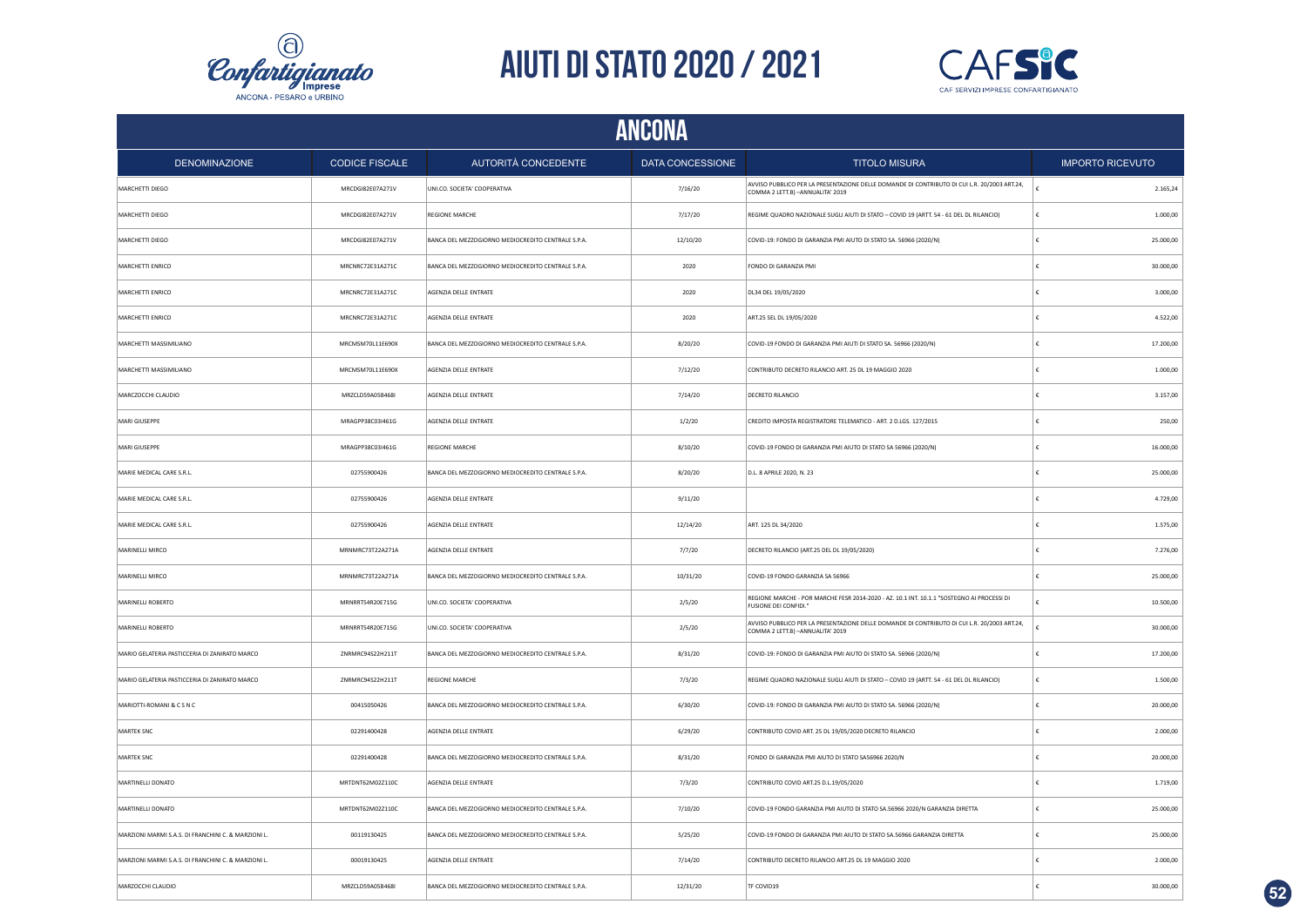# AIUTI DI STATO 2020 / 2021

## ANCONA

| DENOMINAZIONE | CODICE FISCALE | AUTORITÀ CONCEDENTE | DATA CONCESSIONE | TITOLO MISURA | IMPORTO RICEVUTO |
|---|---|---|---|---|---|
| MARCHETTI DIEGO | MRCDGI82E07A271V | UNI.CO. SOCIETA' COOPERATIVA | 7/16/20 | AVVISO PUBBLICO PER LA PRESENTAZIONE DELLE DOMANDE DI CONTRIBUTO DI CUI L.R. 20/2003 ART.24, COMMA 2 LETT.B) –ANNUALITA' 2019 | € 2.165,24 |
| MARCHETTI DIEGO | MRCDGI82E07A271V | REGIONE MARCHE | 7/17/20 | REGIME QUADRO NAZIONALE SUGLI AIUTI DI STATO – COVID 19 (ARTT. 54 - 61 DEL DL RILANCIO) | € 1.000,00 |
| MARCHETTI DIEGO | MRCDGI82E07A271V | BANCA DEL MEZZOGIORNO MEDIOCREDITO CENTRALE S.P.A. | 12/10/20 | COVID-19: FONDO DI GARANZIA PMI AIUTO DI STATO SA. 56966 (2020/N) | € 25.000,00 |
| MARCHETTI ENRICO | MRCNRC72E31A271C | BANCA DEL MEZZOGIORNO MEDIOCREDITO CENTRALE S.P.A. | 2020 | FONDO DI GARANZIA PMI | € 30.000,00 |
| MARCHETTI ENRICO | MRCNRC72E31A271C | AGENZIA DELLE ENTRATE | 2020 | DL34 DEL 19/05/2020 | € 3.000,00 |
| MARCHETTI ENRICO | MRCNRC72E31A271C | AGENZIA DELLE ENTRATE | 2020 | ART.25 SEL DL 19/05/2020 | € 4.522,00 |
| MARCHETTI MASSIMILIANO | MRCMSM70L11E690X | BANCA DEL MEZZOGIORNO MEDIOCREDITO CENTRALE S.P.A. | 8/20/20 | COVID-19 FONDO DI GARANZIA PMI AIUTI DI STATO SA. 56966 (2020/N) | € 17.200,00 |
| MARCHETTI MASSIMILIANO | MRCMSM70L11E690X | AGENZIA DELLE ENTRATE | 7/12/20 | CONTRIBUTO DECRETO RILANCIO ART. 25 DL 19 MAGGIO 2020 | € 1.000,00 |
| MARCZOCCHI CLAUDIO | MRZCLD59A05B468I | AGENZIA DELLE ENTRATE | 7/14/20 | DECRETO RILANCIO | € 3.157,00 |
| MARI GIUSEPPE | MRAGPP38C03I461G | AGENZIA DELLE ENTRATE | 1/2/20 | CREDITO IMPOSTA REGISTRATORE TELEMATICO - ART. 2 D.LGS. 127/2015 | € 250,00 |
| MARI GIUSEPPE | MRAGPP38C03I461G | REGIONE MARCHE | 8/10/20 | COVID-19 FONDO DI GARANZIA PMI AIUTO DI STATO SA 56966 (2020/N) | € 16.000,00 |
| MARIE MEDICAL CARE S.R.L. | 02755900426 | BANCA DEL MEZZOGIORNO MEDIOCREDITO CENTRALE S.P.A. | 8/20/20 | D.L. 8 APRILE 2020, N. 23 | € 25.000,00 |
| MARIE MEDICAL CARE S.R.L. | 02755900426 | AGENZIA DELLE ENTRATE | 9/11/20 | | € 4.729,00 |
| MARIE MEDICAL CARE S.R.L. | 02755900426 | AGENZIA DELLE ENTRATE | 12/14/20 | ART. 125 DL 34/2020 | € 1.575,00 |
| MARINELLI MIRCO | MRNMRC73T22A271A | AGENZIA DELLE ENTRATE | 7/7/20 | DECRETO RILANCIO (ART.25 DEL DL 19/05/2020) | € 7.276,00 |
| MARINELLI MIRCO | MRNMRC73T22A271A | BANCA DEL MEZZOGIORNO MEDIOCREDITO CENTRALE S.P.A. | 10/31/20 | COVID-19 FONDO GARANZIA SA 56966 | € 25.000,00 |
| MARINELLI ROBERTO | MRNRRT54R20E715G | UNI.CO. SOCIETA' COOPERATIVA | 2/5/20 | REGIONE MARCHE - POR MARCHE FESR 2014-2020 - AZ. 10.1 INT. 10.1.1 "SOSTEGNO AI PROCESSI DI FUSIONE DEI CONFIDI." | € 10.500,00 |
| MARINELLI ROBERTO | MRNRRT54R20E715G | UNI.CO. SOCIETA' COOPERATIVA | 2/5/20 | AVVISO PUBBLICO PER LA PRESENTAZIONE DELLE DOMANDE DI CONTRIBUTO DI CUI L.R. 20/2003 ART.24, COMMA 2 LETT.B) –ANNUALITA' 2019 | € 30.000,00 |
| MARIO GELATERIA PASTICCERIA DI ZANIRATO MARCO | ZNRMRC94S22H211T | BANCA DEL MEZZOGIORNO MEDIOCREDITO CENTRALE S.P.A. | 8/31/20 | COVID-19: FONDO DI GARANZIA PMI AIUTO DI STATO SA. 56966 (2020/N) | € 17.200,00 |
| MARIO GELATERIA PASTICCERIA DI ZANIRATO MARCO | ZNRMRC94S22H211T | REGIONE MARCHE | 7/3/20 | REGIME QUADRO NAZIONALE SUGLI AIUTI DI STATO – COVID 19 (ARTT. 54 - 61 DEL DL RILANCIO) | € 1.500,00 |
| MARIOTTI-ROMANI & C S N C | 00415050426 | BANCA DEL MEZZOGIORNO MEDIOCREDITO CENTRALE S.P.A. | 6/30/20 | COVID-19: FONDO DI GARANZIA PMI AIUTO DI STATO SA. 56966 (2020/N) | € 20.000,00 |
| MARTEK SNC | 02291400428 | AGENZIA DELLE ENTRATE | 6/29/20 | CONTRIBUTO COVID ART. 25 DL 19/05/2020 DECRETO RILANCIO | € 2.000,00 |
| MARTEK SNC | 02291400428 | BANCA DEL MEZZOGIORNO MEDIOCREDITO CENTRALE S.P.A. | 8/31/20 | FONDO DI GARANZIA PMI AIUTO DI STATO SA56966 2020/N | € 20.000,00 |
| MARTINELLI DONATO | MRTDNT62M02Z110C | AGENZIA DELLE ENTRATE | 7/3/20 | CONTRIBUTO COVID ART.25 D.L.19/05/2020 | € 1.719,00 |
| MARTINELLI DONATO | MRTDNT62M02Z110C | BANCA DEL MEZZOGIORNO MEDIOCREDITO CENTRALE S.P.A. | 7/10/20 | COVID-19 FONDO GARANZIA PMI AIUTO DI STATO SA.56966 2020/N GARANZIA DIRETTA | € 25.000,00 |
| MARZIONI MARMI S.A.S. DI FRANCHINI C. & MARZIONI L. | 00119130425 | BANCA DEL MEZZOGIORNO MEDIOCREDITO CENTRALE S.P.A. | 5/25/20 | COVID-19 FONDO DI GARANZIA PMI AIUTO DI STATO SA.56966 GARANZIA DIRETTA | € 25.000,00 |
| MARZIONI MARMI S.A.S. DI FRANCHINI C. & MARZIONI L. | 00019130425 | AGENZIA DELLE ENTRATE | 7/14/20 | CONTRIBUTO DECRETO RILANCIO ART.25 DL 19 MAGGIO 2020 | € 2.000,00 |
| MARZOCCHI CLAUDIO | MRZCLD59A05B468I | BANCA DEL MEZZOGIORNO MEDIOCREDITO CENTRALE S.P.A. | 12/31/20 | TF COVID19 | € 30.000,00 |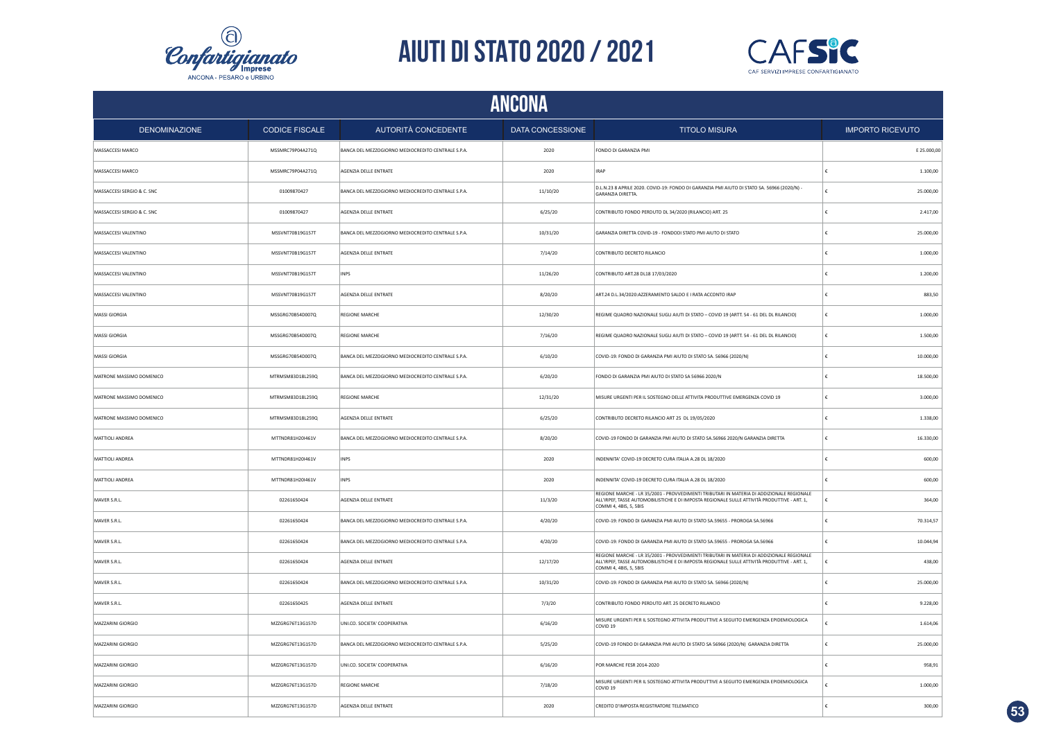# AIUTI DI STATO 2020 / 2021

## ANCONA

| DENOMINAZIONE | CODICE FISCALE | AUTORITÀ CONCEDENTE | DATA CONCESSIONE | TITOLO MISURA | IMPORTO RICEVUTO |
|---|---|---|---|---|---|
| MASSACCESI MARCO | MSSMRC79P04A271Q | BANCA DEL MEZZOGIORNO MEDIOCREDITO CENTRALE S.P.A. | 2020 | FONDO DI GARANZIA PMI | € 25.000,00 |
| MASSACCESI MARCO | MSSMRC79P04A271Q | AGENZIA DELLE ENTRATE | 2020 | IRAP | € 1.100,00 |
| MASSACCESI SERGIO & C. SNC | 01009870427 | BANCA DEL MEZZOGIORNO MEDIOCREDITO CENTRALE S.P.A. | 11/10/20 | D.L.N.23 8 APRILE 2020. COVID-19: FONDO DI GARANZIA PMI AIUTO DI STATO SA. 56966 (2020/N) - GARANZIA DIRETTA. | € 25.000,00 |
| MASSACCESI SERGIO & C. SNC | 01009870427 | AGENZIA DELLE ENTRATE | 6/25/20 | CONTRIBUTO FONDO PERDUTO DL 34/2020 (RILANCIO) ART. 25 | € 2.417,00 |
| MASSACCESI VALENTINO | MSSVNT70B19G157T | BANCA DEL MEZZOGIORNO MEDIOCREDITO CENTRALE S.P.A. | 10/31/20 | GARANZIA DIRETTA COVID-19 - FONDODI STATO PMI AIUTO DI STATO | € 25.000,00 |
| MASSACCESI VALENTINO | MSSVNT70B19G157T | AGENZIA DELLE ENTRATE | 7/14/20 | CONTRIBUTO DECRETO RILANCIO | € 1.000,00 |
| MASSACCESI VALENTINO | MSSVNT70B19G157T | INPS | 11/26/20 | CONTRIBUTO ART.28 DL18 17/03/2020 | € 1.200,00 |
| MASSACCESI VALENTINO | MSSVNT70B19G157T | AGENZIA DELLE ENTRATE | 8/20/20 | ART.24 D.L.34/2020:AZZERAMENTO SALDO E I RATA ACCONTO IRAP | € 883,50 |
| MASSI GIORGIA | MSSGRG70B54D007Q | REGIONE MARCHE | 12/30/20 | REGIME QUADRO NAZIONALE SUGLI AIUTI DI STATO – COVID 19 (ARTT. 54 - 61 DEL DL RILANCIO) | € 1.000,00 |
| MASSI GIORGIA | MSSGRG70B54D007Q | REGIONE MARCHE | 7/16/20 | REGIME QUADRO NAZIONALE SUGLI AIUTI DI STATO – COVID 19 (ARTT. 54 - 61 DEL DL RILANCIO) | € 1.500,00 |
| MASSI GIORGIA | MSSGRG70B54D007Q | BANCA DEL MEZZOGIORNO MEDIOCREDITO CENTRALE S.P.A. | 6/10/20 | COVID-19: FONDO DI GARANZIA PMI AIUTO DI STATO SA. 56966 (2020/N) | € 10.000,00 |
| MATRONE MASSIMO DOMENICO | MTRMSM83D18L259Q | BANCA DEL MEZZOGIORNO MEDIOCREDITO CENTRALE S.P.A. | 6/20/20 | FONDO DI GARANZIA PMI AIUTO DI STATO SA 56966 2020/N | € 18.500,00 |
| MATRONE MASSIMO DOMENICO | MTRMSM83D18L259Q | REGIONE MARCHE | 12/31/20 | MISURE URGENTI PER IL SOSTEGNO DELLE ATTIVITA PRODUTTIVE EMERGENZA COVID 19 | € 3.000,00 |
| MATRONE MASSIMO DOMENICO | MTRMSM83D18L259Q | AGENZIA DELLE ENTRATE | 6/25/20 | CONTRIBUTO DECRETO RILANCIO ART 25 DL 19/05/2020 | € 1.338,00 |
| MATTIOLI ANDREA | MTTNDR81H20I461V | BANCA DEL MEZZOGIORNO MEDIOCREDITO CENTRALE S.P.A. | 8/20/20 | COVID-19 FONDO DI GARANZIA PMI AIUTO DI STATO SA.56966 2020/N GARANZIA DIRETTA | € 16.330,00 |
| MATTIOLI ANDREA | MTTNDR81H20I461V | INPS | 2020 | INDENNITA' COVID-19 DECRETO CURA ITALIA A.28 DL 18/2020 | € 600,00 |
| MATTIOLI ANDREA | MTTNDR81H20I461V | INPS | 2020 | INDENNITA' COVID-19 DECRETO CURA ITALIA A.28 DL 18/2020 | € 600,00 |
| MAVER S.R.L. | 02261650424 | AGENZIA DELLE ENTRATE | 11/3/20 | REGIONE MARCHE - LR 35/2001 - PROVVEDIMENTI TRIBUTARI IN MATERIA DI ADDIZIONALE REGIONALE ALL'IRPEF, TASSE AUTOMOBILISTICHE E DI IMPOSTA REGIONALE SULLE ATTIVITÀ PRODUTTIVE - ART. 1, COMMI 4, 4BIS, 5, 5BIS | € 364,00 |
| MAVER S.R.L. | 02261650424 | BANCA DEL MEZZOGIORNO MEDIOCREDITO CENTRALE S.P.A. | 4/20/20 | COVID-19: FONDO DI GARANZIA PMI AIUTO DI STATO SA.59655 - PROROGA SA.56966 | € 70.314,57 |
| MAVER S.R.L. | 02261650424 | BANCA DEL MEZZOGIORNO MEDIOCREDITO CENTRALE S.P.A. | 4/20/20 | COVID-19: FONDO DI GARANZIA PMI AIUTO DI STATO SA.59655 - PROROGA SA.56966 | € 10.044,94 |
| MAVER S.R.L. | 02261650424 | AGENZIA DELLE ENTRATE | 12/17/20 | REGIONE MARCHE - LR 35/2001 - PROVVEDIMENTI TRIBUTARI IN MATERIA DI ADDIZIONALE REGIONALE ALL'IRPEF, TASSE AUTOMOBILISTICHE E DI IMPOSTA REGIONALE SULLE ATTIVITÀ PRODUTTIVE - ART. 1, COMMI 4, 4BIS, 5, 5BIS | € 438,00 |
| MAVER S.R.L. | 02261650424 | BANCA DEL MEZZOGIORNO MEDIOCREDITO CENTRALE S.P.A. | 10/31/20 | COVID-19: FONDO DI GARANZIA PMI AIUTO DI STATO SA. 56966 (2020/N) | € 25.000,00 |
| MAVER S.R.L. | 02261650425 | AGENZIA DELLE ENTRATE | 7/3/20 | CONTRIBUTO FONDO PERDUTO ART. 25 DECRETO RILANCIO | € 9.228,00 |
| MAZZARINI GIORGIO | MZZGRG76T13G157D | UNI.CO. SOCIETA' COOPERATIVA | 6/16/20 | MISURE URGENTI PER IL SOSTEGNO ATTIVITA PRODUTTIVE A SEGUITO EMERGENZA EPIDEMIOLOGICA COVID 19 | € 1.614,06 |
| MAZZARINI GIORGIO | MZZGRG76T13G157D | BANCA DEL MEZZOGIORNO MEDIOCREDITO CENTRALE S.P.A. | 5/25/20 | COVID-19 FONDO DI GARANZIA PMI AIUTO DI STATO SA 56966 (2020/N) GARANZIA DIRETTA | € 25.000,00 |
| MAZZARINI GIORGIO | MZZGRG76T13G157D | UNI.CO. SOCIETA' COOPERATIVA | 6/16/20 | POR MARCHE FESR 2014-2020 | € 958,91 |
| MAZZARINI GIORGIO | MZZGRG76T13G157D | REGIONE MARCHE | 7/18/20 | MISURE URGENTI PER IL SOSTEGNO ATTIVITA PRODUTTIVE A SEGUITO EMERGENZA EPIDEMIOLOGICA COVID 19 | € 1.000,00 |
| MAZZARINI GIORGIO | MZZGRG76T13G157D | AGENZIA DELLE ENTRATE | 2020 | CREDITO D'IMPOSTA REGISTRATORE TELEMATICO | € 300,00 |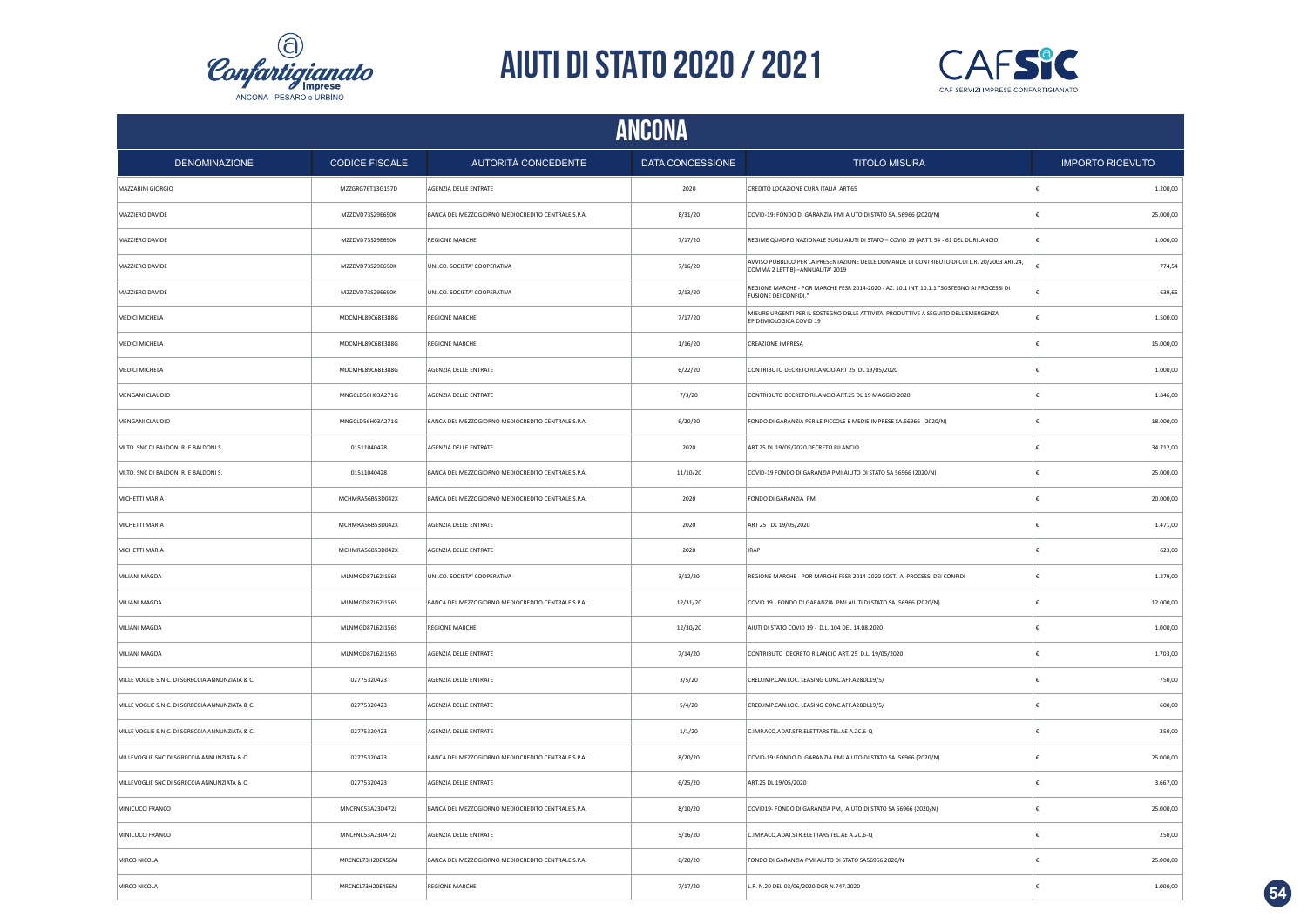# AIUTI DI STATO 2020 / 2021

## ANCONA

| DENOMINAZIONE | CODICE FISCALE | AUTORITÀ CONCEDENTE | DATA CONCESSIONE | TITOLO MISURA | IMPORTO RICEVUTO |
|---|---|---|---|---|---|
| MAZZARINI GIORGIO | MZZGRG76T13G157D | AGENZIA DELLE ENTRATE | 2020 | CREDITO LOCAZIONE CURA ITALIA ART.65 | € 1.200,00 |
| MAZZIERO DAVIDE | MZZDVD73S29E690K | BANCA DEL MEZZOGIORNO MEDIOCREDITO CENTRALE S.P.A. | 8/31/20 | COVID-19: FONDO DI GARANZIA PMI AIUTO DI STATO SA. 56966 (2020/N) | € 25.000,00 |
| MAZZIERO DAVIDE | MZZDVD73S29E690K | REGIONE MARCHE | 7/17/20 | REGIME QUADRO NAZIONALE SUGLI AIUTI DI STATO – COVID 19 (ARTT. 54 - 61 DEL DL RILANCIO) | € 1.000,00 |
| MAZZIERO DAVIDE | MZZDVD73S29E690K | UNI.CO. SOCIETA' COOPERATIVA | 7/16/20 | AVVISO PUBBLICO PER LA PRESENTAZIONE DELLE DOMANDE DI CONTRIBUTO DI CUI L.R. 20/2003 ART.24, COMMA 2 LETT.B) –ANNUALITA' 2019 | € 774,54 |
| MAZZIERO DAVIDE | MZZDVD73S29E690K | UNI.CO. SOCIETA' COOPERATIVA | 2/13/20 | REGIONE MARCHE - POR MARCHE FESR 2014-2020 - AZ. 10.1 INT. 10.1.1 "SOSTEGNO AI PROCESSI DI FUSIONE DEI CONFIDI." | € 639,65 |
| MEDICI MICHELA | MDCMHL89C68E388G | REGIONE MARCHE | 7/17/20 | MISURE URGENTI PER IL SOSTEGNO DELLE ATTIVITA' PRODUTTIVE A SEGUITO DELL'EMERGENZA EPIDEMIOLOGICA COVID 19 | € 1.500,00 |
| MEDICI MICHELA | MDCMHL89C68E388G | REGIONE MARCHE | 1/16/20 | CREAZIONE IMPRESA | € 15.000,00 |
| MEDICI MICHELA | MDCMHL89C68E388G | AGENZIA DELLE ENTRATE | 6/22/20 | CONTRIBUTO DECRETO RILANCIO ART 25 DL 19/05/2020 | € 1.000,00 |
| MENGANI CLAUDIO | MNGCLD56H03A271G | AGENZIA DELLE ENTRATE | 7/3/20 | CONTRIBUTO DECRETO RILANCIO ART.25 DL 19 MAGGIO 2020 | € 1.846,00 |
| MENGANI CLAUDIO | MNGCLD56H03A271G | BANCA DEL MEZZOGIORNO MEDIOCREDITO CENTRALE S.P.A. | 6/20/20 | FONDO DI GARANZIA PER LE PICCOLE E MEDIE IMPRESE SA.56966 (2020/N) | € 18.000,00 |
| MI.TO. SNC DI BALDONI R. E BALDONI S. | 01511040428 | AGENZIA DELLE ENTRATE | 2020 | ART.25 DL 19/05/2020 DECRETO RILANCIO | € 34.712,00 |
| MI.TO. SNC DI BALDONI R. E BALDONI S. | 01511040428 | BANCA DEL MEZZOGIORNO MEDIOCREDITO CENTRALE S.P.A. | 11/10/20 | COVID-19 FONDO DI GARANZIA PMI AIUTO DI STATO SA 56966 (2020/N) | € 25.000,00 |
| MICHETTI MARIA | MCHMRA56B53D042X | BANCA DEL MEZZOGIORNO MEDIOCREDITO CENTRALE S.P.A. | 2020 | FONDO DI GARANZIA PMI | € 20.000,00 |
| MICHETTI MARIA | MCHMRA56B53D042X | AGENZIA DELLE ENTRATE | 2020 | ART 25 DL 19/05/2020 | € 1.471,00 |
| MICHETTI MARIA | MCHMRA56B53D042X | AGENZIA DELLE ENTRATE | 2020 | IRAP | € 623,00 |
| MILIANI MAGDA | MLNMGD87L62I156S | UNI.CO. SOCIETA' COOPERATIVA | 3/12/20 | REGIONE MARCHE - POR MARCHE FESR 2014-2020 SOST. AI PROCESSI DEI CONFIDI | € 1.279,00 |
| MILIANI MAGDA | MLNMGD87L62I156S | BANCA DEL MEZZOGIORNO MEDIOCREDITO CENTRALE S.P.A. | 12/31/20 | COVID 19 - FONDO DI GARANZIA PMI AIUTI DI STATO SA. 56966 (2020/N) | € 12.000,00 |
| MILIANI MAGDA | MLNMGD87L62I156S | REGIONE MARCHE | 12/30/20 | AIUTI DI STATO COVID 19 - D.L. 104 DEL 14.08.2020 | € 1.000,00 |
| MILIANI MAGDA | MLNMGD87L62I156S | AGENZIA DELLE ENTRATE | 7/14/20 | CONTRIBUTO DECRETO RILANCIO ART. 25 D.L. 19/05/2020 | € 1.703,00 |
| MILLE VOGLIE S.N.C. DI SGRECCIA ANNUNZIATA & C. | 02775320423 | AGENZIA DELLE ENTRATE | 3/5/20 | CRED.IMP.CAN.LOC. LEASING CONC.AFF.A28DL19/5/ | € 750,00 |
| MILLE VOGLIE S.N.C. DI SGRECCIA ANNUNZIATA & C. | 02775320423 | AGENZIA DELLE ENTRATE | 5/4/20 | CRED.IMP.CAN.LOC. LEASING CONC.AFF.A28DL19/5/ | € 600,00 |
| MILLE VOGLIE S.N.C. DI SGRECCIA ANNUNZIATA & C. | 02775320423 | AGENZIA DELLE ENTRATE | 1/1/20 | C.IMP.ACQ.ADAT.STR.ELET.TARS.TEL.AE A.2C.6-Q | € 250,00 |
| MILLEVOGLIE SNC DI SGRECCIA ANNUNZIATA & C. | 02775320423 | BANCA DEL MEZZOGIORNO MEDIOCREDITO CENTRALE S.P.A. | 8/20/20 | COVID-19: FONDO DI GARANZIA PMI AIUTO DI STATO SA. 56966 (2020/N) | € 25.000,00 |
| MILLEVOGLIE SNC DI SGRECCIA ANNUNZIATA & C. | 02775320423 | AGENZIA DELLE ENTRATE | 6/25/20 | ART.25 DL 19/05/2020 | € 3.667,00 |
| MINICUCCI FRANCO | MNCFNC53A23D472J | BANCA DEL MEZZOGIORNO MEDIOCREDITO CENTRALE S.P.A. | 8/10/20 | COVID19- FONDO DI GARANZIA PM,I AIUTO DI STATO SA 56966 (2020/N) | € 25.000,00 |
| MINICUCCI FRANCO | MNCFNC53A23D472J | AGENZIA DELLE ENTRATE | 5/16/20 | C.IMP.ACQ.ADAT.STR.ELET.TARS.TEL.AE A.2C.6-Q | € 250,00 |
| MIRCO NICOLA | MRCNCL73H20E456M | BANCA DEL MEZZOGIORNO MEDIOCREDITO CENTRALE S.P.A. | 6/20/20 | FONDO DI GARANZIA PMI AIUTO DI STATO SA56966 2020/N | € 25.000,00 |
| MIRCO NICOLA | MRCNCL73H20E456M | REGIONE MARCHE | 7/17/20 | L.R. N.20 DEL 03/06/2020 DGR N.747.2020 | € 1.000,00 |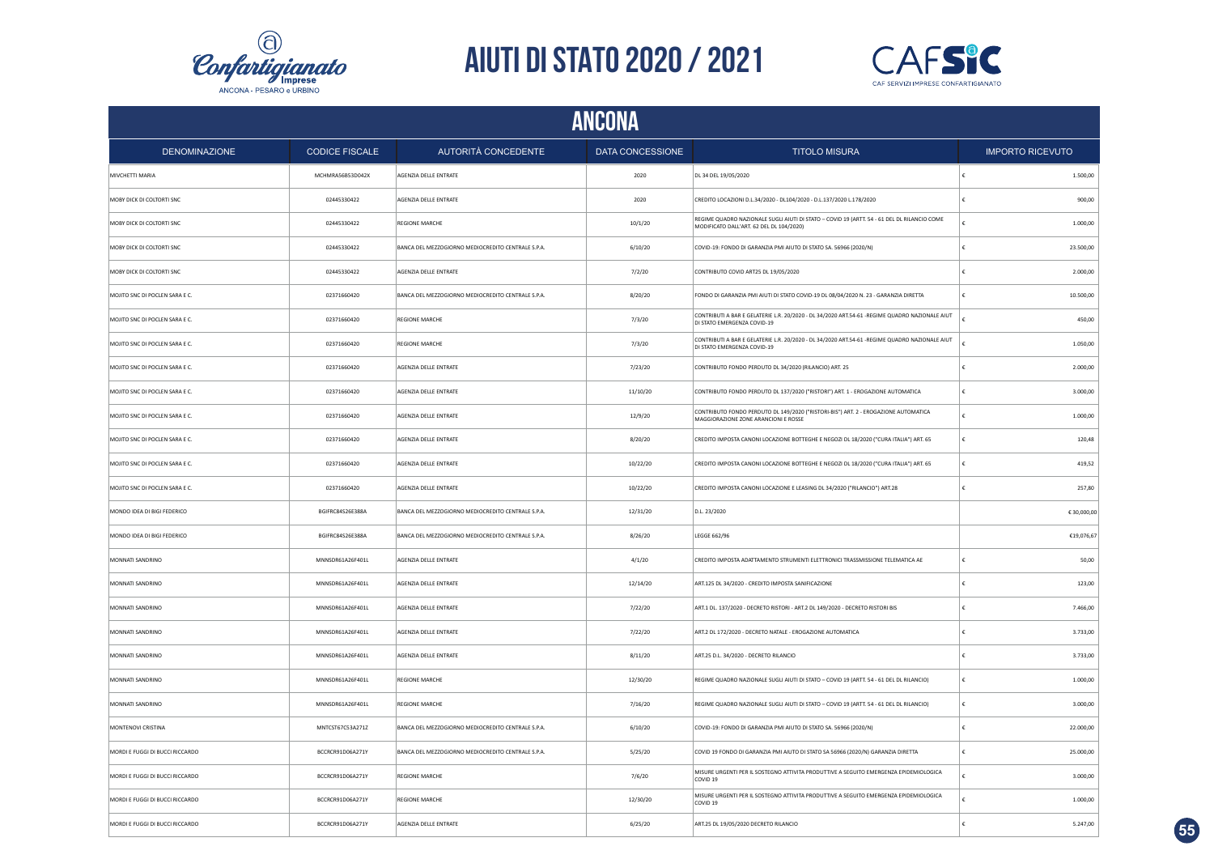# AIUTI DI STATO 2020 / 2021

## ANCONA

| DENOMINAZIONE | CODICE FISCALE | AUTORITÀ CONCEDENTE | DATA CONCESSIONE | TITOLO MISURA | IMPORTO RICEVUTO |
|---|---|---|---|---|---|
| MIVCHETTI MARIA | MCHMRA56B53D042X | AGENZIA DELLE ENTRATE | 2020 | DL 34 DEL 19/05/2020 | € 1.500,00 |
| MOBY DICK DI COLTORTI SNC | 02445330422 | AGENZIA DELLE ENTRATE | 2020 | CREDITO LOCAZIONI D.L.34/2020 - DL104/2020 - D.L.137/2020 L.178/2020 | € 900,00 |
| MOBY DICK DI COLTORTI SNC | 02445330422 | REGIONE MARCHE | 10/1/20 | REGIME QUADRO NAZIONALE SUGLI AIUTI DI STATO – COVID 19 (ARTT. 54 - 61 DEL DL RILANCIO COME MODIFICATO DALL'ART. 62 DEL DL 104/2020) | € 1.000,00 |
| MOBY DICK DI COLTORTI SNC | 02445330422 | BANCA DEL MEZZOGIORNO MEDIOCREDITO CENTRALE S.P.A. | 6/10/20 | COVID-19: FONDO DI GARANZIA PMI AIUTO DI STATO SA. 56966 (2020/N) | € 23.500,00 |
| MOBY DICK DI COLTORTI SNC | 02445330422 | AGENZIA DELLE ENTRATE | 7/2/20 | CONTRIBUTO COVID ART25 DL 19/05/2020 | € 2.000,00 |
| MOJITO SNC DI POCLEN SARA E C. | 02371660420 | BANCA DEL MEZZOGIORNO MEDIOCREDITO CENTRALE S.P.A. | 8/20/20 | FONDO DI GARANZIA PMI AIUTI DI STATO COVID-19 DL 08/04/2020 N. 23 - GARANZIA DIRETTA | € 10.500,00 |
| MOJITO SNC DI POCLEN SARA E C. | 02371660420 | REGIONE MARCHE | 7/3/20 | CONTRIBUTI A BAR E GELATERIE L.R. 20/2020 - DL 34/2020 ART.54-61 -REGIME QUADRO NAZIONALE AIUT DI STATO EMERGENZA COVID-19 | € 450,00 |
| MOJITO SNC DI POCLEN SARA E C. | 02371660420 | REGIONE MARCHE | 7/3/20 | CONTRIBUTI A BAR E GELATERIE L.R. 20/2020 - DL 34/2020 ART.54-61 -REGIME QUADRO NAZIONALE AIUT DI STATO EMERGENZA COVID-19 | € 1.050,00 |
| MOJITO SNC DI POCLEN SARA E C. | 02371660420 | AGENZIA DELLE ENTRATE | 7/23/20 | CONTRIBUTO FONDO PERDUTO DL 34/2020 (RILANCIO) ART. 25 | € 2.000,00 |
| MOJITO SNC DI POCLEN SARA E C. | 02371660420 | AGENZIA DELLE ENTRATE | 11/10/20 | CONTRIBUTO FONDO PERDUTO DL 137/2020 ("RISTORI") ART. 1 - EROGAZIONE AUTOMATICA | € 3.000,00 |
| MOJITO SNC DI POCLEN SARA E C. | 02371660420 | AGENZIA DELLE ENTRATE | 12/9/20 | CONTRIBUTO FONDO PERDUTO DL 149/2020 ("RISTORI-BIS") ART. 2 - EROGAZIONE AUTOMATICA MAGGIORAZIONE ZONE ARANCIONI E ROSSE | € 1.000,00 |
| MOJITO SNC DI POCLEN SARA E C. | 02371660420 | AGENZIA DELLE ENTRATE | 8/20/20 | CREDITO IMPOSTA CANONI LOCAZIONE BOTTEGHE E NEGOZI DL 18/2020 ("CURA ITALIA") ART. 65 | € 120,48 |
| MOJITO SNC DI POCLEN SARA E C. | 02371660420 | AGENZIA DELLE ENTRATE | 10/22/20 | CREDITO IMPOSTA CANONI LOCAZIONE BOTTEGHE E NEGOZI DL 18/2020 ("CURA ITALIA") ART. 65 | € 419,52 |
| MOJITO SNC DI POCLEN SARA E C. | 02371660420 | AGENZIA DELLE ENTRATE | 10/22/20 | CREDITO IMPOSTA CANONI LOCAZIONE E LEASING DL 34/2020 ("RILANCIO") ART.28 | € 257,80 |
| MONDO IDEA DI BIGI FEDERICO | BGIFRC84S26E388A | BANCA DEL MEZZOGIORNO MEDIOCREDITO CENTRALE S.P.A. | 12/31/20 | D.L. 23/2020 | € 30.000,00 |
| MONDO IDEA DI BIGI FEDERICO | BGIFRC84S26E388A | BANCA DEL MEZZOGIORNO MEDIOCREDITO CENTRALE S.P.A. | 8/26/20 | LEGGE 662/96 | €19.076,67 |
| MONNATI SANDRINO | MNNSDR61A26F401L | AGENZIA DELLE ENTRATE | 4/1/20 | CREDITO IMPOSTA ADATTAMENTO STRUMENTI ELETTRONICI TRASSMISSIONE TELEMATICA AE | € 50,00 |
| MONNATI SANDRINO | MNNSDR61A26F401L | AGENZIA DELLE ENTRATE | 12/14/20 | ART.125 DL 34/2020 - CREDITO IMPOSTA SANIFICAZIONE | € 123,00 |
| MONNATI SANDRINO | MNNSDR61A26F401L | AGENZIA DELLE ENTRATE | 7/22/20 | ART.1 DL. 137/2020 - DECRETO RISTORI - ART.2 DL 149/2020 - DECRETO RISTORI BIS | € 7.466,00 |
| MONNATI SANDRINO | MNNSDR61A26F401L | AGENZIA DELLE ENTRATE | 7/22/20 | ART.2 DL 172/2020 - DECRETO NATALE - EROGAZIONE AUTOMATICA | € 3.733,00 |
| MONNATI SANDRINO | MNNSDR61A26F401L | AGENZIA DELLE ENTRATE | 8/11/20 | ART.25 D.L. 34/2020 - DECRETO RILANCIO | € 3.733,00 |
| MONNATI SANDRINO | MNNSDR61A26F401L | REGIONE MARCHE | 12/30/20 | REGIME QUADRO NAZIONALE SUGLI AIUTI DI STATO – COVID 19 (ARTT. 54 - 61 DEL DL RILANCIO) | € 1.000,00 |
| MONNATI SANDRINO | MNNSDR61A26F401L | REGIONE MARCHE | 7/16/20 | REGIME QUADRO NAZIONALE SUGLI AIUTI DI STATO – COVID 19 (ARTT. 54 - 61 DEL DL RILANCIO) | € 3.000,00 |
| MONTENOVI CRISTINA | MNTCST67C53A271Z | BANCA DEL MEZZOGIORNO MEDIOCREDITO CENTRALE S.P.A. | 6/10/20 | COVID-19: FONDO DI GARANZIA PMI AIUTO DI STATO SA. 56966 (2020/N) | € 22.000,00 |
| MORDI E FUGGI DI BUCCI RICCARDO | BCCRCR91D06A271Y | BANCA DEL MEZZOGIORNO MEDIOCREDITO CENTRALE S.P.A. | 5/25/20 | COVID 19 FONDO DI GARANZIA PMI AIUTO DI STATO SA 56966 (2020/N) GARANZIA DIRETTA | € 25.000,00 |
| MORDI E FUGGI DI BUCCI RICCARDO | BCCRCR91D06A271Y | REGIONE MARCHE | 7/6/20 | MISURE URGENTI PER IL SOSTEGNO ATTIVITA PRODUTTIVE A SEGUITO EMERGENZA EPIDEMIOLOGICA COVID 19 | € 3.000,00 |
| MORDI E FUGGI DI BUCCI RICCARDO | BCCRCR91D06A271Y | REGIONE MARCHE | 12/30/20 | MISURE URGENTI PER IL SOSTEGNO ATTIVITA PRODUTTIVE A SEGUITO EMERGENZA EPIDEMIOLOGICA COVID 19 | € 1.000,00 |
| MORDI E FUGGI DI BUCCI RICCARDO | BCCRCR91D06A271Y | AGENZIA DELLE ENTRATE | 6/25/20 | ART.25 DL 19/05/2020 DECRETO RILANCIO | € 5.247,00 |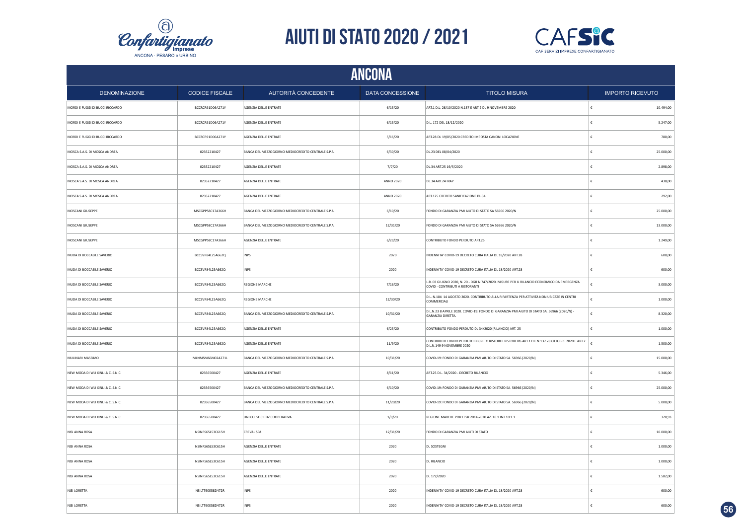# AIUTI DI STATO 2020 / 2021

## ANCONA

| DENOMINAZIONE | CODICE FISCALE | AUTORITÀ CONCEDENTE | DATA CONCESSIONE | TITOLO MISURA | IMPORTO RICEVUTO |
|---|---|---|---|---|---|
| MORDI E FUGGI DI BUCCI RICCARDO | BCCRCR91D06A271Y | AGENZIA DELLE ENTRATE | 6/15/20 | ART.1 D.L. 28/10/2020 N.137 E ART 2 DL 9 NOVEMBRE 2020 | € 10.494,00 |
| MORDI E FUGGI DI BUCCI RICCARDO | BCCRCR91D06A271Y | AGENZIA DELLE ENTRATE | 6/15/20 | D.L. 172 DEL 18/12/2020 | € 5.247,00 |
| MORDI E FUGGI DI BUCCI RICCARDO | BCCRCR91D06A271Y | AGENZIA DELLE ENTRATE | 5/16/20 | ART.28 DL 19/05/2020 CREDITO IMPOSTA CANONI LOCAZIONE | € 780,00 |
| MOSCA S.A.S. DI MOSCA ANDREA | 02352210427 | BANCA DEL MEZZOGIORNO MEDIOCREDITO CENTRALE S.P.A. | 6/30/20 | DL.23 DEL 08/04/2020 | € 25.000,00 |
| MOSCA S.A.S. DI MOSCA ANDREA | 02352210427 | AGENZIA DELLE ENTRATE | 7/7/20 | DL.34 ART.25 19/5/2020 | € 2.898,00 |
| MOSCA S.A.S. DI MOSCA ANDREA | 02352210427 | AGENZIA DELLE ENTRATE | ANNO 2020 | DL.34 ART.24 IRAP | € 438,00 |
| MOSCA S.A.S. DI MOSCA ANDREA | 02352210427 | AGENZIA DELLE ENTRATE | ANNO 2020 | ART.125 CREDITO SANIFICAZIONE DL.34 | € 292,00 |
| MOSCANI GIUSEPPE | MSCGPP58C17A366H | BANCA DEL MEZZOGIORNO MEDIOCREDITO CENTRALE S.P.A. | 6/10/20 | FONDO DI GARANZIA PMI AIUTO DI STATO SA 56966 2020/N | € 25.000,00 |
| MOSCANI GIUSEPPE | MSCGPP58C17A366H | BANCA DEL MEZZOGIORNO MEDIOCREDITO CENTRALE S.P.A. | 12/31/20 | FONDO DI GARANZIA PMI AIUTO DI STATO SA 56966 2020/N | € 13.000,00 |
| MOSCANI GIUSEPPE | MSCGPP58C17A366H | AGENZIA DELLE ENTRATE | 6/29/20 | CONTRIBUTO FONDO PERDUTO ART.25 | € 1.249,00 |
| MUDA DI BOCCASILE SAVERIO | BCCSVR84L25A662Q | INPS | 2020 | INDENNITA' COVID-19 DECRETO CURA ITALIA DL 18/2020 ART.28 | € 600,00 |
| MUDA DI BOCCASILE SAVERIO | BCCSVR84L25A662Q | INPS | 2020 | INDENNITA' COVID-19 DECRETO CURA ITALIA DL 18/2020 ART.28 | € 600,00 |
| MUDA DI BOCCASILE SAVERIO | BCCSVR84L25A662Q | REGIONE MARCHE | 7/16/20 | L.R. 03 GIUGNO 2020, N. 20 - DGR N 747/2020. MISURE PER IL RILANCIO ECONOMICO DA EMERGENZA COVID - CONTRIBUTI A RISTORANTI | € 3.000,00 |
| MUDA DI BOCCASILE SAVERIO | BCCSVR84L25A662Q | REGIONE MARCHE | 12/30/20 | D.L. N.104 14 AGOSTO 2020. CONTRIBUTO ALLA RIPARTENZA PER ATTIVITÀ NON UBICATE IN CENTRI COMMERCIALI | € 1.000,00 |
| MUDA DI BOCCASILE SAVERIO | BCCSVR84L25A662Q | BANCA DEL MEZZOGIORNO MEDIOCREDITO CENTRALE S.P.A. | 10/31/20 | D.L.N.23 8 APRILE 2020. COVID-19: FONDO DI GARANZIA PMI AIUTO DI STATO SA. 56966 (2020/N) - GARANZIA DIRETTA. | € 8.320,00 |
| MUDA DI BOCCASILE SAVERIO | BCCSVR84L25A662Q | AGENZIA DELLE ENTRATE | 6/25/20 | CONTRIBUTO FONDO PERDUTO DL 34/2020 (RILANCIO) ART. 25 | € 1.000,00 |
| MUDA DI BOCCASILE SAVERIO | BCCSVR84L25A662Q | AGENZIA DELLE ENTRATE | 11/9/20 | CONTRIBUTO FONDO PERDUTO DECRETO RISTORI E RISTORI BIS ART.1 D.L.N.137 28 OTTOBRE 2020 E ART.2 D.L.N.149 9 NOVEMBRE 2020 | € 1.500,00 |
| MULINARI MASSIMO | MLNMSM66M02A271L | BANCA DEL MEZZOGIORNO MEDIOCREDITO CENTRALE S.P.A. | 10/31/20 | COVID-19: FONDO DI GARANZIA PMI AIUTO DI STATO SA. 56966 (2020/N) | € 15.000,00 |
| NEW MODA DI WU XINLI & C. S.N.C. | 02356500427 | AGENZIA DELLE ENTRATE | 8/11/20 | ART.25 D.L. 34/2020 - DECRETO RILANCIO | € 5.346,00 |
| NEW MODA DI WU XINLI & C. S.N.C. | 02356500427 | BANCA DEL MEZZOGIORNO MEDIOCREDITO CENTRALE S.P.A. | 6/10/20 | COVID-19: FONDO DI GARANZIA PMI AIUTO DI STATO SA. 56966 (2020/N) | € 25.000,00 |
| NEW MODA DI WU XINLI & C. S.N.C. | 02356500427 | BANCA DEL MEZZOGIORNO MEDIOCREDITO CENTRALE S.P.A. | 11/20/20 | COVID-19: FONDO DI GARANZIA PMI AIUTO DI STATO SA. 56966 (2020/N) | € 5.000,00 |
| NEW MODA DI WU XINLI & C. S.N.C. | 02356500427 | UNI.CO. SOCIETA' COOPERATIVA | 1/9/20 | REGIONE MARCHE POR FESR 2014-2020 AZ. 10.1 INT 10.1.1 | € 320,93 |
| NISI ANNA ROSA | NSINRS65L53C615H | CREVAL SPA | 12/31/20 | FONDO DI GARANZIA PMI AIUTI DI STATO | € 10.000,00 |
| NISI ANNA ROSA | NSINRS65L53C615H | AGENZIA DELLE ENTRATE | 2020 | DL SOSTEGNI | € 1.000,00 |
| NISI ANNA ROSA | NSINRS65L53C615H | AGENZIA DELLE ENTRATE | 2020 | DL RILANCIO | € 1.000,00 |
| NISI ANNA ROSA | NSINRS65L53C615H | AGENZIA DELLE ENTRATE | 2020 | DL 172/2020 | € 1.582,00 |
| NISI LORETTA | NSILTT60E58D472R | INPS | 2020 | INDENNITA' COVID-19 DECRETO CURA ITALIA DL 18/2020 ART.28 | € 600,00 |
| NISI LORETTA | NSILTT60E58D472R | INPS | 2020 | INDENNITA' COVID-19 DECRETO CURA ITALIA DL 18/2020 ART.28 | € 600,00 |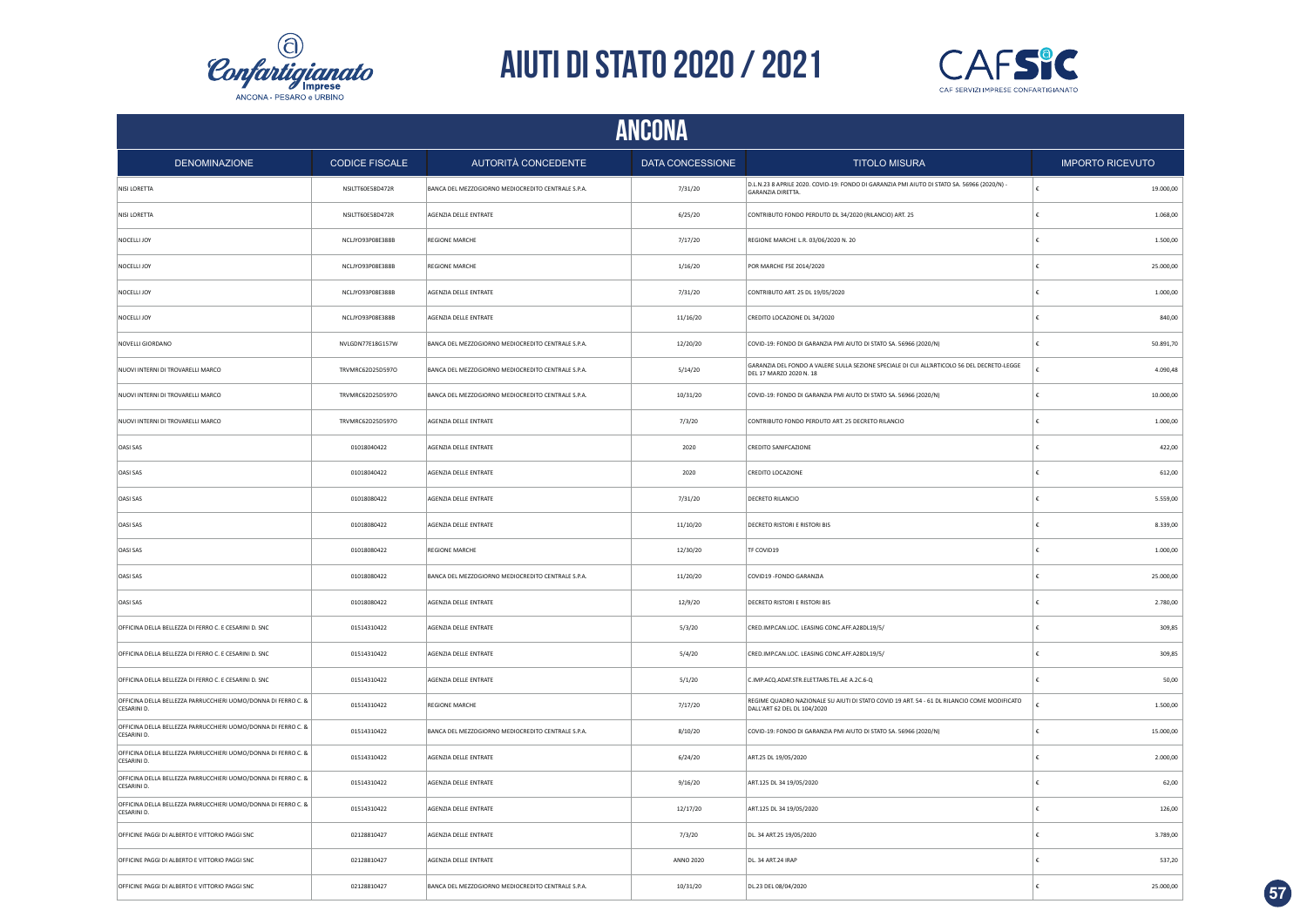# AIUTI DI STATO 2020 / 2021

## ANCONA

| DENOMINAZIONE | CODICE FISCALE | AUTORITÀ CONCEDENTE | DATA CONCESSIONE | TITOLO MISURA | IMPORTO RICEVUTO |
|---|---|---|---|---|---|
| NISI LORETTA | NSILTT60E58D472R | BANCA DEL MEZZOGIORNO MEDIOCREDITO CENTRALE S.P.A. | 7/31/20 | D.L.N.23 8 APRILE 2020. COVID-19: FONDO DI GARANZIA PMI AIUTO DI STATO SA. 56966 (2020/N) - GARANZIA DIRETTA. | € 19.000,00 |
| NISI LORETTA | NSILTT60E58D472R | AGENZIA DELLE ENTRATE | 6/25/20 | CONTRIBUTO FONDO PERDUTO DL 34/2020 (RILANCIO) ART. 25 | € 1.068,00 |
| NOCELLI JOY | NCLJYO93P08E388B | REGIONE MARCHE | 7/17/20 | REGIONE MARCHE L.R. 03/06/2020 N. 20 | € 1.500,00 |
| NOCELLI JOY | NCLJYO93P08E388B | REGIONE MARCHE | 1/16/20 | POR MARCHE FSE 2014/2020 | € 25.000,00 |
| NOCELLI JOY | NCLJYO93P08E388B | AGENZIA DELLE ENTRATE | 7/31/20 | CONTRIBUTO ART. 25 DL 19/05/2020 | € 1.000,00 |
| NOCELLI JOY | NCLJYO93P08E388B | AGENZIA DELLE ENTRATE | 11/16/20 | CREDITO LOCAZIONE DL 34/2020 | € 840,00 |
| NOVELLI GIORDANO | NVLGDN77E18G157W | BANCA DEL MEZZOGIORNO MEDIOCREDITO CENTRALE S.P.A. | 12/20/20 | COVID-19: FONDO DI GARANZIA PMI AIUTO DI STATO SA. 56966 (2020/N) | € 50.891,70 |
| NUOVI INTERNI DI TROVARELLI MARCO | TRVMRC62D25D597O | BANCA DEL MEZZOGIORNO MEDIOCREDITO CENTRALE S.P.A. | 5/14/20 | GARANZIA DEL FONDO A VALERE SULLA SEZIONE SPECIALE DI CUI ALL'ARTICOLO 56 DEL DECRETO-LEGGE DEL 17 MARZO 2020 N. 18 | € 4.090,48 |
| NUOVI INTERNI DI TROVARELLI MARCO | TRVMRC62D25D597O | BANCA DEL MEZZOGIORNO MEDIOCREDITO CENTRALE S.P.A. | 10/31/20 | COVID-19: FONDO DI GARANZIA PMI AIUTO DI STATO SA. 56966 (2020/N) | € 10.000,00 |
| NUOVI INTERNI DI TROVARELLI MARCO | TRVMRC62D25D597O | AGENZIA DELLE ENTRATE | 7/3/20 | CONTRIBUTO FONDO PERDUTO ART. 25 DECRETO RILANCIO | € 1.000,00 |
| OASI SAS | 01018040422 | AGENZIA DELLE ENTRATE | 2020 | CREDITO SANIFCAZIONE | € 422,00 |
| OASI SAS | 01018040422 | AGENZIA DELLE ENTRATE | 2020 | CREDITO LOCAZIONE | € 612,00 |
| OASI SAS | 01018080422 | AGENZIA DELLE ENTRATE | 7/31/20 | DECRETO RILANCIO | € 5.559,00 |
| OASI SAS | 01018080422 | AGENZIA DELLE ENTRATE | 11/10/20 | DECRETO RISTORI E RISTORI BIS | € 8.339,00 |
| OASI SAS | 01018080422 | REGIONE MARCHE | 12/30/20 | TF COVID19 | € 1.000,00 |
| OASI SAS | 01018080422 | BANCA DEL MEZZOGIORNO MEDIOCREDITO CENTRALE S.P.A. | 11/20/20 | COVID19 -FONDO GARANZIA | € 25.000,00 |
| OASI SAS | 01018080422 | AGENZIA DELLE ENTRATE | 12/9/20 | DECRETO RISTORI E RISTORI BIS | € 2.780,00 |
| OFFICINA DELLA BELLEZZA DI FERRO C. E CESARINI D. SNC | 01514310422 | AGENZIA DELLE ENTRATE | 5/3/20 | CRED.IMP.CAN.LOC. LEASING CONC.AFF.A28DL19/5/ | € 309,85 |
| OFFICINA DELLA BELLEZZA DI FERRO C. E CESARINI D. SNC | 01514310422 | AGENZIA DELLE ENTRATE | 5/4/20 | CRED.IMP.CAN.LOC. LEASING CONC.AFF.A28DL19/5/ | € 309,85 |
| OFFICINA DELLA BELLEZZA DI FERRO C. E CESARINI D. SNC | 01514310422 | AGENZIA DELLE ENTRATE | 5/1/20 | C.IMP.ACQ.ADAT.STR.ELETTARS.TEL.AE A.2C.6-Q | € 50,00 |
| OFFICINA DELLA BELLEZZA PARRUCCHIERI UOMO/DONNA DI FERRO C. & CESARINI D. | 01514310422 | REGIONE MARCHE | 7/17/20 | REGIME QUADRO NAZIONALE SU AIUTI DI STATO COVID 19 ART. 54 - 61 DL RILANCIO COME MODIFICATO DALL'ART 62 DEL DL 104/2020 | € 1.500,00 |
| OFFICINA DELLA BELLEZZA PARRUCCHIERI UOMO/DONNA DI FERRO C. & CESARINI D. | 01514310422 | BANCA DEL MEZZOGIORNO MEDIOCREDITO CENTRALE S.P.A. | 8/10/20 | COVID-19: FONDO DI GARANZIA PMI AIUTO DI STATO SA. 56966 (2020/N) | € 15.000,00 |
| OFFICINA DELLA BELLEZZA PARRUCCHIERI UOMO/DONNA DI FERRO C. & CESARINI D. | 01514310422 | AGENZIA DELLE ENTRATE | 6/24/20 | ART.25 DL 19/05/2020 | € 2.000,00 |
| OFFICINA DELLA BELLEZZA PARRUCCHIERI UOMO/DONNA DI FERRO C. & CESARINI D. | 01514310422 | AGENZIA DELLE ENTRATE | 9/16/20 | ART.125 DL 34 19/05/2020 | € 62,00 |
| OFFICINA DELLA BELLEZZA PARRUCCHIERI UOMO/DONNA DI FERRO C. & CESARINI D. | 01514310422 | AGENZIA DELLE ENTRATE | 12/17/20 | ART.125 DL 34 19/05/2020 | € 126,00 |
| OFFICINE PAGGI DI ALBERTO E VITTORIO PAGGI SNC | 02128810427 | AGENZIA DELLE ENTRATE | 7/3/20 | DL. 34 ART.25 19/05/2020 | € 3.789,00 |
| OFFICINE PAGGI DI ALBERTO E VITTORIO PAGGI SNC | 02128810427 | AGENZIA DELLE ENTRATE | ANNO 2020 | DL. 34 ART.24 IRAP | € 537,20 |
| OFFICINE PAGGI DI ALBERTO E VITTORIO PAGGI SNC | 02128810427 | BANCA DEL MEZZOGIORNO MEDIOCREDITO CENTRALE S.P.A. | 10/31/20 | DL.23 DEL 08/04/2020 | € 25.000,00 |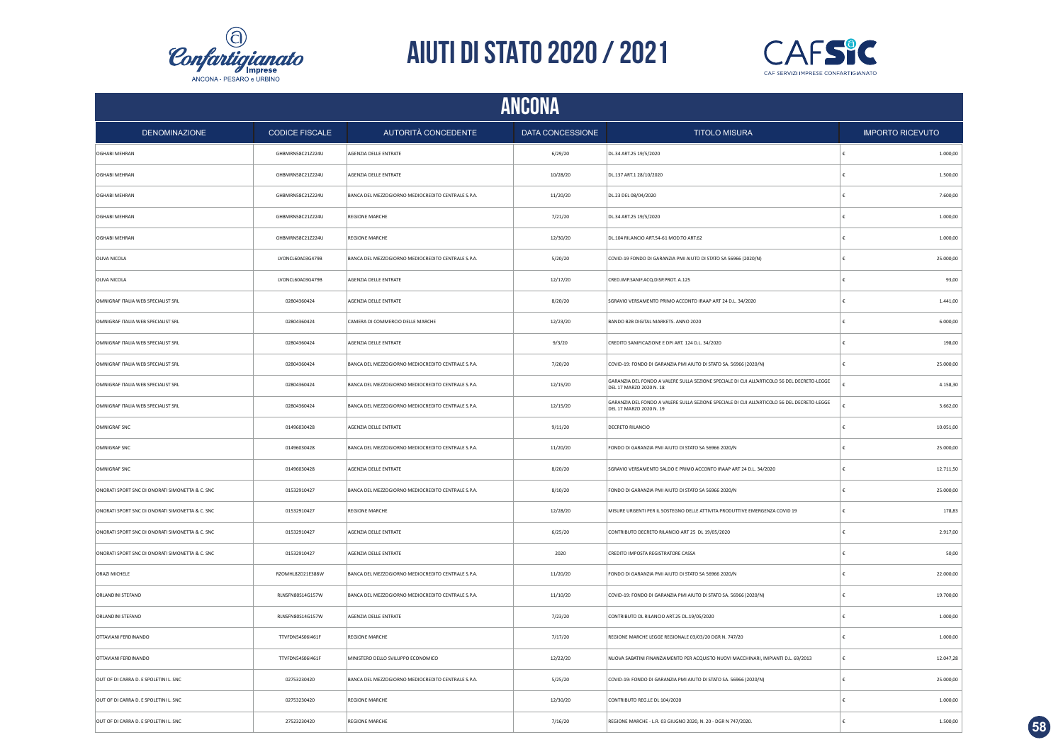# AIUTI DI STATO 2020 / 2021

## ANCONA

| DENOMINAZIONE | CODICE FISCALE | AUTORITÀ CONCEDENTE | DATA CONCESSIONE | TITOLO MISURA | IMPORTO RICEVUTO |
|---|---|---|---|---|---|
| OGHABI MEHRAN | GHBMRN58C21Z224U | AGENZIA DELLE ENTRATE | 6/29/20 | DL.34 ART.25 19/5/2020 | € 1.000,00 |
| OGHABI MEHRAN | GHBMRN58C21Z224U | AGENZIA DELLE ENTRATE | 10/28/20 | DL.137 ART.1 28/10/2020 | € 1.500,00 |
| OGHABI MEHRAN | GHBMRN58C21Z224U | BANCA DEL MEZZOGIORNO MEDIOCREDITO CENTRALE S.P.A. | 11/20/20 | DL.23 DEL 08/04/2020 | € 7.600,00 |
| OGHABI MEHRAN | GHBMRN58C21Z224U | REGIONE MARCHE | 7/21/20 | DL.34 ART.25 19/5/2020 | € 1.000,00 |
| OGHABI MEHRAN | GHBMRN58C21Z224U | REGIONE MARCHE | 12/30/20 | DL.104 RILANCIO ART.54-61 MOD.TO ART.62 | € 1.000,00 |
| OLIVA NICOLA | LVONCL60A03G479B | BANCA DEL MEZZOGIORNO MEDIOCREDITO CENTRALE S.P.A. | 5/20/20 | COVID-19 FONDO DI GARANZIA PMI AIUTO DI STATO SA 56966 (2020/N) | € 25.000,00 |
| OLIVA NICOLA | LVONCL60A03G479B | AGENZIA DELLE ENTRATE | 12/17/20 | CRED.IMP.SANIF.ACQ.DISP.PROT. A.125 | € 93,00 |
| OMNIGRAF ITALIA WEB SPECIALIST SRL | 02804360424 | AGENZIA DELLE ENTRATE | 8/20/20 | SGRAVIO VERSAMENTO PRIMO ACCONTO IRAAP ART 24 D.L. 34/2020 | € 1.441,00 |
| OMNIGRAF ITALIA WEB SPECIALIST SRL | 02804360424 | CAMERA DI COMMERCIO DELLE MARCHE | 12/23/20 | BANDO B2B DIGITAL MARKETS. ANNO 2020 | € 6.000,00 |
| OMNIGRAF ITALIA WEB SPECIALIST SRL | 02804360424 | AGENZIA DELLE ENTRATE | 9/3/20 | CREDITO SANIFICAZIONE E DPI ART. 124 D.L. 34/2020 | € 198,00 |
| OMNIGRAF ITALIA WEB SPECIALIST SRL | 02804360424 | BANCA DEL MEZZOGIORNO MEDIOCREDITO CENTRALE S.P.A. | 7/20/20 | COVID-19: FONDO DI GARANZIA PMI AIUTO DI STATO SA. 56966 (2020/N) | € 25.000,00 |
| OMNIGRAF ITALIA WEB SPECIALIST SRL | 02804360424 | BANCA DEL MEZZOGIORNO MEDIOCREDITO CENTRALE S.P.A. | 12/15/20 | GARANZIA DEL FONDO A VALERE SULLA SEZIONE SPECIALE DI CUI ALL'ARTICOLO 56 DEL DECRETO-LEGGE DEL 17 MARZO 2020 N. 18 | € 4.158,30 |
| OMNIGRAF ITALIA WEB SPECIALIST SRL | 02804360424 | BANCA DEL MEZZOGIORNO MEDIOCREDITO CENTRALE S.P.A. | 12/15/20 | GARANZIA DEL FONDO A VALERE SULLA SEZIONE SPECIALE DI CUI ALL'ARTICOLO 56 DEL DECRETO-LEGGE DEL 17 MARZO 2020 N. 19 | € 3.662,00 |
| OMNIGRAF SNC | 01496030428 | AGENZIA DELLE ENTRATE | 9/11/20 | DECRETO RILANCIO | € 10.051,00 |
| OMNIGRAF SNC | 01496030428 | BANCA DEL MEZZOGIORNO MEDIOCREDITO CENTRALE S.P.A. | 11/20/20 | FONDO DI GARANZIA PMI AIUTO DI STATO SA 56966 2020/N | € 25.000,00 |
| OMNIGRAF SNC | 01496030428 | AGENZIA DELLE ENTRATE | 8/20/20 | SGRAVIO VERSAMENTO SALDO E PRIMO ACCONTO IRAAP ART 24 D.L. 34/2020 | € 12.711,50 |
| ONORATI SPORT SNC DI ONORATI SIMONETTA & C. SNC | 01532910427 | BANCA DEL MEZZOGIORNO MEDIOCREDITO CENTRALE S.P.A. | 8/10/20 | FONDO DI GARANZIA PMI AIUTO DI STATO SA 56966 2020/N | € 25.000,00 |
| ONORATI SPORT SNC DI ONORATI SIMONETTA & C. SNC | 01532910427 | REGIONE MARCHE | 12/28/20 | MISURE URGENTI PER IL SOSTEGNO DELLE ATTIVITA PRODUTTIVE EMERGENZA COVID 19 | € 178,83 |
| ONORATI SPORT SNC DI ONORATI SIMONETTA & C. SNC | 01532910427 | AGENZIA DELLE ENTRATE | 6/25/20 | CONTRIBUTO DECRETO RILANCIO ART 25 DL 19/05/2020 | € 2.917,00 |
| ONORATI SPORT SNC DI ONORATI SIMONETTA & C. SNC | 01532910427 | AGENZIA DELLE ENTRATE | 2020 | CREDITO IMPOSTA REGISTRATORE CASSA | € 50,00 |
| ORAZI MICHELE | RZOMHL82D21E388W | BANCA DEL MEZZOGIORNO MEDIOCREDITO CENTRALE S.P.A. | 11/20/20 | FONDO DI GARANZIA PMI AIUTO DI STATO SA 56966 2020/N | € 22.000,00 |
| ORLANDINI STEFANO | RLNSFN80S14G157W | BANCA DEL MEZZOGIORNO MEDIOCREDITO CENTRALE S.P.A. | 11/10/20 | COVID-19: FONDO DI GARANZIA PMI AIUTO DI STATO SA. 56966 (2020/N) | € 19.700,00 |
| ORLANDINI STEFANO | RLNSFN80S14G157W | AGENZIA DELLE ENTRATE | 7/23/20 | CONTRIBUTO DL RILANCIO ART.25 DL.19/05/2020 | € 1.000,00 |
| OTTAVIANI FERDINANDO | TTVFDN54S06I461F | REGIONE MARCHE | 7/17/20 | REGIONE MARCHE LEGGE REGIONALE 03/03/20 DGR N. 747/20 | € 1.000,00 |
| OTTAVIANI FERDINANDO | TTVFDN54S06I461F | MINISTERO DELLO SVILUPPO ECONOMICO | 12/22/20 | NUOVA SABATINI FINANZIAMENTO PER ACQUISTO NUOVI MACCHINARI, IMPIANTI D.L. 69/2013 | € 12.047,28 |
| OUT OF DI CARRA D. E SPOLETINI L. SNC | 02753230420 | BANCA DEL MEZZOGIORNO MEDIOCREDITO CENTRALE S.P.A. | 5/25/20 | COVID-19: FONDO DI GARANZIA PMI AIUTO DI STATO SA. 56966 (2020/N) | € 25.000,00 |
| OUT OF DI CARRA D. E SPOLETINI L. SNC | 02753230420 | REGIONE MARCHE | 12/30/20 | CONTRIBUTO REG.LE DL 104/2020 | € 1.000,00 |
| OUT OF DI CARRA D. E SPOLETINI L. SNC | 27523230420 | REGIONE MARCHE | 7/16/20 | REGIONE MARCHE - L.R. 03 GIUGNO 2020, N. 20 - DGR N 747/2020. | € 1.500,00 |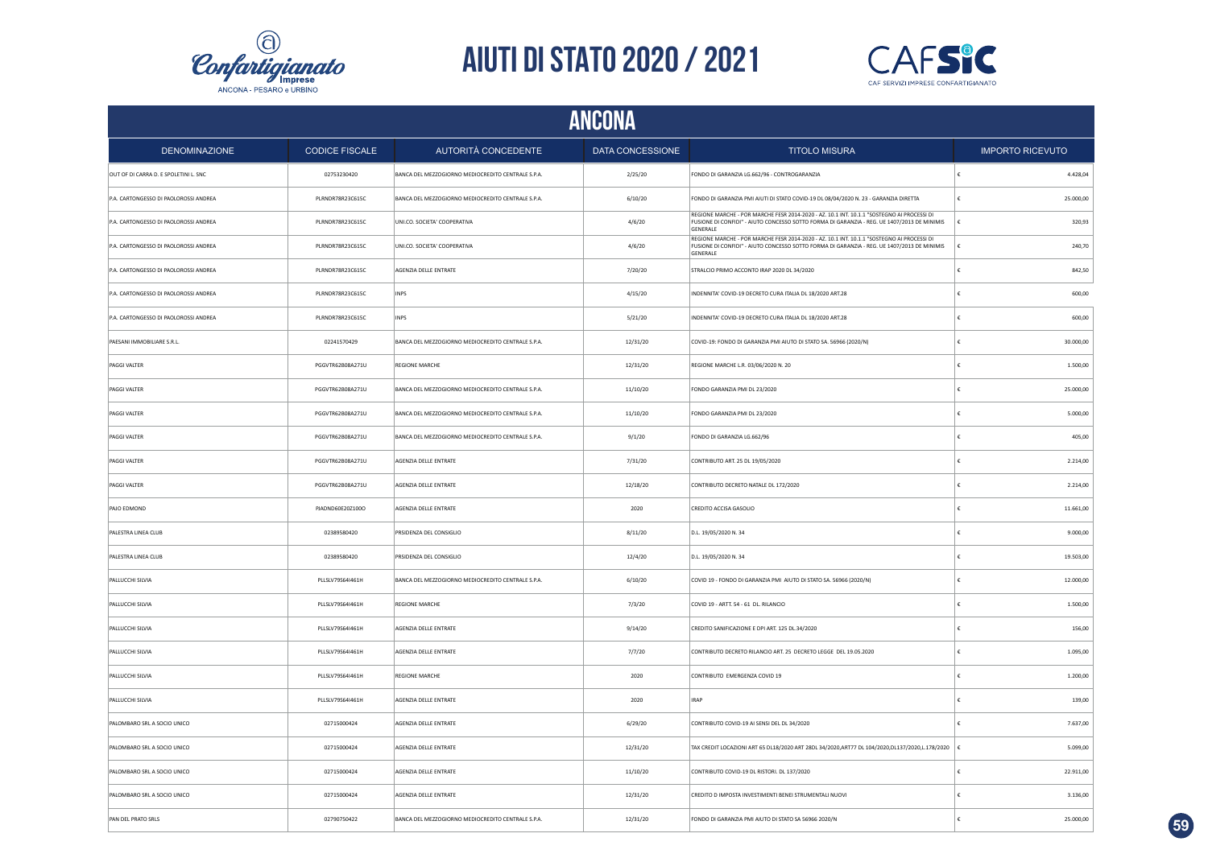# AIUTI DI STATO 2020 / 2021

## ANCONA

| DENOMINAZIONE | CODICE FISCALE | AUTORITÀ CONCEDENTE | DATA CONCESSIONE | TITOLO MISURA | IMPORTO RICEVUTO |
|---|---|---|---|---|---|
| OUT OF DI CARRA D. E SPOLETINI L. SNC | 02753230420 | BANCA DEL MEZZOGIORNO MEDIOCREDITO CENTRALE S.P.A. | 2/25/20 | FONDO DI GARANZIA LG.662/96 - CONTROGARANZIA | € 4.428,04 |
| P.A. CARTONGESSO DI PAOLOROSSI ANDREA | PLRNDR78R23C615C | BANCA DEL MEZZOGIORNO MEDIOCREDITO CENTRALE S.P.A. | 6/10/20 | FONDO DI GARANZIA PMI AIUTI DI STATO COVID-19 DL 08/04/2020 N. 23 - GARANZIA DIRETTA | € 25.000,00 |
| P.A. CARTONGESSO DI PAOLOROSSI ANDREA | PLRNDR78R23C615C | UNI.CO. SOCIETA' COOPERATIVA | 4/6/20 | REGIONE MARCHE - POR MARCHE FESR 2014-2020 - AZ. 10.1 INT. 10.1.1 "SOSTEGNO AI PROCESSI DI FUSIONE DI CONFIDI" - AIUTO CONCESSO SOTTO FORMA DI GARANZIA - REG. UE 1407/2013 DE MINIMIS GENERALE | € 320,93 |
| P.A. CARTONGESSO DI PAOLOROSSI ANDREA | PLRNDR78R23C615C | UNI.CO. SOCIETA' COOPERATIVA | 4/6/20 | REGIONE MARCHE - POR MARCHE FESR 2014-2020 - AZ. 10.1 INT. 10.1.1 "SOSTEGNO AI PROCESSI DI FUSIONE DI CONFIDI" - AIUTO CONCESSO SOTTO FORMA DI GARANZIA - REG. UE 1407/2013 DE MINIMIS GENERALE | € 240,70 |
| P.A. CARTONGESSO DI PAOLOROSSI ANDREA | PLRNDR78R23C615C | AGENZIA DELLE ENTRATE | 7/20/20 | STRALCIO PRIMO ACCONTO IRAP 2020 DL 34/2020 | € 842,50 |
| P.A. CARTONGESSO DI PAOLOROSSI ANDREA | PLRNDR78R23C615C | INPS | 4/15/20 | INDENNITA' COVID-19 DECRETO CURA ITALIA DL 18/2020 ART.28 | € 600,00 |
| P.A. CARTONGESSO DI PAOLOROSSI ANDREA | PLRNDR78R23C615C | INPS | 5/21/20 | INDENNITA' COVID-19 DECRETO CURA ITALIA DL 18/2020 ART.28 | € 600,00 |
| PAESANI IMMOBILIARE S.R.L. | 02241570429 | BANCA DEL MEZZOGIORNO MEDIOCREDITO CENTRALE S.P.A. | 12/31/20 | COVID-19: FONDO DI GARANZIA PMI AIUTO DI STATO SA. 56966 (2020/N) | € 30.000,00 |
| PAGGI VALTER | PGGVTR62B08A271U | REGIONE MARCHE | 12/31/20 | REGIONE MARCHE L.R. 03/06/2020 N. 20 | € 1.500,00 |
| PAGGI VALTER | PGGVTR62B08A271U | BANCA DEL MEZZOGIORNO MEDIOCREDITO CENTRALE S.P.A. | 11/10/20 | FONDO GARANZIA PMI DL 23/2020 | € 25.000,00 |
| PAGGI VALTER | PGGVTR62B08A271U | BANCA DEL MEZZOGIORNO MEDIOCREDITO CENTRALE S.P.A. | 11/10/20 | FONDO GARANZIA PMI DL 23/2020 | € 5.000,00 |
| PAGGI VALTER | PGGVTR62B08A271U | BANCA DEL MEZZOGIORNO MEDIOCREDITO CENTRALE S.P.A. | 9/1/20 | FONDO DI GARANZIA LG.662/96 | € 405,00 |
| PAGGI VALTER | PGGVTR62B08A271U | AGENZIA DELLE ENTRATE | 7/31/20 | CONTRIBUTO ART. 25 DL 19/05/2020 | € 2.214,00 |
| PAGGI VALTER | PGGVTR62B08A271U | AGENZIA DELLE ENTRATE | 12/18/20 | CONTRIBUTO DECRETO NATALE DL 172/2020 | € 2.214,00 |
| PAJO EDMOND | PJADND60E20Z100O | AGENZIA DELLE ENTRATE | 2020 | CREDITO ACCISA GASOLIO | € 11.661,00 |
| PALESTRA LINEA CLUB | 02389580420 | PRSIDENZA DEL CONSIGLIO | 8/11/20 | D.L. 19/05/2020 N. 34 | € 9.000,00 |
| PALESTRA LINEA CLUB | 02389580420 | PRSIDENZA DEL CONSIGLIO | 12/4/20 | D.L. 19/05/2020 N. 34 | € 19.503,00 |
| PALLUCCHI SILVIA | PLLSLV79S64I461H | BANCA DEL MEZZOGIORNO MEDIOCREDITO CENTRALE S.P.A. | 6/10/20 | COVID 19 - FONDO DI GARANZIA PMI AIUTO DI STATO SA. 56966 (2020/N) | € 12.000,00 |
| PALLUCCHI SILVIA | PLLSLV79S64I461H | REGIONE MARCHE | 7/3/20 | COVID 19 - ARTT. 54 - 61 DL. RILANCIO | € 1.500,00 |
| PALLUCCHI SILVIA | PLLSLV79S64I461H | AGENZIA DELLE ENTRATE | 9/14/20 | CREDITO SANIFICAZIONE E DPI ART. 125 DL.34/2020 | € 156,00 |
| PALLUCCHI SILVIA | PLLSLV79S64I461H | AGENZIA DELLE ENTRATE | 7/7/20 | CONTRIBUTO DECRETO RILANCIO ART. 25 DECRETO LEGGE DEL 19.05.2020 | € 1.095,00 |
| PALLUCCHI SILVIA | PLLSLV79S64I461H | REGIONE MARCHE | 2020 | CONTRIBUTO EMERGENZA COVID 19 | € 1.200,00 |
| PALLUCCHI SILVIA | PLLSLV79S64I461H | AGENZIA DELLE ENTRATE | 2020 | IRAP | € 139,00 |
| PALOMBARO SRL A SOCIO UNICO | 02715000424 | AGENZIA DELLE ENTRATE | 6/29/20 | CONTRIBUTO COVID-19 AI SENSI DEL DL 34/2020 | € 7.637,00 |
| PALOMBARO SRL A SOCIO UNICO | 02715000424 | AGENZIA DELLE ENTRATE | 12/31/20 | TAX CREDIT LOCAZIONI ART 65 DL18/2020 ART 28DL 34/2020,ART77 DL 104/2020,DL137/2020,L.178/2020 | € 5.099,00 |
| PALOMBARO SRL A SOCIO UNICO | 02715000424 | AGENZIA DELLE ENTRATE | 11/10/20 | CONTRIBUTO COVID-19 DL RISTORI. DL 137/2020 | € 22.911,00 |
| PALOMBARO SRL A SOCIO UNICO | 02715000424 | AGENZIA DELLE ENTRATE | 12/31/20 | CREDITO D IMPOSTA INVESTIMENTI BENEI STRUMENTALI NUOVI | € 3.136,00 |
| PAN DEL PRATO SRLS | 02790750422 | BANCA DEL MEZZOGIORNO MEDIOCREDITO CENTRALE S.P.A. | 12/31/20 | FONDO DI GARANZIA PMI AIUTO DI STATO SA 56966 2020/N | € 25.000,00 |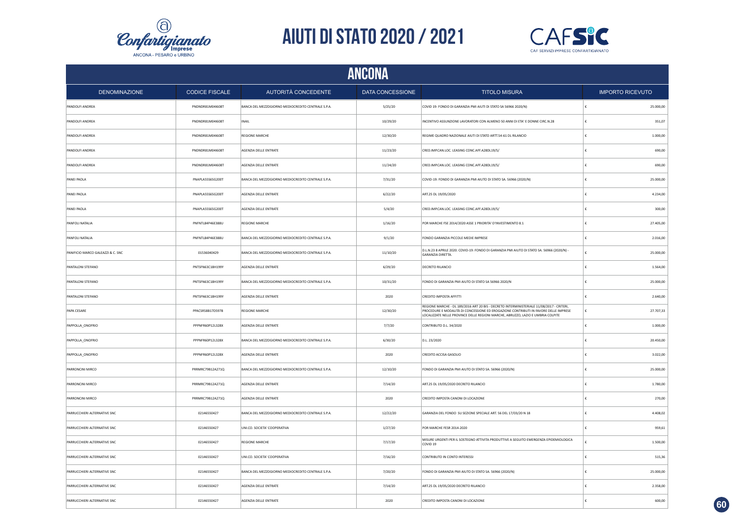# AIUTI DI STATO 2020 / 2021

## ANCONA

| DENOMINAZIONE | CODICE FISCALE | AUTORITÀ CONCEDENTE | DATA CONCESSIONE | TITOLO MISURA | IMPORTO RICEVUTO |
|---|---|---|---|---|---|
| PANDOLFI ANDREA | PNDNDR81M04I608T | BANCA DEL MEZZOGIORNO MEDIOCREDITO CENTRALE S.P.A. | 5/25/20 | COVID 19- FONDO DI GARANZIA PMI AIUTI DI STATO SA 56966 2020/N) | € 25.000,00 |
| PANDOLFI ANDREA | PNDNDR81M04I608T | INAIL | 10/29/20 | INCENTIVO ASSUNZIONE LAVORATORI CON ALMENO 50 ANNI DI ETA' E DONNE CIRC.N.28 | € 351,07 |
| PANDOLFI ANDREA | PNDNDR81M04I608T | REGIONE MARCHE | 12/30/20 | REGIME QUADRO NAZIONALE AIUTI DI STATO ARTT.54-61 DL RILANCIO | € 1.000,00 |
| PANDOLFI ANDREA | PNDNDR81M04I608T | AGENZIA DELLE ENTRATE | 11/23/20 | CRED.IMP.CAN.LOC. LEASING CONC.AFF.A28DL19/5/ | € 690,00 |
| PANDOLFI ANDREA | PNDNDR81M04I608T | AGENZIA DELLE ENTRATE | 11/24/20 | CRED.IMP.CAN.LOC. LEASING CONC.AFF.A28DL19/5/ | € 690,00 |
| PANEI PAOLA | PNAPLA55S65G200T | BANCA DEL MEZZOGIORNO MEDIOCREDITO CENTRALE S.P.A. | 7/31/20 | COVID-19: FONDO DI GARANZIA PMI AIUTO DI STATO SA. 56966 (2020/N) | € 25.000,00 |
| PANEI PAOLA | PNAPLA55S65G200T | AGENZIA DELLE ENTRATE | 6/22/20 | ART.25 DL 19/05/2020 | € 4.234,00 |
| PANEI PAOLA | PNAPLA55S65G200T | AGENZIA DELLE ENTRATE | 5/4/20 | CRED.IMP.CAN.LOC. LEASING CONC.AFF.A28DL19/5/ | € 300,00 |
| PANFOLI NATALIA | PNFNTL84P46E388U | REGIONE MARCHE | 1/16/20 | POR MARCHE FSE 2014/2020 ASSE 1 PRIORITA' D'INVESTIMENTO 8.1 | € 27.405,00 |
| PANFOLI NATALIA | PNFNTL84P46E388U | BANCA DEL MEZZOGIORNO MEDIOCREDITO CENTRALE S.P.A. | 9/1/20 | FONDO GARANZIA PICCOLE MEDIE IMPRESE | € 2.016,00 |
| PANIFICIO MARCO GALEAZZI & C. SNC | 01536040429 | BANCA DEL MEZZOGIORNO MEDIOCREDITO CENTRALE S.P.A. | 11/10/20 | D.L.N.23 8 APRILE 2020. COVID-19: FONDO DI GARANZIA PMI AIUTO DI STATO SA. 56966 (2020/N) - GARANZIA DIRETTA. | € 25.000,00 |
| PANTALONI STEFANO | PNTSFN63C18H199Y | AGENZIA DELLE ENTRATE | 6/29/20 | DECRETO RILANCIO | € 1.564,00 |
| PANTALONI STEFANO | PNTSFN63C18H199Y | BANCA DEL MEZZOGIORNO MEDIOCREDITO CENTRALE S.P.A. | 10/31/20 | FONDO DI GARANZIA PMI AIUTO DI STATO SA 56966 2020/N | € 25.000,00 |
| PANTALONI STEFANO | PNTSFN63C18H199Y | AGENZIA DELLE ENTRATE | 2020 | CREDITO IMPOSTA AFFITTI | € 2.640,00 |
| PAPA CESARE | PPACSR58B17D597B | REGIONE MARCHE | 12/30/20 | REGIONE MARCHE - DL 189/2016 ART 20 BIS - DECRETO INTERMINISTERIALE 11/08/2017 - CRITERI, PROCEDURE E MODALITÀ DI CONCESSIONE ED EROGAZIONE CONTRIBUTI IN FAVORE DELLE IMPRESE LOCALIZZATE NELLE PROVINCE DELLE REGIONI MARCHE, ABRUZZO, LAZIO E UMBRIA COLPITE | € 27.707,33 |
| PAPPOLLA_ONOFRIO | PPPNFR60P12L328X | AGENZIA DELLE ENTRATE | 7/7/20 | CONTRIBUTO D.L. 34/2020 | € 1.000,00 |
| PAPPOLLA_ONOFRIO | PPPNFR60P12L328X | BANCA DEL MEZZOGIORNO MEDIOCREDITO CENTRALE S.P.A. | 6/30/20 | D.L. 23/2020 | € 20.450,00 |
| PAPPOLLA_ONOFRIO | PPPNFR60P12L328X | AGENZIA DELLE ENTRATE | 2020 | CREDITO ACCISA GASOLIO | € 3.022,00 |
| PARRONCINI MIRCO | PRRMRC79B12A271Q | BANCA DEL MEZZOGIORNO MEDIOCREDITO CENTRALE S.P.A. | 12/10/20 | FONDO DI GARANZIA PMI AIUTO DI STATO SA. 56966 (2020/N) | € 25.000,00 |
| PARRONCINI MIRCO | PRRMRC79B12A271Q | AGENZIA DELLE ENTRATE | 7/14/20 | ART.25 DL 19/05/2020 DECRETO RILANCIO | € 1.780,00 |
| PARRONCINI MIRCO | PRRMRC79B12A271Q | AGENZIA DELLE ENTRATE | 2020 | CREDITO IMPOSTA CANONI DI LOCAZIONE | € 270,00 |
| PARRUCCHIERI ALTERNATIVE SNC | 02146550427 | BANCA DEL MEZZOGIORNO MEDIOCREDITO CENTRALE S.P.A. | 12/22/20 | GARANZIA DEL FONDO SU SEZIONE SPECIALE ART. 56 DEL 17/03/20 N 18 | € 4.408,02 |
| PARRUCCHIERI ALTERNATIVE SNC | 02146550427 | UNI.CO. SOCIETA' COOPERATIVA | 1/27/20 | POR MARCHE FESR 2014-2020 | € 959,61 |
| PARRUCCHIERI ALTERNATIVE SNC | 02146550427 | REGIONE MARCHE | 7/17/20 | MISURE URGENTI PER IL SOSTEGNO ATTIVITA PRODUTTIVE A SEGUITO EMERGENZA EPIDEMIOLOGICA COVID 19 | € 1.500,00 |
| PARRUCCHIERI ALTERNATIVE SNC | 02146550427 | UNI.CO. SOCIETA' COOPERATIVA | 7/16/20 | CONTRIBUTO IN CONTO INTERESSI | € 515,36 |
| PARRUCCHIERI ALTERNATIVE SNC | 02146550427 | BANCA DEL MEZZOGIORNO MEDIOCREDITO CENTRALE S.P.A. | 7/20/20 | FONDO DI GARANZIA PMI AIUTO DI STATO SA. 56966 (2020/N) | € 25.000,00 |
| PARRUCCHIERI ALTERNATIVE SNC | 02146550427 | AGENZIA DELLE ENTRATE | 7/14/20 | ART.25 DL 19/05/2020 DECRETO RILANCIO | € 2.358,00 |
| PARRUCCHIERI ALTERNATIVE SNC | 02146550427 | AGENZIA DELLE ENTRATE | 2020 | CREDITO IMPOSTA CANONI DI LOCAZIONE | € 600,00 |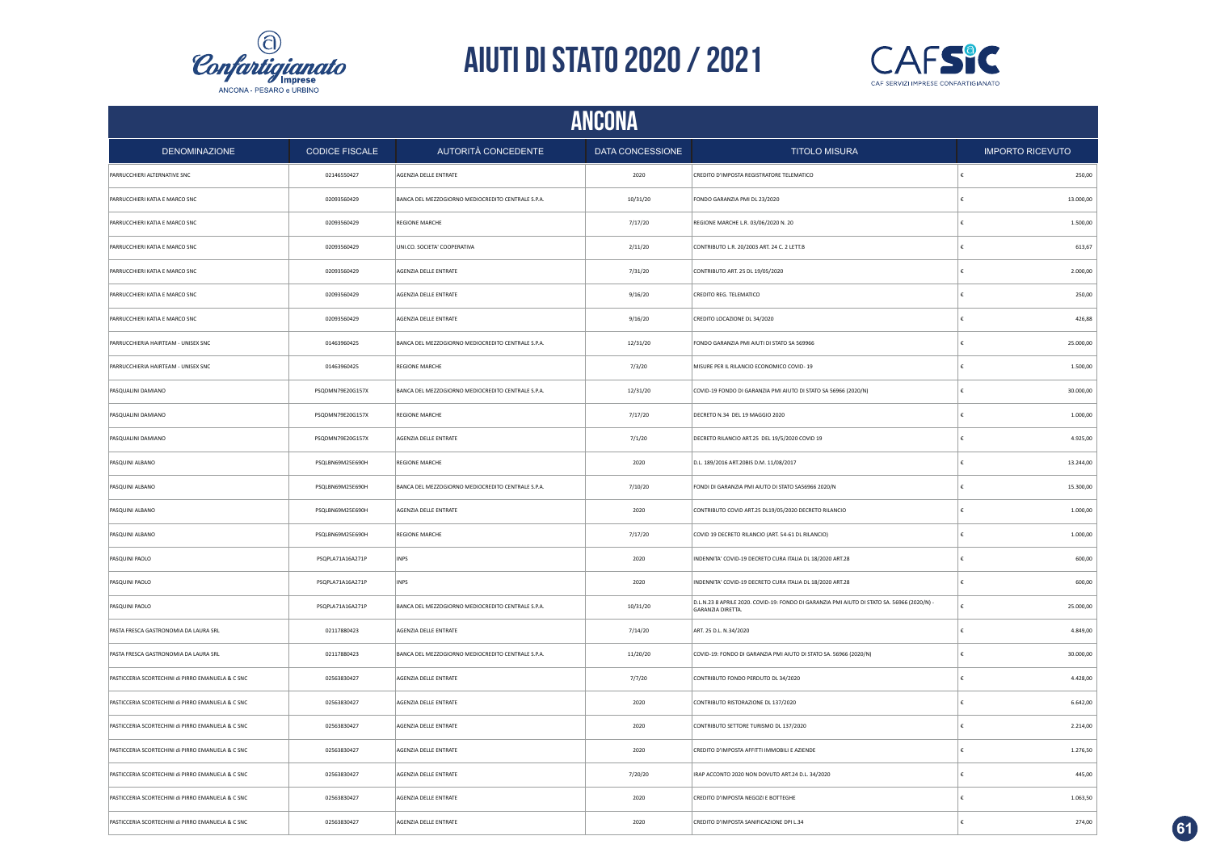# AIUTI DI STATO 2020 / 2021

## ANCONA

| DENOMINAZIONE | CODICE FISCALE | AUTORITÀ CONCEDENTE | DATA CONCESSIONE | TITOLO MISURA | IMPORTO RICEVUTO |
|---|---|---|---|---|---|
| PARRUCCHIERI ALTERNATIVE SNC | 02146550427 | AGENZIA DELLE ENTRATE | 2020 | CREDITO D'IMPOSTA REGISTRATORE TELEMATICO | € 250,00 |
| PARRUCCHIERI KATIA E MARCO SNC | 02093560429 | BANCA DEL MEZZOGIORNO MEDIOCREDITO CENTRALE S.P.A. | 10/31/20 | FONDO GARANZIA PMI DL 23/2020 | € 13.000,00 |
| PARRUCCHIERI KATIA E MARCO SNC | 02093560429 | REGIONE MARCHE | 7/17/20 | REGIONE MARCHE L.R. 03/06/2020 N. 20 | € 1.500,00 |
| PARRUCCHIERI KATIA E MARCO SNC | 02093560429 | UNI.CO. SOCIETA' COOPERATIVA | 2/11/20 | CONTRIBUTO L.R. 20/2003 ART. 24 C. 2 LETT.B | € 613,67 |
| PARRUCCHIERI KATIA E MARCO SNC | 02093560429 | AGENZIA DELLE ENTRATE | 7/31/20 | CONTRIBUTO ART. 25 DL 19/05/2020 | € 2.000,00 |
| PARRUCCHIERI KATIA E MARCO SNC | 02093560429 | AGENZIA DELLE ENTRATE | 9/16/20 | CREDITO REG. TELEMATICO | € 250,00 |
| PARRUCCHIERI KATIA E MARCO SNC | 02093560429 | AGENZIA DELLE ENTRATE | 9/16/20 | CREDITO LOCAZIONE DL 34/2020 | € 426,88 |
| PARRUCCHIERIA HAIRTEAM - UNISEX SNC | 01463960425 | BANCA DEL MEZZOGIORNO MEDIOCREDITO CENTRALE S.P.A. | 12/31/20 | FONDO GARANZIA PMI AIUTI DI STATO SA 569966 | € 25.000,00 |
| PARRUCCHIERIA HAIRTEAM - UNISEX SNC | 01463960425 | REGIONE MARCHE | 7/3/20 | MISURE PER IL RILANCIO ECONOMICO COVID- 19 | € 1.500,00 |
| PASQUALINI DAMIANO | PSQDMN79E20G157X | BANCA DEL MEZZOGIORNO MEDIOCREDITO CENTRALE S.P.A. | 12/31/20 | COVID-19 FONDO DI GARANZIA PMI AIUTO DI STATO SA 56966 (2020/N) | € 30.000,00 |
| PASQUALINI DAMIANO | PSQDMN79E20G157X | REGIONE MARCHE | 7/17/20 | DECRETO N.34 DEL 19 MAGGIO 2020 | € 1.000,00 |
| PASQUALINI DAMIANO | PSQDMN79E20G157X | AGENZIA DELLE ENTRATE | 7/1/20 | DECRETO RILANCIO ART.25 DEL 19/5/2020 COVID 19 | € 4.925,00 |
| PASQUINI ALBANO | PSQLBN69M25E690H | REGIONE MARCHE | 2020 | D.L. 189/2016 ART.20BIS D.M. 11/08/2017 | € 13.244,00 |
| PASQUINI ALBANO | PSQLBN69M25E690H | BANCA DEL MEZZOGIORNO MEDIOCREDITO CENTRALE S.P.A. | 7/10/20 | FONDI DI GARANZIA PMI AIUTO DI STATO SA56966 2020/N | € 15.300,00 |
| PASQUINI ALBANO | PSQLBN69M25E690H | AGENZIA DELLE ENTRATE | 2020 | CONTRIBUTO COVID ART.25 DL19/05/2020 DECRETO RILANCIO | € 1.000,00 |
| PASQUINI ALBANO | PSQLBN69M25E690H | REGIONE MARCHE | 7/17/20 | COVID 19 DECRETO RILANCIO (ART. 54-61 DL RILANCIO) | € 1.000,00 |
| PASQUINI PAOLO | PSQPLA71A16A271P | INPS | 2020 | INDENNITA' COVID-19 DECRETO CURA ITALIA DL 18/2020 ART.28 | € 600,00 |
| PASQUINI PAOLO | PSQPLA71A16A271P | INPS | 2020 | INDENNITA' COVID-19 DECRETO CURA ITALIA DL 18/2020 ART.28 | € 600,00 |
| PASQUINI PAOLO | PSQPLA71A16A271P | BANCA DEL MEZZOGIORNO MEDIOCREDITO CENTRALE S.P.A. | 10/31/20 | D.L.N.23 8 APRILE 2020. COVID-19: FONDO DI GARANZIA PMI AIUTO DI STATO SA. 56966 (2020/N) - GARANZIA DIRETTA. | € 25.000,00 |
| PASTA FRESCA GASTRONOMIA DA LAURA SRL | 02117880423 | AGENZIA DELLE ENTRATE | 7/14/20 | ART. 25 D.L. N.34/2020 | € 4.849,00 |
| PASTA FRESCA GASTRONOMIA DA LAURA SRL | 02117880423 | BANCA DEL MEZZOGIORNO MEDIOCREDITO CENTRALE S.P.A. | 11/20/20 | COVID-19: FONDO DI GARANZIA PMI AIUTO DI STATO SA. 56966 (2020/N) | € 30.000,00 |
| PASTICCERIA SCORTECHINI di PIRRO EMANUELA & C SNC | 02563830427 | AGENZIA DELLE ENTRATE | 7/7/20 | CONTRIBUTO FONDO PERDUTO DL 34/2020 | € 4.428,00 |
| PASTICCERIA SCORTECHINI di PIRRO EMANUELA & C SNC | 02563830427 | AGENZIA DELLE ENTRATE | 2020 | CONTRIBUTO RISTORAZIONE DL 137/2020 | € 6.642,00 |
| PASTICCERIA SCORTECHINI di PIRRO EMANUELA & C SNC | 02563830427 | AGENZIA DELLE ENTRATE | 2020 | CONTRIBUTO SETTORE TURISMO DL 137/2020 | € 2.214,00 |
| PASTICCERIA SCORTECHINI di PIRRO EMANUELA & C SNC | 02563830427 | AGENZIA DELLE ENTRATE | 2020 | CREDITO D'IMPOSTA AFFITTI IMMOBILI E AZIENDE | € 1.276,50 |
| PASTICCERIA SCORTECHINI di PIRRO EMANUELA & C SNC | 02563830427 | AGENZIA DELLE ENTRATE | 7/20/20 | IRAP ACCONTO 2020 NON DOVUTO ART.24 D.L. 34/2020 | € 445,00 |
| PASTICCERIA SCORTECHINI di PIRRO EMANUELA & C SNC | 02563830427 | AGENZIA DELLE ENTRATE | 2020 | CREDITO D'IMPOSTA NEGOZI E BOTTEGHE | € 1.063,50 |
| PASTICCERIA SCORTECHINI di PIRRO EMANUELA & C SNC | 02563830427 | AGENZIA DELLE ENTRATE | 2020 | CREDITO D'IMPOSTA SANIFICAZIONE DPI L.34 | € 274,00 |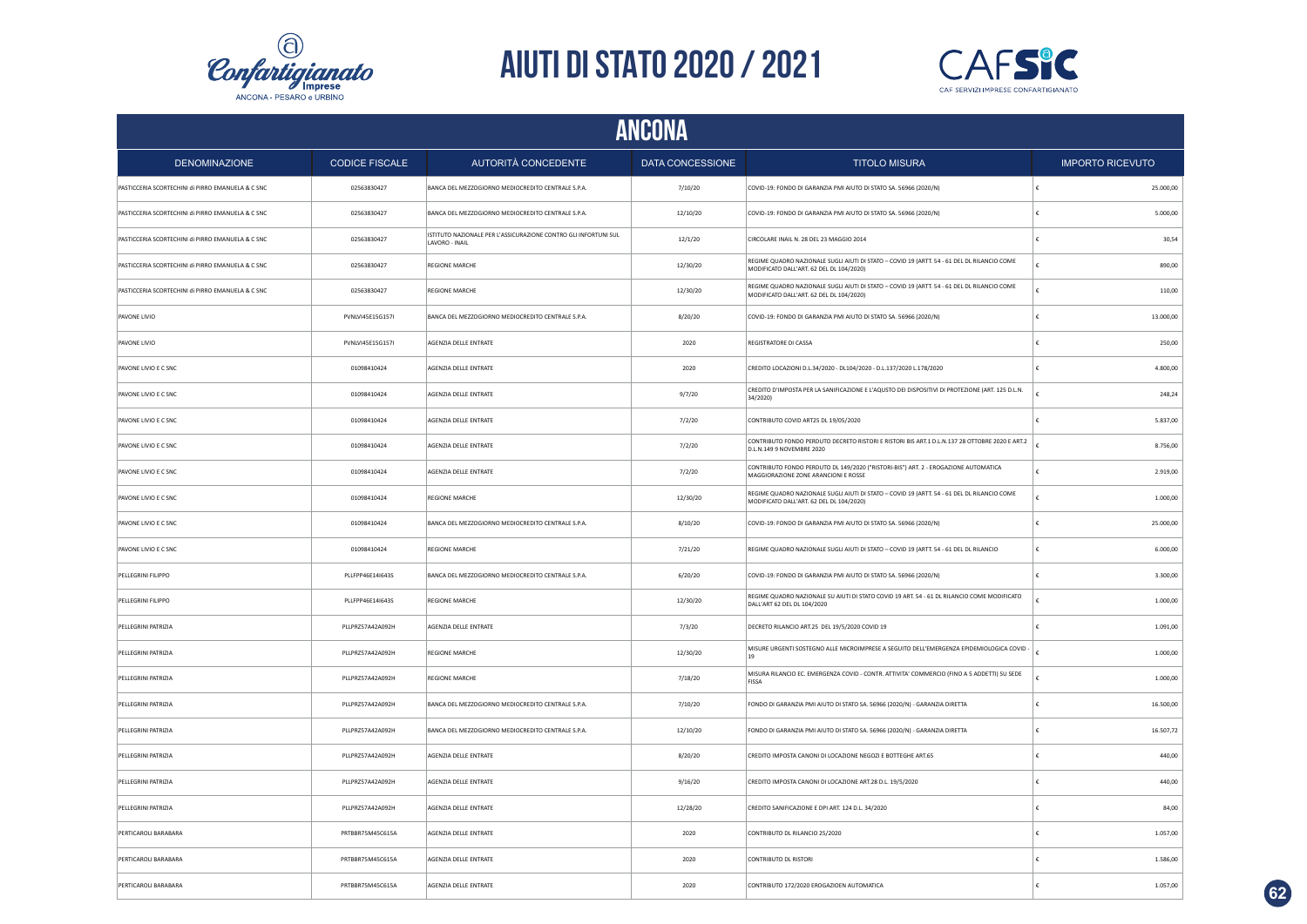# AIUTI DI STATO 2020 / 2021

## ANCONA

| DENOMINAZIONE | CODICE FISCALE | AUTORITÀ CONCEDENTE | DATA CONCESSIONE | TITOLO MISURA | IMPORTO RICEVUTO |
|---|---|---|---|---|---|
| PASTICCERIA SCORTECHINI di PIRRO EMANUELA & C SNC | 02563830427 | BANCA DEL MEZZOGIORNO MEDIOCREDITO CENTRALE S.P.A. | 7/10/20 | COVID-19: FONDO DI GARANZIA PMI AIUTO DI STATO SA. 56966 (2020/N) | € 25.000,00 |
| PASTICCERIA SCORTECHINI di PIRRO EMANUELA & C SNC | 02563830427 | BANCA DEL MEZZOGIORNO MEDIOCREDITO CENTRALE S.P.A. | 12/10/20 | COVID-19: FONDO DI GARANZIA PMI AIUTO DI STATO SA. 56966 (2020/N) | € 5.000,00 |
| PASTICCERIA SCORTECHINI di PIRRO EMANUELA & C SNC | 02563830427 | ISTITUTO NAZIONALE PER L'ASSICURAZIONE CONTRO GLI INFORTUNI SUL LAVORO - INAIL | 12/1/20 | CIRCOLARE INAIL N. 28 DEL 23 MAGGIO 2014 | € 30,54 |
| PASTICCERIA SCORTECHINI di PIRRO EMANUELA & C SNC | 02563830427 | REGIONE MARCHE | 12/30/20 | REGIME QUADRO NAZIONALE SUGLI AIUTI DI STATO – COVID 19 (ARTT. 54 - 61 DEL DL RILANCIO COME MODIFICATO DALL'ART. 62 DEL DL 104/2020) | € 890,00 |
| PASTICCERIA SCORTECHINI di PIRRO EMANUELA & C SNC | 02563830427 | REGIONE MARCHE | 12/30/20 | REGIME QUADRO NAZIONALE SUGLI AIUTI DI STATO – COVID 19 (ARTT. 54 - 61 DEL DL RILANCIO COME MODIFICATO DALL'ART. 62 DEL DL 104/2020) | € 110,00 |
| PAVONE LIVIO | PVNLVI45E15G157I | BANCA DEL MEZZOGIORNO MEDIOCREDITO CENTRALE S.P.A. | 8/20/20 | COVID-19: FONDO DI GARANZIA PMI AIUTO DI STATO SA. 56966 (2020/N) | € 13.000,00 |
| PAVONE LIVIO | PVNLVI45E15G157I | AGENZIA DELLE ENTRATE | 2020 | REGISTRATORE DI CASSA | € 250,00 |
| PAVONE LIVIO E C SNC | 01098410424 | AGENZIA DELLE ENTRATE | 2020 | CREDITO LOCAZIONI D.L.34/2020 - DL104/2020 - D.L.137/2020 L.178/2020 | € 4.800,00 |
| PAVONE LIVIO E C SNC | 01098410424 | AGENZIA DELLE ENTRATE | 9/7/20 | CREDITO D'IMPOSTA PER LA SANIFICAZIONE E L'AQUSTO DEI DISPOSITIVI DI PROTEZIONE (ART. 125 D.L.N. 34/2020) | € 248,24 |
| PAVONE LIVIO E C SNC | 01098410424 | AGENZIA DELLE ENTRATE | 7/2/20 | CONTRIBUTO COVID ART25 DL 19/05/2020 | € 5.837,00 |
| PAVONE LIVIO E C SNC | 01098410424 | AGENZIA DELLE ENTRATE | 7/2/20 | CONTRIBUTO FONDO PERDUTO DECRETO RISTORI E RISTORI BIS ART.1 D.L.N.137 28 OTTOBRE 2020 E ART.2 D.L.N.149 9 NOVEMBRE 2020 | € 8.756,00 |
| PAVONE LIVIO E C SNC | 01098410424 | AGENZIA DELLE ENTRATE | 7/2/20 | CONTRIBUTO FONDO PERDUTO DL 149/2020 ("RISTORI-BIS") ART. 2 - EROGAZIONE AUTOMATICA MAGGIORAZIONE ZONE ARANCIONI E ROSSE | € 2.919,00 |
| PAVONE LIVIO E C SNC | 01098410424 | REGIONE MARCHE | 12/30/20 | REGIME QUADRO NAZIONALE SUGLI AIUTI DI STATO – COVID 19 (ARTT. 54 - 61 DEL DL RILANCIO COME MODIFICATO DALL'ART. 62 DEL DL 104/2020) | € 1.000,00 |
| PAVONE LIVIO E C SNC | 01098410424 | BANCA DEL MEZZOGIORNO MEDIOCREDITO CENTRALE S.P.A. | 8/10/20 | COVID-19: FONDO DI GARANZIA PMI AIUTO DI STATO SA. 56966 (2020/N) | € 25.000,00 |
| PAVONE LIVIO E C SNC | 01098410424 | REGIONE MARCHE | 7/21/20 | REGIME QUADRO NAZIONALE SUGLI AIUTI DI STATO – COVID 19 (ARTT. 54 - 61 DEL DL RILANCIO | € 6.000,00 |
| PELLEGRINI FILIPPO | PLLFPP46E14I643S | BANCA DEL MEZZOGIORNO MEDIOCREDITO CENTRALE S.P.A. | 6/20/20 | COVID-19: FONDO DI GARANZIA PMI AIUTO DI STATO SA. 56966 (2020/N) | € 3.300,00 |
| PELLEGRINI FILIPPO | PLLFPP46E14I643S | REGIONE MARCHE | 12/30/20 | REGIME QUADRO NAZIONALE SU AIUTI DI STATO COVID 19 ART. 54 - 61 DL RILANCIO COME MODIFICATO DALL'ART 62 DEL DL 104/2020 | € 1.000,00 |
| PELLEGRINI PATRIZIA | PLLPRZ57A42A092H | AGENZIA DELLE ENTRATE | 7/3/20 | DECRETO RILANCIO ART.25 DEL 19/5/2020 COVID 19 | € 1.091,00 |
| PELLEGRINI PATRIZIA | PLLPRZ57A42A092H | REGIONE MARCHE | 12/30/20 | MISURE URGENTI SOSTEGNO ALLE MICROIMPRESE A SEGUITO DELL'EMERGENZA EPIDEMIOLOGICA COVID - 19 | € 1.000,00 |
| PELLEGRINI PATRIZIA | PLLPRZ57A42A092H | REGIONE MARCHE | 7/18/20 | MISURA RILANCIO EC. EMERGENZA COVID - CONTR. ATTIVITA' COMMERCIO (FINO A 5 ADDETTI) SU SEDE FISSA | € 1.000,00 |
| PELLEGRINI PATRIZIA | PLLPRZ57A42A092H | BANCA DEL MEZZOGIORNO MEDIOCREDITO CENTRALE S.P.A. | 7/10/20 | FONDO DI GARANZIA PMI AIUTO DI STATO SA. 56966 (2020/N) - GARANZIA DIRETTA | € 16.500,00 |
| PELLEGRINI PATRIZIA | PLLPRZ57A42A092H | BANCA DEL MEZZOGIORNO MEDIOCREDITO CENTRALE S.P.A. | 12/10/20 | FONDO DI GARANZIA PMI AIUTO DI STATO SA. 56966 (2020/N) - GARANZIA DIRETTA | € 16.507,72 |
| PELLEGRINI PATRIZIA | PLLPRZ57A42A092H | AGENZIA DELLE ENTRATE | 8/20/20 | CREDITO IMPOSTA CANONI DI LOCAZIONE NEGOZI E BOTTEGHE ART.65 | € 440,00 |
| PELLEGRINI PATRIZIA | PLLPRZ57A42A092H | AGENZIA DELLE ENTRATE | 9/16/20 | CREDITO IMPOSTA CANONI DI LOCAZIONE ART.28 D.L. 19/5/2020 | € 440,00 |
| PELLEGRINI PATRIZIA | PLLPRZ57A42A092H | AGENZIA DELLE ENTRATE | 12/28/20 | CREDITO SANIFICAZIONE E DPI ART. 124 D.L. 34/2020 | € 84,00 |
| PERTICAROLI BARABARA | PRTBBR75M45C615A | AGENZIA DELLE ENTRATE | 2020 | CONTRIBUTO DL RILANCIO 25/2020 | € 1.057,00 |
| PERTICAROLI BARABARA | PRTBBR75M45C615A | AGENZIA DELLE ENTRATE | 2020 | CONTRIBUTO DL RISTORI | € 1.586,00 |
| PERTICAROLI BARABARA | PRTBBR75M45C615A | AGENZIA DELLE ENTRATE | 2020 | CONTRIBUTO 172/2020 EROGAZIOEN AUTOMATICA | € 1.057,00 |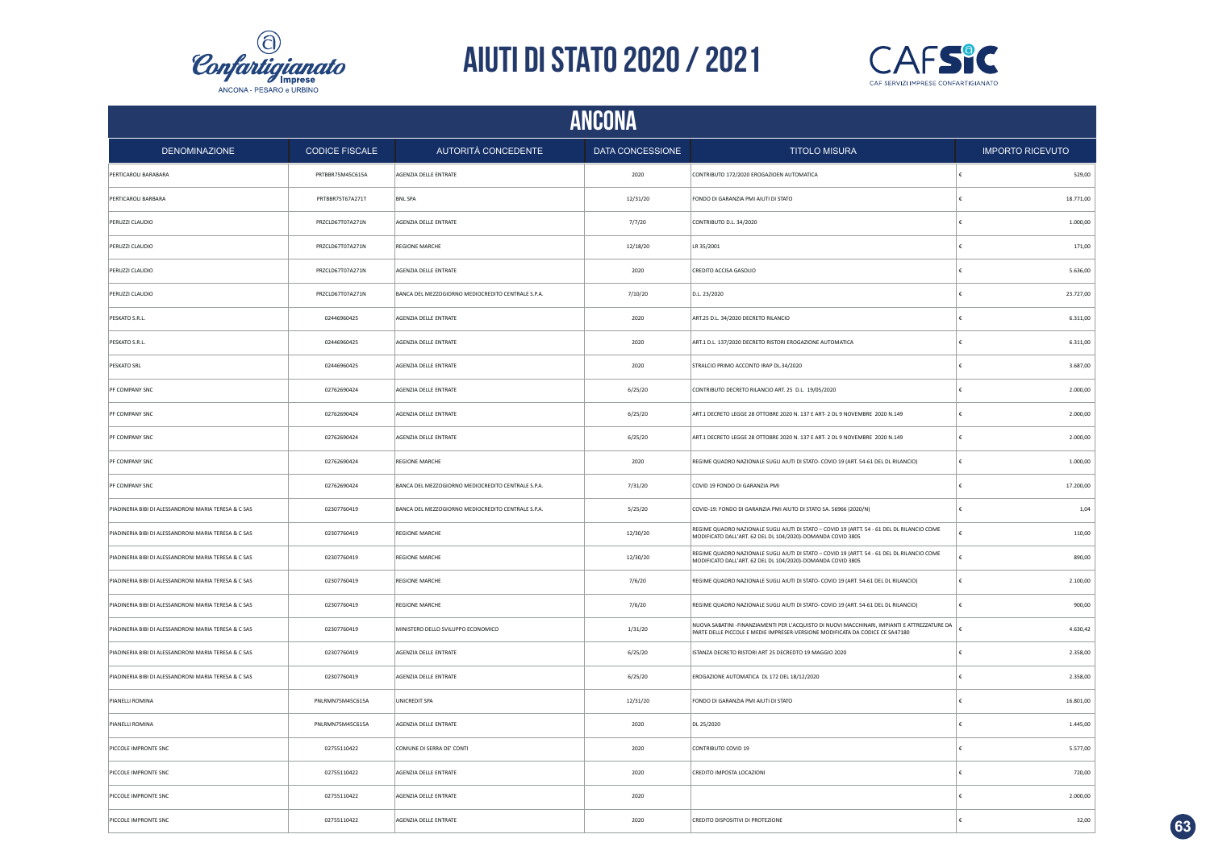# AIUTI DI STATO 2020 / 2021

## ANCONA

| DENOMINAZIONE | CODICE FISCALE | AUTORITÀ CONCEDENTE | DATA CONCESSIONE | TITOLO MISURA | IMPORTO RICEVUTO |
|---|---|---|---|---|---|
| PERTICAROLI BARABARA | PRTBBR75M45C615A | AGENZIA DELLE ENTRATE | 2020 | CONTRIBUTO 172/2020 EROGAZIOEN AUTOMATICA | € 529,00 |
| PERTICAROLI BARBARA | PRTBBR75T67A271T | BNL SPA | 12/31/20 | FONDO DI GARANZIA PMI AIUTI DI STATO | € 18.771,00 |
| PERUZZI CLAUDIO | PRZCLD67T07A271N | AGENZIA DELLE ENTRATE | 7/7/20 | CONTRIBUTO D.L. 34/2020 | € 1.000,00 |
| PERUZZI CLAUDIO | PRZCLD67T07A271N | REGIONE MARCHE | 12/18/20 | LR 35/2001 | € 171,00 |
| PERUZZI CLAUDIO | PRZCLD67T07A271N | AGENZIA DELLE ENTRATE | 2020 | CREDITO ACCISA GASOLIO | € 5.636,00 |
| PERUZZI CLAUDIO | PRZCLD67T07A271N | BANCA DEL MEZZOGIORNO MEDIOCREDITO CENTRALE S.P.A. | 7/10/20 | D.L. 23/2020 | € 23.727,00 |
| PESKATO S.R.L. | 02446960425 | AGENZIA DELLE ENTRATE | 2020 | ART.25 D.L. 34/2020 DECRETO RILANCIO | € 6.311,00 |
| PESKATO S.R.L. | 02446960425 | AGENZIA DELLE ENTRATE | 2020 | ART.1 D.L. 137/2020 DECRETO RISTORI EROGAZIONE AUTOMATICA | € 6.311,00 |
| PESKATO SRL | 02446960425 | AGENZIA DELLE ENTRATE | 2020 | STRALCIO PRIMO ACCONTO IRAP DL.34/2020 | € 3.687,00 |
| PF COMPANY SNC | 02762690424 | AGENZIA DELLE ENTRATE | 6/25/20 | CONTRIBUTO DECRETO RILANCIO ART. 25 D.L. 19/05/2020 | € 2.000,00 |
| PF COMPANY SNC | 02762690424 | AGENZIA DELLE ENTRATE | 6/25/20 | ART.1 DECRETO LEGGE 28 OTTOBRE 2020 N. 137 E ART- 2 DL 9 NOVEMBRE 2020 N.149 | € 2.000,00 |
| PF COMPANY SNC | 02762690424 | AGENZIA DELLE ENTRATE | 6/25/20 | ART.1 DECRETO LEGGE 28 OTTOBRE 2020 N. 137 E ART- 2 DL 9 NOVEMBRE 2020 N.149 | € 2.000,00 |
| PF COMPANY SNC | 02762690424 | REGIONE MARCHE | 2020 | REGIME QUADRO NAZIONALE SUGLI AIUTI DI STATO- COVID 19 (ART. 54-61 DEL DL RILANCIO) | € 1.000,00 |
| PF COMPANY SNC | 02762690424 | BANCA DEL MEZZOGIORNO MEDIOCREDITO CENTRALE S.P.A. | 7/31/20 | COVID 19 FONDO DI GARANZIA PMI | € 17.200,00 |
| PIADINERIA BIBI DI ALESSANDRONI MARIA TERESA & C SAS | 02307760419 | BANCA DEL MEZZOGIORNO MEDIOCREDITO CENTRALE S.P.A. | 5/25/20 | COVID-19: FONDO DI GARANZIA PMI AIUTO DI STATO SA. 56966 (2020/N) | € 1,04 |
| PIADINERIA BIBI DI ALESSANDRONI MARIA TERESA & C SAS | 02307760419 | REGIONE MARCHE | 12/30/20 | REGIME QUADRO NAZIONALE SUGLI AIUTI DI STATO – COVID 19 (ARTT. 54 - 61 DEL DL RILANCIO COME MODIFICATO DALL'ART. 62 DEL DL 104/2020)-DOMANDA COVID 3805 | € 110,00 |
| PIADINERIA BIBI DI ALESSANDRONI MARIA TERESA & C SAS | 02307760419 | REGIONE MARCHE | 12/30/20 | REGIME QUADRO NAZIONALE SUGLI AIUTI DI STATO – COVID 19 (ARTT. 54 - 61 DEL DL RILANCIO COME MODIFICATO DALL'ART. 62 DEL DL 104/2020)-DOMANDA COVID 3805 | € 890,00 |
| PIADINERIA BIBI DI ALESSANDRONI MARIA TERESA & C SAS | 02307760419 | REGIONE MARCHE | 7/6/20 | REGIME QUADRO NAZIONALE SUGLI AIUTI DI STATO- COVID 19 (ART. 54-61 DEL DL RILANCIO) | € 2.100,00 |
| PIADINERIA BIBI DI ALESSANDRONI MARIA TERESA & C SAS | 02307760419 | REGIONE MARCHE | 7/6/20 | REGIME QUADRO NAZIONALE SUGLI AIUTI DI STATO- COVID 19 (ART. 54-61 DEL DL RILANCIO) | € 900,00 |
| PIADINERIA BIBI DI ALESSANDRONI MARIA TERESA & C SAS | 02307760419 | MINISTERO DELLO SVILUPPO ECONOMICO | 1/31/20 | NUOVA SABATINI -FINANZIAMENTI PER L'ACQUISTO DI NUOVI MACCHINARI, IMPIANTI E ATTREZZATURE DA PARTE DELLE PICCOLE E MEDIE IMPRESER-VERSIONE MODIFICATA DA CODICE CE SA47180 | € 4.630,42 |
| PIADINERIA BIBI DI ALESSANDRONI MARIA TERESA & C SAS | 02307760419 | AGENZIA DELLE ENTRATE | 6/25/20 | ISTANZA DECRETO RISTORI ART 25 DECREDTO 19 MAGGIO 2020 | € 2.358,00 |
| PIADINERIA BIBI DI ALESSANDRONI MARIA TERESA & C SAS | 02307760419 | AGENZIA DELLE ENTRATE | 6/25/20 | EROGAZIONE AUTOMATICA DL 172 DEL 18/12/2020 | € 2.358,00 |
| PIANELLI ROMINA | PNLRMN75M45C615A | UNICREDIT SPA | 12/31/20 | FONDO DI GARANZIA PMI AIUTI DI STATO | € 16.801,00 |
| PIANELLI ROMINA | PNLRMN75M45C615A | AGENZIA DELLE ENTRATE | 2020 | DL 25/2020 | € 1.445,00 |
| PICCOLE IMPRONTE SNC | 02755110422 | COMUNE DI SERRA DE' CONTI | 2020 | CONTRIBUTO COVID 19 | € 5.577,00 |
| PICCOLE IMPRONTE SNC | 02755110422 | AGENZIA DELLE ENTRATE | 2020 | CREDITO IMPOSTA LOCAZIONI | € 720,00 |
| PICCOLE IMPRONTE SNC | 02755110422 | AGENZIA DELLE ENTRATE | 2020 | | € 2.000,00 |
| PICCOLE IMPRONTE SNC | 02755110422 | AGENZIA DELLE ENTRATE | 2020 | CREDITO DISPOSITIVI DI PROTEZIONE | € 32,00 |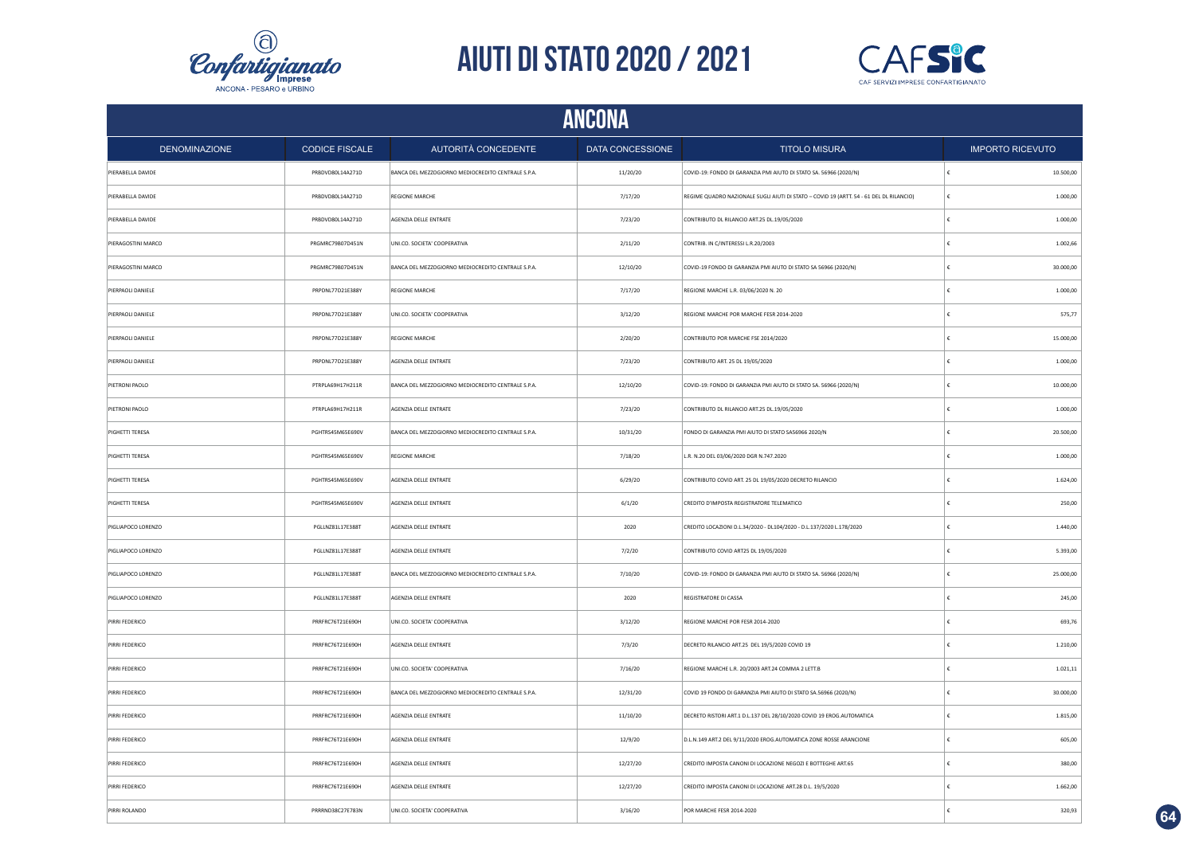# AIUTI DI STATO 2020 / 2021

## ANCONA

| DENOMINAZIONE | CODICE FISCALE | AUTORITÀ CONCEDENTE | DATA CONCESSIONE | TITOLO MISURA | IMPORTO RICEVUTO |
|---|---|---|---|---|---|
| PIERABELLA DAVIDE | PRBDVD80L14A271D | BANCA DEL MEZZOGIORNO MEDIOCREDITO CENTRALE S.P.A. | 11/20/20 | COVID-19: FONDO DI GARANZIA PMI AIUTO DI STATO SA. 56966 (2020/N) | € 10.500,00 |
| PIERABELLA DAVIDE | PRBDVD80L14A271D | REGIONE MARCHE | 7/17/20 | REGIME QUADRO NAZIONALE SUGLI AIUTI DI STATO – COVID 19 (ARTT. 54 - 61 DEL DL RILANCIO) | € 1.000,00 |
| PIERABELLA DAVIDE | PRBDVD80L14A271D | AGENZIA DELLE ENTRATE | 7/23/20 | CONTRIBUTO DL RILANCIO ART.25 DL.19/05/2020 | € 1.000,00 |
| PIERAGOSTINI MARCO | PRGMRC79B07D451N | UNI.CO. SOCIETA' COOPERATIVA | 2/11/20 | CONTRIB. IN C/INTERESSI L.R.20/2003 | € 1.002,66 |
| PIERAGOSTINI MARCO | PRGMRC79B07D451N | BANCA DEL MEZZOGIORNO MEDIOCREDITO CENTRALE S.P.A. | 12/10/20 | COVID-19 FONDO DI GARANZIA PMI AIUTO DI STATO SA 56966 (2020/N) | € 30.000,00 |
| PIERPAOLI DANIELE | PRPDNL77D21E388Y | REGIONE MARCHE | 7/17/20 | REGIONE MARCHE L.R. 03/06/2020 N. 20 | € 1.000,00 |
| PIERPAOLI DANIELE | PRPDNL77D21E388Y | UNI.CO. SOCIETA' COOPERATIVA | 3/12/20 | REGIONE MARCHE POR MARCHE FESR 2014-2020 | € 575,77 |
| PIERPAOLI DANIELE | PRPDNL77D21E388Y | REGIONE MARCHE | 2/20/20 | CONTRIBUTO POR MARCHE FSE 2014/2020 | € 15.000,00 |
| PIERPAOLI DANIELE | PRPDNL77D21E388Y | AGENZIA DELLE ENTRATE | 7/23/20 | CONTRIBUTO ART. 25 DL 19/05/2020 | € 1.000,00 |
| PIETRONI PAOLO | PTRPLA69H17H211R | BANCA DEL MEZZOGIORNO MEDIOCREDITO CENTRALE S.P.A. | 12/10/20 | COVID-19: FONDO DI GARANZIA PMI AIUTO DI STATO SA. 56966 (2020/N) | € 10.000,00 |
| PIETRONI PAOLO | PTRPLA69H17H211R | AGENZIA DELLE ENTRATE | 7/23/20 | CONTRIBUTO DL RILANCIO ART.25 DL.19/05/2020 | € 1.000,00 |
| PIGHETTI TERESA | PGHTRS45M65E690V | BANCA DEL MEZZOGIORNO MEDIOCREDITO CENTRALE S.P.A. | 10/31/20 | FONDO DI GARANZIA PMI AIUTO DI STATO SA56966 2020/N | € 20.500,00 |
| PIGHETTI TERESA | PGHTRS45M65E690V | REGIONE MARCHE | 7/18/20 | L.R. N.20 DEL 03/06/2020 DGR N.747.2020 | € 1.000,00 |
| PIGHETTI TERESA | PGHTRS45M65E690V | AGENZIA DELLE ENTRATE | 6/29/20 | CONTRIBUTO COVID ART. 25 DL 19/05/2020 DECRETO RILANCIO | € 1.624,00 |
| PIGHETTI TERESA | PGHTRS45M65E690V | AGENZIA DELLE ENTRATE | 6/1/20 | CREDITO D'IMPOSTA REGISTRATORE TELEMATICO | € 250,00 |
| PIGLIAPOCO LORENZO | PGLLNZ81L17E388T | AGENZIA DELLE ENTRATE | 2020 | CREDITO LOCAZIONI D.L.34/2020 - DL104/2020 - D.L.137/2020 L.178/2020 | € 1.440,00 |
| PIGLIAPOCO LORENZO | PGLLNZ81L17E388T | AGENZIA DELLE ENTRATE | 7/2/20 | CONTRIBUTO COVID ART25 DL 19/05/2020 | € 5.393,00 |
| PIGLIAPOCO LORENZO | PGLLNZ81L17E388T | BANCA DEL MEZZOGIORNO MEDIOCREDITO CENTRALE S.P.A. | 7/10/20 | COVID-19: FONDO DI GARANZIA PMI AIUTO DI STATO SA. 56966 (2020/N) | € 25.000,00 |
| PIGLIAPOCO LORENZO | PGLLNZ81L17E388T | AGENZIA DELLE ENTRATE | 2020 | REGISTRATORE DI CASSA | € 245,00 |
| PIRRI FEDERICO | PRRFRC76T21E690H | UNI.CO. SOCIETA' COOPERATIVA | 3/12/20 | REGIONE MARCHE POR FESR 2014-2020 | € 693,76 |
| PIRRI FEDERICO | PRRFRC76T21E690H | AGENZIA DELLE ENTRATE | 7/3/20 | DECRETO RILANCIO ART.25 DEL 19/5/2020 COVID 19 | € 1.210,00 |
| PIRRI FEDERICO | PRRFRC76T21E690H | UNI.CO. SOCIETA' COOPERATIVA | 7/16/20 | REGIONE MARCHE L.R. 20/2003 ART.24 COMMA 2 LETT.B | € 1.021,11 |
| PIRRI FEDERICO | PRRFRC76T21E690H | BANCA DEL MEZZOGIORNO MEDIOCREDITO CENTRALE S.P.A. | 12/31/20 | COVID 19 FONDO DI GARANZIA PMI AIUTO DI STATO SA.56966 (2020/N) | € 30.000,00 |
| PIRRI FEDERICO | PRRFRC76T21E690H | AGENZIA DELLE ENTRATE | 11/10/20 | DECRETO RISTORI ART.1 D.L.137 DEL 28/10/2020 COVID 19 EROG.AUTOMATICA | € 1.815,00 |
| PIRRI FEDERICO | PRRFRC76T21E690H | AGENZIA DELLE ENTRATE | 12/9/20 | D.L.N.149 ART.2 DEL 9/11/2020 EROG.AUTOMATICA ZONE ROSSE ARANCIONE | € 605,00 |
| PIRRI FEDERICO | PRRFRC76T21E690H | AGENZIA DELLE ENTRATE | 12/27/20 | CREDITO IMPOSTA CANONI DI LOCAZIONE NEGOZI E BOTTEGHE ART.65 | € 380,00 |
| PIRRI FEDERICO | PRRFRC76T21E690H | AGENZIA DELLE ENTRATE | 12/27/20 | CREDITO IMPOSTA CANONI DI LOCAZIONE ART.28 D.L. 19/5/2020 | € 1.662,00 |
| PIRRI ROLANDO | PRRRND38C27E783N | UNI.CO. SOCIETA' COOPERATIVA | 3/16/20 | POR MARCHE FESR 2014-2020 | € 320,93 |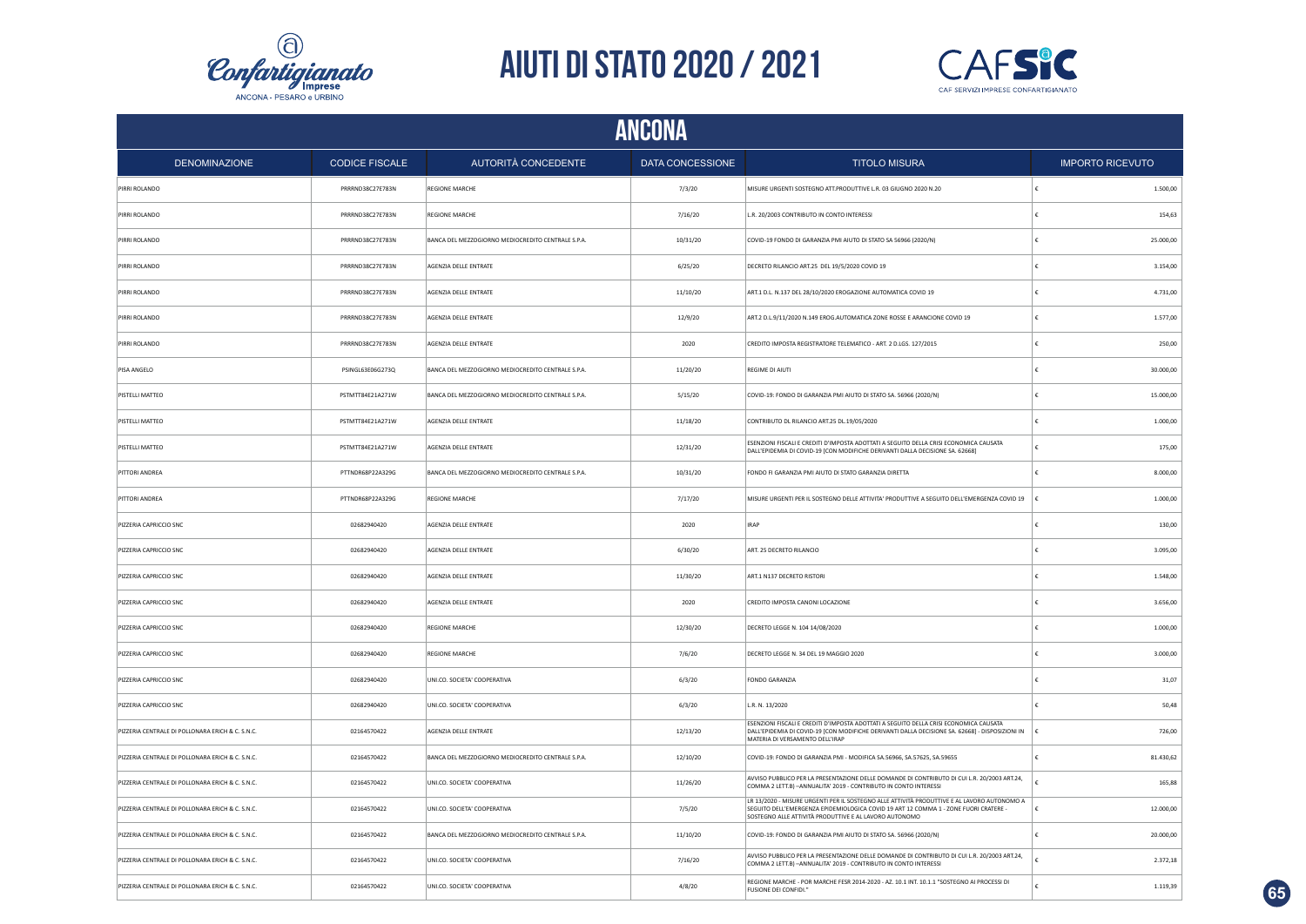# AIUTI DI STATO 2020 / 2021

## ANCONA

| DENOMINAZIONE | CODICE FISCALE | AUTORITÀ CONCEDENTE | DATA CONCESSIONE | TITOLO MISURA | IMPORTO RICEVUTO |
|---|---|---|---|---|---|
| PIRRI ROLANDO | PRRRND38C27E783N | REGIONE MARCHE | 7/3/20 | MISURE URGENTI SOSTEGNO ATT.PRODUTTIVE L.R. 03 GIUGNO 2020 N.20 | € 1.500,00 |
| PIRRI ROLANDO | PRRRND38C27E783N | REGIONE MARCHE | 7/16/20 | L.R. 20/2003 CONTRIBUTO IN CONTO INTERESSI | € 154,63 |
| PIRRI ROLANDO | PRRRND38C27E783N | BANCA DEL MEZZOGIORNO MEDIOCREDITO CENTRALE S.P.A. | 10/31/20 | COVID-19 FONDO DI GARANZIA PMI AIUTO DI STATO SA 56966 (2020/N) | € 25.000,00 |
| PIRRI ROLANDO | PRRRND38C27E783N | AGENZIA DELLE ENTRATE | 6/25/20 | DECRETO RILANCIO ART.25 DEL 19/5/2020 COVID 19 | € 3.154,00 |
| PIRRI ROLANDO | PRRRND38C27E783N | AGENZIA DELLE ENTRATE | 11/10/20 | ART.1 D.L. N.137 DEL 28/10/2020 EROGAZIONE AUTOMATICA COVID 19 | € 4.731,00 |
| PIRRI ROLANDO | PRRRND38C27E783N | AGENZIA DELLE ENTRATE | 12/9/20 | ART.2 D.L.9/11/2020 N.149 EROG.AUTOMATICA ZONE ROSSE E ARANCIONE COVID 19 | € 1.577,00 |
| PIRRI ROLANDO | PRRRND38C27E783N | AGENZIA DELLE ENTRATE | 2020 | CREDITO IMPOSTA REGISTRATORE TELEMATICO - ART. 2 D.LGS. 127/2015 | € 250,00 |
| PISA ANGELO | PSINGL63E06G273Q | BANCA DEL MEZZOGIORNO MEDIOCREDITO CENTRALE S.P.A. | 11/20/20 | REGIME DI AIUTI | € 30.000,00 |
| PISTELLI MATTEO | PSTMTT84E21A271W | BANCA DEL MEZZOGIORNO MEDIOCREDITO CENTRALE S.P.A. | 5/15/20 | COVID-19: FONDO DI GARANZIA PMI AIUTO DI STATO SA. 56966 (2020/N) | € 15.000,00 |
| PISTELLI MATTEO | PSTMTT84E21A271W | AGENZIA DELLE ENTRATE | 11/18/20 | CONTRIBUTO DL RILANCIO ART.25 DL.19/05/2020 | € 1.000,00 |
| PISTELLI MATTEO | PSTMTT84E21A271W | AGENZIA DELLE ENTRATE | 12/31/20 | ESENZIONI FISCALI E CREDITI D'IMPOSTA ADOTTATI A SEGUITO DELLA CRISI ECONOMICA CAUSATA DALL'EPIDEMIA DI COVID-19 [CON MODIFICHE DERIVANTI DALLA DECISIONE SA. 62668] | € 175,00 |
| PITTORI ANDREA | PTTNDR68P22A329G | BANCA DEL MEZZOGIORNO MEDIOCREDITO CENTRALE S.P.A. | 10/31/20 | FONDO FI GARANZIA PMI AIUTO DI STATO GARANZIA DIRETTA | € 8.000,00 |
| PITTORI ANDREA | PTTNDR68P22A329G | REGIONE MARCHE | 7/17/20 | MISURE URGENTI PER IL SOSTEGNO DELLE ATTIVITA' PRODUTTIVE A SEGUITO DELL'EMERGENZA COVID 19 | € 1.000,00 |
| PIZZERIA CAPRICCIO SNC | 02682940420 | AGENZIA DELLE ENTRATE | 2020 | IRAP | € 130,00 |
| PIZZERIA CAPRICCIO SNC | 02682940420 | AGENZIA DELLE ENTRATE | 6/30/20 | ART. 25 DECRETO RILANCIO | € 3.095,00 |
| PIZZERIA CAPRICCIO SNC | 02682940420 | AGENZIA DELLE ENTRATE | 11/30/20 | ART.1 N137 DECRETO RISTORI | € 1.548,00 |
| PIZZERIA CAPRICCIO SNC | 02682940420 | AGENZIA DELLE ENTRATE | 2020 | CREDITO IMPOSTA CANONI LOCAZIONE | € 3.656,00 |
| PIZZERIA CAPRICCIO SNC | 02682940420 | REGIONE MARCHE | 12/30/20 | DECRETO LEGGE N. 104 14/08/2020 | € 1.000,00 |
| PIZZERIA CAPRICCIO SNC | 02682940420 | REGIONE MARCHE | 7/6/20 | DECRETO LEGGE N. 34 DEL 19 MAGGIO 2020 | € 3.000,00 |
| PIZZERIA CAPRICCIO SNC | 02682940420 | UNI.CO. SOCIETA' COOPERATIVA | 6/3/20 | FONDO GARANZIA | € 31,07 |
| PIZZERIA CAPRICCIO SNC | 02682940420 | UNI.CO. SOCIETA' COOPERATIVA | 6/3/20 | L.R. N. 13/2020 | € 50,48 |
| PIZZERIA CENTRALE DI POLLONARA ERICH & C. S.N.C. | 02164570422 | AGENZIA DELLE ENTRATE | 12/13/20 | ESENZIONI FISCALI E CREDITI D'IMPOSTA ADOTTATI A SEGUITO DELLA CRISI ECONOMICA CAUSATA DALL'EPIDEMIA DI COVID-19 [CON MODIFICHE DERIVANTI DALLA DECISIONE SA. 62668] - DISPOSIZIONI IN MATERIA DI VERSAMENTO DELL'IRAP | € 726,00 |
| PIZZERIA CENTRALE DI POLLONARA ERICH & C. S.N.C. | 02164570422 | BANCA DEL MEZZOGIORNO MEDIOCREDITO CENTRALE S.P.A. | 12/10/20 | COVID-19: FONDO DI GARANZIA PMI - MODIFICA SA.56966, SA.57625, SA.59655 | € 81.430,62 |
| PIZZERIA CENTRALE DI POLLONARA ERICH & C. S.N.C. | 02164570422 | UNI.CO. SOCIETA' COOPERATIVA | 11/26/20 | AVVISO PUBBLICO PER LA PRESENTAZIONE DELLE DOMANDE DI CONTRIBUTO DI CUI L.R. 20/2003 ART.24, COMMA 2 LETT.B) –ANNUALITA' 2019 - CONTRIBUTO IN CONTO INTERESSI | € 165,88 |
| PIZZERIA CENTRALE DI POLLONARA ERICH & C. S.N.C. | 02164570422 | UNI.CO. SOCIETA' COOPERATIVA | 7/5/20 | LR 13/2020 - MISURE URGENTI PER IL SOSTEGNO ALLE ATTIVITÀ PRODUTTIVE E AL LAVORO AUTONOMO A SEGUITO DELL'EMERGENZA EPIDEMIOLOGICA COVID 19 ART 12 COMMA 1 - ZONE FUORI CRATERE - SOSTEGNO ALLE ATTIVITÀ PRODUTTIVE E AL LAVORO AUTONOMO | € 12.000,00 |
| PIZZERIA CENTRALE DI POLLONARA ERICH & C. S.N.C. | 02164570422 | BANCA DEL MEZZOGIORNO MEDIOCREDITO CENTRALE S.P.A. | 11/10/20 | COVID-19: FONDO DI GARANZIA PMI AIUTO DI STATO SA. 56966 (2020/N) | € 20.000,00 |
| PIZZERIA CENTRALE DI POLLONARA ERICH & C. S.N.C. | 02164570422 | UNI.CO. SOCIETA' COOPERATIVA | 7/16/20 | AVVISO PUBBLICO PER LA PRESENTAZIONE DELLE DOMANDE DI CONTRIBUTO DI CUI L.R. 20/2003 ART.24, COMMA 2 LETT.B) –ANNUALITA' 2019 - CONTRIBUTO IN CONTO INTERESSI | € 2.372,18 |
| PIZZERIA CENTRALE DI POLLONARA ERICH & C. S.N.C. | 02164570422 | UNI.CO. SOCIETA' COOPERATIVA | 4/8/20 | REGIONE MARCHE - POR MARCHE FESR 2014-2020 - AZ. 10.1 INT. 10.1.1 "SOSTEGNO AI PROCESSI DI FUSIONE DEI CONFIDI." | € 1.119,39 |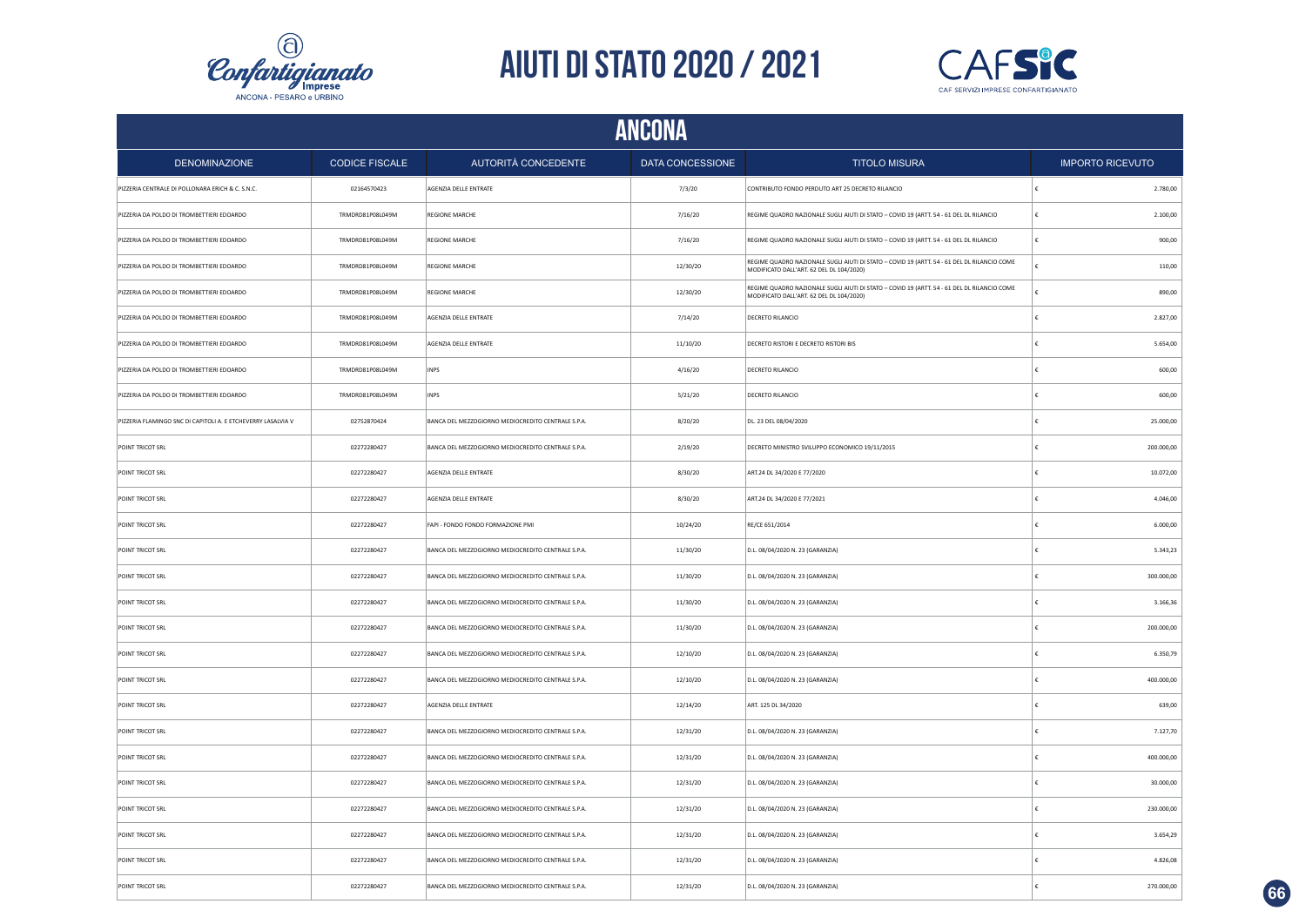# AIUTI DI STATO 2020 / 2021

## ANCONA

| DENOMINAZIONE | CODICE FISCALE | AUTORITÀ CONCEDENTE | DATA CONCESSIONE | TITOLO MISURA | IMPORTO RICEVUTO |
|---|---|---|---|---|---|
| PIZZERIA CENTRALE DI POLLONARA ERICH & C. S.N.C. | 02164570423 | AGENZIA DELLE ENTRATE | 7/3/20 | CONTRIBUTO FONDO PERDUTO ART 25 DECRETO RILANCIO | € 2.780,00 |
| PIZZERIA DA POLDO DI TROMBETTIERI EDOARDO | TRMDRD81P08L049M | REGIONE MARCHE | 7/16/20 | REGIME QUADRO NAZIONALE SUGLI AIUTI DI STATO – COVID 19 (ARTT. 54 - 61 DEL DL RILANCIO | € 2.100,00 |
| PIZZERIA DA POLDO DI TROMBETTIERI EDOARDO | TRMDRD81P08L049M | REGIONE MARCHE | 7/16/20 | REGIME QUADRO NAZIONALE SUGLI AIUTI DI STATO – COVID 19 (ARTT. 54 - 61 DEL DL RILANCIO | € 900,00 |
| PIZZERIA DA POLDO DI TROMBETTIERI EDOARDO | TRMDRD81P08L049M | REGIONE MARCHE | 12/30/20 | REGIME QUADRO NAZIONALE SUGLI AIUTI DI STATO – COVID 19 (ARTT. 54 - 61 DEL DL RILANCIO COME MODIFICATO DALL'ART. 62 DEL DL 104/2020) | € 110,00 |
| PIZZERIA DA POLDO DI TROMBETTIERI EDOARDO | TRMDRD81P08L049M | REGIONE MARCHE | 12/30/20 | REGIME QUADRO NAZIONALE SUGLI AIUTI DI STATO – COVID 19 (ARTT. 54 - 61 DEL DL RILANCIO COME MODIFICATO DALL'ART. 62 DEL DL 104/2020) | € 890,00 |
| PIZZERIA DA POLDO DI TROMBETTIERI EDOARDO | TRMDRD81P08L049M | AGENZIA DELLE ENTRATE | 7/14/20 | DECRETO RILANCIO | € 2.827,00 |
| PIZZERIA DA POLDO DI TROMBETTIERI EDOARDO | TRMDRD81P08L049M | AGENZIA DELLE ENTRATE | 11/10/20 | DECRETO RISTORI E DECRETO RISTORI BIS | € 5.654,00 |
| PIZZERIA DA POLDO DI TROMBETTIERI EDOARDO | TRMDRD81P08L049M | INPS | 4/16/20 | DECRETO RILANCIO | € 600,00 |
| PIZZERIA DA POLDO DI TROMBETTIERI EDOARDO | TRMDRD81P08L049M | INPS | 5/21/20 | DECRETO RILANCIO | € 600,00 |
| PIZZERIA FLAMINGO SNC DI CAPITOLI A. E ETCHEVERRY LASALVIA V | 02752870424 | BANCA DEL MEZZOGIORNO MEDIOCREDITO CENTRALE S.P.A. | 8/20/20 | DL. 23 DEL 08/04/2020 | € 25.000,00 |
| POINT TRICOT SRL | 02272280427 | BANCA DEL MEZZOGIORNO MEDIOCREDITO CENTRALE S.P.A. | 2/19/20 | DECRETO MINISTRO SVILUPPO ECONOMICO 19/11/2015 | € 200.000,00 |
| POINT TRICOT SRL | 02272280427 | AGENZIA DELLE ENTRATE | 8/30/20 | ART.24 DL 34/2020 E 77/2020 | € 10.072,00 |
| POINT TRICOT SRL | 02272280427 | AGENZIA DELLE ENTRATE | 8/30/20 | ART.24 DL 34/2020 E 77/2021 | € 4.046,00 |
| POINT TRICOT SRL | 02272280427 | FAPI - FONDO FONDO FORMAZIONE PMI | 10/24/20 | RE/CE 651/2014 | € 6.000,00 |
| POINT TRICOT SRL | 02272280427 | BANCA DEL MEZZOGIORNO MEDIOCREDITO CENTRALE S.P.A. | 11/30/20 | D.L. 08/04/2020 N. 23 (GARANZIA) | € 5.343,23 |
| POINT TRICOT SRL | 02272280427 | BANCA DEL MEZZOGIORNO MEDIOCREDITO CENTRALE S.P.A. | 11/30/20 | D.L. 08/04/2020 N. 23 (GARANZIA) | € 300.000,00 |
| POINT TRICOT SRL | 02272280427 | BANCA DEL MEZZOGIORNO MEDIOCREDITO CENTRALE S.P.A. | 11/30/20 | D.L. 08/04/2020 N. 23 (GARANZIA) | € 3.166,36 |
| POINT TRICOT SRL | 02272280427 | BANCA DEL MEZZOGIORNO MEDIOCREDITO CENTRALE S.P.A. | 11/30/20 | D.L. 08/04/2020 N. 23 (GARANZIA) | € 200.000,00 |
| POINT TRICOT SRL | 02272280427 | BANCA DEL MEZZOGIORNO MEDIOCREDITO CENTRALE S.P.A. | 12/10/20 | D.L. 08/04/2020 N. 23 (GARANZIA) | € 6.350,79 |
| POINT TRICOT SRL | 02272280427 | BANCA DEL MEZZOGIORNO MEDIOCREDITO CENTRALE S.P.A. | 12/10/20 | D.L. 08/04/2020 N. 23 (GARANZIA) | € 400.000,00 |
| POINT TRICOT SRL | 02272280427 | AGENZIA DELLE ENTRATE | 12/14/20 | ART. 125 DL 34/2020 | € 639,00 |
| POINT TRICOT SRL | 02272280427 | BANCA DEL MEZZOGIORNO MEDIOCREDITO CENTRALE S.P.A. | 12/31/20 | D.L. 08/04/2020 N. 23 (GARANZIA) | € 7.127,70 |
| POINT TRICOT SRL | 02272280427 | BANCA DEL MEZZOGIORNO MEDIOCREDITO CENTRALE S.P.A. | 12/31/20 | D.L. 08/04/2020 N. 23 (GARANZIA) | € 400.000,00 |
| POINT TRICOT SRL | 02272280427 | BANCA DEL MEZZOGIORNO MEDIOCREDITO CENTRALE S.P.A. | 12/31/20 | D.L. 08/04/2020 N. 23 (GARANZIA) | € 30.000,00 |
| POINT TRICOT SRL | 02272280427 | BANCA DEL MEZZOGIORNO MEDIOCREDITO CENTRALE S.P.A. | 12/31/20 | D.L. 08/04/2020 N. 23 (GARANZIA) | € 230.000,00 |
| POINT TRICOT SRL | 02272280427 | BANCA DEL MEZZOGIORNO MEDIOCREDITO CENTRALE S.P.A. | 12/31/20 | D.L. 08/04/2020 N. 23 (GARANZIA) | € 3.654,29 |
| POINT TRICOT SRL | 02272280427 | BANCA DEL MEZZOGIORNO MEDIOCREDITO CENTRALE S.P.A. | 12/31/20 | D.L. 08/04/2020 N. 23 (GARANZIA) | € 4.826,08 |
| POINT TRICOT SRL | 02272280427 | BANCA DEL MEZZOGIORNO MEDIOCREDITO CENTRALE S.P.A. | 12/31/20 | D.L. 08/04/2020 N. 23 (GARANZIA) | € 270.000,00 |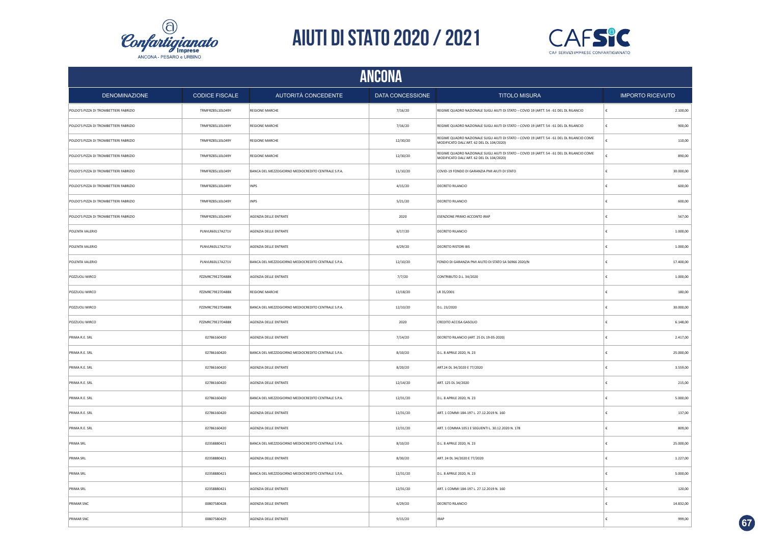# AIUTI DI STATO 2020 / 2021

## ANCONA

| DENOMINAZIONE | CODICE FISCALE | AUTORITÀ CONCEDENTE | DATA CONCESSIONE | TITOLO MISURA | IMPORTO RICEVUTO |
|---|---|---|---|---|---|
| POLDO'S PIZZA DI TROMBETTIERI FABRIZIO | TRMFRZ85L10L049Y | REGIONE MARCHE | 7/16/20 | REGIME QUADRO NAZIONALE SUGLI AIUTI DI STATO -- COVID 19 (ARTT. 54 - 61 DEL DL RILANCIO | € 2.100,00 |
| POLDO'S PIZZA DI TROMBETTIERI FABRIZIO | TRMFRZ85L10L049Y | REGIONE MARCHE | 7/16/20 | REGIME QUADRO NAZIONALE SUGLI AIUTI DI STATO -- COVID 19 (ARTT. 54 - 61 DEL DL RILANCIO | € 900,00 |
| POLDO'S PIZZA DI TROMBETTIERI FABRIZIO | TRMFRZ85L10L049Y | REGIONE MARCHE | 12/30/20 | REGIME QUADRO NAZIONALE SUGLI AIUTI DI STATO -- COVID 19 (ARTT. 54 - 61 DEL DL RILANCIO COME MODIFICATO DALL'ART. 62 DEL DL 104/2020) | € 110,00 |
| POLDO'S PIZZA DI TROMBETTIERI FABRIZIO | TRMFRZ85L10L049Y | REGIONE MARCHE | 12/30/20 | REGIME QUADRO NAZIONALE SUGLI AIUTI DI STATO -- COVID 19 (ARTT. 54 - 61 DEL DL RILANCIO COME MODIFICATO DALL'ART. 62 DEL DL 104/2020) | € 890,00 |
| POLDO'S PIZZA DI TROMBETTIERI FABRIZIO | TRMFRZ85L10L049Y | BANCA DEL MEZZOGIORNO MEDIOCREDITO CENTRALE S.P.A. | 11/10/20 | COVID-19 FONDO DI GARANZIA PMI AIUTI DI STATO | € 30.000,00 |
| POLDO'S PIZZA DI TROMBETTIERI FABRIZIO | TRMFRZ85L10L049Y | INPS | 4/15/20 | DECRETO RILANCIO | € 600,00 |
| POLDO'S PIZZA DI TROMBETTIERI FABRIZIO | TRMFRZ85L10L049Y | INPS | 5/21/20 | DECRETO RILANCIO | € 600,00 |
| POLDO'S PIZZA DI TROMBETTIERI FABRIZIO | TRMFRZ85L10L049Y | AGENZIA DELLE ENTRATE | 2020 | ESENZIONE PRIMO ACCONTO IRAP | € 567,00 |
| POLENTA VALERIO | PLNVLR60L17A271V | AGENZIA DELLE ENTRATE | 6/17/20 | DECRETO RILANCIO | € 1.000,00 |
| POLENTA VALERIO | PLNVLR60L17A271V | AGENZIA DELLE ENTRATE | 6/29/20 | DECRETO RISTORI BIS | € 1.000,00 |
| POLENTA VALERIO | PLNVLR60L17A271V | BANCA DEL MEZZOGIORNO MEDIOCREDITO CENTRALE S.P.A. | 12/10/20 | FONDO DI GARANZIA PMI AIUTO DI STATO SA 56966 2020/N | € 17.400,00 |
| POZZUOLI MIRCO | PZZMRC79E27D488K | AGENZIA DELLE ENTRATE | 7/7/20 | CONTRIBUTO D.L. 34/2020 | € 1.000,00 |
| POZZUOLI MIRCO | PZZMRC79E27D488K | REGIONE MARCHE | 12/18/20 | LR 35/2001 | € 180,00 |
| POZZUOLI MIRCO | PZZMRC79E27D488K | BANCA DEL MEZZOGIORNO MEDIOCREDITO CENTRALE S.P.A. | 12/10/20 | D.L. 23/2020 | € 30.000,00 |
| POZZUOLI MIRCO | PZZMRC79E27D488K | AGENZIA DELLE ENTRATE | 2020 | CREDITO ACCISA GASOLIO | € 6.148,00 |
| PRIMA R.E. SRL | 02786160420 | AGENZIA DELLE ENTRATE | 7/14/20 | DECRETO RILANCIO (ART. 25 DL 19-05-2020) | € 2.417,00 |
| PRIMA R.E. SRL | 02786160420 | BANCA DEL MEZZOGIORNO MEDIOCREDITO CENTRALE S.P.A. | 8/10/20 | D.L. 8 APRILE 2020, N. 23 | € 25.000,00 |
| PRIMA R.E. SRL | 02786160420 | AGENZIA DELLE ENTRATE | 8/20/20 | ART.24 DL 34/2020 E 77/2020 | € 3.559,00 |
| PRIMA R.E. SRL | 02786160420 | AGENZIA DELLE ENTRATE | 12/14/20 | ART. 125 DL 34/2020 | € 215,00 |
| PRIMA R.E. SRL | 02786160420 | BANCA DEL MEZZOGIORNO MEDIOCREDITO CENTRALE S.P.A. | 12/31/20 | D.L. 8 APRILE 2020, N. 23 | € 5.000,00 |
| PRIMA R.E. SRL | 02786160420 | AGENZIA DELLE ENTRATE | 12/31/20 | ART. 1 COMMI 184-197 L. 27.12.2019 N. 160 | € 137,00 |
| PRIMA R.E. SRL | 02786160420 | AGENZIA DELLE ENTRATE | 12/31/20 | ART. 1 COMMA 1051 E SEGUENTI L. 30.12.2020 N. 178 | € 809,00 |
| PRIMA SRL | 02358880421 | BANCA DEL MEZZOGIORNO MEDIOCREDITO CENTRALE S.P.A. | 8/10/20 | D.L. 8 APRILE 2020, N. 23 | € 25.000,00 |
| PRIMA SRL | 02358880421 | AGENZIA DELLE ENTRATE | 8/30/20 | ART. 24 DL 34/2020 E 77/2020 | € 1.227,00 |
| PRIMA SRL | 02358880421 | BANCA DEL MEZZOGIORNO MEDIOCREDITO CENTRALE S.P.A. | 12/31/20 | D.L. 8 APRILE 2020, N. 23 | € 5.000,00 |
| PRIMA SRL | 02358880421 | AGENZIA DELLE ENTRATE | 12/31/20 | ART. 1 COMMI 184-197 L. 27.12.2019 N. 160 | € 120,00 |
| PRIMAR SNC | 00807580428 | AGENZIA DELLE ENTRATE | 6/29/20 | DECRETO RILANCIO | € 14.832,00 |
| PRIMAR SNC | 00807580429 | AGENZIA DELLE ENTRATE | 9/15/20 | IRAP | € 999,00 |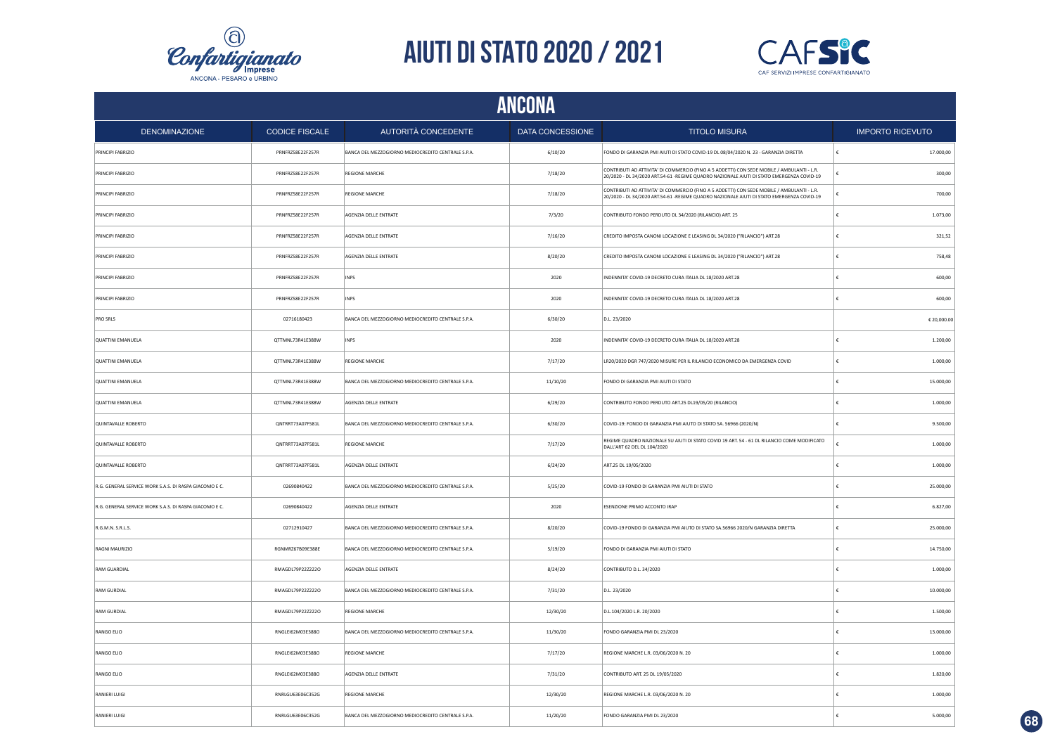# AIUTI DI STATO 2020 / 2021

## ANCONA

| DENOMINAZIONE | CODICE FISCALE | AUTORITÀ CONCEDENTE | DATA CONCESSIONE | TITOLO MISURA | IMPORTO RICEVUTO |
|---|---|---|---|---|---|
| PRINCIPI FABRIZIO | PRNFRZ58E22F257R | BANCA DEL MEZZOGIORNO MEDIOCREDITO CENTRALE S.P.A. | 6/10/20 | FONDO DI GARANZIA PMI AIUTI DI STATO COVID-19 DL 08/04/2020 N. 23 - GARANZIA DIRETTA | € 17.000,00 |
| PRINCIPI FABRIZIO | PRNFRZ58E22F257R | REGIONE MARCHE | 7/18/20 | CONTRIBUTI AD ATTIVITA' DI COMMERCIO (FINO A 5 ADDETTI) CON SEDE MOBILE / AMBULANTI - L.R. 20/2020 - DL 34/2020 ART.54-61 -REGIME QUADRO NAZIONALE AIUTI DI STATO EMERGENZA COVID-19 | € 300,00 |
| PRINCIPI FABRIZIO | PRNFRZ58E22F257R | REGIONE MARCHE | 7/18/20 | CONTRIBUTI AD ATTIVITA' DI COMMERCIO (FINO A 5 ADDETTI) CON SEDE MOBILE / AMBULANTI - L.R. 20/2020 - DL 34/2020 ART.54-61 -REGIME QUADRO NAZIONALE AIUTI DI STATO EMERGENZA COVID-19 | € 700,00 |
| PRINCIPI FABRIZIO | PRNFRZ58E22F257R | AGENZIA DELLE ENTRATE | 7/3/20 | CONTRIBUTO FONDO PERDUTO DL 34/2020 (RILANCIO) ART. 25 | € 1.073,00 |
| PRINCIPI FABRIZIO | PRNFRZ58E22F257R | AGENZIA DELLE ENTRATE | 7/16/20 | CREDITO IMPOSTA CANONI LOCAZIONE E LEASING DL 34/2020 ("RILANCIO") ART.28 | € 321,52 |
| PRINCIPI FABRIZIO | PRNFRZ58E22F257R | AGENZIA DELLE ENTRATE | 8/20/20 | CREDITO IMPOSTA CANONI LOCAZIONE E LEASING DL 34/2020 ("RILANCIO") ART.28 | € 758,48 |
| PRINCIPI FABRIZIO | PRNFRZ58E22F257R | INPS | 2020 | INDENNITA' COVID-19 DECRETO CURA ITALIA DL 18/2020 ART.28 | € 600,00 |
| PRINCIPI FABRIZIO | PRNFRZ58E22F257R | INPS | 2020 | INDENNITA' COVID-19 DECRETO CURA ITALIA DL 18/2020 ART.28 | € 600,00 |
| PRO SRLS | 02716180423 | BANCA DEL MEZZOGIORNO MEDIOCREDITO CENTRALE S.P.A. | 6/30/20 | D.L. 23/2020 | € 20,000.00 |
| QUATTINI EMANUELA | QTTMNL73R41E388W | INPS | 2020 | INDENNITA' COVID-19 DECRETO CURA ITALIA DL 18/2020 ART.28 | € 1.200,00 |
| QUATTINI EMANUELA | QTTMNL73R41E388W | REGIONE MARCHE | 7/17/20 | LR20/2020 DGR 747/2020 MISURE PER IL RILANCIO ECONOMICO DA EMERGENZA COVID | € 1.000,00 |
| QUATTINI EMANUELA | QTTMNL73R41E388W | BANCA DEL MEZZOGIORNO MEDIOCREDITO CENTRALE S.P.A. | 11/10/20 | FONDO DI GARANZIA PMI AIUTI DI STATO | € 15.000,00 |
| QUATTINI EMANUELA | QTTMNL73R41E388W | AGENZIA DELLE ENTRATE | 6/29/20 | CONTRIBUTO FONDO PERDUTO ART.25 DL19/05/20 (RILANCIO) | € 1.000,00 |
| QUINTAVALLE ROBERTO | QNTRRT73A07F581L | BANCA DEL MEZZOGIORNO MEDIOCREDITO CENTRALE S.P.A. | 6/30/20 | COVID-19: FONDO DI GARANZIA PMI AIUTO DI STATO SA. 56966 (2020/N) | € 9.500,00 |
| QUINTAVALLE ROBERTO | QNTRRT73A07F581L | REGIONE MARCHE | 7/17/20 | REGIME QUADRO NAZIONALE SU AIUTI DI STATO COVID 19 ART. 54 - 61 DL RILANCIO COME MODIFICATO DALL'ART 62 DEL DL 104/2020 | € 1.000,00 |
| QUINTAVALLE ROBERTO | QNTRRT73A07F581L | AGENZIA DELLE ENTRATE | 6/24/20 | ART.25 DL 19/05/2020 | € 1.000,00 |
| R.G. GENERAL SERVICE WORK S.A.S. DI RASPA GIACOMO E C. | 02690840422 | BANCA DEL MEZZOGIORNO MEDIOCREDITO CENTRALE S.P.A. | 5/25/20 | COVID-19 FONDO DI GARANZIA PMI AIUTI DI STATO | € 25.000,00 |
| R.G. GENERAL SERVICE WORK S.A.S. DI RASPA GIACOMO E C. | 02690840422 | AGENZIA DELLE ENTRATE | 2020 | ESENZIONE PRIMO ACCONTO IRAP | € 6.827,00 |
| R.G.M.N. S.R.L.S. | 02712910427 | BANCA DEL MEZZOGIORNO MEDIOCREDITO CENTRALE S.P.A. | 8/20/20 | COVID-19 FONDO DI GARANZIA PMI AIUTO DI STATO SA.56966 2020/N GARANZIA DIRETTA | € 25.000,00 |
| RAGNI MAURIZIO | RGNMRZ67B09E388E | BANCA DEL MEZZOGIORNO MEDIOCREDITO CENTRALE S.P.A. | 5/19/20 | FONDO DI GARANZIA PMI AIUTI DI STATO | € 14.750,00 |
| RAM GUARDIAL | RMAGDL79P22Z222O | AGENZIA DELLE ENTRATE | 8/24/20 | CONTRIBUTO D.L. 34/2020 | € 1.000,00 |
| RAM GURDIAL | RMAGDL79P22Z222O | BANCA DEL MEZZOGIORNO MEDIOCREDITO CENTRALE S.P.A. | 7/31/20 | D.L. 23/2020 | € 10.000,00 |
| RAM GURDIAL | RMAGDL79P22Z222O | REGIONE MARCHE | 12/30/20 | D.L.104/2020 L.R. 20/2020 | € 1.500,00 |
| RANGO ELIO | RNGLEI62M03E388O | BANCA DEL MEZZOGIORNO MEDIOCREDITO CENTRALE S.P.A. | 11/30/20 | FONDO GARANZIA PMI DL 23/2020 | € 13.000,00 |
| RANGO ELIO | RNGLEI62M03E388O | REGIONE MARCHE | 7/17/20 | REGIONE MARCHE L.R. 03/06/2020 N. 20 | € 1.000,00 |
| RANGO ELIO | RNGLEI62M03E388O | AGENZIA DELLE ENTRATE | 7/31/20 | CONTRIBUTO ART. 25 DL 19/05/2020 | € 1.820,00 |
| RANIERI LUIGI | RNRLGU63E06C352G | REGIONE MARCHE | 12/30/20 | REGIONE MARCHE L.R. 03/06/2020 N. 20 | € 1.000,00 |
| RANIERI LUIGI | RNRLGU63E06C352G | BANCA DEL MEZZOGIORNO MEDIOCREDITO CENTRALE S.P.A. | 11/20/20 | FONDO GARANZIA PMI DL 23/2020 | € 5.000,00 |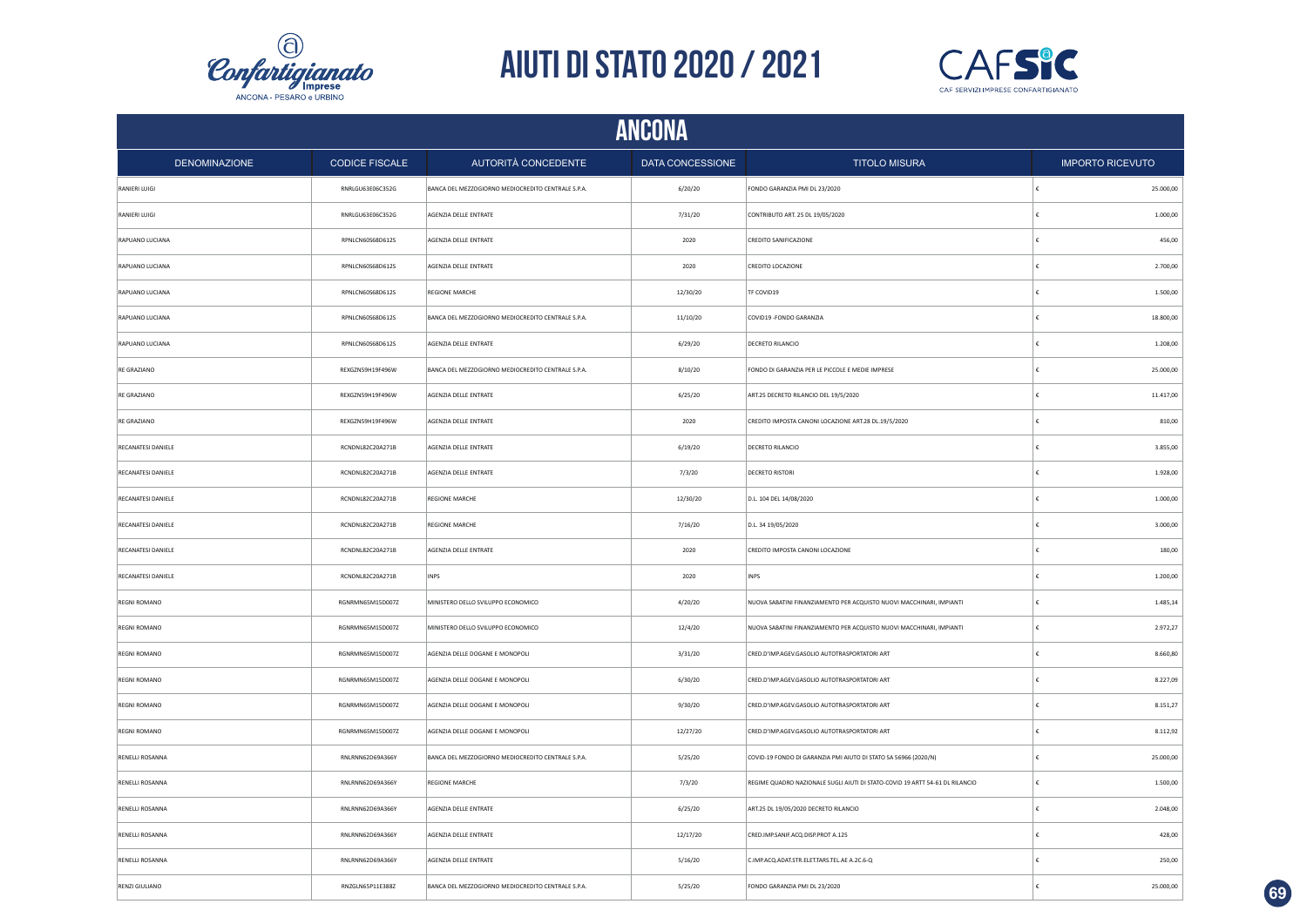# AIUTI DI STATO 2020 / 2021

## ANCONA

| DENOMINAZIONE | CODICE FISCALE | AUTORITÀ CONCEDENTE | DATA CONCESSIONE | TITOLO MISURA | IMPORTO RICEVUTO |
|---|---|---|---|---|---|
| RANIERI LUIGI | RNRLGU63E06C352G | BANCA DEL MEZZOGIORNO MEDIOCREDITO CENTRALE S.P.A. | 6/20/20 | FONDO GARANZIA PMI DL 23/2020 | € 25.000,00 |
| RANIERI LUIGI | RNRLGU63E06C352G | AGENZIA DELLE ENTRATE | 7/31/20 | CONTRIBUTO ART. 25 DL 19/05/2020 | € 1.000,00 |
| RAPUANO LUCIANA | RPNLCN60S68D612S | AGENZIA DELLE ENTRATE | 2020 | CREDITO SANIFICAZIONE | € 456,00 |
| RAPUANO LUCIANA | RPNLCN60S68D612S | AGENZIA DELLE ENTRATE | 2020 | CREDITO LOCAZIONE | € 2.700,00 |
| RAPUANO LUCIANA | RPNLCN60S68D612S | REGIONE MARCHE | 12/30/20 | TF COVID19 | € 1.500,00 |
| RAPUANO LUCIANA | RPNLCN60S68D612S | BANCA DEL MEZZOGIORNO MEDIOCREDITO CENTRALE S.P.A. | 11/10/20 | COVID19 -FONDO GARANZIA | € 18.800,00 |
| RAPUANO LUCIANA | RPNLCN60S68D612S | AGENZIA DELLE ENTRATE | 6/29/20 | DECRETO RILANCIO | € 1.208,00 |
| RE GRAZIANO | REXGZN59H19F496W | BANCA DEL MEZZOGIORNO MEDIOCREDITO CENTRALE S.P.A. | 8/10/20 | FONDO DI GARANZIA PER LE PICCOLE E MEDIE IMPRESE | € 25.000,00 |
| RE GRAZIANO | REXGZN59H19F496W | AGENZIA DELLE ENTRATE | 6/25/20 | ART.25 DECRETO RILANCIO DEL 19/5/2020 | € 11.417,00 |
| RE GRAZIANO | REXGZN59H19F496W | AGENZIA DELLE ENTRATE | 2020 | CREDITO IMPOSTA CANONI LOCAZIONE ART.28 DL.19/5/2020 | € 810,00 |
| RECANATESI DANIELE | RCNDNL82C20A271B | AGENZIA DELLE ENTRATE | 6/19/20 | DECRETO RILANCIO | € 3.855,00 |
| RECANATESI DANIELE | RCNDNL82C20A271B | AGENZIA DELLE ENTRATE | 7/3/20 | DECRETO RISTORI | € 1.928,00 |
| RECANATESI DANIELE | RCNDNL82C20A271B | REGIONE MARCHE | 12/30/20 | D.L. 104 DEL 14/08/2020 | € 1.000,00 |
| RECANATESI DANIELE | RCNDNL82C20A271B | REGIONE MARCHE | 7/16/20 | D.L. 34 19/05/2020 | € 3.000,00 |
| RECANATESI DANIELE | RCNDNL82C20A271B | AGENZIA DELLE ENTRATE | 2020 | CREDITO IMPOSTA CANONI LOCAZIONE | € 180,00 |
| RECANATESI DANIELE | RCNDNL82C20A271B | INPS | 2020 | INPS | € 1.200,00 |
| REGNI ROMANO | RGNRMN65M15D007Z | MINISTERO DELLO SVILUPPO ECONOMICO | 4/20/20 | NUOVA SABATINI FINANZIAMENTO PER ACQUISTO NUOVI MACCHINARI, IMPIANTI | € 1.485,14 |
| REGNI ROMANO | RGNRMN65M15D007Z | MINISTERO DELLO SVILUPPO ECONOMICO | 12/4/20 | NUOVA SABATINI FINANZIAMENTO PER ACQUISTO NUOVI MACCHINARI, IMPIANTI | € 2.972,27 |
| REGNI ROMANO | RGNRMN65M15D007Z | AGENZIA DELLE DOGANE E MONOPOLI | 3/31/20 | CRED.D'IMP.AGEV.GASOLIO AUTOTRASPORTATORI ART | € 8.660,80 |
| REGNI ROMANO | RGNRMN65M15D007Z | AGENZIA DELLE DOGANE E MONOPOLI | 6/30/20 | CRED.D'IMP.AGEV.GASOLIO AUTOTRASPORTATORI ART | € 8.227,09 |
| REGNI ROMANO | RGNRMN65M15D007Z | AGENZIA DELLE DOGANE E MONOPOLI | 9/30/20 | CRED.D'IMP.AGEV.GASOLIO AUTOTRASPORTATORI ART | € 8.151,27 |
| REGNI ROMANO | RGNRMN65M15D007Z | AGENZIA DELLE DOGANE E MONOPOLI | 12/27/20 | CRED.D'IMP.AGEV.GASOLIO AUTOTRASPORTATORI ART | € 8.112,92 |
| RENELLI ROSANNA | RNLRNN62D69A366Y | BANCA DEL MEZZOGIORNO MEDIOCREDITO CENTRALE S.P.A. | 5/25/20 | COVID-19 FONDO DI GARANZIA PMI AIUTO DI STATO SA 56966 (2020/N) | € 25.000,00 |
| RENELLI ROSANNA | RNLRNN62D69A366Y | REGIONE MARCHE | 7/3/20 | REGIME QUADRO NAZIONALE SUGLI AIUTI DI STATO-COVID 19 ARTT 54-61 DL RILANCIO | € 1.500,00 |
| RENELLI ROSANNA | RNLRNN62D69A366Y | AGENZIA DELLE ENTRATE | 6/25/20 | ART.25 DL 19/05/2020 DECRETO RILANCIO | € 2.048,00 |
| RENELLI ROSANNA | RNLRNN62D69A366Y | AGENZIA DELLE ENTRATE | 12/17/20 | CRED.IMP.SANIF.ACQ.DISP.PROT A.125 | € 428,00 |
| RENELLI ROSANNA | RNLRNN62D69A366Y | AGENZIA DELLE ENTRATE | 5/16/20 | C.IMP.ACQ.ADAT.STR.ELETTARS.TEL.AE A.2C.6-Q | € 250,00 |
| RENZI GIULIANO | RNZGLN65P11E388Z | BANCA DEL MEZZOGIORNO MEDIOCREDITO CENTRALE S.P.A. | 5/25/20 | FONDO GARANZIA PMI DL 23/2020 | € 25.000,00 |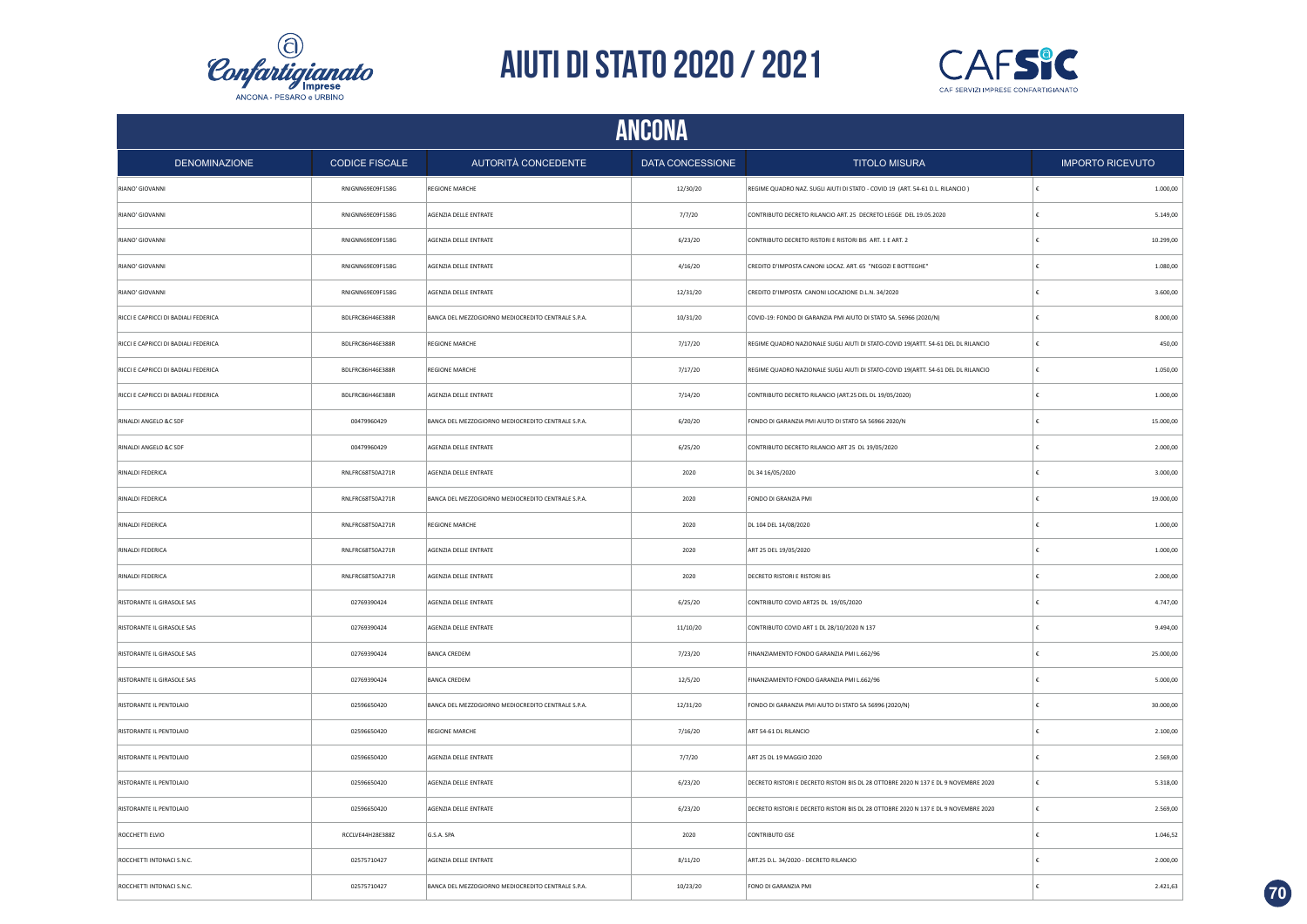# AIUTI DI STATO 2020 / 2021

## ANCONA

| DENOMINAZIONE | CODICE FISCALE | AUTORITÀ CONCEDENTE | DATA CONCESSIONE | TITOLO MISURA | IMPORTO RICEVUTO |
|---|---|---|---|---|---|
| RIANO' GIOVANNI | RNIGNN69E09F158G | REGIONE MARCHE | 12/30/20 | REGIME QUADRO NAZ. SUGLI AIUTI DI STATO - COVID 19 (ART. 54-61 D.L. RILANCIO ) | € 1.000,00 |
| RIANO' GIOVANNI | RNIGNN69E09F158G | AGENZIA DELLE ENTRATE | 7/7/20 | CONTRIBUTO DECRETO RILANCIO ART. 25 DECRETO LEGGE DEL 19.05.2020 | € 5.149,00 |
| RIANO' GIOVANNI | RNIGNN69E09F158G | AGENZIA DELLE ENTRATE | 6/23/20 | CONTRIBUTO DECRETO RISTORI E RISTORI BIS ART. 1 E ART. 2 | € 10.299,00 |
| RIANO' GIOVANNI | RNIGNN69E09F158G | AGENZIA DELLE ENTRATE | 4/16/20 | CREDITO D'IMPOSTA CANONI LOCAZ. ART. 65 "NEGOZI E BOTTEGHE" | € 1.080,00 |
| RIANO' GIOVANNI | RNIGNN69E09F158G | AGENZIA DELLE ENTRATE | 12/31/20 | CREDITO D'IMPOSTA CANONI LOCAZIONE D.L.N. 34/2020 | € 3.600,00 |
| RICCI E CAPRICCI DI BADIALI FEDERICA | BDLFRC86H46E388R | BANCA DEL MEZZOGIORNO MEDIOCREDITO CENTRALE S.P.A. | 10/31/20 | COVID-19: FONDO DI GARANZIA PMI AIUTO DI STATO SA. 56966 (2020/N) | € 8.000,00 |
| RICCI E CAPRICCI DI BADIALI FEDERICA | BDLFRC86H46E388R | REGIONE MARCHE | 7/17/20 | REGIME QUADRO NAZIONALE SUGLI AIUTI DI STATO-COVID 19(ARTT. 54-61 DEL DL RILANCIO | € 450,00 |
| RICCI E CAPRICCI DI BADIALI FEDERICA | BDLFRC86H46E388R | REGIONE MARCHE | 7/17/20 | REGIME QUADRO NAZIONALE SUGLI AIUTI DI STATO-COVID 19(ARTT. 54-61 DEL DL RILANCIO | € 1.050,00 |
| RICCI E CAPRICCI DI BADIALI FEDERICA | BDLFRC86H46E388R | AGENZIA DELLE ENTRATE | 7/14/20 | CONTRIBUTO DECRETO RILANCIO (ART.25 DEL DL 19/05/2020) | € 1.000,00 |
| RINALDI ANGELO &C SDF | 00479960429 | BANCA DEL MEZZOGIORNO MEDIOCREDITO CENTRALE S.P.A. | 6/20/20 | FONDO DI GARANZIA PMI AIUTO DI STATO SA 56966 2020/N | € 15.000,00 |
| RINALDI ANGELO &C SDF | 00479960429 | AGENZIA DELLE ENTRATE | 6/25/20 | CONTRIBUTO DECRETO RILANCIO ART 25 DL 19/05/2020 | € 2.000,00 |
| RINALDI FEDERICA | RNLFRC68T50A271R | AGENZIA DELLE ENTRATE | 2020 | DL 34 16/05/2020 | € 3.000,00 |
| RINALDI FEDERICA | RNLFRC68T50A271R | BANCA DEL MEZZOGIORNO MEDIOCREDITO CENTRALE S.P.A. | 2020 | FONDO DI GRANZIA PMI | € 19.000,00 |
| RINALDI FEDERICA | RNLFRC68T50A271R | REGIONE MARCHE | 2020 | DL 104 DEL 14/08/2020 | € 1.000,00 |
| RINALDI FEDERICA | RNLFRC68T50A271R | AGENZIA DELLE ENTRATE | 2020 | ART 25 DEL 19/05/2020 | € 1.000,00 |
| RINALDI FEDERICA | RNLFRC68T50A271R | AGENZIA DELLE ENTRATE | 2020 | DECRETO RISTORI E RISTORI BIS | € 2.000,00 |
| RISTORANTE IL GIRASOLE SAS | 02769390424 | AGENZIA DELLE ENTRATE | 6/25/20 | CONTRIBUTO COVID ART25 DL 19/05/2020 | € 4.747,00 |
| RISTORANTE IL GIRASOLE SAS | 02769390424 | AGENZIA DELLE ENTRATE | 11/10/20 | CONTRIBUTO COVID ART 1 DL 28/10/2020 N 137 | € 9.494,00 |
| RISTORANTE IL GIRASOLE SAS | 02769390424 | BANCA CREDEM | 7/23/20 | FINANZIAMENTO FONDO GARANZIA PMI L.662/96 | € 25.000,00 |
| RISTORANTE IL GIRASOLE SAS | 02769390424 | BANCA CREDEM | 12/5/20 | FINANZIAMENTO FONDO GARANZIA PMI L.662/96 | € 5.000,00 |
| RISTORANTE IL PENTOLAIO | 02596650420 | BANCA DEL MEZZOGIORNO MEDIOCREDITO CENTRALE S.P.A. | 12/31/20 | FONDO DI GARANZIA PMI AIUTO DI STATO SA 56996 (2020/N) | € 30.000,00 |
| RISTORANTE IL PENTOLAIO | 02596650420 | REGIONE MARCHE | 7/16/20 | ART 54-61 DL RILANCIO | € 2.100,00 |
| RISTORANTE IL PENTOLAIO | 02596650420 | AGENZIA DELLE ENTRATE | 7/7/20 | ART 25 DL 19 MAGGIO 2020 | € 2.569,00 |
| RISTORANTE IL PENTOLAIO | 02596650420 | AGENZIA DELLE ENTRATE | 6/23/20 | DECRETO RISTORI E DECRETO RISTORI BIS DL 28 OTTOBRE 2020 N 137 E DL 9 NOVEMBRE 2020 | € 5.318,00 |
| RISTORANTE IL PENTOLAIO | 02596650420 | AGENZIA DELLE ENTRATE | 6/23/20 | DECRETO RISTORI E DECRETO RISTORI BIS DL 28 OTTOBRE 2020 N 137 E DL 9 NOVEMBRE 2020 | € 2.569,00 |
| ROCCHETTI ELVIO | RCCLVE44H28E388Z | G.S.A. SPA | 2020 | CONTRIBUTO GSE | € 1.046,52 |
| ROCCHETTI INTONACI S.N.C. | 02575710427 | AGENZIA DELLE ENTRATE | 8/11/20 | ART.25 D.L. 34/2020 - DECRETO RILANCIO | € 2.000,00 |
| ROCCHETTI INTONACI S.N.C. | 02575710427 | BANCA DEL MEZZOGIORNO MEDIOCREDITO CENTRALE S.P.A. | 10/23/20 | FONO DI GARANZIA PMI | € 2.421,63 |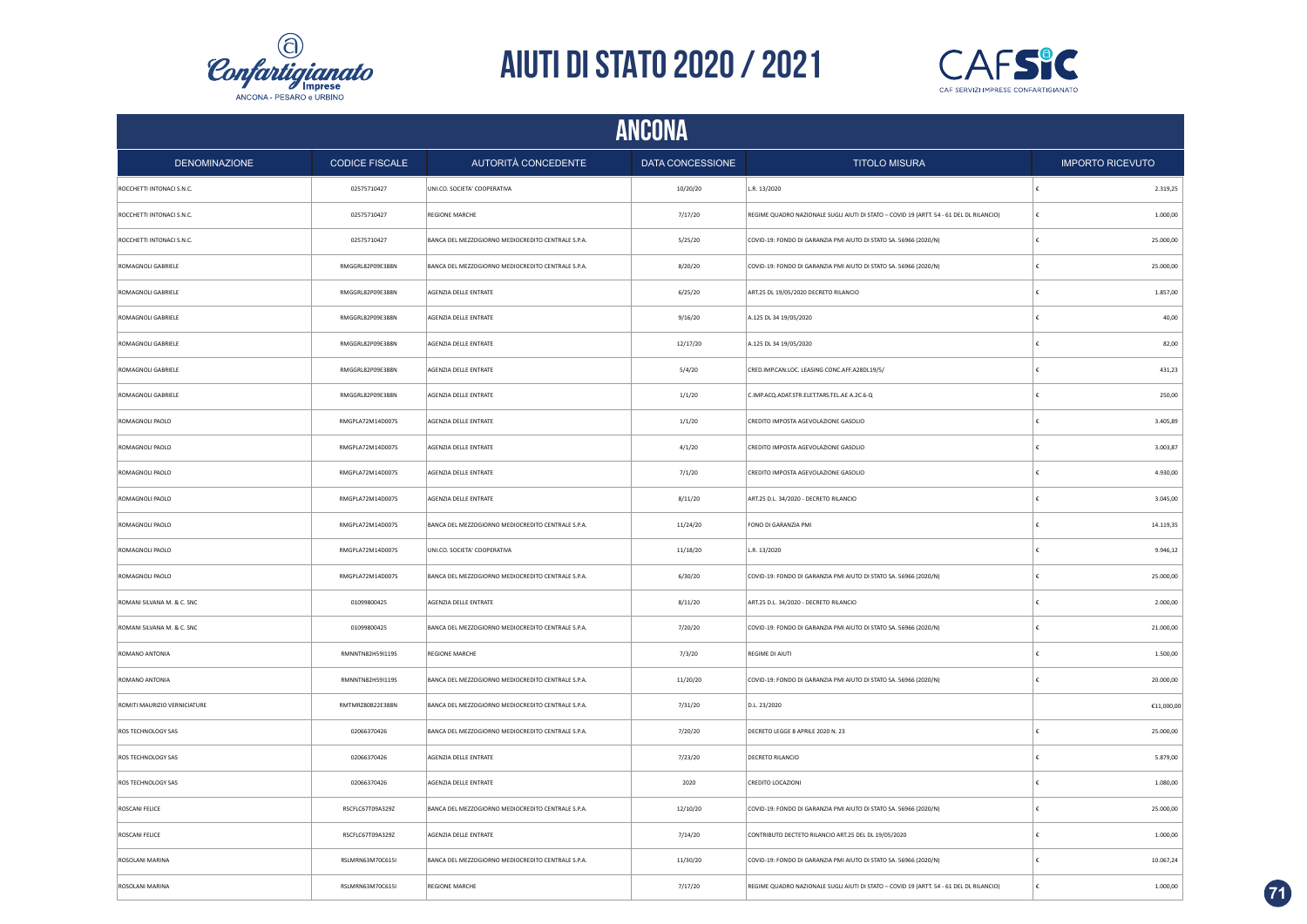# AIUTI DI STATO 2020 / 2021

## ANCONA

| DENOMINAZIONE | CODICE FISCALE | AUTORITÀ CONCEDENTE | DATA CONCESSIONE | TITOLO MISURA | IMPORTO RICEVUTO |
|---|---|---|---|---|---|
| ROCCHETTI INTONACI S.N.C. | 02575710427 | UNI.CO. SOCIETA' COOPERATIVA | 10/20/20 | L.R. 13/2020 | € 2.319,25 |
| ROCCHETTI INTONACI S.N.C. | 02575710427 | REGIONE MARCHE | 7/17/20 | REGIME QUADRO NAZIONALE SUGLI AIUTI DI STATO – COVID 19 (ARTT. 54 - 61 DEL DL RILANCIO) | € 1.000,00 |
| ROCCHETTI INTONACI S.N.C. | 02575710427 | BANCA DEL MEZZOGIORNO MEDIOCREDITO CENTRALE S.P.A. | 5/25/20 | COVID-19: FONDO DI GARANZIA PMI AIUTO DI STATO SA. 56966 (2020/N) | € 25.000,00 |
| ROMAGNOLI GABRIELE | RMGGRL82P09E388N | BANCA DEL MEZZOGIORNO MEDIOCREDITO CENTRALE S.P.A. | 8/20/20 | COVID-19: FONDO DI GARANZIA PMI AIUTO DI STATO SA. 56966 (2020/N) | € 25.000,00 |
| ROMAGNOLI GABRIELE | RMGGRL82P09E388N | AGENZIA DELLE ENTRATE | 6/25/20 | ART.25 DL 19/05/2020 DECRETO RILANCIO | € 1.857,00 |
| ROMAGNOLI GABRIELE | RMGGRL82P09E388N | AGENZIA DELLE ENTRATE | 9/16/20 | A.125 DL 34 19/05/2020 | € 40,00 |
| ROMAGNOLI GABRIELE | RMGGRL82P09E388N | AGENZIA DELLE ENTRATE | 12/17/20 | A.125 DL 34 19/05/2020 | € 82,00 |
| ROMAGNOLI GABRIELE | RMGGRL82P09E388N | AGENZIA DELLE ENTRATE | 5/4/20 | CRED.IMP.CAN.LOC. LEASING CONC.AFF.A28DL19/5/ | € 431,23 |
| ROMAGNOLI GABRIELE | RMGGRL82P09E388N | AGENZIA DELLE ENTRATE | 1/1/20 | C.IMP.ACQ.ADAT.STR.ELETTARS.TEL.AE A.2C.6-Q | € 250,00 |
| ROMAGNOLI PAOLO | RMGPLA72M14D007S | AGENZIA DELLE ENTRATE | 1/1/20 | CREDITO IMPOSTA AGEVOLAZIONE GASOLIO | € 3.405,89 |
| ROMAGNOLI PAOLO | RMGPLA72M14D007S | AGENZIA DELLE ENTRATE | 4/1/20 | CREDITO IMPOSTA AGEVOLAZIONE GASOLIO | € 3.003,87 |
| ROMAGNOLI PAOLO | RMGPLA72M14D007S | AGENZIA DELLE ENTRATE | 7/1/20 | CREDITO IMPOSTA AGEVOLAZIONE GASOLIO | € 4.930,00 |
| ROMAGNOLI PAOLO | RMGPLA72M14D007S | AGENZIA DELLE ENTRATE | 8/11/20 | ART.25 D.L. 34/2020 - DECRETO RILANCIO | € 3.045,00 |
| ROMAGNOLI PAOLO | RMGPLA72M14D007S | BANCA DEL MEZZOGIORNO MEDIOCREDITO CENTRALE S.P.A. | 11/24/20 | FONO DI GARANZIA PMI | € 14.119,35 |
| ROMAGNOLI PAOLO | RMGPLA72M14D007S | UNI.CO. SOCIETA' COOPERATIVA | 11/18/20 | L.R. 13/2020 | € 9.946,12 |
| ROMAGNOLI PAOLO | RMGPLA72M14D007S | BANCA DEL MEZZOGIORNO MEDIOCREDITO CENTRALE S.P.A. | 6/30/20 | COVID-19: FONDO DI GARANZIA PMI AIUTO DI STATO SA. 56966 (2020/N) | € 25.000,00 |
| ROMANI SILVANA M. & C. SNC | 01099800425 | AGENZIA DELLE ENTRATE | 8/11/20 | ART.25 D.L. 34/2020 - DECRETO RILANCIO | € 2.000,00 |
| ROMANI SILVANA M. & C. SNC | 01099800425 | BANCA DEL MEZZOGIORNO MEDIOCREDITO CENTRALE S.P.A. | 7/20/20 | COVID-19: FONDO DI GARANZIA PMI AIUTO DI STATO SA. 56966 (2020/N) | € 21.000,00 |
| ROMANO ANTONIA | RMNNTN82H59I119S | REGIONE MARCHE | 7/3/20 | REGIME DI AIUTI | € 1.500,00 |
| ROMANO ANTONIA | RMNNTN82H59I119S | BANCA DEL MEZZOGIORNO MEDIOCREDITO CENTRALE S.P.A. | 11/20/20 | COVID-19: FONDO DI GARANZIA PMI AIUTO DI STATO SA. 56966 (2020/N) | € 20.000,00 |
| ROMITI MAURIZIO VERNICIATURE | RMTMRZ80B22E388N | BANCA DEL MEZZOGIORNO MEDIOCREDITO CENTRALE S.P.A. | 7/31/20 | D.L. 23/2020 | €11.000,00 |
| ROS TECHNOLOGY SAS | 02066370426 | BANCA DEL MEZZOGIORNO MEDIOCREDITO CENTRALE S.P.A. | 7/20/20 | DECRETO LEGGE 8 APRILE 2020 N. 23 | € 25.000,00 |
| ROS TECHNOLOGY SAS | 02066370426 | AGENZIA DELLE ENTRATE | 7/23/20 | DECRETO RILANCIO | € 5.879,00 |
| ROS TECHNOLOGY SAS | 02066370426 | AGENZIA DELLE ENTRATE | 2020 | CREDITO LOCAZIONI | € 1.080,00 |
| ROSCANI FELICE | RSCFLC67T09A329Z | BANCA DEL MEZZOGIORNO MEDIOCREDITO CENTRALE S.P.A. | 12/10/20 | COVID-19: FONDO DI GARANZIA PMI AIUTO DI STATO SA. 56966 (2020/N) | € 25.000,00 |
| ROSCANI FELICE | RSCFLC67T09A329Z | AGENZIA DELLE ENTRATE | 7/14/20 | CONTRIBUTO DECTETO RILANCIO ART.25 DEL DL 19/05/2020 | € 1.000,00 |
| ROSOLANI MARINA | RSLMRN63M70C615I | BANCA DEL MEZZOGIORNO MEDIOCREDITO CENTRALE S.P.A. | 11/30/20 | COVID-19: FONDO DI GARANZIA PMI AIUTO DI STATO SA. 56966 (2020/N) | € 10.067,24 |
| ROSOLANI MARINA | RSLMRN63M70C615I | REGIONE MARCHE | 7/17/20 | REGIME QUADRO NAZIONALE SUGLI AIUTI DI STATO – COVID 19 (ARTT. 54 - 61 DEL DL RILANCIO) | € 1.000,00 |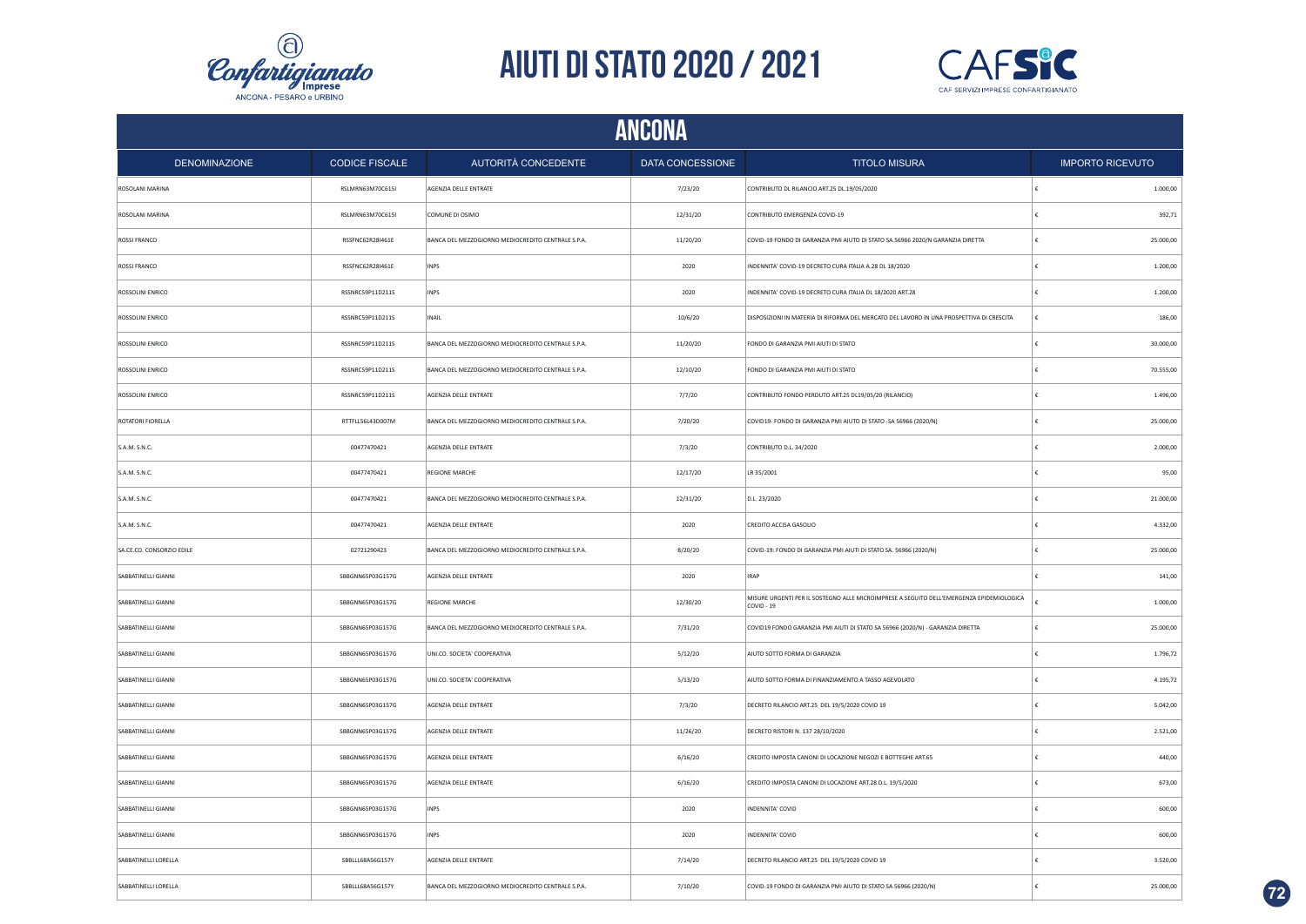# AIUTI DI STATO 2020 / 2021

## ANCONA

| DENOMINAZIONE | CODICE FISCALE | AUTORITÀ CONCEDENTE | DATA CONCESSIONE | TITOLO MISURA | IMPORTO RICEVUTO |
|---|---|---|---|---|---|
| ROSOLANI MARINA | RSLMRN63M70C615I | AGENZIA DELLE ENTRATE | 7/23/20 | CONTRIBUTO DL RILANCIO ART.25 DL.19/05/2020 | € 1.000,00 |
| ROSOLANI MARINA | RSLMRN63M70C615I | COMUNE DI OSIMO | 12/31/20 | CONTRIBUTO EMERGENZA COVID-19 | € 392,71 |
| ROSSI FRANCO | RSSFNC62R28I461E | BANCA DEL MEZZOGIORNO MEDIOCREDITO CENTRALE S.P.A. | 11/20/20 | COVID-19 FONDO DI GARANZIA PMI AIUTO DI STATO SA.56966 2020/N GARANZIA DIRETTA | € 25.000,00 |
| ROSSI FRANCO | RSSFNC62R28I461E | INPS | 2020 | INDENNITA' COVID-19 DECRETO CURA ITALIA A.28 DL 18/2020 | € 1.200,00 |
| ROSSOLINI ENRICO | RSSNRC59P11D211S | INPS | 2020 | INDENNITA' COVID-19 DECRETO CURA ITALIA DL 18/2020 ART.28 | € 1.200,00 |
| ROSSOLINI ENRICO | RSSNRC59P11D211S | INAIL | 10/6/20 | DISPOSIZIONI IN MATERIA DI RIFORMA DEL MERCATO DEL LAVORO IN UNA PROSPETTIVA DI CRESCITA | € 186,00 |
| ROSSOLINI ENRICO | RSSNRC59P11D211S | BANCA DEL MEZZOGIORNO MEDIOCREDITO CENTRALE S.P.A. | 11/20/20 | FONDO DI GARANZIA PMI AIUTI DI STATO | € 30.000,00 |
| ROSSOLINI ENRICO | RSSNRC59P11D211S | BANCA DEL MEZZOGIORNO MEDIOCREDITO CENTRALE S.P.A. | 12/10/20 | FONDO DI GARANZIA PMI AIUTI DI STATO | € 70.555,00 |
| ROSSOLINI ENRICO | RSSNRC59P11D211S | AGENZIA DELLE ENTRATE | 7/7/20 | CONTRIBUTO FONDO PERDUTO ART.25 DL19/05/20 (RILANCIO) | € 1.496,00 |
| ROTATORI FIORELLA | RTTFLL56L43D007M | BANCA DEL MEZZOGIORNO MEDIOCREDITO CENTRALE S.P.A. | 7/20/20 | COVID19- FONDO DI GARANZIA PMI AIUTO DI STATO -SA 56966 (2020/N) | € 25.000,00 |
| S.A.M. S.N.C. | 00477470421 | AGENZIA DELLE ENTRATE | 7/3/20 | CONTRIBUTO D.L. 34/2020 | € 2.000,00 |
| S.A.M. S.N.C. | 00477470421 | REGIONE MARCHE | 12/17/20 | LR 35/2001 | € 95,00 |
| S.A.M. S.N.C. | 00477470421 | BANCA DEL MEZZOGIORNO MEDIOCREDITO CENTRALE S.P.A. | 12/31/20 | D.L. 23/2020 | € 21.000,00 |
| S.A.M. S.N.C. | 00477470421 | AGENZIA DELLE ENTRATE | 2020 | CREDITO ACCISA GASOLIO | € 4.332,00 |
| SA.CE.CO. CONSORZIO EDILE | 02721290423 | BANCA DEL MEZZOGIORNO MEDIOCREDITO CENTRALE S.P.A. | 8/20/20 | COVID-19: FONDO DI GARANZIA PMI AIUTI DI STATO SA. 56966 (2020/N) | € 25.000,00 |
| SABBATINELLI GIANNI | SBBGNN65P03G157G | AGENZIA DELLE ENTRATE | 2020 | IRAP | € 141,00 |
| SABBATINELLI GIANNI | SBBGNN65P03G157G | REGIONE MARCHE | 12/30/20 | MISURE URGENTI PER IL SOSTEGNO ALLE MICROIMPRESE A SEGUITO DELL'EMERGENZA EPIDEMIOLOGICA COVID - 19 | € 1.000,00 |
| SABBATINELLI GIANNI | SBBGNN65P03G157G | BANCA DEL MEZZOGIORNO MEDIOCREDITO CENTRALE S.P.A. | 7/31/20 | COVID19 FONDO GARANZIA PMI AIUTI DI STATO SA 56966 (2020/N) - GARANZIA DIRETTA | € 25.000,00 |
| SABBATINELLI GIANNI | SBBGNN65P03G157G | UNI.CO. SOCIETA' COOPERATIVA | 5/12/20 | AIUTO SOTTO FORMA DI GARANZIA | € 1.796,72 |
| SABBATINELLI GIANNI | SBBGNN65P03G157G | UNI.CO. SOCIETA' COOPERATIVA | 5/13/20 | AIUTO SOTTO FORMA DI FINANZIAMENTO A TASSO AGEVOLATO | € 4.195,72 |
| SABBATINELLI GIANNI | SBBGNN65P03G157G | AGENZIA DELLE ENTRATE | 7/3/20 | DECRETO RILANCIO ART.25 DEL 19/5/2020 COVID 19 | € 5.042,00 |
| SABBATINELLI GIANNI | SBBGNN65P03G157G | AGENZIA DELLE ENTRATE | 11/26/20 | DECRETO RISTORI N. 137 28/10/2020 | € 2.521,00 |
| SABBATINELLI GIANNI | SBBGNN65P03G157G | AGENZIA DELLE ENTRATE | 6/16/20 | CREDITO IMPOSTA CANONI DI LOCAZIONE NEGOZI E BOTTEGHE ART.65 | € 440,00 |
| SABBATINELLI GIANNI | SBBGNN65P03G157G | AGENZIA DELLE ENTRATE | 6/16/20 | CREDITO IMPOSTA CANONI DI LOCAZIONE ART.28 D.L. 19/5/2020 | € 673,00 |
| SABBATINELLI GIANNI | SBBGNN65P03G157G | INPS | 2020 | INDENNITA' COVID | € 600,00 |
| SABBATINELLI GIANNI | SBBGNN65P03G157G | INPS | 2020 | INDENNITA' COVID | € 600,00 |
| SABBATINELLI LORELLA | SBBLLL68A56G157Y | AGENZIA DELLE ENTRATE | 7/14/20 | DECRETO RILANCIO ART.25 DEL 19/5/2020 COVID 19 | € 3.520,00 |
| SABBATINELLI LORELLA | SBBLLL68A56G157Y | BANCA DEL MEZZOGIORNO MEDIOCREDITO CENTRALE S.P.A. | 7/10/20 | COVID-19 FONDO DI GARANZIA PMI AIUTO DI STATO SA 56966 (2020/N) | € 25.000,00 |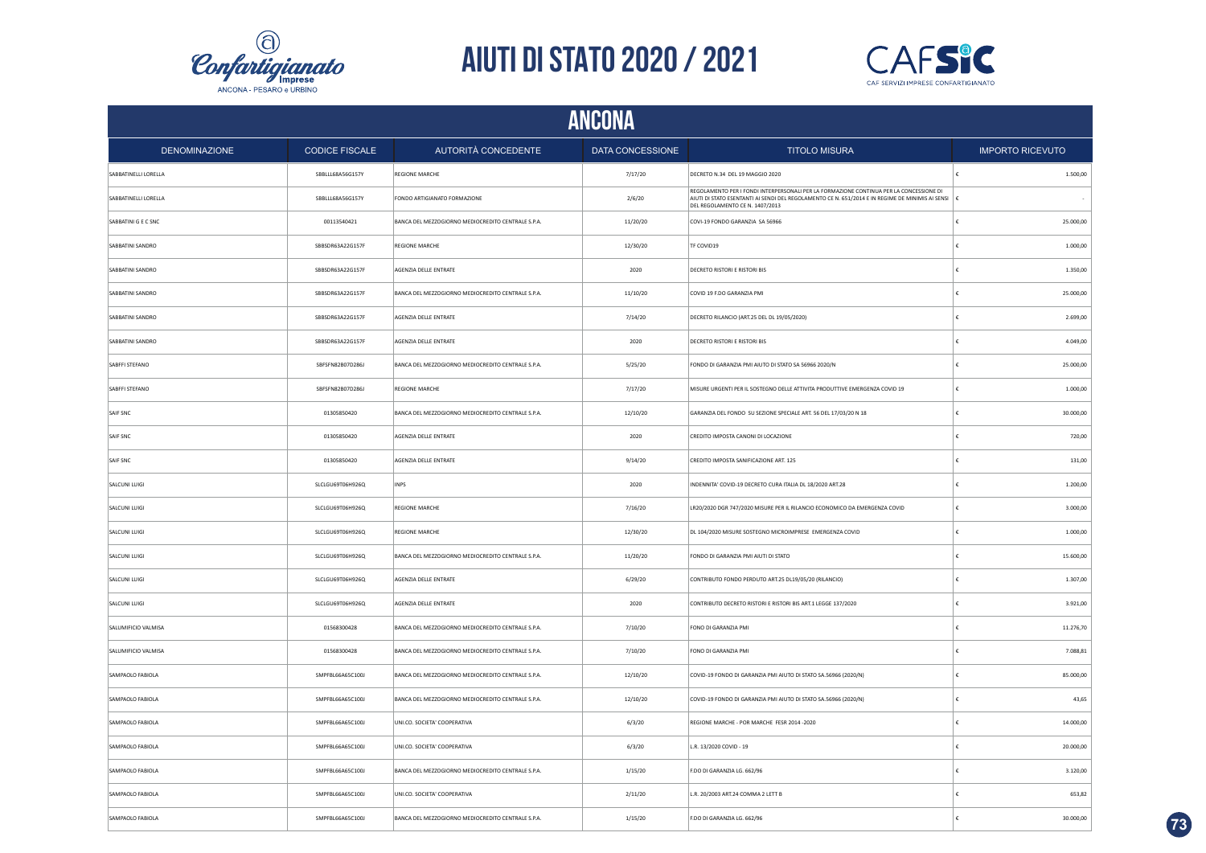# AIUTI DI STATO 2020 / 2021

## ANCONA

| DENOMINAZIONE | CODICE FISCALE | AUTORITÀ CONCEDENTE | DATA CONCESSIONE | TITOLO MISURA | IMPORTO RICEVUTO |
|---|---|---|---|---|---|
| SABBATINELLI LORELLA | SBBLLL68A56G157Y | REGIONE MARCHE | 7/17/20 | DECRETO N.34 DEL 19 MAGGIO 2020 | € 1.500,00 |
| SABBATINELLI LORELLA | SBBLLL68A56G157Y | FONDO ARTIGIANATO FORMAZIONE | 2/6/20 | REGOLAMENTO PER I FONDI INTERPERSONALI PER LA FORMAZIONE CONTINUA PER LA CONCESSIONE DI AIUTI DI STATO ESENTANTI AI SENDI DEL REGOLAMENTO CE N. 651/2014 E IN REGIME DE MINIMIS AI SENSI DEL REGOLAMENTO CE N. 1407/2013 | € - |
| SABBATINI G E C SNC | 00113540421 | BANCA DEL MEZZOGIORNO MEDIOCREDITO CENTRALE S.P.A. | 11/20/20 | COVI-19 FONDO GARANZIA SA 56966 | € 25.000,00 |
| SABBATINI SANDRO | SBBSDR63A22G157F | REGIONE MARCHE | 12/30/20 | TF COVID19 | € 1.000,00 |
| SABBATINI SANDRO | SBBSDR63A22G157F | AGENZIA DELLE ENTRATE | 2020 | DECRETO RISTORI E RISTORI BIS | € 1.350,00 |
| SABBATINI SANDRO | SBBSDR63A22G157F | BANCA DEL MEZZOGIORNO MEDIOCREDITO CENTRALE S.P.A. | 11/10/20 | COVID 19 F.DO GARANZIA PMI | € 25.000,00 |
| SABBATINI SANDRO | SBBSDR63A22G157F | AGENZIA DELLE ENTRATE | 7/14/20 | DECRETO RILANCIO (ART.25 DEL DL 19/05/2020) | € 2.699,00 |
| SABBATINI SANDRO | SBBSDR63A22G157F | AGENZIA DELLE ENTRATE | 2020 | DECRETO RISTORI E RISTORI BIS | € 4.049,00 |
| SABFFI STEFANO | SBFSFN82B07D286J | BANCA DEL MEZZOGIORNO MEDIOCREDITO CENTRALE S.P.A. | 5/25/20 | FONDO DI GARANZIA PMI AIUTO DI STATO SA 56966 2020/N | € 25.000,00 |
| SABFFI STEFANO | SBFSFN82B07D286J | REGIONE MARCHE | 7/17/20 | MISURE URGENTI PER IL SOSTEGNO DELLE ATTIVITA PRODUTTIVE EMERGENZA COVID 19 | € 1.000,00 |
| SAIF SNC | 01305850420 | BANCA DEL MEZZOGIORNO MEDIOCREDITO CENTRALE S.P.A. | 12/10/20 | GARANZIA DEL FONDO SU SEZIONE SPECIALE ART. 56 DEL 17/03/20 N 18 | € 30.000,00 |
| SAIF SNC | 01305850420 | AGENZIA DELLE ENTRATE | 2020 | CREDITO IMPOSTA CANONI DI LOCAZIONE | € 720,00 |
| SAIF SNC | 01305850420 | AGENZIA DELLE ENTRATE | 9/14/20 | CREDITO IMPOSTA SANIFICAZIONE ART. 125 | € 131,00 |
| SALCUNI LUIGI | SLCLGU69T06H926Q | INPS | 2020 | INDENNITA' COVID-19 DECRETO CURA ITALIA DL 18/2020 ART.28 | € 1.200,00 |
| SALCUNI LUIGI | SLCLGU69T06H926Q | REGIONE MARCHE | 7/16/20 | LR20/2020 DGR 747/2020 MISURE PER IL RILANCIO ECONOMICO DA EMERGENZA COVID | € 3.000,00 |
| SALCUNI LUIGI | SLCLGU69T06H926Q | REGIONE MARCHE | 12/30/20 | DL 104/2020 MISURE SOSTEGNO MICROIMPRESE EMERGENZA COVID | € 1.000,00 |
| SALCUNI LUIGI | SLCLGU69T06H926Q | BANCA DEL MEZZOGIORNO MEDIOCREDITO CENTRALE S.P.A. | 11/20/20 | FONDO DI GARANZIA PMI AIUTI DI STATO | € 15.600,00 |
| SALCUNI LUIGI | SLCLGU69T06H926Q | AGENZIA DELLE ENTRATE | 6/29/20 | CONTRIBUTO FONDO PERDUTO ART.25 DL19/05/20 (RILANCIO) | € 1.307,00 |
| SALCUNI LUIGI | SLCLGU69T06H926Q | AGENZIA DELLE ENTRATE | 2020 | CONTRIBUTO DECRETO RISTORI E RISTORI BIS ART.1 LEGGE 137/2020 | € 3.921,00 |
| SALUMIFICIO VALMISA | 01568300428 | BANCA DEL MEZZOGIORNO MEDIOCREDITO CENTRALE S.P.A. | 7/10/20 | FONO DI GARANZIA PMI | € 11.276,70 |
| SALUMIFICIO VALMISA | 01568300428 | BANCA DEL MEZZOGIORNO MEDIOCREDITO CENTRALE S.P.A. | 7/10/20 | FONO DI GARANZIA PMI | € 7.088,81 |
| SAMPAOLO FABIOLA | SMPFBL66A65C100J | BANCA DEL MEZZOGIORNO MEDIOCREDITO CENTRALE S.P.A. | 12/10/20 | COVID-19 FONDO DI GARANZIA PMI AIUTO DI STATO SA.56966 (2020/N) | € 85.000,00 |
| SAMPAOLO FABIOLA | SMPFBL66A65C100J | BANCA DEL MEZZOGIORNO MEDIOCREDITO CENTRALE S.P.A. | 12/10/20 | COVID-19 FONDO DI GARANZIA PMI AIUTO DI STATO SA.56966 (2020/N) | € 43,65 |
| SAMPAOLO FABIOLA | SMPFBL66A65C100J | UNI.CO. SOCIETA' COOPERATIVA | 6/3/20 | REGIONE MARCHE - POR MARCHE FESR 2014 -2020 | € 14.000,00 |
| SAMPAOLO FABIOLA | SMPFBL66A65C100J | UNI.CO. SOCIETA' COOPERATIVA | 6/3/20 | L.R. 13/2020 COVID - 19 | € 20.000,00 |
| SAMPAOLO FABIOLA | SMPFBL66A65C100J | BANCA DEL MEZZOGIORNO MEDIOCREDITO CENTRALE S.P.A. | 1/15/20 | F.DO DI GARANZIA LG. 662/96 | € 3.120,00 |
| SAMPAOLO FABIOLA | SMPFBL66A65C100J | UNI.CO. SOCIETA' COOPERATIVA | 2/11/20 | L.R. 20/2003 ART.24 COMMA 2 LETT B | € 653,82 |
| SAMPAOLO FABIOLA | SMPFBL66A65C100J | BANCA DEL MEZZOGIORNO MEDIOCREDITO CENTRALE S.P.A. | 1/15/20 | F.DO DI GARANZIA LG. 662/96 | € 30.000,00 |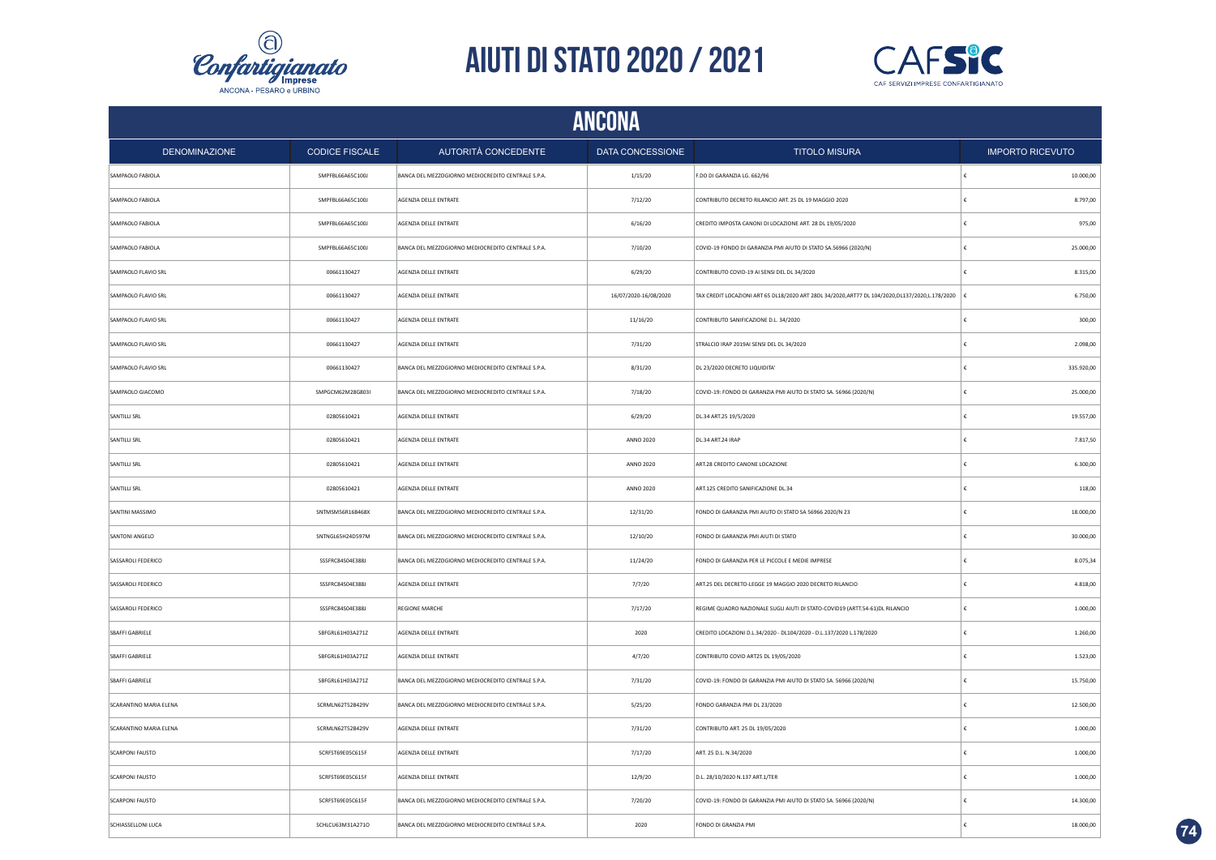# AIUTI DI STATO 2020 / 2021

## ANCONA

| DENOMINAZIONE | CODICE FISCALE | AUTORITÀ CONCEDENTE | DATA CONCESSIONE | TITOLO MISURA | IMPORTO RICEVUTO |
|---|---|---|---|---|---|
| SAMPAOLO FABIOLA | SMPFBL66A65C100J | BANCA DEL MEZZOGIORNO MEDIOCREDITO CENTRALE S.P.A. | 1/15/20 | F.DO DI GARANZIA LG. 662/96 | € 10.000,00 |
| SAMPAOLO FABIOLA | SMPFBL66A65C100J | AGENZIA DELLE ENTRATE | 7/12/20 | CONTRIBUTO DECRETO RILANCIO ART. 25 DL 19 MAGGIO 2020 | € 8.797,00 |
| SAMPAOLO FABIOLA | SMPFBL66A65C100J | AGENZIA DELLE ENTRATE | 6/16/20 | CREDITO IMPOSTA CANONI DI LOCAZIONE ART. 28 DL 19/05/2020 | € 975,00 |
| SAMPAOLO FABIOLA | SMPFBL66A65C100J | BANCA DEL MEZZOGIORNO MEDIOCREDITO CENTRALE S.P.A. | 7/10/20 | COVID-19 FONDO DI GARANZIA PMI AIUTO DI STATO SA.56966 (2020/N) | € 25.000,00 |
| SAMPAOLO FLAVIO SRL | 00661130427 | AGENZIA DELLE ENTRATE | 6/29/20 | CONTRIBUTO COVID-19 AI SENSI DEL DL 34/2020 | € 8.315,00 |
| SAMPAOLO FLAVIO SRL | 00661130427 | AGENZIA DELLE ENTRATE | 16/07/2020-16/08/2020 | TAX CREDIT LOCAZIONI ART 65 DL18/2020 ART 28DL 34/2020,ART77 DL 104/2020,DL137/2020,L.178/2020 | € 6.750,00 |
| SAMPAOLO FLAVIO SRL | 00661130427 | AGENZIA DELLE ENTRATE | 11/16/20 | CONTRIBUTO SANIFICAZIONE D.L. 34/2020 | € 300,00 |
| SAMPAOLO FLAVIO SRL | 00661130427 | AGENZIA DELLE ENTRATE | 7/31/20 | STRALCIO IRAP 2019AI SENSI DEL DL 34/2020 | € 2.098,00 |
| SAMPAOLO FLAVIO SRL | 00661130427 | BANCA DEL MEZZOGIORNO MEDIOCREDITO CENTRALE S.P.A. | 8/31/20 | DL 23/2020 DECRETO LIQUIDITA' | € 335.920,00 |
| SAMPAOLO GIACOMO | SMPGCM62M28G803I | BANCA DEL MEZZOGIORNO MEDIOCREDITO CENTRALE S.P.A. | 7/18/20 | COVID-19: FONDO DI GARANZIA PMI AIUTO DI STATO SA. 56966 (2020/N) | € 25.000,00 |
| SANTILLI SRL | 02805610421 | AGENZIA DELLE ENTRATE | 6/29/20 | DL.34 ART.25 19/5/2020 | € 19.557,00 |
| SANTILLI SRL | 02805610421 | AGENZIA DELLE ENTRATE | ANNO 2020 | DL.34 ART.24 IRAP | € 7.817,50 |
| SANTILLI SRL | 02805610421 | AGENZIA DELLE ENTRATE | ANNO 2020 | ART.28 CREDITO CANONE LOCAZIONE | € 6.300,00 |
| SANTILLI SRL | 02805610421 | AGENZIA DELLE ENTRATE | ANNO 2020 | ART.125 CREDITO SANIFICAZIONE DL.34 | € 118,00 |
| SANTINI MASSIMO | SNTMSM56R16B468X | BANCA DEL MEZZOGIORNO MEDIOCREDITO CENTRALE S.P.A. | 12/31/20 | FONDO DI GARANZIA PMI AIUTO DI STATO SA 56966 2020/N 23 | € 18.000,00 |
| SANTONI ANGELO | SNTNGL65H24D597M | BANCA DEL MEZZOGIORNO MEDIOCREDITO CENTRALE S.P.A. | 12/10/20 | FONDO DI GARANZIA PMI AIUTI DI STATO | € 30.000,00 |
| SASSAROLI FEDERICO | SSSFRC84S04E388J | BANCA DEL MEZZOGIORNO MEDIOCREDITO CENTRALE S.P.A. | 11/24/20 | FONDO DI GARANZIA PER LE PICCOLE E MEDIE IMPRESE | € 8.075,34 |
| SASSAROLI FEDERICO | SSSFRC84S04E388J | AGENZIA DELLE ENTRATE | 7/7/20 | ART.25 DEL DECRETO-LEGGE 19 MAGGIO 2020 DECRETO RILANCIO | € 4.818,00 |
| SASSAROLI FEDERICO | SSSFRC84S04E388J | REGIONE MARCHE | 7/17/20 | REGIME QUADRO NAZIONALE SUGLI AIUTI DI STATO-COVID19 (ARTT.54-61)DL RILANCIO | € 1.000,00 |
| SBAFFI GABRIELE | SBFGRL61H03A271Z | AGENZIA DELLE ENTRATE | 2020 | CREDITO LOCAZIONI D.L.34/2020 - DL104/2020 - D.L.137/2020 L.178/2020 | € 1.260,00 |
| SBAFFI GABRIELE | SBFGRL61H03A271Z | AGENZIA DELLE ENTRATE | 4/7/20 | CONTRIBUTO COVID ART25 DL 19/05/2020 | € 1.523,00 |
| SBAFFI GABRIELE | SBFGRL61H03A271Z | BANCA DEL MEZZOGIORNO MEDIOCREDITO CENTRALE S.P.A. | 7/31/20 | COVID-19: FONDO DI GARANZIA PMI AIUTO DI STATO SA. 56966 (2020/N) | € 15.750,00 |
| SCARANTINO MARIA ELENA | SCRMLN62T52B429V | BANCA DEL MEZZOGIORNO MEDIOCREDITO CENTRALE S.P.A. | 5/25/20 | FONDO GARANZIA PMI DL 23/2020 | € 12.500,00 |
| SCARANTINO MARIA ELENA | SCRMLN62T52B429V | AGENZIA DELLE ENTRATE | 7/31/20 | CONTRIBUTO ART. 25 DL 19/05/2020 | € 1.000,00 |
| SCARPONI FAUSTO | SCRFST69E05C615F | AGENZIA DELLE ENTRATE | 7/17/20 | ART. 25 D.L. N.34/2020 | € 1.000,00 |
| SCARPONI FAUSTO | SCRFST69E05C615F | AGENZIA DELLE ENTRATE | 12/9/20 | D.L. 28/10/2020 N.137 ART.1/TER | € 1.000,00 |
| SCARPONI FAUSTO | SCRFST69E05C615F | BANCA DEL MEZZOGIORNO MEDIOCREDITO CENTRALE S.P.A. | 7/20/20 | COVID-19: FONDO DI GARANZIA PMI AIUTO DI STATO SA. 56966 (2020/N) | € 14.300,00 |
| SCHIASSELLONI LUCA | SCHLCU63M31A271O | BANCA DEL MEZZOGIORNO MEDIOCREDITO CENTRALE S.P.A. | 2020 | FONDO DI GRANZIA PMI | € 18.000,00 |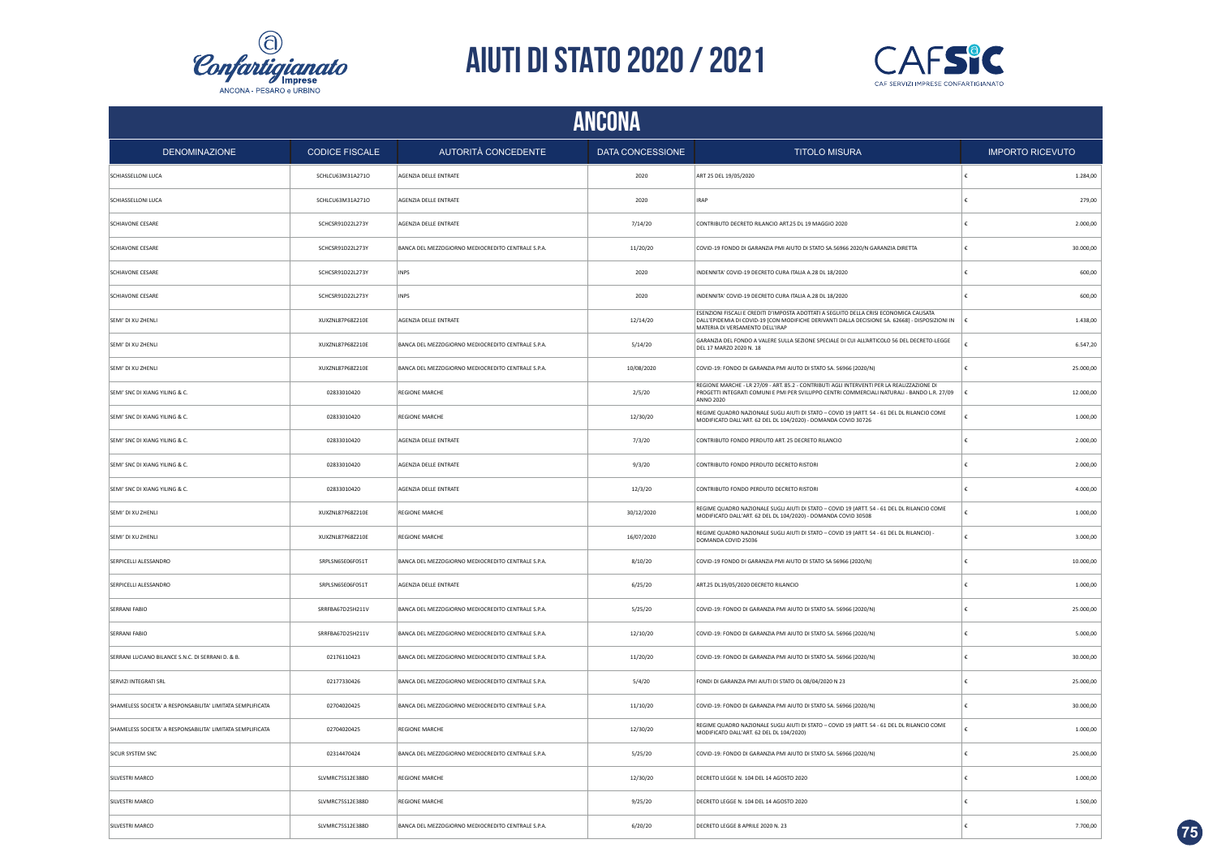# AIUTI DI STATO 2020 / 2021

## ANCONA

| DENOMINAZIONE | CODICE FISCALE | AUTORITÀ CONCEDENTE | DATA CONCESSIONE | TITOLO MISURA | IMPORTO RICEVUTO |
|---|---|---|---|---|---|
| SCHIASSELLONI LUCA | SCHLCU63M31A271O | AGENZIA DELLE ENTRATE | 2020 | ART 25 DEL 19/05/2020 | € 1.284,00 |
| SCHIASSELLONI LUCA | SCHLCU63M31A271O | AGENZIA DELLE ENTRATE | 2020 | IRAP | € 279,00 |
| SCHIAVONE CESARE | SCHCSR91D22L273Y | AGENZIA DELLE ENTRATE | 7/14/20 | CONTRIBUTO DECRETO RILANCIO ART.25 DL 19 MAGGIO 2020 | € 2.000,00 |
| SCHIAVONE CESARE | SCHCSR91D22L273Y | BANCA DEL MEZZOGIORNO MEDIOCREDITO CENTRALE S.P.A. | 11/20/20 | COVID-19 FONDO DI GARANZIA PMI AIUTO DI STATO SA.56966 2020/N GARANZIA DIRETTA | € 30.000,00 |
| SCHIAVONE CESARE | SCHCSR91D22L273Y | INPS | 2020 | INDENNITA' COVID-19 DECRETO CURA ITALIA A.28 DL 18/2020 | € 600,00 |
| SCHIAVONE CESARE | SCHCSR91D22L273Y | INPS | 2020 | INDENNITA' COVID-19 DECRETO CURA ITALIA A.28 DL 18/2020 | € 600,00 |
| SEMI' DI XU ZHENLI | XUXZNL87P68Z210E | AGENZIA DELLE ENTRATE | 12/14/20 | ESENZIONI FISCALI E CREDITI D'IMPOSTA ADOTTATI A SEGUITO DELLA CRISI ECONOMICA CAUSATA DALL'EPIDEMIA DI COVID-19 [CON MODIFICHE DERIVANTI DALLA DECISIONE SA. 62668] - DISPOSIZIONI IN MATERIA DI VERSAMENTO DELL'IRAP | € 1.438,00 |
| SEMI' DI XU ZHENLI | XUXZNL87P68Z210E | BANCA DEL MEZZOGIORNO MEDIOCREDITO CENTRALE S.P.A. | 5/14/20 | GARANZIA DEL FONDO A VALERE SULLA SEZIONE SPECIALE DI CUI ALL'ARTICOLO 56 DEL DECRETO-LEGGE DEL 17 MARZO 2020 N. 18 | € 6.547,20 |
| SEMI' DI XU ZHENLI | XUXZNL87P68Z210E | BANCA DEL MEZZOGIORNO MEDIOCREDITO CENTRALE S.P.A. | 10/08/2020 | COVID-19: FONDO DI GARANZIA PMI AIUTO DI STATO SA. 56966 (2020/N) | € 25.000,00 |
| SEMI' SNC DI XIANG YILING & C. | 02833010420 | REGIONE MARCHE | 2/5/20 | REGIONE MARCHE - LR 27/09 - ART. 85.2 - CONTRIBUTI AGLI INTERVENTI PER LA REALIZZAZIONE DI PROGETTI INTEGRATI COMUNI E PMI PER SVILUPPO CENTRI COMMERCIALI NATURALI - BANDO L.R. 27/09 ANNO 2020 | € 12.000,00 |
| SEMI' SNC DI XIANG YILING & C. | 02833010420 | REGIONE MARCHE | 12/30/20 | REGIME QUADRO NAZIONALE SUGLI AIUTI DI STATO – COVID 19 (ARTT. 54 - 61 DEL DL RILANCIO COME MODIFICATO DALL'ART. 62 DEL DL 104/2020) - DOMANDA COVID 30726 | € 1.000,00 |
| SEMI' SNC DI XIANG YILING & C. | 02833010420 | AGENZIA DELLE ENTRATE | 7/3/20 | CONTRIBUTO FONDO PERDUTO ART. 25 DECRETO RILANCIO | € 2.000,00 |
| SEMI' SNC DI XIANG YILING & C. | 02833010420 | AGENZIA DELLE ENTRATE | 9/3/20 | CONTRIBUTO FONDO PERDUTO DECRETO RISTORI | € 2.000,00 |
| SEMI' SNC DI XIANG YILING & C. | 02833010420 | AGENZIA DELLE ENTRATE | 12/3/20 | CONTRIBUTO FONDO PERDUTO DECRETO RISTORI | € 4.000,00 |
| SEMI' DI XU ZHENLI | XUXZNL87P68Z210E | REGIONE MARCHE | 30/12/2020 | REGIME QUADRO NAZIONALE SUGLI AIUTI DI STATO – COVID 19 (ARTT. 54 - 61 DEL DL RILANCIO COME MODIFICATO DALL'ART. 62 DEL DL 104/2020) - DOMANDA COVID 30508 | € 1.000,00 |
| SEMI' DI XU ZHENLI | XUXZNL87P68Z210E | REGIONE MARCHE | 16/07/2020 | REGIME QUADRO NAZIONALE SUGLI AIUTI DI STATO – COVID 19 (ARTT. 54 - 61 DEL DL RILANCIO) - DOMANDA COVID 25036 | € 3.000,00 |
| SERPICELLI ALESSANDRO | SRPLSN65E06F051T | BANCA DEL MEZZOGIORNO MEDIOCREDITO CENTRALE S.P.A. | 8/10/20 | COVID-19 FONDO DI GARANZIA PMI AIUTO DI STATO SA 56966 (2020/N) | € 10.000,00 |
| SERPICELLI ALESSANDRO | SRPLSN65E06F051T | AGENZIA DELLE ENTRATE | 6/25/20 | ART.25 DL19/05/2020 DECRETO RILANCIO | € 1.000,00 |
| SERRANI FABIO | SRRFBA67D25H211V | BANCA DEL MEZZOGIORNO MEDIOCREDITO CENTRALE S.P.A. | 5/25/20 | COVID-19: FONDO DI GARANZIA PMI AIUTO DI STATO SA. 56966 (2020/N) | € 25.000,00 |
| SERRANI FABIO | SRRFBA67D25H211V | BANCA DEL MEZZOGIORNO MEDIOCREDITO CENTRALE S.P.A. | 12/10/20 | COVID-19: FONDO DI GARANZIA PMI AIUTO DI STATO SA. 56966 (2020/N) | € 5.000,00 |
| SERRANI LUCIANO BILANCE S.N.C. DI SERRANI D. & B. | 02176110423 | BANCA DEL MEZZOGIORNO MEDIOCREDITO CENTRALE S.P.A. | 11/20/20 | COVID-19: FONDO DI GARANZIA PMI AIUTO DI STATO SA. 56966 (2020/N) | € 30.000,00 |
| SERVIZI INTEGRATI SRL | 02177330426 | BANCA DEL MEZZOGIORNO MEDIOCREDITO CENTRALE S.P.A. | 5/4/20 | FONDI DI GARANZIA PMI AIUTI DI STATO DL 08/04/2020 N 23 | € 25.000,00 |
| SHAMELESS SOCIETA' A RESPONSABILITA' LIMITATA SEMPLIFICATA | 02704020425 | BANCA DEL MEZZOGIORNO MEDIOCREDITO CENTRALE S.P.A. | 11/10/20 | COVID-19: FONDO DI GARANZIA PMI AIUTO DI STATO SA. 56966 (2020/N) | € 30.000,00 |
| SHAMELESS SOCIETA' A RESPONSABILITA' LIMITATA SEMPLIFICATA | 02704020425 | REGIONE MARCHE | 12/30/20 | REGIME QUADRO NAZIONALE SUGLI AIUTI DI STATO – COVID 19 (ARTT. 54 - 61 DEL DL RILANCIO COME MODIFICATO DALL'ART. 62 DEL DL 104/2020) | € 1.000,00 |
| SICUR SYSTEM SNC | 02314470424 | BANCA DEL MEZZOGIORNO MEDIOCREDITO CENTRALE S.P.A. | 5/25/20 | COVID-19: FONDO DI GARANZIA PMI AIUTO DI STATO SA. 56966 (2020/N) | € 25.000,00 |
| SILVESTRI MARCO | SLVMRC75S12E388D | REGIONE MARCHE | 12/30/20 | DECRETO LEGGE N. 104 DEL 14 AGOSTO 2020 | € 1.000,00 |
| SILVESTRI MARCO | SLVMRC75S12E388D | REGIONE MARCHE | 9/25/20 | DECRETO LEGGE N. 104 DEL 14 AGOSTO 2020 | € 1.500,00 |
| SILVESTRI MARCO | SLVMRC75S12E388D | BANCA DEL MEZZOGIORNO MEDIOCREDITO CENTRALE S.P.A. | 6/20/20 | DECRETO LEGGE 8 APRILE 2020 N. 23 | € 7.700,00 |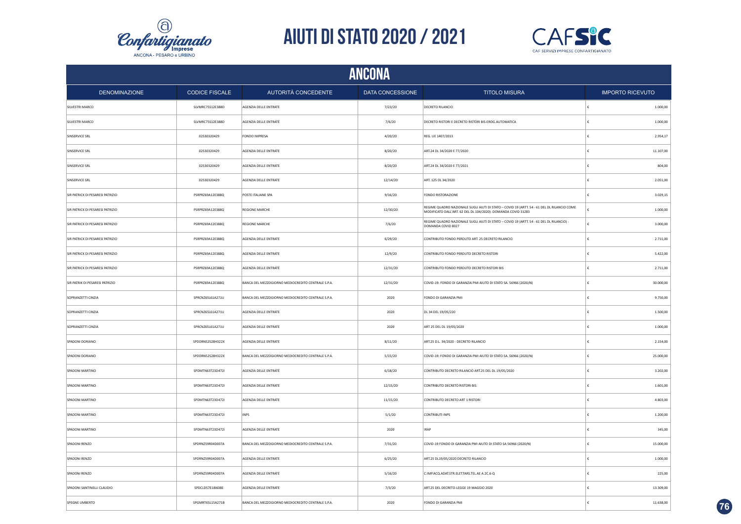# AIUTI DI STATO 2020 / 2021

## ANCONA

| DENOMINAZIONE | CODICE FISCALE | AUTORITÀ CONCEDENTE | DATA CONCESSIONE | TITOLO MISURA | IMPORTO RICEVUTO |
|---|---|---|---|---|---|
| SILVESTRI MARCO | SLVMRC75S12E388D | AGENZIA DELLE ENTRATE | 7/23/20 | DECRETO RILANCIO | € 1.000,00 |
| SILVESTRI MARCO | SLVMRC75S12E388D | AGENZIA DELLE ENTRATE | 7/6/20 | DECRETO RISTORI E DECRETO RISTORI BIS-EROG.AUTOMATICA | € 1.000,00 |
| SINSERVICE SRL | 02530320429 | FONDO IMPRESA | 4/20/20 | REG. UE 1407/2013 | € 2.954,17 |
| SINSERVICE SRL | 02530320429 | AGENZIA DELLE ENTRATE | 8/20/20 | ART.24 DL 34/2020 E 77/2020 | € 11.107,00 |
| SINSERVICE SRL | 02530320429 | AGENZIA DELLE ENTRATE | 8/20/20 | ART.24 DL 34/2020 E 77/2021 | € 804,00 |
| SINSERVICE SRL | 02530320429 | AGENZIA DELLE ENTRATE | 12/14/20 | ART. 125 DL 34/2020 | € 2.051,00 |
| SIR PATRICK DI PESARESI PATRIZIO | PSRPRZ69A12E388Q | POSTE ITALIANE SPA | 9/16/20 | FONDO RISTORAZIONE | € 3.029,15 |
| SIR PATRICK DI PESARESI PATRIZIO | PSRPRZ69A12E388Q | REGIONE MARCHE | 12/30/20 | REGIME QUADRO NAZIONALE SUGLI AIUTI DI STATO – COVID 19 (ARTT. 54 - 61 DEL DL RILANCIO COME MODIFICATO DALL'ART. 62 DEL DL 104/2020) -DOMANDA COVID 31283 | € 1.000,00 |
| SIR PATRICK DI PESARESI PATRIZIO | PSRPRZ69A12E388Q | REGIONE MARCHE | 7/6/20 | REGIME QUADRO NAZIONALE SUGLI AIUTI DI STATO – COVID 19 (ARTT. 54 - 61 DEL DL RILANCIO) - DOMANDA COVID 8027 | € 3.000,00 |
| SIR PATRICK DI PESARESI PATRIZIO | PSRPRZ69A12E388Q | AGENZIA DELLE ENTRATE | 6/29/20 | CONTRIBUTO FONDO PERDUTO ART. 25 DECRETO RILANCIO | € 2.711,00 |
| SIR PATRICK DI PESARESI PATRIZIO | PSRPRZ69A12E388Q | AGENZIA DELLE ENTRATE | 12/9/20 | CONTRIBUTO FONDO PERDUTO DECRETO RISTORI | € 5.422,00 |
| SIR PATRICK DI PESARESI PATRIZIO | PSRPRZ69A12E388Q | AGENZIA DELLE ENTRATE | 12/31/20 | CONTRIBUTO FONDO PERDUTO DECRETO RISTORI BIS | € 2.711,00 |
| SIR PATRIK DI PESARESI PATRIZIO | PSRPRZ69A12E388Q | BANCA DEL MEZZOGIORNO MEDIOCREDITO CENTRALE S.P.A. | 12/31/20 | COVID-19: FONDO DI GARANZIA PMI AIUTO DI STATO SA. 56966 (2020/N) | € 30.000,00 |
| SOPRANZETTI CINZIA | SPRCNZ65L61A271U | BANCA DEL MEZZOGIORNO MEDIOCREDITO CENTRALE S.P.A. | 2020 | FONDO DI GARANZIA PMI | € 9.750,00 |
| SOPRANZETTI CINZIA | SPRCNZ65L61A271U | AGENZIA DELLE ENTRATE | 2020 | DL 34 DEL 19/05/220 | € 1.500,00 |
| SOPRANZETTI CINZIA | SPRCNZ65L61A271U | AGENZIA DELLE ENTRATE | 2020 | ART 25 DEL DL 19/05/2020 | € 1.000,00 |
| SPADONI DORIANO | SPDDRN52S28H322X | AGENZIA DELLE ENTRATE | 8/11/20 | ART.25 D.L. 34/2020 - DECRETO RILANCIO | € 2.154,00 |
| SPADONI DORIANO | SPDDRN52S28H322X | BANCA DEL MEZZOGIORNO MEDIOCREDITO CENTRALE S.P.A. | 5/15/20 | COVID-19: FONDO DI GARANZIA PMI AIUTO DI STATO SA. 56966 (2020/N) | € 25.000,00 |
| SPADONI MARTINO | SPDMTN63T23D472I | AGENZIA DELLE ENTRATE | 6/18/20 | CONTRIBUTO DECRETO RILANCIO ART.25 DEL DL 19/05/2020 | € 3.202,00 |
| SPADONI MARTINO | SPDMTN63T23D472I | AGENZIA DELLE ENTRATE | 12/15/20 | CONTRIBUTO DECRETO RISTORI BIS | € 1.601,00 |
| SPADONI MARTINO | SPDMTN63T23D472I | AGENZIA DELLE ENTRATE | 11/15/20 | CONTRIBUTO DECRETO ART 1 RISTORI | € 4.803,00 |
| SPADONI MARTINO | SPDMTN63T23D472I | INPS | 5/1/20 | CONTRIBUTI INPS | € 1.200,00 |
| SPADONI MARTINO | SPDMTN63T23D472I | AGENZIA DELLE ENTRATE | 2020 | IRAP | € 345,00 |
| SPADONI RENZO | SPDRNZ59R04D007A | BANCA DEL MEZZOGIORNO MEDIOCREDITO CENTRALE S.P.A. | 7/31/20 | COVID-19 FONDO DI GARANZIA PMI AIUTO DI STATO SA 56966 (2020/N) | € 15.000,00 |
| SPADONI RENZO | SPDRNZ59R04D007A | AGENZIA DELLE ENTRATE | 6/25/20 | ART.25 DL19/05/2020 DECRETO RILANCIO | € 1.000,00 |
| SPADONI RENZO | SPDRNZ59R04D007A | AGENZIA DELLE ENTRATE | 5/16/20 | C.IMP.ACQ.ADAT.STR.ELET.TARS.TEL.AE A.2C.6-Q | € 225,00 |
| SPADONI SANTINELLI CLAUDIO | SPDCLD57E18I608E | AGENZIA DELLE ENTRATE | 7/3/20 | ART.25 DEL DECRETO-LEGGE 19 MAGGIO 2020 | € 13.309,00 |
| SPEGNE UMBERTO | SPGMRT65L15A271B | BANCA DEL MEZZOGIORNO MEDIOCREDITO CENTRALE S.P.A. | 2020 | FONDO DI GARANZIA PMI | € 11.638,00 |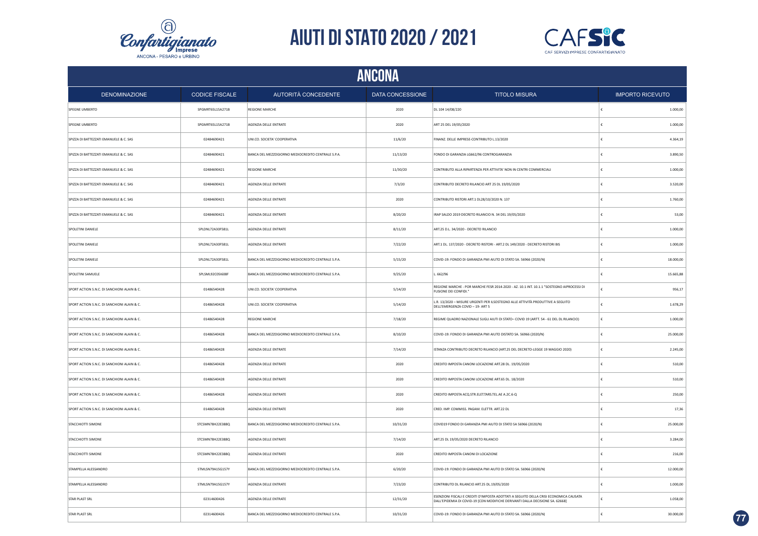# AIUTI DI STATO 2020 / 2021

## ANCONA

| DENOMINAZIONE | CODICE FISCALE | AUTORITÀ CONCEDENTE | DATA CONCESSIONE | TITOLO MISURA | IMPORTO RICEVUTO |
|---|---|---|---|---|---|
| SPEGNE UMBERTO | SPGMRT65L15A271B | REGIONE MARCHE | 2020 | DL 104 14/08/220 | € 1.000,00 |
| SPEGNE UMBERTO | SPGMRT65L15A271B | AGENZIA DELLE ENTRATE | 2020 | ART 25 DEL 19/05/2020 | € 1.000,00 |
| SPIZZA DI BATTEZZATI EMANUELE & C. SAS | 02484690421 | UNI.CO. SOCIETA' COOPERATIVA | 11/6/20 | FINANZ. DELLE IMPRESE-CONTRIBUTO L.13/2020 | € 4.364,19 |
| SPIZZA DI BATTEZZATI EMANUELE & C. SAS | 02484690421 | BANCA DEL MEZZOGIORNO MEDIOCREDITO CENTRALE S.P.A. | 11/13/20 | FONDO DI GARANZIA LG662/96 CONTROGARANZIA | € 3.890,50 |
| SPIZZA DI BATTEZZATI EMANUELE & C. SAS | 02484690421 | REGIONE MARCHE | 11/30/20 | CONTRIBUTO ALLA RIPARTENZA PER ATTIVITA' NON IN CENTRI COMMERCIALI | € 1.000,00 |
| SPIZZA DI BATTEZZATI EMANUELE & C. SAS | 02484690421 | AGENZIA DELLE ENTRATE | 7/3/20 | CONTRIBUTO DECRETO RILANCIO ART 25 DL 19/05/2020 | € 3.520,00 |
| SPIZZA DI BATTEZZATI EMANUELE & C. SAS | 02484690421 | AGENZIA DELLE ENTRATE | 2020 | CONTRIBUTO RISTORI ART.1 DL28/10/2020 N. 137 | € 1.760,00 |
| SPIZZA DI BATTEZZATI EMANUELE & C. SAS | 02484690421 | AGENZIA DELLE ENTRATE | 8/20/20 | IRAP SALDO 2019 DECRETO RILANCIO N. 34 DEL 19/05/2020 | € 53,00 |
| SPOLETINI DANIELE | SPLDNL72A30F581L | AGENZIA DELLE ENTRATE | 8/11/20 | ART.25 D.L. 34/2020 - DECRETO RILANCIO | € 1.000,00 |
| SPOLETINI DANIELE | SPLDNL72A30F581L | AGENZIA DELLE ENTRATE | 7/22/20 | ART.1 DL. 137/2020 - DECRETO RISTORI - ART.2 DL 149/2020 - DECRETO RISTORI BIS | € 1.000,00 |
| SPOLETINI DANIELE | SPLDNL72A30F581L | BANCA DEL MEZZOGIORNO MEDIOCREDITO CENTRALE S.P.A. | 5/15/20 | COVID-19: FONDO DI GARANZIA PMI AIUTO DI STATO SA. 56966 (2020/N) | € 18.000,00 |
| SPOLETINI SAMUELE | SPLSML92C05I608F | BANCA DEL MEZZOGIORNO MEDIOCREDITO CENTRALE S.P.A. | 9/25/20 | L. 662/96 | € 15.665,88 |
| SPORT ACTION S.N.C. DI SANCHIONI ALAIN & C. | 01486540428 | UNI.CO. SOCIETA' COOPERATIVA | 5/14/20 | REGIONE MARCHE - POR MARCHE FESR 2014-2020 - AZ. 10.1 INT. 10.1.1 "SOSTEGNO AIPROCESSI DI FUSIONE DEI CONFIDI." | € 956,17 |
| SPORT ACTION S.N.C. DI SANCHIONI ALAIN & C. | 01486540428 | UNI.CO. SOCIETA' COOPERATIVA | 5/14/20 | L.R. 13/2020 – MISURE URGENTI PER ILSOSTEGNO ALLE ATTIVITÀ PRODUTTIVE A SEGUITO DELL'EMERGENZA COVID – 19- ART 5 | € 1.678,29 |
| SPORT ACTION S.N.C. DI SANCHIONI ALAIN & C. | 01486540428 | REGIONE MARCHE | 7/18/20 | REGIME QUADRO NAZIONALE SUGLI AIUTI DI STATO– COVID 19 (ARTT. 54 - 61 DEL DL RILANCIO) | € 1.000,00 |
| SPORT ACTION S.N.C. DI SANCHIONI ALAIN & C. | 01486540428 | BANCA DEL MEZZOGIORNO MEDIOCREDITO CENTRALE S.P.A. | 8/10/20 | COVID-19: FONDO DI GARANZIA PMI AIUTO DISTATO SA. 56966 (2020/N) | € 25.000,00 |
| SPORT ACTION S.N.C. DI SANCHIONI ALAIN & C. | 01486540428 | AGENZIA DELLE ENTRATE | 7/14/20 | ISTANZA CONTRIBUTO DECRETO RILANCIO (ART.25 DEL DECRETO-LEGGE 19 MAGGIO 2020) | € 2.245,00 |
| SPORT ACTION S.N.C. DI SANCHIONI ALAIN & C. | 01486540428 | AGENZIA DELLE ENTRATE | 2020 | CREDITO IMPOSTA CANONI LOCAZIONE ART.28 DL. 19/05/2020 | € 510,00 |
| SPORT ACTION S.N.C. DI SANCHIONI ALAIN & C. | 01486540428 | AGENZIA DELLE ENTRATE | 2020 | CREDITO IMPOSTA CANONI LOCAZIONE ART.65 DL. 18/2020 | € 510,00 |
| SPORT ACTION S.N.C. DI SANCHIONI ALAIN & C. | 01486540428 | AGENZIA DELLE ENTRATE | 2020 | CREDITO IMPOSTA ACQ.STR.ELET.TARS.TEL.AE A.2C.6-Q | € 250,00 |
| SPORT ACTION S.N.C. DI SANCHIONI ALAIN & C. | 01486540428 | AGENZIA DELLE ENTRATE | 2020 | CRED. IMP. COMMISS. PAGAM. ELETTR. ART.22 DL | € 17,36 |
| STACCHIOTTI SIMONE | STCSMN78H22E388Q | BANCA DEL MEZZOGIORNO MEDIOCREDITO CENTRALE S.P.A. | 10/31/20 | COVID19 FONDO DI GARANZIA PMI AIUTO DI STATO SA 56966 (2020/N) | € 25.000,00 |
| STACCHIOTTI SIMONE | STCSMN78H22E388Q | AGENZIA DELLE ENTRATE | 7/14/20 | ART.25 DL 19/05/2020 DECRETO RILANCIO | € 3.284,00 |
| STACCHIOTTI SIMONE | STCSMN78H22E388Q | AGENZIA DELLE ENTRATE | 2020 | CREDITO IMPOSTA CANONI DI LOCAZIONE | € 216,00 |
| STAMPELLA ALESSANDRO | STMLSN79A15G157Y | BANCA DEL MEZZOGIORNO MEDIOCREDITO CENTRALE S.P.A. | 6/20/20 | COVID-19: FONDO DI GARANZIA PMI AIUTO DI STATO SA. 56966 (2020/N) | € 12.000,00 |
| STAMPELLA ALESSANDRO | STMLSN79A15G157Y | AGENZIA DELLE ENTRATE | 7/23/20 | CONTRIBUTO DL RILANCIO ART.25 DL.19/05/2020 | € 1.000,00 |
| STAR PLAST SRL | 02314600426 | AGENZIA DELLE ENTRATE | 12/31/20 | ESENZIONI FISCALI E CREDITI D'IMPOSTA ADOTTATI A SEGUITO DELLA CRISI ECONOMICA CAUSATA DALL'EPIDEMIA DI COVID-19 [CON MODIFICHE DERIVANTI DALLA DECISIONE SA. 62668] | € 1.058,00 |
| STAR PLAST SRL | 02314600426 | BANCA DEL MEZZOGIORNO MEDIOCREDITO CENTRALE S.P.A. | 10/31/20 | COVID-19: FONDO DI GARANZIA PMI AIUTO DI STATO SA. 56966 (2020/N) | € 30.000,00 |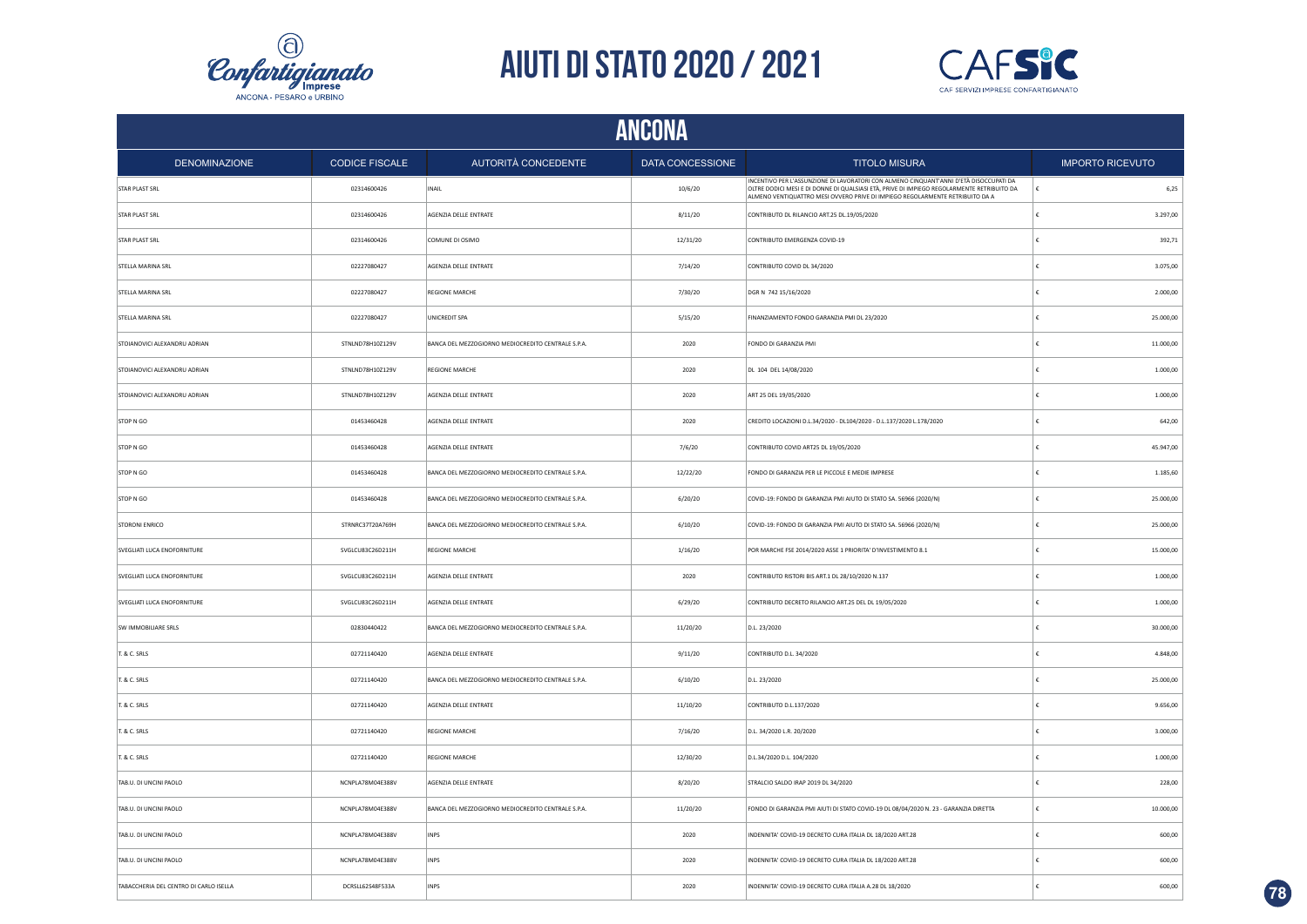# AIUTI DI STATO 2020 / 2021

## ANCONA

| DENOMINAZIONE | CODICE FISCALE | AUTORITÀ CONCEDENTE | DATA CONCESSIONE | TITOLO MISURA | IMPORTO RICEVUTO |
|---|---|---|---|---|---|
| STAR PLAST SRL | 02314600426 | INAIL | 10/6/20 | INCENTIVO PER L'ASSUNZIONE DI LAVORATORI CON ALMENO CINQUANT'ANNI D'ETÀ DISOCCUPATI DA OLTRE DODICI MESI E DI DONNE DI QUALSIASI ETÀ, PRIVE DI IMPIEGO REGOLARMENTE RETRIBUITO DA ALMENO VENTIQUATTRO MESI OVVERO PRIVE DI IMPIEGO REGOLARMENTE RETRIBUITO DA A | € 6,25 |
| STAR PLAST SRL | 02314600426 | AGENZIA DELLE ENTRATE | 8/11/20 | CONTRIBUTO DL RILANCIO ART.25 DL.19/05/2020 | € 3.297,00 |
| STAR PLAST SRL | 02314600426 | COMUNE DI OSIMO | 12/31/20 | CONTRIBUTO EMERGENZA COVID-19 | € 392,71 |
| STELLA MARINA SRL | 02227080427 | AGENZIA DELLE ENTRATE | 7/14/20 | CONTRIBUTO COVID DL 34/2020 | € 3.075,00 |
| STELLA MARINA SRL | 02227080427 | REGIONE MARCHE | 7/30/20 | DGR N 742 15/16/2020 | € 2.000,00 |
| STELLA MARINA SRL | 02227080427 | UNICREDIT SPA | 5/15/20 | FINANZIAMENTO FONDO GARANZIA PMI DL 23/2020 | € 25.000,00 |
| STOIANOVICI ALEXANDRU ADRIAN | STNLND78H10Z129V | BANCA DEL MEZZOGIORNO MEDIOCREDITO CENTRALE S.P.A. | 2020 | FONDO DI GARANZIA PMI | € 11.000,00 |
| STOIANOVICI ALEXANDRU ADRIAN | STNLND78H10Z129V | REGIONE MARCHE | 2020 | DL 104 DEL 14/08/2020 | € 1.000,00 |
| STOIANOVICI ALEXANDRU ADRIAN | STNLND78H10Z129V | AGENZIA DELLE ENTRATE | 2020 | ART 25 DEL 19/05/2020 | € 1.000,00 |
| STOP N GO | 01453460428 | AGENZIA DELLE ENTRATE | 2020 | CREDITO LOCAZIONI D.L.34/2020 - DL104/2020 - D.L.137/2020 L.178/2020 | € 642,00 |
| STOP N GO | 01453460428 | AGENZIA DELLE ENTRATE | 7/6/20 | CONTRIBUTO COVID ART25 DL 19/05/2020 | € 45.947,00 |
| STOP N GO | 01453460428 | BANCA DEL MEZZOGIORNO MEDIOCREDITO CENTRALE S.P.A. | 12/22/20 | FONDO DI GARANZIA PER LE PICCOLE E MEDIE IMPRESE | € 1.185,60 |
| STOP N GO | 01453460428 | BANCA DEL MEZZOGIORNO MEDIOCREDITO CENTRALE S.P.A. | 6/20/20 | COVID-19: FONDO DI GARANZIA PMI AIUTO DI STATO SA. 56966 (2020/N) | € 25.000,00 |
| STORONI ENRICO | STRNRC37T20A769H | BANCA DEL MEZZOGIORNO MEDIOCREDITO CENTRALE S.P.A. | 6/10/20 | COVID-19: FONDO DI GARANZIA PMI AIUTO DI STATO SA. 56966 (2020/N) | € 25.000,00 |
| SVEGLIATI LUCA ENOFORNITURE | SVGLCU83C26D211H | REGIONE MARCHE | 1/16/20 | POR MARCHE FSE 2014/2020 ASSE 1 PRIORITA' D'INVESTIMENTO 8.1 | € 15.000,00 |
| SVEGLIATI LUCA ENOFORNITURE | SVGLCU83C26D211H | AGENZIA DELLE ENTRATE | 2020 | CONTRIBUTO RISTORI BIS ART.1 DL 28/10/2020 N.137 | € 1.000,00 |
| SVEGLIATI LUCA ENOFORNITURE | SVGLCU83C26D211H | AGENZIA DELLE ENTRATE | 6/29/20 | CONTRIBUTO DECRETO RILANCIO ART.25 DEL DL 19/05/2020 | € 1.000,00 |
| SW IMMOBILIARE SRLS | 02830440422 | BANCA DEL MEZZOGIORNO MEDIOCREDITO CENTRALE S.P.A. | 11/20/20 | D.L. 23/2020 | € 30.000,00 |
| T. & C. SRLS | 02721140420 | AGENZIA DELLE ENTRATE | 9/11/20 | CONTRIBUTO D.L. 34/2020 | € 4.848,00 |
| T. & C. SRLS | 02721140420 | BANCA DEL MEZZOGIORNO MEDIOCREDITO CENTRALE S.P.A. | 6/10/20 | D.L. 23/2020 | € 25.000,00 |
| T. & C. SRLS | 02721140420 | AGENZIA DELLE ENTRATE | 11/10/20 | CONTRIBUTO D.L.137/2020 | € 9.656,00 |
| T. & C. SRLS | 02721140420 | REGIONE MARCHE | 7/16/20 | D.L. 34/2020 L.R. 20/2020 | € 3.000,00 |
| T. & C. SRLS | 02721140420 | REGIONE MARCHE | 12/30/20 | D.L.34/2020 D.L. 104/2020 | € 1.000,00 |
| TAB.U. DI UNCINI PAOLO | NCNPLA78M04E388V | AGENZIA DELLE ENTRATE | 8/20/20 | STRALCIO SALDO IRAP 2019 DL 34/2020 | € 228,00 |
| TAB.U. DI UNCINI PAOLO | NCNPLA78M04E388V | BANCA DEL MEZZOGIORNO MEDIOCREDITO CENTRALE S.P.A. | 11/20/20 | FONDO DI GARANZIA PMI AIUTI DI STATO COVID-19 DL 08/04/2020 N. 23 - GARANZIA DIRETTA | € 10.000,00 |
| TAB.U. DI UNCINI PAOLO | NCNPLA78M04E388V | INPS | 2020 | INDENNITA' COVID-19 DECRETO CURA ITALIA DL 18/2020 ART.28 | € 600,00 |
| TAB.U. DI UNCINI PAOLO | NCNPLA78M04E388V | INPS | 2020 | INDENNITA' COVID-19 DECRETO CURA ITALIA DL 18/2020 ART.28 | € 600,00 |
| TABACCHERIA DEL CENTRO DI CARLO ISELLA | DCRSLL62S48F533A | INPS | 2020 | INDENNITA' COVID-19 DECRETO CURA ITALIA A.28 DL 18/2020 | € 600,00 |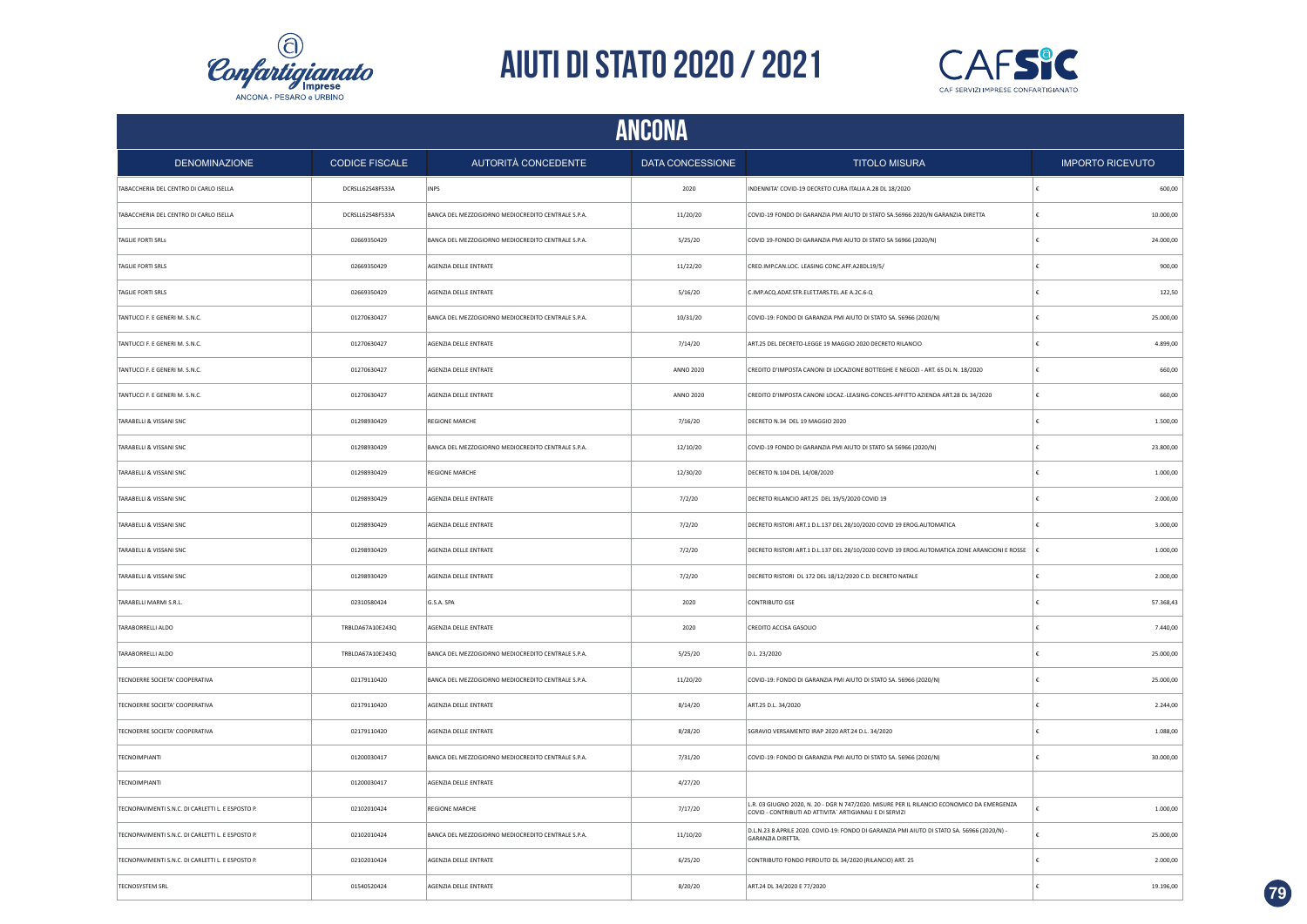# AIUTI DI STATO 2020 / 2021

## ANCONA

| DENOMINAZIONE | CODICE FISCALE | AUTORITÀ CONCEDENTE | DATA CONCESSIONE | TITOLO MISURA | IMPORTO RICEVUTO |
|---|---|---|---|---|---|
| TABACCHERIA DEL CENTRO DI CARLO ISELLA | DCRSLL62S48F533A | INPS | 2020 | INDENNITA' COVID-19 DECRETO CURA ITALIA A.28 DL 18/2020 | € 600,00 |
| TABACCHERIA DEL CENTRO DI CARLO ISELLA | DCRSLL62S48F533A | BANCA DEL MEZZOGIORNO MEDIOCREDITO CENTRALE S.P.A. | 11/20/20 | COVID-19 FONDO DI GARANZIA PMI AIUTO DI STATO SA.56966 2020/N GARANZIA DIRETTA | € 10.000,00 |
| TAGLIE FORTI SRLs | 02669350429 | BANCA DEL MEZZOGIORNO MEDIOCREDITO CENTRALE S.P.A. | 5/25/20 | COVID 19-FONDO DI GARANZIA PMI AIUTO DI STATO SA 56966 (2020/N) | € 24.000,00 |
| TAGLIE FORTI SRLS | 02669350429 | AGENZIA DELLE ENTRATE | 11/22/20 | CRED.IMP.CAN.LOC. LEASING CONC.AFF.A28DL19/5/ | € 900,00 |
| TAGLIE FORTI SRLS | 02669350429 | AGENZIA DELLE ENTRATE | 5/16/20 | C.IMP.ACQ.ADAT.STR.ELET.TARS.TEL.AE A.2C.6-Q | € 122,50 |
| TANTUCCI F. E GENERI M. S.N.C. | 01270630427 | BANCA DEL MEZZOGIORNO MEDIOCREDITO CENTRALE S.P.A. | 10/31/20 | COVID-19: FONDO DI GARANZIA PMI AIUTO DI STATO SA. 56966 (2020/N) | € 25.000,00 |
| TANTUCCI F. E GENERI M. S.N.C. | 01270630427 | AGENZIA DELLE ENTRATE | 7/14/20 | ART.25 DEL DECRETO-LEGGE 19 MAGGIO 2020 DECRETO RILANCIO | € 4.899,00 |
| TANTUCCI F. E GENERI M. S.N.C. | 01270630427 | AGENZIA DELLE ENTRATE | ANNO 2020 | CREDITO D'IMPOSTA CANONI DI LOCAZIONE BOTTEGHE E NEGOZI - ART. 65 DL N. 18/2020 | € 660,00 |
| TANTUCCI F. E GENERI M. S.N.C. | 01270630427 | AGENZIA DELLE ENTRATE | ANNO 2020 | CREDITO D'IMPOSTA CANONI LOCAZ.-LEASING-CONCES-AFFITTO AZIENDA ART.28 DL 34/2020 | € 660,00 |
| TARABELLI & VISSANI SNC | 01298930429 | REGIONE MARCHE | 7/16/20 | DECRETO N.34 DEL 19 MAGGIO 2020 | € 1.500,00 |
| TARABELLI & VISSANI SNC | 01298930429 | BANCA DEL MEZZOGIORNO MEDIOCREDITO CENTRALE S.P.A. | 12/10/20 | COVID-19 FONDO DI GARANZIA PMI AIUTO DI STATO SA 56966 (2020/N) | € 23.800,00 |
| TARABELLI & VISSANI SNC | 01298930429 | REGIONE MARCHE | 12/30/20 | DECRETO N.104 DEL 14/08/2020 | € 1.000,00 |
| TARABELLI & VISSANI SNC | 01298930429 | AGENZIA DELLE ENTRATE | 7/2/20 | DECRETO RILANCIO ART.25 DEL 19/5/2020 COVID 19 | € 2.000,00 |
| TARABELLI & VISSANI SNC | 01298930429 | AGENZIA DELLE ENTRATE | 7/2/20 | DECRETO RISTORI ART.1 D.L.137 DEL 28/10/2020 COVID 19 EROG.AUTOMATICA | € 3.000,00 |
| TARABELLI & VISSANI SNC | 01298930429 | AGENZIA DELLE ENTRATE | 7/2/20 | DECRETO RISTORI ART.1 D.L.137 DEL 28/10/2020 COVID 19 EROG.AUTOMATICA ZONE ARANCIONI E ROSSE | € 1.000,00 |
| TARABELLI & VISSANI SNC | 01298930429 | AGENZIA DELLE ENTRATE | 7/2/20 | DECRETO RISTORI DL 172 DEL 18/12/2020 C.D. DECRETO NATALE | € 2.000,00 |
| TARABELLI MARMI S.R.L. | 02310580424 | G.S.A. SPA | 2020 | CONTRIBUTO GSE | € 57.368,43 |
| TARABORRELLI ALDO | TRBLDA67A10E243Q | AGENZIA DELLE ENTRATE | 2020 | CREDITO ACCISA GASOLIO | € 7.440,00 |
| TARABORRELLI ALDO | TRBLDA67A10E243Q | BANCA DEL MEZZOGIORNO MEDIOCREDITO CENTRALE S.P.A. | 5/25/20 | D.L. 23/2020 | € 25.000,00 |
| TECNOERRE SOCIETA' COOPERATIVA | 02179110420 | BANCA DEL MEZZOGIORNO MEDIOCREDITO CENTRALE S.P.A. | 11/20/20 | COVID-19: FONDO DI GARANZIA PMI AIUTO DI STATO SA. 56966 (2020/N) | € 25.000,00 |
| TECNOERRE SOCIETA' COOPERATIVA | 02179110420 | AGENZIA DELLE ENTRATE | 8/14/20 | ART.25 D.L. 34/2020 | € 2.244,00 |
| TECNOERRE SOCIETA' COOPERATIVA | 02179110420 | AGENZIA DELLE ENTRATE | 8/28/20 | SGRAVIO VERSAMENTO IRAP 2020 ART.24 D.L. 34/2020 | € 1.088,00 |
| TECNOIMPIANTI | 01200030417 | BANCA DEL MEZZOGIORNO MEDIOCREDITO CENTRALE S.P.A. | 7/31/20 | COVID-19: FONDO DI GARANZIA PMI AIUTO DI STATO SA. 56966 (2020/N) | € 30.000,00 |
| TECNOIMPIANTI | 01200030417 | AGENZIA DELLE ENTRATE | 4/27/20 | | |
| TECNOPAVIMENTI S.N.C. DI CARLETTI L. E ESPOSTO P. | 02102010424 | REGIONE MARCHE | 7/17/20 | L.R. 03 GIUGNO 2020, N. 20 - DGR N 747/2020. MISURE PER IL RILANCIO ECONOMICO DA EMERGENZA COVID - CONTRIBUTI AD ATTIVITA` ARTIGIANALI E DI SERVIZI | € 1.000,00 |
| TECNOPAVIMENTI S.N.C. DI CARLETTI L. E ESPOSTO P. | 02102010424 | BANCA DEL MEZZOGIORNO MEDIOCREDITO CENTRALE S.P.A. | 11/10/20 | D.L.N.23 8 APRILE 2020. COVID-19: FONDO DI GARANZIA PMI AIUTO DI STATO SA. 56966 (2020/N) - GARANZIA DIRETTA. | € 25.000,00 |
| TECNOPAVIMENTI S.N.C. DI CARLETTI L. E ESPOSTO P. | 02102010424 | AGENZIA DELLE ENTRATE | 6/25/20 | CONTRIBUTO FONDO PERDUTO DL 34/2020 (RILANCIO) ART. 25 | € 2.000,00 |
| TECNOSYSTEM SRL | 01540520424 | AGENZIA DELLE ENTRATE | 8/20/20 | ART.24 DL 34/2020 E 77/2020 | € 19.196,00 |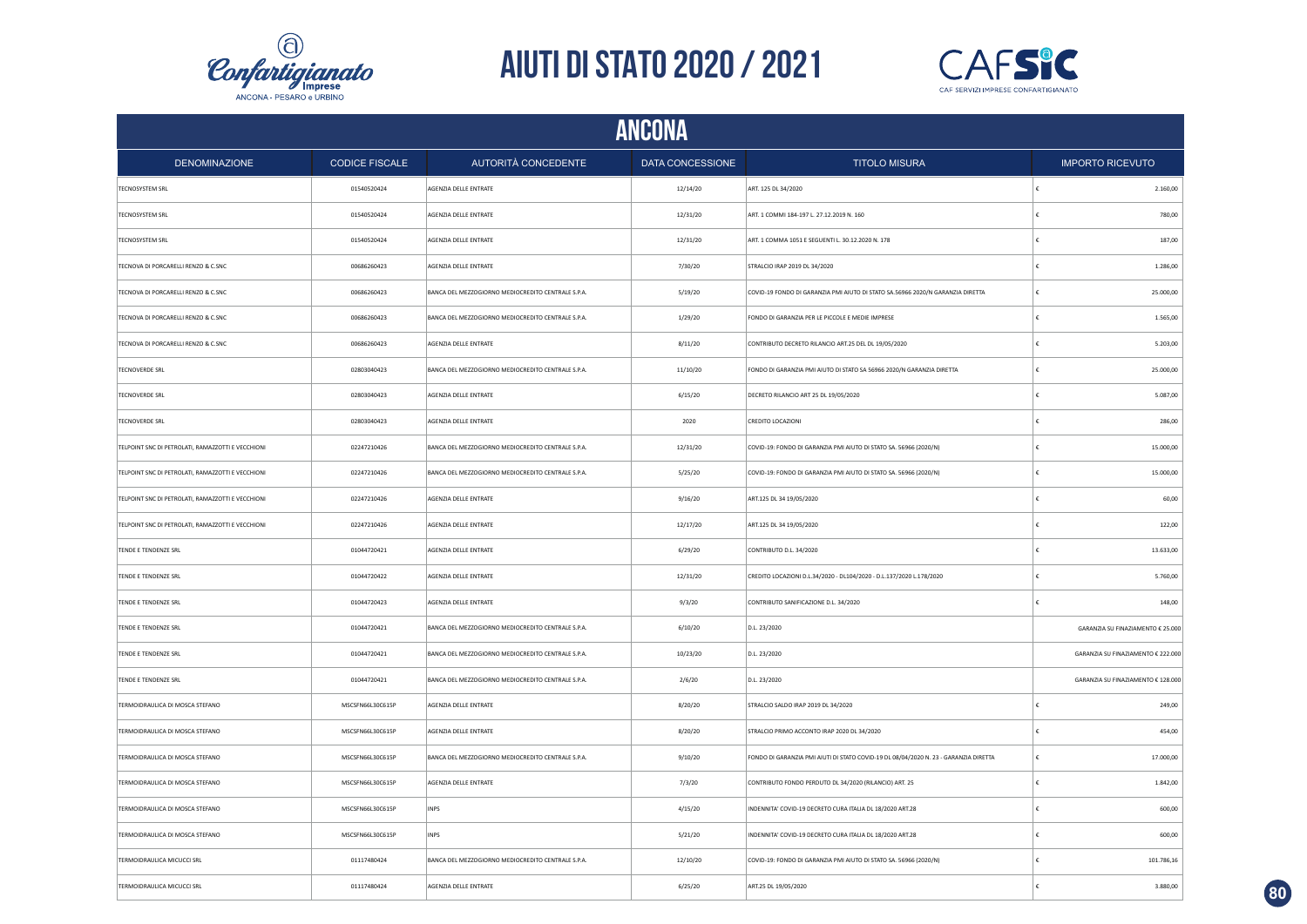# AIUTI DI STATO 2020 / 2021

## ANCONA

| DENOMINAZIONE | CODICE FISCALE | AUTORITÀ CONCEDENTE | DATA CONCESSIONE | TITOLO MISURA | IMPORTO RICEVUTO |
|---|---|---|---|---|---|
| TECNOSYSTEM SRL | 01540520424 | AGENZIA DELLE ENTRATE | 12/14/20 | ART. 125 DL 34/2020 | € 2.160,00 |
| TECNOSYSTEM SRL | 01540520424 | AGENZIA DELLE ENTRATE | 12/31/20 | ART. 1 COMMI 184-197 L. 27.12.2019 N. 160 | € 780,00 |
| TECNOSYSTEM SRL | 01540520424 | AGENZIA DELLE ENTRATE | 12/31/20 | ART. 1 COMMA 1051 E SEGUENTI L. 30.12.2020 N. 178 | € 187,00 |
| TECNOVA DI PORCARELLI RENZO & C.SNC | 00686260423 | AGENZIA DELLE ENTRATE | 7/30/20 | STRALCIO IRAP 2019 DL 34/2020 | € 1.286,00 |
| TECNOVA DI PORCARELLI RENZO & C.SNC | 00686260423 | BANCA DEL MEZZOGIORNO MEDIOCREDITO CENTRALE S.P.A. | 5/19/20 | COVID-19 FONDO DI GARANZIA PMI AIUTO DI STATO SA.56966 2020/N GARANZIA DIRETTA | € 25.000,00 |
| TECNOVA DI PORCARELLI RENZO & C.SNC | 00686260423 | BANCA DEL MEZZOGIORNO MEDIOCREDITO CENTRALE S.P.A. | 1/29/20 | FONDO DI GARANZIA PER LE PICCOLE E MEDIE IMPRESE | € 1.565,00 |
| TECNOVA DI PORCARELLI RENZO & C.SNC | 00686260423 | AGENZIA DELLE ENTRATE | 8/11/20 | CONTRIBUTO DECRETO RILANCIO ART.25 DEL DL 19/05/2020 | € 5.203,00 |
| TECNOVERDE SRL | 02803040423 | BANCA DEL MEZZOGIORNO MEDIOCREDITO CENTRALE S.P.A. | 11/10/20 | FONDO DI GARANZIA PMI AIUTO DI STATO SA 56966 2020/N GARANZIA DIRETTA | € 25.000,00 |
| TECNOVERDE SRL | 02803040423 | AGENZIA DELLE ENTRATE | 6/15/20 | DECRETO RILANCIO ART 25 DL 19/05/2020 | € 5.087,00 |
| TECNOVERDE SRL | 02803040423 | AGENZIA DELLE ENTRATE | 2020 | CREDITO LOCAZIONI | € 286,00 |
| TELPOINT SNC DI PETROLATI, RAMAZZOTTI E VECCHIONI | 02247210426 | BANCA DEL MEZZOGIORNO MEDIOCREDITO CENTRALE S.P.A. | 12/31/20 | COVID-19: FONDO DI GARANZIA PMI AIUTO DI STATO SA. 56966 (2020/N) | € 15.000,00 |
| TELPOINT SNC DI PETROLATI, RAMAZZOTTI E VECCHIONI | 02247210426 | BANCA DEL MEZZOGIORNO MEDIOCREDITO CENTRALE S.P.A. | 5/25/20 | COVID-19: FONDO DI GARANZIA PMI AIUTO DI STATO SA. 56966 (2020/N) | € 15.000,00 |
| TELPOINT SNC DI PETROLATI, RAMAZZOTTI E VECCHIONI | 02247210426 | AGENZIA DELLE ENTRATE | 9/16/20 | ART.125 DL 34 19/05/2020 | € 60,00 |
| TELPOINT SNC DI PETROLATI, RAMAZZOTTI E VECCHIONI | 02247210426 | AGENZIA DELLE ENTRATE | 12/17/20 | ART.125 DL 34 19/05/2020 | € 122,00 |
| TENDE E TENDENZE SRL | 01044720421 | AGENZIA DELLE ENTRATE | 6/29/20 | CONTRIBUTO D.L. 34/2020 | € 13.633,00 |
| TENDE E TENDENZE SRL | 01044720422 | AGENZIA DELLE ENTRATE | 12/31/20 | CREDITO LOCAZIONI D.L.34/2020 - DL104/2020 - D.L.137/2020 L.178/2020 | € 5.760,00 |
| TENDE E TENDENZE SRL | 01044720423 | AGENZIA DELLE ENTRATE | 9/3/20 | CONTRIBUTO SANIFICAZIONE D.L. 34/2020 | € 148,00 |
| TENDE E TENDENZE SRL | 01044720421 | BANCA DEL MEZZOGIORNO MEDIOCREDITO CENTRALE S.P.A. | 6/10/20 | D.L. 23/2020 | GARANZIA SU FINAZIAMENTO € 25.000 |
| TENDE E TENDENZE SRL | 01044720421 | BANCA DEL MEZZOGIORNO MEDIOCREDITO CENTRALE S.P.A. | 10/23/20 | D.L. 23/2020 | GARANZIA SU FINAZIAMENTO € 222.000 |
| TENDE E TENDENZE SRL | 01044720421 | BANCA DEL MEZZOGIORNO MEDIOCREDITO CENTRALE S.P.A. | 2/6/20 | D.L. 23/2020 | GARANZIA SU FINAZIAMENTO € 128.000 |
| TERMOIDRAULICA DI MOSCA STEFANO | MSCSFN66L30C615P | AGENZIA DELLE ENTRATE | 8/20/20 | STRALCIO SALDO IRAP 2019 DL 34/2020 | € 249,00 |
| TERMOIDRAULICA DI MOSCA STEFANO | MSCSFN66L30C615P | AGENZIA DELLE ENTRATE | 8/20/20 | STRALCIO PRIMO ACCONTO IRAP 2020 DL 34/2020 | € 454,00 |
| TERMOIDRAULICA DI MOSCA STEFANO | MSCSFN66L30C615P | BANCA DEL MEZZOGIORNO MEDIOCREDITO CENTRALE S.P.A. | 9/10/20 | FONDO DI GARANZIA PMI AIUTI DI STATO COVID-19 DL 08/04/2020 N. 23 - GARANZIA DIRETTA | € 17.000,00 |
| TERMOIDRAULICA DI MOSCA STEFANO | MSCSFN66L30C615P | AGENZIA DELLE ENTRATE | 7/3/20 | CONTRIBUTO FONDO PERDUTO DL 34/2020 (RILANCIO) ART. 25 | € 1.842,00 |
| TERMOIDRAULICA DI MOSCA STEFANO | MSCSFN66L30C615P | INPS | 4/15/20 | INDENNITA' COVID-19 DECRETO CURA ITALIA DL 18/2020 ART.28 | € 600,00 |
| TERMOIDRAULICA DI MOSCA STEFANO | MSCSFN66L30C615P | INPS | 5/21/20 | INDENNITA' COVID-19 DECRETO CURA ITALIA DL 18/2020 ART.28 | € 600,00 |
| TERMOIDRAULICA MICUCCI SRL | 01117480424 | BANCA DEL MEZZOGIORNO MEDIOCREDITO CENTRALE S.P.A. | 12/10/20 | COVID-19: FONDO DI GARANZIA PMI AIUTO DI STATO SA. 56966 (2020/N) | € 101.786,16 |
| TERMOIDRAULICA MICUCCI SRL | 01117480424 | AGENZIA DELLE ENTRATE | 6/25/20 | ART.25 DL 19/05/2020 | € 3.880,00 |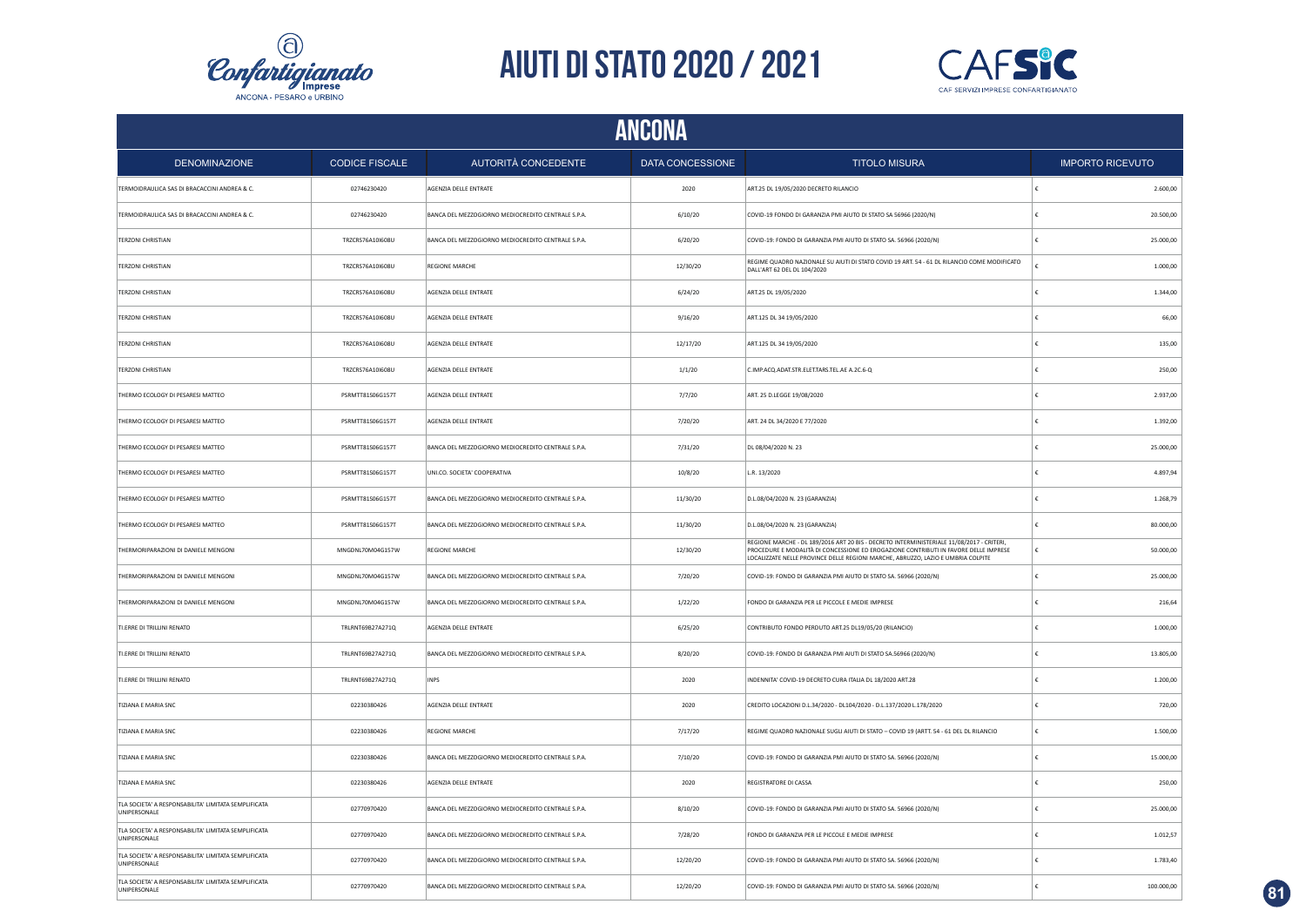# AIUTI DI STATO 2020 / 2021

## ANCONA

| DENOMINAZIONE | CODICE FISCALE | AUTORITÀ CONCEDENTE | DATA CONCESSIONE | TITOLO MISURA | IMPORTO RICEVUTO |
|---|---|---|---|---|---|
| TERMOIDRAULICA SAS DI BRACACCINI ANDREA & C. | 02746230420 | AGENZIA DELLE ENTRATE | 2020 | ART.25 DL 19/05/2020 DECRETO RILANCIO | € 2.600,00 |
| TERMOIDRAULICA SAS DI BRACACCINI ANDREA & C. | 02746230420 | BANCA DEL MEZZOGIORNO MEDIOCREDITO CENTRALE S.P.A. | 6/10/20 | COVID-19 FONDO DI GARANZIA PMI AIUTO DI STATO SA 56966 (2020/N) | € 20.500,00 |
| TERZONI CHRISTIAN | TRZCRS76A10I608U | BANCA DEL MEZZOGIORNO MEDIOCREDITO CENTRALE S.P.A. | 6/20/20 | COVID-19: FONDO DI GARANZIA PMI AIUTO DI STATO SA. 56966 (2020/N) | € 25.000,00 |
| TERZONI CHRISTIAN | TRZCRS76A10I608U | REGIONE MARCHE | 12/30/20 | REGIME QUADRO NAZIONALE SU AIUTI DI STATO COVID 19 ART. 54 - 61 DL RILANCIO COME MODIFICATO DALL'ART 62 DEL DL 104/2020 | € 1.000,00 |
| TERZONI CHRISTIAN | TRZCRS76A10I608U | AGENZIA DELLE ENTRATE | 6/24/20 | ART.25 DL 19/05/2020 | € 1.344,00 |
| TERZONI CHRISTIAN | TRZCRS76A10I608U | AGENZIA DELLE ENTRATE | 9/16/20 | ART.125 DL 34 19/05/2020 | € 66,00 |
| TERZONI CHRISTIAN | TRZCRS76A10I608U | AGENZIA DELLE ENTRATE | 12/17/20 | ART.125 DL 34 19/05/2020 | € 135,00 |
| TERZONI CHRISTIAN | TRZCRS76A10I608U | AGENZIA DELLE ENTRATE | 1/1/20 | C.IMP.ACQ.ADAT.STR.ELETTARS.TEL.AE A.2C.6-Q | € 250,00 |
| THERMO ECOLOGY DI PESARESI MATTEO | PSRMTT81S06G157T | AGENZIA DELLE ENTRATE | 7/7/20 | ART. 25 D.LEGGE 19/08/2020 | € 2.937,00 |
| THERMO ECOLOGY DI PESARESI MATTEO | PSRMTT81S06G157T | AGENZIA DELLE ENTRATE | 7/20/20 | ART. 24 DL 34/2020 E 77/2020 | € 1.392,00 |
| THERMO ECOLOGY DI PESARESI MATTEO | PSRMTT81S06G157T | BANCA DEL MEZZOGIORNO MEDIOCREDITO CENTRALE S.P.A. | 7/31/20 | DL 08/04/2020 N. 23 | € 25.000,00 |
| THERMO ECOLOGY DI PESARESI MATTEO | PSRMTT81S06G157T | UNI.CO. SOCIETA' COOPERATIVA | 10/8/20 | L.R. 13/2020 | € 4.897,94 |
| THERMO ECOLOGY DI PESARESI MATTEO | PSRMTT81S06G157T | BANCA DEL MEZZOGIORNO MEDIOCREDITO CENTRALE S.P.A. | 11/30/20 | D.L.08/04/2020 N. 23 (GARANZIA) | € 1.268,79 |
| THERMO ECOLOGY DI PESARESI MATTEO | PSRMTT81S06G157T | BANCA DEL MEZZOGIORNO MEDIOCREDITO CENTRALE S.P.A. | 11/30/20 | D.L.08/04/2020 N. 23 (GARANZIA) | € 80.000,00 |
| THERMORIPARAZIONI DI DANIELE MENGONI | MNGDNL70M04G157W | REGIONE MARCHE | 12/30/20 | REGIONE MARCHE - DL 189/2016 ART 20 BIS - DECRETO INTERMINISTERIALE 11/08/2017 - CRITERI, PROCEDURE E MODALITÀ DI CONCESSIONE ED EROGAZIONE CONTRIBUTI IN FAVORE DELLE IMPRESE LOCALIZZATE NELLE PROVINCE DELLE REGIONI MARCHE, ABRUZZO, LAZIO E UMBRIA COLPITE | € 50.000,00 |
| THERMORIPARAZIONI DI DANIELE MENGONI | MNGDNL70M04G157W | BANCA DEL MEZZOGIORNO MEDIOCREDITO CENTRALE S.P.A. | 7/20/20 | COVID-19: FONDO DI GARANZIA PMI AIUTO DI STATO SA. 56966 (2020/N) | € 25.000,00 |
| THERMORIPARAZIONI DI DANIELE MENGONI | MNGDNL70M04G157W | BANCA DEL MEZZOGIORNO MEDIOCREDITO CENTRALE S.P.A. | 1/22/20 | FONDO DI GARANZIA PER LE PICCOLE E MEDIE IMPRESE | € 216,64 |
| TI.ERRE DI TRILLINI RENATO | TRLRNT69B27A271Q | AGENZIA DELLE ENTRATE | 6/25/20 | CONTRIBUTO FONDO PERDUTO ART.25 DL19/05/20 (RILANCIO) | € 1.000,00 |
| TI.ERRE DI TRILLINI RENATO | TRLRNT69B27A271Q | BANCA DEL MEZZOGIORNO MEDIOCREDITO CENTRALE S.P.A. | 8/20/20 | COVID-19: FONDO DI GARANZIA PMI AIUTI DI STATO SA.56966 (2020/N) | € 13.805,00 |
| TI.ERRE DI TRILLINI RENATO | TRLRNT69B27A271Q | INPS | 2020 | INDENNITA' COVID-19 DECRETO CURA ITALIA DL 18/2020 ART.28 | € 1.200,00 |
| TIZIANA E MARIA SNC | 02230380426 | AGENZIA DELLE ENTRATE | 2020 | CREDITO LOCAZIONI D.L.34/2020 - DL104/2020 - D.L.137/2020 L.178/2020 | € 720,00 |
| TIZIANA E MARIA SNC | 02230380426 | REGIONE MARCHE | 7/17/20 | REGIME QUADRO NAZIONALE SUGLI AIUTI DI STATO – COVID 19 (ARTT. 54 - 61 DEL DL RILANCIO | € 1.500,00 |
| TIZIANA E MARIA SNC | 02230380426 | BANCA DEL MEZZOGIORNO MEDIOCREDITO CENTRALE S.P.A. | 7/10/20 | COVID-19: FONDO DI GARANZIA PMI AIUTO DI STATO SA. 56966 (2020/N) | € 15.000,00 |
| TIZIANA E MARIA SNC | 02230380426 | AGENZIA DELLE ENTRATE | 2020 | REGISTRATORE DI CASSA | € 250,00 |
| TLA SOCIETA' A RESPONSABILITA' LIMITATA SEMPLIFICATA UNIPERSONALE | 02770970420 | BANCA DEL MEZZOGIORNO MEDIOCREDITO CENTRALE S.P.A. | 8/10/20 | COVID-19: FONDO DI GARANZIA PMI AIUTO DI STATO SA. 56966 (2020/N) | € 25.000,00 |
| TLA SOCIETA' A RESPONSABILITA' LIMITATA SEMPLIFICATA UNIPERSONALE | 02770970420 | BANCA DEL MEZZOGIORNO MEDIOCREDITO CENTRALE S.P.A. | 7/28/20 | FONDO DI GARANZIA PER LE PICCOLE E MEDIE IMPRESE | € 1.012,57 |
| TLA SOCIETA' A RESPONSABILITA' LIMITATA SEMPLIFICATA UNIPERSONALE | 02770970420 | BANCA DEL MEZZOGIORNO MEDIOCREDITO CENTRALE S.P.A. | 12/20/20 | COVID-19: FONDO DI GARANZIA PMI AIUTO DI STATO SA. 56966 (2020/N) | € 1.783,40 |
| TLA SOCIETA' A RESPONSABILITA' LIMITATA SEMPLIFICATA UNIPERSONALE | 02770970420 | BANCA DEL MEZZOGIORNO MEDIOCREDITO CENTRALE S.P.A. | 12/20/20 | COVID-19: FONDO DI GARANZIA PMI AIUTO DI STATO SA. 56966 (2020/N) | € 100.000,00 |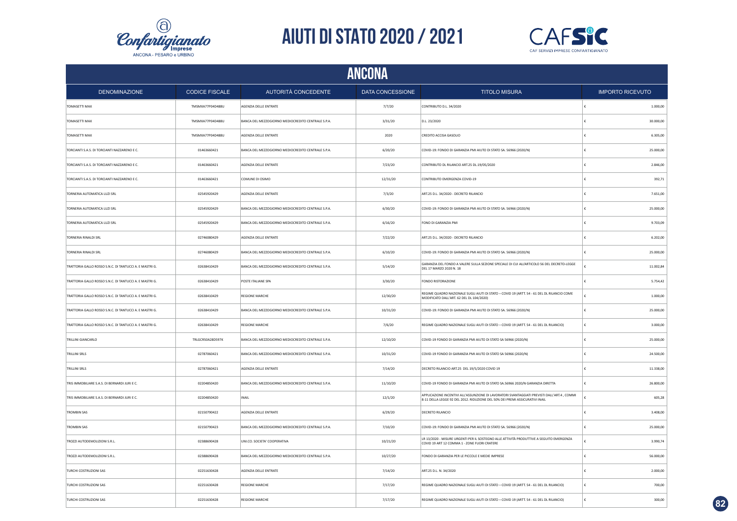# AIUTI DI STATO 2020 / 2021

## ANCONA

| DENOMINAZIONE | CODICE FISCALE | AUTORITÀ CONCEDENTE | DATA CONCESSIONE | TITOLO MISURA | IMPORTO RICEVUTO |
|---|---|---|---|---|---|
| TOMASETTI MAX | TMSMXA77P04D488U | AGENZIA DELLE ENTRATE | 7/7/20 | CONTRIBUTO D.L. 34/2020 | € 1.000,00 |
| TOMASETTI MAX | TMSMXA77P04D488U | BANCA DEL MEZZOGIORNO MEDIOCREDITO CENTRALE S.P.A. | 3/31/20 | D.L. 23/2020 | € 30.000,00 |
| TOMASETTI MAX | TMSMXA77P04D488U | AGENZIA DELLE ENTRATE | 2020 | CREDITO ACCISA GASOLIO | € 6.305,00 |
| TORCIANTI S.A.S. DI TORCIANTI NAZZARENO E C. | 01463660421 | BANCA DEL MEZZOGIORNO MEDIOCREDITO CENTRALE S.P.A. | 6/20/20 | COVID-19: FONDO DI GARANZIA PMI AIUTO DI STATO SA. 56966 (2020/N) | € 25.000,00 |
| TORCIANTI S.A.S. DI TORCIANTI NAZZARENO E C. | 01463660421 | AGENZIA DELLE ENTRATE | 7/23/20 | CONTRIBUTO DL RILANCIO ART.25 DL.19/05/2020 | € 2.846,00 |
| TORCIANTI S.A.S. DI TORCIANTI NAZZARENO E C. | 01463660421 | COMUNE DI OSIMO | 12/31/20 | CONTRIBUTO EMERGENZA COVID-19 | € 392,71 |
| TORNERIA AUTOMATICA LUZI SRL | 02545920429 | AGENZIA DELLE ENTRATE | 7/3/20 | ART.25 D.L. 34/2020 - DECRETO RILANCIO | € 7.651,00 |
| TORNERIA AUTOMATICA LUZI SRL | 02545920429 | BANCA DEL MEZZOGIORNO MEDIOCREDITO CENTRALE S.P.A. | 6/30/20 | COVID-19: FONDO DI GARANZIA PMI AIUTO DI STATO SA. 56966 (2020/N) | € 25.000,00 |
| TORNERIA AUTOMATICA LUZI SRL | 02545920429 | BANCA DEL MEZZOGIORNO MEDIOCREDITO CENTRALE S.P.A. | 6/16/20 | FONO DI GARANZIA PMI | € 9.703,09 |
| TORNERIA RINALDI SRL | 02746080429 | AGENZIA DELLE ENTRATE | 7/22/20 | ART.25 D.L. 34/2020 - DECRETO RILANCIO | € 6.202,00 |
| TORNERIA RINALDI SRL | 02746080429 | BANCA DEL MEZZOGIORNO MEDIOCREDITO CENTRALE S.P.A. | 6/10/20 | COVID-19: FONDO DI GARANZIA PMI AIUTO DI STATO SA. 56966 (2020/N) | € 25.000,00 |
| TRATTORIA GALLO ROSSO S.N.C. DI TANTUCCI A. E MASTRI G. | 02638410429 | BANCA DEL MEZZOGIORNO MEDIOCREDITO CENTRALE S.P.A. | 5/14/20 | GARANZIA DEL FONDO A VALERE SULLA SEZIONE SPECIALE DI CUI ALL'ARTICOLO 56 DEL DECRETO-LEGGE DEL 17 MARZO 2020 N. 18 | € 11.002,84 |
| TRATTORIA GALLO ROSSO S.N.C. DI TANTUCCI A. E MASTRI G. | 02638410429 | POSTE ITALIANE SPA | 3/30/20 | FONDO RISTORAZIONE | € 5.754,42 |
| TRATTORIA GALLO ROSSO S.N.C. DI TANTUCCI A. E MASTRI G. | 02638410429 | REGIONE MARCHE | 12/30/20 | REGIME QUADRO NAZIONALE SUGLI AIUTI DI STATO – COVID 19 (ARTT. 54 - 61 DEL DL RILANCIO COME MODIFICATO DALL'ART. 62 DEL DL 104/2020) | € 1.000,00 |
| TRATTORIA GALLO ROSSO S.N.C. DI TANTUCCI A. E MASTRI G. | 02638410429 | BANCA DEL MEZZOGIORNO MEDIOCREDITO CENTRALE S.P.A. | 10/31/20 | COVID-19: FONDO DI GARANZIA PMI AIUTO DI STATO SA. 56966 (2020/N) | € 25.000,00 |
| TRATTORIA GALLO ROSSO S.N.C. DI TANTUCCI A. E MASTRI G. | 02638410429 | REGIONE MARCHE | 7/6/20 | REGIME QUADRO NAZIONALE SUGLI AIUTI DI STATO – COVID 19 (ARTT. 54 - 61 DEL DL RILANCIO) | € 3.000,00 |
| TRILLINI GIANCARLO | TRLGCR50A28D597K | BANCA DEL MEZZOGIORNO MEDIOCREDITO CENTRALE S.P.A. | 12/10/20 | COVID-19 FONDO DI GARANZIA PMI AIUTO DI STATO SA 56966 (2020/N) | € 25.000,00 |
| TRILLINI SRLS | 02787060421 | BANCA DEL MEZZOGIORNO MEDIOCREDITO CENTRALE S.P.A. | 10/31/20 | COVID-19 FONDO DI GARANZIA PMI AIUTO DI STATO SA 56966 (2020/N) | € 24.500,00 |
| TRILLINI SRLS | 02787060421 | AGENZIA DELLE ENTRATE | 7/14/20 | DECRETO RILANCIO ART.25 DEL 19/5/2020 COVID 19 | € 11.338,00 |
| TRIS IMMOBILIARE S.A.S. DI BERNARDI JURI E C. | 02204850420 | BANCA DEL MEZZOGIORNO MEDIOCREDITO CENTRALE S.P.A. | 11/10/20 | COVID-19 FONDO DI GARANZIA PMI AIUTO DI STATO SA.56966 2020/N GARANZIA DIRETTA | € 26.800,00 |
| TRIS IMMOBILIARE S.A.S. DI BERNARDI JURI E C. | 02204850420 | INAIL | 12/1/20 | APPLICAZIONE INCENTIVI ALL'ASSUNZIONE DI LAVORATORI SVANTAGGIATI PREVISTI DALL'ART.4 , COMMI 8-11 DELLA LEGGE 92 DEL 2012. RIDUZIONE DEL 50% DEI PREMI ASSICURATIVI INAIL | € 605,28 |
| TROMBIN SAS | 02150790422 | AGENZIA DELLE ENTRATE | 6/29/20 | DECRETO RILANCIO | € 3.408,00 |
| TROMBIN SAS | 02150790423 | BANCA DEL MEZZOGIORNO MEDIOCREDITO CENTRALE S.P.A. | 7/10/20 | COVID-19: FONDO DI GARANZIA PMI AIUTO DI STATO SA. 56966 (2020/N) | € 25.000,00 |
| TROZZI AUTODEMOLIZIONI S.R.L. | 02388690428 | UNI.CO. SOCIETA' COOPERATIVA | 10/21/20 | LR 13/2020 - MISURE URGENTI PER IL SOSTEGNO ALLE ATTIVITÀ PRODUTTIVE A SEGUITO EMERGENZA COVID 19 ART 12 COMMA 1 - ZONE FUORI CRATERE | € 3.990,74 |
| TROZZI AUTODEMOLIZIONI S.R.L. | 02388690428 | BANCA DEL MEZZOGIORNO MEDIOCREDITO CENTRALE S.P.A. | 10/27/20 | FONDO DI GARANZIA PER LE PICCOLE E MEDIE IMPRESE | € 56.000,00 |
| TURCHI COSTRUZIONI SAS | 02251630428 | AGENZIA DELLE ENTRATE | 7/14/20 | ART.25 D.L. N. 34/2020 | € 2.000,00 |
| TURCHI COSTRUZIONI SAS | 02251630428 | REGIONE MARCHE | 7/17/20 | REGIME QUADRO NAZIONALE SUGLI AIUTI DI STATO – COVID 19 (ARTT. 54 - 61 DEL DL RILANCIO) | € 700,00 |
| TURCHI COSTRUZIONI SAS | 02251630428 | REGIONE MARCHE | 7/17/20 | REGIME QUADRO NAZIONALE SUGLI AIUTI DI STATO – COVID 19 (ARTT. 54 - 61 DEL DL RILANCIO) | € 300,00 |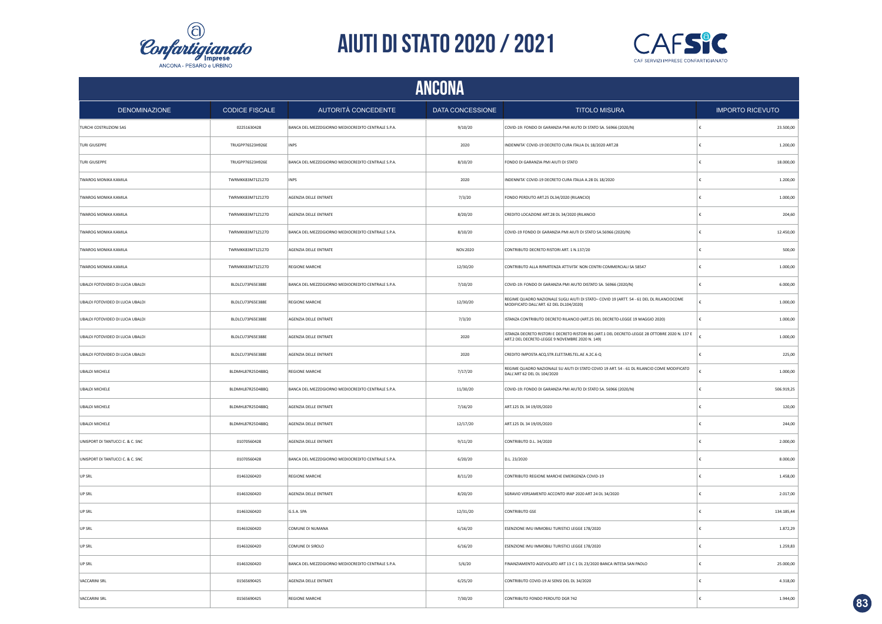# AIUTI DI STATO 2020 / 2021

## ANCONA

| DENOMINAZIONE | CODICE FISCALE | AUTORITÀ CONCEDENTE | DATA CONCESSIONE | TITOLO MISURA | IMPORTO RICEVUTO |
|---|---|---|---|---|---|
| TURCHI COSTRUZIONI SAS | 02251630428 | BANCA DEL MEZZOGIORNO MEDIOCREDITO CENTRALE S.P.A. | 9/10/20 | COVID-19: FONDO DI GARANZIA PMI AIUTO DI STATO SA. 56966 (2020/N) | € 23.500,00 |
| TURI GIUSEPPE | TRUGPP76S23H926E | INPS | 2020 | INDENNITA' COVID-19 DECRETO CURA ITALIA DL 18/2020 ART.28 | € 1.200,00 |
| TURI GIUSEPPE | TRUGPP76S23H926E | BANCA DEL MEZZOGIORNO MEDIOCREDITO CENTRALE S.P.A. | 8/10/20 | FONDO DI GARANZIA PMI AIUTI DI STATO | € 18.000,00 |
| TWAROG MONIKA KAMILA | TWRMKK83M71Z127D | INPS | 2020 | INDENNITA' COVID-19 DECRETO CURA ITALIA A.28 DL 18/2020 | € 1.200,00 |
| TWAROG MONIKA KAMILA | TWRMKK83M71Z127D | AGENZIA DELLE ENTRATE | 7/3/20 | FONDO PERDUTO ART.25 DL34/2020 (RILANCIO) | € 1.000,00 |
| TWAROG MONIKA KAMILA | TWRMKK83M71Z127D | AGENZIA DELLE ENTRATE | 8/20/20 | CREDITO LOCAZIONE ART.28 DL 34/2020 (RILANCIO | € 204,60 |
| TWAROG MONIKA KAMILA | TWRMKK83M71Z127D | BANCA DEL MEZZOGIORNO MEDIOCREDITO CENTRALE S.P.A. | 8/10/20 | COVID-19 FONDO DI GARANZIA PMI AIUTI DI STATO SA.56966 (2020/N) | € 12.450,00 |
| TWAROG MONIKA KAMILA | TWRMKK83M71Z127D | AGENZIA DELLE ENTRATE | NOV.2020 | CONTRIBUTO DECRETO RISTORI ART. 1 N.137/20 | € 500,00 |
| TWAROG MONIKA KAMILA | TWRMKK83M71Z127D | REGIONE MARCHE | 12/30/20 | CONTRIBUTO ALLA RIPARTENZA ATTIVITA' NON CENTRI COMMERCIALI SA 58547 | € 1.000,00 |
| UBALDI FOTOVIDEO DI LUCIA UBALDI | BLDLCU73P65E388E | BANCA DEL MEZZOGIORNO MEDIOCREDITO CENTRALE S.P.A. | 7/10/20 | COVID-19: FONDO DI GARANZIA PMI AIUTO DISTATO SA. 56966 (2020/N) | € 6.000,00 |
| UBALDI FOTOVIDEO DI LUCIA UBALDI | BLDLCU73P65E388E | REGIONE MARCHE | 12/30/20 | REGIME QUADRO NAZIONALE SUGLI AIUTI DI STATO– COVID 19 (ARTT. 54 - 61 DL DL RILANCIOCOME MODIFICATO DALL'ART. 62 DEL DL104/2020) | € 1.000,00 |
| UBALDI FOTOVIDEO DI LUCIA UBALDI | BLDLCU73P65E388E | AGENZIA DELLE ENTRATE | 7/3/20 | ISTANZA CONTRIBUTO DECRETO RILANCIO (ART.25 DEL DECRETO-LEGGE 19 MAGGIO 2020) | € 1.000,00 |
| UBALDI FOTOVIDEO DI LUCIA UBALDI | BLDLCU73P65E388E | AGENZIA DELLE ENTRATE | 2020 | ISTANZA DECRETO RISTORI E DECRETO RISTORI BIS (ART.1 DEL DECRETO-LEGGE 28 OTTOBRE 2020 N. 137 E ART.2 DEL DECRETO-LEGGE 9 NOVEMBRE 2020 N. 149) | € 1.000,00 |
| UBALDI FOTOVIDEO DI LUCIA UBALDI | BLDLCU73P65E388E | AGENZIA DELLE ENTRATE | 2020 | CREDITO IMPOSTA ACQ.STR.ELET.TARS.TEL.AE A.2C.6-Q | € 225,00 |
| UBALDI MICHELE | BLDMHL87R25D488Q | REGIONE MARCHE | 7/17/20 | REGIME QUADRO NAZIONALE SU AIUTI DI STATO COVID 19 ART. 54 - 61 DL RILANCIO COME MODIFICATO DALL'ART 62 DEL DL 104/2020 | € 1.000,00 |
| UBALDI MICHELE | BLDMHL87R25D488Q | BANCA DEL MEZZOGIORNO MEDIOCREDITO CENTRALE S.P.A. | 11/30/20 | COVID-19: FONDO DI GARANZIA PMI AIUTO DI STATO SA. 56966 (2020/N) | € 506.919,25 |
| UBALDI MICHELE | BLDMHL87R25D488Q | AGENZIA DELLE ENTRATE | 7/16/20 | ART.125 DL 34 19/05/2020 | € 120,00 |
| UBALDI MICHELE | BLDMHL87R25D488Q | AGENZIA DELLE ENTRATE | 12/17/20 | ART.125 DL 34 19/05/2020 | € 244,00 |
| UNISPORT DI TANTUCCI C. & C. SNC | 01070560428 | AGENZIA DELLE ENTRATE | 9/11/20 | CONTRIBUTO D.L. 34/2020 | € 2.000,00 |
| UNISPORT DI TANTUCCI C. & C. SNC | 01070560428 | BANCA DEL MEZZOGIORNO MEDIOCREDITO CENTRALE S.P.A. | 6/20/20 | D.L. 23/2020 | € 8.000,00 |
| UP SRL | 01463260420 | REGIONE MARCHE | 8/11/20 | CONTRIBUTO REGIONE MARCHE EMERGENZA COVID-19 | € 1.458,00 |
| UP SRL | 01463260420 | AGENZIA DELLE ENTRATE | 8/20/20 | SGRAVIO VERSAMENTO ACCONTO IRAP 2020 ART 24 DL 34/2020 | € 2.017,00 |
| UP SRL | 01463260420 | G.S.A. SPA | 12/31/20 | CONTRIBUTO GSE | € 134.185,44 |
| UP SRL | 01463260420 | COMUNE DI NUMANA | 6/16/20 | ESENZIONE IMU IMMOBILI TURISTICI LEGGE 178/2020 | € 1.872,29 |
| UP SRL | 01463260420 | COMUNE DI SIROLO | 6/16/20 | ESENZIONE IMU IMMOBILI TURISTICI LEGGE 178/2020 | € 1.259,83 |
| UP SRL | 01463260420 | BANCA DEL MEZZOGIORNO MEDIOCREDITO CENTRALE S.P.A. | 5/6/20 | FINANZIAMENTO AGEVOLATO ART 13 C 1 DL 23/2020 BANCA INTESA SAN PAOLO | € 25.000,00 |
| VACCARINI SRL | 01565690425 | AGENZIA DELLE ENTRATE | 6/25/20 | CONTRIBUTO COVID-19 AI SENSI DEL DL 34/2020 | € 4.318,00 |
| VACCARINI SRL | 01565690425 | REGIONE MARCHE | 7/30/20 | CONTRIBUTO FONDO PERDUTO DGR 742 | € 1.944,00 |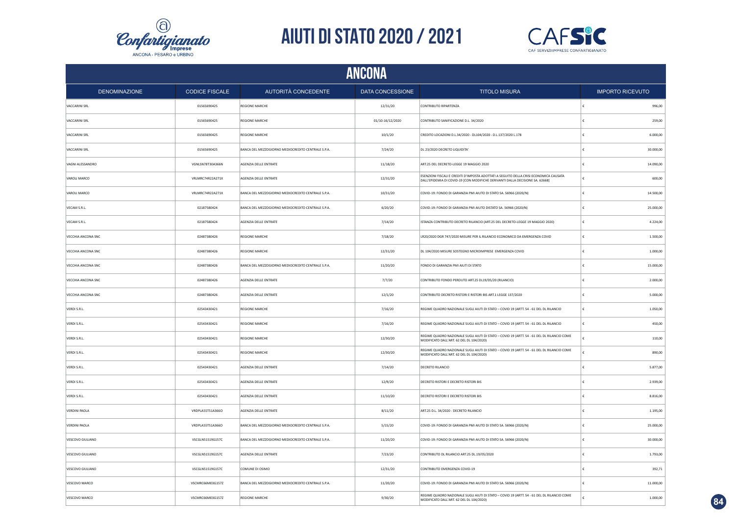# AIUTI DI STATO 2020 / 2021

## ANCONA

| DENOMINAZIONE | CODICE FISCALE | AUTORITÀ CONCEDENTE | DATA CONCESSIONE | TITOLO MISURA | IMPORTO RICEVUTO |
|---|---|---|---|---|---|
| VACCARINI SRL | 01565690425 | REGIONE MARCHE | 12/31/20 | CONTRIBUTO RIPARTENZA | € 996,00 |
| VACCARINI SRL | 01565690425 | REGIONE MARCHE | 01/10-16/12/2020 | CONTRIBUTO SANIFICAZIONE D.L. 34/2020 | € 259,00 |
| VACCARINI SRL | 01565690425 | REGIONE MARCHE | 10/1/20 | CREDITO LOCAZIONI D.L.34/2020 - DL104/2020 - D.L.137/2020 L.178 | € 6.000,00 |
| VACCARINI SRL | 01565690425 | BANCA DEL MEZZOGIORNO MEDIOCREDITO CENTRALE S.P.A. | 7/24/20 | DL 23/2020 DECRETO LIQUIDITA' | € 30.000,00 |
| VAGNI ALESSANDRO | VGNLSN78T30A366N | AGENZIA DELLE ENTRATE | 11/18/20 | ART.25 DEL DECRETO-LEGGE 19 MAGGIO 2020 | € 14.090,00 |
| VAROLI MARCO | VRLMRC74R22A271X | AGENZIA DELLE ENTRATE | 12/31/20 | ESENZIONI FISCALI E CREDITI D'IMPOSTA ADOTTATI A SEGUITO DELLA CRISI ECONOMICA CAUSATA DALL'EPIDEMIA DI COVID-19 [CON MODIFICHE DERIVANTI DALLA DECISIONE SA. 62668] | € 600,00 |
| VAROLI MARCO | VRLMRC74R22A271X | BANCA DEL MEZZOGIORNO MEDIOCREDITO CENTRALE S.P.A. | 10/31/20 | COVID-19: FONDO DI GARANZIA PMI AIUTO DI STATO SA. 56966 (2020/N) | € 14.500,00 |
| VECAM S.R.L. | 02187580424 | BANCA DEL MEZZOGIORNO MEDIOCREDITO CENTRALE S.P.A. | 6/20/20 | COVID-19: FONDO DI GARANZIA PMI AIUTO DISTATO SA. 56966 (2020/N) | € 25.000,00 |
| VECAM S.R.L. | 02187580424 | AGENZIA DELLE ENTRATE | 7/14/20 | ISTANZA CONTRIBUTO DECRETO RILANCIO (ART.25 DEL DECRETO-LEGGE 19 MAGGIO 2020) | € 4.224,00 |
| VECCHIA ANCONA SNC | 02487380426 | REGIONE MARCHE | 7/18/20 | LR20/2020 DGR 747/2020 MISURE PER IL RILANCIO ECONOMICO DA EMERGENZA COVID | € 1.500,00 |
| VECCHIA ANCONA SNC | 02487380426 | REGIONE MARCHE | 12/31/20 | DL 104/2020 MISURE SOSTEGNO MICROIMPRESE EMERGENZA COVID | € 1.000,00 |
| VECCHIA ANCONA SNC | 02487380426 | BANCA DEL MEZZOGIORNO MEDIOCREDITO CENTRALE S.P.A. | 11/20/20 | FONDO DI GARANZIA PMI AIUTI DI STATO | € 15.000,00 |
| VECCHIA ANCONA SNC | 02487380426 | AGENZIA DELLE ENTRATE | 7/7/20 | CONTRIBUTO FONDO PERDUTO ART.25 DL19/05/20 (RILANCIO) | € 2.000,00 |
| VECCHIA ANCONA SNC | 02487380426 | AGENZIA DELLE ENTRATE | 12/1/20 | CONTRIBUTO DECRETO RISTORI E RISTORI BIS ART.1 LEGGE 137/2020 | € 5.000,00 |
| VERDI S.R.L. | 02543430421 | REGIONE MARCHE | 7/16/20 | REGIME QUADRO NAZIONALE SUGLI AIUTI DI STATO – COVID 19 (ARTT. 54 - 61 DEL DL RILANCIO | € 1.050,00 |
| VERDI S.R.L. | 02543430421 | REGIONE MARCHE | 7/16/20 | REGIME QUADRO NAZIONALE SUGLI AIUTI DI STATO – COVID 19 (ARTT. 54 - 61 DEL DL RILANCIO | € 450,00 |
| VERDI S.R.L. | 02543430421 | REGIONE MARCHE | 12/30/20 | REGIME QUADRO NAZIONALE SUGLI AIUTI DI STATO – COVID 19 (ARTT. 54 - 61 DEL DL RILANCIO COME MODIFICATO DALL'ART. 62 DEL DL 104/2020) | € 110,00 |
| VERDI S.R.L. | 02543430421 | REGIONE MARCHE | 12/30/20 | REGIME QUADRO NAZIONALE SUGLI AIUTI DI STATO – COVID 19 (ARTT. 54 - 61 DEL DL RILANCIO COME MODIFICATO DALL'ART. 62 DEL DL 104/2020) | € 890,00 |
| VERDI S.R.L. | 02543430421 | AGENZIA DELLE ENTRATE | 7/14/20 | DECRETO RILANCIO | € 5.877,00 |
| VERDI S.R.L. | 02543430421 | AGENZIA DELLE ENTRATE | 12/9/20 | DECRETO RISTORI E DECRETO RISTORI BIS | € 2.939,00 |
| VERDI S.R.L. | 02543430421 | AGENZIA DELLE ENTRATE | 11/10/20 | DECRETO RISTORI E DECRETO RISTORI BIS | € 8.816,00 |
| VERDINI PAOLA | VRDPLA55T51A366O | AGENZIA DELLE ENTRATE | 8/11/20 | ART.25 D.L. 34/2020 - DECRETO RILANCIO | € 1.195,00 |
| VERDINI PAOLA | VRDPLA55T51A366O | BANCA DEL MEZZOGIORNO MEDIOCREDITO CENTRALE S.P.A. | 5/15/20 | COVID-19: FONDO DI GARANZIA PMI AIUTO DI STATO SA. 56966 (2020/N) | € 25.000,00 |
| VESCOVO GIULIANO | VSCGLN51S19G157C | BANCA DEL MEZZOGIORNO MEDIOCREDITO CENTRALE S.P.A. | 11/20/20 | COVID-19: FONDO DI GARANZIA PMI AIUTO DI STATO SA. 56966 (2020/N) | € 30.000,00 |
| VESCOVO GIULIANO | VSCGLN51S19G157C | AGENZIA DELLE ENTRATE | 7/23/20 | CONTRIBUTO DL RILANCIO ART.25 DL.19/05/2020 | € 1.793,00 |
| VESCOVO GIULIANO | VSCGLN51S19G157C | COMUNE DI OSIMO | 12/31/20 | CONTRIBUTO EMERGENZA COVID-19 | € 392,71 |
| VESCOVO MARCO | VSCMRC66M03G157Z | BANCA DEL MEZZOGIORNO MEDIOCREDITO CENTRALE S.P.A. | 11/20/20 | COVID-19: FONDO DI GARANZIA PMI AIUTO DI STATO SA. 56966 (2020/N) | € 11.000,00 |
| VESCOVO MARCO | VSCMRC66M03G157Z | REGIONE MARCHE | 9/30/20 | REGIME QUADRO NAZIONALE SUGLI AIUTI DI STATO – COVID 19 (ARTT. 54 - 61 DEL DL RILANCIO COME MODIFICATO DALL'ART. 62 DEL DL 104/2020) | € 1.000,00 |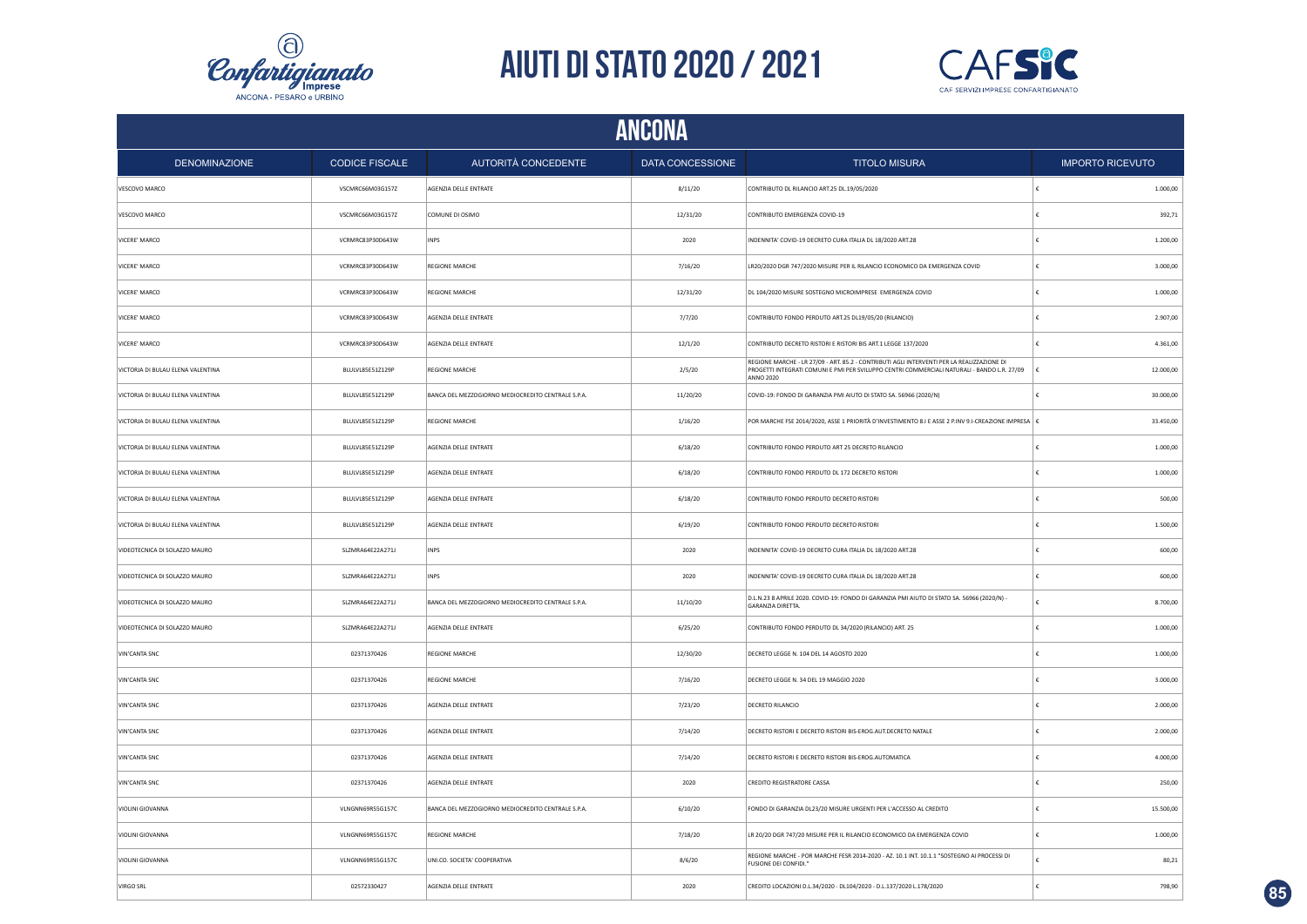# AIUTI DI STATO 2020 / 2021

## ANCONA

| DENOMINAZIONE | CODICE FISCALE | AUTORITÀ CONCEDENTE | DATA CONCESSIONE | TITOLO MISURA | IMPORTO RICEVUTO |
|---|---|---|---|---|---|
| VESCOVO MARCO | VSCMRC66M03G157Z | AGENZIA DELLE ENTRATE | 8/11/20 | CONTRIBUTO DL RILANCIO ART.25 DL.19/05/2020 | € 1.000,00 |
| VESCOVO MARCO | VSCMRC66M03G157Z | COMUNE DI OSIMO | 12/31/20 | CONTRIBUTO EMERGENZA COVID-19 | € 392,71 |
| VICERE' MARCO | VCRMRC83P30D643W | INPS | 2020 | INDENNITA' COVID-19 DECRETO CURA ITALIA DL 18/2020 ART.28 | € 1.200,00 |
| VICERE' MARCO | VCRMRC83P30D643W | REGIONE MARCHE | 7/16/20 | LR20/2020 DGR 747/2020 MISURE PER IL RILANCIO ECONOMICO DA EMERGENZA COVID | € 3.000,00 |
| VICERE' MARCO | VCRMRC83P30D643W | REGIONE MARCHE | 12/31/20 | DL 104/2020 MISURE SOSTEGNO MICROIMPRESE EMERGENZA COVID | € 1.000,00 |
| VICERE' MARCO | VCRMRC83P30D643W | AGENZIA DELLE ENTRATE | 7/7/20 | CONTRIBUTO FONDO PERDUTO ART.25 DL19/05/20 (RILANCIO) | € 2.907,00 |
| VICERE' MARCO | VCRMRC83P30D643W | AGENZIA DELLE ENTRATE | 12/1/20 | CONTRIBUTO DECRETO RISTORI E RISTORI BIS ART.1 LEGGE 137/2020 | € 4.361,00 |
| VICTORJA DI BULAU ELENA VALENTINA | BLULVL85E51Z129P | REGIONE MARCHE | 2/5/20 | REGIONE MARCHE - LR 27/09 - ART. 85.2 - CONTRIBUTI AGLI INTERVENTI PER LA REALIZZAZIONE DI PROGETTI INTEGRATI COMUNI E PMI PER SVILUPPO CENTRI COMMERCIALI NATURALI - BANDO L.R. 27/09 ANNO 2020 | € 12.000,00 |
| VICTORJA DI BULAU ELENA VALENTINA | BLULVL85E51Z129P | BANCA DEL MEZZOGIORNO MEDIOCREDITO CENTRALE S.P.A. | 11/20/20 | COVID-19: FONDO DI GARANZIA PMI AIUTO DI STATO SA. 56966 (2020/N) | € 30.000,00 |
| VICTORJA DI BULAU ELENA VALENTINA | BLULVL85E51Z129P | REGIONE MARCHE | 1/16/20 | POR MARCHE FSE 2014/2020, ASSE 1 PRIORITÀ D'INVESTIMENTO 8.I E ASSE 2 P.INV 9.I-CREAZIONE IMPRESA | € 33.450,00 |
| VICTORJA DI BULAU ELENA VALENTINA | BLULVL85E51Z129P | AGENZIA DELLE ENTRATE | 6/18/20 | CONTRIBUTO FONDO PERDUTO ART 25 DECRETO RILANCIO | € 1.000,00 |
| VICTORJA DI BULAU ELENA VALENTINA | BLULVL85E51Z129P | AGENZIA DELLE ENTRATE | 6/18/20 | CONTRIBUTO FONDO PERDUTO DL 172 DECRETO RISTORI | € 1.000,00 |
| VICTORJA DI BULAU ELENA VALENTINA | BLULVL85E51Z129P | AGENZIA DELLE ENTRATE | 6/18/20 | CONTRIBUTO FONDO PERDUTO DECRETO RISTORI | € 500,00 |
| VICTORJA DI BULAU ELENA VALENTINA | BLULVL85E51Z129P | AGENZIA DELLE ENTRATE | 6/19/20 | CONTRIBUTO FONDO PERDUTO DECRETO RISTORI | € 1.500,00 |
| VIDEOTECNICA DI SOLAZZO MAURO | SLZMRA64E22A271J | INPS | 2020 | INDENNITA' COVID-19 DECRETO CURA ITALIA DL 18/2020 ART.28 | € 600,00 |
| VIDEOTECNICA DI SOLAZZO MAURO | SLZMRA64E22A271J | INPS | 2020 | INDENNITA' COVID-19 DECRETO CURA ITALIA DL 18/2020 ART.28 | € 600,00 |
| VIDEOTECNICA DI SOLAZZO MAURO | SLZMRA64E22A271J | BANCA DEL MEZZOGIORNO MEDIOCREDITO CENTRALE S.P.A. | 11/10/20 | D.L.N.23 8 APRILE 2020. COVID-19: FONDO DI GARANZIA PMI AIUTO DI STATO SA. 56966 (2020/N) - GARANZIA DIRETTA. | € 8.700,00 |
| VIDEOTECNICA DI SOLAZZO MAURO | SLZMRA64E22A271J | AGENZIA DELLE ENTRATE | 6/25/20 | CONTRIBUTO FONDO PERDUTO DL 34/2020 (RILANCIO) ART. 25 | € 1.000,00 |
| VIN'CANTA SNC | 02371370426 | REGIONE MARCHE | 12/30/20 | DECRETO LEGGE N. 104 DEL 14 AGOSTO 2020 | € 1.000,00 |
| VIN'CANTA SNC | 02371370426 | REGIONE MARCHE | 7/16/20 | DECRETO LEGGE N. 34 DEL 19 MAGGIO 2020 | € 3.000,00 |
| VIN'CANTA SNC | 02371370426 | AGENZIA DELLE ENTRATE | 7/23/20 | DECRETO RILANCIO | € 2.000,00 |
| VIN'CANTA SNC | 02371370426 | AGENZIA DELLE ENTRATE | 7/14/20 | DECRETO RISTORI E DECRETO RISTORI BIS-EROG.AUT.DECRETO NATALE | € 2.000,00 |
| VIN'CANTA SNC | 02371370426 | AGENZIA DELLE ENTRATE | 7/14/20 | DECRETO RISTORI E DECRETO RISTORI BIS-EROG.AUTOMATICA | € 4.000,00 |
| VIN'CANTA SNC | 02371370426 | AGENZIA DELLE ENTRATE | 2020 | CREDITO REGISTRATORE CASSA | € 250,00 |
| VIOLINI GIOVANNA | VLNGNN69R55G157C | BANCA DEL MEZZOGIORNO MEDIOCREDITO CENTRALE S.P.A. | 6/10/20 | FONDO DI GARANZIA DL23/20 MISURE URGENTI PER L'ACCESSO AL CREDITO | € 15.500,00 |
| VIOLINI GIOVANNA | VLNGNN69R55G157C | REGIONE MARCHE | 7/18/20 | LR 20/20 DGR 747/20 MISURE PER IL RILANCIO ECONOMICO DA EMERGENZA COVID | € 1.000,00 |
| VIOLINI GIOVANNA | VLNGNN69R55G157C | UNI.CO. SOCIETA' COOPERATIVA | 8/6/20 | REGIONE MARCHE - POR MARCHE FESR 2014-2020 - AZ. 10.1 INT. 10.1.1 "SOSTEGNO AI PROCESSI DI FUSIONE DEI CONFIDI." | € 80,21 |
| VIRGO SRL | 02572330427 | AGENZIA DELLE ENTRATE | 2020 | CREDITO LOCAZIONI D.L.34/2020 - DL104/2020 - D.L.137/2020 L.178/2020 | € 798,90 |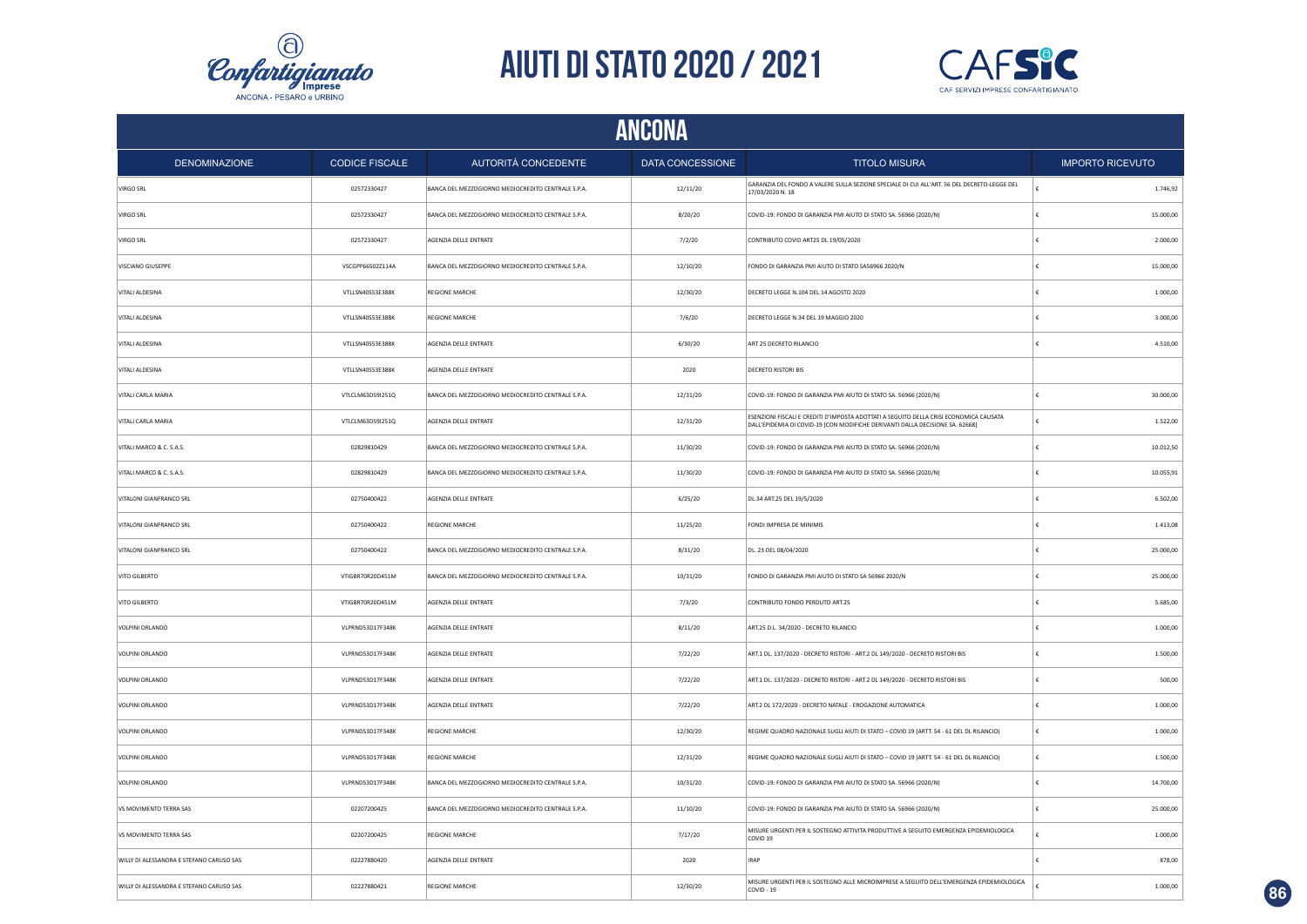# AIUTI DI STATO 2020 / 2021

## ANCONA

| DENOMINAZIONE | CODICE FISCALE | AUTORITÀ CONCEDENTE | DATA CONCESSIONE | TITOLO MISURA | IMPORTO RICEVUTO |
|---|---|---|---|---|---|
| VIRGO SRL | 02572330427 | BANCA DEL MEZZOGIORNO MEDIOCREDITO CENTRALE S.P.A. | 12/11/20 | GARANZIA DEL FONDO A VALERE SULLA SEZIONE SPECIALE DI CUI ALL'ART. 56 DEL DECRETO-LEGGE DEL 17/03/2020 N. 18 | € 1.746,92 |
| VIRGO SRL | 02572330427 | BANCA DEL MEZZOGIORNO MEDIOCREDITO CENTRALE S.P.A. | 8/20/20 | COVID-19: FONDO DI GARANZIA PMI AIUTO DI STATO SA. 56966 (2020/N) | € 15.000,00 |
| VIRGO SRL | 02572330427 | AGENZIA DELLE ENTRATE | 7/2/20 | CONTRIBUTO COVID ART25 DL 19/05/2020 | € 2.000,00 |
| VISCIANO GIUSEPPE | VSCGPP66S02Z114A | BANCA DEL MEZZOGIORNO MEDIOCREDITO CENTRALE S.P.A. | 12/10/20 | FONDO DI GARANZIA PMI AIUTO DI STATO SA56966 2020/N | € 15.000,00 |
| VITALI ALDESINA | VTLLSN40S53E388K | REGIONE MARCHE | 12/30/20 | DECRETO LEGGE N.104 DEL 14 AGOSTO 2020 | € 1.000,00 |
| VITALI ALDESINA | VTLLSN40S53E388K | REGIONE MARCHE | 7/6/20 | DECRETO LEGGE N.34 DEL 19 MAGGIO 2020 | € 3.000,00 |
| VITALI ALDESINA | VTLLSN40S53E388K | AGENZIA DELLE ENTRATE | 6/30/20 | ART 25 DECRETO RILANCIO | € 4.510,00 |
| VITALI ALDESINA | VTLLSN40S53E388K | AGENZIA DELLE ENTRATE | 2020 | DECRETO RISTORI BIS | |
| VITALI CARLA MARIA | VTLCLM63D59I251Q | BANCA DEL MEZZOGIORNO MEDIOCREDITO CENTRALE S.P.A. | 12/31/20 | COVID-19: FONDO DI GARANZIA PMI AIUTO DI STATO SA. 56966 (2020/N) | € 30.000,00 |
| VITALI CARLA MARIA | VTLCLM63D59I251Q | AGENZIA DELLE ENTRATE | 12/31/20 | ESENZIONI FISCALI E CREDITI D'IMPOSTA ADOTTATI A SEGUITO DELLA CRISI ECONOMICA CAUSATA DALL'EPIDEMIA DI COVID-19 [CON MODIFICHE DERIVANTI DALLA DECISIONE SA. 62668] | € 1.522,00 |
| VITALI MARCO & C. S.A.S. | 02829810429 | BANCA DEL MEZZOGIORNO MEDIOCREDITO CENTRALE S.P.A. | 11/30/20 | COVID-19: FONDO DI GARANZIA PMI AIUTO DI STATO SA. 56966 (2020/N) | € 10.012,50 |
| VITALI MARCO & C. S.A.S. | 02829810429 | BANCA DEL MEZZOGIORNO MEDIOCREDITO CENTRALE S.P.A. | 11/30/20 | COVID-19: FONDO DI GARANZIA PMI AIUTO DI STATO SA. 56966 (2020/N) | € 10.055,91 |
| VITALONI GIANFRANCO SRL | 02750400422 | AGENZIA DELLE ENTRATE | 6/25/20 | DL.34 ART.25 DEL 19/5/2020 | € 6.502,00 |
| VITALONI GIANFRANCO SRL | 02750400422 | REGIONE MARCHE | 11/25/20 | FONDI IMPRESA DE MINIMIS | € 1.413,08 |
| VITALONI GIANFRANCO SRL | 02750400422 | BANCA DEL MEZZOGIORNO MEDIOCREDITO CENTRALE S.P.A. | 8/31/20 | DL. 23 DEL 08/04/2020 | € 25.000,00 |
| VITO GILBERTO | VTIGBR70R20D451M | BANCA DEL MEZZOGIORNO MEDIOCREDITO CENTRALE S.P.A. | 10/31/20 | FONDO DI GARANZIA PMI AIUTO DI STATO SA 56966 2020/N | € 25.000,00 |
| VITO GILBERTO | VTIGBR70R20D451M | AGENZIA DELLE ENTRATE | 7/3/20 | CONTRIBUTO FONDO PERDUTO ART.25 | € 5.685,00 |
| VOLPINI ORLANDO | VLPRND53D17F348K | AGENZIA DELLE ENTRATE | 8/11/20 | ART.25 D.L. 34/2020 - DECRETO RILANCIO | € 1.000,00 |
| VOLPINI ORLANDO | VLPRND53D17F348K | AGENZIA DELLE ENTRATE | 7/22/20 | ART.1 DL. 137/2020 - DECRETO RISTORI - ART.2 DL 149/2020 - DECRETO RISTORI BIS | € 1.500,00 |
| VOLPINI ORLANDO | VLPRND53D17F348K | AGENZIA DELLE ENTRATE | 7/22/20 | ART.1 DL. 137/2020 - DECRETO RISTORI - ART.2 DL 149/2020 - DECRETO RISTORI BIS | € 500,00 |
| VOLPINI ORLANDO | VLPRND53D17F348K | AGENZIA DELLE ENTRATE | 7/22/20 | ART.2 DL 172/2020 - DECRETO NATALE - EROGAZIONE AUTOMATICA | € 1.000,00 |
| VOLPINI ORLANDO | VLPRND53D17F348K | REGIONE MARCHE | 12/30/20 | REGIME QUADRO NAZIONALE SUGLI AIUTI DI STATO – COVID 19 (ARTT. 54 - 61 DEL DL RILANCIO) | € 1.000,00 |
| VOLPINI ORLANDO | VLPRND53D17F348K | REGIONE MARCHE | 12/31/20 | REGIME QUADRO NAZIONALE SUGLI AIUTI DI STATO – COVID 19 (ARTT. 54 - 61 DEL DL RILANCIO) | € 1.500,00 |
| VOLPINI ORLANDO | VLPRND53D17F348K | BANCA DEL MEZZOGIORNO MEDIOCREDITO CENTRALE S.P.A. | 10/31/20 | COVID-19: FONDO DI GARANZIA PMI AIUTO DI STATO SA. 56966 (2020/N) | € 14.700,00 |
| VS MOVIMENTO TERRA SAS | 02207200425 | BANCA DEL MEZZOGIORNO MEDIOCREDITO CENTRALE S.P.A. | 11/10/20 | COVID-19: FONDO DI GARANZIA PMI AIUTO DI STATO SA. 56966 (2020/N) | € 25.000,00 |
| VS MOVIMENTO TERRA SAS | 02207200425 | REGIONE MARCHE | 7/17/20 | MISURE URGENTI PER IL SOSTEGNO ATTIVITA PRODUTTIVE A SEGUITO EMERGENZA EPIDEMIOLOGICA COVID 19 | € 1.000,00 |
| WILLY DI ALESSANDRA E STEFANO CARUSO SAS | 02227880420 | AGENZIA DELLE ENTRATE | 2020 | IRAP | € 878,00 |
| WILLY DI ALESSANDRA E STEFANO CARUSO SAS | 02227880421 | REGIONE MARCHE | 12/30/20 | MISURE URGENTI PER IL SOSTEGNO ALLE MICROIMPRESE A SEGUITO DELL'EMERGENZA EPIDEMIOLOGICA COVID - 19 | € 1.000,00 |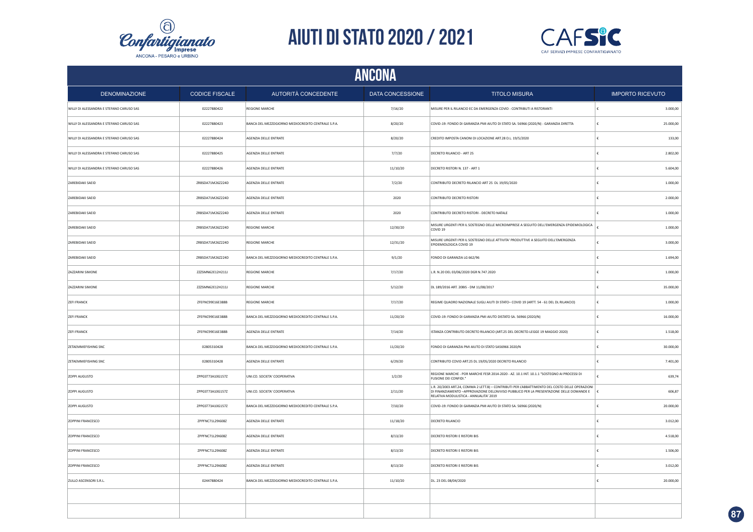# AIUTI DI STATO 2020 / 2021

## ANCONA

| DENOMINAZIONE | CODICE FISCALE | AUTORITÀ CONCEDENTE | DATA CONCESSIONE | TITOLO MISURA | IMPORTO RICEVUTO |
|---|---|---|---|---|---|
| WILLY DI ALESSANDRA E STEFANO CARUSO SAS | 02227880422 | REGIONE MARCHE | 7/16/20 | MISURE PER IL RILANCIO EC DA EMERGENZA COVID - CONTRIBUTI A RISTORANTI | € 3.000,00 |
| WILLY DI ALESSANDRA E STEFANO CARUSO SAS | 02227880423 | BANCA DEL MEZZOGIORNO MEDIOCREDITO CENTRALE S.P.A. | 8/20/20 | COVID-19: FONDO DI GARANZIA PMI AIUTO DI STATO SA. 56966 (2020/N) - GARANZIA DIRETTA | € 25.000,00 |
| WILLY DI ALESSANDRA E STEFANO CARUSO SAS | 02227880424 | AGENZIA DELLE ENTRATE | 8/20/20 | CREDITO IMPOSTA CANONI DI LOCAZIONE ART.28 D.L. 19/5/2020 | € 133,00 |
| WILLY DI ALESSANDRA E STEFANO CARUSO SAS | 02227880425 | AGENZIA DELLE ENTRATE | 7/7/20 | DECRETO RILANCIO - ART 25 | € 2.802,00 |
| WILLY DI ALESSANDRA E STEFANO CARUSO SAS | 02227880426 | AGENZIA DELLE ENTRATE | 11/10/20 | DECRETO RISTORI N. 137 - ART 1 | € 5.604,00 |
| ZAREBIDAKI SAEID | ZRBSDA71M26Z224D | AGENZIA DELLE ENTRATE | 7/2/20 | CONTRIBUTO DECRETO RILANCIO ART 25 DL 19/05/2020 | € 1.000,00 |
| ZAREBIDAKI SAEID | ZRBSDA71M26Z224D | AGENZIA DELLE ENTRATE | 2020 | CONTRIBUTO DECRETO RISTORI | € 2.000,00 |
| ZAREBIDAKI SAEID | ZRBSDA71M26Z224D | AGENZIA DELLE ENTRATE | 2020 | CONTRIBUTO DECRETO RISTORI - DECRETO NATALE | € 1.000,00 |
| ZAREBIDAKI SAEID | ZRBSDA71M26Z224D | REGIONE MARCHE | 12/30/20 | MISURE URGENTI PER IL SOSTEGNO DELLE MICROIMPRESE A SEGUITO DELL'EMERGENZA EPIDEMIOLOGICA COVID 19 | € 1.000,00 |
| ZAREBIDAKI SAEID | ZRBSDA71M26Z224D | REGIONE MARCHE | 12/31/20 | MISURE URGENTI PER IL SOSTEGNO DELLE ATTIVITA' PRODUTTIVE A SEGUITO DELL'EMERGENZA EPIDEMIOLOGICA COVID 19 | € 3.000,00 |
| ZAREBIDAKI SAEID | ZRBSDA71M26Z224D | BANCA DEL MEZZOGIORNO MEDIOCREDITO CENTRALE S.P.A. | 9/1/20 | FONDO DI GARANZIA LG 662/96 | € 1.694,00 |
| ZAZZARINI SIMONE | ZZZSMN62E12H211J | REGIONE MARCHE | 7/17/20 | L.R. N.20 DEL 03/06/2020 DGR N.747.2020 | € 1.000,00 |
| ZAZZARINI SIMONE | ZZZSMN62E12H211J | REGIONE MARCHE | 5/12/20 | DL 189/2016 ART. 20BIS - DM 11/08/2017 | € 35.000,00 |
| ZEFI FRANCK | ZFEFNC99E16E388B | REGIONE MARCHE | 7/17/20 | REGIME QUADRO NAZIONALE SUGLI AIUTI DI STATO– COVID 19 (ARTT. 54 - 61 DEL DL RILANCIO) | € 1.000,00 |
| ZEFI FRANCK | ZFEFNC99E16E388B | BANCA DEL MEZZOGIORNO MEDIOCREDITO CENTRALE S.P.A. | 11/20/20 | COVID-19: FONDO DI GARANZIA PMI AIUTO DISTATO SA. 56966 (2020/N) | € 16.000,00 |
| ZEFI FRANCK | ZFEFNC99E16E388B | AGENZIA DELLE ENTRATE | 7/14/20 | ISTANZA CONTRIBUTO DECRETO RILANCIO (ART.25 DEL DECRETO-LEGGE 19 MAGGIO 2020) | € 1.518,00 |
| ZETAEMMEFISHING SNC | 02805310428 | BANCA DEL MEZZOGIORNO MEDIOCREDITO CENTRALE S.P.A. | 11/20/20 | FONDO DI GARANZIA PMI AIUTO DI STATO SA56966 2020/N | € 30.000,00 |
| ZETAEMMEFISHING SNC | 02805310428 | AGENZIA DELLE ENTRATE | 6/29/20 | CONTRIBUTO COVID ART.25 DL 19/05/2020 DECRETO RILANCIO | € 7.401,00 |
| ZOPPI AUGUSTO | ZPPGST73A10G157Z | UNI.CO. SOCIETA' COOPERATIVA | 1/2/20 | REGIONE MARCHE - POR MARCHE FESR 2014-2020 - AZ. 10.1 INT. 10.1.1 "SOSTEGNO AI PROCESSI DI FUSIONE DEI CONFIDI." | € 639,74 |
| ZOPPI AUGUSTO | ZPPGST73A10G157Z | UNI.CO. SOCIETA' COOPERATIVA | 2/11/20 | L.R. 20/2003 ART.24, COMMA 2 LETT.B) – CONTRIBUTI PER L'ABBATTIMENTO DEL COSTO DELLE OPERAZIONI DI FINANZIAMENTO –APPROVAZIONE DELL'AVVISO PUBBLICO PER LA PRESENTAZIONE DELLE DOMANDE E RELATIVA MODULISTICA - ANNUALITA' 2019 | € 606,87 |
| ZOPPI AUGUSTO | ZPPGST73A10G157Z | BANCA DEL MEZZOGIORNO MEDIOCREDITO CENTRALE S.P.A. | 7/10/20 | COVID-19: FONDO DI GARANZIA PMI AIUTO DI STATO SA. 56966 (2020/N) | € 20.000,00 |
| ZOPPINI FRANCESCO | ZPPFNC71L29I608Z | AGENZIA DELLE ENTRATE | 11/18/20 | DECRETO RILANCIO | € 3.012,00 |
| ZOPPINI FRANCESCO | ZPPFNC71L29I608Z | AGENZIA DELLE ENTRATE | 8/13/20 | DECRETO RISTORI E RISTORI BIS | € 4.518,00 |
| ZOPPINI FRANCESCO | ZPPFNC71L29I608Z | AGENZIA DELLE ENTRATE | 8/13/20 | DECRETO RISTORI E RISTORI BIS | € 1.506,00 |
| ZOPPINI FRANCESCO | ZPPFNC71L29I608Z | AGENZIA DELLE ENTRATE | 8/13/20 | DECRETO RISTORI E RISTORI BIS | € 3.012,00 |
| ZULLO ASCENSORI S.R.L. | 02447880424 | BANCA DEL MEZZOGIORNO MEDIOCREDITO CENTRALE S.P.A. | 11/10/20 | DL. 23 DEL 08/04/2020 | € 20.000,00 |
| | | | | | |
| | | | | | |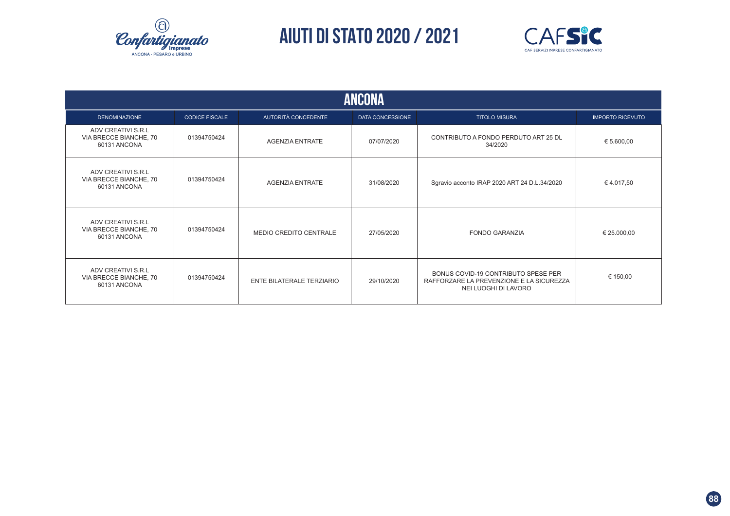# AIUTI DI STATO 2020 / 2021

## ANCONA

| DENOMINAZIONE | CODICE FISCALE | AUTORITÀ CONCEDENTE | DATA CONCESSIONE | TITOLO MISURA | IMPORTO RICEVUTO |
|---|---|---|---|---|---|
| ADV CREATIVI S.R.L VIA BRECCE BIANCHE, 70 60131 ANCONA | 01394750424 | AGENZIA ENTRATE | 07/07/2020 | CONTRIBUTO A FONDO PERDUTO ART 25 DL 34/2020 | € 5.600,00 |
| ADV CREATIVI S.R.L VIA BRECCE BIANCHE, 70 60131 ANCONA | 01394750424 | AGENZIA ENTRATE | 31/08/2020 | Sgravio acconto IRAP 2020 ART 24 D.L.34/2020 | € 4.017,50 |
| ADV CREATIVI S.R.L VIA BRECCE BIANCHE, 70 60131 ANCONA | 01394750424 | MEDIO CREDITO CENTRALE | 27/05/2020 | FONDO GARANZIA | € 25.000,00 |
| ADV CREATIVI S.R.L VIA BRECCE BIANCHE, 70 60131 ANCONA | 01394750424 | ENTE BILATERALE TERZIARIO | 29/10/2020 | BONUS COVID-19 CONTRIBUTO SPESE PER RAFFORZARE LA PREVENZIONE E LA SICUREZZA NEI LUOGHI DI LAVORO | € 150,00 |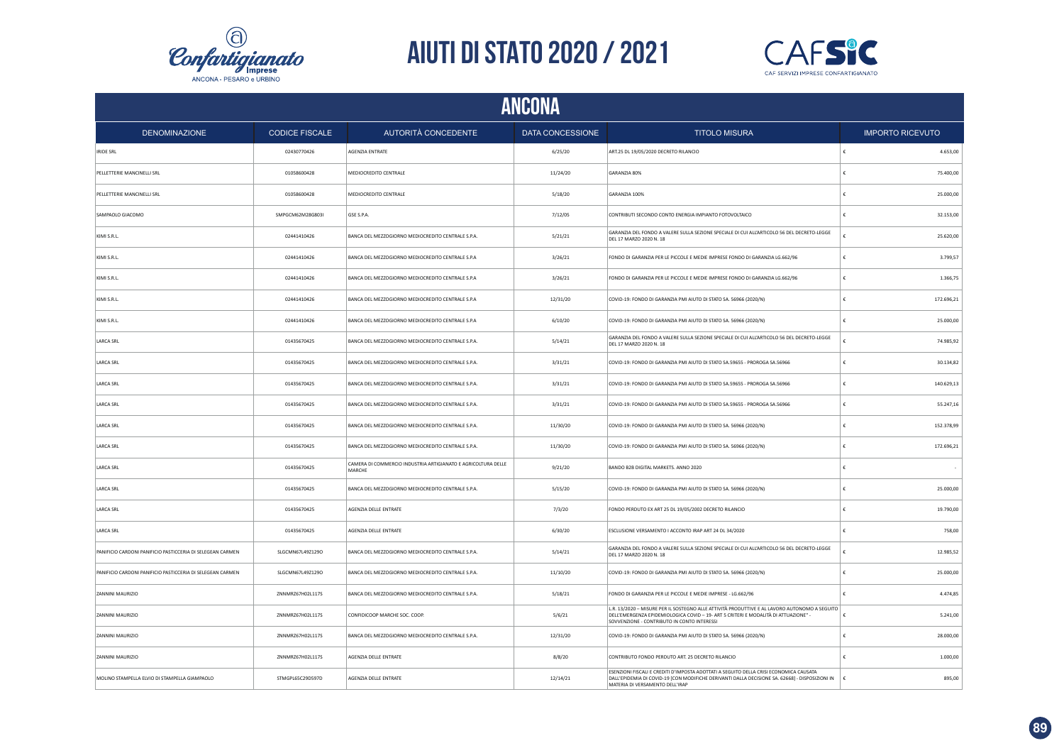# AIUTI DI STATO 2020 / 2021

## ANCONA

| DENOMINAZIONE | CODICE FISCALE | AUTORITÀ CONCEDENTE | DATA CONCESSIONE | TITOLO MISURA | IMPORTO RICEVUTO |
|---|---|---|---|---|---|
| IRIDE SRL | 02430770426 | AGENZIA ENTRATE | 6/25/20 | ART.25 DL 19/05/2020 DECRETO RILANCIO | € 4.653,00 |
| PELLETTERIE MANCINELLI SRL | 01058600428 | MEDIOCREDITO CENTRALE | 11/24/20 | GARANZIA 80% | € 75.400,00 |
| PELLETTERIE MANCINELLI SRL | 01058600428 | MEDIOCREDITO CENTRALE | 5/18/20 | GARANZIA 100% | € 25.000,00 |
| SAMPAOLO GIACOMO | SMPGCM62M28G803I | GSE S.P.A. | 7/12/05 | CONTRIBUTI SECONDO CONTO ENERGIA IMPIANTO FOTOVOLTAICO | € 32.153,00 |
| KIMI S.R.L. | 02441410426 | BANCA DEL MEZZOGIORNO MEDIOCREDITO CENTRALE S.P.A. | 5/21/21 | GARANZIA DEL FONDO A VALERE SULLA SEZIONE SPECIALE DI CUI ALL'ARTICOLO 56 DEL DECRETO-LEGGE DEL 17 MARZO 2020 N. 18 | € 25.620,00 |
| KIMI S.R.L. | 02441410426 | BANCA DEL MEZZOGIORNO MEDIOCREDITO CENTRALE S.P.A | 3/26/21 | FONDO DI GARANZIA PER LE PICCOLE E MEDIE IMPRESE FONDO DI GARANZIA LG.662/96 | € 3.799,57 |
| KIMI S.R.L. | 02441410426 | BANCA DEL MEZZOGIORNO MEDIOCREDITO CENTRALE S.P.A | 3/26/21 | FONDO DI GARANZIA PER LE PICCOLE E MEDIE IMPRESE FONDO DI GARANZIA LG.662/96 | € 1.366,75 |
| KIMI S.R.L. | 02441410426 | BANCA DEL MEZZOGIORNO MEDIOCREDITO CENTRALE S.P.A | 12/31/20 | COVID-19: FONDO DI GARANZIA PMI AIUTO DI STATO SA. 56966 (2020/N) | € 172.696,21 |
| KIMI S.R.L. | 02441410426 | BANCA DEL MEZZOGIORNO MEDIOCREDITO CENTRALE S.P.A | 6/10/20 | COVID-19: FONDO DI GARANZIA PMI AIUTO DI STATO SA. 56966 (2020/N) | € 25.000,00 |
| LARCA SRL | 01435670425 | BANCA DEL MEZZOGIORNO MEDIOCREDITO CENTRALE S.P.A. | 5/14/21 | GARANZIA DEL FONDO A VALERE SULLA SEZIONE SPECIALE DI CUI ALL'ARTICOLO 56 DEL DECRETO-LEGGE DEL 17 MARZO 2020 N. 18 | € 74.985,92 |
| LARCA SRL | 01435670425 | BANCA DEL MEZZOGIORNO MEDIOCREDITO CENTRALE S.P.A. | 3/31/21 | COVID-19: FONDO DI GARANZIA PMI AIUTO DI STATO SA.59655 - PROROGA SA.56966 | € 30.134,82 |
| LARCA SRL | 01435670425 | BANCA DEL MEZZOGIORNO MEDIOCREDITO CENTRALE S.P.A. | 3/31/21 | COVID-19: FONDO DI GARANZIA PMI AIUTO DI STATO SA.59655 - PROROGA SA.56966 | € 140.629,13 |
| LARCA SRL | 01435670425 | BANCA DEL MEZZOGIORNO MEDIOCREDITO CENTRALE S.P.A. | 3/31/21 | COVID-19: FONDO DI GARANZIA PMI AIUTO DI STATO SA.59655 - PROROGA SA.56966 | € 55.247,16 |
| LARCA SRL | 01435670425 | BANCA DEL MEZZOGIORNO MEDIOCREDITO CENTRALE S.P.A. | 11/30/20 | COVID-19: FONDO DI GARANZIA PMI AIUTO DI STATO SA. 56966 (2020/N) | € 152.378,99 |
| LARCA SRL | 01435670425 | BANCA DEL MEZZOGIORNO MEDIOCREDITO CENTRALE S.P.A. | 11/30/20 | COVID-19: FONDO DI GARANZIA PMI AIUTO DI STATO SA. 56966 (2020/N) | € 172.696,21 |
| LARCA SRL | 01435670425 | CAMERA DI COMMERCIO INDUSTRIA ARTIGIANATO E AGRICOLTURA DELLE MARCHE | 9/21/20 | BANDO B2B DIGITAL MARKETS. ANNO 2020 | € - |
| LARCA SRL | 01435670425 | BANCA DEL MEZZOGIORNO MEDIOCREDITO CENTRALE S.P.A. | 5/15/20 | COVID-19: FONDO DI GARANZIA PMI AIUTO DI STATO SA. 56966 (2020/N) | € 25.000,00 |
| LARCA SRL | 01435670425 | AGENZIA DELLE ENTRATE | 7/3/20 | FONDO PERDUTO EX ART 25 DL 19/05/2002 DECRETO RILANCIO | € 19.790,00 |
| LARCA SRL | 01435670425 | AGENZIA DELLE ENTRATE | 6/30/20 | ESCLUSIONE VERSAMENTO I ACCONTO IRAP ART 24 DL 34/2020 | € 758,00 |
| PANIFICIO CARDONI PANIFICIO PASTICCERIA DI SELEGEAN CARMEN | SLGCMN67L49Z129O | BANCA DEL MEZZOGIORNO MEDIOCREDITO CENTRALE S.P.A. | 5/14/21 | GARANZIA DEL FONDO A VALERE SULLA SEZIONE SPECIALE DI CUI ALL'ARTICOLO 56 DEL DECRETO-LEGGE DEL 17 MARZO 2020 N. 18 | € 12.985,52 |
| PANIFICIO CARDONI PANIFICIO PASTICCERIA DI SELEGEAN CARMEN | SLGCMN67L49Z129O | BANCA DEL MEZZOGIORNO MEDIOCREDITO CENTRALE S.P.A. | 11/10/20 | COVID-19: FONDO DI GARANZIA PMI AIUTO DI STATO SA. 56966 (2020/N) | € 25.000,00 |
| ZANNINI MAURIZIO | ZNNMRZ67H02L117S | BANCA DEL MEZZOGIORNO MEDIOCREDITO CENTRALE S.P.A. | 5/18/21 | FONDO DI GARANZIA PER LE PICCOLE E MEDIE IMPRESE - LG.662/96 | € 4.474,85 |
| ZANNINI MAURIZIO | ZNNMRZ67H02L117S | CONFIDICOOP MARCHE SOC. COOP. | 5/6/21 | L.R. 13/2020 – MISURE PER IL SOSTEGNO ALLE ATTIVITÀ PRODUTTIVE E AL LAVORO AUTONOMO A SEGUITO DELL'EMERGENZA EPIDEMIOLOGICA COVID – 19- ART 5 CRITERI E MODALITÀ DI ATTUAZIONE" - SOVVENZIONE - CONTRIBUTO IN CONTO INTERESSI | € 5.241,00 |
| ZANNINI MAURIZIO | ZNNMRZ67H02L117S | BANCA DEL MEZZOGIORNO MEDIOCREDITO CENTRALE S.P.A. | 12/31/20 | COVID-19: FONDO DI GARANZIA PMI AIUTO DI STATO SA. 56966 (2020/N) | € 28.000,00 |
| ZANNINI MAURIZIO | ZNNMRZ67H02L117S | AGENZIA DELLE ENTRATE | 8/8/20 | CONTRIBUTO FONDO PERDUTO ART. 25 DECRETO RILANCIO | € 1.000,00 |
| MOLINO STAMPELLA ELVIO DI STAMPELLA GIAMPAOLO | STMGPL65C29D597D | AGENZIA DELLE ENTRATE | 12/14/21 | ESENZIONI FISCALI E CREDITI D'IMPOSTA ADOTTATI A SEGUITO DELLA CRISI ECONOMICA CAUSATA DALL'EPIDEMIA DI COVID-19 [CON MODIFICHE DERIVANTI DALLA DECISIONE SA. 62668] - DISPOSIZIONI IN MATERIA DI VERSAMENTO DELL'IRAP | € 895,00 |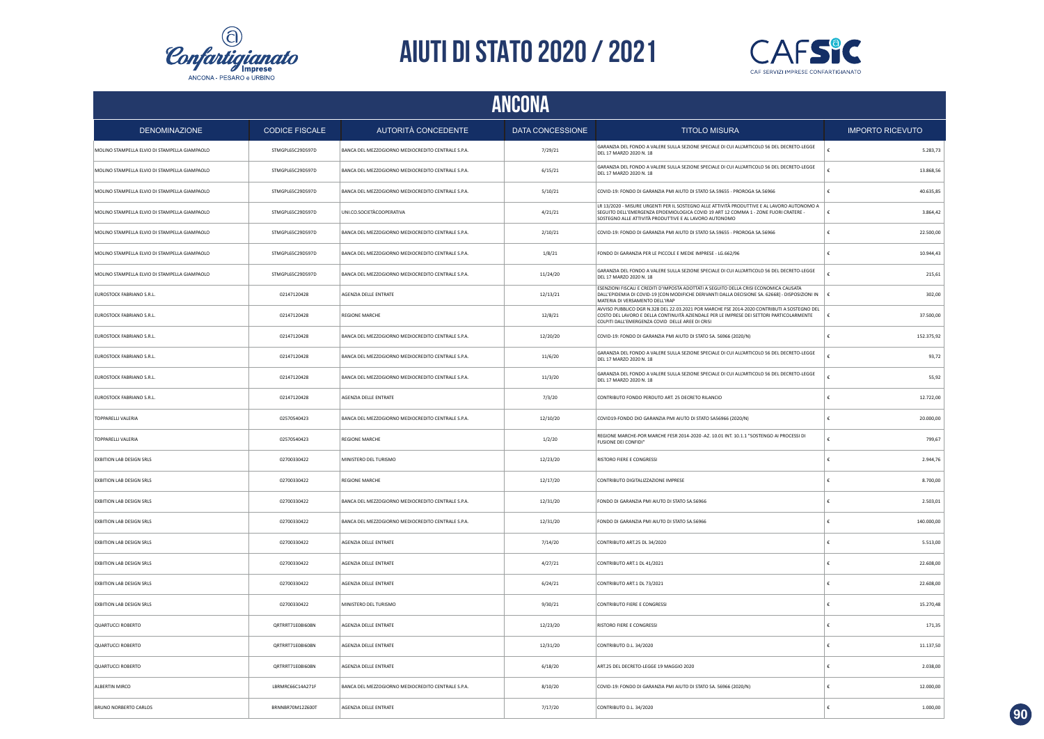# AIUTI DI STATO 2020 / 2021

## ANCONA

| DENOMINAZIONE | CODICE FISCALE | AUTORITÀ CONCEDENTE | DATA CONCESSIONE | TITOLO MISURA | IMPORTO RICEVUTO |
|---|---|---|---|---|---|
| MOLINO STAMPELLA ELVIO DI STAMPELLA GIAMPAOLO | STMGPL65C29D597D | BANCA DEL MEZZOGIORNO MEDIOCREDITO CENTRALE S.P.A. | 7/29/21 | GARANZIA DEL FONDO A VALERE SULLA SEZIONE SPECIALE DI CUI ALL'ARTICOLO 56 DEL DECRETO-LEGGE DEL 17 MARZO 2020 N. 18 | € 5.283,73 |
| MOLINO STAMPELLA ELVIO DI STAMPELLA GIAMPAOLO | STMGPL65C29D597D | BANCA DEL MEZZOGIORNO MEDIOCREDITO CENTRALE S.P.A. | 6/15/21 | GARANZIA DEL FONDO A VALERE SULLA SEZIONE SPECIALE DI CUI ALL'ARTICOLO 56 DEL DECRETO-LEGGE DEL 17 MARZO 2020 N. 18 | € 13.868,56 |
| MOLINO STAMPELLA ELVIO DI STAMPELLA GIAMPAOLO | STMGPL65C29D597D | BANCA DEL MEZZOGIORNO MEDIOCREDITO CENTRALE S.P.A. | 5/10/21 | COVID-19: FONDO DI GARANZIA PMI AIUTO DI STATO SA.59655 - PROROGA SA.56966 | € 40.635,85 |
| MOLINO STAMPELLA ELVIO DI STAMPELLA GIAMPAOLO | STMGPL65C29D597D | UNI.CO.SOCIETÀCOOPERATIVA | 4/21/21 | LR 13/2020 - MISURE URGENTI PER IL SOSTEGNO ALLE ATTIVITÀ PRODUTTIVE E AL LAVORO AUTONOMO A SEGUITO DELL'EMERGENZA EPIDEMIOLOGICA COVID 19 ART 12 COMMA 1 - ZONE FUORI CRATERE - SOSTEGNO ALLE ATTIVITÀ PRODUTTIVE E AL LAVORO AUTONOMO | € 3.864,42 |
| MOLINO STAMPELLA ELVIO DI STAMPELLA GIAMPAOLO | STMGPL65C29D597D | BANCA DEL MEZZOGIORNO MEDIOCREDITO CENTRALE S.P.A. | 2/10/21 | COVID-19: FONDO DI GARANZIA PMI AIUTO DI STATO SA.59655 - PROROGA SA.56966 | € 22.500,00 |
| MOLINO STAMPELLA ELVIO DI STAMPELLA GIAMPAOLO | STMGPL65C29D597D | BANCA DEL MEZZOGIORNO MEDIOCREDITO CENTRALE S.P.A. | 1/8/21 | FONDO DI GARANZIA PER LE PICCOLE E MEDIE IMPRESE - LG.662/96 | € 10.944,43 |
| MOLINO STAMPELLA ELVIO DI STAMPELLA GIAMPAOLO | STMGPL65C29D597D | BANCA DEL MEZZOGIORNO MEDIOCREDITO CENTRALE S.P.A. | 11/24/20 | GARANZIA DEL FONDO A VALERE SULLA SEZIONE SPECIALE DI CUI ALL'ARTICOLO 56 DEL DECRETO-LEGGE DEL 17 MARZO 2020 N. 18 | € 215,61 |
| EUROSTOCK FABRIANO S.R.L. | 02147120428 | AGENZIA DELLE ENTRATE | 12/13/21 | ESENZIONI FISCALI E CREDITI D'IMPOSTA ADOTTATI A SEGUITO DELLA CRISI ECONOMICA CAUSATA DALL'EPIDEMIA DI COVID-19 [CON MODIFICHE DERIVANTI DALLA DECISIONE SA. 62668] - DISPOSIZIONI IN MATERIA DI VERSAMENTO DELL'IRAP | € 302,00 |
| EUROSTOCK FABRIANO S.R.L. | 02147120428 | REGIONE MARCHE | 12/8/21 | AVVISO PUBBLICO DGR N.328 DEL 22.03.2021 POR MARCHE FSE 2014-2020 CONTRIBUTI A SOSTEGNO DEL COSTO DEL LAVORO E DELLA CONTINUITÀ AZIENDALE PER LE IMPRESE DEI SETTORI PARTICOLARMENTE COLPITI DALL'EMERGENZA COVID DELLE AREE DI CRISI | € 37.500,00 |
| EUROSTOCK FABRIANO S.R.L. | 02147120428 | BANCA DEL MEZZOGIORNO MEDIOCREDITO CENTRALE S.P.A. | 12/20/20 | COVID-19: FONDO DI GARANZIA PMI AIUTO DI STATO SA. 56966 (2020/N) | € 152.375,92 |
| EUROSTOCK FABRIANO S.R.L. | 02147120428 | BANCA DEL MEZZOGIORNO MEDIOCREDITO CENTRALE S.P.A. | 11/6/20 | GARANZIA DEL FONDO A VALERE SULLA SEZIONE SPECIALE DI CUI ALL'ARTICOLO 56 DEL DECRETO-LEGGE DEL 17 MARZO 2020 N. 18 | € 93,72 |
| EUROSTOCK FABRIANO S.R.L. | 02147120428 | BANCA DEL MEZZOGIORNO MEDIOCREDITO CENTRALE S.P.A. | 11/3/20 | GARANZIA DEL FONDO A VALERE SULLA SEZIONE SPECIALE DI CUI ALL'ARTICOLO 56 DEL DECRETO-LEGGE DEL 17 MARZO 2020 N. 18 | € 55,92 |
| EUROSTOCK FABRIANO S.R.L. | 02147120428 | AGENZIA DELLE ENTRATE | 7/3/20 | CONTRIBUTO FONDO PERDUTO ART. 25 DECRETO RILANCIO | € 12.722,00 |
| TOPPARELLI VALERIA | 02570540423 | BANCA DEL MEZZOGIORNO MEDIOCREDITO CENTRALE S.P.A. | 12/10/20 | COVID19-FONDO DIO GARANZIA PMI AIUTO DI STATO SA56966 (2020/N) | € 20.000,00 |
| TOPPARELLI VALERIA | 02570540423 | REGIONE MARCHE | 1/2/20 | REGIONE MARCHE-POR MARCHE FESR 2014-2020 -AZ. 10.01 INT. 10.1.1 "SOSTENGO AI PROCESSI DI FUSIONE DEI CONFIDI" | € 799,67 |
| EXBITION LAB DESIGN SRLS | 02700330422 | MINISTERO DEL TURISMO | 12/23/20 | RISTORO FIERE E CONGRESSI | € 2.944,76 |
| EXBITION LAB DESIGN SRLS | 02700330422 | REGIONE MARCHE | 12/17/20 | CONTRIBUTO DIGITALIZZAZIONE IMPRESE | € 8.700,00 |
| EXBITION LAB DESIGN SRLS | 02700330422 | BANCA DEL MEZZOGIORNO MEDIOCREDITO CENTRALE S.P.A. | 12/31/20 | FONDO DI GARANZIA PMI AIUTO DI STATO SA.56966 | € 2.503,01 |
| EXBITION LAB DESIGN SRLS | 02700330422 | BANCA DEL MEZZOGIORNO MEDIOCREDITO CENTRALE S.P.A. | 12/31/20 | FONDO DI GARANZIA PMI AIUTO DI STATO SA.56966 | € 140.000,00 |
| EXBITION LAB DESIGN SRLS | 02700330422 | AGENZIA DELLE ENTRATE | 7/14/20 | CONTRIBUTO ART.25 DL 34/2020 | € 5.513,00 |
| EXBITION LAB DESIGN SRLS | 02700330422 | AGENZIA DELLE ENTRATE | 4/27/21 | CONTRIBUTO ART.1 DL 41/2021 | € 22.608,00 |
| EXBITION LAB DESIGN SRLS | 02700330422 | AGENZIA DELLE ENTRATE | 6/24/21 | CONTRIBUTO ART.1 DL 73/2021 | € 22.608,00 |
| EXBITION LAB DESIGN SRLS | 02700330422 | MINISTERO DEL TURISMO | 9/30/21 | CONTRIBUTO FIERE E CONGRESSI | € 15.270,48 |
| QUARTUCCI ROBERTO | QRTRRT71E08I608N | AGENZIA DELLE ENTRATE | 12/23/20 | RISTORO FIERE E CONGRESSI | € 171,35 |
| QUARTUCCI ROBERTO | QRTRRT71E08I608N | AGENZIA DELLE ENTRATE | 12/31/20 | CONTRIBUTO D.L. 34/2020 | € 11.137,50 |
| QUARTUCCI ROBERTO | QRTRRT71E08I608N | AGENZIA DELLE ENTRATE | 6/18/20 | ART.25 DEL DECRETO-LEGGE 19 MAGGIO 2020 | € 2.038,00 |
| ALBERTIN MIRCO | LBRMRC66C14A271F | BANCA DEL MEZZOGIORNO MEDIOCREDITO CENTRALE S.P.A. | 8/10/20 | COVID-19: FONDO DI GARANZIA PMI AIUTO DI STATO SA. 56966 (2020/N) | € 12.000,00 |
| BRUNO NORBERTO CARLOS | BRNNBR70M12Z600T | AGENZIA DELLE ENTRATE | 7/17/20 | CONTRIBUTO D.L. 34/2020 | € 1.000,00 |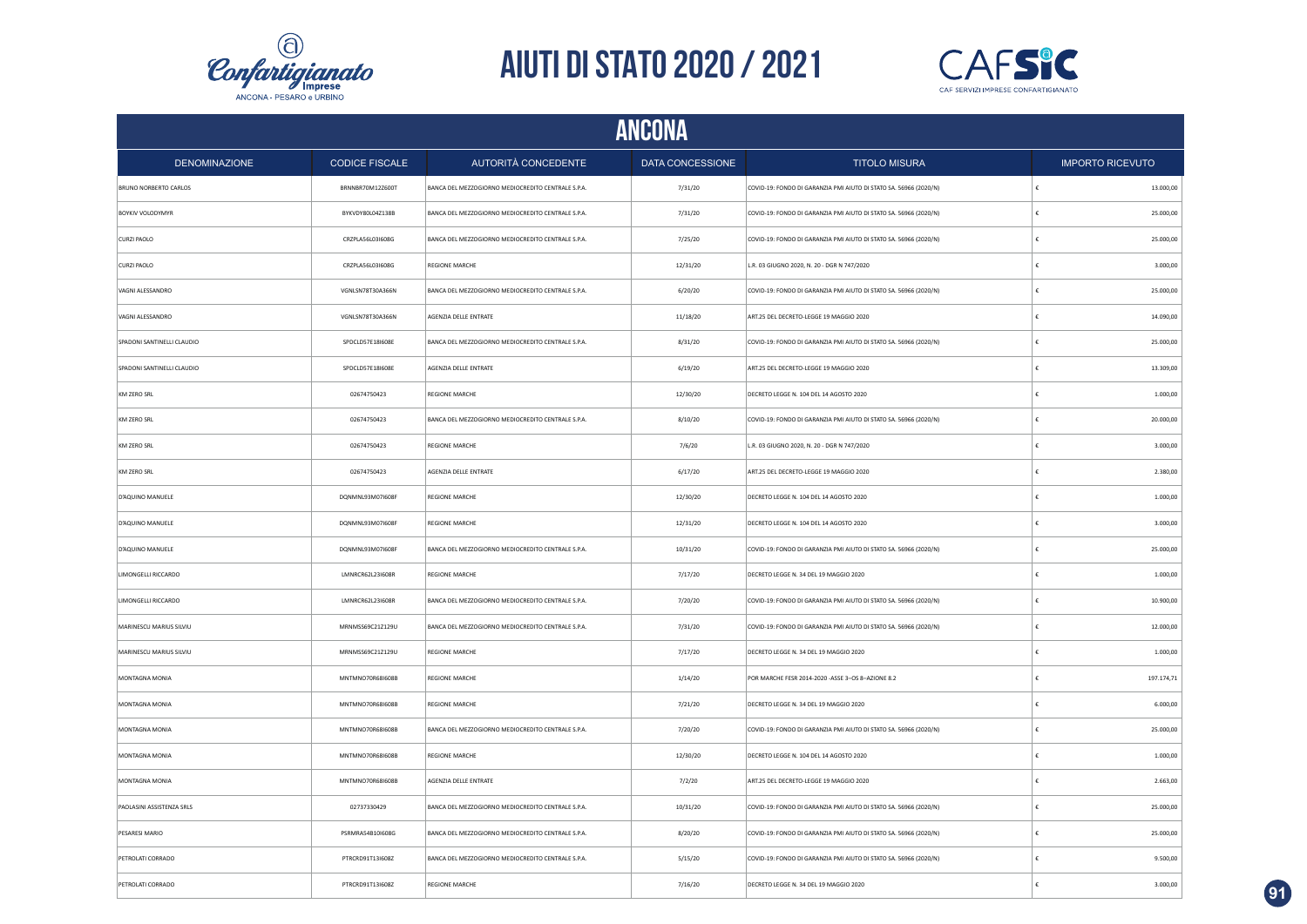# AIUTI DI STATO 2020 / 2021

## ANCONA

| DENOMINAZIONE | CODICE FISCALE | AUTORITÀ CONCEDENTE | DATA CONCESSIONE | TITOLO MISURA | IMPORTO RICEVUTO |
|---|---|---|---|---|---|
| BRUNO NORBERTO CARLOS | BRNNBR70M12Z600T | BANCA DEL MEZZOGIORNO MEDIOCREDITO CENTRALE S.P.A. | 7/31/20 | COVID-19: FONDO DI GARANZIA PMI AIUTO DI STATO SA. 56966 (2020/N) | € 13.000,00 |
| BOYKIV VOLODYMYR | BYKVDY80L04Z138B | BANCA DEL MEZZOGIORNO MEDIOCREDITO CENTRALE S.P.A. | 7/31/20 | COVID-19: FONDO DI GARANZIA PMI AIUTO DI STATO SA. 56966 (2020/N) | € 25.000,00 |
| CURZI PAOLO | CRZPLA56L03I608G | BANCA DEL MEZZOGIORNO MEDIOCREDITO CENTRALE S.P.A. | 7/25/20 | COVID-19: FONDO DI GARANZIA PMI AIUTO DI STATO SA. 56966 (2020/N) | € 25.000,00 |
| CURZI PAOLO | CRZPLA56L03I608G | REGIONE MARCHE | 12/31/20 | L.R. 03 GIUGNO 2020, N. 20 - DGR N 747/2020 | € 3.000,00 |
| VAGNI ALESSANDRO | VGNLSN78T30A366N | BANCA DEL MEZZOGIORNO MEDIOCREDITO CENTRALE S.P.A. | 6/20/20 | COVID-19: FONDO DI GARANZIA PMI AIUTO DI STATO SA. 56966 (2020/N) | € 25.000,00 |
| VAGNI ALESSANDRO | VGNLSN78T30A366N | AGENZIA DELLE ENTRATE | 11/18/20 | ART.25 DEL DECRETO-LEGGE 19 MAGGIO 2020 | € 14.090,00 |
| SPADONI SANTINELLI CLAUDIO | SPDCLD57E18I608E | BANCA DEL MEZZOGIORNO MEDIOCREDITO CENTRALE S.P.A. | 8/31/20 | COVID-19: FONDO DI GARANZIA PMI AIUTO DI STATO SA. 56966 (2020/N) | € 25.000,00 |
| SPADONI SANTINELLI CLAUDIO | SPDCLD57E18I608E | AGENZIA DELLE ENTRATE | 6/19/20 | ART.25 DEL DECRETO-LEGGE 19 MAGGIO 2020 | € 13.309,00 |
| KM ZERO SRL | 02674750423 | REGIONE MARCHE | 12/30/20 | DECRETO LEGGE N. 104 DEL 14 AGOSTO 2020 | € 1.000,00 |
| KM ZERO SRL | 02674750423 | BANCA DEL MEZZOGIORNO MEDIOCREDITO CENTRALE S.P.A. | 8/10/20 | COVID-19: FONDO DI GARANZIA PMI AIUTO DI STATO SA. 56966 (2020/N) | € 20.000,00 |
| KM ZERO SRL | 02674750423 | REGIONE MARCHE | 7/6/20 | L.R. 03 GIUGNO 2020, N. 20 - DGR N 747/2020 | € 3.000,00 |
| KM ZERO SRL | 02674750423 | AGENZIA DELLE ENTRATE | 6/17/20 | ART.25 DEL DECRETO-LEGGE 19 MAGGIO 2020 | € 2.380,00 |
| D'AQUINO MANUELE | DQNMNL93M07I608F | REGIONE MARCHE | 12/30/20 | DECRETO LEGGE N. 104 DEL 14 AGOSTO 2020 | € 1.000,00 |
| D'AQUINO MANUELE | DQNMNL93M07I608F | REGIONE MARCHE | 12/31/20 | DECRETO LEGGE N. 104 DEL 14 AGOSTO 2020 | € 3.000,00 |
| D'AQUINO MANUELE | DQNMNL93M07I608F | BANCA DEL MEZZOGIORNO MEDIOCREDITO CENTRALE S.P.A. | 10/31/20 | COVID-19: FONDO DI GARANZIA PMI AIUTO DI STATO SA. 56966 (2020/N) | € 25.000,00 |
| LIMONGELLI RICCARDO | LMNRCR62L23I608R | REGIONE MARCHE | 7/17/20 | DECRETO LEGGE N. 34 DEL 19 MAGGIO 2020 | € 1.000,00 |
| LIMONGELLI RICCARDO | LMNRCR62L23I608R | BANCA DEL MEZZOGIORNO MEDIOCREDITO CENTRALE S.P.A. | 7/20/20 | COVID-19: FONDO DI GARANZIA PMI AIUTO DI STATO SA. 56966 (2020/N) | € 10.900,00 |
| MARINESCU MARIUS SILVIU | MRNMSS69C21Z129U | BANCA DEL MEZZOGIORNO MEDIOCREDITO CENTRALE S.P.A. | 7/31/20 | COVID-19: FONDO DI GARANZIA PMI AIUTO DI STATO SA. 56966 (2020/N) | € 12.000,00 |
| MARINESCU MARIUS SILVIU | MRNMSS69C21Z129U | REGIONE MARCHE | 7/17/20 | DECRETO LEGGE N. 34 DEL 19 MAGGIO 2020 | € 1.000,00 |
| MONTAGNA MONIA | MNTMNO70R68I608B | REGIONE MARCHE | 1/14/20 | POR MARCHE FESR 2014-2020 -ASSE 3–OS 8–AZIONE 8.2 | € 197.174,71 |
| MONTAGNA MONIA | MNTMNO70R68I608B | REGIONE MARCHE | 7/21/20 | DECRETO LEGGE N. 34 DEL 19 MAGGIO 2020 | € 6.000,00 |
| MONTAGNA MONIA | MNTMNO70R68I608B | BANCA DEL MEZZOGIORNO MEDIOCREDITO CENTRALE S.P.A. | 7/20/20 | COVID-19: FONDO DI GARANZIA PMI AIUTO DI STATO SA. 56966 (2020/N) | € 25.000,00 |
| MONTAGNA MONIA | MNTMNO70R68I608B | REGIONE MARCHE | 12/30/20 | DECRETO LEGGE N. 104 DEL 14 AGOSTO 2020 | € 1.000,00 |
| MONTAGNA MONIA | MNTMNO70R68I608B | AGENZIA DELLE ENTRATE | 7/2/20 | ART.25 DEL DECRETO-LEGGE 19 MAGGIO 2020 | € 2.663,00 |
| PAOLASINI ASSISTENZA SRLS | 02737330429 | BANCA DEL MEZZOGIORNO MEDIOCREDITO CENTRALE S.P.A. | 10/31/20 | COVID-19: FONDO DI GARANZIA PMI AIUTO DI STATO SA. 56966 (2020/N) | € 25.000,00 |
| PESARESI MARIO | PSRMRA54B10I608G | BANCA DEL MEZZOGIORNO MEDIOCREDITO CENTRALE S.P.A. | 8/20/20 | COVID-19: FONDO DI GARANZIA PMI AIUTO DI STATO SA. 56966 (2020/N) | € 25.000,00 |
| PETROLATI CORRADO | PTRCRD91T13I608Z | BANCA DEL MEZZOGIORNO MEDIOCREDITO CENTRALE S.P.A. | 5/15/20 | COVID-19: FONDO DI GARANZIA PMI AIUTO DI STATO SA. 56966 (2020/N) | € 9.500,00 |
| PETROLATI CORRADO | PTRCRD91T13I608Z | REGIONE MARCHE | 7/16/20 | DECRETO LEGGE N. 34 DEL 19 MAGGIO 2020 | € 3.000,00 |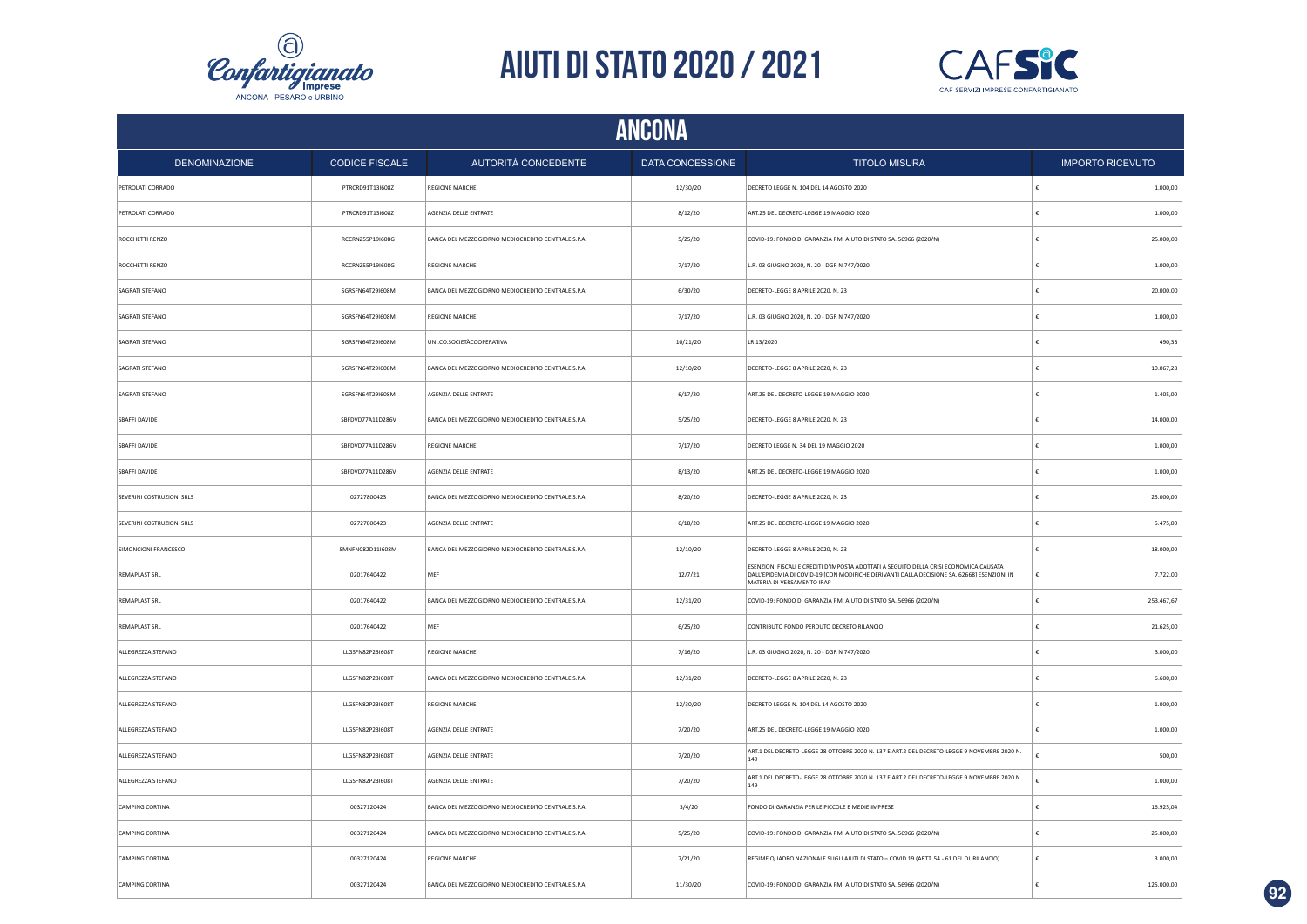# AIUTI DI STATO 2020 / 2021

## ANCONA

| DENOMINAZIONE | CODICE FISCALE | AUTORITÀ CONCEDENTE | DATA CONCESSIONE | TITOLO MISURA | IMPORTO RICEVUTO |
|---|---|---|---|---|---|
| PETROLATI CORRADO | PTRCRD91T13I608Z | REGIONE MARCHE | 12/30/20 | DECRETO LEGGE N. 104 DEL 14 AGOSTO 2020 | € 1.000,00 |
| PETROLATI CORRADO | PTRCRD91T13I608Z | AGENZIA DELLE ENTRATE | 8/12/20 | ART.25 DEL DECRETO-LEGGE 19 MAGGIO 2020 | € 1.000,00 |
| ROCCHETTI RENZO | RCCRNZ55P19I608G | BANCA DEL MEZZOGIORNO MEDIOCREDITO CENTRALE S.P.A. | 5/25/20 | COVID-19: FONDO DI GARANZIA PMI AIUTO DI STATO SA. 56966 (2020/N) | € 25.000,00 |
| ROCCHETTI RENZO | RCCRNZ55P19I608G | REGIONE MARCHE | 7/17/20 | L.R. 03 GIUGNO 2020, N. 20 - DGR N 747/2020 | € 1.000,00 |
| SAGRATI STEFANO | SGRSFN64T29I608M | BANCA DEL MEZZOGIORNO MEDIOCREDITO CENTRALE S.P.A. | 6/30/20 | DECRETO-LEGGE 8 APRILE 2020, N. 23 | € 20.000,00 |
| SAGRATI STEFANO | SGRSFN64T29I608M | REGIONE MARCHE | 7/17/20 | L.R. 03 GIUGNO 2020, N. 20 - DGR N 747/2020 | € 1.000,00 |
| SAGRATI STEFANO | SGRSFN64T29I608M | UNI.CO.SOCIETÀCOOPERATIVA | 10/21/20 | LR 13/2020 | € 490,33 |
| SAGRATI STEFANO | SGRSFN64T29I608M | BANCA DEL MEZZOGIORNO MEDIOCREDITO CENTRALE S.P.A. | 12/10/20 | DECRETO-LEGGE 8 APRILE 2020, N. 23 | € 10.067,28 |
| SAGRATI STEFANO | SGRSFN64T29I608M | AGENZIA DELLE ENTRATE | 6/17/20 | ART.25 DEL DECRETO-LEGGE 19 MAGGIO 2020 | € 1.405,00 |
| SBAFFI DAVIDE | SBFDVD77A11D286V | BANCA DEL MEZZOGIORNO MEDIOCREDITO CENTRALE S.P.A. | 5/25/20 | DECRETO-LEGGE 8 APRILE 2020, N. 23 | € 14.000,00 |
| SBAFFI DAVIDE | SBFDVD77A11D286V | REGIONE MARCHE | 7/17/20 | DECRETO LEGGE N. 34 DEL 19 MAGGIO 2020 | € 1.000,00 |
| SBAFFI DAVIDE | SBFDVD77A11D286V | AGENZIA DELLE ENTRATE | 8/13/20 | ART.25 DEL DECRETO-LEGGE 19 MAGGIO 2020 | € 1.000,00 |
| SEVERINI COSTRUZIONI SRLS | 02727800423 | BANCA DEL MEZZOGIORNO MEDIOCREDITO CENTRALE S.P.A. | 8/20/20 | DECRETO-LEGGE 8 APRILE 2020, N. 23 | € 25.000,00 |
| SEVERINI COSTRUZIONI SRLS | 02727800423 | AGENZIA DELLE ENTRATE | 6/18/20 | ART.25 DEL DECRETO-LEGGE 19 MAGGIO 2020 | € 5.475,00 |
| SIMONCIONI FRANCESCO | SMNFNC82D11I608M | BANCA DEL MEZZOGIORNO MEDIOCREDITO CENTRALE S.P.A. | 12/10/20 | DECRETO-LEGGE 8 APRILE 2020, N. 23 | € 18.000,00 |
| REMAPLAST SRL | 02017640422 | MEF | 12/7/21 | ESENZIONI FISCALI E CREDITI D'IMPOSTA ADOTTATI A SEGUITO DELLA CRISI ECONOMICA CAUSATA DALL'EPIDEMIA DI COVID-19 [CON MODIFICHE DERIVANTI DALLA DECISIONE SA. 62668] ESENZIONI IN MATERIA DI VERSAMENTO IRAP | € 7.722,00 |
| REMAPLAST SRL | 02017640422 | BANCA DEL MEZZOGIORNO MEDIOCREDITO CENTRALE S.P.A. | 12/31/20 | COVID-19: FONDO DI GARANZIA PMI AIUTO DI STATO SA. 56966 (2020/N) | € 253.467,67 |
| REMAPLAST SRL | 02017640422 | MEF | 6/25/20 | CONTRIBUTO FONDO PERDUTO DECRETO RILANCIO | € 21.625,00 |
| ALLEGREZZA STEFANO | LLGSFN82P23I608T | REGIONE MARCHE | 7/16/20 | L.R. 03 GIUGNO 2020, N. 20 - DGR N 747/2020 | € 3.000,00 |
| ALLEGREZZA STEFANO | LLGSFN82P23I608T | BANCA DEL MEZZOGIORNO MEDIOCREDITO CENTRALE S.P.A. | 12/31/20 | DECRETO-LEGGE 8 APRILE 2020, N. 23 | € 6.600,00 |
| ALLEGREZZA STEFANO | LLGSFN82P23I608T | REGIONE MARCHE | 12/30/20 | DECRETO LEGGE N. 104 DEL 14 AGOSTO 2020 | € 1.000,00 |
| ALLEGREZZA STEFANO | LLGSFN82P23I608T | AGENZIA DELLE ENTRATE | 7/20/20 | ART.25 DEL DECRETO-LEGGE 19 MAGGIO 2020 | € 1.000,00 |
| ALLEGREZZA STEFANO | LLGSFN82P23I608T | AGENZIA DELLE ENTRATE | 7/20/20 | ART.1 DEL DECRETO-LEGGE 28 OTTOBRE 2020 N. 137 E ART.2 DEL DECRETO-LEGGE 9 NOVEMBRE 2020 N. 149 | € 500,00 |
| ALLEGREZZA STEFANO | LLGSFN82P23I608T | AGENZIA DELLE ENTRATE | 7/20/20 | ART.1 DEL DECRETO-LEGGE 28 OTTOBRE 2020 N. 137 E ART.2 DEL DECRETO-LEGGE 9 NOVEMBRE 2020 N. 149 | € 1.000,00 |
| CAMPING CORTINA | 00327120424 | BANCA DEL MEZZOGIORNO MEDIOCREDITO CENTRALE S.P.A. | 3/4/20 | FONDO DI GARANZIA PER LE PICCOLE E MEDIE IMPRESE | € 16.925,04 |
| CAMPING CORTINA | 00327120424 | BANCA DEL MEZZOGIORNO MEDIOCREDITO CENTRALE S.P.A. | 5/25/20 | COVID-19: FONDO DI GARANZIA PMI AIUTO DI STATO SA. 56966 (2020/N) | € 25.000,00 |
| CAMPING CORTINA | 00327120424 | REGIONE MARCHE | 7/21/20 | REGIME QUADRO NAZIONALE SUGLI AIUTI DI STATO – COVID 19 (ARTT. 54 - 61 DEL DL RILANCIO) | € 3.000,00 |
| CAMPING CORTINA | 00327120424 | BANCA DEL MEZZOGIORNO MEDIOCREDITO CENTRALE S.P.A. | 11/30/20 | COVID-19: FONDO DI GARANZIA PMI AIUTO DI STATO SA. 56966 (2020/N) | € 125.000,00 |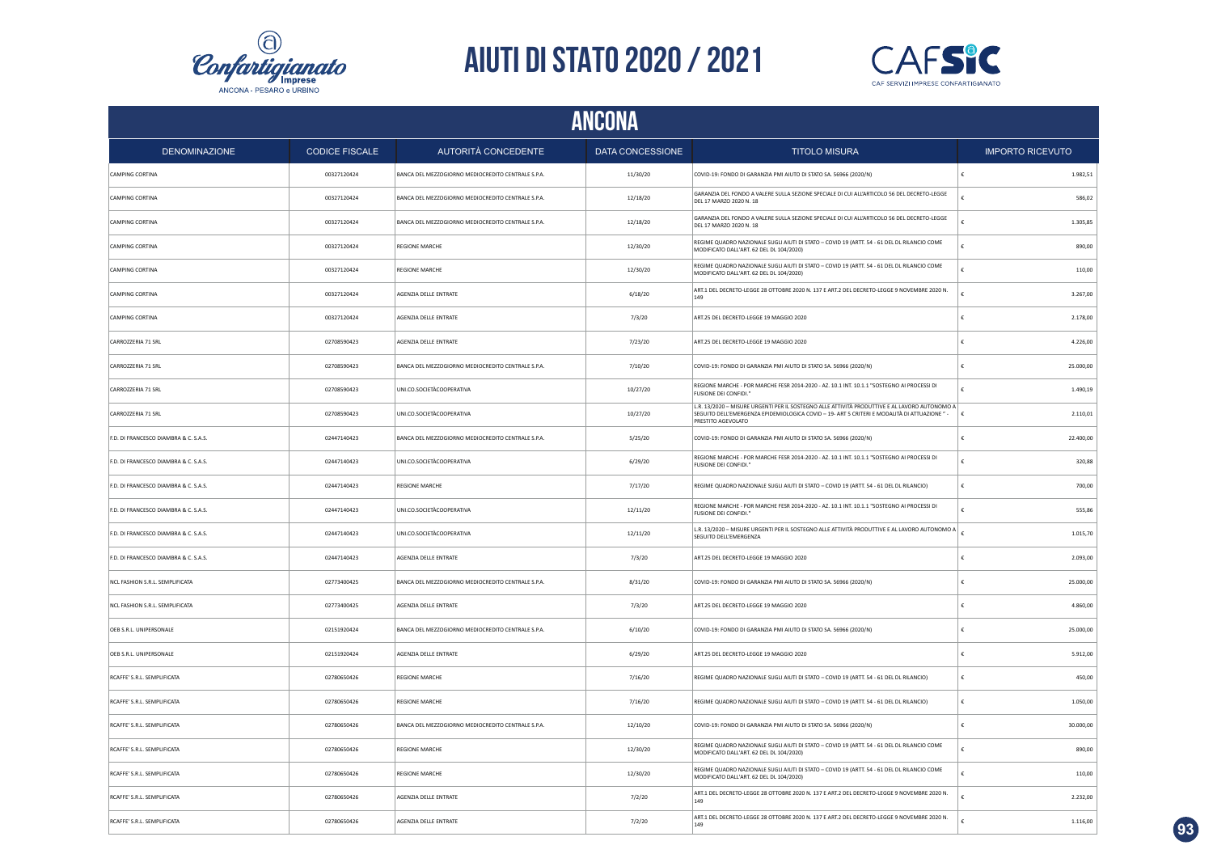# AIUTI DI STATO 2020 / 2021

## ANCONA

| DENOMINAZIONE | CODICE FISCALE | AUTORITÀ CONCEDENTE | DATA CONCESSIONE | TITOLO MISURA | IMPORTO RICEVUTO |
|---|---|---|---|---|---|
| CAMPING CORTINA | 00327120424 | BANCA DEL MEZZOGIORNO MEDIOCREDITO CENTRALE S.P.A. | 11/30/20 | COVID-19: FONDO DI GARANZIA PMI AIUTO DI STATO SA. 56966 (2020/N) | € 1.982,51 |
| CAMPING CORTINA | 00327120424 | BANCA DEL MEZZOGIORNO MEDIOCREDITO CENTRALE S.P.A. | 12/18/20 | GARANZIA DEL FONDO A VALERE SULLA SEZIONE SPECIALE DI CUI ALL'ARTICOLO 56 DEL DECRETO-LEGGE DEL 17 MARZO 2020 N. 18 | € 586,02 |
| CAMPING CORTINA | 00327120424 | BANCA DEL MEZZOGIORNO MEDIOCREDITO CENTRALE S.P.A. | 12/18/20 | GARANZIA DEL FONDO A VALERE SULLA SEZIONE SPECIALE DI CUI ALL'ARTICOLO 56 DEL DECRETO-LEGGE DEL 17 MARZO 2020 N. 18 | € 1.305,85 |
| CAMPING CORTINA | 00327120424 | REGIONE MARCHE | 12/30/20 | REGIME QUADRO NAZIONALE SUGLI AIUTI DI STATO – COVID 19 (ARTT. 54 - 61 DEL DL RILANCIO COME MODIFICATO DALL'ART. 62 DEL DL 104/2020) | € 890,00 |
| CAMPING CORTINA | 00327120424 | REGIONE MARCHE | 12/30/20 | REGIME QUADRO NAZIONALE SUGLI AIUTI DI STATO – COVID 19 (ARTT. 54 - 61 DEL DL RILANCIO COME MODIFICATO DALL'ART. 62 DEL DL 104/2020) | € 110,00 |
| CAMPING CORTINA | 00327120424 | AGENZIA DELLE ENTRATE | 6/18/20 | ART.1 DEL DECRETO-LEGGE 28 OTTOBRE 2020 N. 137 E ART.2 DEL DECRETO-LEGGE 9 NOVEMBRE 2020 N. 149 | € 3.267,00 |
| CAMPING CORTINA | 00327120424 | AGENZIA DELLE ENTRATE | 7/3/20 | ART.25 DEL DECRETO-LEGGE 19 MAGGIO 2020 | € 2.178,00 |
| CARROZZERIA 71 SRL | 02708590423 | AGENZIA DELLE ENTRATE | 7/23/20 | ART.25 DEL DECRETO-LEGGE 19 MAGGIO 2020 | € 4.226,00 |
| CARROZZERIA 71 SRL | 02708590423 | BANCA DEL MEZZOGIORNO MEDIOCREDITO CENTRALE S.P.A. | 7/10/20 | COVID-19: FONDO DI GARANZIA PMI AIUTO DI STATO SA. 56966 (2020/N) | € 25.000,00 |
| CARROZZERIA 71 SRL | 02708590423 | UNI.CO.SOCIETÃCOOPERATIVA | 10/27/20 | REGIONE MARCHE - POR MARCHE FESR 2014-2020 - AZ. 10.1 INT. 10.1.1 "SOSTEGNO AI PROCESSI DI FUSIONE DEI CONFIDI." | € 1.490,19 |
| CARROZZERIA 71 SRL | 02708590423 | UNI.CO.SOCIETÃCOOPERATIVA | 10/27/20 | L.R. 13/2020 – MISURE URGENTI PER IL SOSTEGNO ALLE ATTIVITÀ PRODUTTIVE E AL LAVORO AUTONOMO A SEGUITO DELL'EMERGENZA EPIDEMIOLOGICA COVID – 19- ART 5 CRITERI E MODALITÀ DI ATTUAZIONE " - PRESTITO AGEVOLATO | € 2.110,01 |
| F.D. DI FRANCESCO DIAMBRA & C. S.A.S. | 02447140423 | BANCA DEL MEZZOGIORNO MEDIOCREDITO CENTRALE S.P.A. | 5/25/20 | COVID-19: FONDO DI GARANZIA PMI AIUTO DI STATO SA. 56966 (2020/N) | € 22.400,00 |
| F.D. DI FRANCESCO DIAMBRA & C. S.A.S. | 02447140423 | UNI.CO.SOCIETÃCOOPERATIVA | 6/29/20 | REGIONE MARCHE - POR MARCHE FESR 2014-2020 - AZ. 10.1 INT. 10.1.1 "SOSTEGNO AI PROCESSI DI FUSIONE DEI CONFIDI." | € 320,88 |
| F.D. DI FRANCESCO DIAMBRA & C. S.A.S. | 02447140423 | REGIONE MARCHE | 7/17/20 | REGIME QUADRO NAZIONALE SUGLI AIUTI DI STATO – COVID 19 (ARTT. 54 - 61 DEL DL RILANCIO) | € 700,00 |
| F.D. DI FRANCESCO DIAMBRA & C. S.A.S. | 02447140423 | UNI.CO.SOCIETÃCOOPERATIVA | 12/11/20 | REGIONE MARCHE - POR MARCHE FESR 2014-2020 - AZ. 10.1 INT. 10.1.1 "SOSTEGNO AI PROCESSI DI FUSIONE DEI CONFIDI." | € 555,86 |
| F.D. DI FRANCESCO DIAMBRA & C. S.A.S. | 02447140423 | UNI.CO.SOCIETÃCOOPERATIVA | 12/11/20 | L.R. 13/2020 – MISURE URGENTI PER IL SOSTEGNO ALLE ATTIVITÀ PRODUTTIVE E AL LAVORO AUTONOMO A SEGUITO DELL'EMERGENZA | € 1.015,70 |
| F.D. DI FRANCESCO DIAMBRA & C. S.A.S. | 02447140423 | AGENZIA DELLE ENTRATE | 7/3/20 | ART.25 DEL DECRETO-LEGGE 19 MAGGIO 2020 | € 2.093,00 |
| NCL FASHION S.R.L. SEMPLIFICATA | 02773400425 | BANCA DEL MEZZOGIORNO MEDIOCREDITO CENTRALE S.P.A. | 8/31/20 | COVID-19: FONDO DI GARANZIA PMI AIUTO DI STATO SA. 56966 (2020/N) | € 25.000,00 |
| NCL FASHION S.R.L. SEMPLIFICATA | 02773400425 | AGENZIA DELLE ENTRATE | 7/3/20 | ART.25 DEL DECRETO-LEGGE 19 MAGGIO 2020 | € 4.860,00 |
| OEB S.R.L. UNIPERSONALE | 02151920424 | BANCA DEL MEZZOGIORNO MEDIOCREDITO CENTRALE S.P.A. | 6/10/20 | COVID-19: FONDO DI GARANZIA PMI AIUTO DI STATO SA. 56966 (2020/N) | € 25.000,00 |
| OEB S.R.L. UNIPERSONALE | 02151920424 | AGENZIA DELLE ENTRATE | 6/29/20 | ART.25 DEL DECRETO-LEGGE 19 MAGGIO 2020 | € 5.912,00 |
| RCAFFE' S.R.L. SEMPLIFICATA | 02780650426 | REGIONE MARCHE | 7/16/20 | REGIME QUADRO NAZIONALE SUGLI AIUTI DI STATO – COVID 19 (ARTT. 54 - 61 DEL DL RILANCIO) | € 450,00 |
| RCAFFE' S.R.L. SEMPLIFICATA | 02780650426 | REGIONE MARCHE | 7/16/20 | REGIME QUADRO NAZIONALE SUGLI AIUTI DI STATO – COVID 19 (ARTT. 54 - 61 DEL DL RILANCIO) | € 1.050,00 |
| RCAFFE' S.R.L. SEMPLIFICATA | 02780650426 | BANCA DEL MEZZOGIORNO MEDIOCREDITO CENTRALE S.P.A. | 12/10/20 | COVID-19: FONDO DI GARANZIA PMI AIUTO DI STATO SA. 56966 (2020/N) | € 30.000,00 |
| RCAFFE' S.R.L. SEMPLIFICATA | 02780650426 | REGIONE MARCHE | 12/30/20 | REGIME QUADRO NAZIONALE SUGLI AIUTI DI STATO – COVID 19 (ARTT. 54 - 61 DEL DL RILANCIO COME MODIFICATO DALL'ART. 62 DEL DL 104/2020) | € 890,00 |
| RCAFFE' S.R.L. SEMPLIFICATA | 02780650426 | REGIONE MARCHE | 12/30/20 | REGIME QUADRO NAZIONALE SUGLI AIUTI DI STATO – COVID 19 (ARTT. 54 - 61 DEL DL RILANCIO COME MODIFICATO DALL'ART. 62 DEL DL 104/2020) | € 110,00 |
| RCAFFE' S.R.L. SEMPLIFICATA | 02780650426 | AGENZIA DELLE ENTRATE | 7/2/20 | ART.1 DEL DECRETO-LEGGE 28 OTTOBRE 2020 N. 137 E ART.2 DEL DECRETO-LEGGE 9 NOVEMBRE 2020 N. 149 | € 2.232,00 |
| RCAFFE' S.R.L. SEMPLIFICATA | 02780650426 | AGENZIA DELLE ENTRATE | 7/2/20 | ART.1 DEL DECRETO-LEGGE 28 OTTOBRE 2020 N. 137 E ART.2 DEL DECRETO-LEGGE 9 NOVEMBRE 2020 N. 149 | € 1.116,00 |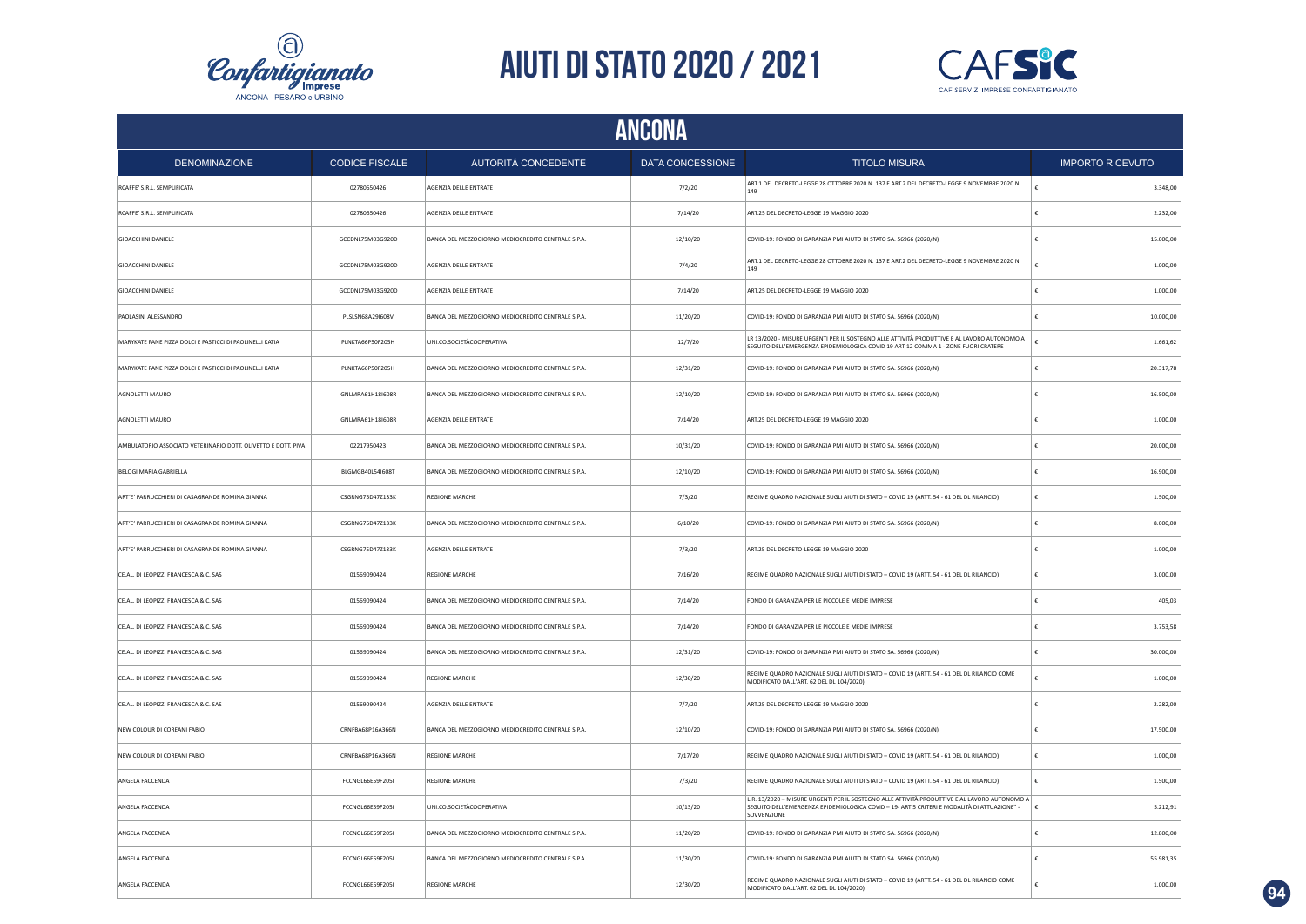# AIUTI DI STATO 2020 / 2021

## ANCONA

| DENOMINAZIONE | CODICE FISCALE | AUTORITÀ CONCEDENTE | DATA CONCESSIONE | TITOLO MISURA | IMPORTO RICEVUTO |
|---|---|---|---|---|---|
| RCAFFE' S.R.L. SEMPLIFICATA | 02780650426 | AGENZIA DELLE ENTRATE | 7/2/20 | ART.1 DEL DECRETO-LEGGE 28 OTTOBRE 2020 N. 137 E ART.2 DEL DECRETO-LEGGE 9 NOVEMBRE 2020 N. 149 | € 3.348,00 |
| RCAFFE' S.R.L. SEMPLIFICATA | 02780650426 | AGENZIA DELLE ENTRATE | 7/14/20 | ART.25 DEL DECRETO-LEGGE 19 MAGGIO 2020 | € 2.232,00 |
| GIOACCHINI DANIELE | GCCDNL75M03G920D | BANCA DEL MEZZOGIORNO MEDIOCREDITO CENTRALE S.P.A. | 12/10/20 | COVID-19: FONDO DI GARANZIA PMI AIUTO DI STATO SA. 56966 (2020/N) | € 15.000,00 |
| GIOACCHINI DANIELE | GCCDNL75M03G920D | AGENZIA DELLE ENTRATE | 7/4/20 | ART.1 DEL DECRETO-LEGGE 28 OTTOBRE 2020 N. 137 E ART.2 DEL DECRETO-LEGGE 9 NOVEMBRE 2020 N. 149 | € 1.000,00 |
| GIOACCHINI DANIELE | GCCDNL75M03G920D | AGENZIA DELLE ENTRATE | 7/14/20 | ART.25 DEL DECRETO-LEGGE 19 MAGGIO 2020 | € 1.000,00 |
| PAOLASINI ALESSANDRO | PLSLSN68A29I608V | BANCA DEL MEZZOGIORNO MEDIOCREDITO CENTRALE S.P.A. | 11/20/20 | COVID-19: FONDO DI GARANZIA PMI AIUTO DI STATO SA. 56966 (2020/N) | € 10.000,00 |
| MARYKATE PANE PIZZA DOLCI E PASTICCI DI PAOLINELLI KATIA | PLNKTA66P50F205H | UNI.CO.SOCIETÀCOOPERATIVA | 12/7/20 | LR 13/2020 - MISURE URGENTI PER IL SOSTEGNO ALLE ATTIVITÀ PRODUTTIVE E AL LAVORO AUTONOMO A SEGUITO DELL'EMERGENZA EPIDEMIOLOGICA COVID 19 ART 12 COMMA 1 - ZONE FUORI CRATERE | € 1.661,62 |
| MARYKATE PANE PIZZA DOLCI E PASTICCI DI PAOLINELLI KATIA | PLNKTA66P50F205H | BANCA DEL MEZZOGIORNO MEDIOCREDITO CENTRALE S.P.A. | 12/31/20 | COVID-19: FONDO DI GARANZIA PMI AIUTO DI STATO SA. 56966 (2020/N) | € 20.317,78 |
| AGNOLETTI MAURO | GNLMRA61H18I608R | BANCA DEL MEZZOGIORNO MEDIOCREDITO CENTRALE S.P.A. | 12/10/20 | COVID-19: FONDO DI GARANZIA PMI AIUTO DI STATO SA. 56966 (2020/N) | € 16.500,00 |
| AGNOLETTI MAURO | GNLMRA61H18I608R | AGENZIA DELLE ENTRATE | 7/14/20 | ART.25 DEL DECRETO-LEGGE 19 MAGGIO 2020 | € 1.000,00 |
| AMBULATORIO ASSOCIATO VETERINARIO DOTT. OLIVETTO E DOTT. PIVA | 02217950423 | BANCA DEL MEZZOGIORNO MEDIOCREDITO CENTRALE S.P.A. | 10/31/20 | COVID-19: FONDO DI GARANZIA PMI AIUTO DI STATO SA. 56966 (2020/N) | € 20.000,00 |
| BELOGI MARIA GABRIELLA | BLGMGB40L54I608T | BANCA DEL MEZZOGIORNO MEDIOCREDITO CENTRALE S.P.A. | 12/10/20 | COVID-19: FONDO DI GARANZIA PMI AIUTO DI STATO SA. 56966 (2020/N) | € 16.900,00 |
| ART'E' PARRUCCHIERI DI CASAGRANDE ROMINA GIANNA | CSGRNG75D47Z133K | REGIONE MARCHE | 7/3/20 | REGIME QUADRO NAZIONALE SUGLI AIUTI DI STATO – COVID 19 (ARTT. 54 - 61 DEL DL RILANCIO) | € 1.500,00 |
| ART'E' PARRUCCHIERI DI CASAGRANDE ROMINA GIANNA | CSGRNG75D47Z133K | BANCA DEL MEZZOGIORNO MEDIOCREDITO CENTRALE S.P.A. | 6/10/20 | COVID-19: FONDO DI GARANZIA PMI AIUTO DI STATO SA. 56966 (2020/N) | € 8.000,00 |
| ART'E' PARRUCCHIERI DI CASAGRANDE ROMINA GIANNA | CSGRNG75D47Z133K | AGENZIA DELLE ENTRATE | 7/3/20 | ART.25 DEL DECRETO-LEGGE 19 MAGGIO 2020 | € 1.000,00 |
| CE.AL. DI LEOPIZZI FRANCESCA & C. SAS | 01569090424 | REGIONE MARCHE | 7/16/20 | REGIME QUADRO NAZIONALE SUGLI AIUTI DI STATO – COVID 19 (ARTT. 54 - 61 DEL DL RILANCIO) | € 3.000,00 |
| CE.AL. DI LEOPIZZI FRANCESCA & C. SAS | 01569090424 | BANCA DEL MEZZOGIORNO MEDIOCREDITO CENTRALE S.P.A. | 7/14/20 | FONDO DI GARANZIA PER LE PICCOLE E MEDIE IMPRESE | € 405,03 |
| CE.AL. DI LEOPIZZI FRANCESCA & C. SAS | 01569090424 | BANCA DEL MEZZOGIORNO MEDIOCREDITO CENTRALE S.P.A. | 7/14/20 | FONDO DI GARANZIA PER LE PICCOLE E MEDIE IMPRESE | € 3.753,58 |
| CE.AL. DI LEOPIZZI FRANCESCA & C. SAS | 01569090424 | BANCA DEL MEZZOGIORNO MEDIOCREDITO CENTRALE S.P.A. | 12/31/20 | COVID-19: FONDO DI GARANZIA PMI AIUTO DI STATO SA. 56966 (2020/N) | € 30.000,00 |
| CE.AL. DI LEOPIZZI FRANCESCA & C. SAS | 01569090424 | REGIONE MARCHE | 12/30/20 | REGIME QUADRO NAZIONALE SUGLI AIUTI DI STATO – COVID 19 (ARTT. 54 - 61 DEL DL RILANCIO COME MODIFICATO DALL'ART. 62 DEL DL 104/2020) | € 1.000,00 |
| CE.AL. DI LEOPIZZI FRANCESCA & C. SAS | 01569090424 | AGENZIA DELLE ENTRATE | 7/7/20 | ART.25 DEL DECRETO-LEGGE 19 MAGGIO 2020 | € 2.282,00 |
| NEW COLOUR DI COREANI FABIO | CRNFBA68P16A366N | BANCA DEL MEZZOGIORNO MEDIOCREDITO CENTRALE S.P.A. | 12/10/20 | COVID-19: FONDO DI GARANZIA PMI AIUTO DI STATO SA. 56966 (2020/N) | € 17.500,00 |
| NEW COLOUR DI COREANI FABIO | CRNFBA68P16A366N | REGIONE MARCHE | 7/17/20 | REGIME QUADRO NAZIONALE SUGLI AIUTI DI STATO – COVID 19 (ARTT. 54 - 61 DEL DL RILANCIO) | € 1.000,00 |
| ANGELA FACCENDA | FCCNGL66E59F205I | REGIONE MARCHE | 7/3/20 | REGIME QUADRO NAZIONALE SUGLI AIUTI DI STATO – COVID 19 (ARTT. 54 - 61 DEL DL RILANCIO) | € 1.500,00 |
| ANGELA FACCENDA | FCCNGL66E59F205I | UNI.CO.SOCIETÀCOOPERATIVA | 10/13/20 | L.R. 13/2020 – MISURE URGENTI PER IL SOSTEGNO ALLE ATTIVITÀ PRODUTTIVE E AL LAVORO AUTONOMO A SEGUITO DELL'EMERGENZA EPIDEMIOLOGICA COVID – 19- ART 5 CRITERI E MODALITÀ DI ATTUAZIONE" - SOVVENZIONE | € 5.212,91 |
| ANGELA FACCENDA | FCCNGL66E59F205I | BANCA DEL MEZZOGIORNO MEDIOCREDITO CENTRALE S.P.A. | 11/20/20 | COVID-19: FONDO DI GARANZIA PMI AIUTO DI STATO SA. 56966 (2020/N) | € 12.800,00 |
| ANGELA FACCENDA | FCCNGL66E59F205I | BANCA DEL MEZZOGIORNO MEDIOCREDITO CENTRALE S.P.A. | 11/30/20 | COVID-19: FONDO DI GARANZIA PMI AIUTO DI STATO SA. 56966 (2020/N) | € 55.981,35 |
| ANGELA FACCENDA | FCCNGL66E59F205I | REGIONE MARCHE | 12/30/20 | REGIME QUADRO NAZIONALE SUGLI AIUTI DI STATO – COVID 19 (ARTT. 54 - 61 DEL DL RILANCIO COME MODIFICATO DALL'ART. 62 DEL DL 104/2020) | € 1.000,00 |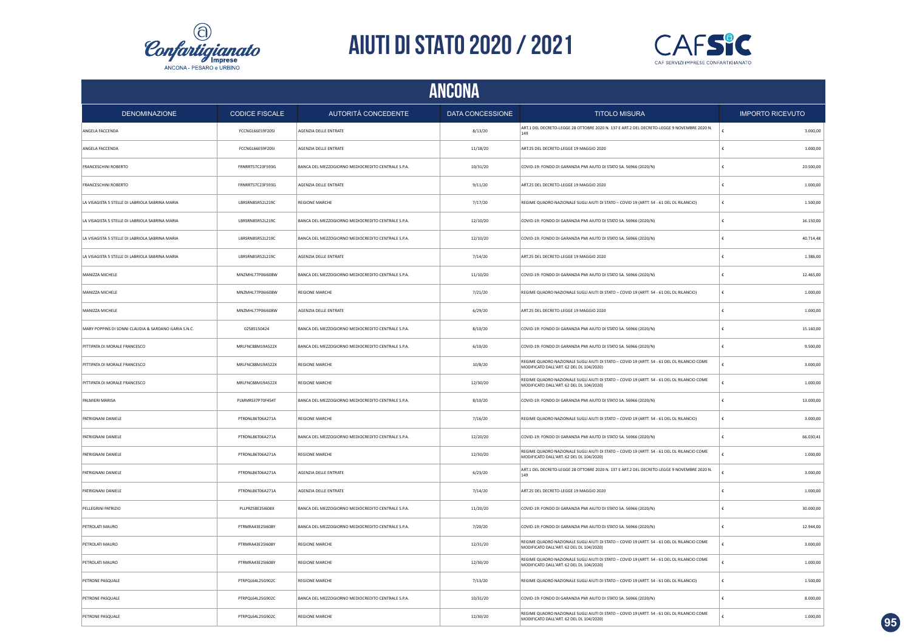# AIUTI DI STATO 2020 / 2021

## ANCONA

| DENOMINAZIONE | CODICE FISCALE | AUTORITÀ CONCEDENTE | DATA CONCESSIONE | TITOLO MISURA | IMPORTO RICEVUTO |
|---|---|---|---|---|---|
| ANGELA FACCENDA | FCCNGL66E59F205I | AGENZIA DELLE ENTRATE | 8/13/20 | ART.1 DEL DECRETO-LEGGE 28 OTTOBRE 2020 N. 137 E ART.2 DEL DECRETO-LEGGE 9 NOVEMBRE 2020 N. 149 | € 3.000,00 |
| ANGELA FACCENDA | FCCNGL66E59F205I | AGENZIA DELLE ENTRATE | 11/18/20 | ART.25 DEL DECRETO-LEGGE 19 MAGGIO 2020 | € 1.000,00 |
| FRANCESCHINI ROBERTO | FRNRRT57C23F593G | BANCA DEL MEZZOGIORNO MEDIOCREDITO CENTRALE S.P.A. | 10/31/20 | COVID-19: FONDO DI GARANZIA PMI AIUTO DI STATO SA. 56966 (2020/N) | € 20.500,00 |
| FRANCESCHINI ROBERTO | FRNRRT57C23F593G | AGENZIA DELLE ENTRATE | 9/11/20 | ART.25 DEL DECRETO-LEGGE 19 MAGGIO 2020 | € 1.000,00 |
| LA VISAGISTA 5 STELLE DI LABRIOLA SABRINA MARIA | LBRSRN85R52L219C | REGIONE MARCHE | 7/17/20 | REGIME QUADRO NAZIONALE SUGLI AIUTI DI STATO – COVID 19 (ARTT. 54 - 61 DEL DL RILANCIO) | € 1.500,00 |
| LA VISAGISTA 5 STELLE DI LABRIOLA SABRINA MARIA | LBRSRN85R52L219C | BANCA DEL MEZZOGIORNO MEDIOCREDITO CENTRALE S.P.A. | 12/10/20 | COVID-19: FONDO DI GARANZIA PMI AIUTO DI STATO SA. 56966 (2020/N) | € 16.150,00 |
| LA VISAGISTA 5 STELLE DI LABRIOLA SABRINA MARIA | LBRSRN85R52L219C | BANCA DEL MEZZOGIORNO MEDIOCREDITO CENTRALE S.P.A. | 12/10/20 | COVID-19: FONDO DI GARANZIA PMI AIUTO DI STATO SA. 56966 (2020/N) | € 40.714,48 |
| LA VISAGISTA 5 STELLE DI LABRIOLA SABRINA MARIA | LBRSRN85R52L219C | AGENZIA DELLE ENTRATE | 7/14/20 | ART.25 DEL DECRETO-LEGGE 19 MAGGIO 2020 | € 1.386,00 |
| MANIZZA MICHELE | MNZMHL77P06I608W | BANCA DEL MEZZOGIORNO MEDIOCREDITO CENTRALE S.P.A. | 11/10/20 | COVID-19: FONDO DI GARANZIA PMI AIUTO DI STATO SA. 56966 (2020/N) | € 12.465,00 |
| MANIZZA MICHELE | MNZMHL77P06I608W | REGIONE MARCHE | 7/21/20 | REGIME QUADRO NAZIONALE SUGLI AIUTI DI STATO – COVID 19 (ARTT. 54 - 61 DEL DL RILANCIO) | € 1.000,00 |
| MANIZZA MICHELE | MNZMHL77P06I608W | AGENZIA DELLE ENTRATE | 6/29/20 | ART.25 DEL DECRETO-LEGGE 19 MAGGIO 2020 | € 1.000,00 |
| MARY POPPINS DI SONNI CLAUDIA & SARDANO ILARIA S.N.C. | 02585150424 | BANCA DEL MEZZOGIORNO MEDIOCREDITO CENTRALE S.P.A. | 8/10/20 | COVID-19: FONDO DI GARANZIA PMI AIUTO DI STATO SA. 56966 (2020/N) | € 15.160,00 |
| PITTIPATA DI MORALE FRANCESCO | MRLFNC88M19A522X | BANCA DEL MEZZOGIORNO MEDIOCREDITO CENTRALE S.P.A. | 6/10/20 | COVID-19: FONDO DI GARANZIA PMI AIUTO DI STATO SA. 56966 (2020/N) | € 9.500,00 |
| PITTIPATA DI MORALE FRANCESCO | MRLFNC88M19A522X | REGIONE MARCHE | 10/8/20 | REGIME QUADRO NAZIONALE SUGLI AIUTI DI STATO – COVID 19 (ARTT. 54 - 61 DEL DL RILANCIO COME MODIFICATO DALL'ART. 62 DEL DL 104/2020) | € 3.000,00 |
| PITTIPATA DI MORALE FRANCESCO | MRLFNC88M19A522X | REGIONE MARCHE | 12/30/20 | REGIME QUADRO NAZIONALE SUGLI AIUTI DI STATO – COVID 19 (ARTT. 54 - 61 DEL DL RILANCIO COME MODIFICATO DALL'ART. 62 DEL DL 104/2020) | € 1.000,00 |
| PALMIERI MARISA | PLMMRS37P70F454T | BANCA DEL MEZZOGIORNO MEDIOCREDITO CENTRALE S.P.A. | 8/10/20 | COVID-19: FONDO DI GARANZIA PMI AIUTO DI STATO SA. 56966 (2020/N) | € 13.000,00 |
| PATRIGNANI DANIELE | PTRDNL86T06A271A | REGIONE MARCHE | 7/16/20 | REGIME QUADRO NAZIONALE SUGLI AIUTI DI STATO – COVID 19 (ARTT. 54 - 61 DEL DL RILANCIO) | € 3.000,00 |
| PATRIGNANI DANIELE | PTRDNL86T06A271A | BANCA DEL MEZZOGIORNO MEDIOCREDITO CENTRALE S.P.A. | 12/20/20 | COVID-19: FONDO DI GARANZIA PMI AIUTO DI STATO SA. 56966 (2020/N) | € 66.030,41 |
| PATRIGNANI DANIELE | PTRDNL86T06A271A | REGIONE MARCHE | 12/30/20 | REGIME QUADRO NAZIONALE SUGLI AIUTI DI STATO – COVID 19 (ARTT. 54 - 61 DEL DL RILANCIO COME MODIFICATO DALL'ART. 62 DEL DL 104/2020) | € 1.000,00 |
| PATRIGNANI DANIELE | PTRDNL86T06A271A | AGENZIA DELLE ENTRATE | 6/23/20 | ART.1 DEL DECRETO-LEGGE 28 OTTOBRE 2020 N. 137 E ART.2 DEL DECRETO-LEGGE 9 NOVEMBRE 2020 N. 149 | € 3.000,00 |
| PATRIGNANI DANIELE | PTRDNL86T06A271A | AGENZIA DELLE ENTRATE | 7/14/20 | ART.25 DEL DECRETO-LEGGE 19 MAGGIO 2020 | € 1.000,00 |
| PELLEGRINI PATRIZIO | PLLPRZ58E25I608X | BANCA DEL MEZZOGIORNO MEDIOCREDITO CENTRALE S.P.A. | 11/20/20 | COVID-19: FONDO DI GARANZIA PMI AIUTO DI STATO SA. 56966 (2020/N) | € 30.000,00 |
| PETROLATI MAURO | PTRMRA43E25I608Y | BANCA DEL MEZZOGIORNO MEDIOCREDITO CENTRALE S.P.A. | 7/20/20 | COVID-19: FONDO DI GARANZIA PMI AIUTO DI STATO SA. 56966 (2020/N) | € 12.944,00 |
| PETROLATI MAURO | PTRMRA43E25I608Y | REGIONE MARCHE | 12/31/20 | REGIME QUADRO NAZIONALE SUGLI AIUTI DI STATO – COVID 19 (ARTT. 54 - 61 DEL DL RILANCIO COME MODIFICATO DALL'ART. 62 DEL DL 104/2020) | € 3.000,00 |
| PETROLATI MAURO | PTRMRA43E25I608Y | REGIONE MARCHE | 12/30/20 | REGIME QUADRO NAZIONALE SUGLI AIUTI DI STATO – COVID 19 (ARTT. 54 - 61 DEL DL RILANCIO COME MODIFICATO DALL'ART. 62 DEL DL 104/2020) | € 1.000,00 |
| PETRONE PASQUALE | PTRPQL64L25G902C | REGIONE MARCHE | 7/13/20 | REGIME QUADRO NAZIONALE SUGLI AIUTI DI STATO – COVID 19 (ARTT. 54 - 61 DEL DL RILANCIO) | € 1.500,00 |
| PETRONE PASQUALE | PTRPQL64L25G902C | BANCA DEL MEZZOGIORNO MEDIOCREDITO CENTRALE S.P.A. | 10/31/20 | COVID-19: FONDO DI GARANZIA PMI AIUTO DI STATO SA. 56966 (2020/N) | € 8.000,00 |
| PETRONE PASQUALE | PTRPQL64L25G902C | REGIONE MARCHE | 12/30/20 | REGIME QUADRO NAZIONALE SUGLI AIUTI DI STATO – COVID 19 (ARTT. 54 - 61 DEL DL RILANCIO COME MODIFICATO DALL'ART. 62 DEL DL 104/2020) | € 1.000,00 |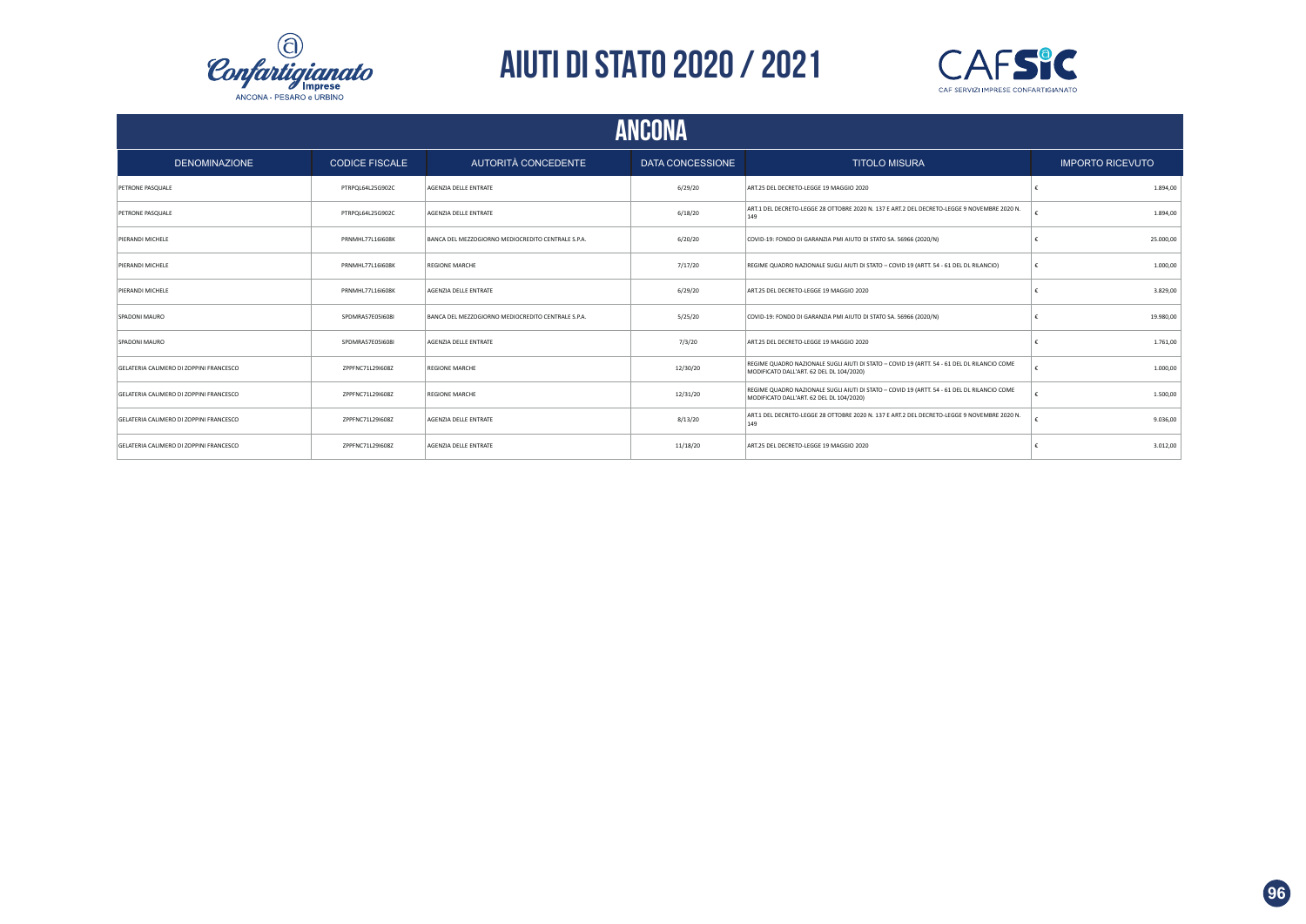# AIUTI DI STATO 2020 / 2021

## ANCONA

| DENOMINAZIONE | CODICE FISCALE | AUTORITÀ CONCEDENTE | DATA CONCESSIONE | TITOLO MISURA | IMPORTO RICEVUTO |
|---|---|---|---|---|---|
| PETRONE PASQUALE | PTRPQL64L25G902C | AGENZIA DELLE ENTRATE | 6/29/20 | ART.25 DEL DECRETO-LEGGE 19 MAGGIO 2020 | € 1.894,00 |
| PETRONE PASQUALE | PTRPQL64L25G902C | AGENZIA DELLE ENTRATE | 6/18/20 | ART.1 DEL DECRETO-LEGGE 28 OTTOBRE 2020 N. 137 E ART.2 DEL DECRETO-LEGGE 9 NOVEMBRE 2020 N. 149 | € 1.894,00 |
| PIERANDI MICHELE | PRNMHL77L16I608K | BANCA DEL MEZZOGIORNO MEDIOCREDITO CENTRALE S.P.A. | 6/20/20 | COVID-19: FONDO DI GARANZIA PMI AIUTO DI STATO SA. 56966 (2020/N) | € 25.000,00 |
| PIERANDI MICHELE | PRNMHL77L16I608K | REGIONE MARCHE | 7/17/20 | REGIME QUADRO NAZIONALE SUGLI AIUTI DI STATO – COVID 19 (ARTT. 54 - 61 DEL DL RILANCIO) | € 1.000,00 |
| PIERANDI MICHELE | PRNMHL77L16I608K | AGENZIA DELLE ENTRATE | 6/29/20 | ART.25 DEL DECRETO-LEGGE 19 MAGGIO 2020 | € 3.829,00 |
| SPADONI MAURO | SPDMRA57E05I608I | BANCA DEL MEZZOGIORNO MEDIOCREDITO CENTRALE S.P.A. | 5/25/20 | COVID-19: FONDO DI GARANZIA PMI AIUTO DI STATO SA. 56966 (2020/N) | € 19.980,00 |
| SPADONI MAURO | SPDMRA57E05I608I | AGENZIA DELLE ENTRATE | 7/3/20 | ART.25 DEL DECRETO-LEGGE 19 MAGGIO 2020 | € 1.761,00 |
| GELATERIA CALIMERO DI ZOPPINI FRANCESCO | ZPPFNC71L29I608Z | REGIONE MARCHE | 12/30/20 | REGIME QUADRO NAZIONALE SUGLI AIUTI DI STATO – COVID 19 (ARTT. 54 - 61 DEL DL RILANCIO COME MODIFICATO DALL'ART. 62 DEL DL 104/2020) | € 1.000,00 |
| GELATERIA CALIMERO DI ZOPPINI FRANCESCO | ZPPFNC71L29I608Z | REGIONE MARCHE | 12/31/20 | REGIME QUADRO NAZIONALE SUGLI AIUTI DI STATO – COVID 19 (ARTT. 54 - 61 DEL DL RILANCIO COME MODIFICATO DALL'ART. 62 DEL DL 104/2020) | € 1.500,00 |
| GELATERIA CALIMERO DI ZOPPINI FRANCESCO | ZPPFNC71L29I608Z | AGENZIA DELLE ENTRATE | 8/13/20 | ART.1 DEL DECRETO-LEGGE 28 OTTOBRE 2020 N. 137 E ART.2 DEL DECRETO-LEGGE 9 NOVEMBRE 2020 N. 149 | € 9.036,00 |
| GELATERIA CALIMERO DI ZOPPINI FRANCESCO | ZPPFNC71L29I608Z | AGENZIA DELLE ENTRATE | 11/18/20 | ART.25 DEL DECRETO-LEGGE 19 MAGGIO 2020 | € 3.012,00 |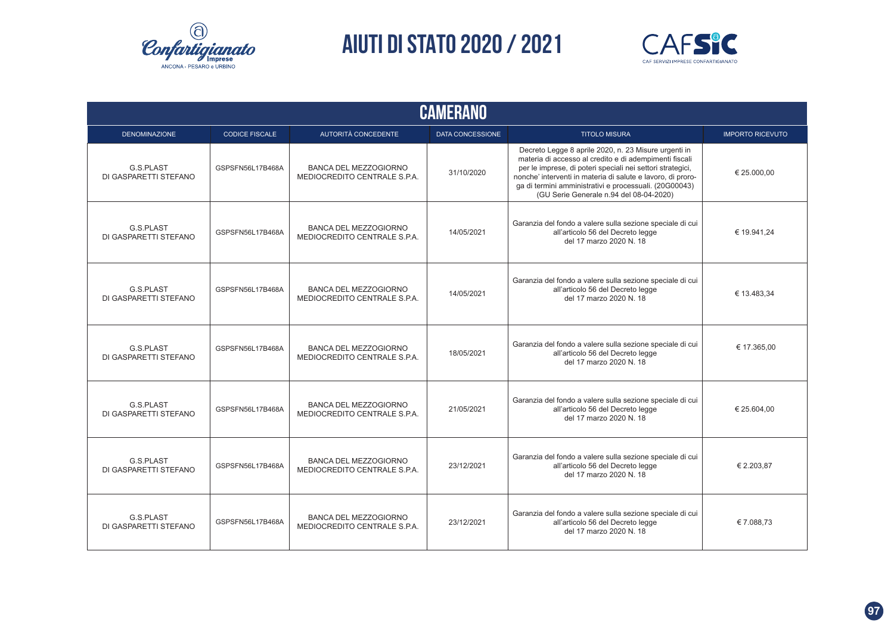# AIUTI DI STATO 2020 / 2021

## CAMERANO

| DENOMINAZIONE | CODICE FISCALE | AUTORITÀ CONCEDENTE | DATA CONCESSIONE | TITOLO MISURA | IMPORTO RICEVUTO |
|---|---|---|---|---|---|
| G.S.PLAST DI GASPARETTI STEFANO | GSPSFN56L17B468A | BANCA DEL MEZZOGIORNO MEDIOCREDITO CENTRALE S.P.A. | 31/10/2020 | Decreto Legge 8 aprile 2020, n. 23 Misure urgenti in materia di accesso al credito e di adempimenti fiscali per le imprese, di poteri speciali nei settori strategici, nonche' interventi in materia di salute e lavoro, di proroga di termini amministrativi e processuali. (20G00043) (GU Serie Generale n.94 del 08-04-2020) | € 25.000,00 |
| G.S.PLAST DI GASPARETTI STEFANO | GSPSFN56L17B468A | BANCA DEL MEZZOGIORNO MEDIOCREDITO CENTRALE S.P.A. | 14/05/2021 | Garanzia del fondo a valere sulla sezione speciale di cui all'articolo 56 del Decreto legge del 17 marzo 2020 N. 18 | € 19.941,24 |
| G.S.PLAST DI GASPARETTI STEFANO | GSPSFN56L17B468A | BANCA DEL MEZZOGIORNO MEDIOCREDITO CENTRALE S.P.A. | 14/05/2021 | Garanzia del fondo a valere sulla sezione speciale di cui all'articolo 56 del Decreto legge del 17 marzo 2020 N. 18 | € 13.483,34 |
| G.S.PLAST DI GASPARETTI STEFANO | GSPSFN56L17B468A | BANCA DEL MEZZOGIORNO MEDIOCREDITO CENTRALE S.P.A. | 18/05/2021 | Garanzia del fondo a valere sulla sezione speciale di cui all'articolo 56 del Decreto legge del 17 marzo 2020 N. 18 | € 17.365,00 |
| G.S.PLAST DI GASPARETTI STEFANO | GSPSFN56L17B468A | BANCA DEL MEZZOGIORNO MEDIOCREDITO CENTRALE S.P.A. | 21/05/2021 | Garanzia del fondo a valere sulla sezione speciale di cui all'articolo 56 del Decreto legge del 17 marzo 2020 N. 18 | € 25.604,00 |
| G.S.PLAST DI GASPARETTI STEFANO | GSPSFN56L17B468A | BANCA DEL MEZZOGIORNO MEDIOCREDITO CENTRALE S.P.A. | 23/12/2021 | Garanzia del fondo a valere sulla sezione speciale di cui all'articolo 56 del Decreto legge del 17 marzo 2020 N. 18 | € 2.203,87 |
| G.S.PLAST DI GASPARETTI STEFANO | GSPSFN56L17B468A | BANCA DEL MEZZOGIORNO MEDIOCREDITO CENTRALE S.P.A. | 23/12/2021 | Garanzia del fondo a valere sulla sezione speciale di cui all'articolo 56 del Decreto legge del 17 marzo 2020 N. 18 | € 7.088,73 |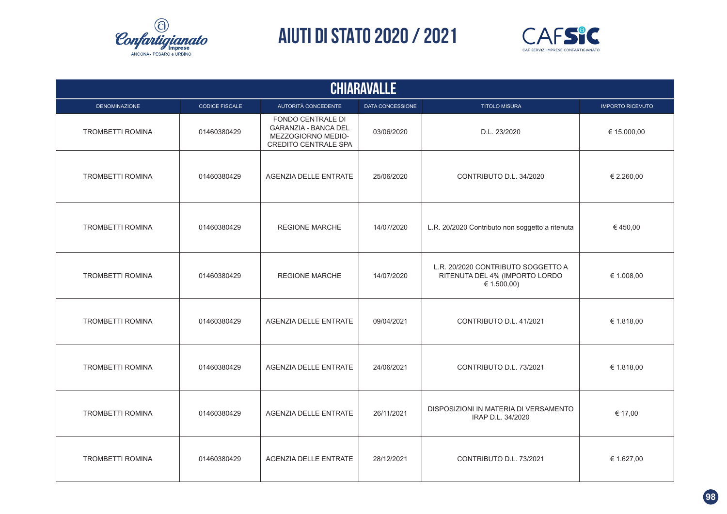# AIUTI DI STATO 2020 / 2021

## CHIARAVALLE

| DENOMINAZIONE | CODICE FISCALE | AUTORITÀ CONCEDENTE | DATA CONCESSIONE | TITOLO MISURA | IMPORTO RICEVUTO |
|---|---|---|---|---|---|
| TROMBETTI ROMINA | 01460380429 | FONDO CENTRALE DI GARANZIA - BANCA DEL MEZZOGIORNO MEDIO-CREDITO CENTRALE SPA | 03/06/2020 | D.L. 23/2020 | € 15.000,00 |
| TROMBETTI ROMINA | 01460380429 | AGENZIA DELLE ENTRATE | 25/06/2020 | CONTRIBUTO D.L. 34/2020 | € 2.260,00 |
| TROMBETTI ROMINA | 01460380429 | REGIONE MARCHE | 14/07/2020 | L.R. 20/2020 Contributo non soggetto a ritenuta | € 450,00 |
| TROMBETTI ROMINA | 01460380429 | REGIONE MARCHE | 14/07/2020 | L.R. 20/2020 CONTRIBUTO SOGGETTO A RITENUTA DEL 4% (IMPORTO LORDO € 1.500,00) | € 1.008,00 |
| TROMBETTI ROMINA | 01460380429 | AGENZIA DELLE ENTRATE | 09/04/2021 | CONTRIBUTO D.L. 41/2021 | € 1.818,00 |
| TROMBETTI ROMINA | 01460380429 | AGENZIA DELLE ENTRATE | 24/06/2021 | CONTRIBUTO D.L. 73/2021 | € 1.818,00 |
| TROMBETTI ROMINA | 01460380429 | AGENZIA DELLE ENTRATE | 26/11/2021 | DISPOSIZIONI IN MATERIA DI VERSAMENTO IRAP D.L. 34/2020 | € 17,00 |
| TROMBETTI ROMINA | 01460380429 | AGENZIA DELLE ENTRATE | 28/12/2021 | CONTRIBUTO D.L. 73/2021 | € 1.627,00 |